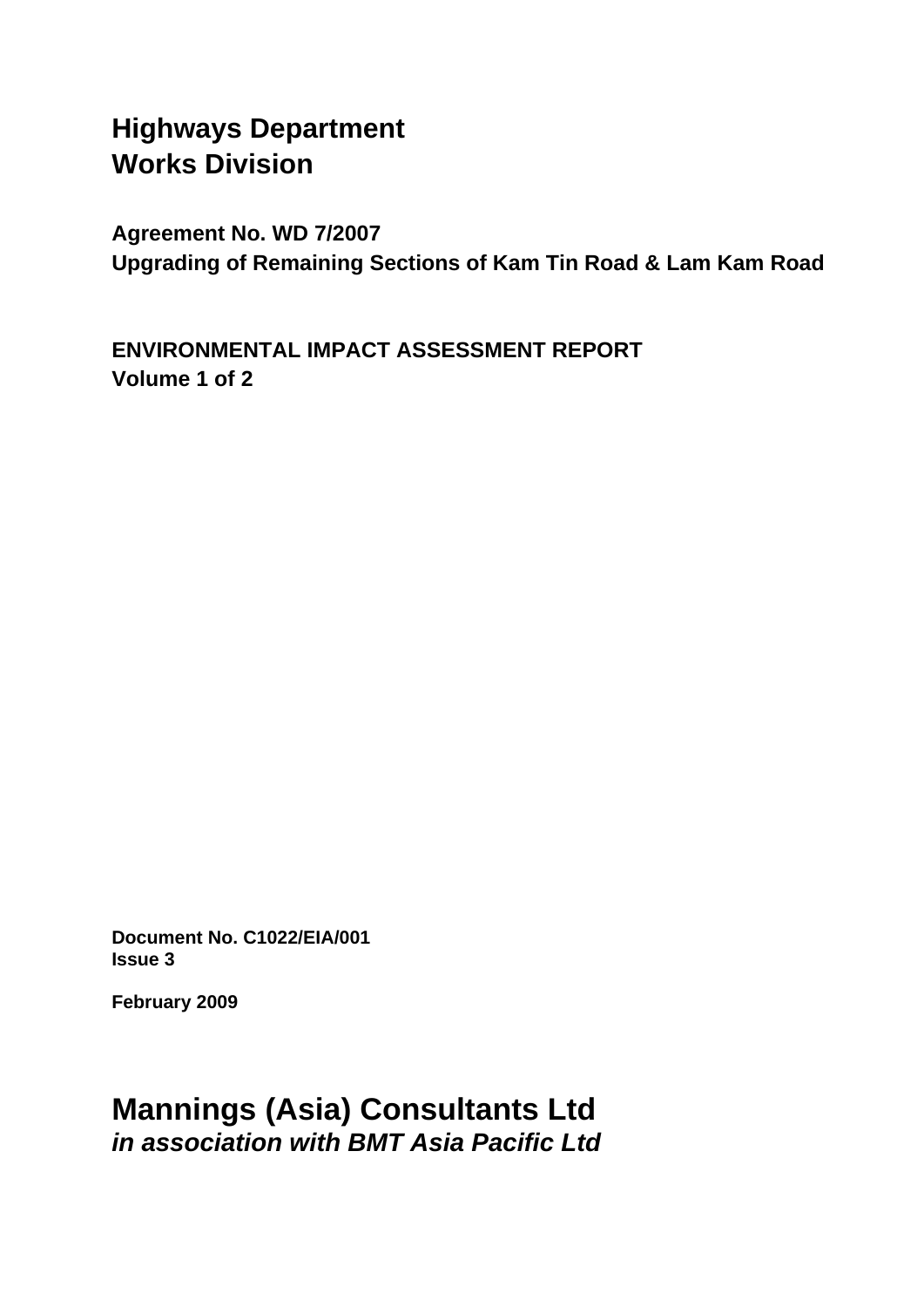# Highways Department
# Works Division

**Agreement No. WD 7/2007**
**Upgrading of Remaining Sections of Kam Tin Road & Lam Kam Road**

**ENVIRONMENTAL IMPACT ASSESSMENT REPORT**
**Volume 1 of 2**

**Document No. C1022/EIA/001**
**Issue 3**

**February 2009**

## Mannings (Asia) Consultants Ltd
***in association with BMT Asia Pacific Ltd***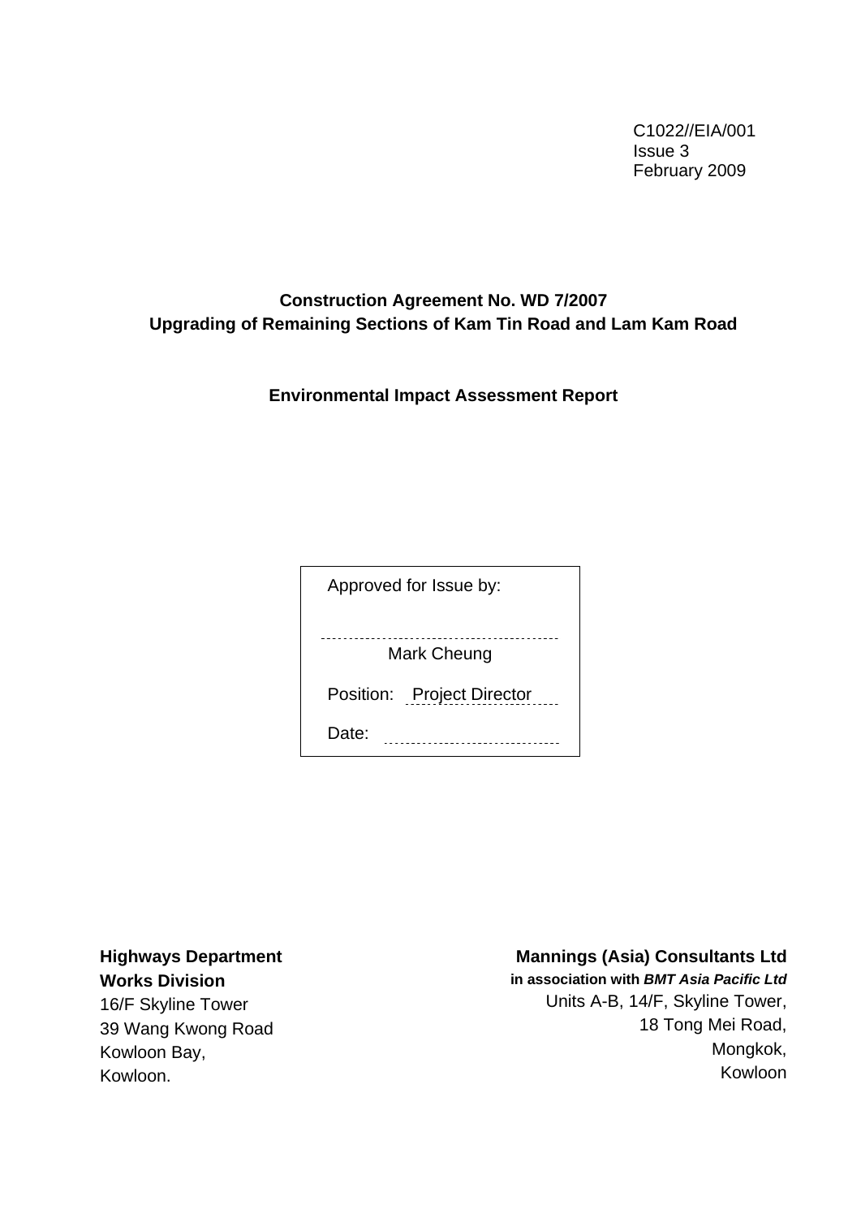C1022//EIA/001
Issue 3
February 2009

**Construction Agreement No. WD 7/2007**
**Upgrading of Remaining Sections of Kam Tin Road and Lam Kam Road**

**Environmental Impact Assessment Report**

| Approved for Issue by: |
|---|
| Mark Cheung |
| Position: Project Director |
| Date: |

**Highways Department**
**Works Division**
16/F Skyline Tower
39 Wang Kwong Road
Kowloon Bay,
Kowloon.

**Mannings (Asia) Consultants Ltd**
**in association with *BMT Asia Pacific Ltd***
Units A-B, 14/F, Skyline Tower,
18 Tong Mei Road,
Mongkok,
Kowloon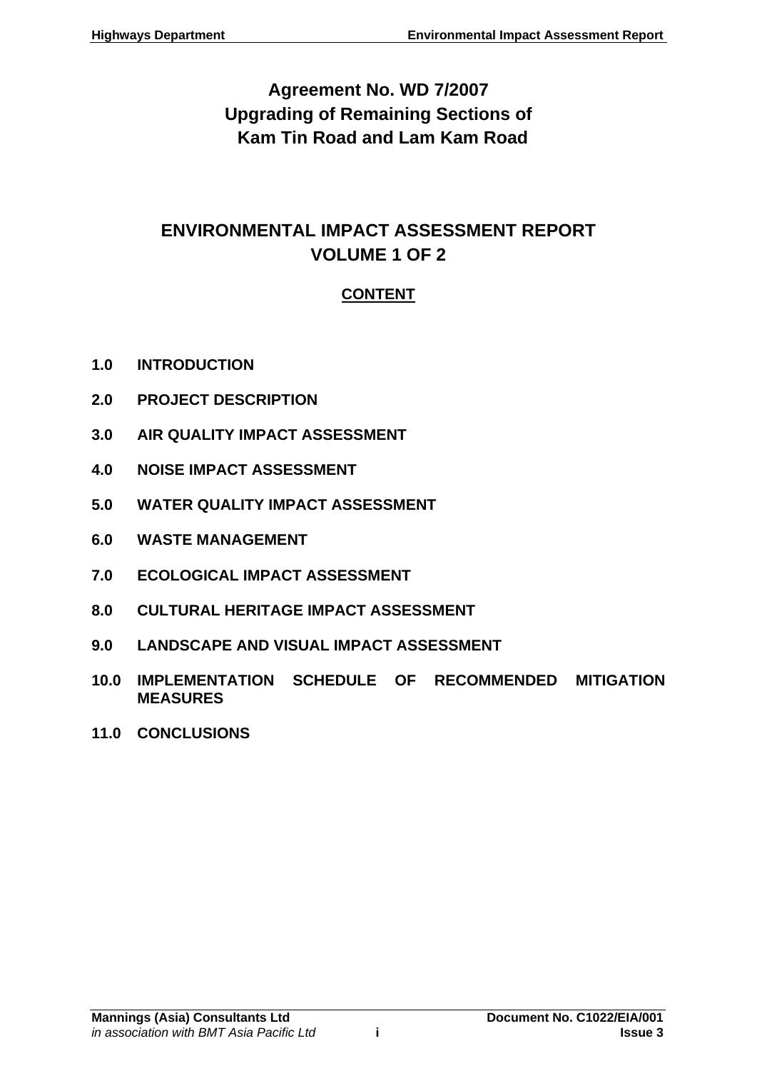# Agreement No. WD 7/2007
# Upgrading of Remaining Sections of Kam Tin Road and Lam Kam Road

## ENVIRONMENTAL IMPACT ASSESSMENT REPORT
## VOLUME 1 OF 2

**CONTENT**

**1.0 INTRODUCTION**

**2.0 PROJECT DESCRIPTION**

**3.0 AIR QUALITY IMPACT ASSESSMENT**

**4.0 NOISE IMPACT ASSESSMENT**

**5.0 WATER QUALITY IMPACT ASSESSMENT**

**6.0 WASTE MANAGEMENT**

**7.0 ECOLOGICAL IMPACT ASSESSMENT**

**8.0 CULTURAL HERITAGE IMPACT ASSESSMENT**

**9.0 LANDSCAPE AND VISUAL IMPACT ASSESSMENT**

**10.0 IMPLEMENTATION SCHEDULE OF RECOMMENDED MITIGATION MEASURES**

**11.0 CONCLUSIONS**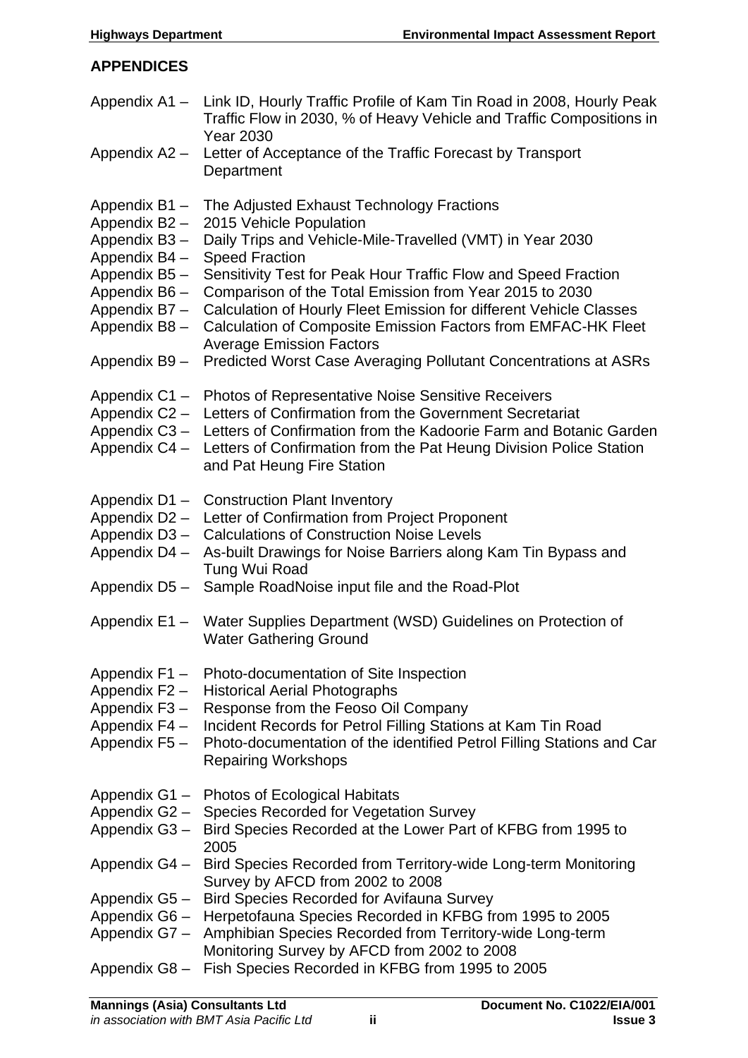## APPENDICES

Appendix A1 – Link ID, Hourly Traffic Profile of Kam Tin Road in 2008, Hourly Peak Traffic Flow in 2030, % of Heavy Vehicle and Traffic Compositions in Year 2030
Appendix A2 – Letter of Acceptance of the Traffic Forecast by Transport Department

Appendix B1 – The Adjusted Exhaust Technology Fractions
Appendix B2 – 2015 Vehicle Population
Appendix B3 – Daily Trips and Vehicle-Mile-Travelled (VMT) in Year 2030
Appendix B4 – Speed Fraction
Appendix B5 – Sensitivity Test for Peak Hour Traffic Flow and Speed Fraction
Appendix B6 – Comparison of the Total Emission from Year 2015 to 2030
Appendix B7 – Calculation of Hourly Fleet Emission for different Vehicle Classes
Appendix B8 – Calculation of Composite Emission Factors from EMFAC-HK Fleet Average Emission Factors
Appendix B9 – Predicted Worst Case Averaging Pollutant Concentrations at ASRs

Appendix C1 – Photos of Representative Noise Sensitive Receivers
Appendix C2 – Letters of Confirmation from the Government Secretariat
Appendix C3 – Letters of Confirmation from the Kadoorie Farm and Botanic Garden
Appendix C4 – Letters of Confirmation from the Pat Heung Division Police Station and Pat Heung Fire Station

Appendix D1 – Construction Plant Inventory
Appendix D2 – Letter of Confirmation from Project Proponent
Appendix D3 – Calculations of Construction Noise Levels
Appendix D4 – As-built Drawings for Noise Barriers along Kam Tin Bypass and Tung Wui Road
Appendix D5 – Sample RoadNoise input file and the Road-Plot

Appendix E1 – Water Supplies Department (WSD) Guidelines on Protection of Water Gathering Ground

Appendix F1 – Photo-documentation of Site Inspection
Appendix F2 – Historical Aerial Photographs
Appendix F3 – Response from the Feoso Oil Company
Appendix F4 – Incident Records for Petrol Filling Stations at Kam Tin Road
Appendix F5 – Photo-documentation of the identified Petrol Filling Stations and Car Repairing Workshops

Appendix G1 – Photos of Ecological Habitats
Appendix G2 – Species Recorded for Vegetation Survey
Appendix G3 – Bird Species Recorded at the Lower Part of KFBG from 1995 to 2005
Appendix G4 – Bird Species Recorded from Territory-wide Long-term Monitoring Survey by AFCD from 2002 to 2008
Appendix G5 – Bird Species Recorded for Avifauna Survey
Appendix G6 – Herpetofauna Species Recorded in KFBG from 1995 to 2005
Appendix G7 – Amphibian Species Recorded from Territory-wide Long-term Monitoring Survey by AFCD from 2002 to 2008
Appendix G8 – Fish Species Recorded in KFBG from 1995 to 2005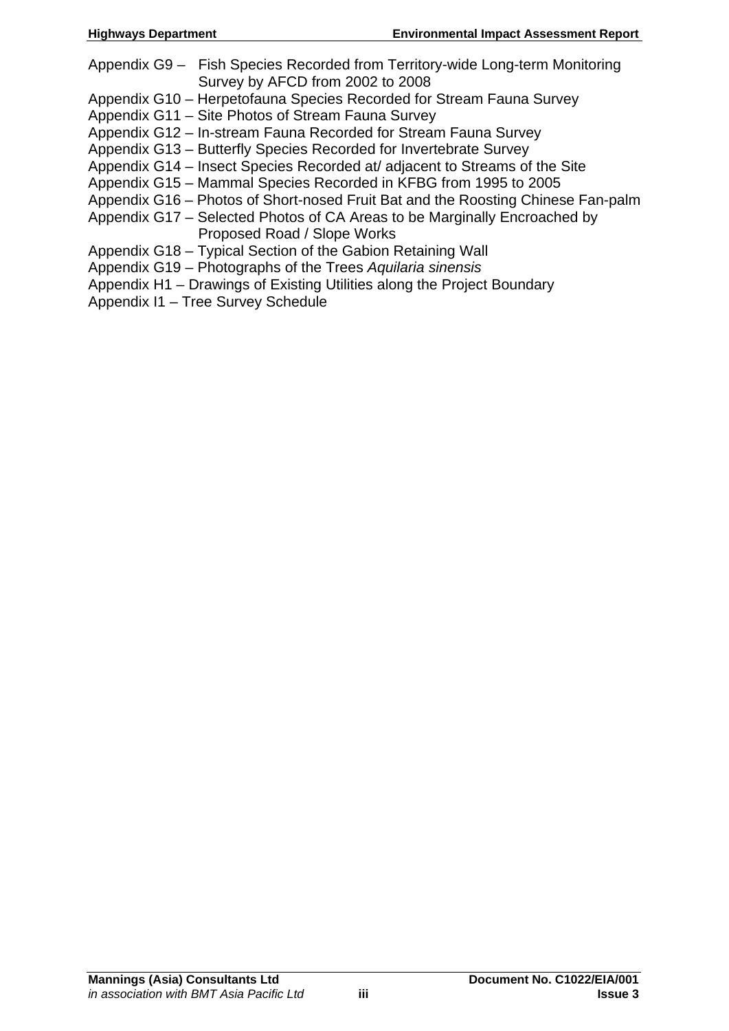Appendix G9 – Fish Species Recorded from Territory-wide Long-term Monitoring Survey by AFCD from 2002 to 2008

Appendix G10 – Herpetofauna Species Recorded for Stream Fauna Survey

Appendix G11 – Site Photos of Stream Fauna Survey

Appendix G12 – In-stream Fauna Recorded for Stream Fauna Survey

Appendix G13 – Butterfly Species Recorded for Invertebrate Survey

Appendix G14 – Insect Species Recorded at/ adjacent to Streams of the Site

Appendix G15 – Mammal Species Recorded in KFBG from 1995 to 2005

Appendix G16 – Photos of Short-nosed Fruit Bat and the Roosting Chinese Fan-palm

Appendix G17 – Selected Photos of CA Areas to be Marginally Encroached by Proposed Road / Slope Works

Appendix G18 – Typical Section of the Gabion Retaining Wall

Appendix G19 – Photographs of the Trees *Aquilaria sinensis*

Appendix H1 – Drawings of Existing Utilities along the Project Boundary

Appendix I1 – Tree Survey Schedule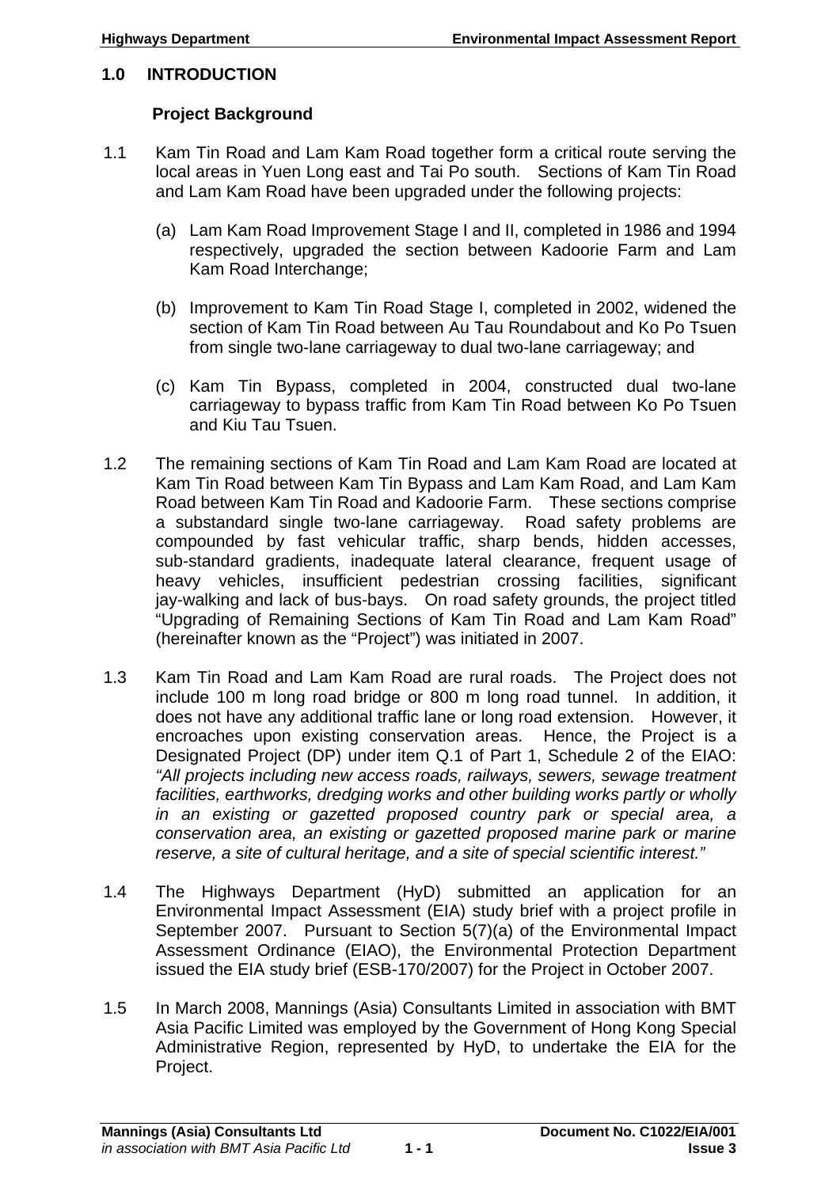# 1.0 INTRODUCTION

## Project Background

1.1 Kam Tin Road and Lam Kam Road together form a critical route serving the local areas in Yuen Long east and Tai Po south. Sections of Kam Tin Road and Lam Kam Road have been upgraded under the following projects:

(a) Lam Kam Road Improvement Stage I and II, completed in 1986 and 1994 respectively, upgraded the section between Kadoorie Farm and Lam Kam Road Interchange;

(b) Improvement to Kam Tin Road Stage I, completed in 2002, widened the section of Kam Tin Road between Au Tau Roundabout and Ko Po Tsuen from single two-lane carriageway to dual two-lane carriageway; and

(c) Kam Tin Bypass, completed in 2004, constructed dual two-lane carriageway to bypass traffic from Kam Tin Road between Ko Po Tsuen and Kiu Tau Tsuen.

1.2 The remaining sections of Kam Tin Road and Lam Kam Road are located at Kam Tin Road between Kam Tin Bypass and Lam Kam Road, and Lam Kam Road between Kam Tin Road and Kadoorie Farm. These sections comprise a substandard single two-lane carriageway. Road safety problems are compounded by fast vehicular traffic, sharp bends, hidden accesses, sub-standard gradients, inadequate lateral clearance, frequent usage of heavy vehicles, insufficient pedestrian crossing facilities, significant jay-walking and lack of bus-bays. On road safety grounds, the project titled "Upgrading of Remaining Sections of Kam Tin Road and Lam Kam Road" (hereinafter known as the "Project") was initiated in 2007.

1.3 Kam Tin Road and Lam Kam Road are rural roads. The Project does not include 100 m long road bridge or 800 m long road tunnel. In addition, it does not have any additional traffic lane or long road extension. However, it encroaches upon existing conservation areas. Hence, the Project is a Designated Project (DP) under item Q.1 of Part 1, Schedule 2 of the EIAO: *"All projects including new access roads, railways, sewers, sewage treatment facilities, earthworks, dredging works and other building works partly or wholly in an existing or gazetted proposed country park or special area, a conservation area, an existing or gazetted proposed marine park or marine reserve, a site of cultural heritage, and a site of special scientific interest."*

1.4 The Highways Department (HyD) submitted an application for an Environmental Impact Assessment (EIA) study brief with a project profile in September 2007. Pursuant to Section 5(7)(a) of the Environmental Impact Assessment Ordinance (EIAO), the Environmental Protection Department issued the EIA study brief (ESB-170/2007) for the Project in October 2007.

1.5 In March 2008, Mannings (Asia) Consultants Limited in association with BMT Asia Pacific Limited was employed by the Government of Hong Kong Special Administrative Region, represented by HyD, to undertake the EIA for the Project.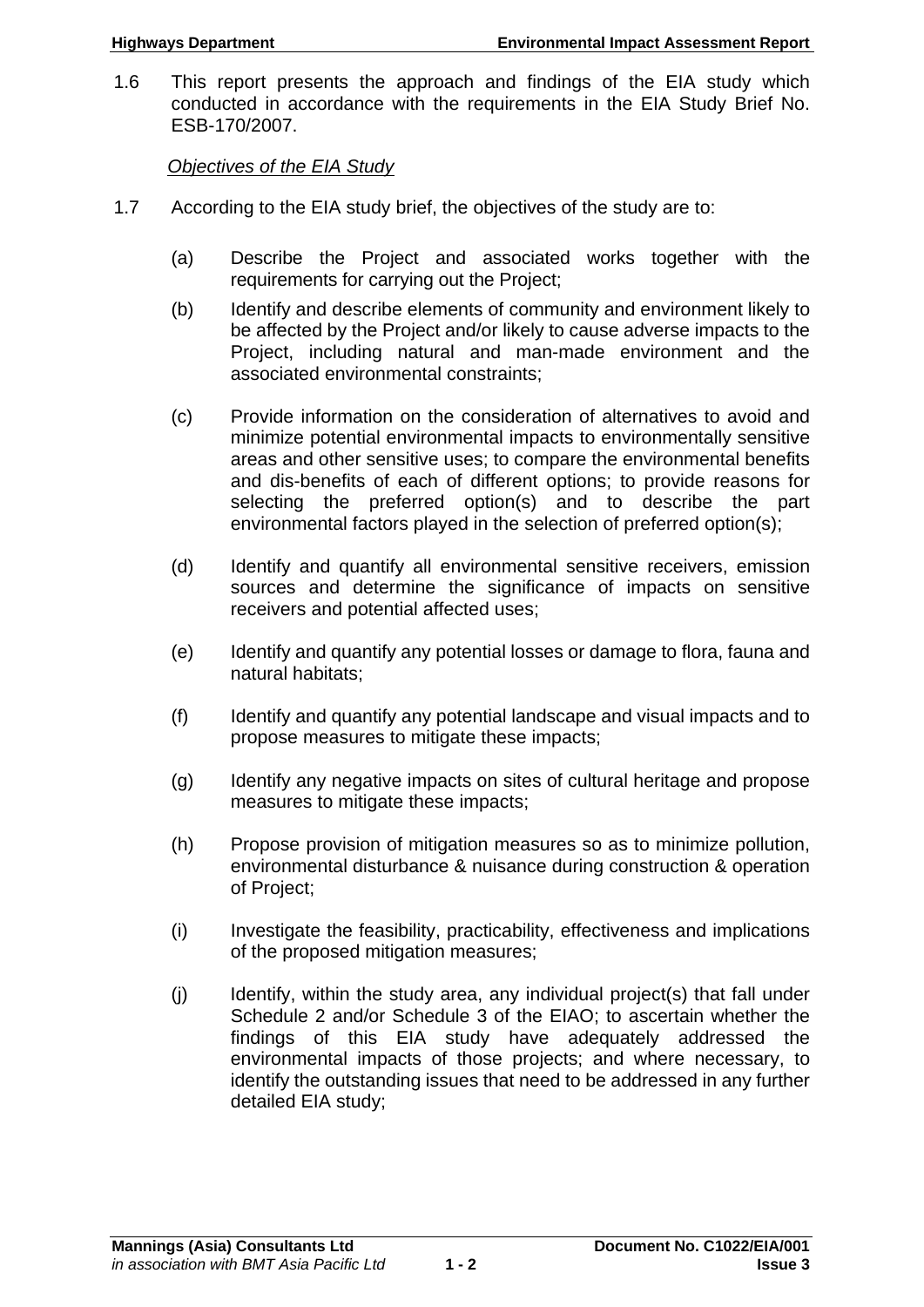1.6 This report presents the approach and findings of the EIA study which conducted in accordance with the requirements in the EIA Study Brief No. ESB-170/2007.

*Objectives of the EIA Study*

1.7 According to the EIA study brief, the objectives of the study are to:

(a) Describe the Project and associated works together with the requirements for carrying out the Project;

(b) Identify and describe elements of community and environment likely to be affected by the Project and/or likely to cause adverse impacts to the Project, including natural and man-made environment and the associated environmental constraints;

(c) Provide information on the consideration of alternatives to avoid and minimize potential environmental impacts to environmentally sensitive areas and other sensitive uses; to compare the environmental benefits and dis-benefits of each of different options; to provide reasons for selecting the preferred option(s) and to describe the part environmental factors played in the selection of preferred option(s);

(d) Identify and quantify all environmental sensitive receivers, emission sources and determine the significance of impacts on sensitive receivers and potential affected uses;

(e) Identify and quantify any potential losses or damage to flora, fauna and natural habitats;

(f) Identify and quantify any potential landscape and visual impacts and to propose measures to mitigate these impacts;

(g) Identify any negative impacts on sites of cultural heritage and propose measures to mitigate these impacts;

(h) Propose provision of mitigation measures so as to minimize pollution, environmental disturbance & nuisance during construction & operation of Project;

(i) Investigate the feasibility, practicability, effectiveness and implications of the proposed mitigation measures;

(j) Identify, within the study area, any individual project(s) that fall under Schedule 2 and/or Schedule 3 of the EIAO; to ascertain whether the findings of this EIA study have adequately addressed the environmental impacts of those projects; and where necessary, to identify the outstanding issues that need to be addressed in any further detailed EIA study;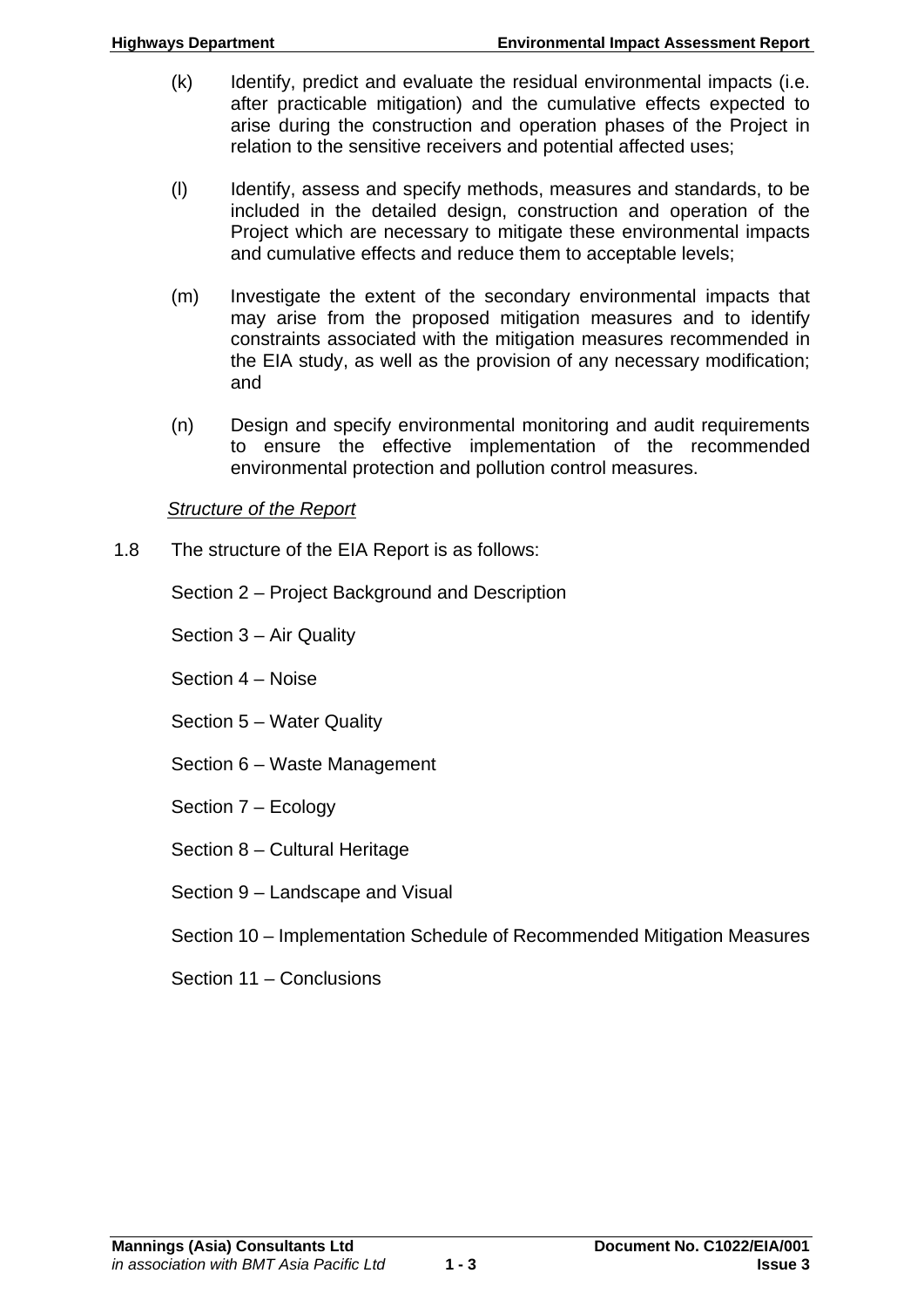(k) Identify, predict and evaluate the residual environmental impacts (i.e. after practicable mitigation) and the cumulative effects expected to arise during the construction and operation phases of the Project in relation to the sensitive receivers and potential affected uses;

(l) Identify, assess and specify methods, measures and standards, to be included in the detailed design, construction and operation of the Project which are necessary to mitigate these environmental impacts and cumulative effects and reduce them to acceptable levels;

(m) Investigate the extent of the secondary environmental impacts that may arise from the proposed mitigation measures and to identify constraints associated with the mitigation measures recommended in the EIA study, as well as the provision of any necessary modification; and

(n) Design and specify environmental monitoring and audit requirements to ensure the effective implementation of the recommended environmental protection and pollution control measures.

*Structure of the Report*

1.8 The structure of the EIA Report is as follows:

Section 2 – Project Background and Description

Section 3 – Air Quality

Section 4 – Noise

Section 5 – Water Quality

Section 6 – Waste Management

Section 7 – Ecology

Section 8 – Cultural Heritage

Section 9 – Landscape and Visual

Section 10 – Implementation Schedule of Recommended Mitigation Measures

Section 11 – Conclusions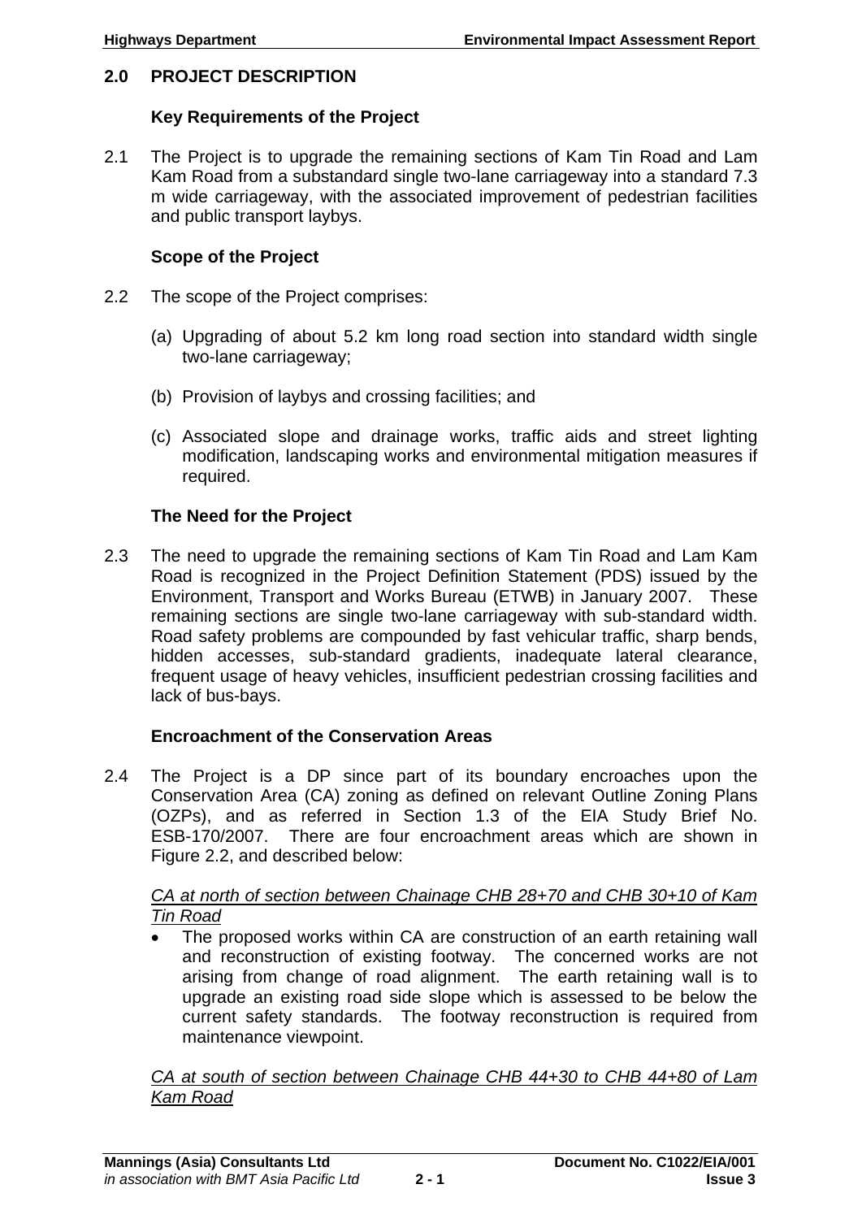## 2.0 PROJECT DESCRIPTION

### Key Requirements of the Project

2.1 The Project is to upgrade the remaining sections of Kam Tin Road and Lam Kam Road from a substandard single two-lane carriageway into a standard 7.3 m wide carriageway, with the associated improvement of pedestrian facilities and public transport laybys.

### Scope of the Project

2.2 The scope of the Project comprises:

(a) Upgrading of about 5.2 km long road section into standard width single two-lane carriageway;

(b) Provision of laybys and crossing facilities; and

(c) Associated slope and drainage works, traffic aids and street lighting modification, landscaping works and environmental mitigation measures if required.

### The Need for the Project

2.3 The need to upgrade the remaining sections of Kam Tin Road and Lam Kam Road is recognized in the Project Definition Statement (PDS) issued by the Environment, Transport and Works Bureau (ETWB) in January 2007. These remaining sections are single two-lane carriageway with sub-standard width. Road safety problems are compounded by fast vehicular traffic, sharp bends, hidden accesses, sub-standard gradients, inadequate lateral clearance, frequent usage of heavy vehicles, insufficient pedestrian crossing facilities and lack of bus-bays.

### Encroachment of the Conservation Areas

2.4 The Project is a DP since part of its boundary encroaches upon the Conservation Area (CA) zoning as defined on relevant Outline Zoning Plans (OZPs), and as referred in Section 1.3 of the EIA Study Brief No. ESB-170/2007. There are four encroachment areas which are shown in Figure 2.2, and described below:

*CA at north of section between Chainage CHB 28+70 and CHB 30+10 of Kam Tin Road*

- The proposed works within CA are construction of an earth retaining wall and reconstruction of existing footway. The concerned works are not arising from change of road alignment. The earth retaining wall is to upgrade an existing road side slope which is assessed to be below the current safety standards. The footway reconstruction is required from maintenance viewpoint.

*CA at south of section between Chainage CHB 44+30 to CHB 44+80 of Lam Kam Road*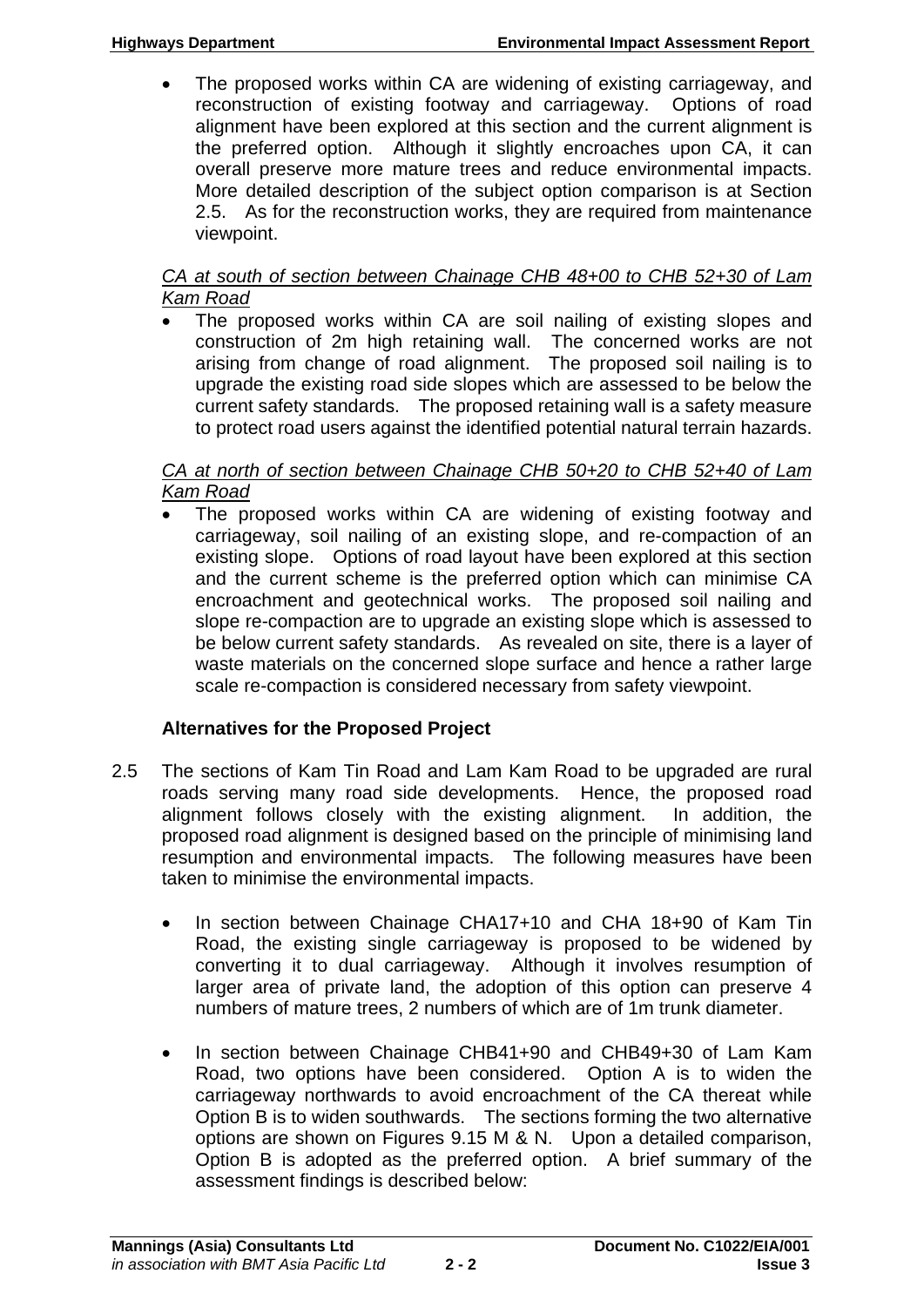- The proposed works within CA are widening of existing carriageway, and reconstruction of existing footway and carriageway. Options of road alignment have been explored at this section and the current alignment is the preferred option. Although it slightly encroaches upon CA, it can overall preserve more mature trees and reduce environmental impacts. More detailed description of the subject option comparison is at Section 2.5. As for the reconstruction works, they are required from maintenance viewpoint.

*CA at south of section between Chainage CHB 48+00 to CHB 52+30 of Lam Kam Road*

- The proposed works within CA are soil nailing of existing slopes and construction of 2m high retaining wall. The concerned works are not arising from change of road alignment. The proposed soil nailing is to upgrade the existing road side slopes which are assessed to be below the current safety standards. The proposed retaining wall is a safety measure to protect road users against the identified potential natural terrain hazards.

*CA at north of section between Chainage CHB 50+20 to CHB 52+40 of Lam Kam Road*

- The proposed works within CA are widening of existing footway and carriageway, soil nailing of an existing slope, and re-compaction of an existing slope. Options of road layout have been explored at this section and the current scheme is the preferred option which can minimise CA encroachment and geotechnical works. The proposed soil nailing and slope re-compaction are to upgrade an existing slope which is assessed to be below current safety standards. As revealed on site, there is a layer of waste materials on the concerned slope surface and hence a rather large scale re-compaction is considered necessary from safety viewpoint.

**Alternatives for the Proposed Project**

2.5 The sections of Kam Tin Road and Lam Kam Road to be upgraded are rural roads serving many road side developments. Hence, the proposed road alignment follows closely with the existing alignment. In addition, the proposed road alignment is designed based on the principle of minimising land resumption and environmental impacts. The following measures have been taken to minimise the environmental impacts.

- In section between Chainage CHA17+10 and CHA 18+90 of Kam Tin Road, the existing single carriageway is proposed to be widened by converting it to dual carriageway. Although it involves resumption of larger area of private land, the adoption of this option can preserve 4 numbers of mature trees, 2 numbers of which are of 1m trunk diameter.

- In section between Chainage CHB41+90 and CHB49+30 of Lam Kam Road, two options have been considered. Option A is to widen the carriageway northwards to avoid encroachment of the CA thereat while Option B is to widen southwards. The sections forming the two alternative options are shown on Figures 9.15 M & N. Upon a detailed comparison, Option B is adopted as the preferred option. A brief summary of the assessment findings is described below: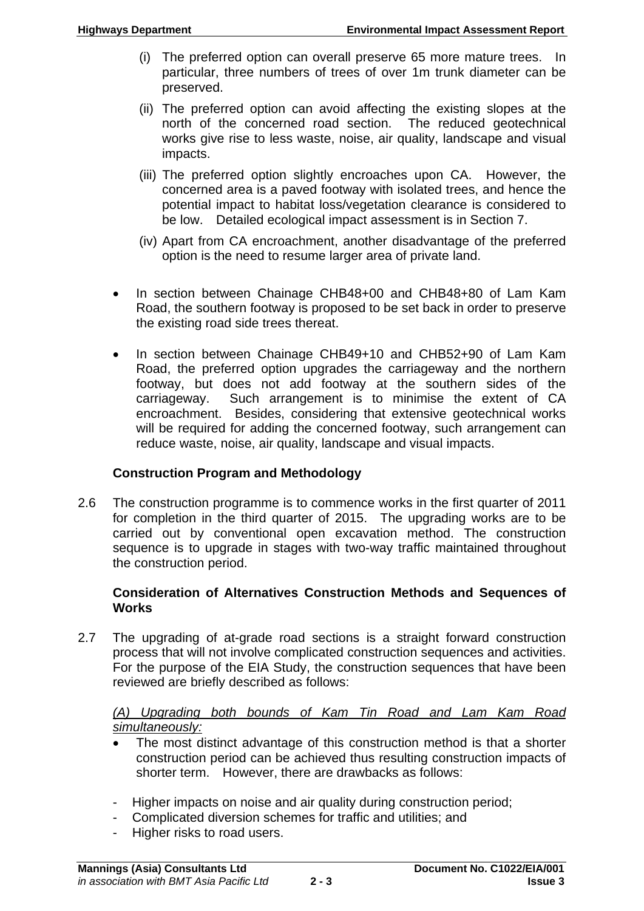(i) The preferred option can overall preserve 65 more mature trees. In particular, three numbers of trees of over 1m trunk diameter can be preserved.

(ii) The preferred option can avoid affecting the existing slopes at the north of the concerned road section. The reduced geotechnical works give rise to less waste, noise, air quality, landscape and visual impacts.

(iii) The preferred option slightly encroaches upon CA. However, the concerned area is a paved footway with isolated trees, and hence the potential impact to habitat loss/vegetation clearance is considered to be low. Detailed ecological impact assessment is in Section 7.

(iv) Apart from CA encroachment, another disadvantage of the preferred option is the need to resume larger area of private land.

- In section between Chainage CHB48+00 and CHB48+80 of Lam Kam Road, the southern footway is proposed to be set back in order to preserve the existing road side trees thereat.

- In section between Chainage CHB49+10 and CHB52+90 of Lam Kam Road, the preferred option upgrades the carriageway and the northern footway, but does not add footway at the southern sides of the carriageway. Such arrangement is to minimise the extent of CA encroachment. Besides, considering that extensive geotechnical works will be required for adding the concerned footway, such arrangement can reduce waste, noise, air quality, landscape and visual impacts.

**Construction Program and Methodology**

2.6 The construction programme is to commence works in the first quarter of 2011 for completion in the third quarter of 2015. The upgrading works are to be carried out by conventional open excavation method. The construction sequence is to upgrade in stages with two-way traffic maintained throughout the construction period.

**Consideration of Alternatives Construction Methods and Sequences of Works**

2.7 The upgrading of at-grade road sections is a straight forward construction process that will not involve complicated construction sequences and activities. For the purpose of the EIA Study, the construction sequences that have been reviewed are briefly described as follows:

*(A) Upgrading both bounds of Kam Tin Road and Lam Kam Road simultaneously:*

- The most distinct advantage of this construction method is that a shorter construction period can be achieved thus resulting construction impacts of shorter term. However, there are drawbacks as follows:

- Higher impacts on noise and air quality during construction period;
- Complicated diversion schemes for traffic and utilities; and
- Higher risks to road users.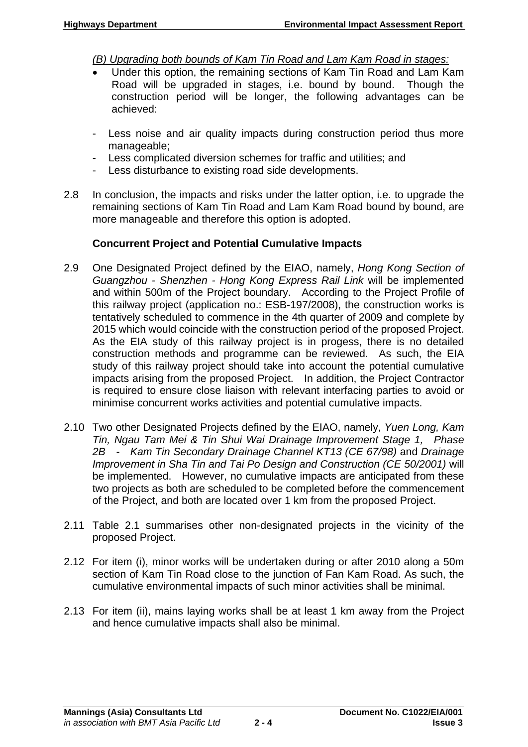*(B) Upgrading both bounds of Kam Tin Road and Lam Kam Road in stages:*

- Under this option, the remaining sections of Kam Tin Road and Lam Kam Road will be upgraded in stages, i.e. bound by bound. Though the construction period will be longer, the following advantages can be achieved:

- Less noise and air quality impacts during construction period thus more manageable;
- Less complicated diversion schemes for traffic and utilities; and
- Less disturbance to existing road side developments.

2.8 In conclusion, the impacts and risks under the latter option, i.e. to upgrade the remaining sections of Kam Tin Road and Lam Kam Road bound by bound, are more manageable and therefore this option is adopted.

**Concurrent Project and Potential Cumulative Impacts**

2.9 One Designated Project defined by the EIAO, namely, *Hong Kong Section of Guangzhou - Shenzhen - Hong Kong Express Rail Link* will be implemented and within 500m of the Project boundary. According to the Project Profile of this railway project (application no.: ESB-197/2008), the construction works is tentatively scheduled to commence in the 4th quarter of 2009 and complete by 2015 which would coincide with the construction period of the proposed Project. As the EIA study of this railway project is in progess, there is no detailed construction methods and programme can be reviewed. As such, the EIA study of this railway project should take into account the potential cumulative impacts arising from the proposed Project. In addition, the Project Contractor is required to ensure close liaison with relevant interfacing parties to avoid or minimise concurrent works activities and potential cumulative impacts.

2.10 Two other Designated Projects defined by the EIAO, namely, *Yuen Long, Kam Tin, Ngau Tam Mei & Tin Shui Wai Drainage Improvement Stage 1, Phase 2B - Kam Tin Secondary Drainage Channel KT13 (CE 67/98)* and *Drainage Improvement in Sha Tin and Tai Po Design and Construction (CE 50/2001)* will be implemented. However, no cumulative impacts are anticipated from these two projects as both are scheduled to be completed before the commencement of the Project, and both are located over 1 km from the proposed Project.

2.11 Table 2.1 summarises other non-designated projects in the vicinity of the proposed Project.

2.12 For item (i), minor works will be undertaken during or after 2010 along a 50m section of Kam Tin Road close to the junction of Fan Kam Road. As such, the cumulative environmental impacts of such minor activities shall be minimal.

2.13 For item (ii), mains laying works shall be at least 1 km away from the Project and hence cumulative impacts shall also be minimal.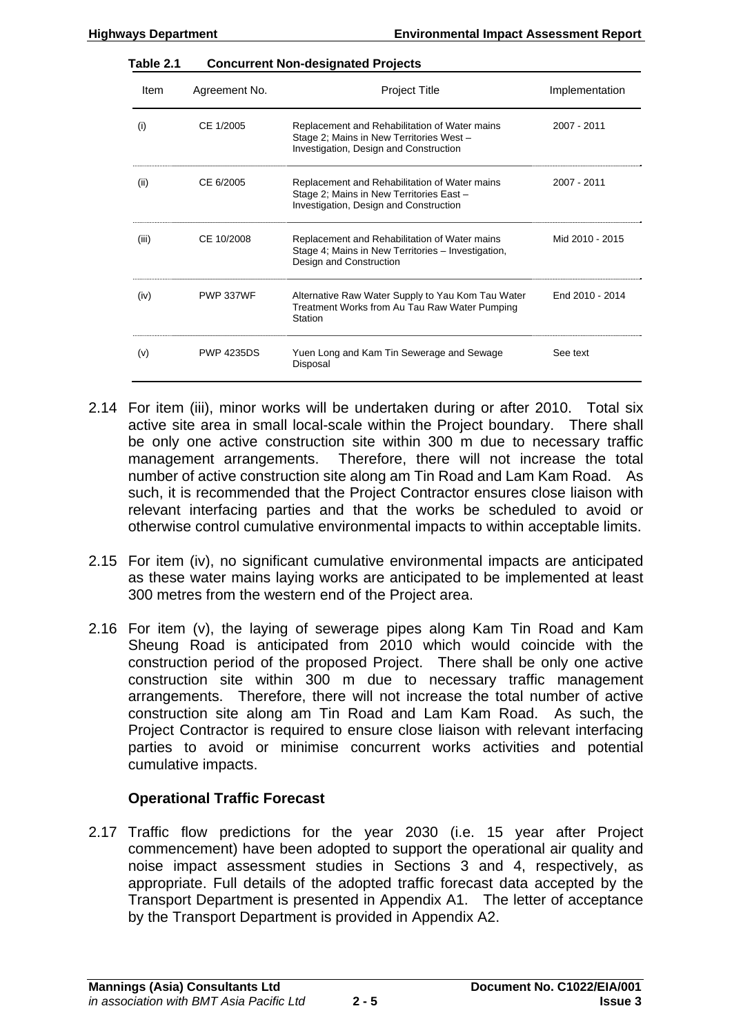**Table 2.1 Concurrent Non-designated Projects**

| Item | Agreement No. | Project Title | Implementation |
|---|---|---|---|
| (i) | CE 1/2005 | Replacement and Rehabilitation of Water mains Stage 2; Mains in New Territories West – Investigation, Design and Construction | 2007 - 2011 |
| (ii) | CE 6/2005 | Replacement and Rehabilitation of Water mains Stage 2; Mains in New Territories East – Investigation, Design and Construction | 2007 - 2011 |
| (iii) | CE 10/2008 | Replacement and Rehabilitation of Water mains Stage 4; Mains in New Territories – Investigation, Design and Construction | Mid 2010 - 2015 |
| (iv) | PWP 337WF | Alternative Raw Water Supply to Yau Kom Tau Water Treatment Works from Au Tau Raw Water Pumping Station | End 2010 - 2014 |
| (v) | PWP 4235DS | Yuen Long and Kam Tin Sewerage and Sewage Disposal | See text |

2.14 For item (iii), minor works will be undertaken during or after 2010. Total six active site area in small local-scale within the Project boundary. There shall be only one active construction site within 300 m due to necessary traffic management arrangements. Therefore, there will not increase the total number of active construction site along am Tin Road and Lam Kam Road. As such, it is recommended that the Project Contractor ensures close liaison with relevant interfacing parties and that the works be scheduled to avoid or otherwise control cumulative environmental impacts to within acceptable limits.

2.15 For item (iv), no significant cumulative environmental impacts are anticipated as these water mains laying works are anticipated to be implemented at least 300 metres from the western end of the Project area.

2.16 For item (v), the laying of sewerage pipes along Kam Tin Road and Kam Sheung Road is anticipated from 2010 which would coincide with the construction period of the proposed Project. There shall be only one active construction site within 300 m due to necessary traffic management arrangements. Therefore, there will not increase the total number of active construction site along am Tin Road and Lam Kam Road. As such, the Project Contractor is required to ensure close liaison with relevant interfacing parties to avoid or minimise concurrent works activities and potential cumulative impacts.

### Operational Traffic Forecast

2.17 Traffic flow predictions for the year 2030 (i.e. 15 year after Project commencement) have been adopted to support the operational air quality and noise impact assessment studies in Sections 3 and 4, respectively, as appropriate. Full details of the adopted traffic forecast data accepted by the Transport Department is presented in Appendix A1. The letter of acceptance by the Transport Department is provided in Appendix A2.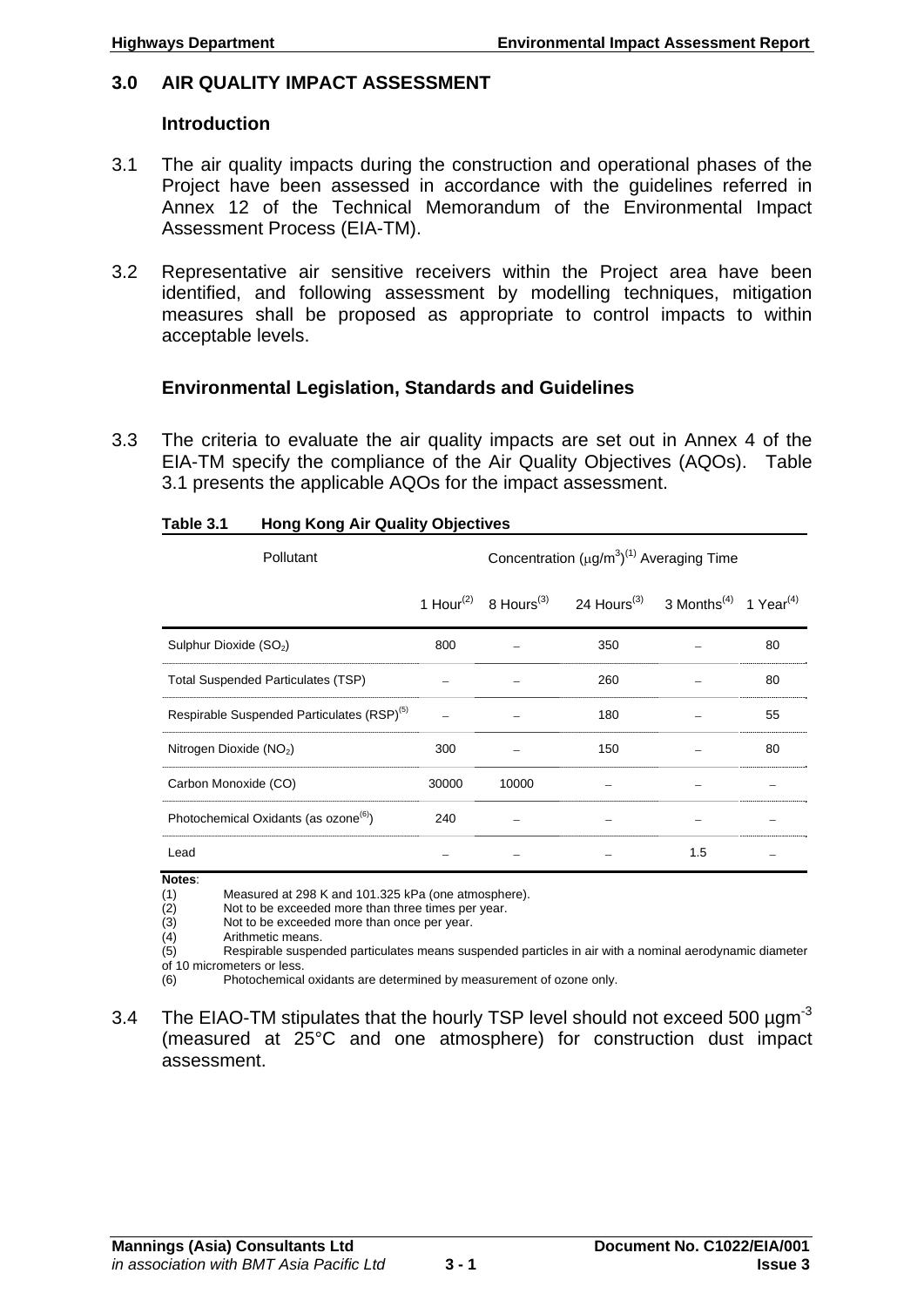## 3.0 AIR QUALITY IMPACT ASSESSMENT

### Introduction

3.1 The air quality impacts during the construction and operational phases of the Project have been assessed in accordance with the guidelines referred in Annex 12 of the Technical Memorandum of the Environmental Impact Assessment Process (EIA-TM).

3.2 Representative air sensitive receivers within the Project area have been identified, and following assessment by modelling techniques, mitigation measures shall be proposed as appropriate to control impacts to within acceptable levels.

### Environmental Legislation, Standards and Guidelines

3.3 The criteria to evaluate the air quality impacts are set out in Annex 4 of the EIA-TM specify the compliance of the Air Quality Objectives (AQOs). Table 3.1 presents the applicable AQOs for the impact assessment.

**Table 3.1 Hong Kong Air Quality Objectives**

| Pollutant | Concentration ($\mu g/m^3$)(1) Averaging Time | | | | |
|---|---|---|---|---|---|
| | 1 Hour(2) | 8 Hours(3) | 24 Hours(3) | 3 Months(4) | 1 Year(4) |
| Sulphur Dioxide ($SO_2$) | 800 | – | 350 | – | 80 |
| Total Suspended Particulates (TSP) | – | – | 260 | – | 80 |
| Respirable Suspended Particulates (RSP)(5) | – | – | 180 | – | 55 |
| Nitrogen Dioxide ($NO_2$) | 300 | – | 150 | – | 80 |
| Carbon Monoxide (CO) | 30000 | 10000 | – | – | – |
| Photochemical Oxidants (as ozone(6)) | 240 | – | – | – | – |
| Lead | – | – | – | 1.5 | – |

**Notes**:
(1) Measured at 298 K and 101.325 kPa (one atmosphere).
(2) Not to be exceeded more than three times per year.
(3) Not to be exceeded more than once per year.
(4) Arithmetic means.
(5) Respirable suspended particulates means suspended particles in air with a nominal aerodynamic diameter of 10 micrometers or less.
(6) Photochemical oxidants are determined by measurement of ozone only.

3.4 The EIAO-TM stipulates that the hourly TSP level should not exceed 500 $\mu gm^{-3}$ (measured at 25°C and one atmosphere) for construction dust impact assessment.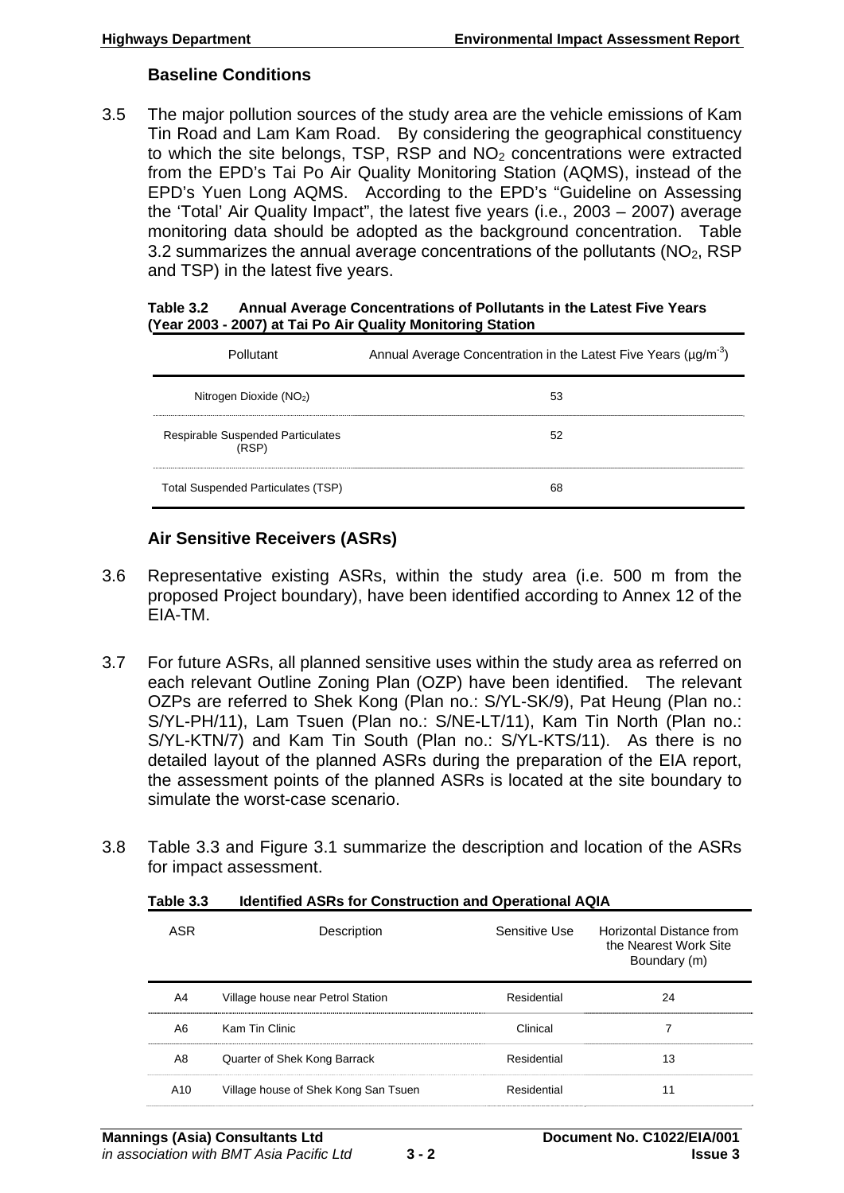### Baseline Conditions

3.5 The major pollution sources of the study area are the vehicle emissions of Kam Tin Road and Lam Kam Road. By considering the geographical constituency to which the site belongs, TSP, RSP and $NO_2$ concentrations were extracted from the EPD's Tai Po Air Quality Monitoring Station (AQMS), instead of the EPD's Yuen Long AQMS. According to the EPD's "Guideline on Assessing the 'Total' Air Quality Impact", the latest five years (i.e., 2003 – 2007) average monitoring data should be adopted as the background concentration. Table 3.2 summarizes the annual average concentrations of the pollutants ($NO_2$, RSP and TSP) in the latest five years.

**Table 3.2 Annual Average Concentrations of Pollutants in the Latest Five Years (Year 2003 - 2007) at Tai Po Air Quality Monitoring Station**

| Pollutant | Annual Average Concentration in the Latest Five Years ($\mu g/m^{-3}$) |
|---|---|
| Nitrogen Dioxide ($NO_2$) | 53 |
| Respirable Suspended Particulates (RSP) | 52 |
| Total Suspended Particulates (TSP) | 68 |

### Air Sensitive Receivers (ASRs)

3.6 Representative existing ASRs, within the study area (i.e. 500 m from the proposed Project boundary), have been identified according to Annex 12 of the EIA-TM.

3.7 For future ASRs, all planned sensitive uses within the study area as referred on each relevant Outline Zoning Plan (OZP) have been identified. The relevant OZPs are referred to Shek Kong (Plan no.: S/YL-SK/9), Pat Heung (Plan no.: S/YL-PH/11), Lam Tsuen (Plan no.: S/NE-LT/11), Kam Tin North (Plan no.: S/YL-KTN/7) and Kam Tin South (Plan no.: S/YL-KTS/11). As there is no detailed layout of the planned ASRs during the preparation of the EIA report, the assessment points of the planned ASRs is located at the site boundary to simulate the worst-case scenario.

3.8 Table 3.3 and Figure 3.1 summarize the description and location of the ASRs for impact assessment.

**Table 3.3 Identified ASRs for Construction and Operational AQIA**

| ASR | Description | Sensitive Use | Horizontal Distance from the Nearest Work Site Boundary (m) |
|---|---|---|---|
| A4 | Village house near Petrol Station | Residential | 24 |
| A6 | Kam Tin Clinic | Clinical | 7 |
| A8 | Quarter of Shek Kong Barrack | Residential | 13 |
| A10 | Village house of Shek Kong San Tsuen | Residential | 11 |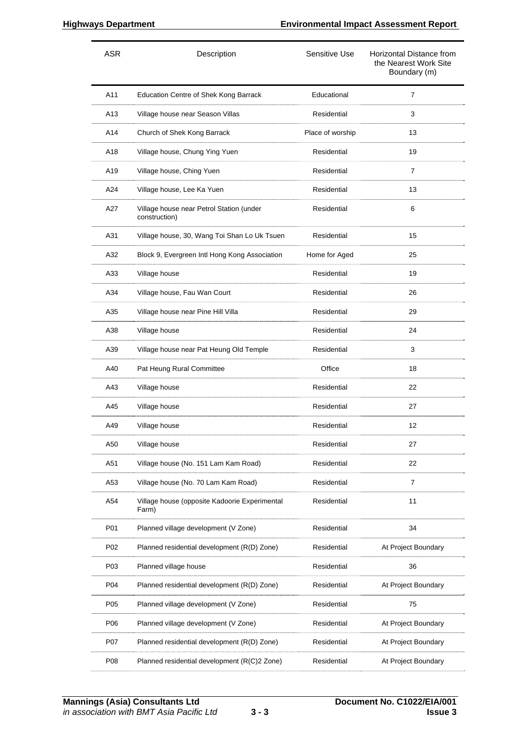| ASR | Description | Sensitive Use | Horizontal Distance from the Nearest Work Site Boundary (m) |
|---|---|---|---|
| A11 | Education Centre of Shek Kong Barrack | Educational | 7 |
| A13 | Village house near Season Villas | Residential | 3 |
| A14 | Church of Shek Kong Barrack | Place of worship | 13 |
| A18 | Village house, Chung Ying Yuen | Residential | 19 |
| A19 | Village house, Ching Yuen | Residential | 7 |
| A24 | Village house, Lee Ka Yuen | Residential | 13 |
| A27 | Village house near Petrol Station (under construction) | Residential | 6 |
| A31 | Village house, 30, Wang Toi Shan Lo Uk Tsuen | Residential | 15 |
| A32 | Block 9, Evergreen Intl Hong Kong Association | Home for Aged | 25 |
| A33 | Village house | Residential | 19 |
| A34 | Village house, Fau Wan Court | Residential | 26 |
| A35 | Village house near Pine Hill Villa | Residential | 29 |
| A38 | Village house | Residential | 24 |
| A39 | Village house near Pat Heung Old Temple | Residential | 3 |
| A40 | Pat Heung Rural Committee | Office | 18 |
| A43 | Village house | Residential | 22 |
| A45 | Village house | Residential | 27 |
| A49 | Village house | Residential | 12 |
| A50 | Village house | Residential | 27 |
| A51 | Village house (No. 151 Lam Kam Road) | Residential | 22 |
| A53 | Village house (No. 70 Lam Kam Road) | Residential | 7 |
| A54 | Village house (opposite Kadoorie Experimental Farm) | Residential | 11 |
| P01 | Planned village development (V Zone) | Residential | 34 |
| P02 | Planned residential development (R(D) Zone) | Residential | At Project Boundary |
| P03 | Planned village house | Residential | 36 |
| P04 | Planned residential development (R(D) Zone) | Residential | At Project Boundary |
| P05 | Planned village development (V Zone) | Residential | 75 |
| P06 | Planned village development (V Zone) | Residential | At Project Boundary |
| P07 | Planned residential development (R(D) Zone) | Residential | At Project Boundary |
| P08 | Planned residential development (R(C)2 Zone) | Residential | At Project Boundary |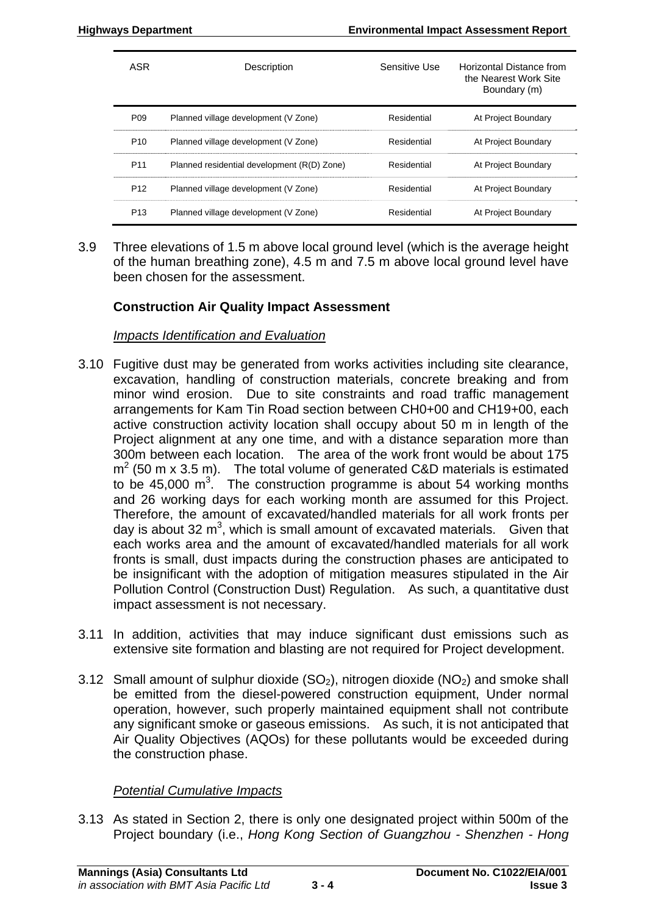| ASR | Description | Sensitive Use | Horizontal Distance from the Nearest Work Site Boundary (m) |
|---|---|---|---|
| P09 | Planned village development (V Zone) | Residential | At Project Boundary |
| P10 | Planned village development (V Zone) | Residential | At Project Boundary |
| P11 | Planned residential development (R(D) Zone) | Residential | At Project Boundary |
| P12 | Planned village development (V Zone) | Residential | At Project Boundary |
| P13 | Planned village development (V Zone) | Residential | At Project Boundary |

3.9 Three elevations of 1.5 m above local ground level (which is the average height of the human breathing zone), 4.5 m and 7.5 m above local ground level have been chosen for the assessment.

### Construction Air Quality Impact Assessment

*Impacts Identification and Evaluation*

3.10 Fugitive dust may be generated from works activities including site clearance, excavation, handling of construction materials, concrete breaking and from minor wind erosion. Due to site constraints and road traffic management arrangements for Kam Tin Road section between CH0+00 and CH19+00, each active construction activity location shall occupy about 50 m in length of the Project alignment at any one time, and with a distance separation more than 300m between each location. The area of the work front would be about 175 $m^2$ (50 m x 3.5 m). The total volume of generated C&D materials is estimated to be 45,000 $m^3$. The construction programme is about 54 working months and 26 working days for each working month are assumed for this Project. Therefore, the amount of excavated/handled materials for all work fronts per day is about 32 $m^3$, which is small amount of excavated materials. Given that each works area and the amount of excavated/handled materials for all work fronts is small, dust impacts during the construction phases are anticipated to be insignificant with the adoption of mitigation measures stipulated in the Air Pollution Control (Construction Dust) Regulation. As such, a quantitative dust impact assessment is not necessary.

3.11 In addition, activities that may induce significant dust emissions such as extensive site formation and blasting are not required for Project development.

3.12 Small amount of sulphur dioxide ($SO_2$), nitrogen dioxide ($NO_2$) and smoke shall be emitted from the diesel-powered construction equipment, Under normal operation, however, such properly maintained equipment shall not contribute any significant smoke or gaseous emissions. As such, it is not anticipated that Air Quality Objectives (AQOs) for these pollutants would be exceeded during the construction phase.

*Potential Cumulative Impacts*

3.13 As stated in Section 2, there is only one designated project within 500m of the Project boundary (i.e., *Hong Kong Section of Guangzhou - Shenzhen - Hong*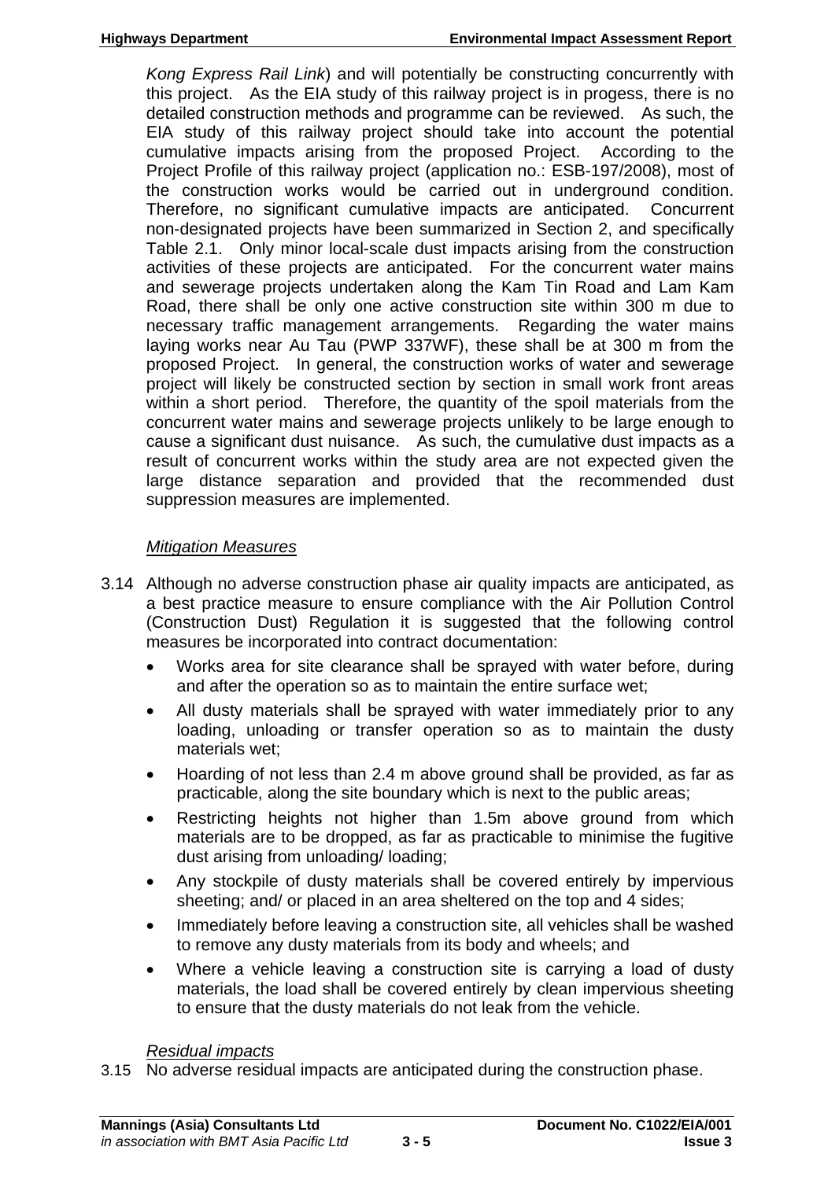*Kong Express Rail Link*) and will potentially be constructing concurrently with this project. As the EIA study of this railway project is in progess, there is no detailed construction methods and programme can be reviewed. As such, the EIA study of this railway project should take into account the potential cumulative impacts arising from the proposed Project. According to the Project Profile of this railway project (application no.: ESB-197/2008), most of the construction works would be carried out in underground condition. Therefore, no significant cumulative impacts are anticipated. Concurrent non-designated projects have been summarized in Section 2, and specifically Table 2.1. Only minor local-scale dust impacts arising from the construction activities of these projects are anticipated. For the concurrent water mains and sewerage projects undertaken along the Kam Tin Road and Lam Kam Road, there shall be only one active construction site within 300 m due to necessary traffic management arrangements. Regarding the water mains laying works near Au Tau (PWP 337WF), these shall be at 300 m from the proposed Project. In general, the construction works of water and sewerage project will likely be constructed section by section in small work front areas within a short period. Therefore, the quantity of the spoil materials from the concurrent water mains and sewerage projects unlikely to be large enough to cause a significant dust nuisance. As such, the cumulative dust impacts as a result of concurrent works within the study area are not expected given the large distance separation and provided that the recommended dust suppression measures are implemented.

*Mitigation Measures*

3.14 Although no adverse construction phase air quality impacts are anticipated, as a best practice measure to ensure compliance with the Air Pollution Control (Construction Dust) Regulation it is suggested that the following control measures be incorporated into contract documentation:

- Works area for site clearance shall be sprayed with water before, during and after the operation so as to maintain the entire surface wet;
- All dusty materials shall be sprayed with water immediately prior to any loading, unloading or transfer operation so as to maintain the dusty materials wet;
- Hoarding of not less than 2.4 m above ground shall be provided, as far as practicable, along the site boundary which is next to the public areas;
- Restricting heights not higher than 1.5m above ground from which materials are to be dropped, as far as practicable to minimise the fugitive dust arising from unloading/ loading;
- Any stockpile of dusty materials shall be covered entirely by impervious sheeting; and/ or placed in an area sheltered on the top and 4 sides;
- Immediately before leaving a construction site, all vehicles shall be washed to remove any dusty materials from its body and wheels; and
- Where a vehicle leaving a construction site is carrying a load of dusty materials, the load shall be covered entirely by clean impervious sheeting to ensure that the dusty materials do not leak from the vehicle.

*Residual impacts*

3.15 No adverse residual impacts are anticipated during the construction phase.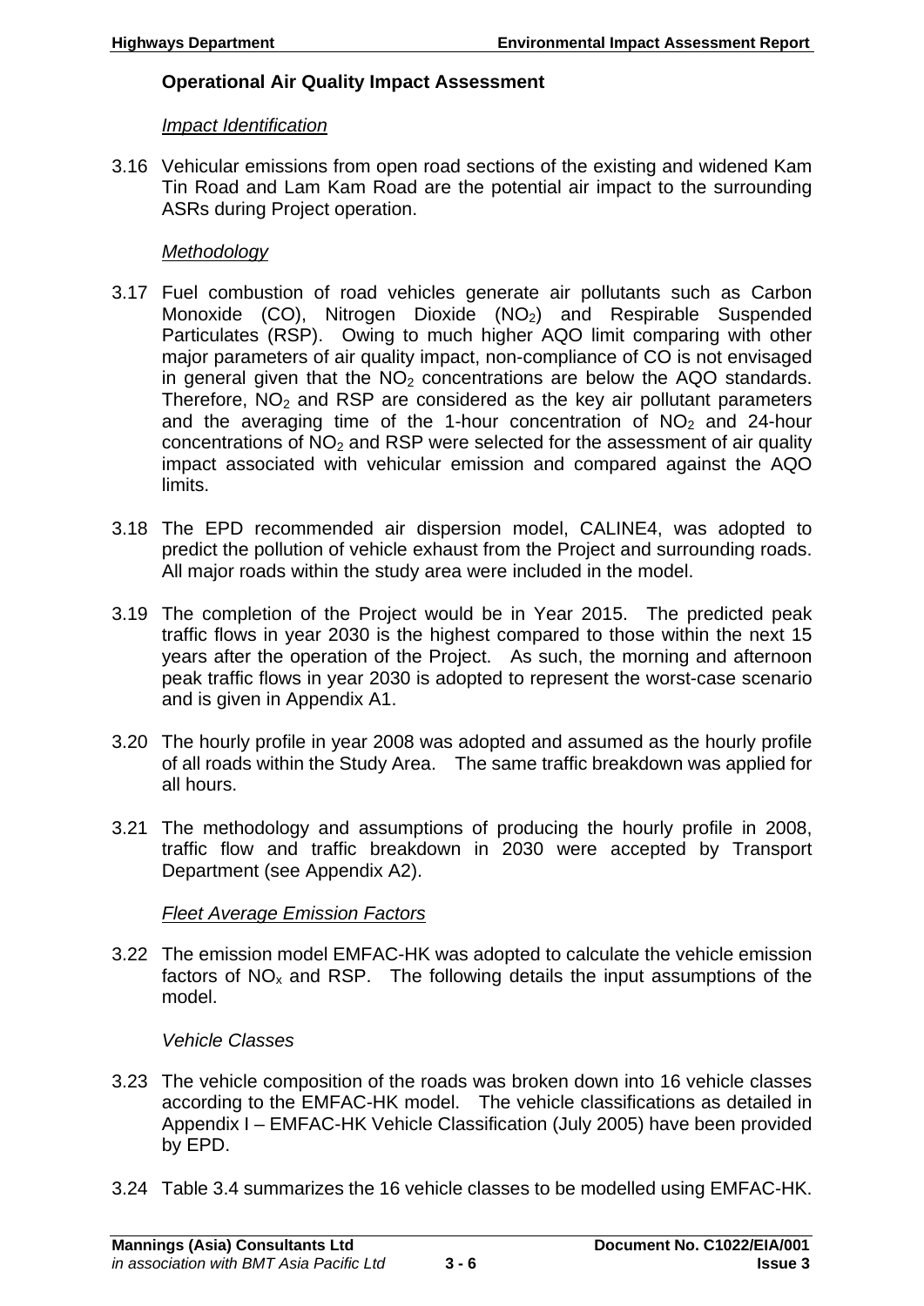### Operational Air Quality Impact Assessment

*Impact Identification*

3.16 Vehicular emissions from open road sections of the existing and widened Kam Tin Road and Lam Kam Road are the potential air impact to the surrounding ASRs during Project operation.

*Methodology*

3.17 Fuel combustion of road vehicles generate air pollutants such as Carbon Monoxide (CO), Nitrogen Dioxide ($NO_2$) and Respirable Suspended Particulates (RSP). Owing to much higher AQO limit comparing with other major parameters of air quality impact, non-compliance of CO is not envisaged in general given that the $NO_2$ concentrations are below the AQO standards. Therefore, $NO_2$ and RSP are considered as the key air pollutant parameters and the averaging time of the 1-hour concentration of $NO_2$ and 24-hour concentrations of $NO_2$ and RSP were selected for the assessment of air quality impact associated with vehicular emission and compared against the AQO limits.

3.18 The EPD recommended air dispersion model, CALINE4, was adopted to predict the pollution of vehicle exhaust from the Project and surrounding roads. All major roads within the study area were included in the model.

3.19 The completion of the Project would be in Year 2015. The predicted peak traffic flows in year 2030 is the highest compared to those within the next 15 years after the operation of the Project. As such, the morning and afternoon peak traffic flows in year 2030 is adopted to represent the worst-case scenario and is given in Appendix A1.

3.20 The hourly profile in year 2008 was adopted and assumed as the hourly profile of all roads within the Study Area. The same traffic breakdown was applied for all hours.

3.21 The methodology and assumptions of producing the hourly profile in 2008, traffic flow and traffic breakdown in 2030 were accepted by Transport Department (see Appendix A2).

*Fleet Average Emission Factors*

3.22 The emission model EMFAC-HK was adopted to calculate the vehicle emission factors of $NO_x$ and RSP. The following details the input assumptions of the model.

*Vehicle Classes*

3.23 The vehicle composition of the roads was broken down into 16 vehicle classes according to the EMFAC-HK model. The vehicle classifications as detailed in Appendix I – EMFAC-HK Vehicle Classification (July 2005) have been provided by EPD.

3.24 Table 3.4 summarizes the 16 vehicle classes to be modelled using EMFAC-HK.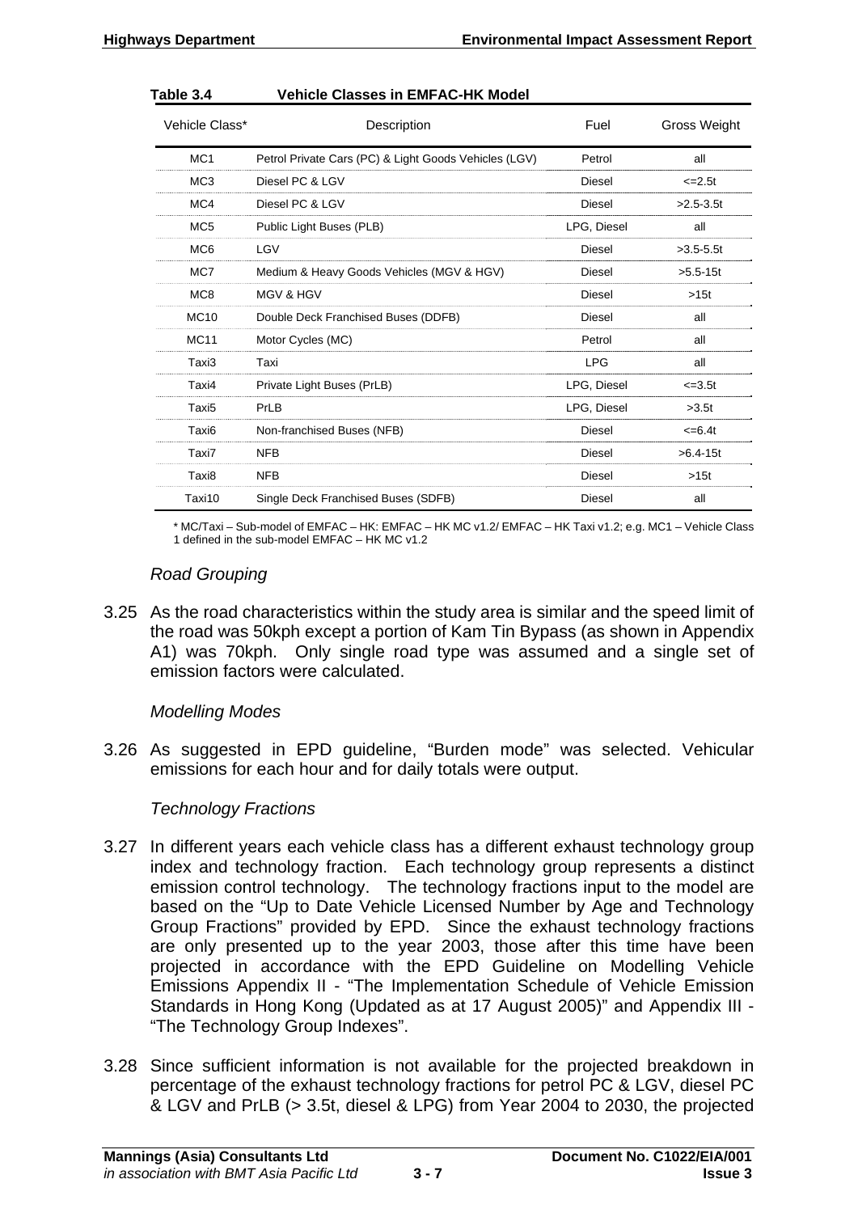**Table 3.4 Vehicle Classes in EMFAC-HK Model**

| Vehicle Class* | Description | Fuel | Gross Weight |
|---|---|---|---|
| MC1 | Petrol Private Cars (PC) & Light Goods Vehicles (LGV) | Petrol | all |
| MC3 | Diesel PC & LGV | Diesel | <=2.5t |
| MC4 | Diesel PC & LGV | Diesel | >2.5-3.5t |
| MC5 | Public Light Buses (PLB) | LPG, Diesel | all |
| MC6 | LGV | Diesel | >3.5-5.5t |
| MC7 | Medium & Heavy Goods Vehicles (MGV & HGV) | Diesel | >5.5-15t |
| MC8 | MGV & HGV | Diesel | >15t |
| MC10 | Double Deck Franchised Buses (DDFB) | Diesel | all |
| MC11 | Motor Cycles (MC) | Petrol | all |
| Taxi3 | Taxi | LPG | all |
| Taxi4 | Private Light Buses (PrLB) | LPG, Diesel | <=3.5t |
| Taxi5 | PrLB | LPG, Diesel | >3.5t |
| Taxi6 | Non-franchised Buses (NFB) | Diesel | <=6.4t |
| Taxi7 | NFB | Diesel | >6.4-15t |
| Taxi8 | NFB | Diesel | >15t |
| Taxi10 | Single Deck Franchised Buses (SDFB) | Diesel | all |

\* MC/Taxi – Sub-model of EMFAC – HK: EMFAC – HK MC v1.2/ EMFAC – HK Taxi v1.2; e.g. MC1 – Vehicle Class 1 defined in the sub-model EMFAC – HK MC v1.2

*Road Grouping*

3.25 As the road characteristics within the study area is similar and the speed limit of the road was 50kph except a portion of Kam Tin Bypass (as shown in Appendix A1) was 70kph. Only single road type was assumed and a single set of emission factors were calculated.

*Modelling Modes*

3.26 As suggested in EPD guideline, "Burden mode" was selected. Vehicular emissions for each hour and for daily totals were output.

*Technology Fractions*

3.27 In different years each vehicle class has a different exhaust technology group index and technology fraction. Each technology group represents a distinct emission control technology. The technology fractions input to the model are based on the "Up to Date Vehicle Licensed Number by Age and Technology Group Fractions" provided by EPD. Since the exhaust technology fractions are only presented up to the year 2003, those after this time have been projected in accordance with the EPD Guideline on Modelling Vehicle Emissions Appendix II - "The Implementation Schedule of Vehicle Emission Standards in Hong Kong (Updated as at 17 August 2005)" and Appendix III - "The Technology Group Indexes".

3.28 Since sufficient information is not available for the projected breakdown in percentage of the exhaust technology fractions for petrol PC & LGV, diesel PC & LGV and PrLB (> 3.5t, diesel & LPG) from Year 2004 to 2030, the projected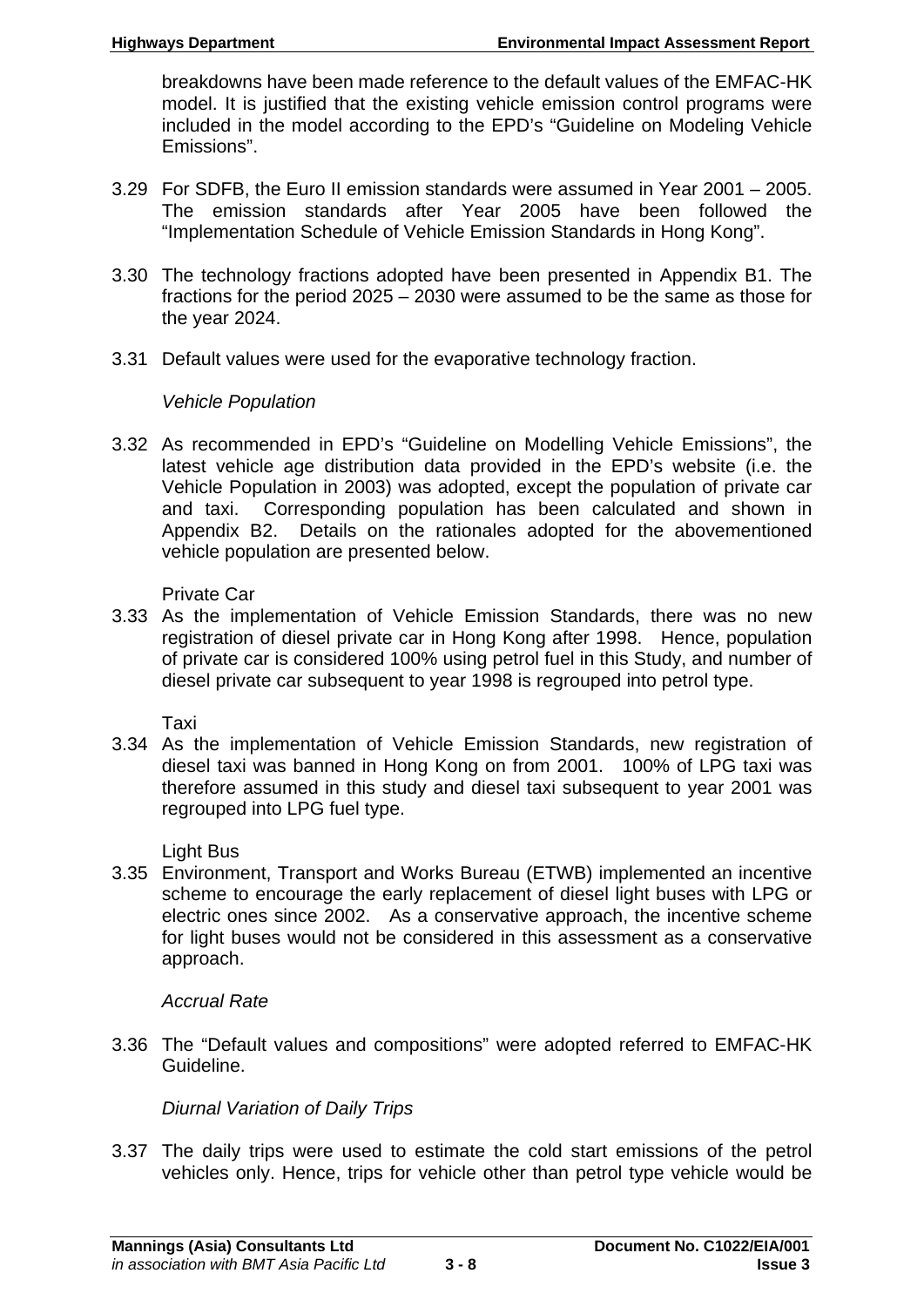breakdowns have been made reference to the default values of the EMFAC-HK model. It is justified that the existing vehicle emission control programs were included in the model according to the EPD's "Guideline on Modeling Vehicle Emissions".

3.29 For SDFB, the Euro II emission standards were assumed in Year 2001 – 2005. The emission standards after Year 2005 have been followed the "Implementation Schedule of Vehicle Emission Standards in Hong Kong".

3.30 The technology fractions adopted have been presented in Appendix B1. The fractions for the period 2025 – 2030 were assumed to be the same as those for the year 2024.

3.31 Default values were used for the evaporative technology fraction.

*Vehicle Population*

3.32 As recommended in EPD's "Guideline on Modelling Vehicle Emissions", the latest vehicle age distribution data provided in the EPD's website (i.e. the Vehicle Population in 2003) was adopted, except the population of private car and taxi. Corresponding population has been calculated and shown in Appendix B2. Details on the rationales adopted for the abovementioned vehicle population are presented below.

Private Car

3.33 As the implementation of Vehicle Emission Standards, there was no new registration of diesel private car in Hong Kong after 1998. Hence, population of private car is considered 100% using petrol fuel in this Study, and number of diesel private car subsequent to year 1998 is regrouped into petrol type.

Taxi

3.34 As the implementation of Vehicle Emission Standards, new registration of diesel taxi was banned in Hong Kong on from 2001. 100% of LPG taxi was therefore assumed in this study and diesel taxi subsequent to year 2001 was regrouped into LPG fuel type.

Light Bus

3.35 Environment, Transport and Works Bureau (ETWB) implemented an incentive scheme to encourage the early replacement of diesel light buses with LPG or electric ones since 2002. As a conservative approach, the incentive scheme for light buses would not be considered in this assessment as a conservative approach.

*Accrual Rate*

3.36 The "Default values and compositions" were adopted referred to EMFAC-HK Guideline.

*Diurnal Variation of Daily Trips*

3.37 The daily trips were used to estimate the cold start emissions of the petrol vehicles only. Hence, trips for vehicle other than petrol type vehicle would be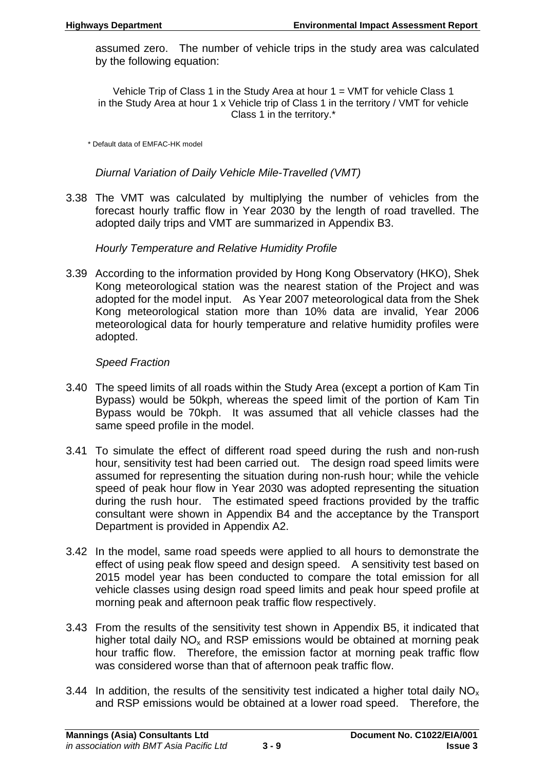assumed zero. The number of vehicle trips in the study area was calculated by the following equation:

Vehicle Trip of Class 1 in the Study Area at hour 1 = VMT for vehicle Class 1 in the Study Area at hour 1 x Vehicle trip of Class 1 in the territory / VMT for vehicle Class 1 in the territory.*

\* Default data of EMFAC-HK model

*Diurnal Variation of Daily Vehicle Mile-Travelled (VMT)*

3.38 The VMT was calculated by multiplying the number of vehicles from the forecast hourly traffic flow in Year 2030 by the length of road travelled. The adopted daily trips and VMT are summarized in Appendix B3.

*Hourly Temperature and Relative Humidity Profile*

3.39 According to the information provided by Hong Kong Observatory (HKO), Shek Kong meteorological station was the nearest station of the Project and was adopted for the model input. As Year 2007 meteorological data from the Shek Kong meteorological station more than 10% data are invalid, Year 2006 meteorological data for hourly temperature and relative humidity profiles were adopted.

*Speed Fraction*

3.40 The speed limits of all roads within the Study Area (except a portion of Kam Tin Bypass) would be 50kph, whereas the speed limit of the portion of Kam Tin Bypass would be 70kph. It was assumed that all vehicle classes had the same speed profile in the model.

3.41 To simulate the effect of different road speed during the rush and non-rush hour, sensitivity test had been carried out. The design road speed limits were assumed for representing the situation during non-rush hour; while the vehicle speed of peak hour flow in Year 2030 was adopted representing the situation during the rush hour. The estimated speed fractions provided by the traffic consultant were shown in Appendix B4 and the acceptance by the Transport Department is provided in Appendix A2.

3.42 In the model, same road speeds were applied to all hours to demonstrate the effect of using peak flow speed and design speed. A sensitivity test based on 2015 model year has been conducted to compare the total emission for all vehicle classes using design road speed limits and peak hour speed profile at morning peak and afternoon peak traffic flow respectively.

3.43 From the results of the sensitivity test shown in Appendix B5, it indicated that higher total daily $NO_x$ and RSP emissions would be obtained at morning peak hour traffic flow. Therefore, the emission factor at morning peak traffic flow was considered worse than that of afternoon peak traffic flow.

3.44 In addition, the results of the sensitivity test indicated a higher total daily $NO_x$ and RSP emissions would be obtained at a lower road speed. Therefore, the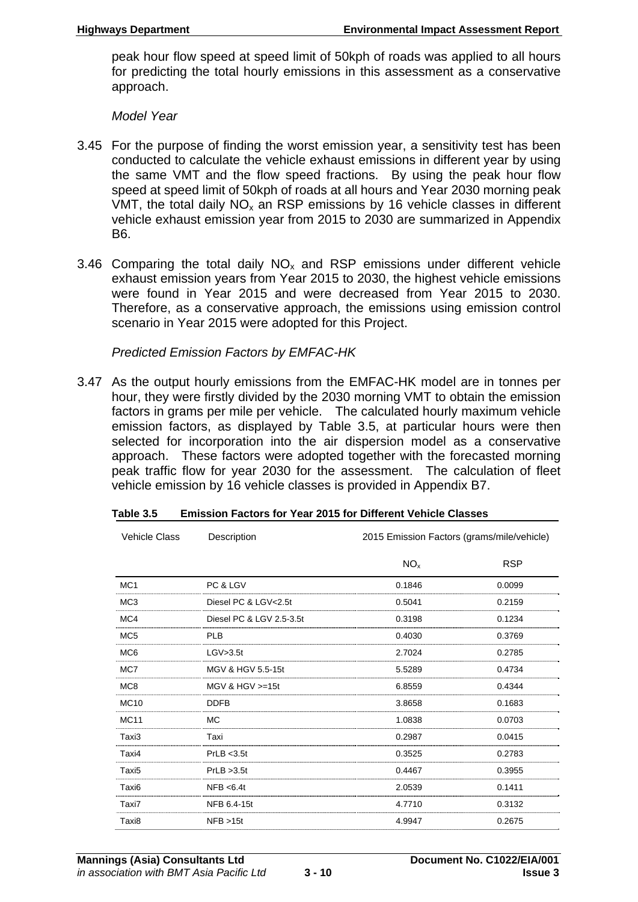peak hour flow speed at speed limit of 50kph of roads was applied to all hours for predicting the total hourly emissions in this assessment as a conservative approach.

*Model Year*

3.45 For the purpose of finding the worst emission year, a sensitivity test has been conducted to calculate the vehicle exhaust emissions in different year by using the same VMT and the flow speed fractions. By using the peak hour flow speed at speed limit of 50kph of roads at all hours and Year 2030 morning peak VMT, the total daily $NO_x$ an RSP emissions by 16 vehicle classes in different vehicle exhaust emission year from 2015 to 2030 are summarized in Appendix B6.

3.46 Comparing the total daily $NO_x$ and RSP emissions under different vehicle exhaust emission years from Year 2015 to 2030, the highest vehicle emissions were found in Year 2015 and were decreased from Year 2015 to 2030. Therefore, as a conservative approach, the emissions using emission control scenario in Year 2015 were adopted for this Project.

*Predicted Emission Factors by EMFAC-HK*

3.47 As the output hourly emissions from the EMFAC-HK model are in tonnes per hour, they were firstly divided by the 2030 morning VMT to obtain the emission factors in grams per mile per vehicle. The calculated hourly maximum vehicle emission factors, as displayed by Table 3.5, at particular hours were then selected for incorporation into the air dispersion model as a conservative approach. These factors were adopted together with the forecasted morning peak traffic flow for year 2030 for the assessment. The calculation of fleet vehicle emission by 16 vehicle classes is provided in Appendix B7.

**Table 3.5 Emission Factors for Year 2015 for Different Vehicle Classes**

| Vehicle Class | Description | 2015 Emission Factors (grams/mile/vehicle) | |
|---|---|---|---|
| | | $NO_x$ | RSP |
| MC1 | PC & LGV | 0.1846 | 0.0099 |
| MC3 | Diesel PC & LGV<2.5t | 0.5041 | 0.2159 |
| MC4 | Diesel PC & LGV 2.5-3.5t | 0.3198 | 0.1234 |
| MC5 | PLB | 0.4030 | 0.3769 |
| MC6 | LGV>3.5t | 2.7024 | 0.2785 |
| MC7 | MGV & HGV 5.5-15t | 5.5289 | 0.4734 |
| MC8 | MGV & HGV >=15t | 6.8559 | 0.4344 |
| MC10 | DDFB | 3.8658 | 0.1683 |
| MC11 | MC | 1.0838 | 0.0703 |
| Taxi3 | Taxi | 0.2987 | 0.0415 |
| Taxi4 | PrLB <3.5t | 0.3525 | 0.2783 |
| Taxi5 | PrLB >3.5t | 0.4467 | 0.3955 |
| Taxi6 | NFB <6.4t | 2.0539 | 0.1411 |
| Taxi7 | NFB 6.4-15t | 4.7710 | 0.3132 |
| Taxi8 | NFB >15t | 4.9947 | 0.2675 |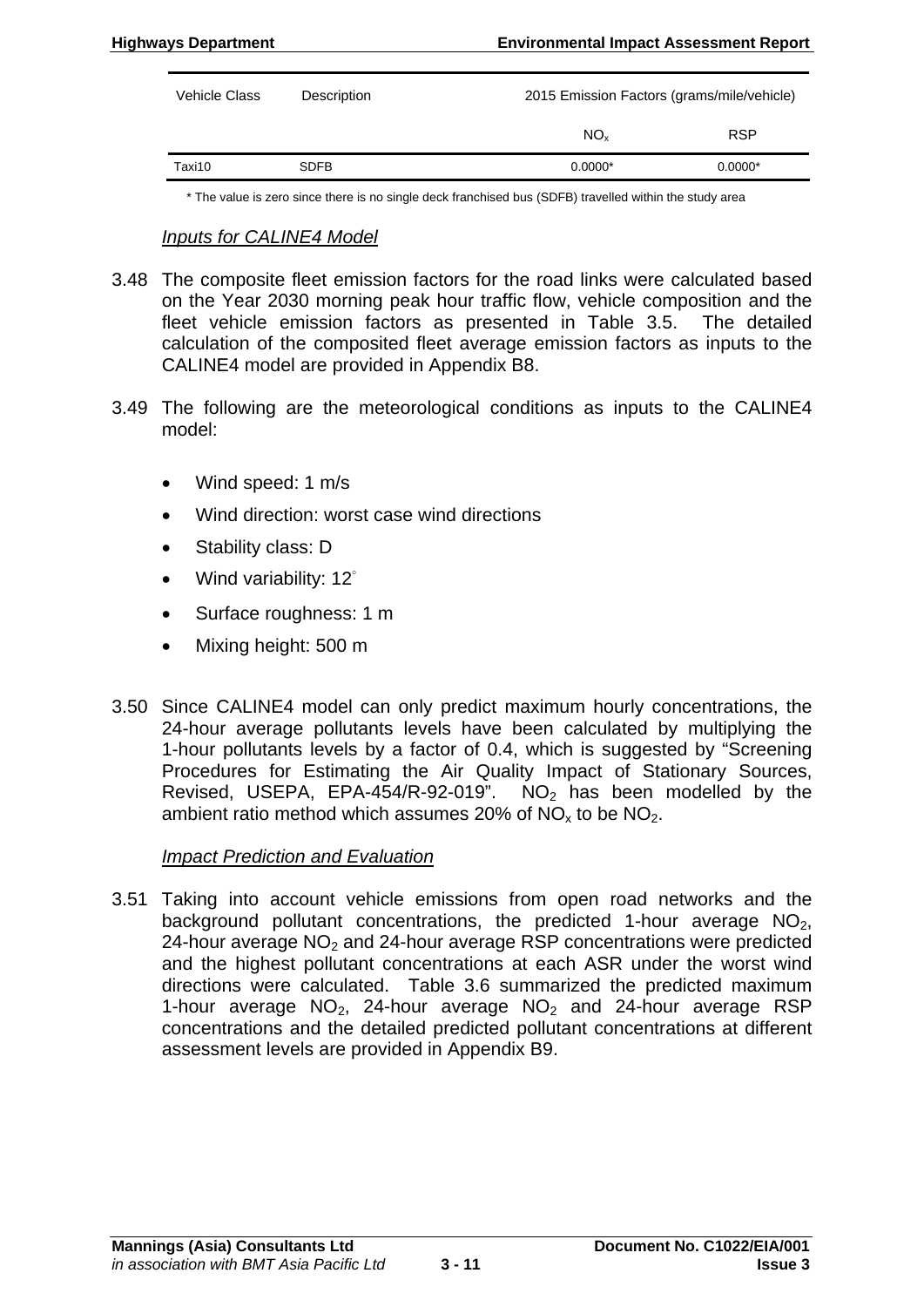| Vehicle Class | Description | 2015 Emission Factors (grams/mile/vehicle) | |
|---|---|---|---|
| | | $NO_x$ | RSP |
| Taxi10 | SDFB | 0.0000* | 0.0000* |

\* The value is zero since there is no single deck franchised bus (SDFB) travelled within the study area

*Inputs for CALINE4 Model*

3.48 The composite fleet emission factors for the road links were calculated based on the Year 2030 morning peak hour traffic flow, vehicle composition and the fleet vehicle emission factors as presented in Table 3.5. The detailed calculation of the composited fleet average emission factors as inputs to the CALINE4 model are provided in Appendix B8.

3.49 The following are the meteorological conditions as inputs to the CALINE4 model:

- Wind speed: 1 m/s
- Wind direction: worst case wind directions
- Stability class: D
- Wind variability: 12°
- Surface roughness: 1 m
- Mixing height: 500 m

3.50 Since CALINE4 model can only predict maximum hourly concentrations, the 24-hour average pollutants levels have been calculated by multiplying the 1-hour pollutants levels by a factor of 0.4, which is suggested by "Screening Procedures for Estimating the Air Quality Impact of Stationary Sources, Revised, USEPA, EPA-454/R-92-019". $NO_2$ has been modelled by the ambient ratio method which assumes 20% of $NO_x$ to be $NO_2$.

*Impact Prediction and Evaluation*

3.51 Taking into account vehicle emissions from open road networks and the background pollutant concentrations, the predicted 1-hour average $NO_2$, 24-hour average $NO_2$ and 24-hour average RSP concentrations were predicted and the highest pollutant concentrations at each ASR under the worst wind directions were calculated. Table 3.6 summarized the predicted maximum 1-hour average $NO_2$, 24-hour average $NO_2$ and 24-hour average RSP concentrations and the detailed predicted pollutant concentrations at different assessment levels are provided in Appendix B9.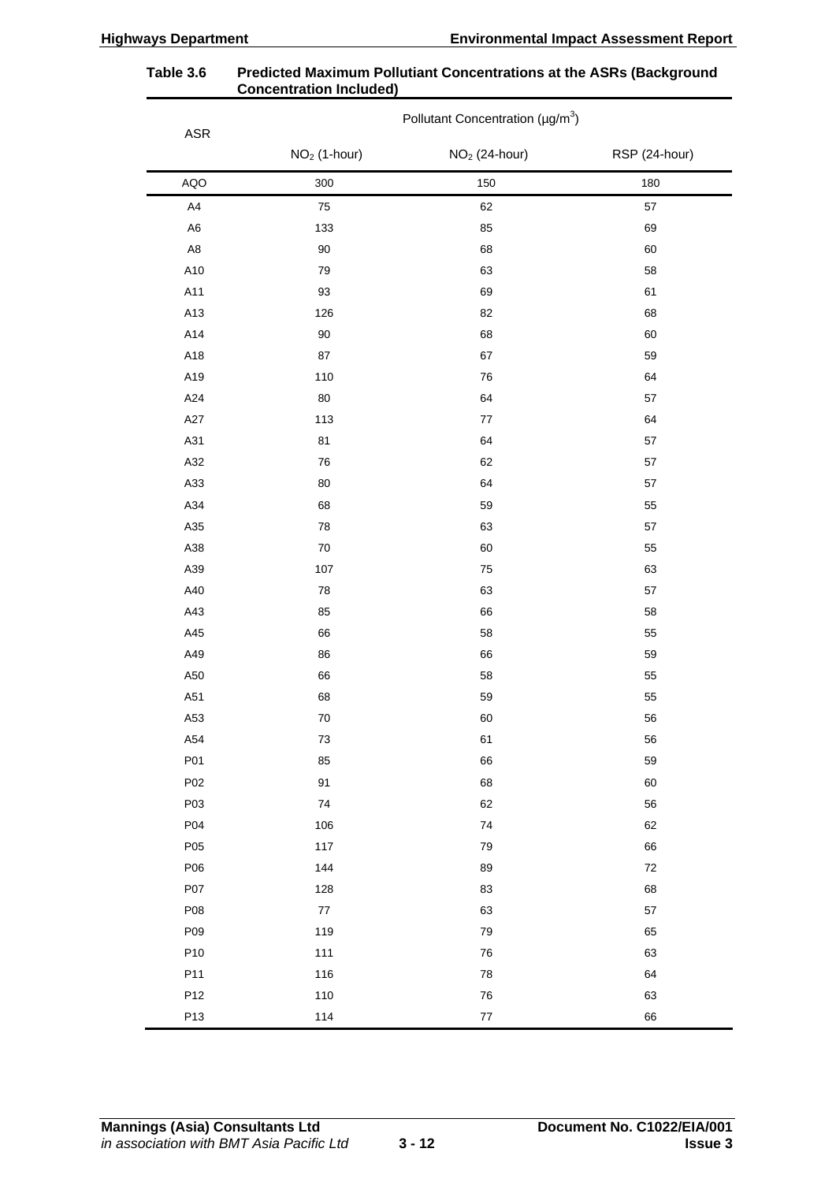**Table 3.6 Predicted Maximum Pollutiant Concentrations at the ASRs (Background Concentration Included)**

| ASR | Pollutant Concentration (µg/m$^3$) | | |
|---|---|---|---|
| | $NO_2$ (1-hour) | $NO_2$ (24-hour) | RSP (24-hour) |
| AQO | 300 | 150 | 180 |
| A4 | 75 | 62 | 57 |
| A6 | 133 | 85 | 69 |
| A8 | 90 | 68 | 60 |
| A10 | 79 | 63 | 58 |
| A11 | 93 | 69 | 61 |
| A13 | 126 | 82 | 68 |
| A14 | 90 | 68 | 60 |
| A18 | 87 | 67 | 59 |
| A19 | 110 | 76 | 64 |
| A24 | 80 | 64 | 57 |
| A27 | 113 | 77 | 64 |
| A31 | 81 | 64 | 57 |
| A32 | 76 | 62 | 57 |
| A33 | 80 | 64 | 57 |
| A34 | 68 | 59 | 55 |
| A35 | 78 | 63 | 57 |
| A38 | 70 | 60 | 55 |
| A39 | 107 | 75 | 63 |
| A40 | 78 | 63 | 57 |
| A43 | 85 | 66 | 58 |
| A45 | 66 | 58 | 55 |
| A49 | 86 | 66 | 59 |
| A50 | 66 | 58 | 55 |
| A51 | 68 | 59 | 55 |
| A53 | 70 | 60 | 56 |
| A54 | 73 | 61 | 56 |
| P01 | 85 | 66 | 59 |
| P02 | 91 | 68 | 60 |
| P03 | 74 | 62 | 56 |
| P04 | 106 | 74 | 62 |
| P05 | 117 | 79 | 66 |
| P06 | 144 | 89 | 72 |
| P07 | 128 | 83 | 68 |
| P08 | 77 | 63 | 57 |
| P09 | 119 | 79 | 65 |
| P10 | 111 | 76 | 63 |
| P11 | 116 | 78 | 64 |
| P12 | 110 | 76 | 63 |
| P13 | 114 | 77 | 66 |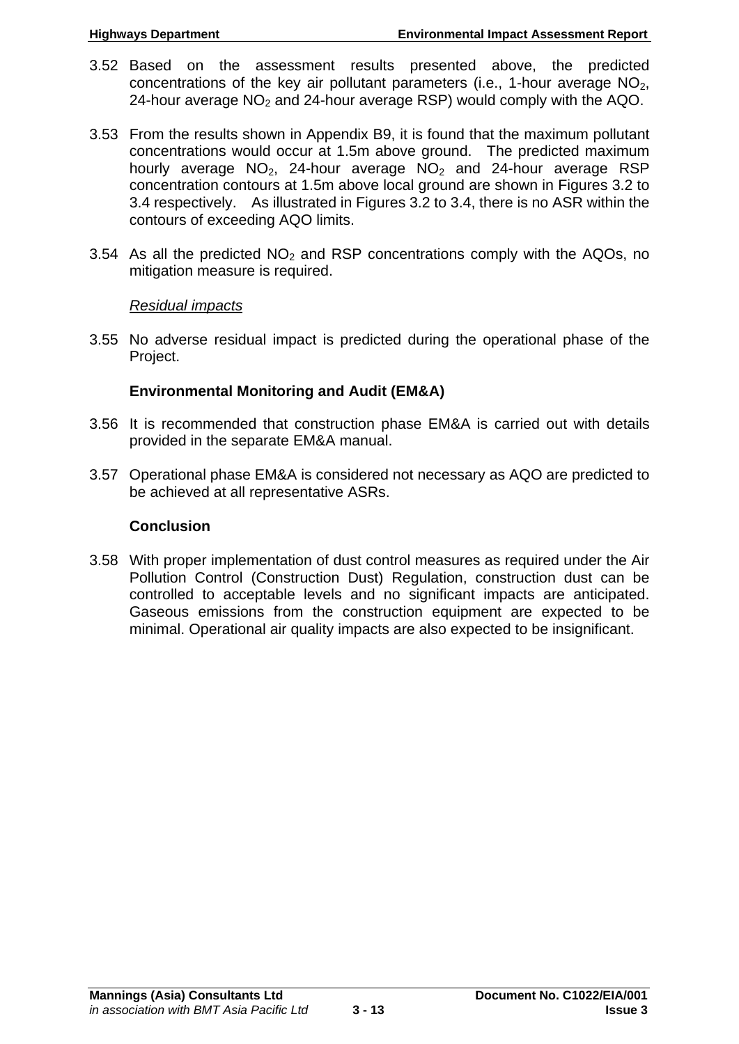3.52 Based on the assessment results presented above, the predicted concentrations of the key air pollutant parameters (i.e., 1-hour average $NO_2$, 24-hour average $NO_2$ and 24-hour average RSP) would comply with the AQO.

3.53 From the results shown in Appendix B9, it is found that the maximum pollutant concentrations would occur at 1.5m above ground. The predicted maximum hourly average $NO_2$, 24-hour average $NO_2$ and 24-hour average RSP concentration contours at 1.5m above local ground are shown in Figures 3.2 to 3.4 respectively. As illustrated in Figures 3.2 to 3.4, there is no ASR within the contours of exceeding AQO limits.

3.54 As all the predicted $NO_2$ and RSP concentrations comply with the AQOs, no mitigation measure is required.

*Residual impacts*

3.55 No adverse residual impact is predicted during the operational phase of the Project.

### Environmental Monitoring and Audit (EM&A)

3.56 It is recommended that construction phase EM&A is carried out with details provided in the separate EM&A manual.

3.57 Operational phase EM&A is considered not necessary as AQO are predicted to be achieved at all representative ASRs.

### Conclusion

3.58 With proper implementation of dust control measures as required under the Air Pollution Control (Construction Dust) Regulation, construction dust can be controlled to acceptable levels and no significant impacts are anticipated. Gaseous emissions from the construction equipment are expected to be minimal. Operational air quality impacts are also expected to be insignificant.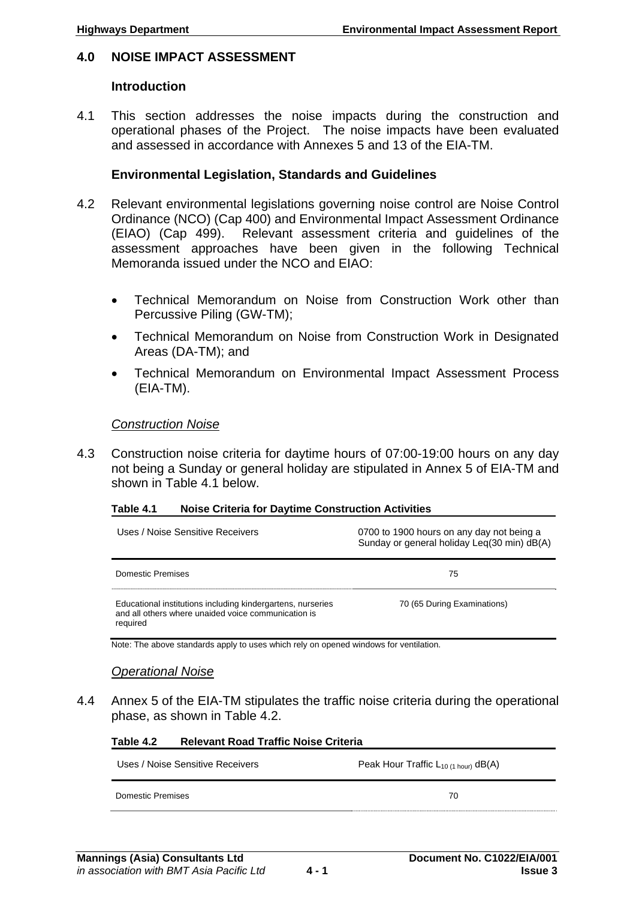# 4.0 NOISE IMPACT ASSESSMENT

## Introduction

4.1 This section addresses the noise impacts during the construction and operational phases of the Project. The noise impacts have been evaluated and assessed in accordance with Annexes 5 and 13 of the EIA-TM.

## Environmental Legislation, Standards and Guidelines

4.2 Relevant environmental legislations governing noise control are Noise Control Ordinance (NCO) (Cap 400) and Environmental Impact Assessment Ordinance (EIAO) (Cap 499). Relevant assessment criteria and guidelines of the assessment approaches have been given in the following Technical Memoranda issued under the NCO and EIAO:

- Technical Memorandum on Noise from Construction Work other than Percussive Piling (GW-TM);
- Technical Memorandum on Noise from Construction Work in Designated Areas (DA-TM); and
- Technical Memorandum on Environmental Impact Assessment Process (EIA-TM).

### *Construction Noise*

4.3 Construction noise criteria for daytime hours of 07:00-19:00 hours on any day not being a Sunday or general holiday are stipulated in Annex 5 of EIA-TM and shown in Table 4.1 below.

**Table 4.1 Noise Criteria for Daytime Construction Activities**

| Uses / Noise Sensitive Receivers | 0700 to 1900 hours on any day not being a Sunday or general holiday Leq(30 min) dB(A) |
|---|---|
| Domestic Premises | 75 |
| Educational institutions including kindergartens, nurseries and all others where unaided voice communication is required | 70 (65 During Examinations) |

Note: The above standards apply to uses which rely on opened windows for ventilation.

### *Operational Noise*

4.4 Annex 5 of the EIA-TM stipulates the traffic noise criteria during the operational phase, as shown in Table 4.2.

**Table 4.2 Relevant Road Traffic Noise Criteria**

| Uses / Noise Sensitive Receivers | Peak Hour Traffic $L_{10\ (1\ hour)}$ dB(A) |
|---|---|
| Domestic Premises | 70 |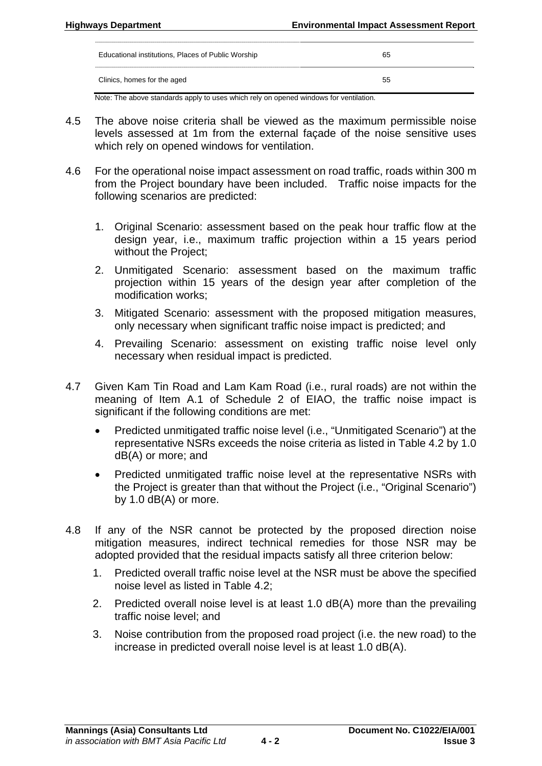| | |
|---|---|
| Educational institutions, Places of Public Worship | 65 |
| Clinics, homes for the aged | 55 |

Note: The above standards apply to uses which rely on opened windows for ventilation.

4.5 The above noise criteria shall be viewed as the maximum permissible noise levels assessed at 1m from the external façade of the noise sensitive uses which rely on opened windows for ventilation.

4.6 For the operational noise impact assessment on road traffic, roads within 300 m from the Project boundary have been included. Traffic noise impacts for the following scenarios are predicted:

1. Original Scenario: assessment based on the peak hour traffic flow at the design year, i.e., maximum traffic projection within a 15 years period without the Project;
2. Unmitigated Scenario: assessment based on the maximum traffic projection within 15 years of the design year after completion of the modification works;
3. Mitigated Scenario: assessment with the proposed mitigation measures, only necessary when significant traffic noise impact is predicted; and
4. Prevailing Scenario: assessment on existing traffic noise level only necessary when residual impact is predicted.

4.7 Given Kam Tin Road and Lam Kam Road (i.e., rural roads) are not within the meaning of Item A.1 of Schedule 2 of EIAO, the traffic noise impact is significant if the following conditions are met:

- Predicted unmitigated traffic noise level (i.e., "Unmitigated Scenario") at the representative NSRs exceeds the noise criteria as listed in Table 4.2 by 1.0 dB(A) or more; and
- Predicted unmitigated traffic noise level at the representative NSRs with the Project is greater than that without the Project (i.e., "Original Scenario") by 1.0 dB(A) or more.

4.8 If any of the NSR cannot be protected by the proposed direction noise mitigation measures, indirect technical remedies for those NSR may be adopted provided that the residual impacts satisfy all three criterion below:

1. Predicted overall traffic noise level at the NSR must be above the specified noise level as listed in Table 4.2;
2. Predicted overall noise level is at least 1.0 dB(A) more than the prevailing traffic noise level; and
3. Noise contribution from the proposed road project (i.e. the new road) to the increase in predicted overall noise level is at least 1.0 dB(A).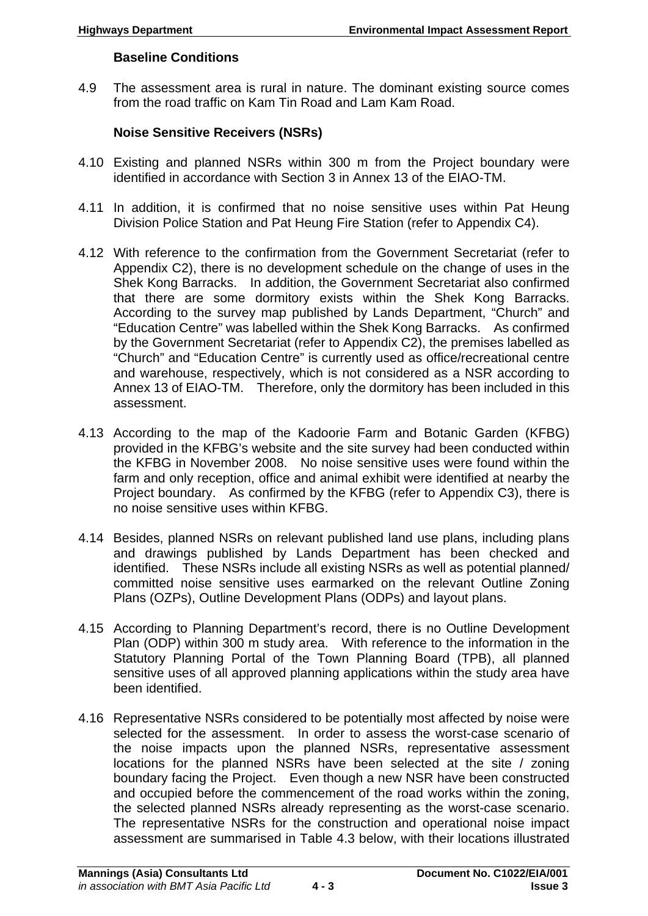### Baseline Conditions

4.9 The assessment area is rural in nature. The dominant existing source comes from the road traffic on Kam Tin Road and Lam Kam Road.

### Noise Sensitive Receivers (NSRs)

4.10 Existing and planned NSRs within 300 m from the Project boundary were identified in accordance with Section 3 in Annex 13 of the EIAO-TM.

4.11 In addition, it is confirmed that no noise sensitive uses within Pat Heung Division Police Station and Pat Heung Fire Station (refer to Appendix C4).

4.12 With reference to the confirmation from the Government Secretariat (refer to Appendix C2), there is no development schedule on the change of uses in the Shek Kong Barracks. In addition, the Government Secretariat also confirmed that there are some dormitory exists within the Shek Kong Barracks. According to the survey map published by Lands Department, "Church" and "Education Centre" was labelled within the Shek Kong Barracks. As confirmed by the Government Secretariat (refer to Appendix C2), the premises labelled as "Church" and "Education Centre" is currently used as office/recreational centre and warehouse, respectively, which is not considered as a NSR according to Annex 13 of EIAO-TM. Therefore, only the dormitory has been included in this assessment.

4.13 According to the map of the Kadoorie Farm and Botanic Garden (KFBG) provided in the KFBG's website and the site survey had been conducted within the KFBG in November 2008. No noise sensitive uses were found within the farm and only reception, office and animal exhibit were identified at nearby the Project boundary. As confirmed by the KFBG (refer to Appendix C3), there is no noise sensitive uses within KFBG.

4.14 Besides, planned NSRs on relevant published land use plans, including plans and drawings published by Lands Department has been checked and identified. These NSRs include all existing NSRs as well as potential planned/ committed noise sensitive uses earmarked on the relevant Outline Zoning Plans (OZPs), Outline Development Plans (ODPs) and layout plans.

4.15 According to Planning Department's record, there is no Outline Development Plan (ODP) within 300 m study area. With reference to the information in the Statutory Planning Portal of the Town Planning Board (TPB), all planned sensitive uses of all approved planning applications within the study area have been identified.

4.16 Representative NSRs considered to be potentially most affected by noise were selected for the assessment. In order to assess the worst-case scenario of the noise impacts upon the planned NSRs, representative assessment locations for the planned NSRs have been selected at the site / zoning boundary facing the Project. Even though a new NSR have been constructed and occupied before the commencement of the road works within the zoning, the selected planned NSRs already representing as the worst-case scenario. The representative NSRs for the construction and operational noise impact assessment are summarised in Table 4.3 below, with their locations illustrated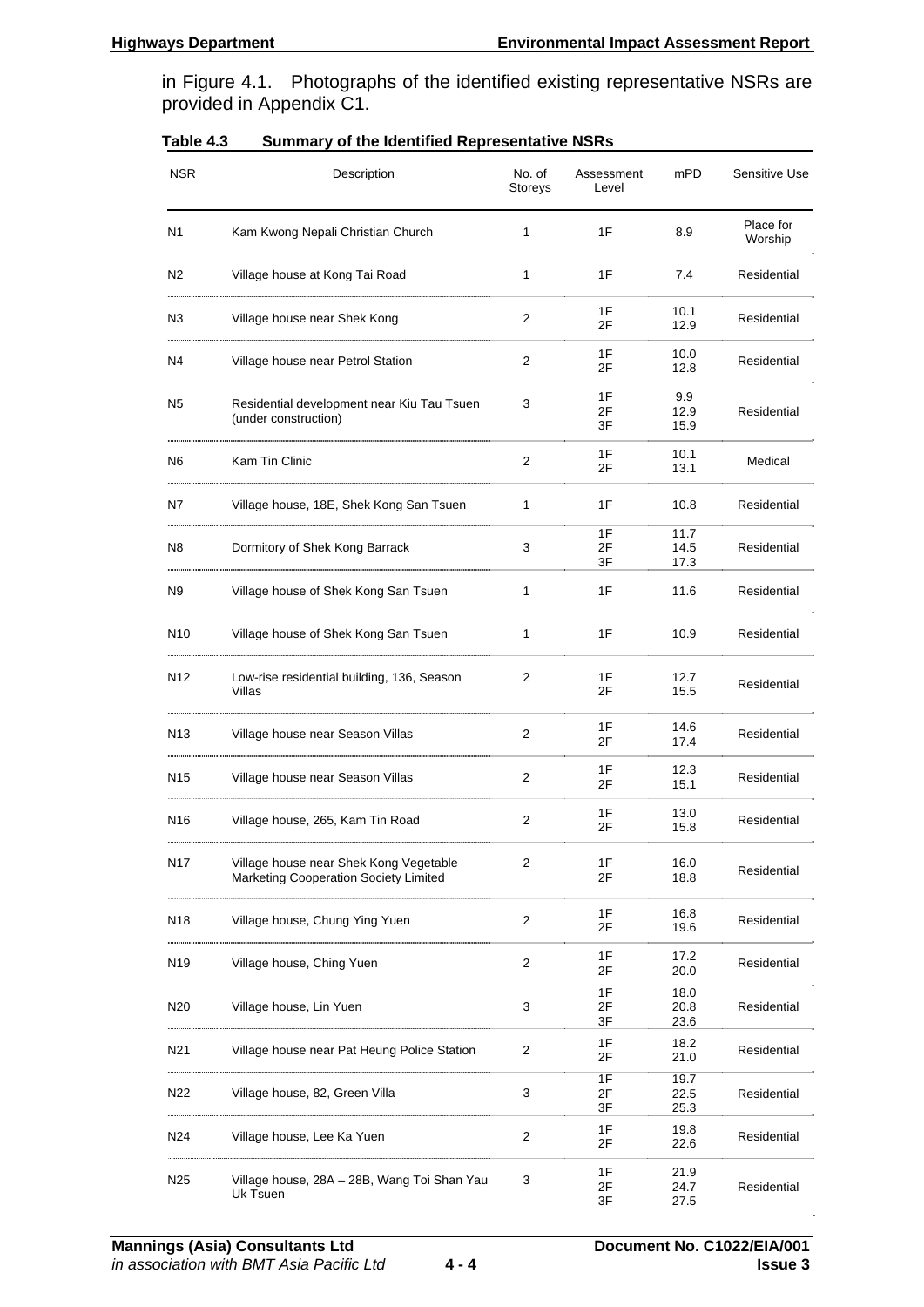in Figure 4.1. Photographs of the identified existing representative NSRs are provided in Appendix C1.

**Table 4.3 Summary of the Identified Representative NSRs**

| NSR | Description | No. of Storeys | Assessment Level | mPD | Sensitive Use |
|---|---|---|---|---|---|
| N1 | Kam Kwong Nepali Christian Church | 1 | 1F | 8.9 | Place for Worship |
| N2 | Village house at Kong Tai Road | 1 | 1F | 7.4 | Residential |
| N3 | Village house near Shek Kong | 2 | 1F<br>2F | 10.1<br>12.9 | Residential |
| N4 | Village house near Petrol Station | 2 | 1F<br>2F | 10.0<br>12.8 | Residential |
| N5 | Residential development near Kiu Tau Tsuen (under construction) | 3 | 1F<br>2F<br>3F | 9.9<br>12.9<br>15.9 | Residential |
| N6 | Kam Tin Clinic | 2 | 1F<br>2F | 10.1<br>13.1 | Medical |
| N7 | Village house, 18E, Shek Kong San Tsuen | 1 | 1F | 10.8 | Residential |
| N8 | Dormitory of Shek Kong Barrack | 3 | 1F<br>2F<br>3F | 11.7<br>14.5<br>17.3 | Residential |
| N9 | Village house of Shek Kong San Tsuen | 1 | 1F | 11.6 | Residential |
| N10 | Village house of Shek Kong San Tsuen | 1 | 1F | 10.9 | Residential |
| N12 | Low-rise residential building, 136, Season Villas | 2 | 1F<br>2F | 12.7<br>15.5 | Residential |
| N13 | Village house near Season Villas | 2 | 1F<br>2F | 14.6<br>17.4 | Residential |
| N15 | Village house near Season Villas | 2 | 1F<br>2F | 12.3<br>15.1 | Residential |
| N16 | Village house, 265, Kam Tin Road | 2 | 1F<br>2F | 13.0<br>15.8 | Residential |
| N17 | Village house near Shek Kong Vegetable Marketing Cooperation Society Limited | 2 | 1F<br>2F | 16.0<br>18.8 | Residential |
| N18 | Village house, Chung Ying Yuen | 2 | 1F<br>2F | 16.8<br>19.6 | Residential |
| N19 | Village house, Ching Yuen | 2 | 1F<br>2F | 17.2<br>20.0 | Residential |
| N20 | Village house, Lin Yuen | 3 | 1F<br>2F<br>3F | 18.0<br>20.8<br>23.6 | Residential |
| N21 | Village house near Pat Heung Police Station | 2 | 1F<br>2F | 18.2<br>21.0 | Residential |
| N22 | Village house, 82, Green Villa | 3 | 1F<br>2F<br>3F | 19.7<br>22.5<br>25.3 | Residential |
| N24 | Village house, Lee Ka Yuen | 2 | 1F<br>2F | 19.8<br>22.6 | Residential |
| N25 | Village house, 28A – 28B, Wang Toi Shan Yau Uk Tsuen | 3 | 1F<br>2F<br>3F | 21.9<br>24.7<br>27.5 | Residential |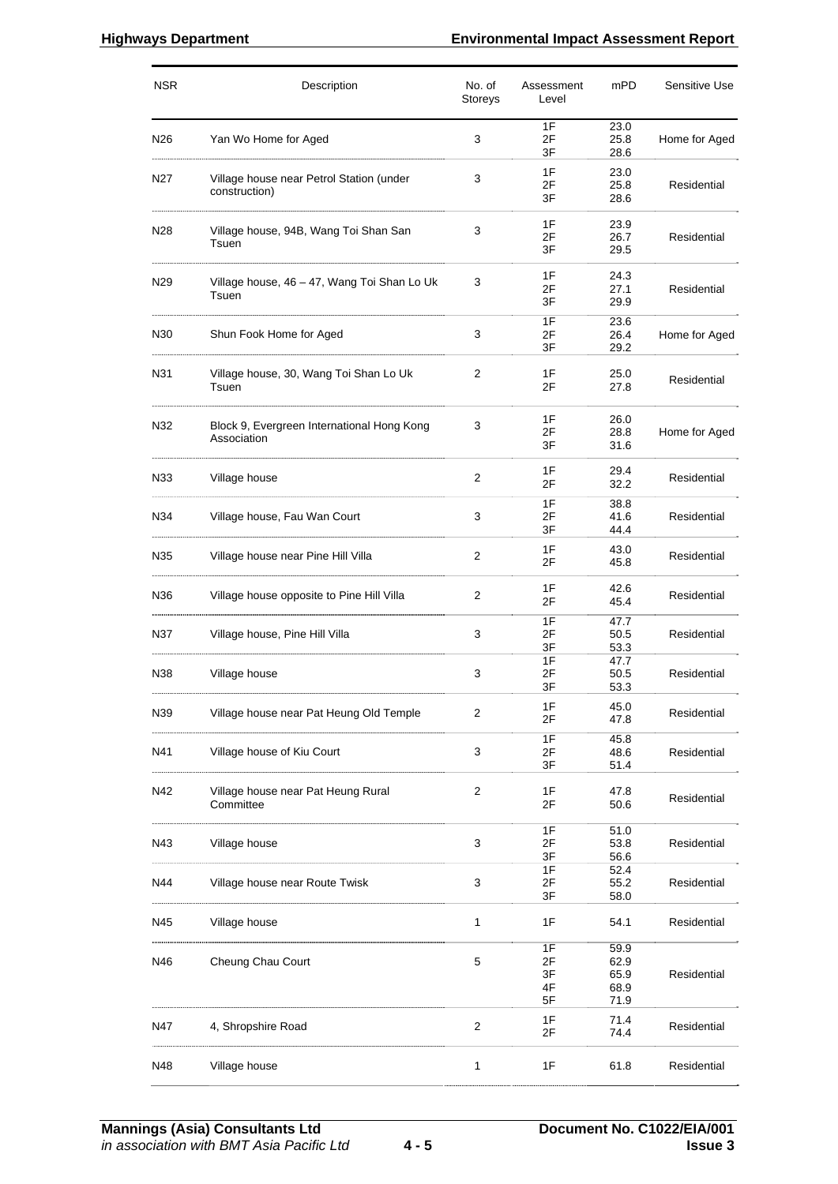| NSR | Description | No. of Storeys | Assessment Level | mPD | Sensitive Use |
|---|---|---|---|---|---|
| N26 | Yan Wo Home for Aged | 3 | 1F<br>2F<br>3F | 23.0<br>25.8<br>28.6 | Home for Aged |
| N27 | Village house near Petrol Station (under construction) | 3 | 1F<br>2F<br>3F | 23.0<br>25.8<br>28.6 | Residential |
| N28 | Village house, 94B, Wang Toi Shan San Tsuen | 3 | 1F<br>2F<br>3F | 23.9<br>26.7<br>29.5 | Residential |
| N29 | Village house, 46 – 47, Wang Toi Shan Lo Uk Tsuen | 3 | 1F<br>2F<br>3F | 24.3<br>27.1<br>29.9 | Residential |
| N30 | Shun Fook Home for Aged | 3 | 1F<br>2F<br>3F | 23.6<br>26.4<br>29.2 | Home for Aged |
| N31 | Village house, 30, Wang Toi Shan Lo Uk Tsuen | 2 | 1F<br>2F | 25.0<br>27.8 | Residential |
| N32 | Block 9, Evergreen International Hong Kong Association | 3 | 1F<br>2F<br>3F | 26.0<br>28.8<br>31.6 | Home for Aged |
| N33 | Village house | 2 | 1F<br>2F | 29.4<br>32.2 | Residential |
| N34 | Village house, Fau Wan Court | 3 | 1F<br>2F<br>3F | 38.8<br>41.6<br>44.4 | Residential |
| N35 | Village house near Pine Hill Villa | 2 | 1F<br>2F | 43.0<br>45.8 | Residential |
| N36 | Village house opposite to Pine Hill Villa | 2 | 1F<br>2F | 42.6<br>45.4 | Residential |
| N37 | Village house, Pine Hill Villa | 3 | 1F<br>2F<br>3F | 47.7<br>50.5<br>53.3 | Residential |
| N38 | Village house | 3 | 1F<br>2F<br>3F | 47.7<br>50.5<br>53.3 | Residential |
| N39 | Village house near Pat Heung Old Temple | 2 | 1F<br>2F | 45.0<br>47.8 | Residential |
| N41 | Village house of Kiu Court | 3 | 1F<br>2F<br>3F | 45.8<br>48.6<br>51.4 | Residential |
| N42 | Village house near Pat Heung Rural Committee | 2 | 1F<br>2F | 47.8<br>50.6 | Residential |
| N43 | Village house | 3 | 1F<br>2F<br>3F | 51.0<br>53.8<br>56.6 | Residential |
| N44 | Village house near Route Twisk | 3 | 1F<br>2F<br>3F | 52.4<br>55.2<br>58.0 | Residential |
| N45 | Village house | 1 | 1F | 54.1 | Residential |
| N46 | Cheung Chau Court | 5 | 1F<br>2F<br>3F<br>4F<br>5F | 59.9<br>62.9<br>65.9<br>68.9<br>71.9 | Residential |
| N47 | 4, Shropshire Road | 2 | 1F<br>2F | 71.4<br>74.4 | Residential |
| N48 | Village house | 1 | 1F | 61.8 | Residential |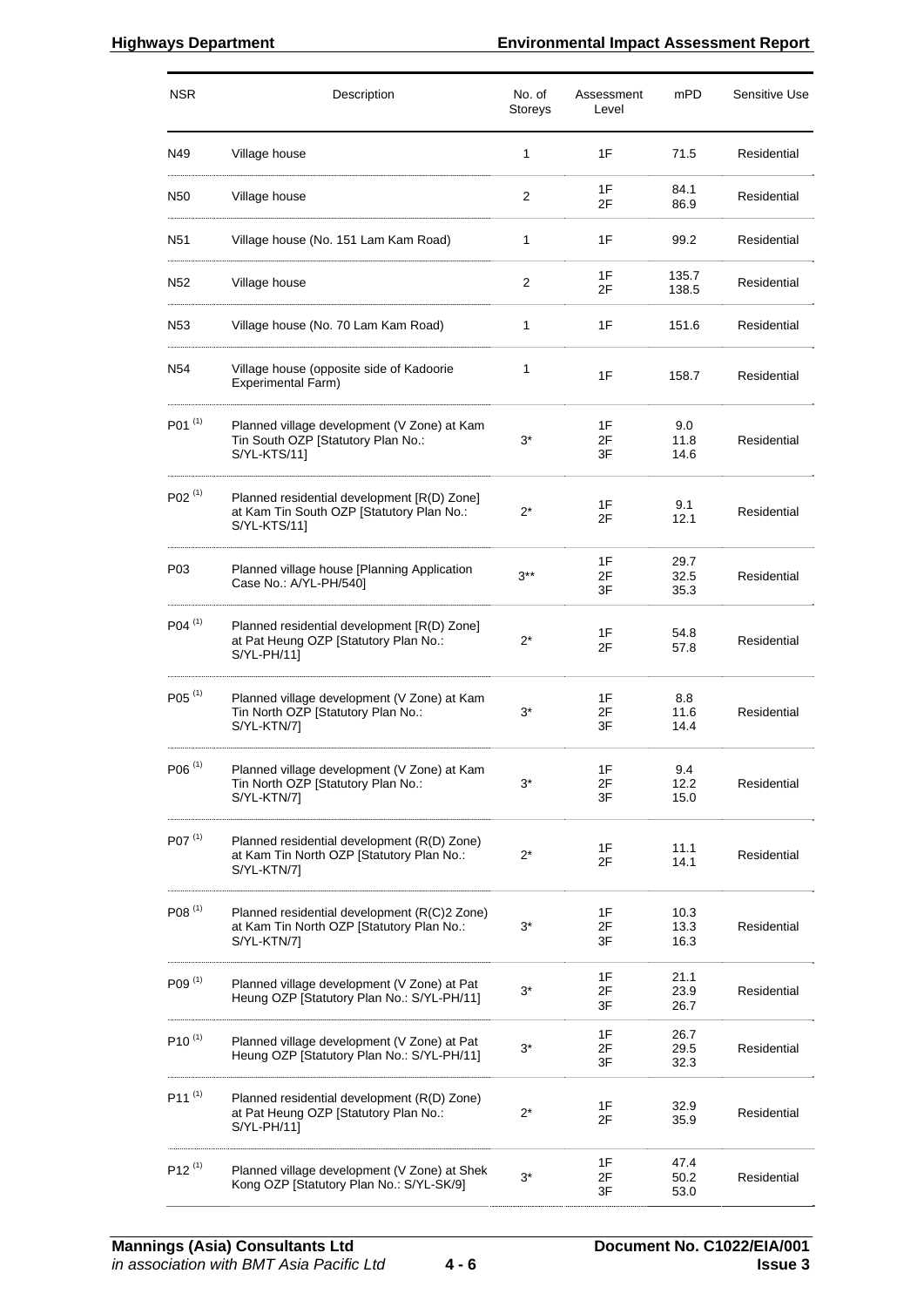| NSR | Description | No. of Storeys | Assessment Level | mPD | Sensitive Use |
|---|---|---|---|---|---|
| N49 | Village house | 1 | 1F | 71.5 | Residential |
| N50 | Village house | 2 | 1F<br>2F | 84.1<br>86.9 | Residential |
| N51 | Village house (No. 151 Lam Kam Road) | 1 | 1F | 99.2 | Residential |
| N52 | Village house | 2 | 1F<br>2F | 135.7<br>138.5 | Residential |
| N53 | Village house (No. 70 Lam Kam Road) | 1 | 1F | 151.6 | Residential |
| N54 | Village house (opposite side of Kadoorie Experimental Farm) | 1 | 1F | 158.7 | Residential |
| P01 (1) | Planned village development (V Zone) at Kam Tin South OZP [Statutory Plan No.: S/YL-KTS/11] | 3* | 1F<br>2F<br>3F | 9.0<br>11.8<br>14.6 | Residential |
| P02 (1) | Planned residential development [R(D) Zone] at Kam Tin South OZP [Statutory Plan No.: S/YL-KTS/11] | 2* | 1F<br>2F | 9.1<br>12.1 | Residential |
| P03 | Planned village house [Planning Application Case No.: A/YL-PH/540] | 3** | 1F<br>2F<br>3F | 29.7<br>32.5<br>35.3 | Residential |
| P04 (1) | Planned residential development [R(D) Zone] at Pat Heung OZP [Statutory Plan No.: S/YL-PH/11] | 2* | 1F<br>2F | 54.8<br>57.8 | Residential |
| P05 (1) | Planned village development (V Zone) at Kam Tin North OZP [Statutory Plan No.: S/YL-KTN/7] | 3* | 1F<br>2F<br>3F | 8.8<br>11.6<br>14.4 | Residential |
| P06 (1) | Planned village development (V Zone) at Kam Tin North OZP [Statutory Plan No.: S/YL-KTN/7] | 3* | 1F<br>2F<br>3F | 9.4<br>12.2<br>15.0 | Residential |
| P07 (1) | Planned residential development (R(D) Zone) at Kam Tin North OZP [Statutory Plan No.: S/YL-KTN/7] | 2* | 1F<br>2F | 11.1<br>14.1 | Residential |
| P08 (1) | Planned residential development (R(C)2 Zone) at Kam Tin North OZP [Statutory Plan No.: S/YL-KTN/7] | 3* | 1F<br>2F<br>3F | 10.3<br>13.3<br>16.3 | Residential |
| P09 (1) | Planned village development (V Zone) at Pat Heung OZP [Statutory Plan No.: S/YL-PH/11] | 3* | 1F<br>2F<br>3F | 21.1<br>23.9<br>26.7 | Residential |
| P10 (1) | Planned village development (V Zone) at Pat Heung OZP [Statutory Plan No.: S/YL-PH/11] | 3* | 1F<br>2F<br>3F | 26.7<br>29.5<br>32.3 | Residential |
| P11 (1) | Planned residential development (R(D) Zone) at Pat Heung OZP [Statutory Plan No.: S/YL-PH/11] | 2* | 1F<br>2F | 32.9<br>35.9 | Residential |
| P12 (1) | Planned village development (V Zone) at Shek Kong OZP [Statutory Plan No.: S/YL-SK/9] | 3* | 1F<br>2F<br>3F | 47.4<br>50.2<br>53.0 | Residential |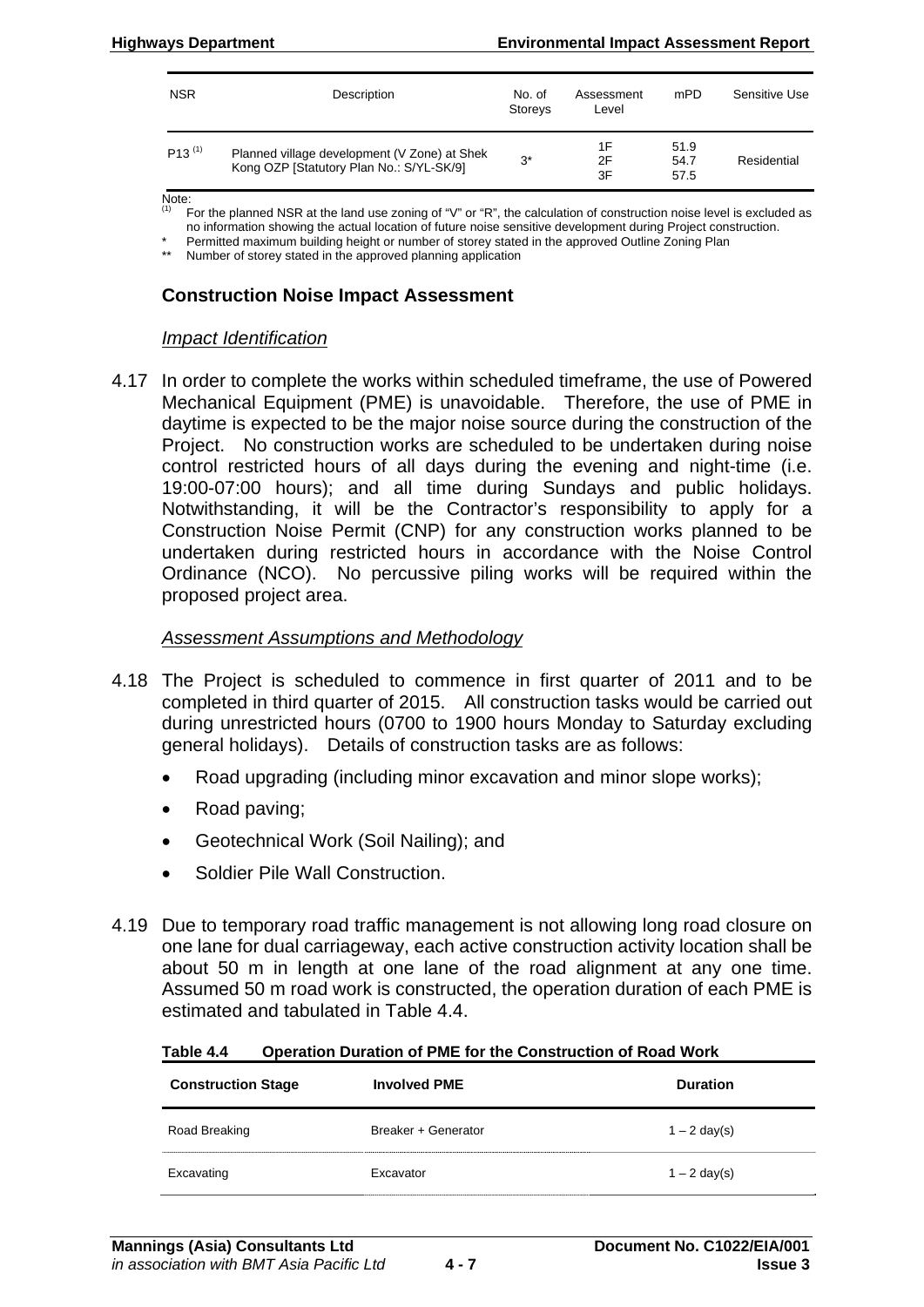| NSR | Description | No. of Storeys | Assessment Level | mPD | Sensitive Use |
|---|---|---|---|---|---|
| P13 [(1)] | Planned village development (V Zone) at Shek Kong OZP [Statutory Plan No.: S/YL-SK/9] | 3* | 1F<br>2F<br>3F | 51.9<br>54.7<br>57.5 | Residential |

Note:
(1) For the planned NSR at the land use zoning of "V" or "R", the calculation of construction noise level is excluded as no information showing the actual location of future noise sensitive development during Project construction.
\* Permitted maximum building height or number of storey stated in the approved Outline Zoning Plan
\*\* Number of storey stated in the approved planning application

## Construction Noise Impact Assessment

### *Impact Identification*

4.17 In order to complete the works within scheduled timeframe, the use of Powered Mechanical Equipment (PME) is unavoidable. Therefore, the use of PME in daytime is expected to be the major noise source during the construction of the Project. No construction works are scheduled to be undertaken during noise control restricted hours of all days during the evening and night-time (i.e. 19:00-07:00 hours); and all time during Sundays and public holidays. Notwithstanding, it will be the Contractor's responsibility to apply for a Construction Noise Permit (CNP) for any construction works planned to be undertaken during restricted hours in accordance with the Noise Control Ordinance (NCO). No percussive piling works will be required within the proposed project area.

### *Assessment Assumptions and Methodology*

4.18 The Project is scheduled to commence in first quarter of 2011 and to be completed in third quarter of 2015. All construction tasks would be carried out during unrestricted hours (0700 to 1900 hours Monday to Saturday excluding general holidays). Details of construction tasks are as follows:

- Road upgrading (including minor excavation and minor slope works);
- Road paving;
- Geotechnical Work (Soil Nailing); and
- Soldier Pile Wall Construction.

4.19 Due to temporary road traffic management is not allowing long road closure on one lane for dual carriageway, each active construction activity location shall be about 50 m in length at one lane of the road alignment at any one time. Assumed 50 m road work is constructed, the operation duration of each PME is estimated and tabulated in Table 4.4.

**Table 4.4 Operation Duration of PME for the Construction of Road Work**

| Construction Stage | Involved PME | Duration |
|---|---|---|
| Road Breaking | Breaker + Generator | 1 – 2 day(s) |
| Excavating | Excavator | 1 – 2 day(s) |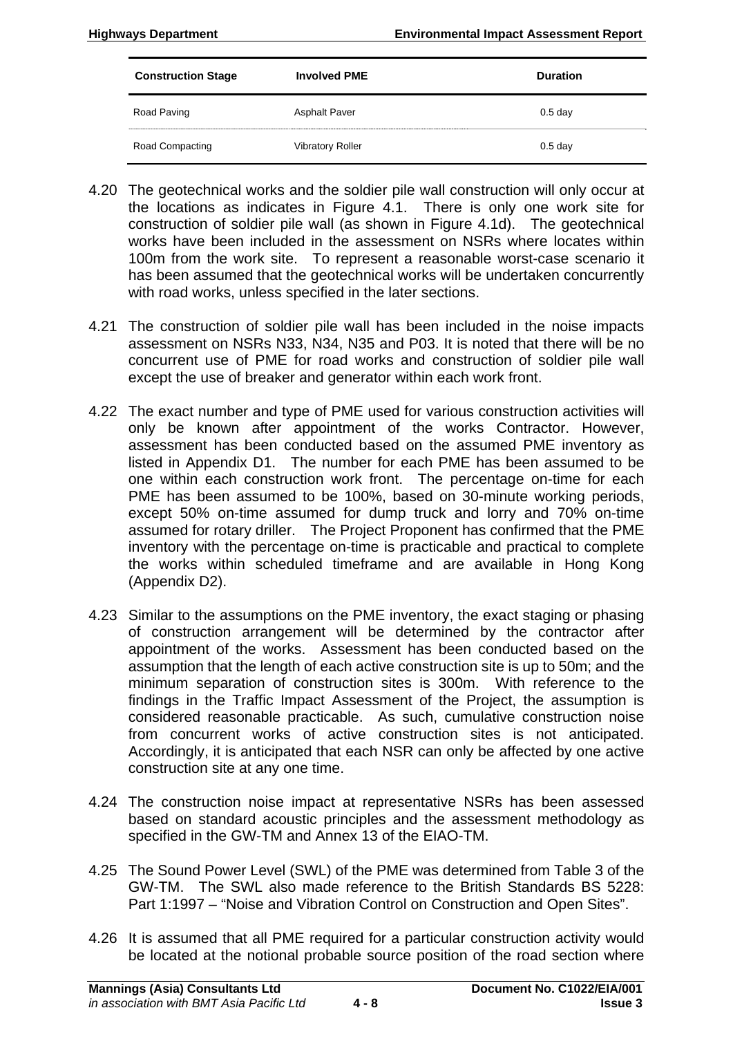| Construction Stage | Involved PME | Duration |
|---|---|---|
| Road Paving | Asphalt Paver | 0.5 day |
| Road Compacting | Vibratory Roller | 0.5 day |

4.20 The geotechnical works and the soldier pile wall construction will only occur at the locations as indicates in Figure 4.1. There is only one work site for construction of soldier pile wall (as shown in Figure 4.1d). The geotechnical works have been included in the assessment on NSRs where locates within 100m from the work site. To represent a reasonable worst-case scenario it has been assumed that the geotechnical works will be undertaken concurrently with road works, unless specified in the later sections.

4.21 The construction of soldier pile wall has been included in the noise impacts assessment on NSRs N33, N34, N35 and P03. It is noted that there will be no concurrent use of PME for road works and construction of soldier pile wall except the use of breaker and generator within each work front.

4.22 The exact number and type of PME used for various construction activities will only be known after appointment of the works Contractor. However, assessment has been conducted based on the assumed PME inventory as listed in Appendix D1. The number for each PME has been assumed to be one within each construction work front. The percentage on-time for each PME has been assumed to be 100%, based on 30-minute working periods, except 50% on-time assumed for dump truck and lorry and 70% on-time assumed for rotary driller. The Project Proponent has confirmed that the PME inventory with the percentage on-time is practicable and practical to complete the works within scheduled timeframe and are available in Hong Kong (Appendix D2).

4.23 Similar to the assumptions on the PME inventory, the exact staging or phasing of construction arrangement will be determined by the contractor after appointment of the works. Assessment has been conducted based on the assumption that the length of each active construction site is up to 50m; and the minimum separation of construction sites is 300m. With reference to the findings in the Traffic Impact Assessment of the Project, the assumption is considered reasonable practicable. As such, cumulative construction noise from concurrent works of active construction sites is not anticipated. Accordingly, it is anticipated that each NSR can only be affected by one active construction site at any one time.

4.24 The construction noise impact at representative NSRs has been assessed based on standard acoustic principles and the assessment methodology as specified in the GW-TM and Annex 13 of the EIAO-TM.

4.25 The Sound Power Level (SWL) of the PME was determined from Table 3 of the GW-TM. The SWL also made reference to the British Standards BS 5228: Part 1:1997 – "Noise and Vibration Control on Construction and Open Sites".

4.26 It is assumed that all PME required for a particular construction activity would be located at the notional probable source position of the road section where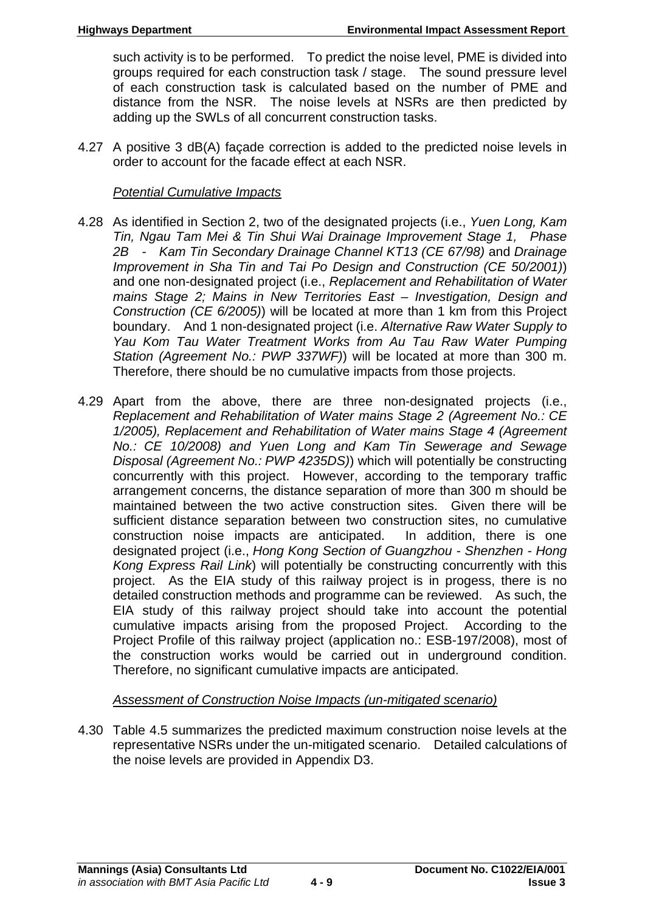such activity is to be performed. To predict the noise level, PME is divided into groups required for each construction task / stage. The sound pressure level of each construction task is calculated based on the number of PME and distance from the NSR. The noise levels at NSRs are then predicted by adding up the SWLs of all concurrent construction tasks.

4.27 A positive 3 dB(A) façade correction is added to the predicted noise levels in order to account for the facade effect at each NSR.

*Potential Cumulative Impacts*

4.28 As identified in Section 2, two of the designated projects (i.e., *Yuen Long, Kam Tin, Ngau Tam Mei & Tin Shui Wai Drainage Improvement Stage 1, Phase 2B - Kam Tin Secondary Drainage Channel KT13 (CE 67/98)* and *Drainage Improvement in Sha Tin and Tai Po Design and Construction (CE 50/2001)*) and one non-designated project (i.e., *Replacement and Rehabilitation of Water mains Stage 2; Mains in New Territories East – Investigation, Design and Construction (CE 6/2005)*) will be located at more than 1 km from this Project boundary. And 1 non-designated project (i.e. *Alternative Raw Water Supply to Yau Kom Tau Water Treatment Works from Au Tau Raw Water Pumping Station (Agreement No.: PWP 337WF)*) will be located at more than 300 m. Therefore, there should be no cumulative impacts from those projects.

4.29 Apart from the above, there are three non-designated projects (i.e., *Replacement and Rehabilitation of Water mains Stage 2 (Agreement No.: CE 1/2005), Replacement and Rehabilitation of Water mains Stage 4 (Agreement No.: CE 10/2008) and Yuen Long and Kam Tin Sewerage and Sewage Disposal (Agreement No.: PWP 4235DS)*) which will potentially be constructing concurrently with this project. However, according to the temporary traffic arrangement concerns, the distance separation of more than 300 m should be maintained between the two active construction sites. Given there will be sufficient distance separation between two construction sites, no cumulative construction noise impacts are anticipated. In addition, there is one designated project (i.e., *Hong Kong Section of Guangzhou - Shenzhen - Hong Kong Express Rail Link*) will potentially be constructing concurrently with this project. As the EIA study of this railway project is in progess, there is no detailed construction methods and programme can be reviewed. As such, the EIA study of this railway project should take into account the potential cumulative impacts arising from the proposed Project. According to the Project Profile of this railway project (application no.: ESB-197/2008), most of the construction works would be carried out in underground condition. Therefore, no significant cumulative impacts are anticipated.

*Assessment of Construction Noise Impacts (un-mitigated scenario)*

4.30 Table 4.5 summarizes the predicted maximum construction noise levels at the representative NSRs under the un-mitigated scenario. Detailed calculations of the noise levels are provided in Appendix D3.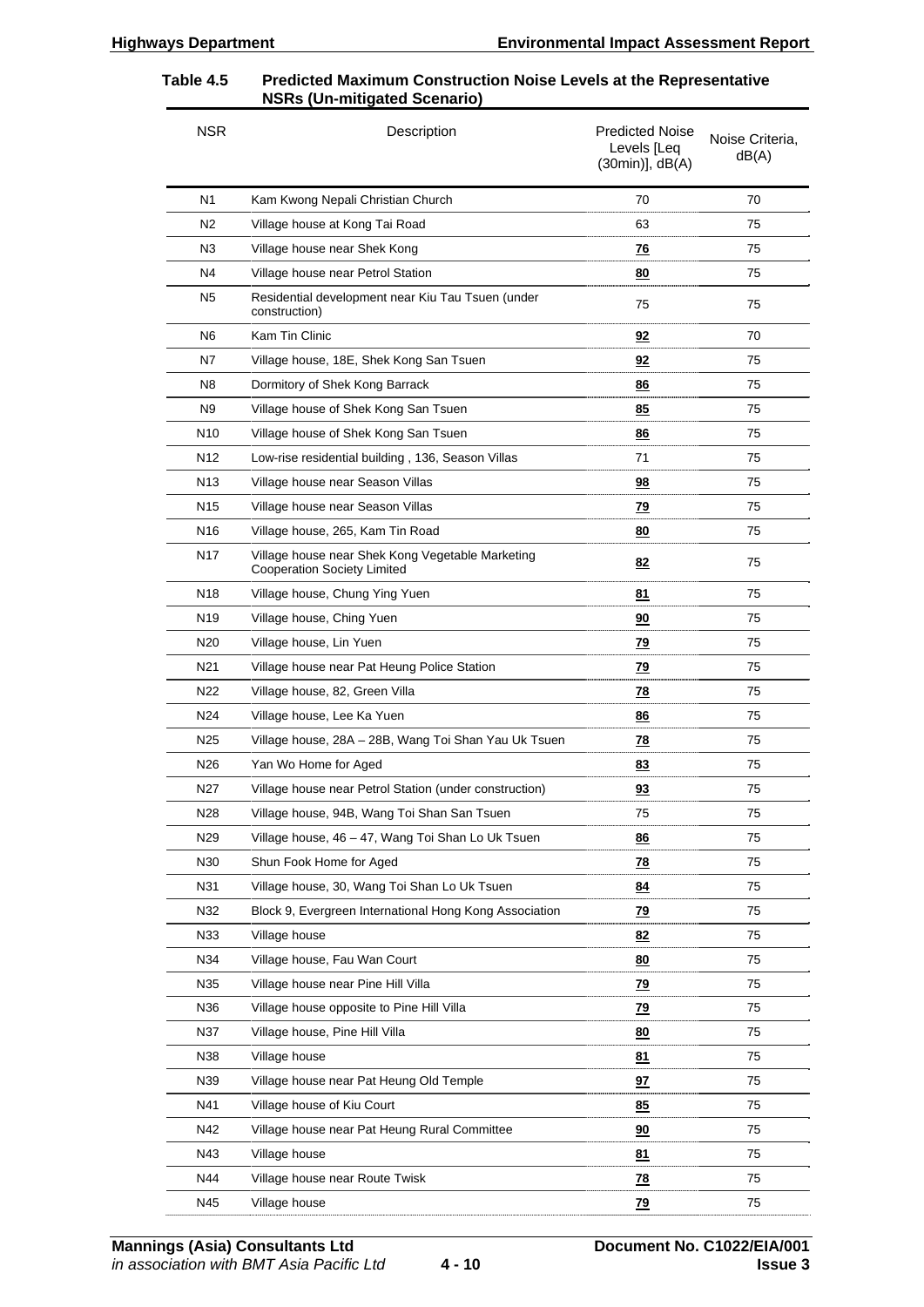**Table 4.5 Predicted Maximum Construction Noise Levels at the Representative NSRs (Un-mitigated Scenario)**

| NSR | Description | Predicted Noise Levels [Leq (30min)], dB(A) | Noise Criteria, dB(A) |
|---|---|---|---|
| N1 | Kam Kwong Nepali Christian Church | 70 | 70 |
| N2 | Village house at Kong Tai Road | 63 | 75 |
| N3 | Village house near Shek Kong | **76** | 75 |
| N4 | Village house near Petrol Station | **80** | 75 |
| N5 | Residential development near Kiu Tau Tsuen (under construction) | 75 | 75 |
| N6 | Kam Tin Clinic | **92** | 70 |
| N7 | Village house, 18E, Shek Kong San Tsuen | **92** | 75 |
| N8 | Dormitory of Shek Kong Barrack | **86** | 75 |
| N9 | Village house of Shek Kong San Tsuen | **85** | 75 |
| N10 | Village house of Shek Kong San Tsuen | **86** | 75 |
| N12 | Low-rise residential building , 136, Season Villas | 71 | 75 |
| N13 | Village house near Season Villas | **98** | 75 |
| N15 | Village house near Season Villas | **79** | 75 |
| N16 | Village house, 265, Kam Tin Road | **80** | 75 |
| N17 | Village house near Shek Kong Vegetable Marketing Cooperation Society Limited | **82** | 75 |
| N18 | Village house, Chung Ying Yuen | **81** | 75 |
| N19 | Village house, Ching Yuen | **90** | 75 |
| N20 | Village house, Lin Yuen | **79** | 75 |
| N21 | Village house near Pat Heung Police Station | **79** | 75 |
| N22 | Village house, 82, Green Villa | **78** | 75 |
| N24 | Village house, Lee Ka Yuen | **86** | 75 |
| N25 | Village house, 28A – 28B, Wang Toi Shan Yau Uk Tsuen | **78** | 75 |
| N26 | Yan Wo Home for Aged | **83** | 75 |
| N27 | Village house near Petrol Station (under construction) | **93** | 75 |
| N28 | Village house, 94B, Wang Toi Shan San Tsuen | 75 | 75 |
| N29 | Village house, 46 – 47, Wang Toi Shan Lo Uk Tsuen | **86** | 75 |
| N30 | Shun Fook Home for Aged | **78** | 75 |
| N31 | Village house, 30, Wang Toi Shan Lo Uk Tsuen | **84** | 75 |
| N32 | Block 9, Evergreen International Hong Kong Association | **79** | 75 |
| N33 | Village house | **82** | 75 |
| N34 | Village house, Fau Wan Court | **80** | 75 |
| N35 | Village house near Pine Hill Villa | **79** | 75 |
| N36 | Village house opposite to Pine Hill Villa | **79** | 75 |
| N37 | Village house, Pine Hill Villa | **80** | 75 |
| N38 | Village house | **81** | 75 |
| N39 | Village house near Pat Heung Old Temple | **97** | 75 |
| N41 | Village house of Kiu Court | **85** | 75 |
| N42 | Village house near Pat Heung Rural Committee | **90** | 75 |
| N43 | Village house | **81** | 75 |
| N44 | Village house near Route Twisk | **78** | 75 |
| N45 | Village house | **79** | 75 |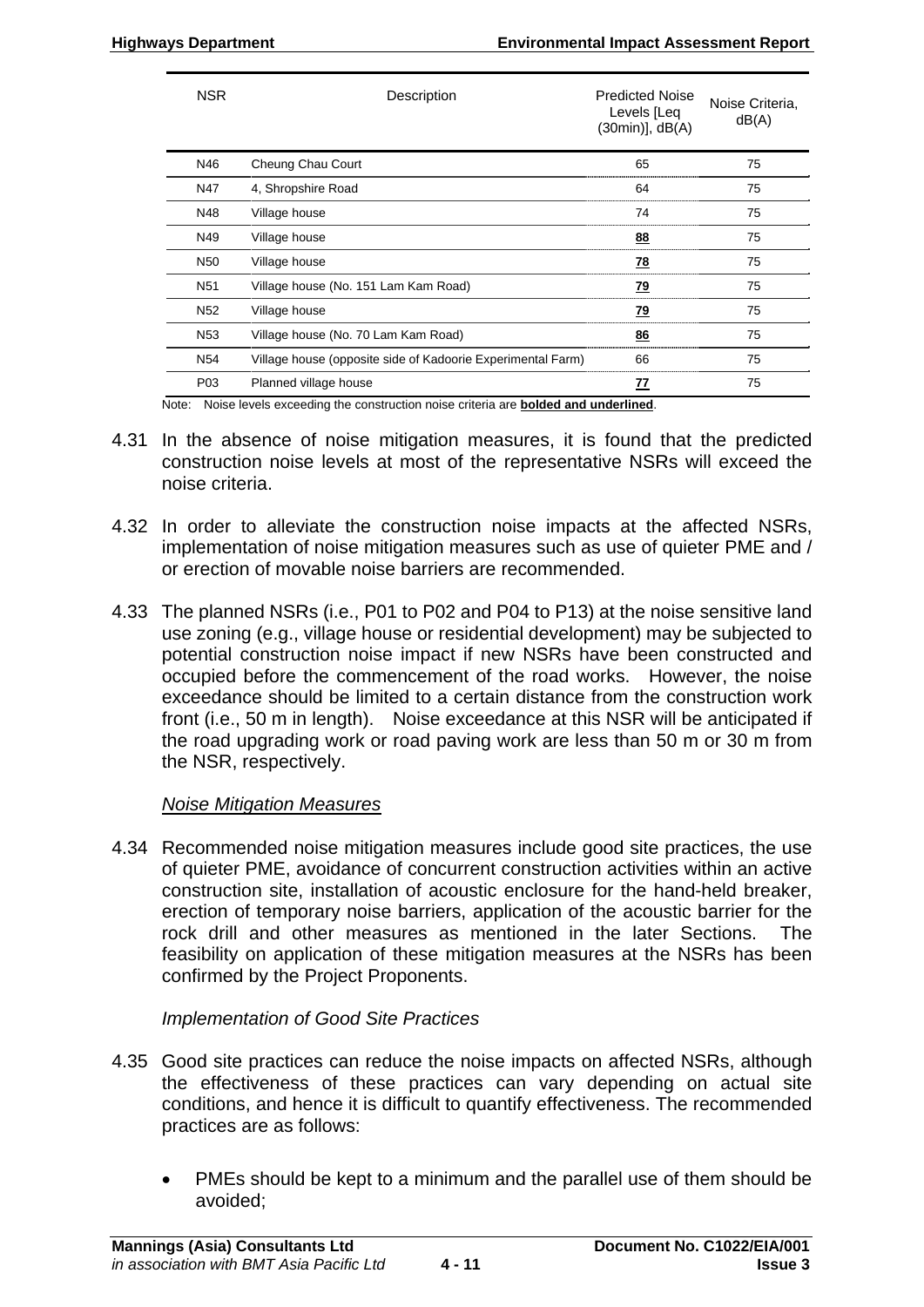| NSR | Description | Predicted Noise Levels [Leq (30min)], dB(A) | Noise Criteria, dB(A) |
|---|---|---|---|
| N46 | Cheung Chau Court | 65 | 75 |
| N47 | 4, Shropshire Road | 64 | 75 |
| N48 | Village house | 74 | 75 |
| N49 | Village house | **<u>88</u>** | 75 |
| N50 | Village house | **<u>78</u>** | 75 |
| N51 | Village house (No. 151 Lam Kam Road) | **<u>79</u>** | 75 |
| N52 | Village house | **<u>79</u>** | 75 |
| N53 | Village house (No. 70 Lam Kam Road) | **<u>86</u>** | 75 |
| N54 | Village house (opposite side of Kadoorie Experimental Farm) | 66 | 75 |
| P03 | Planned village house | **<u>77</u>** | 75 |

Note: Noise levels exceeding the construction noise criteria are **<u>bolded and underlined</u>**.

4.31 In the absence of noise mitigation measures, it is found that the predicted construction noise levels at most of the representative NSRs will exceed the noise criteria.

4.32 In order to alleviate the construction noise impacts at the affected NSRs, implementation of noise mitigation measures such as use of quieter PME and / or erection of movable noise barriers are recommended.

4.33 The planned NSRs (i.e., P01 to P02 and P04 to P13) at the noise sensitive land use zoning (e.g., village house or residential development) may be subjected to potential construction noise impact if new NSRs have been constructed and occupied before the commencement of the road works. However, the noise exceedance should be limited to a certain distance from the construction work front (i.e., 50 m in length). Noise exceedance at this NSR will be anticipated if the road upgrading work or road paving work are less than 50 m or 30 m from the NSR, respectively.

<u>*Noise Mitigation Measures*</u>

4.34 Recommended noise mitigation measures include good site practices, the use of quieter PME, avoidance of concurrent construction activities within an active construction site, installation of acoustic enclosure for the hand-held breaker, erection of temporary noise barriers, application of the acoustic barrier for the rock drill and other measures as mentioned in the later Sections. The feasibility on application of these mitigation measures at the NSRs has been confirmed by the Project Proponents.

*Implementation of Good Site Practices*

4.35 Good site practices can reduce the noise impacts on affected NSRs, although the effectiveness of these practices can vary depending on actual site conditions, and hence it is difficult to quantify effectiveness. The recommended practices are as follows:

- PMEs should be kept to a minimum and the parallel use of them should be avoided;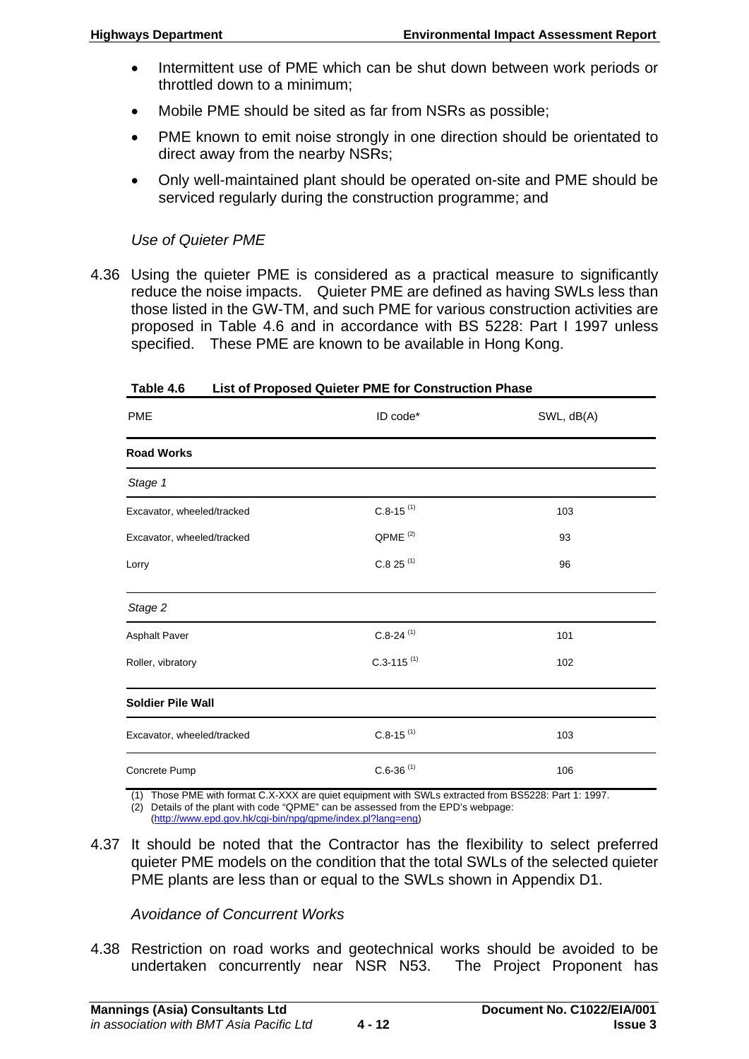- Intermittent use of PME which can be shut down between work periods or throttled down to a minimum;
- Mobile PME should be sited as far from NSRs as possible;
- PME known to emit noise strongly in one direction should be orientated to direct away from the nearby NSRs;
- Only well-maintained plant should be operated on-site and PME should be serviced regularly during the construction programme; and

*Use of Quieter PME*

4.36 Using the quieter PME is considered as a practical measure to significantly reduce the noise impacts. Quieter PME are defined as having SWLs less than those listed in the GW-TM, and such PME for various construction activities are proposed in Table 4.6 and in accordance with BS 5228: Part I 1997 unless specified. These PME are known to be available in Hong Kong.

**Table 4.6 List of Proposed Quieter PME for Construction Phase**

| PME | ID code* | SWL, dB(A) |
|---|---|---|
| **Road Works** | | |
| *Stage 1* | | |
| Excavator, wheeled/tracked | C.8-15 (1) | 103 |
| Excavator, wheeled/tracked | QPME (2) | 93 |
| Lorry | C.8 25 (1) | 96 |
| *Stage 2* | | |
| Asphalt Paver | C.8-24 (1) | 101 |
| Roller, vibratory | C.3-115 (1) | 102 |
| **Soldier Pile Wall** | | |
| Excavator, wheeled/tracked | C.8-15 (1) | 103 |
| Concrete Pump | C.6-36 (1) | 106 |

(1) Those PME with format C.X-XXX are quiet equipment with SWLs extracted from BS5228: Part 1: 1997.
(2) Details of the plant with code "QPME" can be assessed from the EPD's webpage: (http://www.epd.gov.hk/cgi-bin/npg/qpme/index.pl?lang=eng)

4.37 It should be noted that the Contractor has the flexibility to select preferred quieter PME models on the condition that the total SWLs of the selected quieter PME plants are less than or equal to the SWLs shown in Appendix D1.

*Avoidance of Concurrent Works*

4.38 Restriction on road works and geotechnical works should be avoided to be undertaken concurrently near NSR N53. The Project Proponent has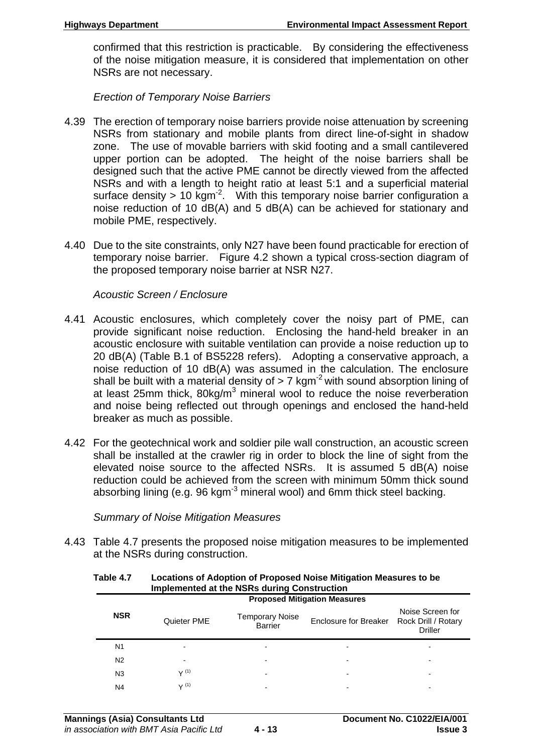confirmed that this restriction is practicable. By considering the effectiveness of the noise mitigation measure, it is considered that implementation on other NSRs are not necessary.

*Erection of Temporary Noise Barriers*

4.39 The erection of temporary noise barriers provide noise attenuation by screening NSRs from stationary and mobile plants from direct line-of-sight in shadow zone. The use of movable barriers with skid footing and a small cantilevered upper portion can be adopted. The height of the noise barriers shall be designed such that the active PME cannot be directly viewed from the affected NSRs and with a length to height ratio at least 5:1 and a superficial material surface density > 10 $kgm^{-2}$. With this temporary noise barrier configuration a noise reduction of 10 dB(A) and 5 dB(A) can be achieved for stationary and mobile PME, respectively.

4.40 Due to the site constraints, only N27 have been found practicable for erection of temporary noise barrier. Figure 4.2 shown a typical cross-section diagram of the proposed temporary noise barrier at NSR N27.

*Acoustic Screen / Enclosure*

4.41 Acoustic enclosures, which completely cover the noisy part of PME, can provide significant noise reduction. Enclosing the hand-held breaker in an acoustic enclosure with suitable ventilation can provide a noise reduction up to 20 dB(A) (Table B.1 of BS5228 refers). Adopting a conservative approach, a noise reduction of 10 dB(A) was assumed in the calculation. The enclosure shall be built with a material density of > 7 $kgm^{-2}$ with sound absorption lining of at least 25mm thick, 80$kg/m^3$ mineral wool to reduce the noise reverberation and noise being reflected out through openings and enclosed the hand-held breaker as much as possible.

4.42 For the geotechnical work and soldier pile wall construction, an acoustic screen shall be installed at the crawler rig in order to block the line of sight from the elevated noise source to the affected NSRs. It is assumed 5 dB(A) noise reduction could be achieved from the screen with minimum 50mm thick sound absorbing lining (e.g. 96 $kgm^{-3}$ mineral wool) and 6mm thick steel backing.

*Summary of Noise Mitigation Measures*

4.43 Table 4.7 presents the proposed noise mitigation measures to be implemented at the NSRs during construction.

**Table 4.7 Locations of Adoption of Proposed Noise Mitigation Measures to be Implemented at the NSRs during Construction**

| NSR | Proposed Mitigation Measures | | | |
|---|---|---|---|---|
| | Quieter PME | Temporary Noise Barrier | Enclosure for Breaker | Noise Screen for Rock Drill / Rotary Driller |
| N1 | - | - | - | - |
| N2 | - | - | - | - |
| N3 | Y [(1)] | - | - | - |
| N4 | Y [(1)] | - | - | - |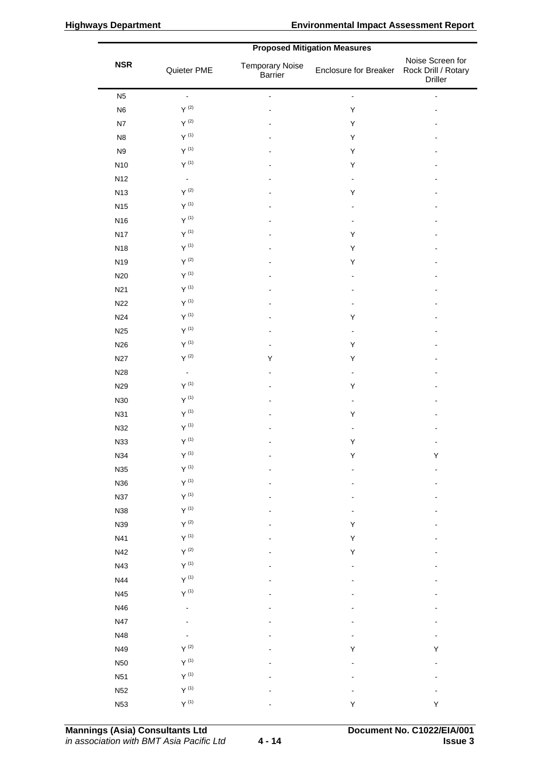| NSR | Proposed Mitigation Measures | | | |
|---|---|---|---|---|
| | Quieter PME | Temporary Noise Barrier | Enclosure for Breaker | Noise Screen for Rock Drill / Rotary Driller |
| N5 | - | - | - | - |
| N6 | Y (2) | - | Y | - |
| N7 | Y (2) | - | Y | - |
| N8 | Y (1) | - | Y | - |
| N9 | Y (1) | - | Y | - |
| N10 | Y (1) | - | Y | - |
| N12 | - | - | - | - |
| N13 | Y (2) | - | Y | - |
| N15 | Y (1) | - | - | - |
| N16 | Y (1) | - | - | - |
| N17 | Y (1) | - | Y | - |
| N18 | Y (1) | - | Y | - |
| N19 | Y (2) | - | Y | - |
| N20 | Y (1) | - | - | - |
| N21 | Y (1) | - | - | - |
| N22 | Y (1) | - | - | - |
| N24 | Y (1) | - | Y | - |
| N25 | Y (1) | - | - | - |
| N26 | Y (1) | - | Y | - |
| N27 | Y (2) | Y | Y | - |
| N28 | - | - | - | - |
| N29 | Y (1) | - | Y | - |
| N30 | Y (1) | - | - | - |
| N31 | Y (1) | - | Y | - |
| N32 | Y (1) | - | - | - |
| N33 | Y (1) | - | Y | - |
| N34 | Y (1) | - | Y | Y |
| N35 | Y (1) | - | - | - |
| N36 | Y (1) | - | - | - |
| N37 | Y (1) | - | - | - |
| N38 | Y (1) | - | - | - |
| N39 | Y (2) | - | Y | - |
| N41 | Y (1) | - | Y | - |
| N42 | Y (2) | - | Y | - |
| N43 | Y (1) | - | - | - |
| N44 | Y (1) | - | - | - |
| N45 | Y (1) | - | - | - |
| N46 | - | - | - | - |
| N47 | - | - | - | - |
| N48 | - | - | - | - |
| N49 | Y (2) | - | Y | Y |
| N50 | Y (1) | - | - | - |
| N51 | Y (1) | - | - | - |
| N52 | Y (1) | - | - | - |
| N53 | Y (1) | - | Y | Y |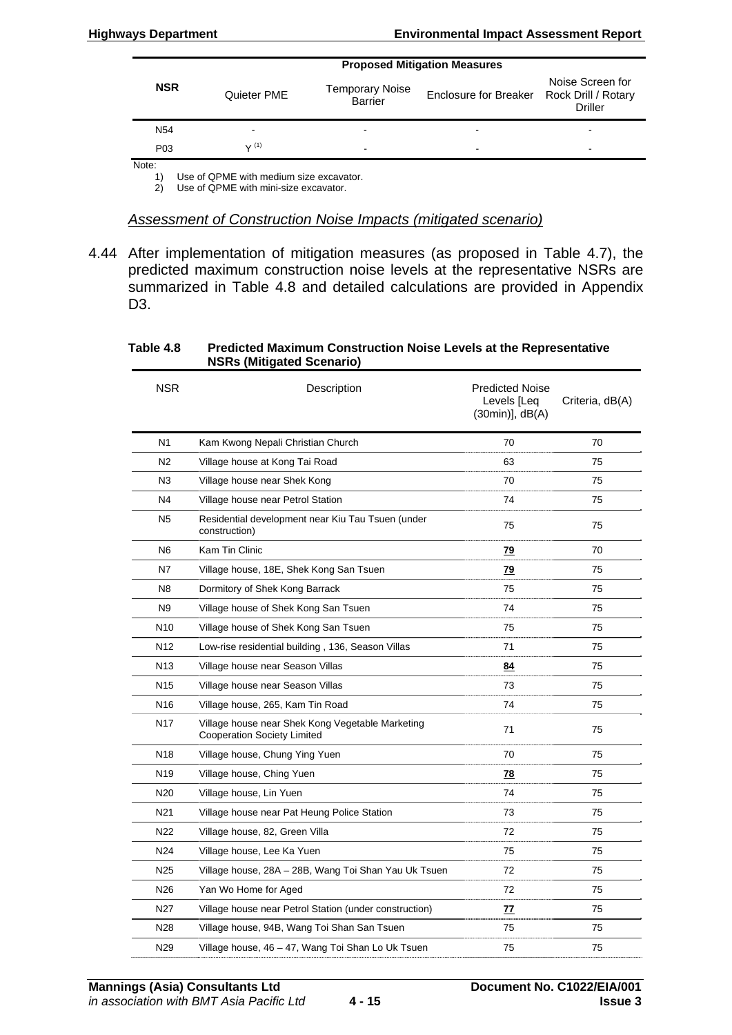| NSR | Proposed Mitigation Measures | | | |
|---|---|---|---|---|
| | Quieter PME | Temporary Noise Barrier | Enclosure for Breaker | Noise Screen for Rock Drill / Rotary Driller |
| N54 | - | - | - | - |
| P03 | Y [(1)] | - | - | - |

Note:
1) Use of QPME with medium size excavator.
2) Use of QPME with mini-size excavator.

*Assessment of Construction Noise Impacts (mitigated scenario)*

4.44 After implementation of mitigation measures (as proposed in Table 4.7), the predicted maximum construction noise levels at the representative NSRs are summarized in Table 4.8 and detailed calculations are provided in Appendix D3.

**Table 4.8 Predicted Maximum Construction Noise Levels at the Representative NSRs (Mitigated Scenario)**

| NSR | Description | Predicted Noise Levels [Leq (30min)], dB(A) | Criteria, dB(A) |
|---|---|---|---|
| N1 | Kam Kwong Nepali Christian Church | 70 | 70 |
| N2 | Village house at Kong Tai Road | 63 | 75 |
| N3 | Village house near Shek Kong | 70 | 75 |
| N4 | Village house near Petrol Station | 74 | 75 |
| N5 | Residential development near Kiu Tau Tsuen (under construction) | 75 | 75 |
| N6 | Kam Tin Clinic | **79** | 70 |
| N7 | Village house, 18E, Shek Kong San Tsuen | **79** | 75 |
| N8 | Dormitory of Shek Kong Barrack | 75 | 75 |
| N9 | Village house of Shek Kong San Tsuen | 74 | 75 |
| N10 | Village house of Shek Kong San Tsuen | 75 | 75 |
| N12 | Low-rise residential building , 136, Season Villas | 71 | 75 |
| N13 | Village house near Season Villas | **84** | 75 |
| N15 | Village house near Season Villas | 73 | 75 |
| N16 | Village house, 265, Kam Tin Road | 74 | 75 |
| N17 | Village house near Shek Kong Vegetable Marketing Cooperation Society Limited | 71 | 75 |
| N18 | Village house, Chung Ying Yuen | 70 | 75 |
| N19 | Village house, Ching Yuen | **78** | 75 |
| N20 | Village house, Lin Yuen | 74 | 75 |
| N21 | Village house near Pat Heung Police Station | 73 | 75 |
| N22 | Village house, 82, Green Villa | 72 | 75 |
| N24 | Village house, Lee Ka Yuen | 75 | 75 |
| N25 | Village house, 28A – 28B, Wang Toi Shan Yau Uk Tsuen | 72 | 75 |
| N26 | Yan Wo Home for Aged | 72 | 75 |
| N27 | Village house near Petrol Station (under construction) | **77** | 75 |
| N28 | Village house, 94B, Wang Toi Shan San Tsuen | 75 | 75 |
| N29 | Village house, 46 – 47, Wang Toi Shan Lo Uk Tsuen | 75 | 75 |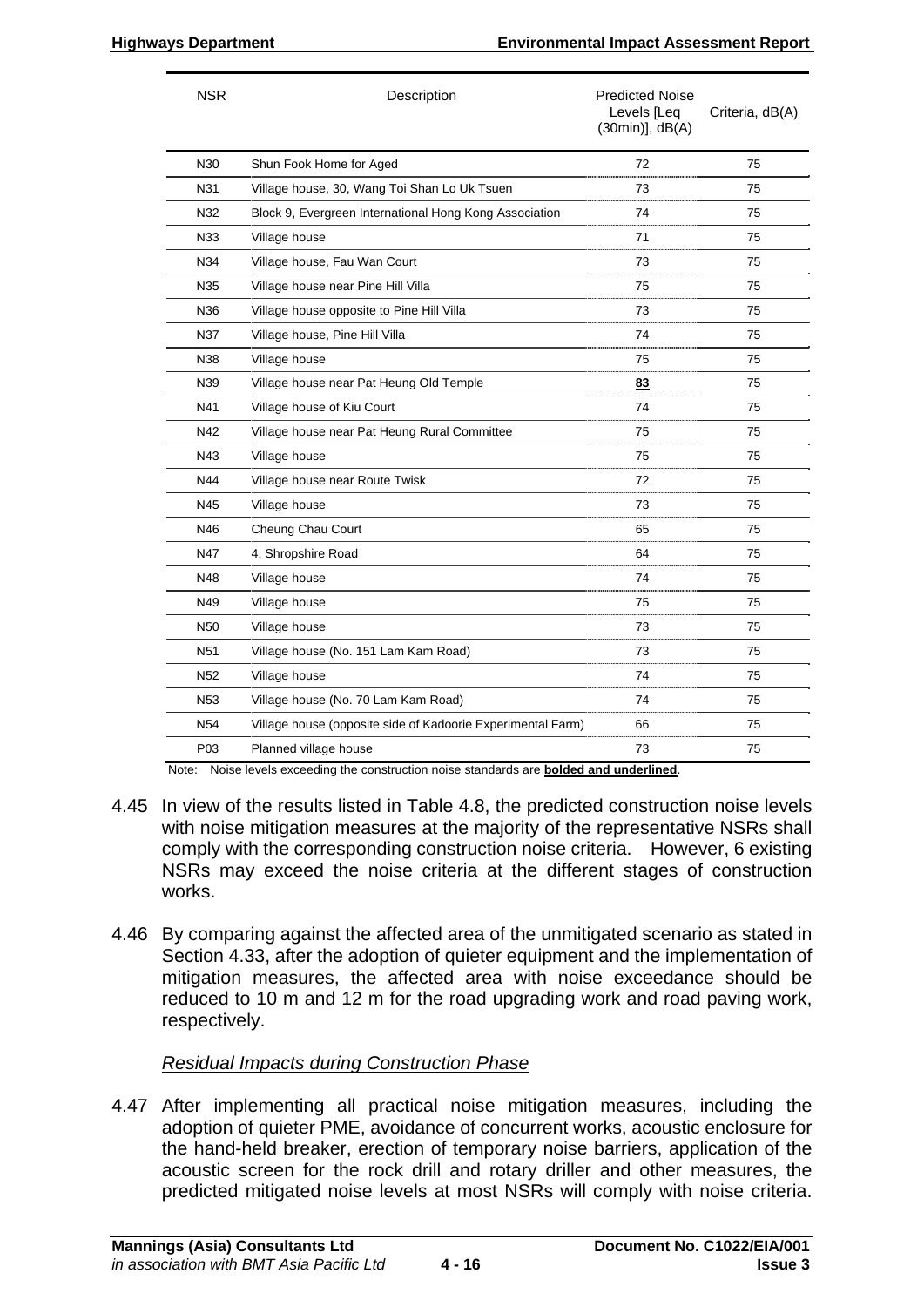| NSR | Description | Predicted Noise Levels [Leq (30min)], dB(A) | Criteria, dB(A) |
|---|---|---|---|
| N30 | Shun Fook Home for Aged | 72 | 75 |
| N31 | Village house, 30, Wang Toi Shan Lo Uk Tsuen | 73 | 75 |
| N32 | Block 9, Evergreen International Hong Kong Association | 74 | 75 |
| N33 | Village house | 71 | 75 |
| N34 | Village house, Fau Wan Court | 73 | 75 |
| N35 | Village house near Pine Hill Villa | 75 | 75 |
| N36 | Village house opposite to Pine Hill Villa | 73 | 75 |
| N37 | Village house, Pine Hill Villa | 74 | 75 |
| N38 | Village house | 75 | 75 |
| N39 | Village house near Pat Heung Old Temple | **<u>83</u>** | 75 |
| N41 | Village house of Kiu Court | 74 | 75 |
| N42 | Village house near Pat Heung Rural Committee | 75 | 75 |
| N43 | Village house | 75 | 75 |
| N44 | Village house near Route Twisk | 72 | 75 |
| N45 | Village house | 73 | 75 |
| N46 | Cheung Chau Court | 65 | 75 |
| N47 | 4, Shropshire Road | 64 | 75 |
| N48 | Village house | 74 | 75 |
| N49 | Village house | 75 | 75 |
| N50 | Village house | 73 | 75 |
| N51 | Village house (No. 151 Lam Kam Road) | 73 | 75 |
| N52 | Village house | 74 | 75 |
| N53 | Village house (No. 70 Lam Kam Road) | 74 | 75 |
| N54 | Village house (opposite side of Kadoorie Experimental Farm) | 66 | 75 |
| P03 | Planned village house | 73 | 75 |

Note: Noise levels exceeding the construction noise standards are **<u>bolded and underlined</u>**.

4.45 In view of the results listed in Table 4.8, the predicted construction noise levels with noise mitigation measures at the majority of the representative NSRs shall comply with the corresponding construction noise criteria. However, 6 existing NSRs may exceed the noise criteria at the different stages of construction works.

4.46 By comparing against the affected area of the unmitigated scenario as stated in Section 4.33, after the adoption of quieter equipment and the implementation of mitigation measures, the affected area with noise exceedance should be reduced to 10 m and 12 m for the road upgrading work and road paving work, respectively.

*<u>Residual Impacts during Construction Phase</u>*

4.47 After implementing all practical noise mitigation measures, including the adoption of quieter PME, avoidance of concurrent works, acoustic enclosure for the hand-held breaker, erection of temporary noise barriers, application of the acoustic screen for the rock drill and rotary driller and other measures, the predicted mitigated noise levels at most NSRs will comply with noise criteria.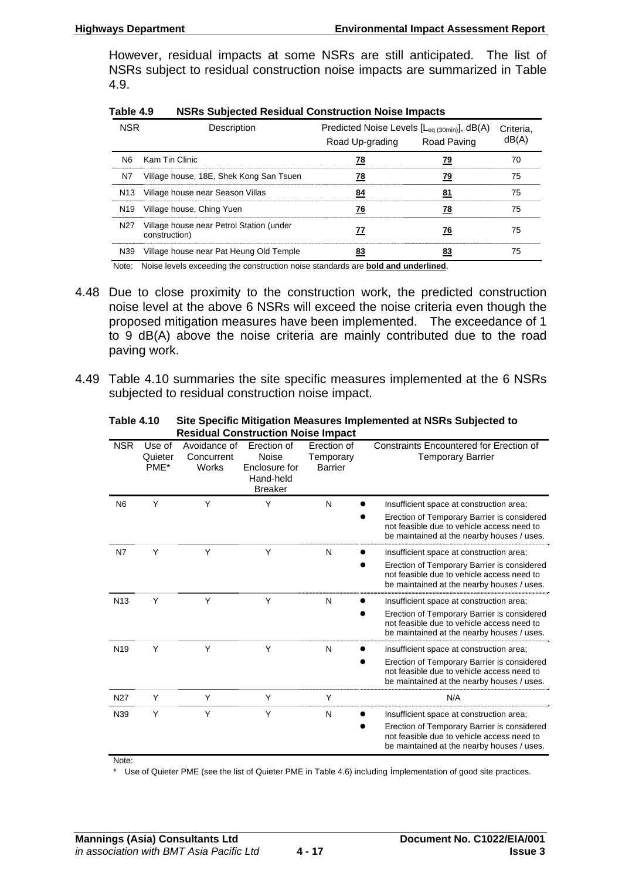However, residual impacts at some NSRs are still anticipated. The list of NSRs subject to residual construction noise impacts are summarized in Table 4.9.

**Table 4.9 NSRs Subjected Residual Construction Noise Impacts**

| NSR | Description | Predicted Noise Levels [$L_{eq\,(30min)}$], dB(A) | | Criteria, dB(A) |
|---|---|---|---|---|
| | | Road Up-grading | Road Paving | |
| N6 | Kam Tin Clinic | **<u>78</u>** | **<u>79</u>** | 70 |
| N7 | Village house, 18E, Shek Kong San Tsuen | **<u>78</u>** | **<u>79</u>** | 75 |
| N13 | Village house near Season Villas | **<u>84</u>** | **<u>81</u>** | 75 |
| N19 | Village house, Ching Yuen | **<u>76</u>** | **<u>78</u>** | 75 |
| N27 | Village house near Petrol Station (under construction) | **<u>77</u>** | **<u>76</u>** | 75 |
| N39 | Village house near Pat Heung Old Temple | **<u>83</u>** | **<u>83</u>** | 75 |

Note: Noise levels exceeding the construction noise standards are **<u>bold and underlined</u>**.

4.48 Due to close proximity to the construction work, the predicted construction noise level at the above 6 NSRs will exceed the noise criteria even though the proposed mitigation measures have been implemented. The exceedance of 1 to 9 dB(A) above the noise criteria are mainly contributed due to the road paving work.

4.49 Table 4.10 summaries the site specific measures implemented at the 6 NSRs subjected to residual construction noise impact.

**Table 4.10 Site Specific Mitigation Measures Implemented at NSRs Subjected to Residual Construction Noise Impact**

| NSR | Use of Quieter PME* | Avoidance of Concurrent Works | Erection of Noise Enclosure for Hand-held Breaker | Erection of Temporary Barrier | Constraints Encountered for Erection of Temporary Barrier |
|---|---|---|---|---|---|
| N6 | Y | Y | Y | N | • Insufficient space at construction area;<br>• Erection of Temporary Barrier is considered not feasible due to vehicle access need to be maintained at the nearby houses / uses. |
| N7 | Y | Y | Y | N | • Insufficient space at construction area;<br>• Erection of Temporary Barrier is considered not feasible due to vehicle access need to be maintained at the nearby houses / uses. |
| N13 | Y | Y | Y | N | • Insufficient space at construction area;<br>• Erection of Temporary Barrier is considered not feasible due to vehicle access need to be maintained at the nearby houses / uses. |
| N19 | Y | Y | Y | N | • Insufficient space at construction area;<br>• Erection of Temporary Barrier is considered not feasible due to vehicle access need to be maintained at the nearby houses / uses. |
| N27 | Y | Y | Y | Y | N/A |
| N39 | Y | Y | Y | N | • Insufficient space at construction area;<br>• Erection of Temporary Barrier is considered not feasible due to vehicle access need to be maintained at the nearby houses / uses. |

Note:

\* Use of Quieter PME (see the list of Quieter PME in Table 4.6) including implementation of good site practices.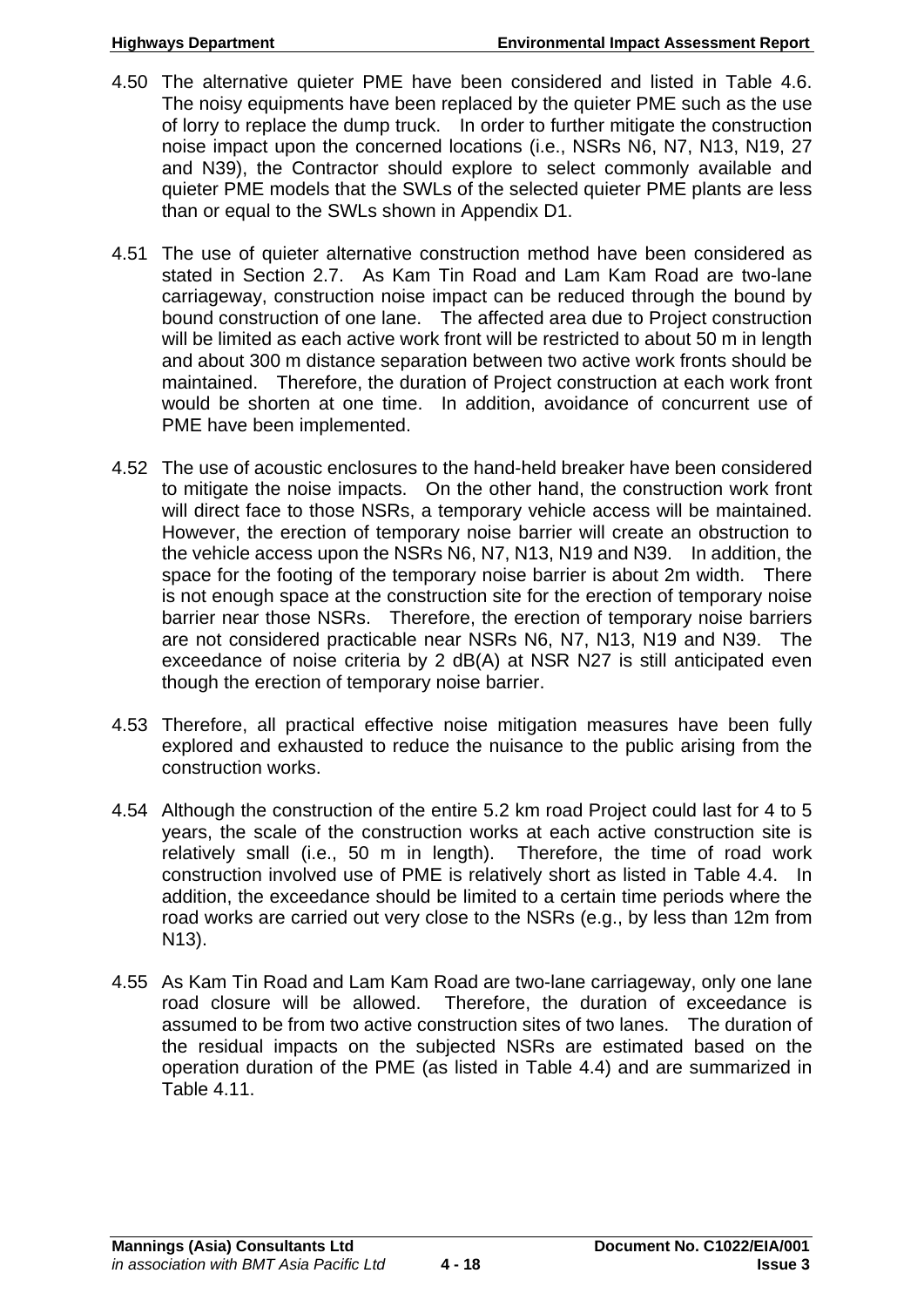4.50 The alternative quieter PME have been considered and listed in Table 4.6. The noisy equipments have been replaced by the quieter PME such as the use of lorry to replace the dump truck. In order to further mitigate the construction noise impact upon the concerned locations (i.e., NSRs N6, N7, N13, N19, 27 and N39), the Contractor should explore to select commonly available and quieter PME models that the SWLs of the selected quieter PME plants are less than or equal to the SWLs shown in Appendix D1.

4.51 The use of quieter alternative construction method have been considered as stated in Section 2.7. As Kam Tin Road and Lam Kam Road are two-lane carriageway, construction noise impact can be reduced through the bound by bound construction of one lane. The affected area due to Project construction will be limited as each active work front will be restricted to about 50 m in length and about 300 m distance separation between two active work fronts should be maintained. Therefore, the duration of Project construction at each work front would be shorten at one time. In addition, avoidance of concurrent use of PME have been implemented.

4.52 The use of acoustic enclosures to the hand-held breaker have been considered to mitigate the noise impacts. On the other hand, the construction work front will direct face to those NSRs, a temporary vehicle access will be maintained. However, the erection of temporary noise barrier will create an obstruction to the vehicle access upon the NSRs N6, N7, N13, N19 and N39. In addition, the space for the footing of the temporary noise barrier is about 2m width. There is not enough space at the construction site for the erection of temporary noise barrier near those NSRs. Therefore, the erection of temporary noise barriers are not considered practicable near NSRs N6, N7, N13, N19 and N39. The exceedance of noise criteria by 2 dB(A) at NSR N27 is still anticipated even though the erection of temporary noise barrier.

4.53 Therefore, all practical effective noise mitigation measures have been fully explored and exhausted to reduce the nuisance to the public arising from the construction works.

4.54 Although the construction of the entire 5.2 km road Project could last for 4 to 5 years, the scale of the construction works at each active construction site is relatively small (i.e., 50 m in length). Therefore, the time of road work construction involved use of PME is relatively short as listed in Table 4.4. In addition, the exceedance should be limited to a certain time periods where the road works are carried out very close to the NSRs (e.g., by less than 12m from N13).

4.55 As Kam Tin Road and Lam Kam Road are two-lane carriageway, only one lane road closure will be allowed. Therefore, the duration of exceedance is assumed to be from two active construction sites of two lanes. The duration of the residual impacts on the subjected NSRs are estimated based on the operation duration of the PME (as listed in Table 4.4) and are summarized in Table 4.11.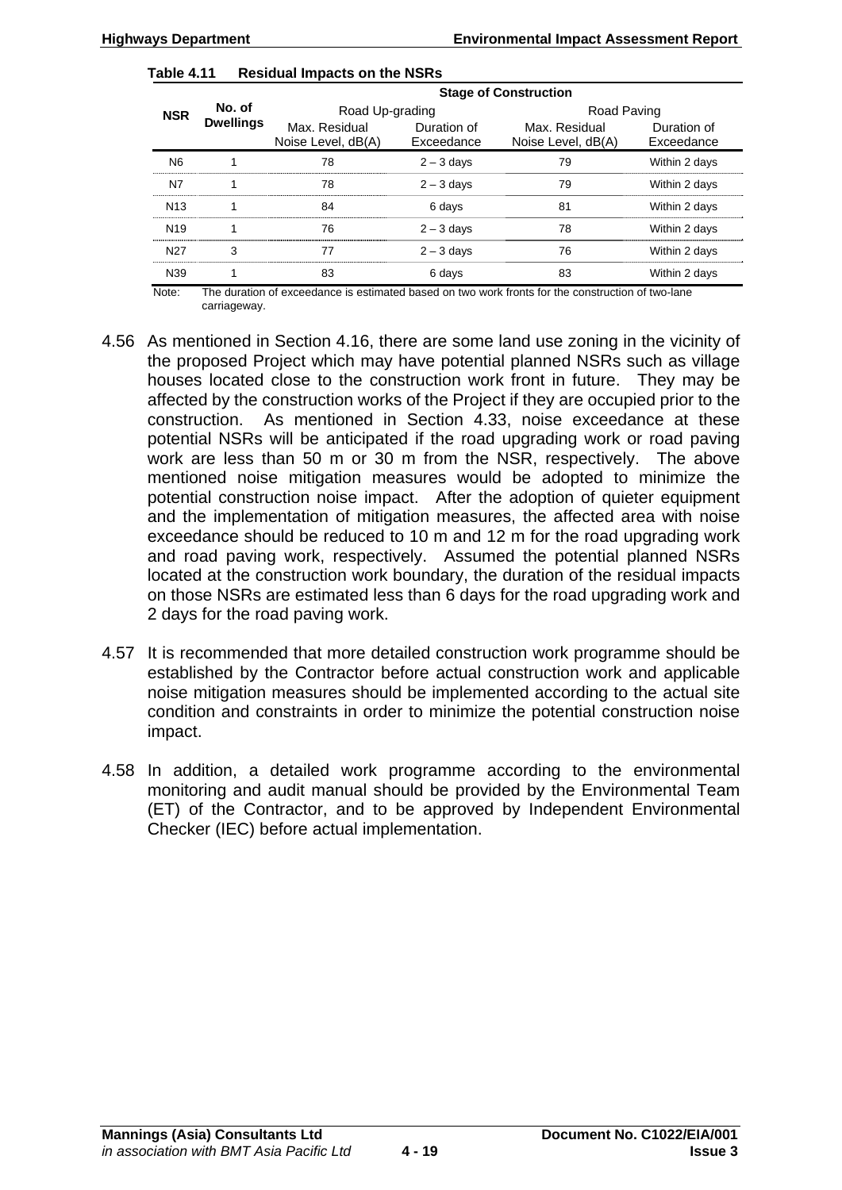**Table 4.11 Residual Impacts on the NSRs**

| NSR | No. of Dwellings | Stage of Construction | | | |
|---|---|---|---|---|---|
| | | Road Up-grading | | Road Paving | |
| | | Max. Residual Noise Level, dB(A) | Duration of Exceedance | Max. Residual Noise Level, dB(A) | Duration of Exceedance |
| N6 | 1 | 78 | 2 – 3 days | 79 | Within 2 days |
| N7 | 1 | 78 | 2 – 3 days | 79 | Within 2 days |
| N13 | 1 | 84 | 6 days | 81 | Within 2 days |
| N19 | 1 | 76 | 2 – 3 days | 78 | Within 2 days |
| N27 | 3 | 77 | 2 – 3 days | 76 | Within 2 days |
| N39 | 1 | 83 | 6 days | 83 | Within 2 days |

Note: The duration of exceedance is estimated based on two work fronts for the construction of two-lane carriageway.

4.56 As mentioned in Section 4.16, there are some land use zoning in the vicinity of the proposed Project which may have potential planned NSRs such as village houses located close to the construction work front in future. They may be affected by the construction works of the Project if they are occupied prior to the construction. As mentioned in Section 4.33, noise exceedance at these potential NSRs will be anticipated if the road upgrading work or road paving work are less than 50 m or 30 m from the NSR, respectively. The above mentioned noise mitigation measures would be adopted to minimize the potential construction noise impact. After the adoption of quieter equipment and the implementation of mitigation measures, the affected area with noise exceedance should be reduced to 10 m and 12 m for the road upgrading work and road paving work, respectively. Assumed the potential planned NSRs located at the construction work boundary, the duration of the residual impacts on those NSRs are estimated less than 6 days for the road upgrading work and 2 days for the road paving work.

4.57 It is recommended that more detailed construction work programme should be established by the Contractor before actual construction work and applicable noise mitigation measures should be implemented according to the actual site condition and constraints in order to minimize the potential construction noise impact.

4.58 In addition, a detailed work programme according to the environmental monitoring and audit manual should be provided by the Environmental Team (ET) of the Contractor, and to be approved by Independent Environmental Checker (IEC) before actual implementation.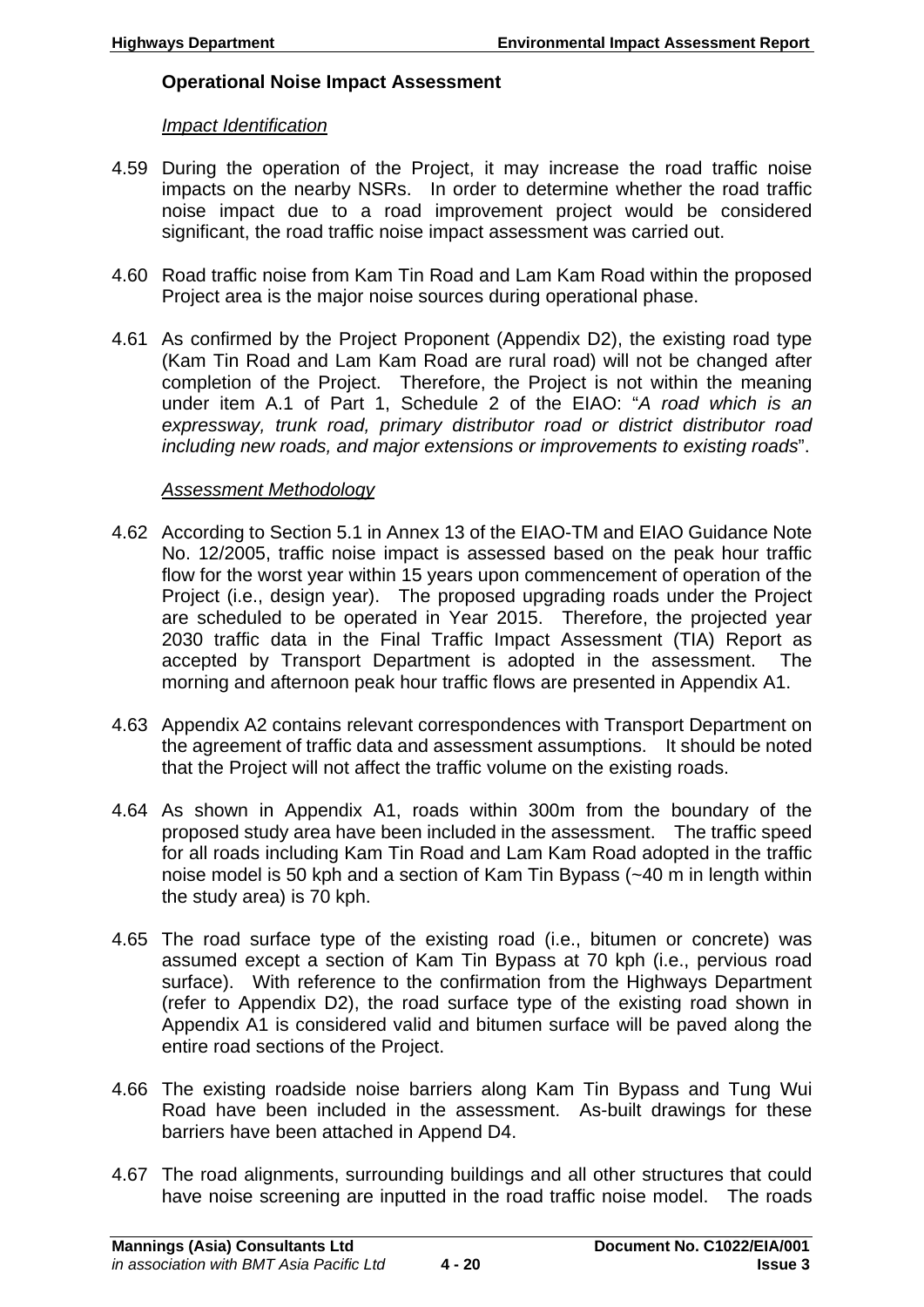**Operational Noise Impact Assessment**

*Impact Identification*

4.59 During the operation of the Project, it may increase the road traffic noise impacts on the nearby NSRs. In order to determine whether the road traffic noise impact due to a road improvement project would be considered significant, the road traffic noise impact assessment was carried out.

4.60 Road traffic noise from Kam Tin Road and Lam Kam Road within the proposed Project area is the major noise sources during operational phase.

4.61 As confirmed by the Project Proponent (Appendix D2), the existing road type (Kam Tin Road and Lam Kam Road are rural road) will not be changed after completion of the Project. Therefore, the Project is not within the meaning under item A.1 of Part 1, Schedule 2 of the EIAO: "*A road which is an expressway, trunk road, primary distributor road or district distributor road including new roads, and major extensions or improvements to existing roads*".

*Assessment Methodology*

4.62 According to Section 5.1 in Annex 13 of the EIAO-TM and EIAO Guidance Note No. 12/2005, traffic noise impact is assessed based on the peak hour traffic flow for the worst year within 15 years upon commencement of operation of the Project (i.e., design year). The proposed upgrading roads under the Project are scheduled to be operated in Year 2015. Therefore, the projected year 2030 traffic data in the Final Traffic Impact Assessment (TIA) Report as accepted by Transport Department is adopted in the assessment. The morning and afternoon peak hour traffic flows are presented in Appendix A1.

4.63 Appendix A2 contains relevant correspondences with Transport Department on the agreement of traffic data and assessment assumptions. It should be noted that the Project will not affect the traffic volume on the existing roads.

4.64 As shown in Appendix A1, roads within 300m from the boundary of the proposed study area have been included in the assessment. The traffic speed for all roads including Kam Tin Road and Lam Kam Road adopted in the traffic noise model is 50 kph and a section of Kam Tin Bypass (~40 m in length within the study area) is 70 kph.

4.65 The road surface type of the existing road (i.e., bitumen or concrete) was assumed except a section of Kam Tin Bypass at 70 kph (i.e., pervious road surface). With reference to the confirmation from the Highways Department (refer to Appendix D2), the road surface type of the existing road shown in Appendix A1 is considered valid and bitumen surface will be paved along the entire road sections of the Project.

4.66 The existing roadside noise barriers along Kam Tin Bypass and Tung Wui Road have been included in the assessment. As-built drawings for these barriers have been attached in Append D4.

4.67 The road alignments, surrounding buildings and all other structures that could have noise screening are inputted in the road traffic noise model. The roads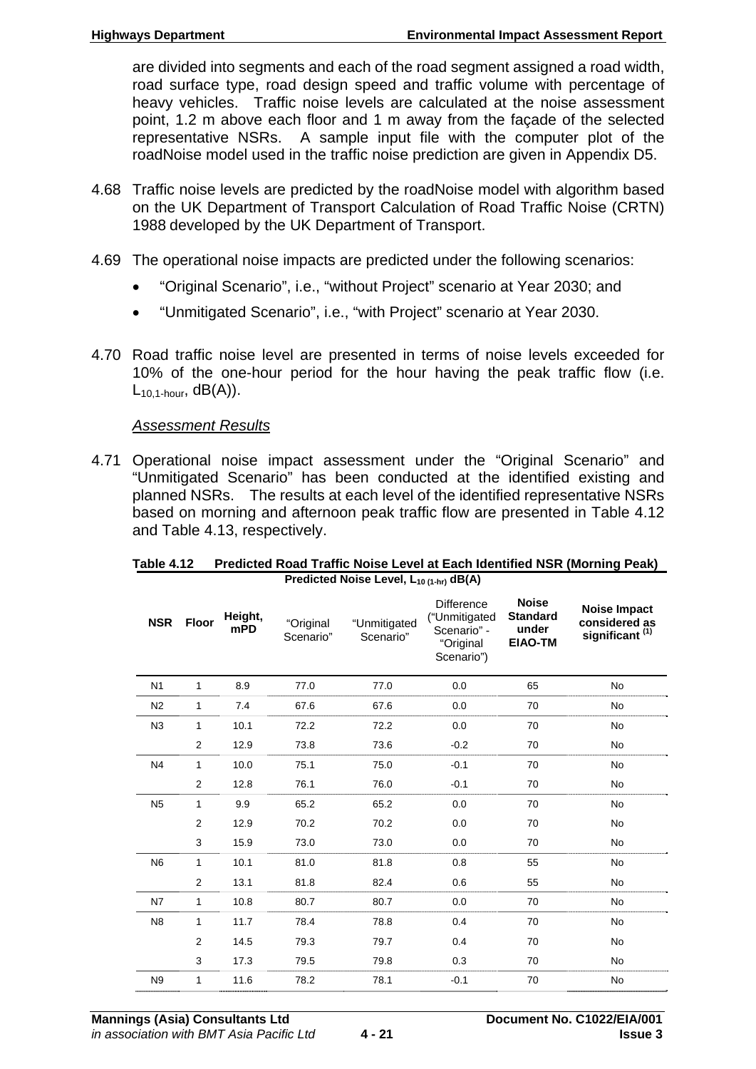are divided into segments and each of the road segment assigned a road width, road surface type, road design speed and traffic volume with percentage of heavy vehicles. Traffic noise levels are calculated at the noise assessment point, 1.2 m above each floor and 1 m away from the façade of the selected representative NSRs. A sample input file with the computer plot of the roadNoise model used in the traffic noise prediction are given in Appendix D5.

4.68 Traffic noise levels are predicted by the roadNoise model with algorithm based on the UK Department of Transport Calculation of Road Traffic Noise (CRTN) 1988 developed by the UK Department of Transport.

4.69 The operational noise impacts are predicted under the following scenarios:

- "Original Scenario", i.e., "without Project" scenario at Year 2030; and
- "Unmitigated Scenario", i.e., "with Project" scenario at Year 2030.

4.70 Road traffic noise level are presented in terms of noise levels exceeded for 10% of the one-hour period for the hour having the peak traffic flow (i.e. $L_{10,1\text{-hour}}$, dB(A)).

*Assessment Results*

4.71 Operational noise impact assessment under the "Original Scenario" and "Unmitigated Scenario" has been conducted at the identified existing and planned NSRs. The results at each level of the identified representative NSRs based on morning and afternoon peak traffic flow are presented in Table 4.12 and Table 4.13, respectively.

**Table 4.12 Predicted Road Traffic Noise Level at Each Identified NSR (Morning Peak)**

| NSR | Floor | Height, mPD | Predicted Noise Level, $L_{10\ (1\text{-hr})}$ dB(A) "Original Scenario" | "Unmitigated Scenario" | Difference ("Unmitigated Scenario" - "Original Scenario") | Noise Standard under EIAO-TM | Noise Impact considered as significant (1) |
|---|---|---|---|---|---|---|---|
| N1 | 1 | 8.9 | 77.0 | 77.0 | 0.0 | 65 | No |
| N2 | 1 | 7.4 | 67.6 | 67.6 | 0.0 | 70 | No |
| N3 | 1 | 10.1 | 72.2 | 72.2 | 0.0 | 70 | No |
| | 2 | 12.9 | 73.8 | 73.6 | -0.2 | 70 | No |
| N4 | 1 | 10.0 | 75.1 | 75.0 | -0.1 | 70 | No |
| | 2 | 12.8 | 76.1 | 76.0 | -0.1 | 70 | No |
| N5 | 1 | 9.9 | 65.2 | 65.2 | 0.0 | 70 | No |
| | 2 | 12.9 | 70.2 | 70.2 | 0.0 | 70 | No |
| | 3 | 15.9 | 73.0 | 73.0 | 0.0 | 70 | No |
| N6 | 1 | 10.1 | 81.0 | 81.8 | 0.8 | 55 | No |
| | 2 | 13.1 | 81.8 | 82.4 | 0.6 | 55 | No |
| N7 | 1 | 10.8 | 80.7 | 80.7 | 0.0 | 70 | No |
| N8 | 1 | 11.7 | 78.4 | 78.8 | 0.4 | 70 | No |
| | 2 | 14.5 | 79.3 | 79.7 | 0.4 | 70 | No |
| | 3 | 17.3 | 79.5 | 79.8 | 0.3 | 70 | No |
| N9 | 1 | 11.6 | 78.2 | 78.1 | -0.1 | 70 | No |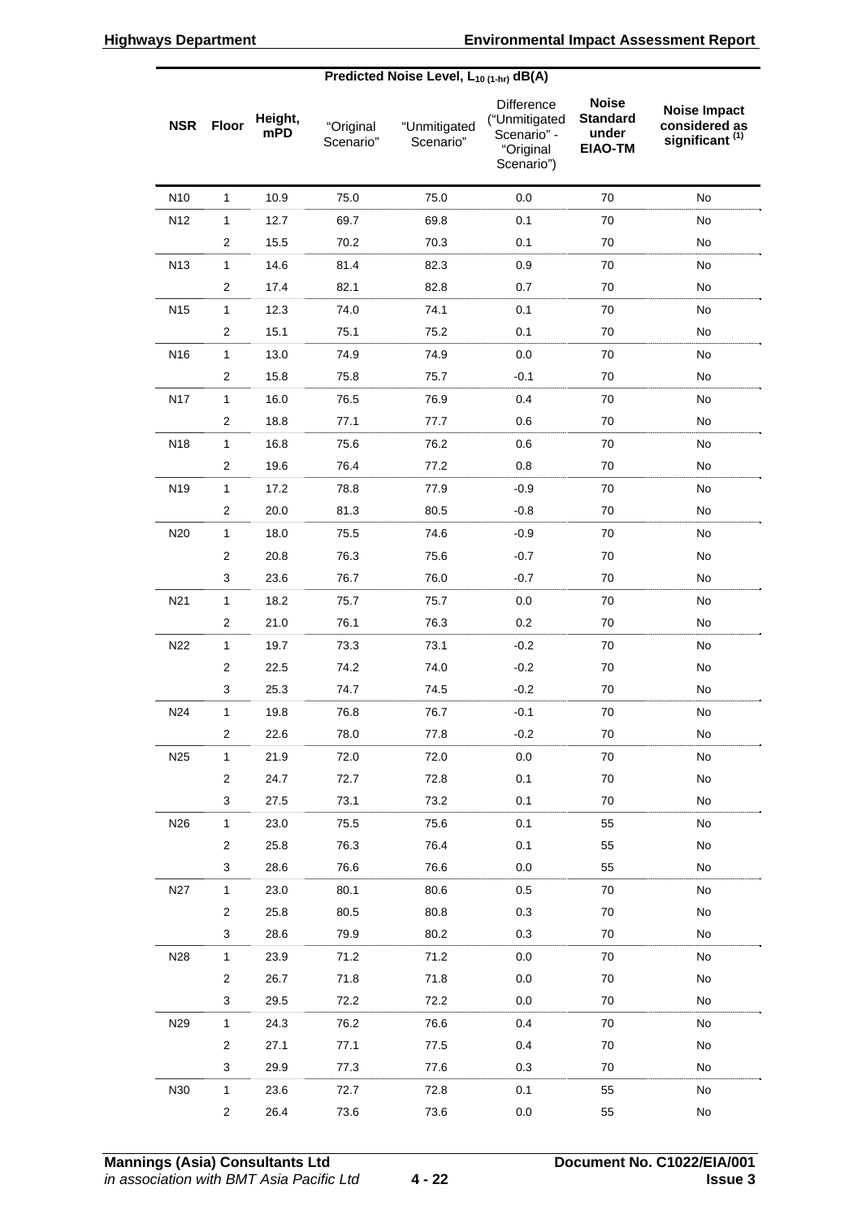| NSR | Floor | Height, mPD | Predicted Noise Level, $L_{10\ (1\text{-hr})}$ dB(A) "Original Scenario" | "Unmitigated Scenario" | Difference ("Unmitigated Scenario" - "Original Scenario") | Noise Standard under EIAO-TM | Noise Impact considered as significant [(1)] |
|---|---|---|---|---|---|---|---|
| N10 | 1 | 10.9 | 75.0 | 75.0 | 0.0 | 70 | No |
| N12 | 1 | 12.7 | 69.7 | 69.8 | 0.1 | 70 | No |
| | 2 | 15.5 | 70.2 | 70.3 | 0.1 | 70 | No |
| N13 | 1 | 14.6 | 81.4 | 82.3 | 0.9 | 70 | No |
| | 2 | 17.4 | 82.1 | 82.8 | 0.7 | 70 | No |
| N15 | 1 | 12.3 | 74.0 | 74.1 | 0.1 | 70 | No |
| | 2 | 15.1 | 75.1 | 75.2 | 0.1 | 70 | No |
| N16 | 1 | 13.0 | 74.9 | 74.9 | 0.0 | 70 | No |
| | 2 | 15.8 | 75.8 | 75.7 | -0.1 | 70 | No |
| N17 | 1 | 16.0 | 76.5 | 76.9 | 0.4 | 70 | No |
| | 2 | 18.8 | 77.1 | 77.7 | 0.6 | 70 | No |
| N18 | 1 | 16.8 | 75.6 | 76.2 | 0.6 | 70 | No |
| | 2 | 19.6 | 76.4 | 77.2 | 0.8 | 70 | No |
| N19 | 1 | 17.2 | 78.8 | 77.9 | -0.9 | 70 | No |
| | 2 | 20.0 | 81.3 | 80.5 | -0.8 | 70 | No |
| N20 | 1 | 18.0 | 75.5 | 74.6 | -0.9 | 70 | No |
| | 2 | 20.8 | 76.3 | 75.6 | -0.7 | 70 | No |
| | 3 | 23.6 | 76.7 | 76.0 | -0.7 | 70 | No |
| N21 | 1 | 18.2 | 75.7 | 75.7 | 0.0 | 70 | No |
| | 2 | 21.0 | 76.1 | 76.3 | 0.2 | 70 | No |
| N22 | 1 | 19.7 | 73.3 | 73.1 | -0.2 | 70 | No |
| | 2 | 22.5 | 74.2 | 74.0 | -0.2 | 70 | No |
| | 3 | 25.3 | 74.7 | 74.5 | -0.2 | 70 | No |
| N24 | 1 | 19.8 | 76.8 | 76.7 | -0.1 | 70 | No |
| | 2 | 22.6 | 78.0 | 77.8 | -0.2 | 70 | No |
| N25 | 1 | 21.9 | 72.0 | 72.0 | 0.0 | 70 | No |
| | 2 | 24.7 | 72.7 | 72.8 | 0.1 | 70 | No |
| | 3 | 27.5 | 73.1 | 73.2 | 0.1 | 70 | No |
| N26 | 1 | 23.0 | 75.5 | 75.6 | 0.1 | 55 | No |
| | 2 | 25.8 | 76.3 | 76.4 | 0.1 | 55 | No |
| | 3 | 28.6 | 76.6 | 76.6 | 0.0 | 55 | No |
| N27 | 1 | 23.0 | 80.1 | 80.6 | 0.5 | 70 | No |
| | 2 | 25.8 | 80.5 | 80.8 | 0.3 | 70 | No |
| | 3 | 28.6 | 79.9 | 80.2 | 0.3 | 70 | No |
| N28 | 1 | 23.9 | 71.2 | 71.2 | 0.0 | 70 | No |
| | 2 | 26.7 | 71.8 | 71.8 | 0.0 | 70 | No |
| | 3 | 29.5 | 72.2 | 72.2 | 0.0 | 70 | No |
| N29 | 1 | 24.3 | 76.2 | 76.6 | 0.4 | 70 | No |
| | 2 | 27.1 | 77.1 | 77.5 | 0.4 | 70 | No |
| | 3 | 29.9 | 77.3 | 77.6 | 0.3 | 70 | No |
| N30 | 1 | 23.6 | 72.7 | 72.8 | 0.1 | 55 | No |
| | 2 | 26.4 | 73.6 | 73.6 | 0.0 | 55 | No |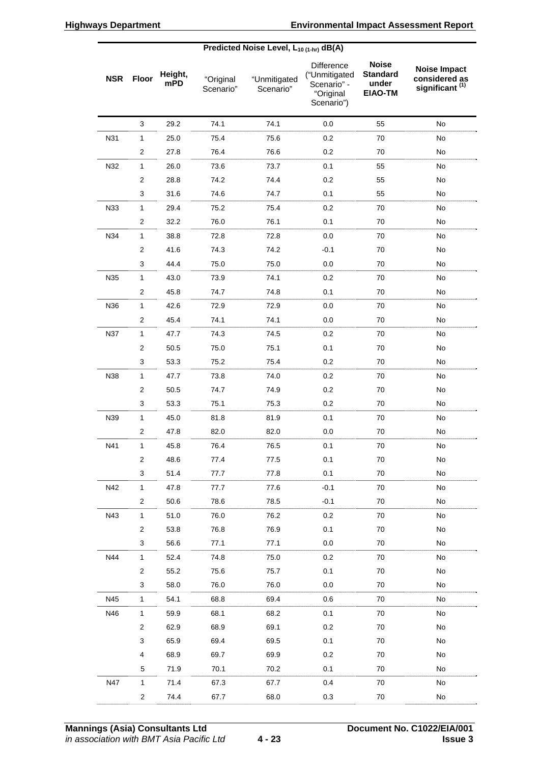| NSR | Floor | Height, mPD | Predicted Noise Level, $L_{10\,(1\text{-hr})}$ dB(A) "Original Scenario" | "Unmitigated Scenario" | Difference ("Unmitigated Scenario" - "Original Scenario") | Noise Standard under EIAO-TM | Noise Impact considered as significant [(1)] |
|---|---|---|---|---|---|---|---|
| | 3 | 29.2 | 74.1 | 74.1 | 0.0 | 55 | No |
| N31 | 1 | 25.0 | 75.4 | 75.6 | 0.2 | 70 | No |
| | 2 | 27.8 | 76.4 | 76.6 | 0.2 | 70 | No |
| N32 | 1 | 26.0 | 73.6 | 73.7 | 0.1 | 55 | No |
| | 2 | 28.8 | 74.2 | 74.4 | 0.2 | 55 | No |
| | 3 | 31.6 | 74.6 | 74.7 | 0.1 | 55 | No |
| N33 | 1 | 29.4 | 75.2 | 75.4 | 0.2 | 70 | No |
| | 2 | 32.2 | 76.0 | 76.1 | 0.1 | 70 | No |
| N34 | 1 | 38.8 | 72.8 | 72.8 | 0.0 | 70 | No |
| | 2 | 41.6 | 74.3 | 74.2 | -0.1 | 70 | No |
| | 3 | 44.4 | 75.0 | 75.0 | 0.0 | 70 | No |
| N35 | 1 | 43.0 | 73.9 | 74.1 | 0.2 | 70 | No |
| | 2 | 45.8 | 74.7 | 74.8 | 0.1 | 70 | No |
| N36 | 1 | 42.6 | 72.9 | 72.9 | 0.0 | 70 | No |
| | 2 | 45.4 | 74.1 | 74.1 | 0.0 | 70 | No |
| N37 | 1 | 47.7 | 74.3 | 74.5 | 0.2 | 70 | No |
| | 2 | 50.5 | 75.0 | 75.1 | 0.1 | 70 | No |
| | 3 | 53.3 | 75.2 | 75.4 | 0.2 | 70 | No |
| N38 | 1 | 47.7 | 73.8 | 74.0 | 0.2 | 70 | No |
| | 2 | 50.5 | 74.7 | 74.9 | 0.2 | 70 | No |
| | 3 | 53.3 | 75.1 | 75.3 | 0.2 | 70 | No |
| N39 | 1 | 45.0 | 81.8 | 81.9 | 0.1 | 70 | No |
| | 2 | 47.8 | 82.0 | 82.0 | 0.0 | 70 | No |
| N41 | 1 | 45.8 | 76.4 | 76.5 | 0.1 | 70 | No |
| | 2 | 48.6 | 77.4 | 77.5 | 0.1 | 70 | No |
| | 3 | 51.4 | 77.7 | 77.8 | 0.1 | 70 | No |
| N42 | 1 | 47.8 | 77.7 | 77.6 | -0.1 | 70 | No |
| | 2 | 50.6 | 78.6 | 78.5 | -0.1 | 70 | No |
| N43 | 1 | 51.0 | 76.0 | 76.2 | 0.2 | 70 | No |
| | 2 | 53.8 | 76.8 | 76.9 | 0.1 | 70 | No |
| | 3 | 56.6 | 77.1 | 77.1 | 0.0 | 70 | No |
| N44 | 1 | 52.4 | 74.8 | 75.0 | 0.2 | 70 | No |
| | 2 | 55.2 | 75.6 | 75.7 | 0.1 | 70 | No |
| | 3 | 58.0 | 76.0 | 76.0 | 0.0 | 70 | No |
| N45 | 1 | 54.1 | 68.8 | 69.4 | 0.6 | 70 | No |
| N46 | 1 | 59.9 | 68.1 | 68.2 | 0.1 | 70 | No |
| | 2 | 62.9 | 68.9 | 69.1 | 0.2 | 70 | No |
| | 3 | 65.9 | 69.4 | 69.5 | 0.1 | 70 | No |
| | 4 | 68.9 | 69.7 | 69.9 | 0.2 | 70 | No |
| | 5 | 71.9 | 70.1 | 70.2 | 0.1 | 70 | No |
| N47 | 1 | 71.4 | 67.3 | 67.7 | 0.4 | 70 | No |
| | 2 | 74.4 | 67.7 | 68.0 | 0.3 | 70 | No |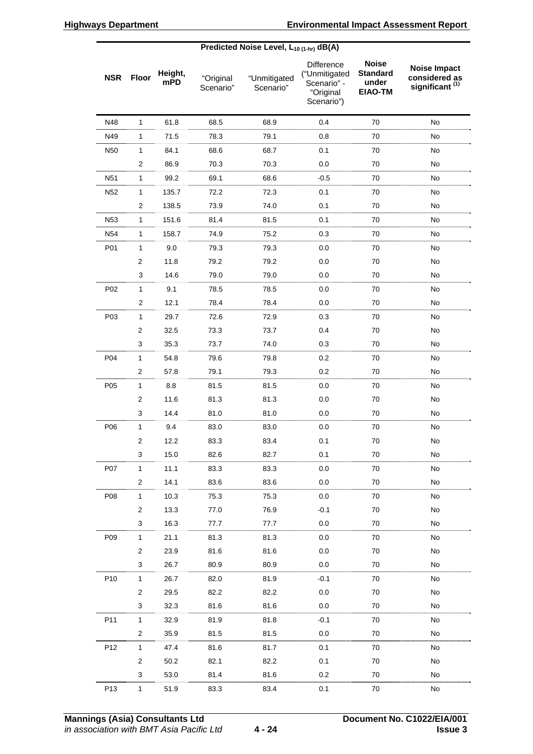| NSR | Floor | Height, mPD | Predicted Noise Level, $L_{10\ (1\text{-}hr)}$ dB(A) "Original Scenario" | "Unmitigated Scenario" | Difference ("Unmitigated Scenario" - "Original Scenario") | Noise Standard under EIAO-TM | Noise Impact considered as significant (1) |
|---|---|---|---|---|---|---|---|
| N48 | 1 | 61.8 | 68.5 | 68.9 | 0.4 | 70 | No |
| N49 | 1 | 71.5 | 78.3 | 79.1 | 0.8 | 70 | No |
| N50 | 1 | 84.1 | 68.6 | 68.7 | 0.1 | 70 | No |
| | 2 | 86.9 | 70.3 | 70.3 | 0.0 | 70 | No |
| N51 | 1 | 99.2 | 69.1 | 68.6 | -0.5 | 70 | No |
| N52 | 1 | 135.7 | 72.2 | 72.3 | 0.1 | 70 | No |
| | 2 | 138.5 | 73.9 | 74.0 | 0.1 | 70 | No |
| N53 | 1 | 151.6 | 81.4 | 81.5 | 0.1 | 70 | No |
| N54 | 1 | 158.7 | 74.9 | 75.2 | 0.3 | 70 | No |
| P01 | 1 | 9.0 | 79.3 | 79.3 | 0.0 | 70 | No |
| | 2 | 11.8 | 79.2 | 79.2 | 0.0 | 70 | No |
| | 3 | 14.6 | 79.0 | 79.0 | 0.0 | 70 | No |
| P02 | 1 | 9.1 | 78.5 | 78.5 | 0.0 | 70 | No |
| | 2 | 12.1 | 78.4 | 78.4 | 0.0 | 70 | No |
| P03 | 1 | 29.7 | 72.6 | 72.9 | 0.3 | 70 | No |
| | 2 | 32.5 | 73.3 | 73.7 | 0.4 | 70 | No |
| | 3 | 35.3 | 73.7 | 74.0 | 0.3 | 70 | No |
| P04 | 1 | 54.8 | 79.6 | 79.8 | 0.2 | 70 | No |
| | 2 | 57.8 | 79.1 | 79.3 | 0.2 | 70 | No |
| P05 | 1 | 8.8 | 81.5 | 81.5 | 0.0 | 70 | No |
| | 2 | 11.6 | 81.3 | 81.3 | 0.0 | 70 | No |
| | 3 | 14.4 | 81.0 | 81.0 | 0.0 | 70 | No |
| P06 | 1 | 9.4 | 83.0 | 83.0 | 0.0 | 70 | No |
| | 2 | 12.2 | 83.3 | 83.4 | 0.1 | 70 | No |
| | 3 | 15.0 | 82.6 | 82.7 | 0.1 | 70 | No |
| P07 | 1 | 11.1 | 83.3 | 83.3 | 0.0 | 70 | No |
| | 2 | 14.1 | 83.6 | 83.6 | 0.0 | 70 | No |
| P08 | 1 | 10.3 | 75.3 | 75.3 | 0.0 | 70 | No |
| | 2 | 13.3 | 77.0 | 76.9 | -0.1 | 70 | No |
| | 3 | 16.3 | 77.7 | 77.7 | 0.0 | 70 | No |
| P09 | 1 | 21.1 | 81.3 | 81.3 | 0.0 | 70 | No |
| | 2 | 23.9 | 81.6 | 81.6 | 0.0 | 70 | No |
| | 3 | 26.7 | 80.9 | 80.9 | 0.0 | 70 | No |
| P10 | 1 | 26.7 | 82.0 | 81.9 | -0.1 | 70 | No |
| | 2 | 29.5 | 82.2 | 82.2 | 0.0 | 70 | No |
| | 3 | 32.3 | 81.6 | 81.6 | 0.0 | 70 | No |
| P11 | 1 | 32.9 | 81.9 | 81.8 | -0.1 | 70 | No |
| | 2 | 35.9 | 81.5 | 81.5 | 0.0 | 70 | No |
| P12 | 1 | 47.4 | 81.6 | 81.7 | 0.1 | 70 | No |
| | 2 | 50.2 | 82.1 | 82.2 | 0.1 | 70 | No |
| | 3 | 53.0 | 81.4 | 81.6 | 0.2 | 70 | No |
| P13 | 1 | 51.9 | 83.3 | 83.4 | 0.1 | 70 | No |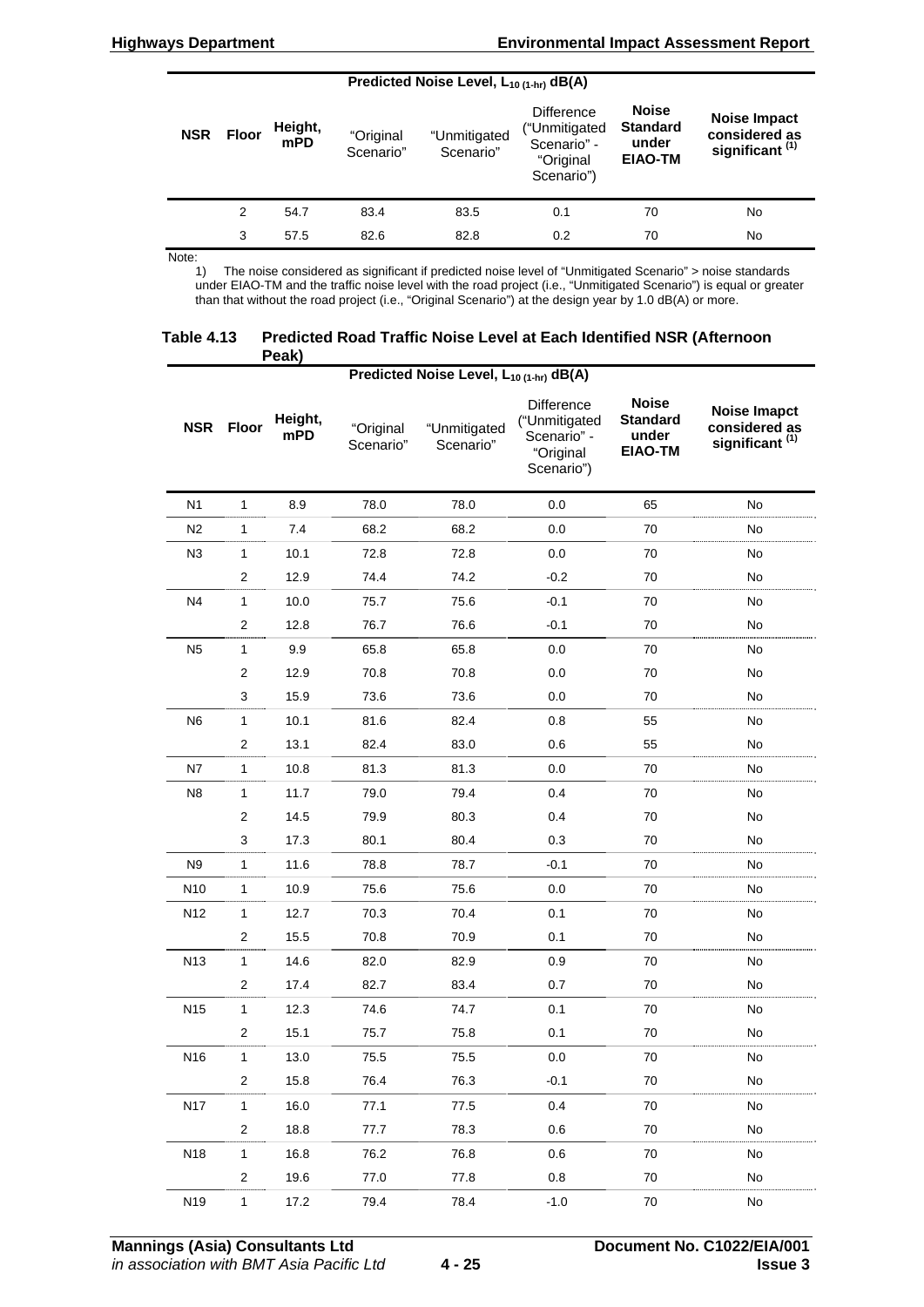| NSR | Floor | Height, mPD | Predicted Noise Level, $L_{10 (1-hr)}$ dB(A) "Original Scenario" | "Unmitigated Scenario" | Difference ("Unmitigated Scenario" - "Original Scenario") | Noise Standard under EIAO-TM | Noise Impact considered as significant (1) |
|---|---|---|---|---|---|---|---|
| | 2 | 54.7 | 83.4 | 83.5 | 0.1 | 70 | No |
| | 3 | 57.5 | 82.6 | 82.8 | 0.2 | 70 | No |

Note:

1) The noise considered as significant if predicted noise level of "Unmitigated Scenario" > noise standards under EIAO-TM and the traffic noise level with the road project (i.e., "Unmitigated Scenario") is equal or greater than that without the road project (i.e., "Original Scenario") at the design year by 1.0 dB(A) or more.

**Table 4.13 Predicted Road Traffic Noise Level at Each Identified NSR (Afternoon Peak)**

| NSR | Floor | Height, mPD | Predicted Noise Level, $L_{10 (1-hr)}$ dB(A) "Original Scenario" | "Unmitigated Scenario" | Difference ("Unmitigated Scenario" - "Original Scenario") | Noise Standard under EIAO-TM | Noise Imapct considered as significant (1) |
|---|---|---|---|---|---|---|---|
| N1 | 1 | 8.9 | 78.0 | 78.0 | 0.0 | 65 | No |
| N2 | 1 | 7.4 | 68.2 | 68.2 | 0.0 | 70 | No |
| N3 | 1 | 10.1 | 72.8 | 72.8 | 0.0 | 70 | No |
| | 2 | 12.9 | 74.4 | 74.2 | -0.2 | 70 | No |
| N4 | 1 | 10.0 | 75.7 | 75.6 | -0.1 | 70 | No |
| | 2 | 12.8 | 76.7 | 76.6 | -0.1 | 70 | No |
| N5 | 1 | 9.9 | 65.8 | 65.8 | 0.0 | 70 | No |
| | 2 | 12.9 | 70.8 | 70.8 | 0.0 | 70 | No |
| | 3 | 15.9 | 73.6 | 73.6 | 0.0 | 70 | No |
| N6 | 1 | 10.1 | 81.6 | 82.4 | 0.8 | 55 | No |
| | 2 | 13.1 | 82.4 | 83.0 | 0.6 | 55 | No |
| N7 | 1 | 10.8 | 81.3 | 81.3 | 0.0 | 70 | No |
| N8 | 1 | 11.7 | 79.0 | 79.4 | 0.4 | 70 | No |
| | 2 | 14.5 | 79.9 | 80.3 | 0.4 | 70 | No |
| | 3 | 17.3 | 80.1 | 80.4 | 0.3 | 70 | No |
| N9 | 1 | 11.6 | 78.8 | 78.7 | -0.1 | 70 | No |
| N10 | 1 | 10.9 | 75.6 | 75.6 | 0.0 | 70 | No |
| N12 | 1 | 12.7 | 70.3 | 70.4 | 0.1 | 70 | No |
| | 2 | 15.5 | 70.8 | 70.9 | 0.1 | 70 | No |
| N13 | 1 | 14.6 | 82.0 | 82.9 | 0.9 | 70 | No |
| | 2 | 17.4 | 82.7 | 83.4 | 0.7 | 70 | No |
| N15 | 1 | 12.3 | 74.6 | 74.7 | 0.1 | 70 | No |
| | 2 | 15.1 | 75.7 | 75.8 | 0.1 | 70 | No |
| N16 | 1 | 13.0 | 75.5 | 75.5 | 0.0 | 70 | No |
| | 2 | 15.8 | 76.4 | 76.3 | -0.1 | 70 | No |
| N17 | 1 | 16.0 | 77.1 | 77.5 | 0.4 | 70 | No |
| | 2 | 18.8 | 77.7 | 78.3 | 0.6 | 70 | No |
| N18 | 1 | 16.8 | 76.2 | 76.8 | 0.6 | 70 | No |
| | 2 | 19.6 | 77.0 | 77.8 | 0.8 | 70 | No |
| N19 | 1 | 17.2 | 79.4 | 78.4 | -1.0 | 70 | No |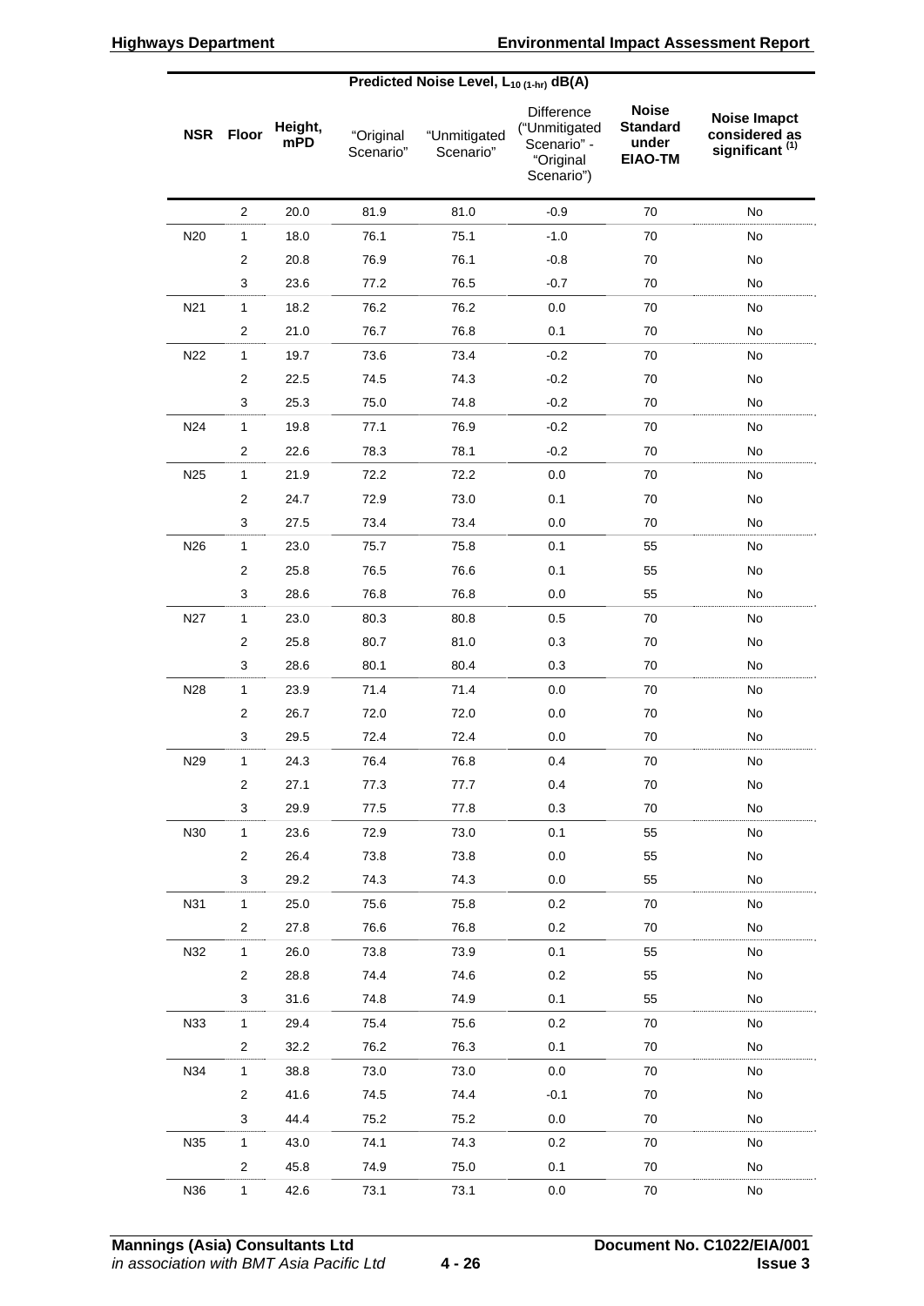| NSR | Floor | Height, mPD | Predicted Noise Level, $L_{10\ (1\text{-hr})}$ dB(A) "Original Scenario" | "Unmitigated Scenario" | Difference ("Unmitigated Scenario" - "Original Scenario") | Noise Standard under EIAO-TM | Noise Imapct considered as significant (1) |
|---|---|---|---|---|---|---|---|
| | 2 | 20.0 | 81.9 | 81.0 | -0.9 | 70 | No |
| N20 | 1 | 18.0 | 76.1 | 75.1 | -1.0 | 70 | No |
| | 2 | 20.8 | 76.9 | 76.1 | -0.8 | 70 | No |
| | 3 | 23.6 | 77.2 | 76.5 | -0.7 | 70 | No |
| N21 | 1 | 18.2 | 76.2 | 76.2 | 0.0 | 70 | No |
| | 2 | 21.0 | 76.7 | 76.8 | 0.1 | 70 | No |
| N22 | 1 | 19.7 | 73.6 | 73.4 | -0.2 | 70 | No |
| | 2 | 22.5 | 74.5 | 74.3 | -0.2 | 70 | No |
| | 3 | 25.3 | 75.0 | 74.8 | -0.2 | 70 | No |
| N24 | 1 | 19.8 | 77.1 | 76.9 | -0.2 | 70 | No |
| | 2 | 22.6 | 78.3 | 78.1 | -0.2 | 70 | No |
| N25 | 1 | 21.9 | 72.2 | 72.2 | 0.0 | 70 | No |
| | 2 | 24.7 | 72.9 | 73.0 | 0.1 | 70 | No |
| | 3 | 27.5 | 73.4 | 73.4 | 0.0 | 70 | No |
| N26 | 1 | 23.0 | 75.7 | 75.8 | 0.1 | 55 | No |
| | 2 | 25.8 | 76.5 | 76.6 | 0.1 | 55 | No |
| | 3 | 28.6 | 76.8 | 76.8 | 0.0 | 55 | No |
| N27 | 1 | 23.0 | 80.3 | 80.8 | 0.5 | 70 | No |
| | 2 | 25.8 | 80.7 | 81.0 | 0.3 | 70 | No |
| | 3 | 28.6 | 80.1 | 80.4 | 0.3 | 70 | No |
| N28 | 1 | 23.9 | 71.4 | 71.4 | 0.0 | 70 | No |
| | 2 | 26.7 | 72.0 | 72.0 | 0.0 | 70 | No |
| | 3 | 29.5 | 72.4 | 72.4 | 0.0 | 70 | No |
| N29 | 1 | 24.3 | 76.4 | 76.8 | 0.4 | 70 | No |
| | 2 | 27.1 | 77.3 | 77.7 | 0.4 | 70 | No |
| | 3 | 29.9 | 77.5 | 77.8 | 0.3 | 70 | No |
| N30 | 1 | 23.6 | 72.9 | 73.0 | 0.1 | 55 | No |
| | 2 | 26.4 | 73.8 | 73.8 | 0.0 | 55 | No |
| | 3 | 29.2 | 74.3 | 74.3 | 0.0 | 55 | No |
| N31 | 1 | 25.0 | 75.6 | 75.8 | 0.2 | 70 | No |
| | 2 | 27.8 | 76.6 | 76.8 | 0.2 | 70 | No |
| N32 | 1 | 26.0 | 73.8 | 73.9 | 0.1 | 55 | No |
| | 2 | 28.8 | 74.4 | 74.6 | 0.2 | 55 | No |
| | 3 | 31.6 | 74.8 | 74.9 | 0.1 | 55 | No |
| N33 | 1 | 29.4 | 75.4 | 75.6 | 0.2 | 70 | No |
| | 2 | 32.2 | 76.2 | 76.3 | 0.1 | 70 | No |
| N34 | 1 | 38.8 | 73.0 | 73.0 | 0.0 | 70 | No |
| | 2 | 41.6 | 74.5 | 74.4 | -0.1 | 70 | No |
| | 3 | 44.4 | 75.2 | 75.2 | 0.0 | 70 | No |
| N35 | 1 | 43.0 | 74.1 | 74.3 | 0.2 | 70 | No |
| | 2 | 45.8 | 74.9 | 75.0 | 0.1 | 70 | No |
| N36 | 1 | 42.6 | 73.1 | 73.1 | 0.0 | 70 | No |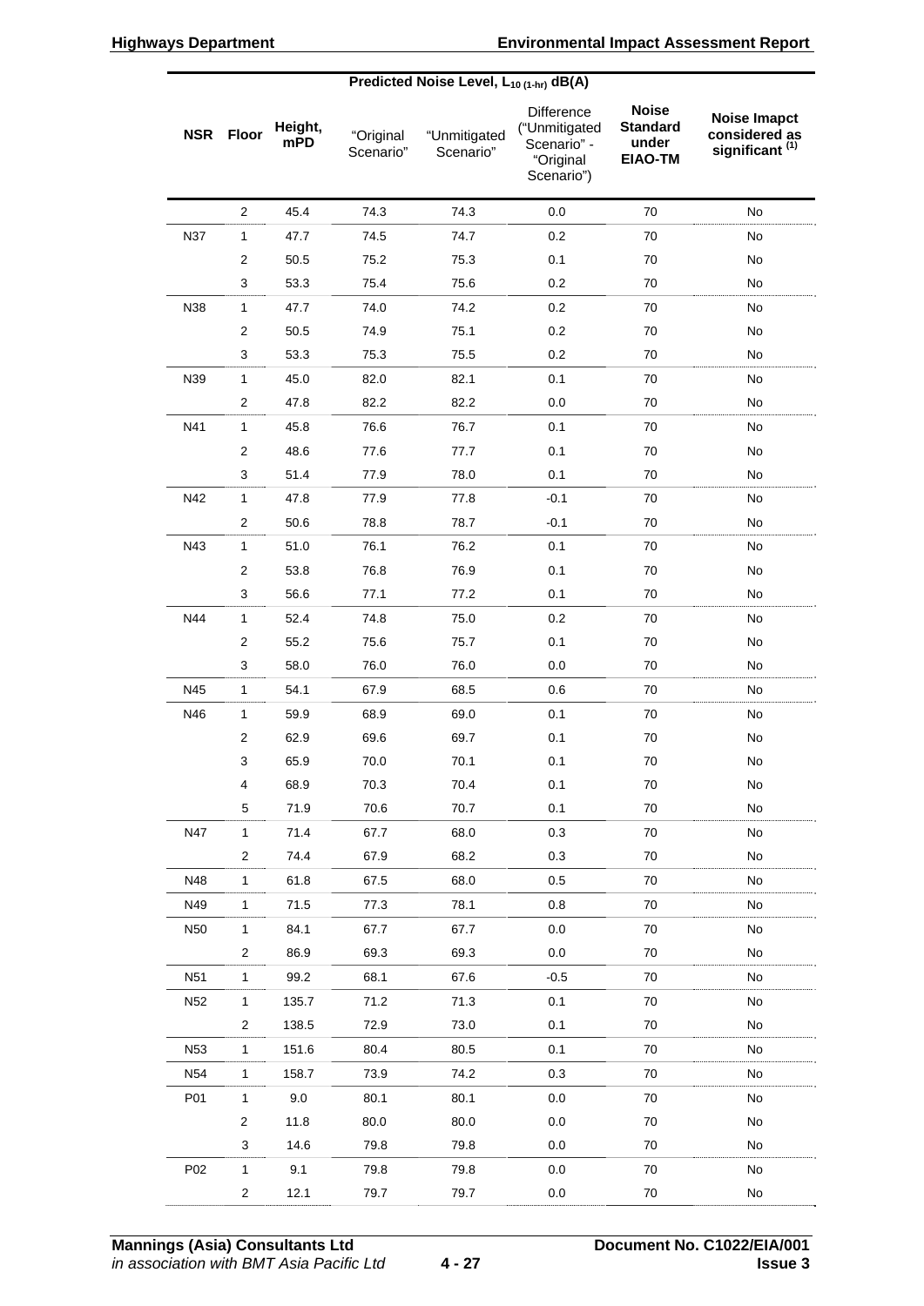| NSR | Floor | Height, mPD | Predicted Noise Level, $L_{10\ (1\text{-}hr)}$ dB(A) "Original Scenario" | "Unmitigated Scenario" | Difference ("Unmitigated Scenario" - "Original Scenario") | Noise Standard under EIAO-TM | Noise Imapct considered as significant (1) |
|---|---|---|---|---|---|---|---|
| | 2 | 45.4 | 74.3 | 74.3 | 0.0 | 70 | No |
| N37 | 1 | 47.7 | 74.5 | 74.7 | 0.2 | 70 | No |
| | 2 | 50.5 | 75.2 | 75.3 | 0.1 | 70 | No |
| | 3 | 53.3 | 75.4 | 75.6 | 0.2 | 70 | No |
| N38 | 1 | 47.7 | 74.0 | 74.2 | 0.2 | 70 | No |
| | 2 | 50.5 | 74.9 | 75.1 | 0.2 | 70 | No |
| | 3 | 53.3 | 75.3 | 75.5 | 0.2 | 70 | No |
| N39 | 1 | 45.0 | 82.0 | 82.1 | 0.1 | 70 | No |
| | 2 | 47.8 | 82.2 | 82.2 | 0.0 | 70 | No |
| N41 | 1 | 45.8 | 76.6 | 76.7 | 0.1 | 70 | No |
| | 2 | 48.6 | 77.6 | 77.7 | 0.1 | 70 | No |
| | 3 | 51.4 | 77.9 | 78.0 | 0.1 | 70 | No |
| N42 | 1 | 47.8 | 77.9 | 77.8 | -0.1 | 70 | No |
| | 2 | 50.6 | 78.8 | 78.7 | -0.1 | 70 | No |
| N43 | 1 | 51.0 | 76.1 | 76.2 | 0.1 | 70 | No |
| | 2 | 53.8 | 76.8 | 76.9 | 0.1 | 70 | No |
| | 3 | 56.6 | 77.1 | 77.2 | 0.1 | 70 | No |
| N44 | 1 | 52.4 | 74.8 | 75.0 | 0.2 | 70 | No |
| | 2 | 55.2 | 75.6 | 75.7 | 0.1 | 70 | No |
| | 3 | 58.0 | 76.0 | 76.0 | 0.0 | 70 | No |
| N45 | 1 | 54.1 | 67.9 | 68.5 | 0.6 | 70 | No |
| N46 | 1 | 59.9 | 68.9 | 69.0 | 0.1 | 70 | No |
| | 2 | 62.9 | 69.6 | 69.7 | 0.1 | 70 | No |
| | 3 | 65.9 | 70.0 | 70.1 | 0.1 | 70 | No |
| | 4 | 68.9 | 70.3 | 70.4 | 0.1 | 70 | No |
| | 5 | 71.9 | 70.6 | 70.7 | 0.1 | 70 | No |
| N47 | 1 | 71.4 | 67.7 | 68.0 | 0.3 | 70 | No |
| | 2 | 74.4 | 67.9 | 68.2 | 0.3 | 70 | No |
| N48 | 1 | 61.8 | 67.5 | 68.0 | 0.5 | 70 | No |
| N49 | 1 | 71.5 | 77.3 | 78.1 | 0.8 | 70 | No |
| N50 | 1 | 84.1 | 67.7 | 67.7 | 0.0 | 70 | No |
| | 2 | 86.9 | 69.3 | 69.3 | 0.0 | 70 | No |
| N51 | 1 | 99.2 | 68.1 | 67.6 | -0.5 | 70 | No |
| N52 | 1 | 135.7 | 71.2 | 71.3 | 0.1 | 70 | No |
| | 2 | 138.5 | 72.9 | 73.0 | 0.1 | 70 | No |
| N53 | 1 | 151.6 | 80.4 | 80.5 | 0.1 | 70 | No |
| N54 | 1 | 158.7 | 73.9 | 74.2 | 0.3 | 70 | No |
| P01 | 1 | 9.0 | 80.1 | 80.1 | 0.0 | 70 | No |
| | 2 | 11.8 | 80.0 | 80.0 | 0.0 | 70 | No |
| | 3 | 14.6 | 79.8 | 79.8 | 0.0 | 70 | No |
| P02 | 1 | 9.1 | 79.8 | 79.8 | 0.0 | 70 | No |
| | 2 | 12.1 | 79.7 | 79.7 | 0.0 | 70 | No |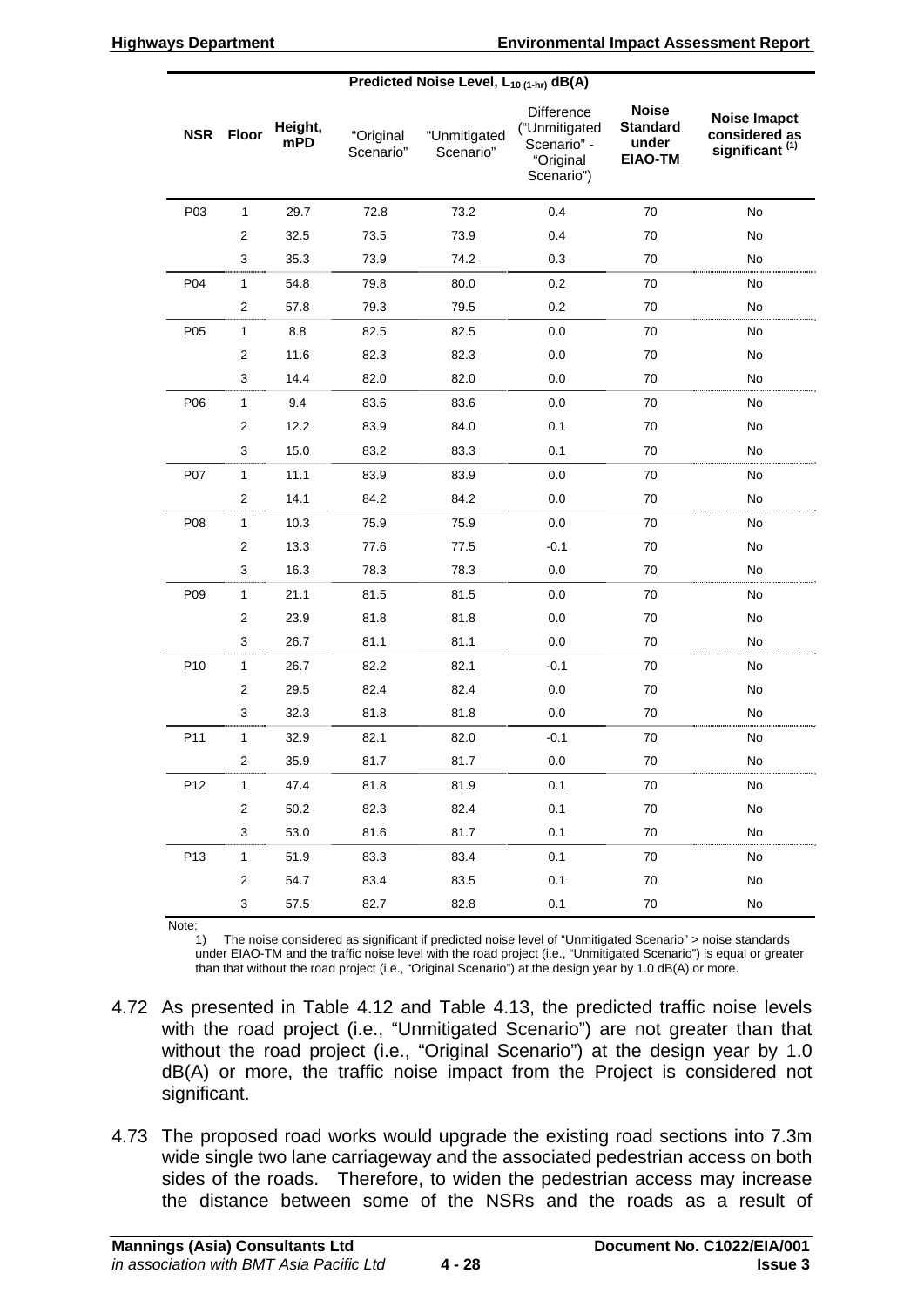| NSR | Floor | Height, mPD | Predicted Noise Level, $L_{10\ (1\text{-}hr)}$ dB(A) "Original Scenario" | "Unmitigated Scenario" | Difference ("Unmitigated Scenario" - "Original Scenario") | Noise Standard under EIAO-TM | Noise Imapct considered as significant [(1)] |
|---|---|---|---|---|---|---|---|
| P03 | 1 | 29.7 | 72.8 | 73.2 | 0.4 | 70 | No |
| | 2 | 32.5 | 73.5 | 73.9 | 0.4 | 70 | No |
| | 3 | 35.3 | 73.9 | 74.2 | 0.3 | 70 | No |
| P04 | 1 | 54.8 | 79.8 | 80.0 | 0.2 | 70 | No |
| | 2 | 57.8 | 79.3 | 79.5 | 0.2 | 70 | No |
| P05 | 1 | 8.8 | 82.5 | 82.5 | 0.0 | 70 | No |
| | 2 | 11.6 | 82.3 | 82.3 | 0.0 | 70 | No |
| | 3 | 14.4 | 82.0 | 82.0 | 0.0 | 70 | No |
| P06 | 1 | 9.4 | 83.6 | 83.6 | 0.0 | 70 | No |
| | 2 | 12.2 | 83.9 | 84.0 | 0.1 | 70 | No |
| | 3 | 15.0 | 83.2 | 83.3 | 0.1 | 70 | No |
| P07 | 1 | 11.1 | 83.9 | 83.9 | 0.0 | 70 | No |
| | 2 | 14.1 | 84.2 | 84.2 | 0.0 | 70 | No |
| P08 | 1 | 10.3 | 75.9 | 75.9 | 0.0 | 70 | No |
| | 2 | 13.3 | 77.6 | 77.5 | -0.1 | 70 | No |
| | 3 | 16.3 | 78.3 | 78.3 | 0.0 | 70 | No |
| P09 | 1 | 21.1 | 81.5 | 81.5 | 0.0 | 70 | No |
| | 2 | 23.9 | 81.8 | 81.8 | 0.0 | 70 | No |
| | 3 | 26.7 | 81.1 | 81.1 | 0.0 | 70 | No |
| P10 | 1 | 26.7 | 82.2 | 82.1 | -0.1 | 70 | No |
| | 2 | 29.5 | 82.4 | 82.4 | 0.0 | 70 | No |
| | 3 | 32.3 | 81.8 | 81.8 | 0.0 | 70 | No |
| P11 | 1 | 32.9 | 82.1 | 82.0 | -0.1 | 70 | No |
| | 2 | 35.9 | 81.7 | 81.7 | 0.0 | 70 | No |
| P12 | 1 | 47.4 | 81.8 | 81.9 | 0.1 | 70 | No |
| | 2 | 50.2 | 82.3 | 82.4 | 0.1 | 70 | No |
| | 3 | 53.0 | 81.6 | 81.7 | 0.1 | 70 | No |
| P13 | 1 | 51.9 | 83.3 | 83.4 | 0.1 | 70 | No |
| | 2 | 54.7 | 83.4 | 83.5 | 0.1 | 70 | No |
| | 3 | 57.5 | 82.7 | 82.8 | 0.1 | 70 | No |

Note:

1) The noise considered as significant if predicted noise level of "Unmitigated Scenario" > noise standards under EIAO-TM and the traffic noise level with the road project (i.e., "Unmitigated Scenario") is equal or greater than that without the road project (i.e., "Original Scenario") at the design year by 1.0 dB(A) or more.

4.72 As presented in Table 4.12 and Table 4.13, the predicted traffic noise levels with the road project (i.e., "Unmitigated Scenario") are not greater than that without the road project (i.e., "Original Scenario") at the design year by 1.0 dB(A) or more, the traffic noise impact from the Project is considered not significant.

4.73 The proposed road works would upgrade the existing road sections into 7.3m wide single two lane carriageway and the associated pedestrian access on both sides of the roads. Therefore, to widen the pedestrian access may increase the distance between some of the NSRs and the roads as a result of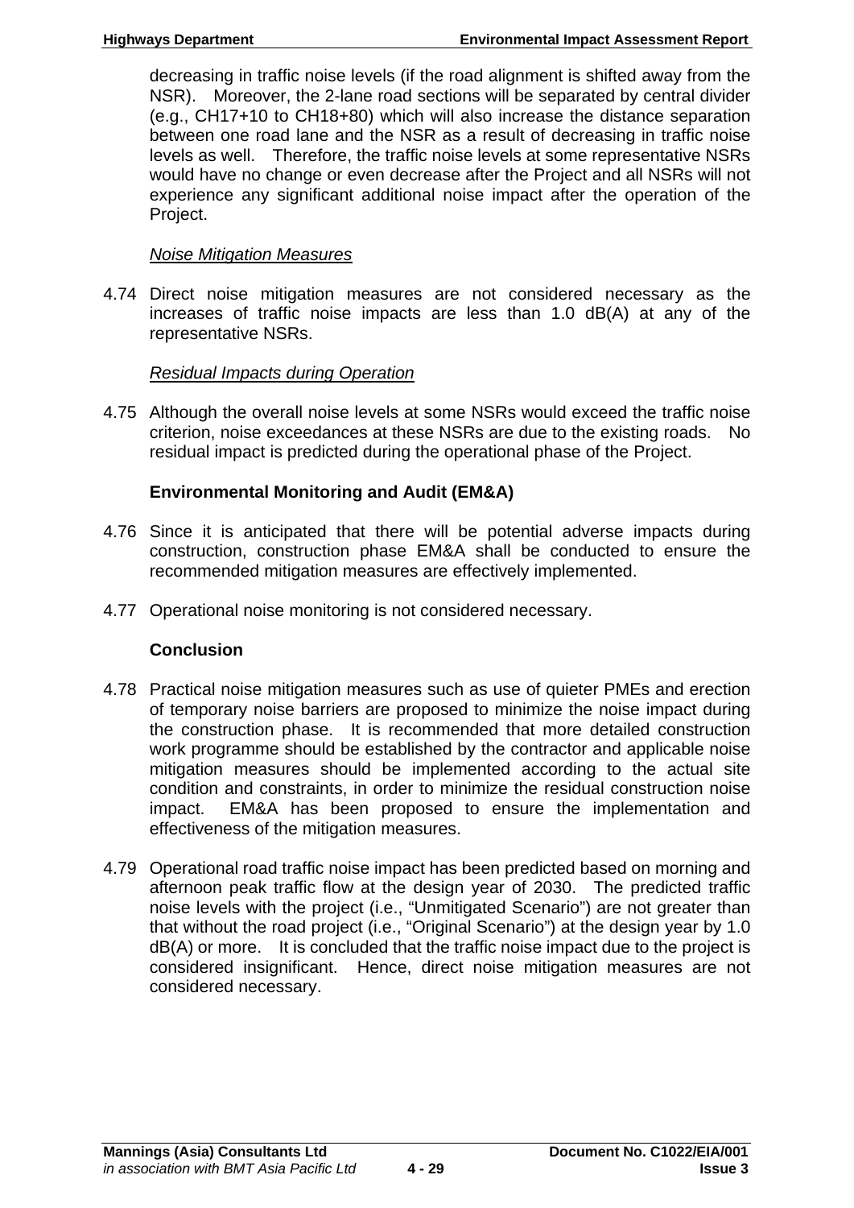decreasing in traffic noise levels (if the road alignment is shifted away from the NSR). Moreover, the 2-lane road sections will be separated by central divider (e.g., CH17+10 to CH18+80) which will also increase the distance separation between one road lane and the NSR as a result of decreasing in traffic noise levels as well. Therefore, the traffic noise levels at some representative NSRs would have no change or even decrease after the Project and all NSRs will not experience any significant additional noise impact after the operation of the Project.

*Noise Mitigation Measures*

4.74 Direct noise mitigation measures are not considered necessary as the increases of traffic noise impacts are less than 1.0 dB(A) at any of the representative NSRs.

*Residual Impacts during Operation*

4.75 Although the overall noise levels at some NSRs would exceed the traffic noise criterion, noise exceedances at these NSRs are due to the existing roads. No residual impact is predicted during the operational phase of the Project.

**Environmental Monitoring and Audit (EM&A)**

4.76 Since it is anticipated that there will be potential adverse impacts during construction, construction phase EM&A shall be conducted to ensure the recommended mitigation measures are effectively implemented.

4.77 Operational noise monitoring is not considered necessary.

**Conclusion**

4.78 Practical noise mitigation measures such as use of quieter PMEs and erection of temporary noise barriers are proposed to minimize the noise impact during the construction phase. It is recommended that more detailed construction work programme should be established by the contractor and applicable noise mitigation measures should be implemented according to the actual site condition and constraints, in order to minimize the residual construction noise impact. EM&A has been proposed to ensure the implementation and effectiveness of the mitigation measures.

4.79 Operational road traffic noise impact has been predicted based on morning and afternoon peak traffic flow at the design year of 2030. The predicted traffic noise levels with the project (i.e., "Unmitigated Scenario") are not greater than that without the road project (i.e., "Original Scenario") at the design year by 1.0 dB(A) or more. It is concluded that the traffic noise impact due to the project is considered insignificant. Hence, direct noise mitigation measures are not considered necessary.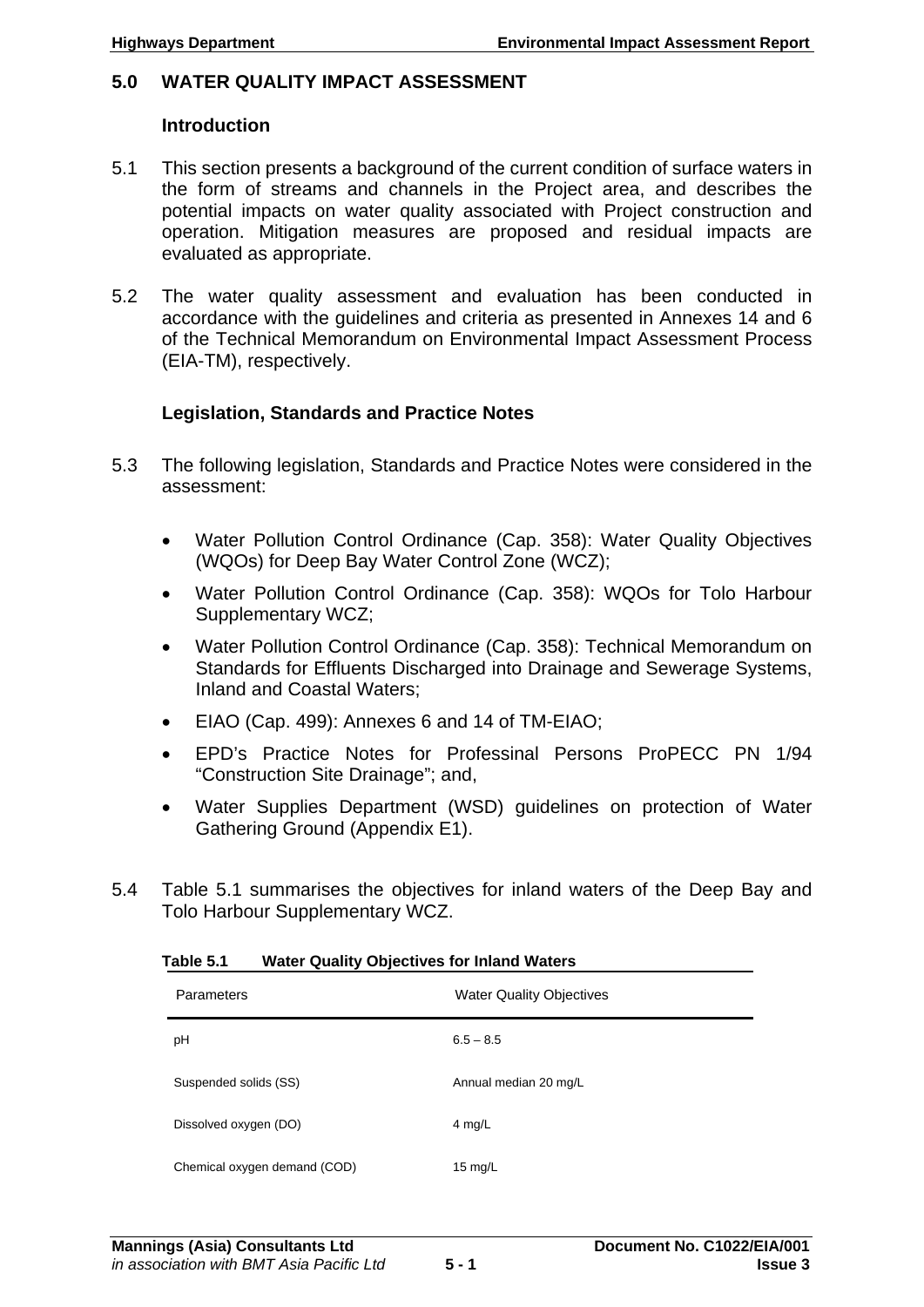# 5.0 WATER QUALITY IMPACT ASSESSMENT

## Introduction

5.1 This section presents a background of the current condition of surface waters in the form of streams and channels in the Project area, and describes the potential impacts on water quality associated with Project construction and operation. Mitigation measures are proposed and residual impacts are evaluated as appropriate.

5.2 The water quality assessment and evaluation has been conducted in accordance with the guidelines and criteria as presented in Annexes 14 and 6 of the Technical Memorandum on Environmental Impact Assessment Process (EIA-TM), respectively.

## Legislation, Standards and Practice Notes

5.3 The following legislation, Standards and Practice Notes were considered in the assessment:

- Water Pollution Control Ordinance (Cap. 358): Water Quality Objectives (WQOs) for Deep Bay Water Control Zone (WCZ);
- Water Pollution Control Ordinance (Cap. 358): WQOs for Tolo Harbour Supplementary WCZ;
- Water Pollution Control Ordinance (Cap. 358): Technical Memorandum on Standards for Effluents Discharged into Drainage and Sewerage Systems, Inland and Coastal Waters;
- EIAO (Cap. 499): Annexes 6 and 14 of TM-EIAO;
- EPD's Practice Notes for Professinal Persons ProPECC PN 1/94 "Construction Site Drainage"; and,
- Water Supplies Department (WSD) guidelines on protection of Water Gathering Ground (Appendix E1).

5.4 Table 5.1 summarises the objectives for inland waters of the Deep Bay and Tolo Harbour Supplementary WCZ.

**Table 5.1 Water Quality Objectives for Inland Waters**

| Parameters | Water Quality Objectives |
|---|---|
| pH | 6.5 – 8.5 |
| Suspended solids (SS) | Annual median 20 mg/L |
| Dissolved oxygen (DO) | 4 mg/L |
| Chemical oxygen demand (COD) | 15 mg/L |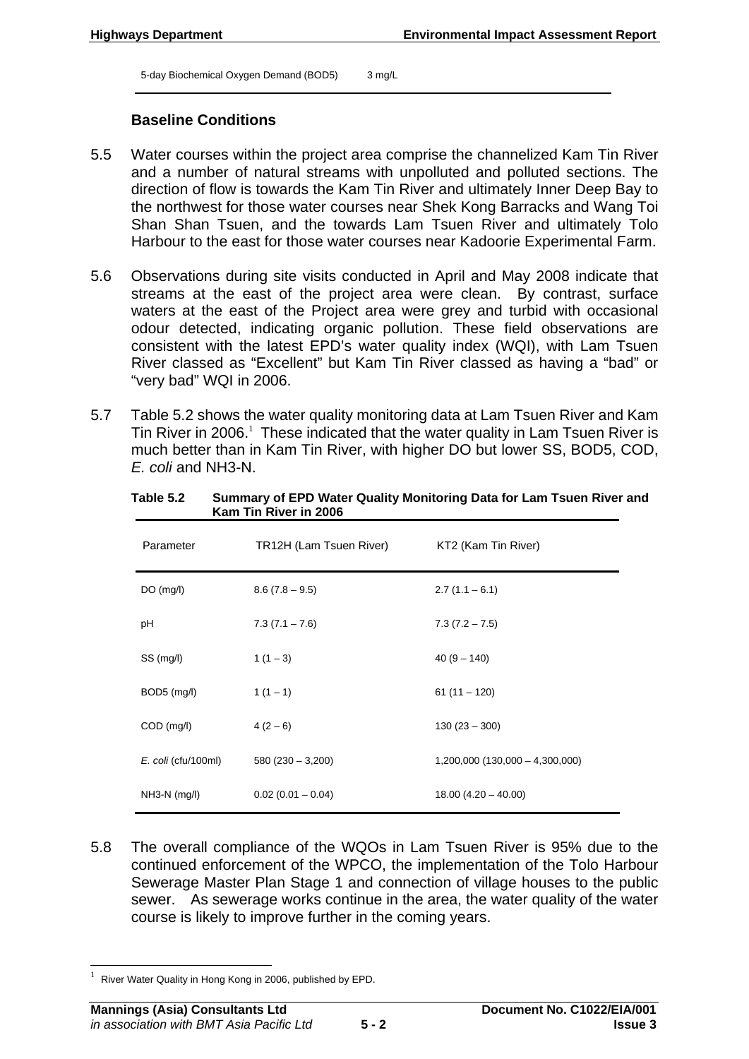| 5-day Biochemical Oxygen Demand (BOD5) | 3 mg/L |
|---|---|

### Baseline Conditions

5.5 Water courses within the project area comprise the channelized Kam Tin River and a number of natural streams with unpolluted and polluted sections. The direction of flow is towards the Kam Tin River and ultimately Inner Deep Bay to the northwest for those water courses near Shek Kong Barracks and Wang Toi Shan Shan Tsuen, and the towards Lam Tsuen River and ultimately Tolo Harbour to the east for those water courses near Kadoorie Experimental Farm.

5.6 Observations during site visits conducted in April and May 2008 indicate that streams at the east of the project area were clean. By contrast, surface waters at the east of the Project area were grey and turbid with occasional odour detected, indicating organic pollution. These field observations are consistent with the latest EPD's water quality index (WQI), with Lam Tsuen River classed as "Excellent" but Kam Tin River classed as having a "bad" or "very bad" WQI in 2006.

5.7 Table 5.2 shows the water quality monitoring data at Lam Tsuen River and Kam Tin River in 2006.[1] These indicated that the water quality in Lam Tsuen River is much better than in Kam Tin River, with higher DO but lower SS, BOD5, COD, *E. coli* and NH3-N.

**Table 5.2 Summary of EPD Water Quality Monitoring Data for Lam Tsuen River and Kam Tin River in 2006**

| Parameter | TR12H (Lam Tsuen River) | KT2 (Kam Tin River) |
|---|---|---|
| DO (mg/l) | 8.6 (7.8 – 9.5) | 2.7 (1.1 – 6.1) |
| pH | 7.3 (7.1 – 7.6) | 7.3 (7.2 – 7.5) |
| SS (mg/l) | 1 (1 – 3) | 40 (9 – 140) |
| BOD5 (mg/l) | 1 (1 – 1) | 61 (11 – 120) |
| COD (mg/l) | 4 (2 – 6) | 130 (23 – 300) |
| *E. coli* (cfu/100ml) | 580 (230 – 3,200) | 1,200,000 (130,000 – 4,300,000) |
| NH3-N (mg/l) | 0.02 (0.01 – 0.04) | 18.00 (4.20 – 40.00) |

5.8 The overall compliance of the WQOs in Lam Tsuen River is 95% due to the continued enforcement of the WPCO, the implementation of the Tolo Harbour Sewerage Master Plan Stage 1 and connection of village houses to the public sewer. As sewerage works continue in the area, the water quality of the water course is likely to improve further in the coming years.

[1] River Water Quality in Hong Kong in 2006, published by EPD.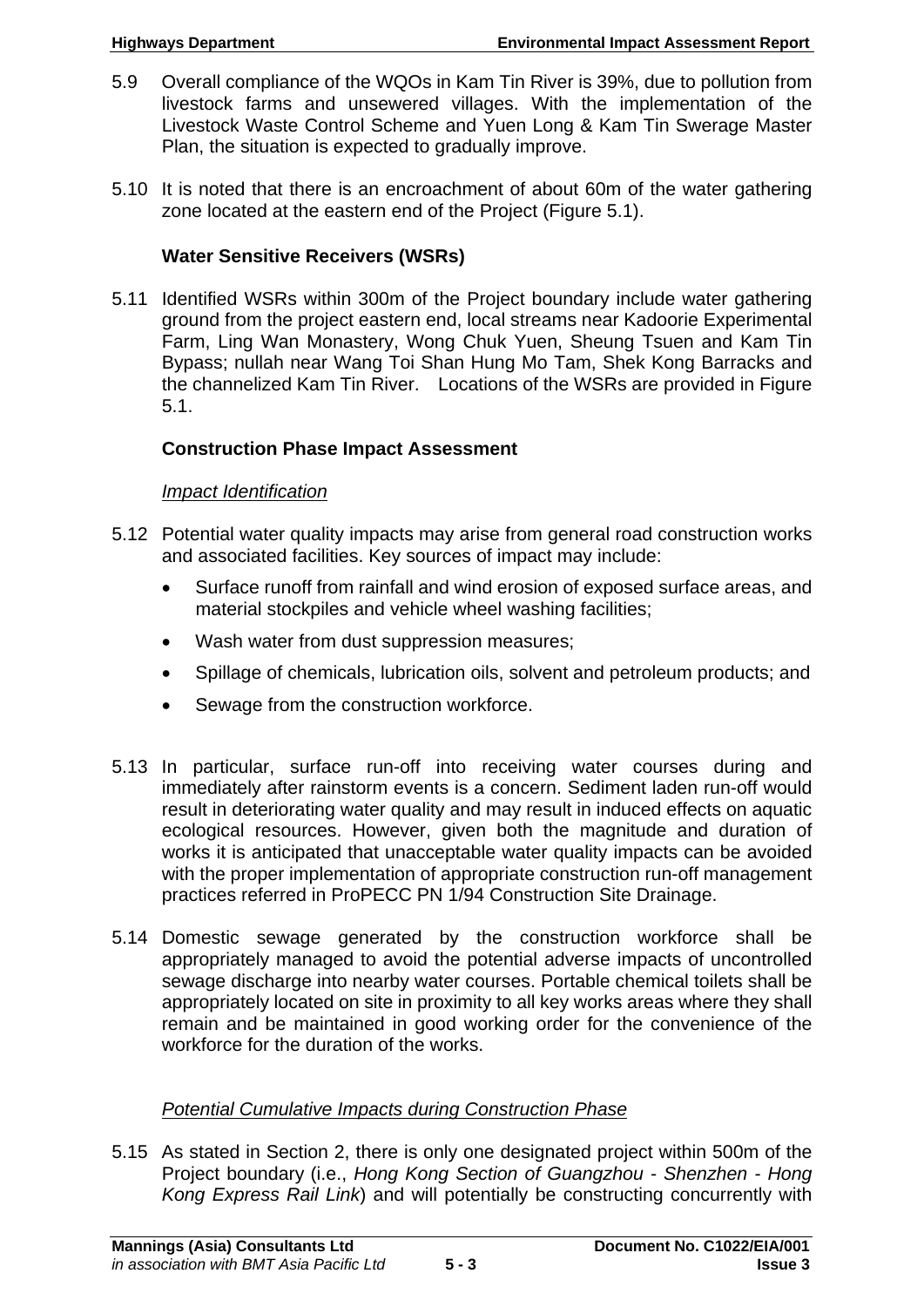5.9 Overall compliance of the WQOs in Kam Tin River is 39%, due to pollution from livestock farms and unsewered villages. With the implementation of the Livestock Waste Control Scheme and Yuen Long & Kam Tin Swerage Master Plan, the situation is expected to gradually improve.

5.10 It is noted that there is an encroachment of about 60m of the water gathering zone located at the eastern end of the Project (Figure 5.1).

### Water Sensitive Receivers (WSRs)

5.11 Identified WSRs within 300m of the Project boundary include water gathering ground from the project eastern end, local streams near Kadoorie Experimental Farm, Ling Wan Monastery, Wong Chuk Yuen, Sheung Tsuen and Kam Tin Bypass; nullah near Wang Toi Shan Hung Mo Tam, Shek Kong Barracks and the channelized Kam Tin River. Locations of the WSRs are provided in Figure 5.1.

### Construction Phase Impact Assessment

*Impact Identification*

5.12 Potential water quality impacts may arise from general road construction works and associated facilities. Key sources of impact may include:

- Surface runoff from rainfall and wind erosion of exposed surface areas, and material stockpiles and vehicle wheel washing facilities;
- Wash water from dust suppression measures;
- Spillage of chemicals, lubrication oils, solvent and petroleum products; and
- Sewage from the construction workforce.

5.13 In particular, surface run-off into receiving water courses during and immediately after rainstorm events is a concern. Sediment laden run-off would result in deteriorating water quality and may result in induced effects on aquatic ecological resources. However, given both the magnitude and duration of works it is anticipated that unacceptable water quality impacts can be avoided with the proper implementation of appropriate construction run-off management practices referred in ProPECC PN 1/94 Construction Site Drainage.

5.14 Domestic sewage generated by the construction workforce shall be appropriately managed to avoid the potential adverse impacts of uncontrolled sewage discharge into nearby water courses. Portable chemical toilets shall be appropriately located on site in proximity to all key works areas where they shall remain and be maintained in good working order for the convenience of the workforce for the duration of the works.

*Potential Cumulative Impacts during Construction Phase*

5.15 As stated in Section 2, there is only one designated project within 500m of the Project boundary (i.e., *Hong Kong Section of Guangzhou - Shenzhen - Hong Kong Express Rail Link*) and will potentially be constructing concurrently with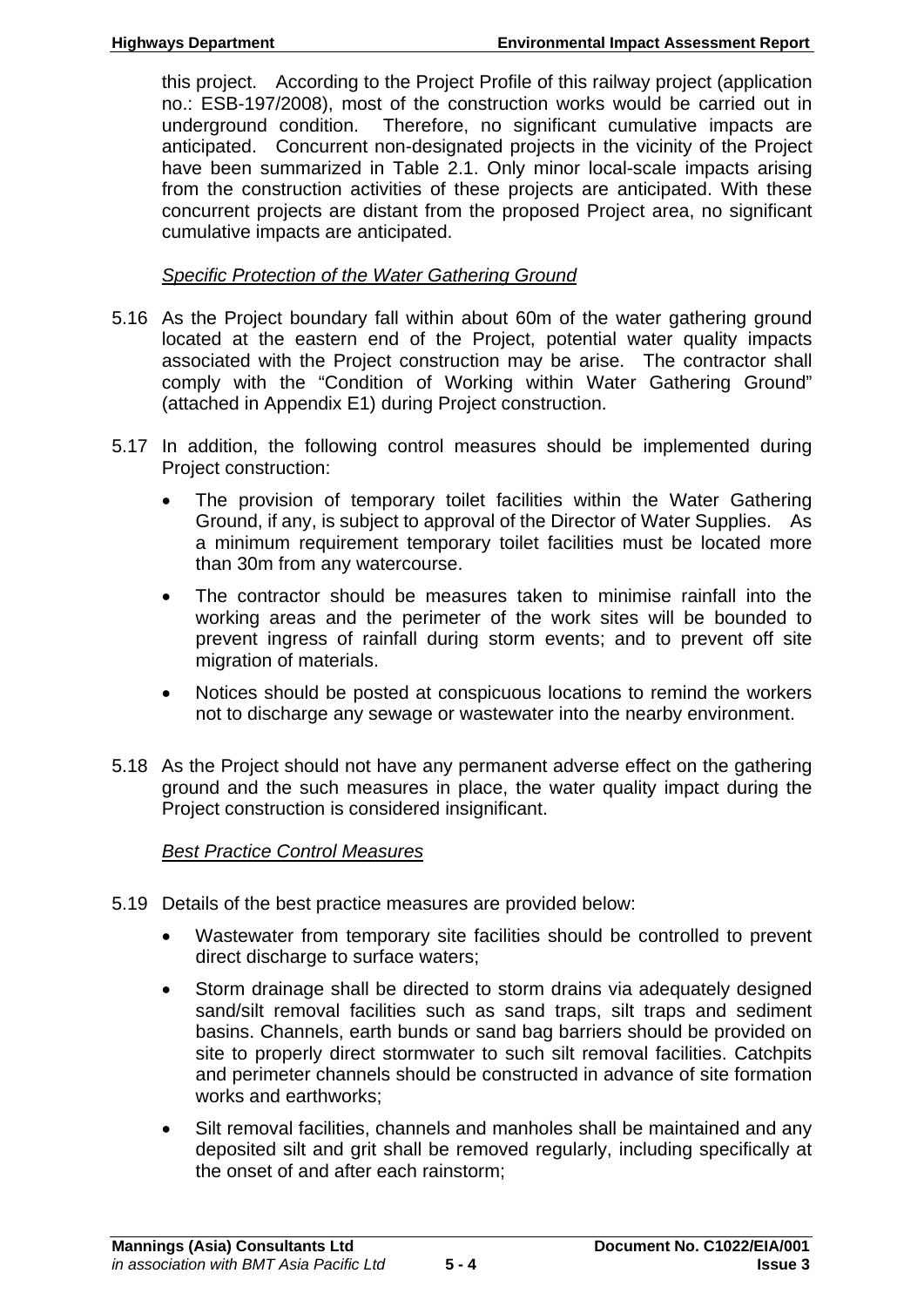this project. According to the Project Profile of this railway project (application no.: ESB-197/2008), most of the construction works would be carried out in underground condition. Therefore, no significant cumulative impacts are anticipated. Concurrent non-designated projects in the vicinity of the Project have been summarized in Table 2.1. Only minor local-scale impacts arising from the construction activities of these projects are anticipated. With these concurrent projects are distant from the proposed Project area, no significant cumulative impacts are anticipated.

*Specific Protection of the Water Gathering Ground*

5.16 As the Project boundary fall within about 60m of the water gathering ground located at the eastern end of the Project, potential water quality impacts associated with the Project construction may be arise. The contractor shall comply with the "Condition of Working within Water Gathering Ground" (attached in Appendix E1) during Project construction.

5.17 In addition, the following control measures should be implemented during Project construction:

- The provision of temporary toilet facilities within the Water Gathering Ground, if any, is subject to approval of the Director of Water Supplies. As a minimum requirement temporary toilet facilities must be located more than 30m from any watercourse.
- The contractor should be measures taken to minimise rainfall into the working areas and the perimeter of the work sites will be bounded to prevent ingress of rainfall during storm events; and to prevent off site migration of materials.
- Notices should be posted at conspicuous locations to remind the workers not to discharge any sewage or wastewater into the nearby environment.

5.18 As the Project should not have any permanent adverse effect on the gathering ground and the such measures in place, the water quality impact during the Project construction is considered insignificant.

*Best Practice Control Measures*

5.19 Details of the best practice measures are provided below:

- Wastewater from temporary site facilities should be controlled to prevent direct discharge to surface waters;
- Storm drainage shall be directed to storm drains via adequately designed sand/silt removal facilities such as sand traps, silt traps and sediment basins. Channels, earth bunds or sand bag barriers should be provided on site to properly direct stormwater to such silt removal facilities. Catchpits and perimeter channels should be constructed in advance of site formation works and earthworks;
- Silt removal facilities, channels and manholes shall be maintained and any deposited silt and grit shall be removed regularly, including specifically at the onset of and after each rainstorm;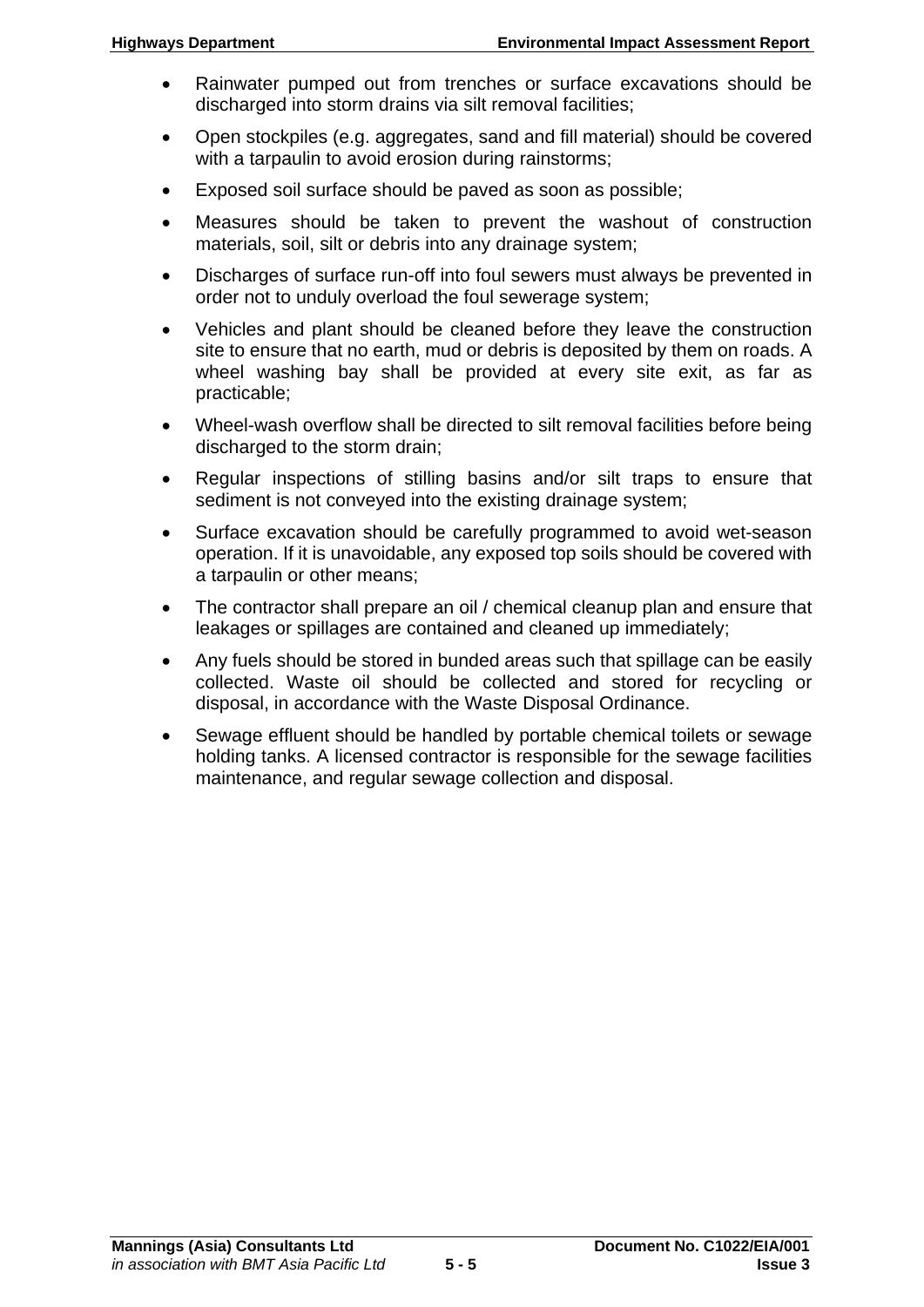- Rainwater pumped out from trenches or surface excavations should be discharged into storm drains via silt removal facilities;
- Open stockpiles (e.g. aggregates, sand and fill material) should be covered with a tarpaulin to avoid erosion during rainstorms;
- Exposed soil surface should be paved as soon as possible;
- Measures should be taken to prevent the washout of construction materials, soil, silt or debris into any drainage system;
- Discharges of surface run-off into foul sewers must always be prevented in order not to unduly overload the foul sewerage system;
- Vehicles and plant should be cleaned before they leave the construction site to ensure that no earth, mud or debris is deposited by them on roads. A wheel washing bay shall be provided at every site exit, as far as practicable;
- Wheel-wash overflow shall be directed to silt removal facilities before being discharged to the storm drain;
- Regular inspections of stilling basins and/or silt traps to ensure that sediment is not conveyed into the existing drainage system;
- Surface excavation should be carefully programmed to avoid wet-season operation. If it is unavoidable, any exposed top soils should be covered with a tarpaulin or other means;
- The contractor shall prepare an oil / chemical cleanup plan and ensure that leakages or spillages are contained and cleaned up immediately;
- Any fuels should be stored in bunded areas such that spillage can be easily collected. Waste oil should be collected and stored for recycling or disposal, in accordance with the Waste Disposal Ordinance.
- Sewage effluent should be handled by portable chemical toilets or sewage holding tanks. A licensed contractor is responsible for the sewage facilities maintenance, and regular sewage collection and disposal.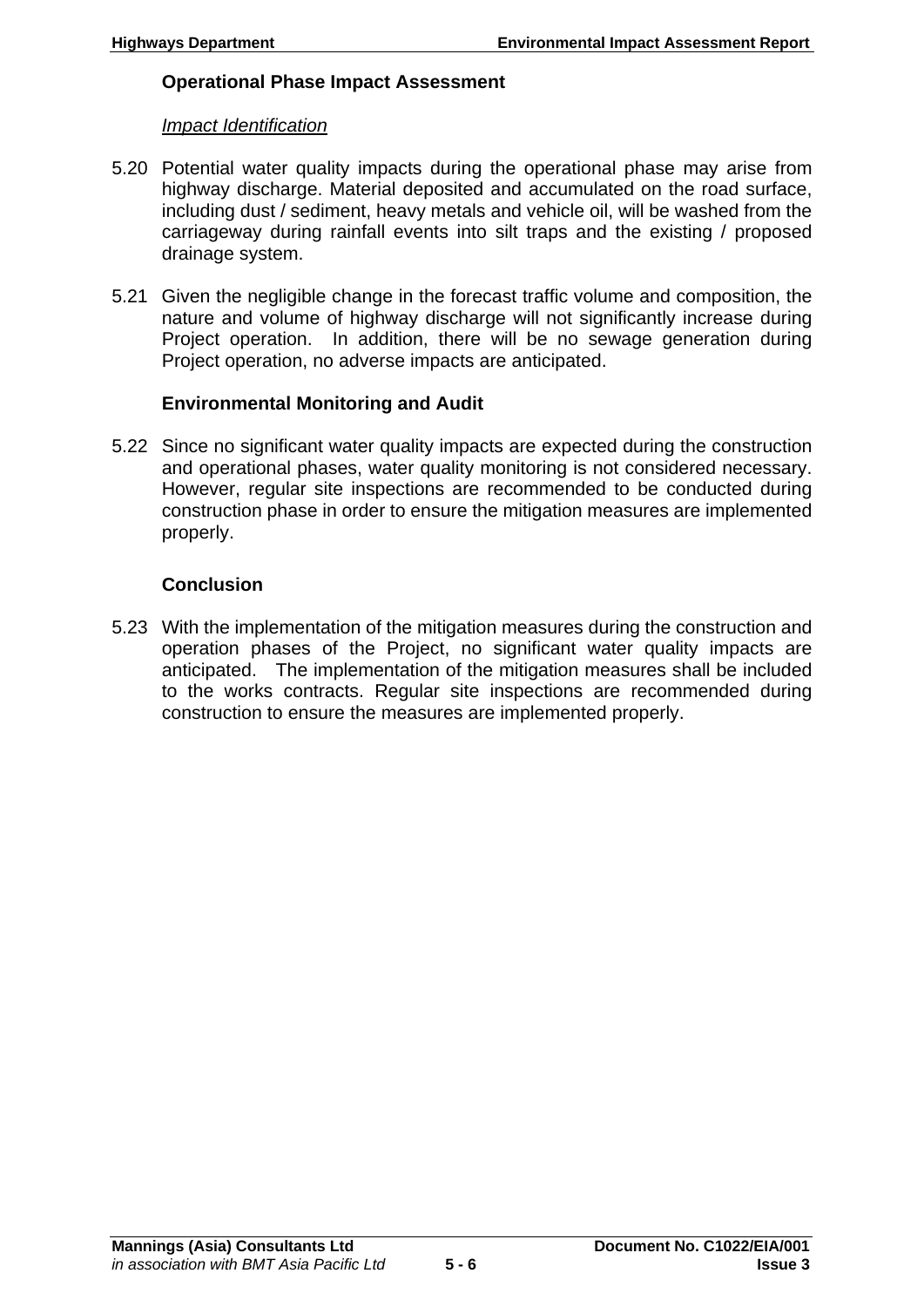### Operational Phase Impact Assessment

*Impact Identification*

5.20 Potential water quality impacts during the operational phase may arise from highway discharge. Material deposited and accumulated on the road surface, including dust / sediment, heavy metals and vehicle oil, will be washed from the carriageway during rainfall events into silt traps and the existing / proposed drainage system.

5.21 Given the negligible change in the forecast traffic volume and composition, the nature and volume of highway discharge will not significantly increase during Project operation. In addition, there will be no sewage generation during Project operation, no adverse impacts are anticipated.

### Environmental Monitoring and Audit

5.22 Since no significant water quality impacts are expected during the construction and operational phases, water quality monitoring is not considered necessary. However, regular site inspections are recommended to be conducted during construction phase in order to ensure the mitigation measures are implemented properly.

### Conclusion

5.23 With the implementation of the mitigation measures during the construction and operation phases of the Project, no significant water quality impacts are anticipated. The implementation of the mitigation measures shall be included to the works contracts. Regular site inspections are recommended during construction to ensure the measures are implemented properly.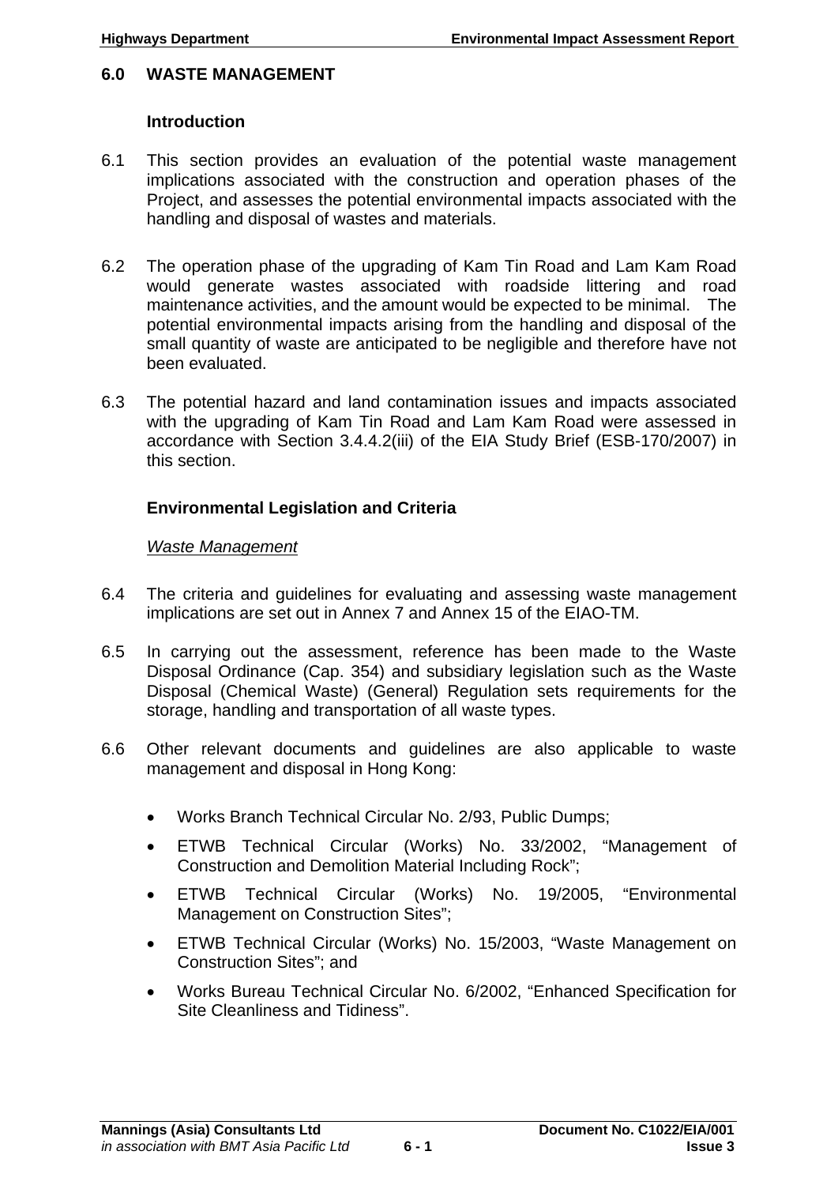## 6.0 WASTE MANAGEMENT

### Introduction

6.1 This section provides an evaluation of the potential waste management implications associated with the construction and operation phases of the Project, and assesses the potential environmental impacts associated with the handling and disposal of wastes and materials.

6.2 The operation phase of the upgrading of Kam Tin Road and Lam Kam Road would generate wastes associated with roadside littering and road maintenance activities, and the amount would be expected to be minimal. The potential environmental impacts arising from the handling and disposal of the small quantity of waste are anticipated to be negligible and therefore have not been evaluated.

6.3 The potential hazard and land contamination issues and impacts associated with the upgrading of Kam Tin Road and Lam Kam Road were assessed in accordance with Section 3.4.4.2(iii) of the EIA Study Brief (ESB-170/2007) in this section.

### Environmental Legislation and Criteria

*Waste Management*

6.4 The criteria and guidelines for evaluating and assessing waste management implications are set out in Annex 7 and Annex 15 of the EIAO-TM.

6.5 In carrying out the assessment, reference has been made to the Waste Disposal Ordinance (Cap. 354) and subsidiary legislation such as the Waste Disposal (Chemical Waste) (General) Regulation sets requirements for the storage, handling and transportation of all waste types.

6.6 Other relevant documents and guidelines are also applicable to waste management and disposal in Hong Kong:

- Works Branch Technical Circular No. 2/93, Public Dumps;
- ETWB Technical Circular (Works) No. 33/2002, "Management of Construction and Demolition Material Including Rock";
- ETWB Technical Circular (Works) No. 19/2005, "Environmental Management on Construction Sites";
- ETWB Technical Circular (Works) No. 15/2003, "Waste Management on Construction Sites"; and
- Works Bureau Technical Circular No. 6/2002, "Enhanced Specification for Site Cleanliness and Tidiness".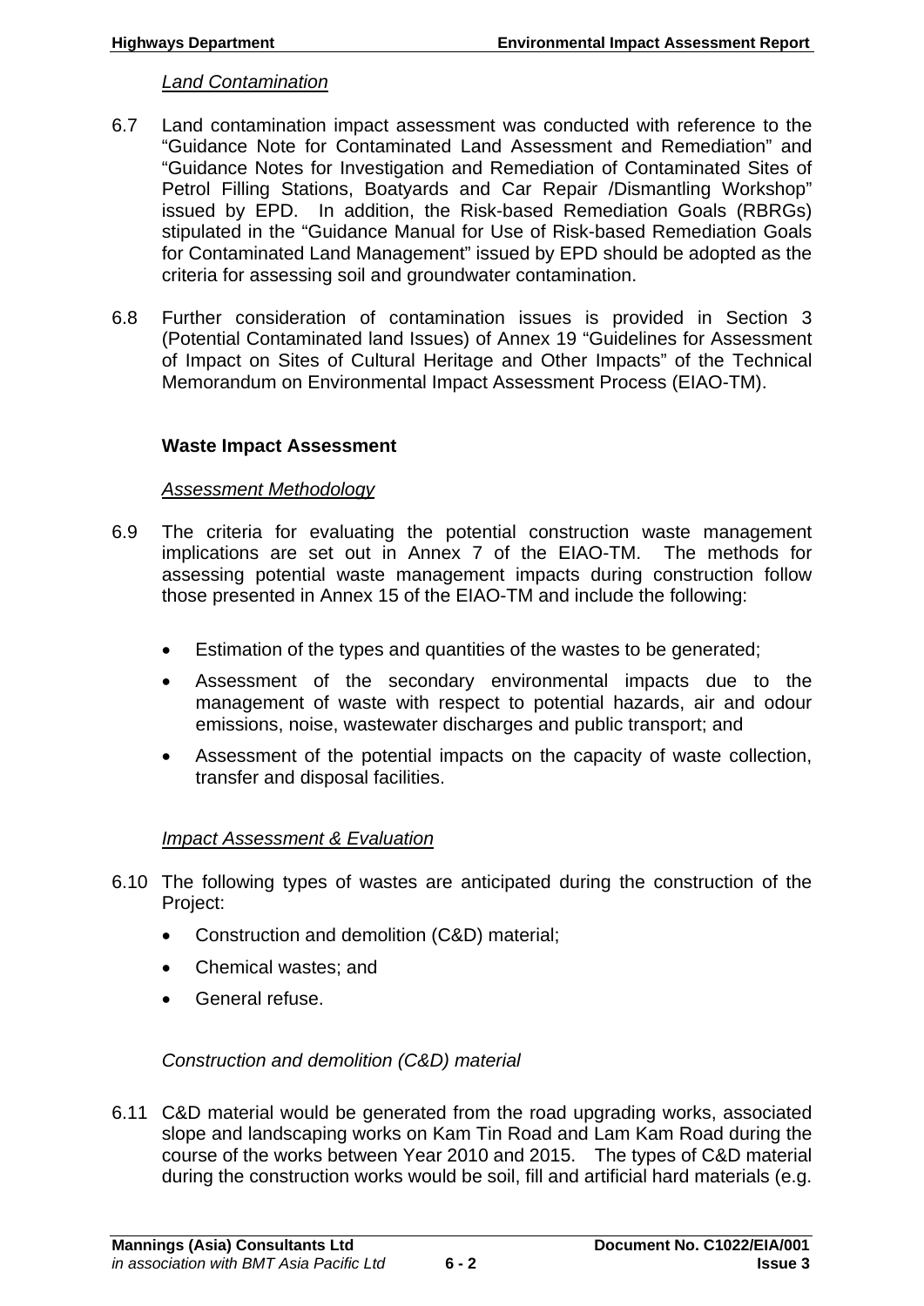*Land Contamination*

6.7 Land contamination impact assessment was conducted with reference to the "Guidance Note for Contaminated Land Assessment and Remediation" and "Guidance Notes for Investigation and Remediation of Contaminated Sites of Petrol Filling Stations, Boatyards and Car Repair /Dismantling Workshop" issued by EPD. In addition, the Risk-based Remediation Goals (RBRGs) stipulated in the "Guidance Manual for Use of Risk-based Remediation Goals for Contaminated Land Management" issued by EPD should be adopted as the criteria for assessing soil and groundwater contamination.

6.8 Further consideration of contamination issues is provided in Section 3 (Potential Contaminated land Issues) of Annex 19 "Guidelines for Assessment of Impact on Sites of Cultural Heritage and Other Impacts" of the Technical Memorandum on Environmental Impact Assessment Process (EIAO-TM).

**Waste Impact Assessment**

*Assessment Methodology*

6.9 The criteria for evaluating the potential construction waste management implications are set out in Annex 7 of the EIAO-TM. The methods for assessing potential waste management impacts during construction follow those presented in Annex 15 of the EIAO-TM and include the following:

- Estimation of the types and quantities of the wastes to be generated;
- Assessment of the secondary environmental impacts due to the management of waste with respect to potential hazards, air and odour emissions, noise, wastewater discharges and public transport; and
- Assessment of the potential impacts on the capacity of waste collection, transfer and disposal facilities.

*Impact Assessment & Evaluation*

6.10 The following types of wastes are anticipated during the construction of the Project:

- Construction and demolition (C&D) material;
- Chemical wastes; and
- General refuse.

*Construction and demolition (C&D) material*

6.11 C&D material would be generated from the road upgrading works, associated slope and landscaping works on Kam Tin Road and Lam Kam Road during the course of the works between Year 2010 and 2015. The types of C&D material during the construction works would be soil, fill and artificial hard materials (e.g.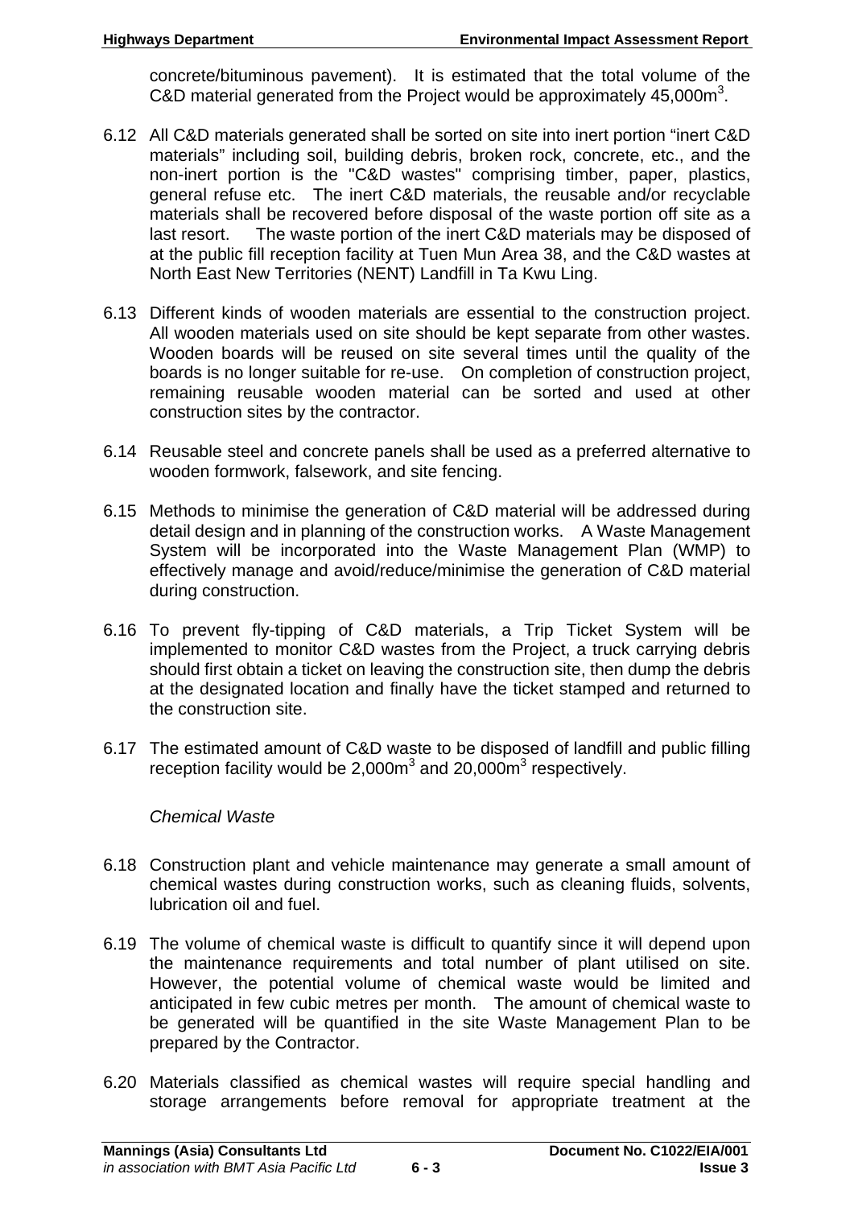concrete/bituminous pavement). It is estimated that the total volume of the C&D material generated from the Project would be approximately 45,000m$^3$.

6.12 All C&D materials generated shall be sorted on site into inert portion "inert C&D materials" including soil, building debris, broken rock, concrete, etc., and the non-inert portion is the "C&D wastes" comprising timber, paper, plastics, general refuse etc. The inert C&D materials, the reusable and/or recyclable materials shall be recovered before disposal of the waste portion off site as a last resort. The waste portion of the inert C&D materials may be disposed of at the public fill reception facility at Tuen Mun Area 38, and the C&D wastes at North East New Territories (NENT) Landfill in Ta Kwu Ling.

6.13 Different kinds of wooden materials are essential to the construction project. All wooden materials used on site should be kept separate from other wastes. Wooden boards will be reused on site several times until the quality of the boards is no longer suitable for re-use. On completion of construction project, remaining reusable wooden material can be sorted and used at other construction sites by the contractor.

6.14 Reusable steel and concrete panels shall be used as a preferred alternative to wooden formwork, falsework, and site fencing.

6.15 Methods to minimise the generation of C&D material will be addressed during detail design and in planning of the construction works. A Waste Management System will be incorporated into the Waste Management Plan (WMP) to effectively manage and avoid/reduce/minimise the generation of C&D material during construction.

6.16 To prevent fly-tipping of C&D materials, a Trip Ticket System will be implemented to monitor C&D wastes from the Project, a truck carrying debris should first obtain a ticket on leaving the construction site, then dump the debris at the designated location and finally have the ticket stamped and returned to the construction site.

6.17 The estimated amount of C&D waste to be disposed of landfill and public filling reception facility would be 2,000m$^3$ and 20,000m$^3$ respectively.

*Chemical Waste*

6.18 Construction plant and vehicle maintenance may generate a small amount of chemical wastes during construction works, such as cleaning fluids, solvents, lubrication oil and fuel.

6.19 The volume of chemical waste is difficult to quantify since it will depend upon the maintenance requirements and total number of plant utilised on site. However, the potential volume of chemical waste would be limited and anticipated in few cubic metres per month. The amount of chemical waste to be generated will be quantified in the site Waste Management Plan to be prepared by the Contractor.

6.20 Materials classified as chemical wastes will require special handling and storage arrangements before removal for appropriate treatment at the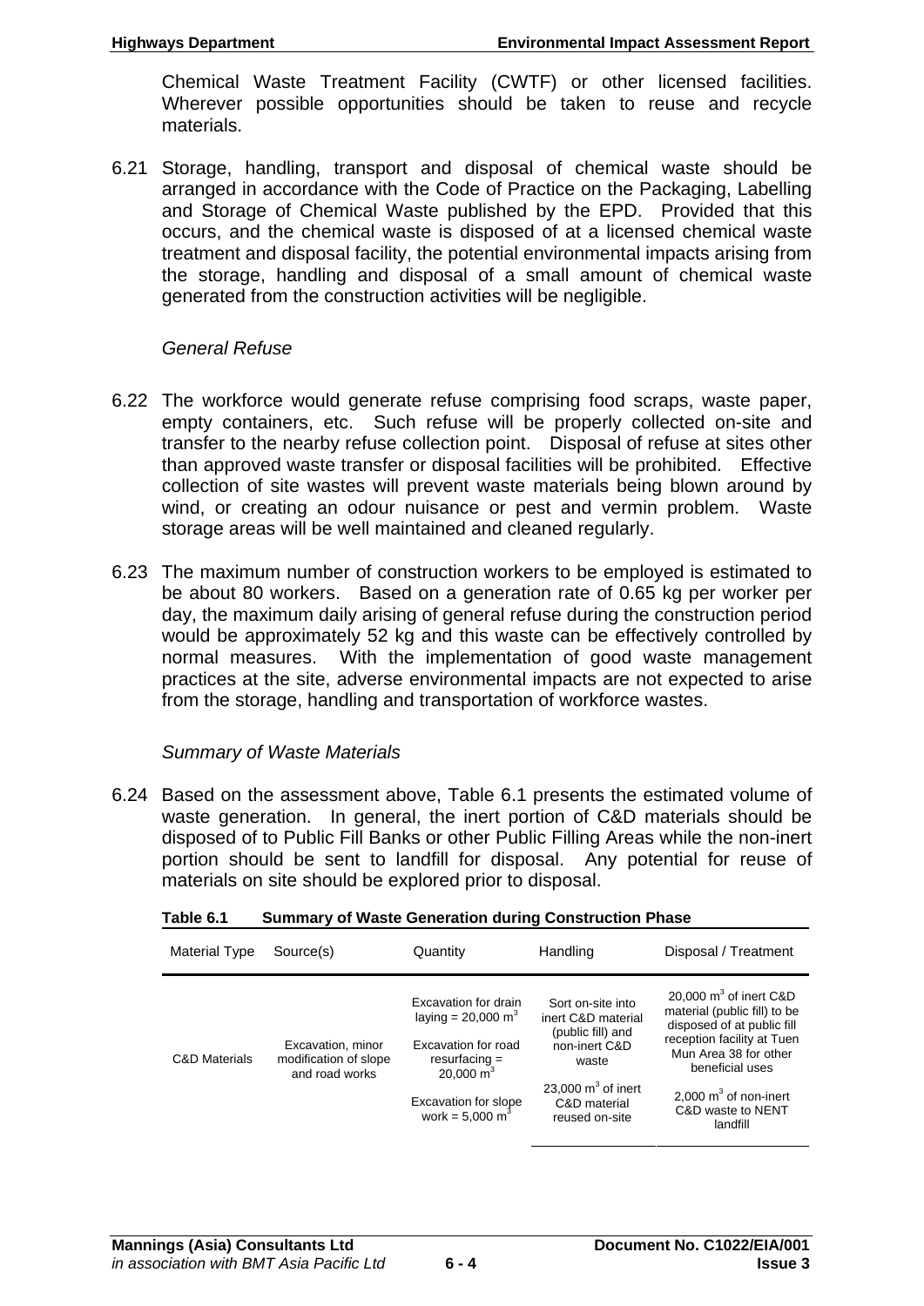Chemical Waste Treatment Facility (CWTF) or other licensed facilities. Wherever possible opportunities should be taken to reuse and recycle materials.

6.21 Storage, handling, transport and disposal of chemical waste should be arranged in accordance with the Code of Practice on the Packaging, Labelling and Storage of Chemical Waste published by the EPD. Provided that this occurs, and the chemical waste is disposed of at a licensed chemical waste treatment and disposal facility, the potential environmental impacts arising from the storage, handling and disposal of a small amount of chemical waste generated from the construction activities will be negligible.

*General Refuse*

6.22 The workforce would generate refuse comprising food scraps, waste paper, empty containers, etc. Such refuse will be properly collected on-site and transfer to the nearby refuse collection point. Disposal of refuse at sites other than approved waste transfer or disposal facilities will be prohibited. Effective collection of site wastes will prevent waste materials being blown around by wind, or creating an odour nuisance or pest and vermin problem. Waste storage areas will be well maintained and cleaned regularly.

6.23 The maximum number of construction workers to be employed is estimated to be about 80 workers. Based on a generation rate of 0.65 kg per worker per day, the maximum daily arising of general refuse during the construction period would be approximately 52 kg and this waste can be effectively controlled by normal measures. With the implementation of good waste management practices at the site, adverse environmental impacts are not expected to arise from the storage, handling and transportation of workforce wastes.

*Summary of Waste Materials*

6.24 Based on the assessment above, Table 6.1 presents the estimated volume of waste generation. In general, the inert portion of C&D materials should be disposed of to Public Fill Banks or other Public Filling Areas while the non-inert portion should be sent to landfill for disposal. Any potential for reuse of materials on site should be explored prior to disposal.

**Table 6.1 Summary of Waste Generation during Construction Phase**

| Material Type | Source(s) | Quantity | Handling | Disposal / Treatment |
|---|---|---|---|---|
| C&D Materials | Excavation, minor modification of slope and road works | Excavation for drain laying = 20,000 $m^3$<br>Excavation for road resurfacing = 20,000 $m^3$<br>Excavation for slope work = 5,000 $m^3$ | Sort on-site into inert C&D material (public fill) and non-inert C&D waste<br>23,000 $m^3$ of inert C&D material reused on-site | 20,000 $m^3$ of inert C&D material (public fill) to be disposed of at public fill reception facility at Tuen Mun Area 38 for other beneficial uses<br>2,000 $m^3$ of non-inert C&D waste to NENT landfill |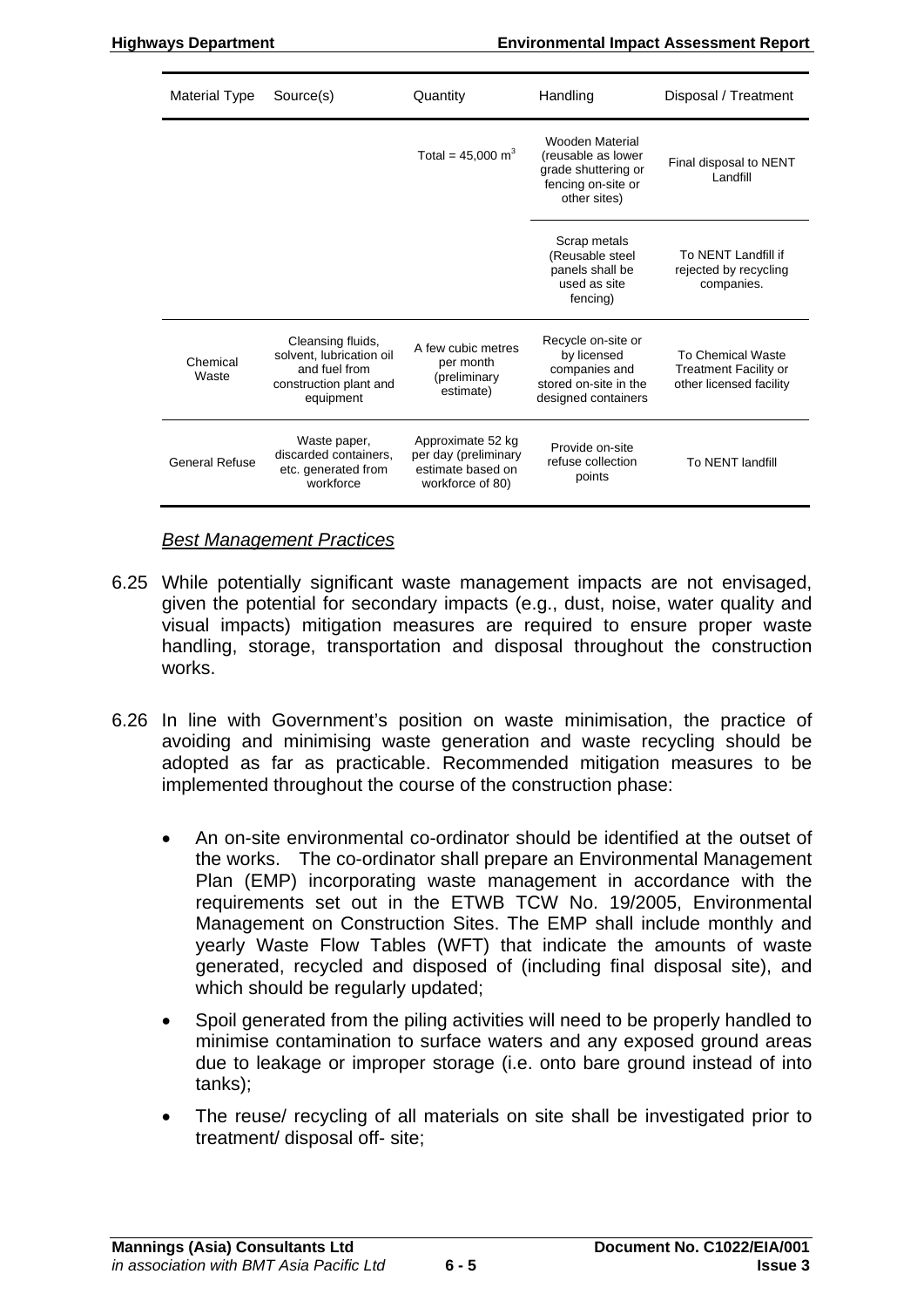| Material Type | Source(s) | Quantity | Handling | Disposal / Treatment |
|---|---|---|---|---|
| | | Total = 45,000 $m^3$ | Wooden Material (reusable as lower grade shuttering or fencing on-site or other sites) | Final disposal to NENT Landfill |
| | | | Scrap metals (Reusable steel panels shall be used as site fencing) | To NENT Landfill if rejected by recycling companies. |
| Chemical Waste | Cleansing fluids, solvent, lubrication oil and fuel from construction plant and equipment | A few cubic metres per month (preliminary estimate) | Recycle on-site or by licensed companies and stored on-site in the designed containers | To Chemical Waste Treatment Facility or other licensed facility |
| General Refuse | Waste paper, discarded containers, etc. generated from workforce | Approximate 52 kg per day (preliminary estimate based on workforce of 80) | Provide on-site refuse collection points | To NENT landfill |

*Best Management Practices*

6.25 While potentially significant waste management impacts are not envisaged, given the potential for secondary impacts (e.g., dust, noise, water quality and visual impacts) mitigation measures are required to ensure proper waste handling, storage, transportation and disposal throughout the construction works.

6.26 In line with Government's position on waste minimisation, the practice of avoiding and minimising waste generation and waste recycling should be adopted as far as practicable. Recommended mitigation measures to be implemented throughout the course of the construction phase:

- An on-site environmental co-ordinator should be identified at the outset of the works. The co-ordinator shall prepare an Environmental Management Plan (EMP) incorporating waste management in accordance with the requirements set out in the ETWB TCW No. 19/2005, Environmental Management on Construction Sites. The EMP shall include monthly and yearly Waste Flow Tables (WFT) that indicate the amounts of waste generated, recycled and disposed of (including final disposal site), and which should be regularly updated;
- Spoil generated from the piling activities will need to be properly handled to minimise contamination to surface waters and any exposed ground areas due to leakage or improper storage (i.e. onto bare ground instead of into tanks);
- The reuse/ recycling of all materials on site shall be investigated prior to treatment/ disposal off- site;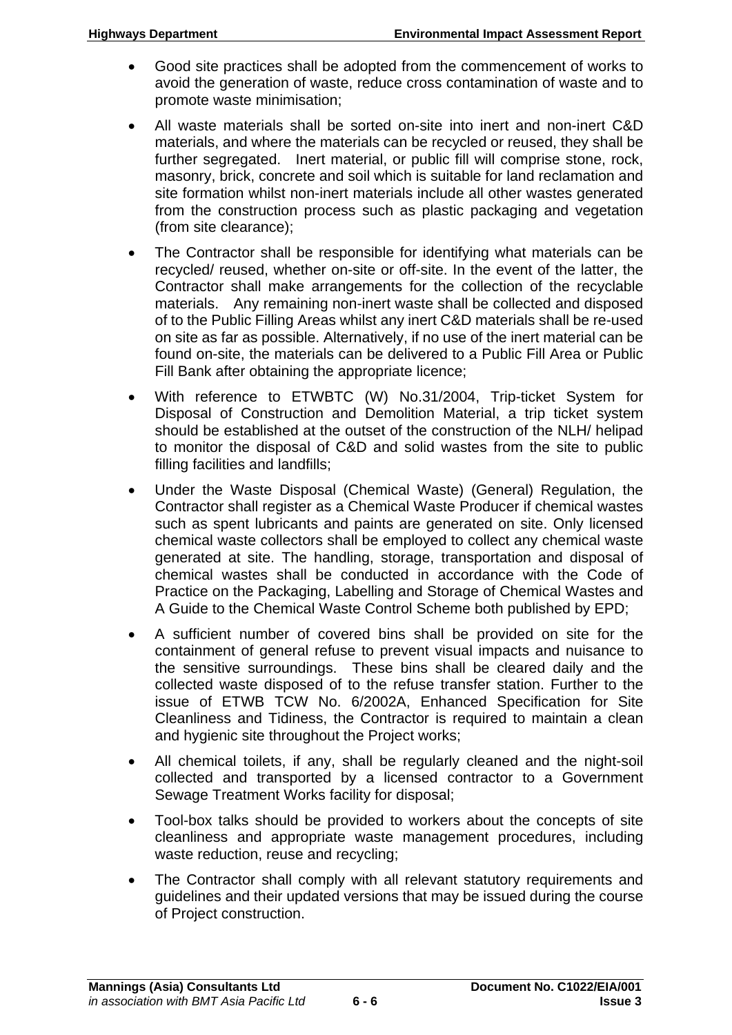- Good site practices shall be adopted from the commencement of works to avoid the generation of waste, reduce cross contamination of waste and to promote waste minimisation;
- All waste materials shall be sorted on-site into inert and non-inert C&D materials, and where the materials can be recycled or reused, they shall be further segregated. Inert material, or public fill will comprise stone, rock, masonry, brick, concrete and soil which is suitable for land reclamation and site formation whilst non-inert materials include all other wastes generated from the construction process such as plastic packaging and vegetation (from site clearance);
- The Contractor shall be responsible for identifying what materials can be recycled/ reused, whether on-site or off-site. In the event of the latter, the Contractor shall make arrangements for the collection of the recyclable materials. Any remaining non-inert waste shall be collected and disposed of to the Public Filling Areas whilst any inert C&D materials shall be re-used on site as far as possible. Alternatively, if no use of the inert material can be found on-site, the materials can be delivered to a Public Fill Area or Public Fill Bank after obtaining the appropriate licence;
- With reference to ETWBTC (W) No.31/2004, Trip-ticket System for Disposal of Construction and Demolition Material, a trip ticket system should be established at the outset of the construction of the NLH/ helipad to monitor the disposal of C&D and solid wastes from the site to public filling facilities and landfills;
- Under the Waste Disposal (Chemical Waste) (General) Regulation, the Contractor shall register as a Chemical Waste Producer if chemical wastes such as spent lubricants and paints are generated on site. Only licensed chemical waste collectors shall be employed to collect any chemical waste generated at site. The handling, storage, transportation and disposal of chemical wastes shall be conducted in accordance with the Code of Practice on the Packaging, Labelling and Storage of Chemical Wastes and A Guide to the Chemical Waste Control Scheme both published by EPD;
- A sufficient number of covered bins shall be provided on site for the containment of general refuse to prevent visual impacts and nuisance to the sensitive surroundings. These bins shall be cleared daily and the collected waste disposed of to the refuse transfer station. Further to the issue of ETWB TCW No. 6/2002A, Enhanced Specification for Site Cleanliness and Tidiness, the Contractor is required to maintain a clean and hygienic site throughout the Project works;
- All chemical toilets, if any, shall be regularly cleaned and the night-soil collected and transported by a licensed contractor to a Government Sewage Treatment Works facility for disposal;
- Tool-box talks should be provided to workers about the concepts of site cleanliness and appropriate waste management procedures, including waste reduction, reuse and recycling;
- The Contractor shall comply with all relevant statutory requirements and guidelines and their updated versions that may be issued during the course of Project construction.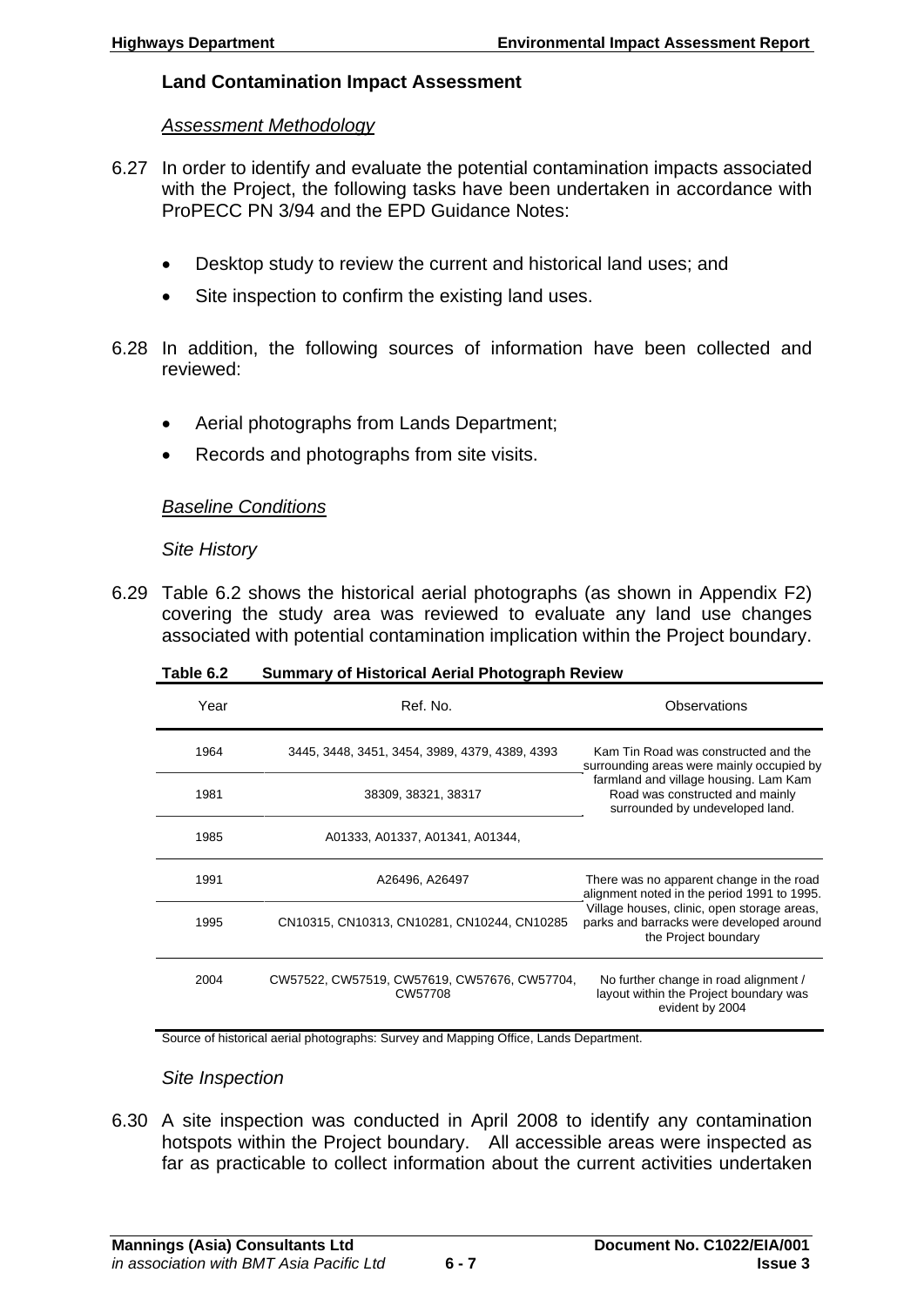### Land Contamination Impact Assessment

*Assessment Methodology*

6.27 In order to identify and evaluate the potential contamination impacts associated with the Project, the following tasks have been undertaken in accordance with ProPECC PN 3/94 and the EPD Guidance Notes:

- Desktop study to review the current and historical land uses; and
- Site inspection to confirm the existing land uses.

6.28 In addition, the following sources of information have been collected and reviewed:

- Aerial photographs from Lands Department;
- Records and photographs from site visits.

*Baseline Conditions*

*Site History*

6.29 Table 6.2 shows the historical aerial photographs (as shown in Appendix F2) covering the study area was reviewed to evaluate any land use changes associated with potential contamination implication within the Project boundary.

**Table 6.2 Summary of Historical Aerial Photograph Review**

| Year | Ref. No. | Observations |
|---|---|---|
| 1964 | 3445, 3448, 3451, 3454, 3989, 4379, 4389, 4393 | Kam Tin Road was constructed and the surrounding areas were mainly occupied by farmland and village housing. Lam Kam Road was constructed and mainly surrounded by undeveloped land. |
| 1981 | 38309, 38321, 38317 | |
| 1985 | A01333, A01337, A01341, A01344, | |
| 1991 | A26496, A26497 | There was no apparent change in the road alignment noted in the period 1991 to 1995. Village houses, clinic, open storage areas, parks and barracks were developed around the Project boundary |
| 1995 | CN10315, CN10313, CN10281, CN10244, CN10285 | |
| 2004 | CW57522, CW57519, CW57619, CW57676, CW57704, CW57708 | No further change in road alignment / layout within the Project boundary was evident by 2004 |

Source of historical aerial photographs: Survey and Mapping Office, Lands Department.

*Site Inspection*

6.30 A site inspection was conducted in April 2008 to identify any contamination hotspots within the Project boundary. All accessible areas were inspected as far as practicable to collect information about the current activities undertaken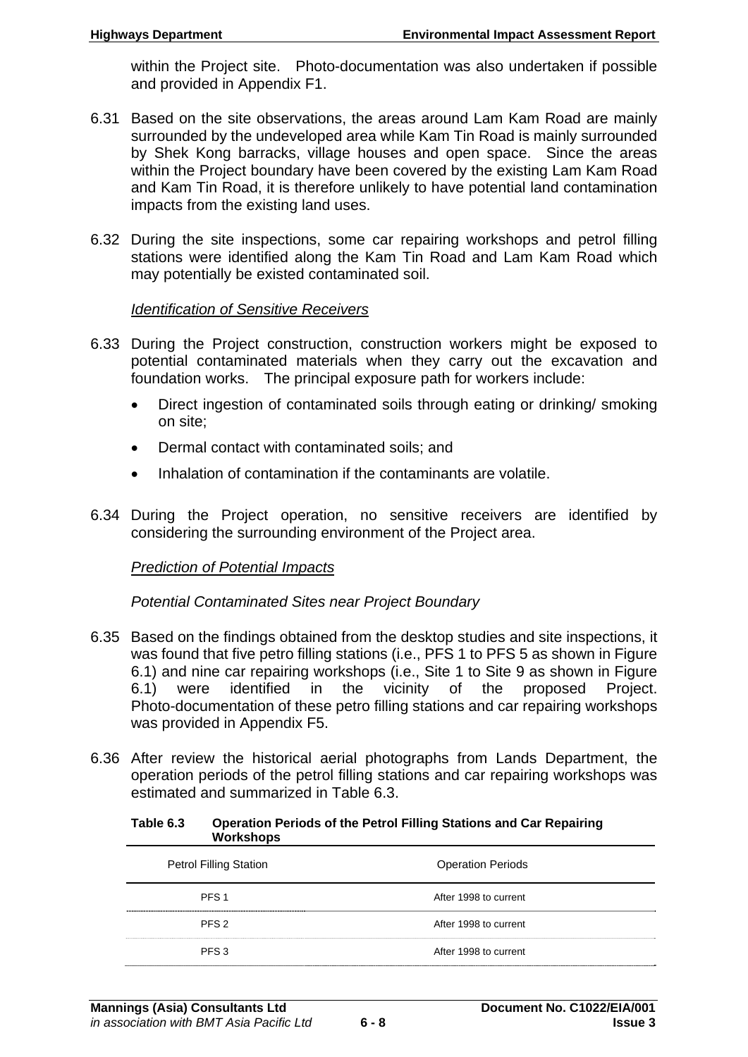within the Project site. Photo-documentation was also undertaken if possible and provided in Appendix F1.

6.31 Based on the site observations, the areas around Lam Kam Road are mainly surrounded by the undeveloped area while Kam Tin Road is mainly surrounded by Shek Kong barracks, village houses and open space. Since the areas within the Project boundary have been covered by the existing Lam Kam Road and Kam Tin Road, it is therefore unlikely to have potential land contamination impacts from the existing land uses.

6.32 During the site inspections, some car repairing workshops and petrol filling stations were identified along the Kam Tin Road and Lam Kam Road which may potentially be existed contaminated soil.

*Identification of Sensitive Receivers*

6.33 During the Project construction, construction workers might be exposed to potential contaminated materials when they carry out the excavation and foundation works. The principal exposure path for workers include:

- Direct ingestion of contaminated soils through eating or drinking/ smoking on site;
- Dermal contact with contaminated soils; and
- Inhalation of contamination if the contaminants are volatile.

6.34 During the Project operation, no sensitive receivers are identified by considering the surrounding environment of the Project area.

*Prediction of Potential Impacts*

*Potential Contaminated Sites near Project Boundary*

6.35 Based on the findings obtained from the desktop studies and site inspections, it was found that five petro filling stations (i.e., PFS 1 to PFS 5 as shown in Figure 6.1) and nine car repairing workshops (i.e., Site 1 to Site 9 as shown in Figure 6.1) were identified in the vicinity of the proposed Project. Photo-documentation of these petro filling stations and car repairing workshops was provided in Appendix F5.

6.36 After review the historical aerial photographs from Lands Department, the operation periods of the petrol filling stations and car repairing workshops was estimated and summarized in Table 6.3.

**Table 6.3 Operation Periods of the Petrol Filling Stations and Car Repairing Workshops**

| Petrol Filling Station | Operation Periods |
|---|---|
| PFS 1 | After 1998 to current |
| PFS 2 | After 1998 to current |
| PFS 3 | After 1998 to current |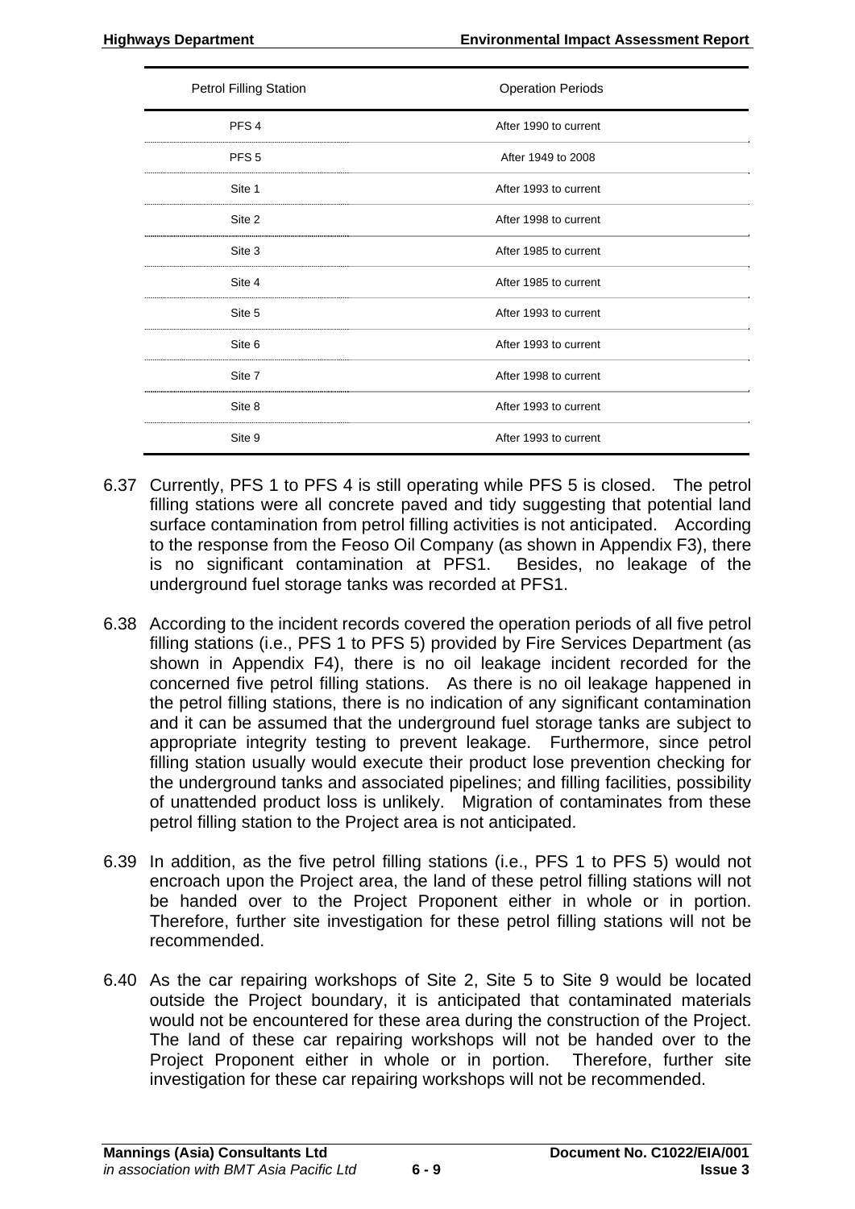| Petrol Filling Station | Operation Periods |
|---|---|
| PFS 4 | After 1990 to current |
| PFS 5 | After 1949 to 2008 |
| Site 1 | After 1993 to current |
| Site 2 | After 1998 to current |
| Site 3 | After 1985 to current |
| Site 4 | After 1985 to current |
| Site 5 | After 1993 to current |
| Site 6 | After 1993 to current |
| Site 7 | After 1998 to current |
| Site 8 | After 1993 to current |
| Site 9 | After 1993 to current |

6.37 Currently, PFS 1 to PFS 4 is still operating while PFS 5 is closed. The petrol filling stations were all concrete paved and tidy suggesting that potential land surface contamination from petrol filling activities is not anticipated. According to the response from the Feoso Oil Company (as shown in Appendix F3), there is no significant contamination at PFS1. Besides, no leakage of the underground fuel storage tanks was recorded at PFS1.

6.38 According to the incident records covered the operation periods of all five petrol filling stations (i.e., PFS 1 to PFS 5) provided by Fire Services Department (as shown in Appendix F4), there is no oil leakage incident recorded for the concerned five petrol filling stations. As there is no oil leakage happened in the petrol filling stations, there is no indication of any significant contamination and it can be assumed that the underground fuel storage tanks are subject to appropriate integrity testing to prevent leakage. Furthermore, since petrol filling station usually would execute their product lose prevention checking for the underground tanks and associated pipelines; and filling facilities, possibility of unattended product loss is unlikely. Migration of contaminates from these petrol filling station to the Project area is not anticipated.

6.39 In addition, as the five petrol filling stations (i.e., PFS 1 to PFS 5) would not encroach upon the Project area, the land of these petrol filling stations will not be handed over to the Project Proponent either in whole or in portion. Therefore, further site investigation for these petrol filling stations will not be recommended.

6.40 As the car repairing workshops of Site 2, Site 5 to Site 9 would be located outside the Project boundary, it is anticipated that contaminated materials would not be encountered for these area during the construction of the Project. The land of these car repairing workshops will not be handed over to the Project Proponent either in whole or in portion. Therefore, further site investigation for these car repairing workshops will not be recommended.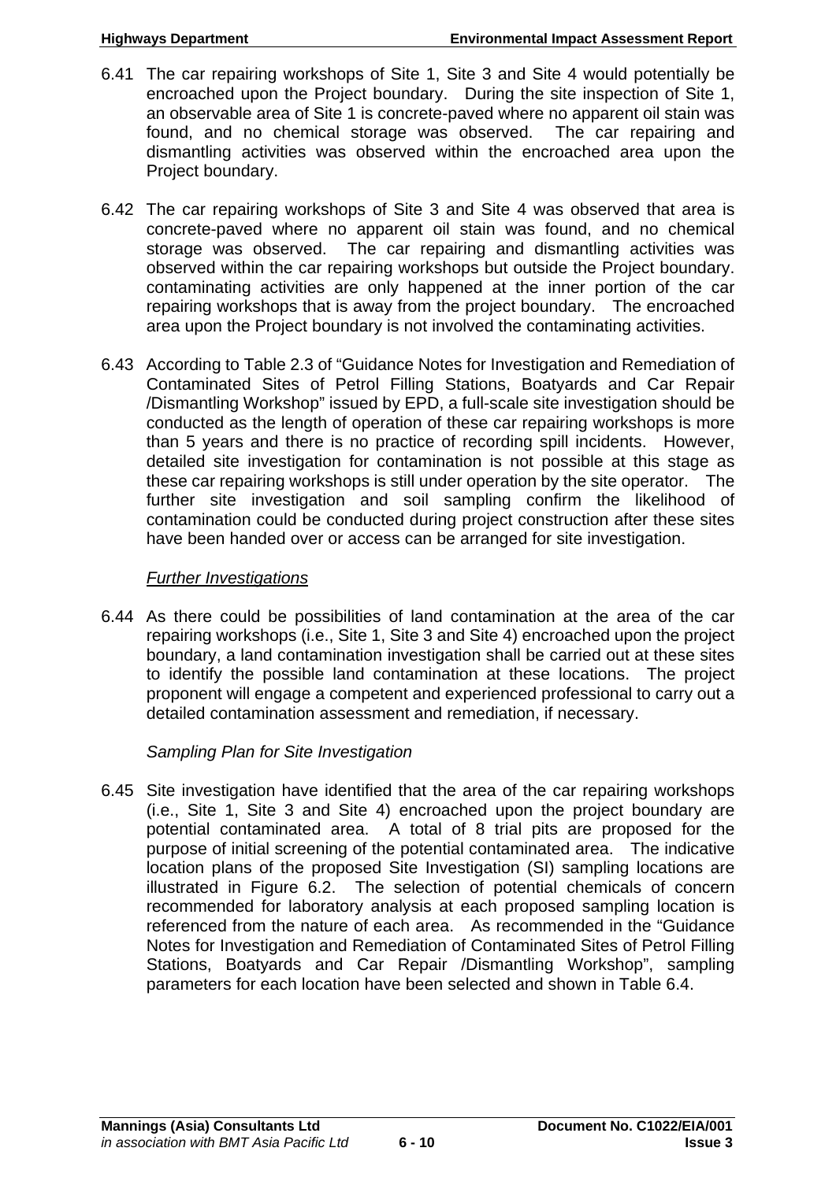6.41 The car repairing workshops of Site 1, Site 3 and Site 4 would potentially be encroached upon the Project boundary. During the site inspection of Site 1, an observable area of Site 1 is concrete-paved where no apparent oil stain was found, and no chemical storage was observed. The car repairing and dismantling activities was observed within the encroached area upon the Project boundary.

6.42 The car repairing workshops of Site 3 and Site 4 was observed that area is concrete-paved where no apparent oil stain was found, and no chemical storage was observed. The car repairing and dismantling activities was observed within the car repairing workshops but outside the Project boundary. contaminating activities are only happened at the inner portion of the car repairing workshops that is away from the project boundary. The encroached area upon the Project boundary is not involved the contaminating activities.

6.43 According to Table 2.3 of "Guidance Notes for Investigation and Remediation of Contaminated Sites of Petrol Filling Stations, Boatyards and Car Repair /Dismantling Workshop" issued by EPD, a full-scale site investigation should be conducted as the length of operation of these car repairing workshops is more than 5 years and there is no practice of recording spill incidents. However, detailed site investigation for contamination is not possible at this stage as these car repairing workshops is still under operation by the site operator. The further site investigation and soil sampling confirm the likelihood of contamination could be conducted during project construction after these sites have been handed over or access can be arranged for site investigation.

*Further Investigations*

6.44 As there could be possibilities of land contamination at the area of the car repairing workshops (i.e., Site 1, Site 3 and Site 4) encroached upon the project boundary, a land contamination investigation shall be carried out at these sites to identify the possible land contamination at these locations. The project proponent will engage a competent and experienced professional to carry out a detailed contamination assessment and remediation, if necessary.

*Sampling Plan for Site Investigation*

6.45 Site investigation have identified that the area of the car repairing workshops (i.e., Site 1, Site 3 and Site 4) encroached upon the project boundary are potential contaminated area. A total of 8 trial pits are proposed for the purpose of initial screening of the potential contaminated area. The indicative location plans of the proposed Site Investigation (SI) sampling locations are illustrated in Figure 6.2. The selection of potential chemicals of concern recommended for laboratory analysis at each proposed sampling location is referenced from the nature of each area. As recommended in the "Guidance Notes for Investigation and Remediation of Contaminated Sites of Petrol Filling Stations, Boatyards and Car Repair /Dismantling Workshop", sampling parameters for each location have been selected and shown in Table 6.4.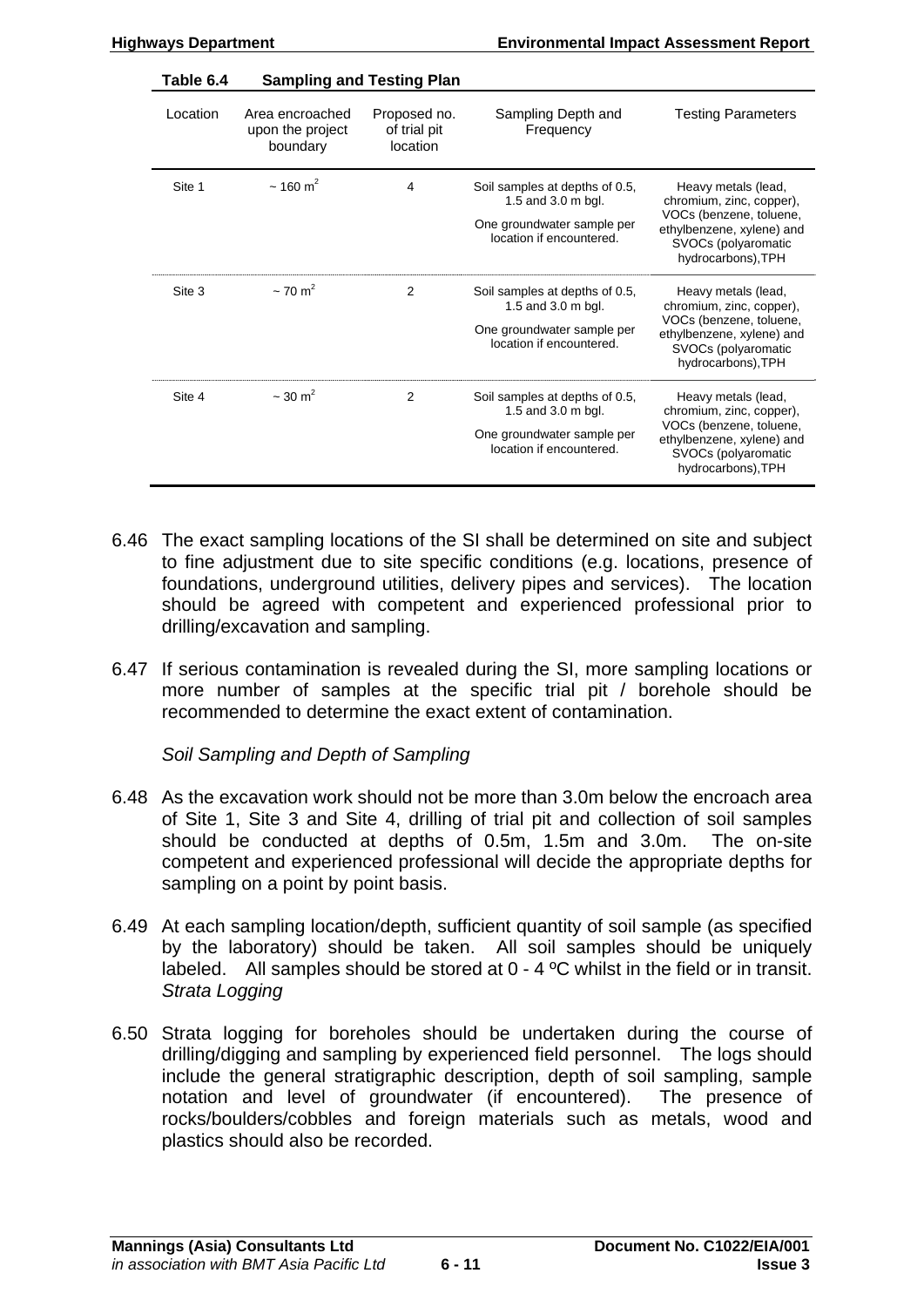**Table 6.4 Sampling and Testing Plan**

| Location | Area encroached upon the project boundary | Proposed no. of trial pit location | Sampling Depth and Frequency | Testing Parameters |
|---|---|---|---|---|
| Site 1 | ~ 160 $m^2$ | 4 | Soil samples at depths of 0.5, 1.5 and 3.0 m bgl. One groundwater sample per location if encountered. | Heavy metals (lead, chromium, zinc, copper), VOCs (benzene, toluene, ethylbenzene, xylene) and SVOCs (polyaromatic hydrocarbons),TPH |
| Site 3 | ~ 70 $m^2$ | 2 | Soil samples at depths of 0.5, 1.5 and 3.0 m bgl. One groundwater sample per location if encountered. | Heavy metals (lead, chromium, zinc, copper), VOCs (benzene, toluene, ethylbenzene, xylene) and SVOCs (polyaromatic hydrocarbons),TPH |
| Site 4 | ~ 30 $m^2$ | 2 | Soil samples at depths of 0.5, 1.5 and 3.0 m bgl. One groundwater sample per location if encountered. | Heavy metals (lead, chromium, zinc, copper), VOCs (benzene, toluene, ethylbenzene, xylene) and SVOCs (polyaromatic hydrocarbons),TPH |

6.46 The exact sampling locations of the SI shall be determined on site and subject to fine adjustment due to site specific conditions (e.g. locations, presence of foundations, underground utilities, delivery pipes and services). The location should be agreed with competent and experienced professional prior to drilling/excavation and sampling.

6.47 If serious contamination is revealed during the SI, more sampling locations or more number of samples at the specific trial pit / borehole should be recommended to determine the exact extent of contamination.

*Soil Sampling and Depth of Sampling*

6.48 As the excavation work should not be more than 3.0m below the encroach area of Site 1, Site 3 and Site 4, drilling of trial pit and collection of soil samples should be conducted at depths of 0.5m, 1.5m and 3.0m. The on-site competent and experienced professional will decide the appropriate depths for sampling on a point by point basis.

6.49 At each sampling location/depth, sufficient quantity of soil sample (as specified by the laboratory) should be taken. All soil samples should be uniquely labeled. All samples should be stored at 0 - 4 ºC whilst in the field or in transit.

*Strata Logging*

6.50 Strata logging for boreholes should be undertaken during the course of drilling/digging and sampling by experienced field personnel. The logs should include the general stratigraphic description, depth of soil sampling, sample notation and level of groundwater (if encountered). The presence of rocks/boulders/cobbles and foreign materials such as metals, wood and plastics should also be recorded.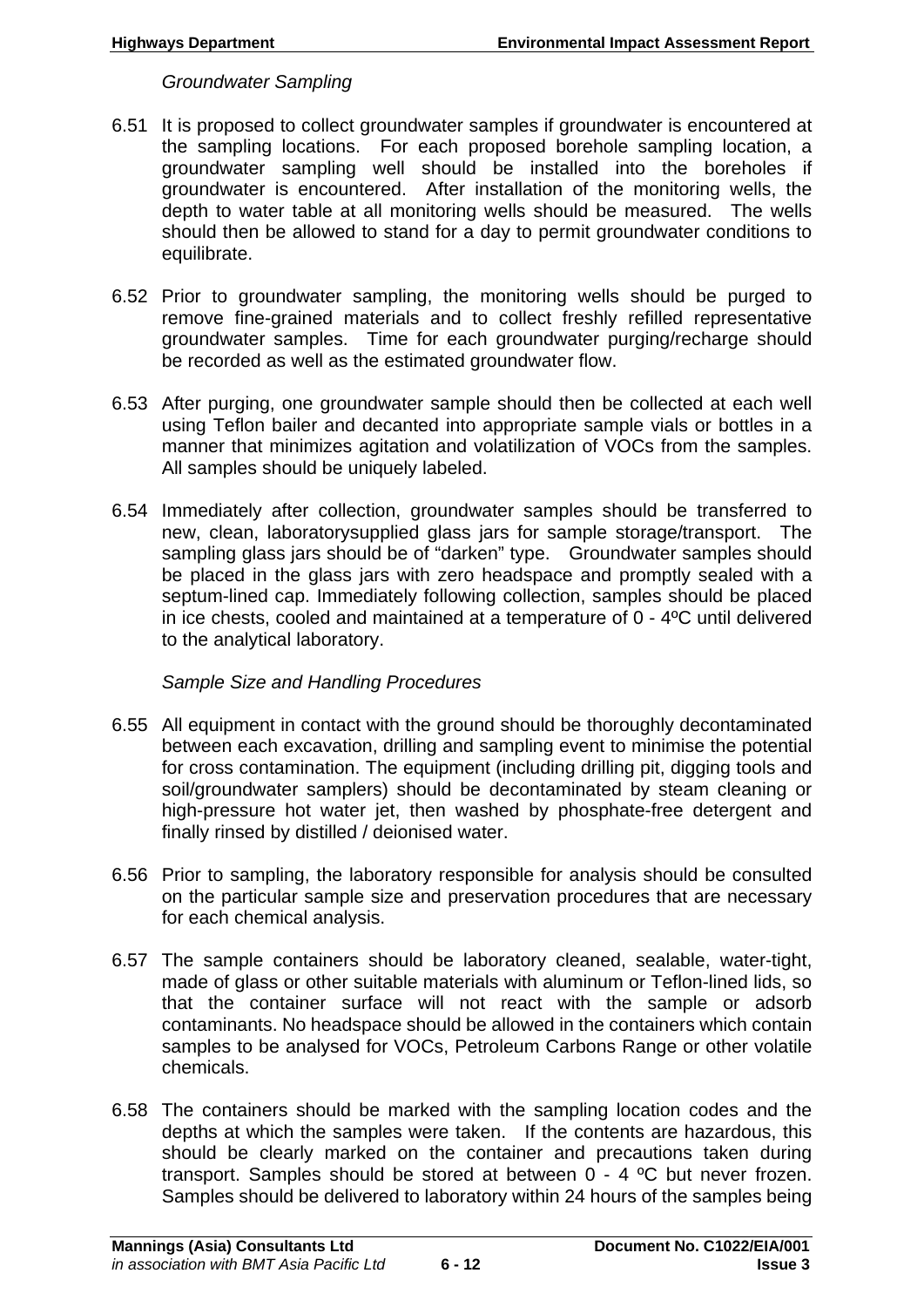*Groundwater Sampling*

6.51 It is proposed to collect groundwater samples if groundwater is encountered at the sampling locations. For each proposed borehole sampling location, a groundwater sampling well should be installed into the boreholes if groundwater is encountered. After installation of the monitoring wells, the depth to water table at all monitoring wells should be measured. The wells should then be allowed to stand for a day to permit groundwater conditions to equilibrate.

6.52 Prior to groundwater sampling, the monitoring wells should be purged to remove fine-grained materials and to collect freshly refilled representative groundwater samples. Time for each groundwater purging/recharge should be recorded as well as the estimated groundwater flow.

6.53 After purging, one groundwater sample should then be collected at each well using Teflon bailer and decanted into appropriate sample vials or bottles in a manner that minimizes agitation and volatilization of VOCs from the samples. All samples should be uniquely labeled.

6.54 Immediately after collection, groundwater samples should be transferred to new, clean, laboratorysupplied glass jars for sample storage/transport. The sampling glass jars should be of "darken" type. Groundwater samples should be placed in the glass jars with zero headspace and promptly sealed with a septum-lined cap. Immediately following collection, samples should be placed in ice chests, cooled and maintained at a temperature of 0 - 4ºC until delivered to the analytical laboratory.

*Sample Size and Handling Procedures*

6.55 All equipment in contact with the ground should be thoroughly decontaminated between each excavation, drilling and sampling event to minimise the potential for cross contamination. The equipment (including drilling pit, digging tools and soil/groundwater samplers) should be decontaminated by steam cleaning or high-pressure hot water jet, then washed by phosphate-free detergent and finally rinsed by distilled / deionised water.

6.56 Prior to sampling, the laboratory responsible for analysis should be consulted on the particular sample size and preservation procedures that are necessary for each chemical analysis.

6.57 The sample containers should be laboratory cleaned, sealable, water-tight, made of glass or other suitable materials with aluminum or Teflon-lined lids, so that the container surface will not react with the sample or adsorb contaminants. No headspace should be allowed in the containers which contain samples to be analysed for VOCs, Petroleum Carbons Range or other volatile chemicals.

6.58 The containers should be marked with the sampling location codes and the depths at which the samples were taken. If the contents are hazardous, this should be clearly marked on the container and precautions taken during transport. Samples should be stored at between 0 - 4 ºC but never frozen. Samples should be delivered to laboratory within 24 hours of the samples being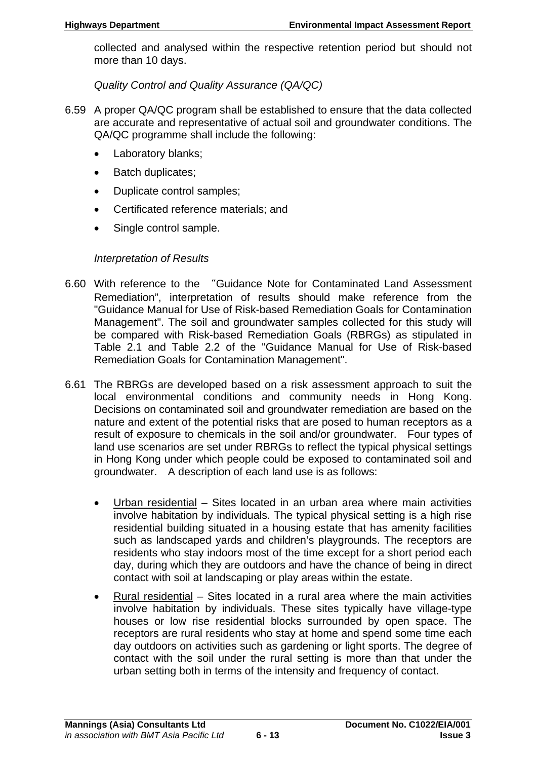collected and analysed within the respective retention period but should not more than 10 days.

*Quality Control and Quality Assurance (QA/QC)*

6.59 A proper QA/QC program shall be established to ensure that the data collected are accurate and representative of actual soil and groundwater conditions. The QA/QC programme shall include the following:

- Laboratory blanks;
- Batch duplicates;
- Duplicate control samples;
- Certificated reference materials; and
- Single control sample.

*Interpretation of Results*

6.60 With reference to the "Guidance Note for Contaminated Land Assessment Remediation", interpretation of results should make reference from the "Guidance Manual for Use of Risk-based Remediation Goals for Contamination Management". The soil and groundwater samples collected for this study will be compared with Risk-based Remediation Goals (RBRGs) as stipulated in Table 2.1 and Table 2.2 of the "Guidance Manual for Use of Risk-based Remediation Goals for Contamination Management".

6.61 The RBRGs are developed based on a risk assessment approach to suit the local environmental conditions and community needs in Hong Kong. Decisions on contaminated soil and groundwater remediation are based on the nature and extent of the potential risks that are posed to human receptors as a result of exposure to chemicals in the soil and/or groundwater. Four types of land use scenarios are set under RBRGs to reflect the typical physical settings in Hong Kong under which people could be exposed to contaminated soil and groundwater. A description of each land use is as follows:

- Urban residential – Sites located in an urban area where main activities involve habitation by individuals. The typical physical setting is a high rise residential building situated in a housing estate that has amenity facilities such as landscaped yards and children's playgrounds. The receptors are residents who stay indoors most of the time except for a short period each day, during which they are outdoors and have the chance of being in direct contact with soil at landscaping or play areas within the estate.
- Rural residential – Sites located in a rural area where the main activities involve habitation by individuals. These sites typically have village-type houses or low rise residential blocks surrounded by open space. The receptors are rural residents who stay at home and spend some time each day outdoors on activities such as gardening or light sports. The degree of contact with the soil under the rural setting is more than that under the urban setting both in terms of the intensity and frequency of contact.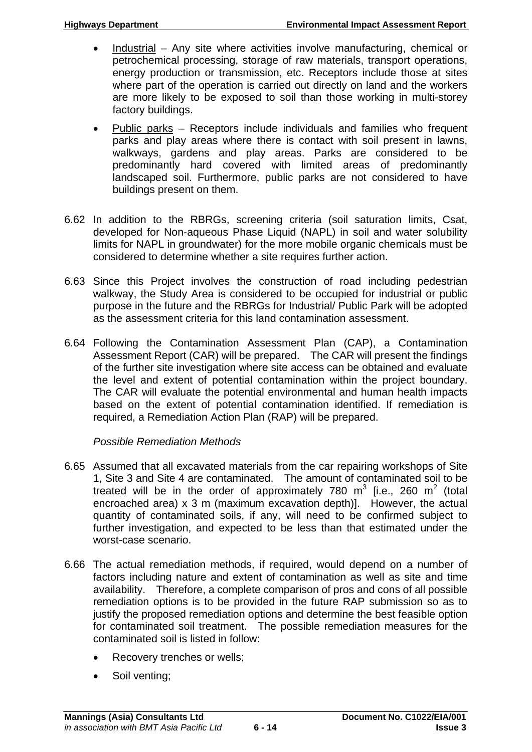- Industrial – Any site where activities involve manufacturing, chemical or petrochemical processing, storage of raw materials, transport operations, energy production or transmission, etc. Receptors include those at sites where part of the operation is carried out directly on land and the workers are more likely to be exposed to soil than those working in multi-storey factory buildings.
- Public parks – Receptors include individuals and families who frequent parks and play areas where there is contact with soil present in lawns, walkways, gardens and play areas. Parks are considered to be predominantly hard covered with limited areas of predominantly landscaped soil. Furthermore, public parks are not considered to have buildings present on them.

6.62 In addition to the RBRGs, screening criteria (soil saturation limits, Csat, developed for Non-aqueous Phase Liquid (NAPL) in soil and water solubility limits for NAPL in groundwater) for the more mobile organic chemicals must be considered to determine whether a site requires further action.

6.63 Since this Project involves the construction of road including pedestrian walkway, the Study Area is considered to be occupied for industrial or public purpose in the future and the RBRGs for Industrial/ Public Park will be adopted as the assessment criteria for this land contamination assessment.

6.64 Following the Contamination Assessment Plan (CAP), a Contamination Assessment Report (CAR) will be prepared. The CAR will present the findings of the further site investigation where site access can be obtained and evaluate the level and extent of potential contamination within the project boundary. The CAR will evaluate the potential environmental and human health impacts based on the extent of potential contamination identified. If remediation is required, a Remediation Action Plan (RAP) will be prepared.

*Possible Remediation Methods*

6.65 Assumed that all excavated materials from the car repairing workshops of Site 1, Site 3 and Site 4 are contaminated. The amount of contaminated soil to be treated will be in the order of approximately 780 $m^3$ [i.e., 260 $m^2$ (total encroached area) x 3 m (maximum excavation depth)]. However, the actual quantity of contaminated soils, if any, will need to be confirmed subject to further investigation, and expected to be less than that estimated under the worst-case scenario.

6.66 The actual remediation methods, if required, would depend on a number of factors including nature and extent of contamination as well as site and time availability. Therefore, a complete comparison of pros and cons of all possible remediation options is to be provided in the future RAP submission so as to justify the proposed remediation options and determine the best feasible option for contaminated soil treatment. The possible remediation measures for the contaminated soil is listed in follow:

- Recovery trenches or wells;
- Soil venting;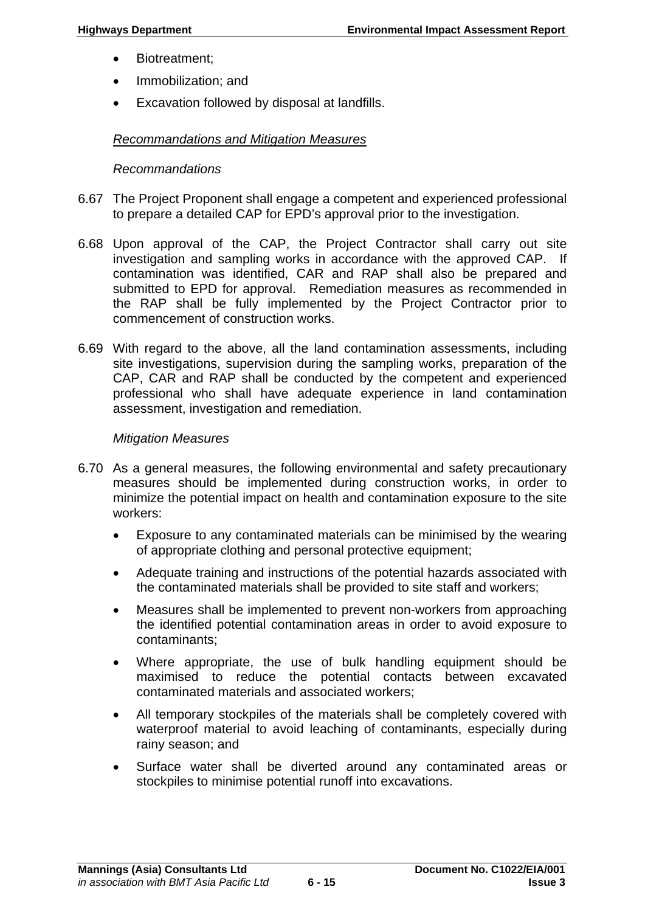- Biotreatment;
- Immobilization; and
- Excavation followed by disposal at landfills.

*Recommandations and Mitigation Measures*

*Recommandations*

6.67 The Project Proponent shall engage a competent and experienced professional to prepare a detailed CAP for EPD's approval prior to the investigation.

6.68 Upon approval of the CAP, the Project Contractor shall carry out site investigation and sampling works in accordance with the approved CAP. If contamination was identified, CAR and RAP shall also be prepared and submitted to EPD for approval. Remediation measures as recommended in the RAP shall be fully implemented by the Project Contractor prior to commencement of construction works.

6.69 With regard to the above, all the land contamination assessments, including site investigations, supervision during the sampling works, preparation of the CAP, CAR and RAP shall be conducted by the competent and experienced professional who shall have adequate experience in land contamination assessment, investigation and remediation.

*Mitigation Measures*

6.70 As a general measures, the following environmental and safety precautionary measures should be implemented during construction works, in order to minimize the potential impact on health and contamination exposure to the site workers:

- Exposure to any contaminated materials can be minimised by the wearing of appropriate clothing and personal protective equipment;
- Adequate training and instructions of the potential hazards associated with the contaminated materials shall be provided to site staff and workers;
- Measures shall be implemented to prevent non-workers from approaching the identified potential contamination areas in order to avoid exposure to contaminants;
- Where appropriate, the use of bulk handling equipment should be maximised to reduce the potential contacts between excavated contaminated materials and associated workers;
- All temporary stockpiles of the materials shall be completely covered with waterproof material to avoid leaching of contaminants, especially during rainy season; and
- Surface water shall be diverted around any contaminated areas or stockpiles to minimise potential runoff into excavations.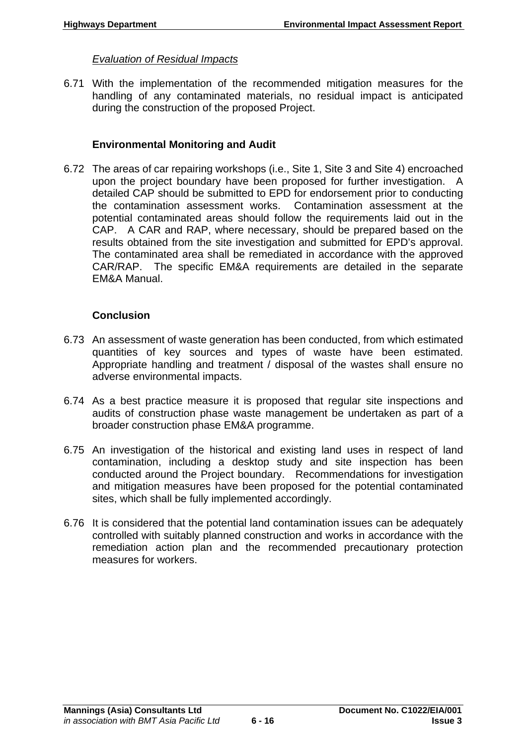*Evaluation of Residual Impacts*

6.71 With the implementation of the recommended mitigation measures for the handling of any contaminated materials, no residual impact is anticipated during the construction of the proposed Project.

**Environmental Monitoring and Audit**

6.72 The areas of car repairing workshops (i.e., Site 1, Site 3 and Site 4) encroached upon the project boundary have been proposed for further investigation. A detailed CAP should be submitted to EPD for endorsement prior to conducting the contamination assessment works. Contamination assessment at the potential contaminated areas should follow the requirements laid out in the CAP. A CAR and RAP, where necessary, should be prepared based on the results obtained from the site investigation and submitted for EPD's approval. The contaminated area shall be remediated in accordance with the approved CAR/RAP. The specific EM&A requirements are detailed in the separate EM&A Manual.

**Conclusion**

6.73 An assessment of waste generation has been conducted, from which estimated quantities of key sources and types of waste have been estimated. Appropriate handling and treatment / disposal of the wastes shall ensure no adverse environmental impacts.

6.74 As a best practice measure it is proposed that regular site inspections and audits of construction phase waste management be undertaken as part of a broader construction phase EM&A programme.

6.75 An investigation of the historical and existing land uses in respect of land contamination, including a desktop study and site inspection has been conducted around the Project boundary. Recommendations for investigation and mitigation measures have been proposed for the potential contaminated sites, which shall be fully implemented accordingly.

6.76 It is considered that the potential land contamination issues can be adequately controlled with suitably planned construction and works in accordance with the remediation action plan and the recommended precautionary protection measures for workers.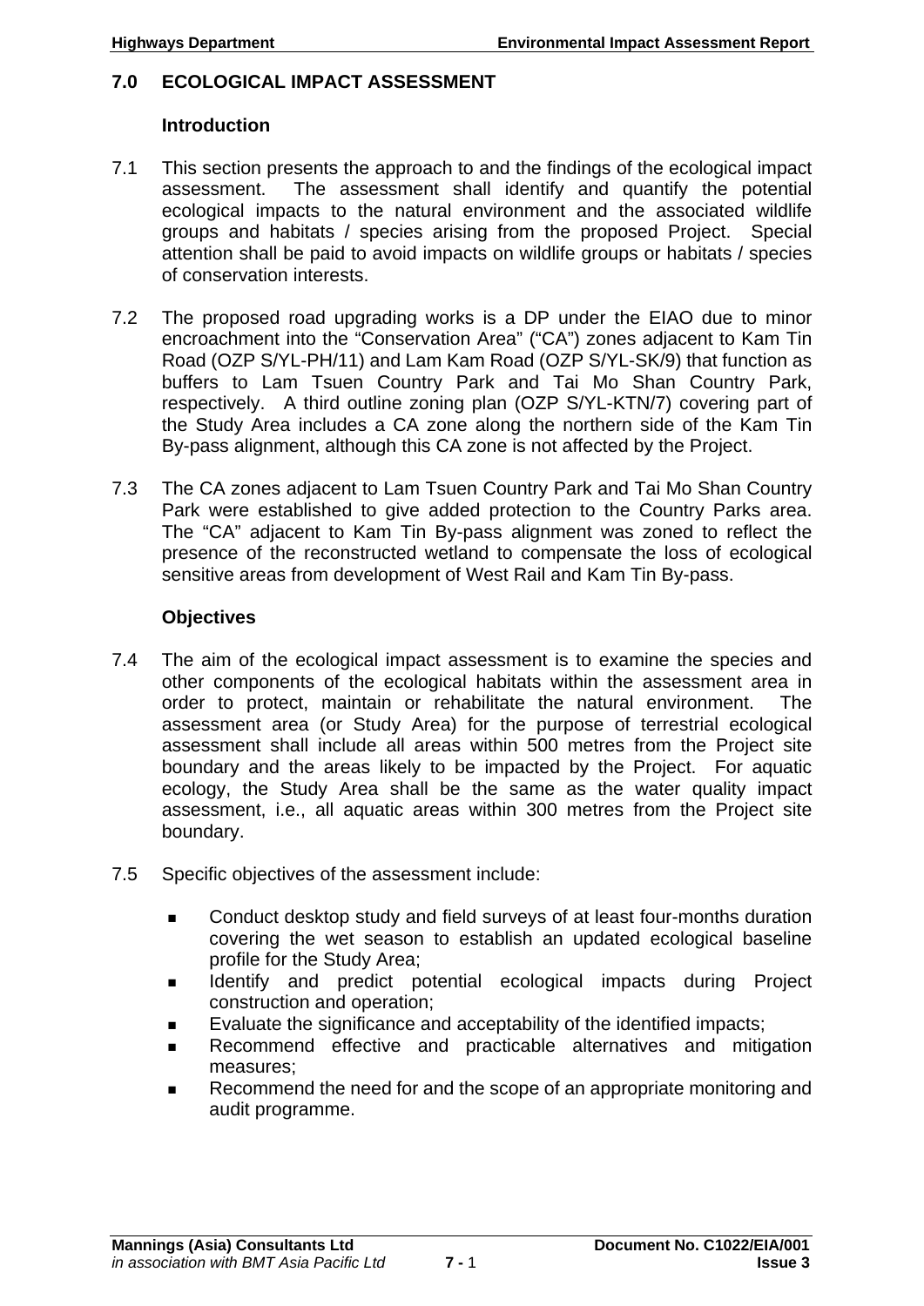# 7.0 ECOLOGICAL IMPACT ASSESSMENT

## Introduction

7.1 This section presents the approach to and the findings of the ecological impact assessment. The assessment shall identify and quantify the potential ecological impacts to the natural environment and the associated wildlife groups and habitats / species arising from the proposed Project. Special attention shall be paid to avoid impacts on wildlife groups or habitats / species of conservation interests.

7.2 The proposed road upgrading works is a DP under the EIAO due to minor encroachment into the "Conservation Area" ("CA") zones adjacent to Kam Tin Road (OZP S/YL-PH/11) and Lam Kam Road (OZP S/YL-SK/9) that function as buffers to Lam Tsuen Country Park and Tai Mo Shan Country Park, respectively. A third outline zoning plan (OZP S/YL-KTN/7) covering part of the Study Area includes a CA zone along the northern side of the Kam Tin By-pass alignment, although this CA zone is not affected by the Project.

7.3 The CA zones adjacent to Lam Tsuen Country Park and Tai Mo Shan Country Park were established to give added protection to the Country Parks area. The "CA" adjacent to Kam Tin By-pass alignment was zoned to reflect the presence of the reconstructed wetland to compensate the loss of ecological sensitive areas from development of West Rail and Kam Tin By-pass.

## Objectives

7.4 The aim of the ecological impact assessment is to examine the species and other components of the ecological habitats within the assessment area in order to protect, maintain or rehabilitate the natural environment. The assessment area (or Study Area) for the purpose of terrestrial ecological assessment shall include all areas within 500 metres from the Project site boundary and the areas likely to be impacted by the Project. For aquatic ecology, the Study Area shall be the same as the water quality impact assessment, i.e., all aquatic areas within 300 metres from the Project site boundary.

7.5 Specific objectives of the assessment include:

- Conduct desktop study and field surveys of at least four-months duration covering the wet season to establish an updated ecological baseline profile for the Study Area;
- Identify and predict potential ecological impacts during Project construction and operation;
- Evaluate the significance and acceptability of the identified impacts;
- Recommend effective and practicable alternatives and mitigation measures;
- Recommend the need for and the scope of an appropriate monitoring and audit programme.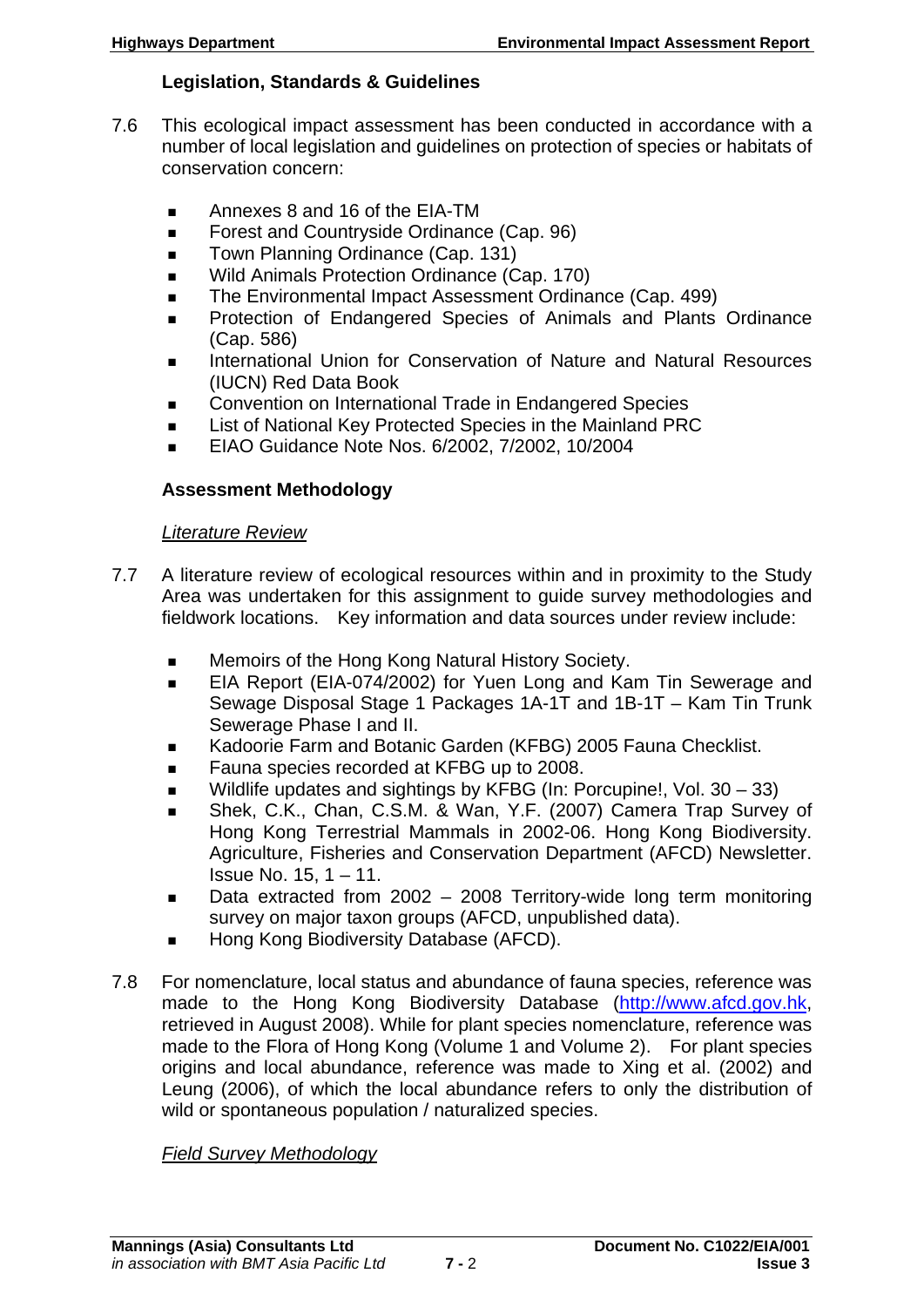### Legislation, Standards & Guidelines

7.6 This ecological impact assessment has been conducted in accordance with a number of local legislation and guidelines on protection of species or habitats of conservation concern:

- Annexes 8 and 16 of the EIA-TM
- Forest and Countryside Ordinance (Cap. 96)
- Town Planning Ordinance (Cap. 131)
- Wild Animals Protection Ordinance (Cap. 170)
- The Environmental Impact Assessment Ordinance (Cap. 499)
- Protection of Endangered Species of Animals and Plants Ordinance (Cap. 586)
- International Union for Conservation of Nature and Natural Resources (IUCN) Red Data Book
- Convention on International Trade in Endangered Species
- List of National Key Protected Species in the Mainland PRC
- EIAO Guidance Note Nos. 6/2002, 7/2002, 10/2004

### Assessment Methodology

*Literature Review*

7.7 A literature review of ecological resources within and in proximity to the Study Area was undertaken for this assignment to guide survey methodologies and fieldwork locations. Key information and data sources under review include:

- Memoirs of the Hong Kong Natural History Society.
- EIA Report (EIA-074/2002) for Yuen Long and Kam Tin Sewerage and Sewage Disposal Stage 1 Packages 1A-1T and 1B-1T – Kam Tin Trunk Sewerage Phase I and II.
- Kadoorie Farm and Botanic Garden (KFBG) 2005 Fauna Checklist.
- Fauna species recorded at KFBG up to 2008.
- Wildlife updates and sightings by KFBG (In: Porcupine!, Vol. 30 – 33)
- Shek, C.K., Chan, C.S.M. & Wan, Y.F. (2007) Camera Trap Survey of Hong Kong Terrestrial Mammals in 2002-06. Hong Kong Biodiversity. Agriculture, Fisheries and Conservation Department (AFCD) Newsletter. Issue No. 15, 1 – 11.
- Data extracted from 2002 – 2008 Territory-wide long term monitoring survey on major taxon groups (AFCD, unpublished data).
- Hong Kong Biodiversity Database (AFCD).

7.8 For nomenclature, local status and abundance of fauna species, reference was made to the Hong Kong Biodiversity Database (http://www.afcd.gov.hk, retrieved in August 2008). While for plant species nomenclature, reference was made to the Flora of Hong Kong (Volume 1 and Volume 2). For plant species origins and local abundance, reference was made to Xing et al. (2002) and Leung (2006), of which the local abundance refers to only the distribution of wild or spontaneous population / naturalized species.

*Field Survey Methodology*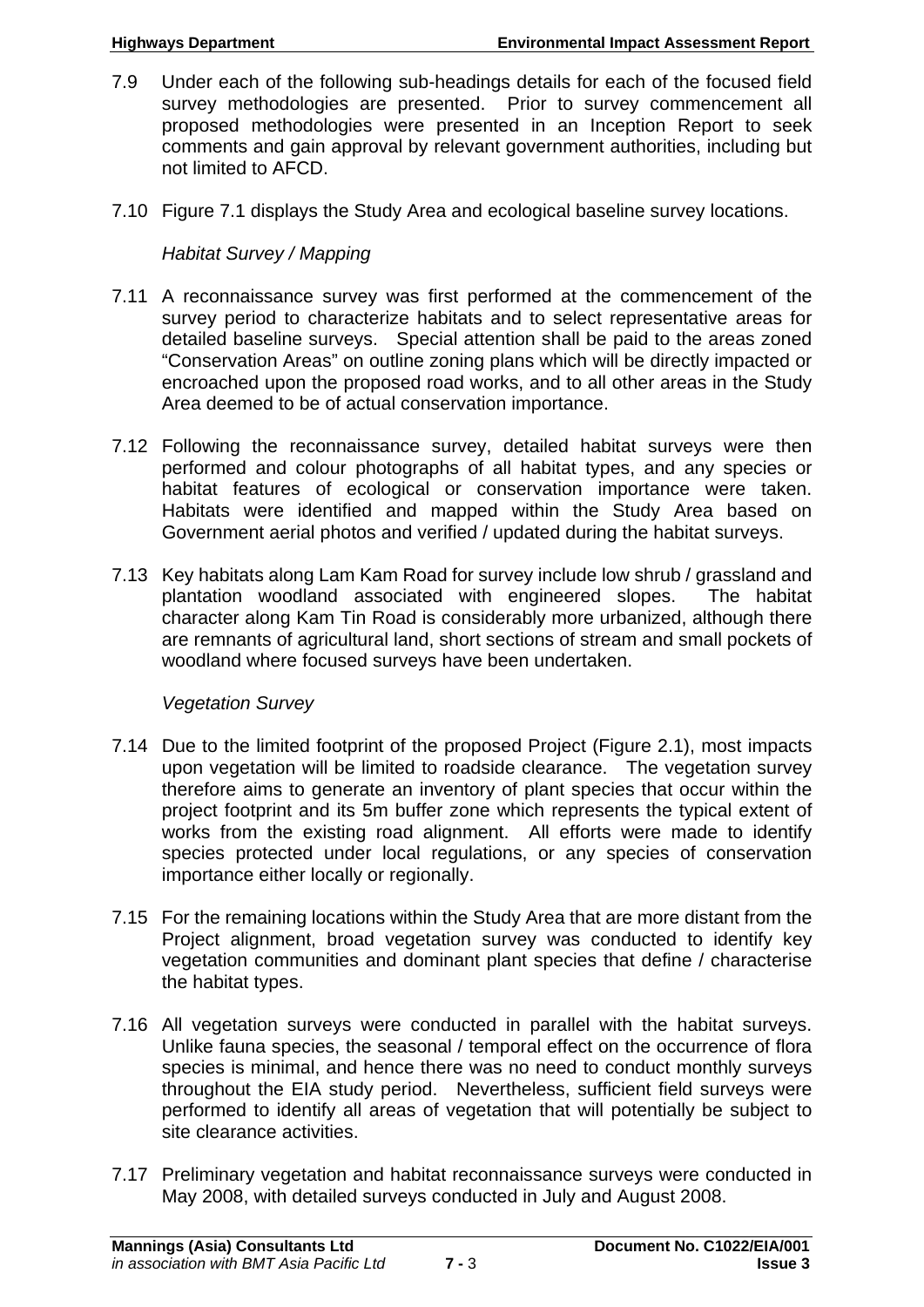7.9 Under each of the following sub-headings details for each of the focused field survey methodologies are presented. Prior to survey commencement all proposed methodologies were presented in an Inception Report to seek comments and gain approval by relevant government authorities, including but not limited to AFCD.

7.10 Figure 7.1 displays the Study Area and ecological baseline survey locations.

*Habitat Survey / Mapping*

7.11 A reconnaissance survey was first performed at the commencement of the survey period to characterize habitats and to select representative areas for detailed baseline surveys. Special attention shall be paid to the areas zoned "Conservation Areas" on outline zoning plans which will be directly impacted or encroached upon the proposed road works, and to all other areas in the Study Area deemed to be of actual conservation importance.

7.12 Following the reconnaissance survey, detailed habitat surveys were then performed and colour photographs of all habitat types, and any species or habitat features of ecological or conservation importance were taken. Habitats were identified and mapped within the Study Area based on Government aerial photos and verified / updated during the habitat surveys.

7.13 Key habitats along Lam Kam Road for survey include low shrub / grassland and plantation woodland associated with engineered slopes. The habitat character along Kam Tin Road is considerably more urbanized, although there are remnants of agricultural land, short sections of stream and small pockets of woodland where focused surveys have been undertaken.

*Vegetation Survey*

7.14 Due to the limited footprint of the proposed Project (Figure 2.1), most impacts upon vegetation will be limited to roadside clearance. The vegetation survey therefore aims to generate an inventory of plant species that occur within the project footprint and its 5m buffer zone which represents the typical extent of works from the existing road alignment. All efforts were made to identify species protected under local regulations, or any species of conservation importance either locally or regionally.

7.15 For the remaining locations within the Study Area that are more distant from the Project alignment, broad vegetation survey was conducted to identify key vegetation communities and dominant plant species that define / characterise the habitat types.

7.16 All vegetation surveys were conducted in parallel with the habitat surveys. Unlike fauna species, the seasonal / temporal effect on the occurrence of flora species is minimal, and hence there was no need to conduct monthly surveys throughout the EIA study period. Nevertheless, sufficient field surveys were performed to identify all areas of vegetation that will potentially be subject to site clearance activities.

7.17 Preliminary vegetation and habitat reconnaissance surveys were conducted in May 2008, with detailed surveys conducted in July and August 2008.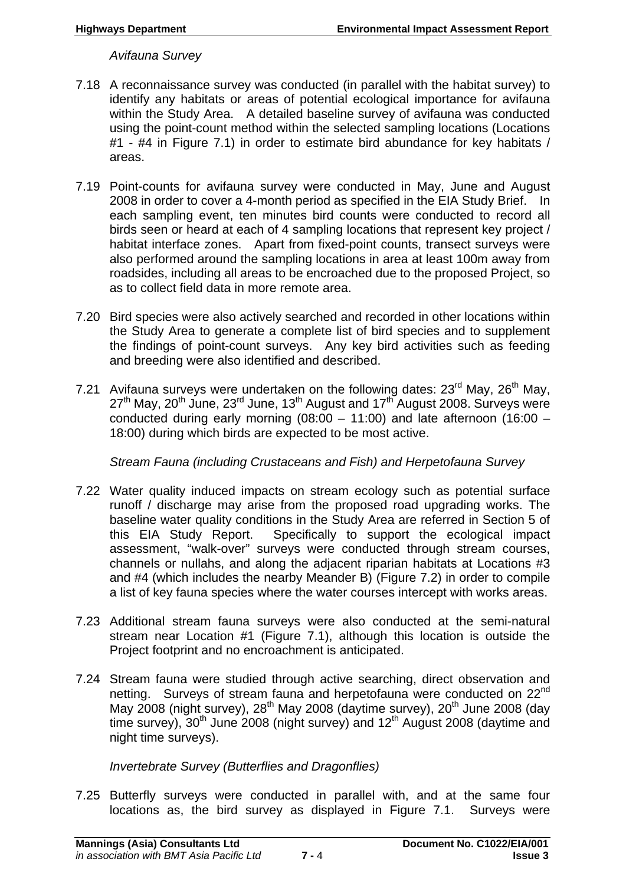*Avifauna Survey*

7.18 A reconnaissance survey was conducted (in parallel with the habitat survey) to identify any habitats or areas of potential ecological importance for avifauna within the Study Area. A detailed baseline survey of avifauna was conducted using the point-count method within the selected sampling locations (Locations #1 - #4 in Figure 7.1) in order to estimate bird abundance for key habitats / areas.

7.19 Point-counts for avifauna survey were conducted in May, June and August 2008 in order to cover a 4-month period as specified in the EIA Study Brief. In each sampling event, ten minutes bird counts were conducted to record all birds seen or heard at each of 4 sampling locations that represent key project / habitat interface zones. Apart from fixed-point counts, transect surveys were also performed around the sampling locations in area at least 100m away from roadsides, including all areas to be encroached due to the proposed Project, so as to collect field data in more remote area.

7.20 Bird species were also actively searched and recorded in other locations within the Study Area to generate a complete list of bird species and to supplement the findings of point-count surveys. Any key bird activities such as feeding and breeding were also identified and described.

7.21 Avifauna surveys were undertaken on the following dates: 23rd May, 26th May, 27th May, 20th June, 23rd June, 13th August and 17th August 2008. Surveys were conducted during early morning (08:00 – 11:00) and late afternoon (16:00 – 18:00) during which birds are expected to be most active.

*Stream Fauna (including Crustaceans and Fish) and Herpetofauna Survey*

7.22 Water quality induced impacts on stream ecology such as potential surface runoff / discharge may arise from the proposed road upgrading works. The baseline water quality conditions in the Study Area are referred in Section 5 of this EIA Study Report. Specifically to support the ecological impact assessment, "walk-over" surveys were conducted through stream courses, channels or nullahs, and along the adjacent riparian habitats at Locations #3 and #4 (which includes the nearby Meander B) (Figure 7.2) in order to compile a list of key fauna species where the water courses intercept with works areas.

7.23 Additional stream fauna surveys were also conducted at the semi-natural stream near Location #1 (Figure 7.1), although this location is outside the Project footprint and no encroachment is anticipated.

7.24 Stream fauna were studied through active searching, direct observation and netting. Surveys of stream fauna and herpetofauna were conducted on 22nd May 2008 (night survey), 28th May 2008 (daytime survey), 20th June 2008 (day time survey), 30th June 2008 (night survey) and 12th August 2008 (daytime and night time surveys).

*Invertebrate Survey (Butterflies and Dragonflies)*

7.25 Butterfly surveys were conducted in parallel with, and at the same four locations as, the bird survey as displayed in Figure 7.1. Surveys were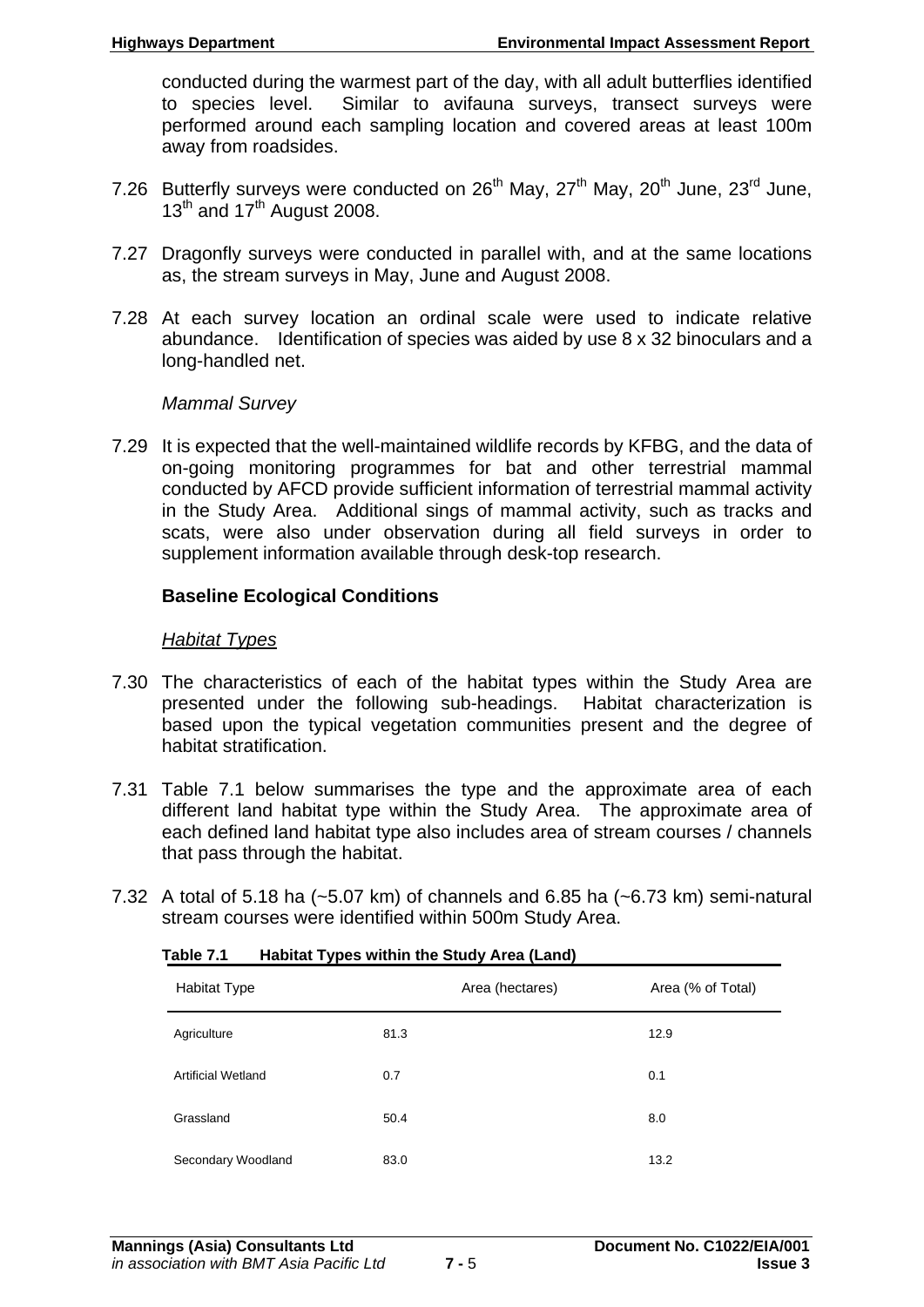conducted during the warmest part of the day, with all adult butterflies identified to species level. Similar to avifauna surveys, transect surveys were performed around each sampling location and covered areas at least 100m away from roadsides.

7.26 Butterfly surveys were conducted on 26th May, 27th May, 20th June, 23rd June, 13th and 17th August 2008.

7.27 Dragonfly surveys were conducted in parallel with, and at the same locations as, the stream surveys in May, June and August 2008.

7.28 At each survey location an ordinal scale were used to indicate relative abundance. Identification of species was aided by use 8 x 32 binoculars and a long-handled net.

*Mammal Survey*

7.29 It is expected that the well-maintained wildlife records by KFBG, and the data of on-going monitoring programmes for bat and other terrestrial mammal conducted by AFCD provide sufficient information of terrestrial mammal activity in the Study Area. Additional sings of mammal activity, such as tracks and scats, were also under observation during all field surveys in order to supplement information available through desk-top research.

### Baseline Ecological Conditions

*Habitat Types*

7.30 The characteristics of each of the habitat types within the Study Area are presented under the following sub-headings. Habitat characterization is based upon the typical vegetation communities present and the degree of habitat stratification.

7.31 Table 7.1 below summarises the type and the approximate area of each different land habitat type within the Study Area. The approximate area of each defined land habitat type also includes area of stream courses / channels that pass through the habitat.

7.32 A total of 5.18 ha (~5.07 km) of channels and 6.85 ha (~6.73 km) semi-natural stream courses were identified within 500m Study Area.

**Table 7.1 Habitat Types within the Study Area (Land)**

| Habitat Type | Area (hectares) | Area (% of Total) |
|---|---|---|
| Agriculture | 81.3 | 12.9 |
| Artificial Wetland | 0.7 | 0.1 |
| Grassland | 50.4 | 8.0 |
| Secondary Woodland | 83.0 | 13.2 |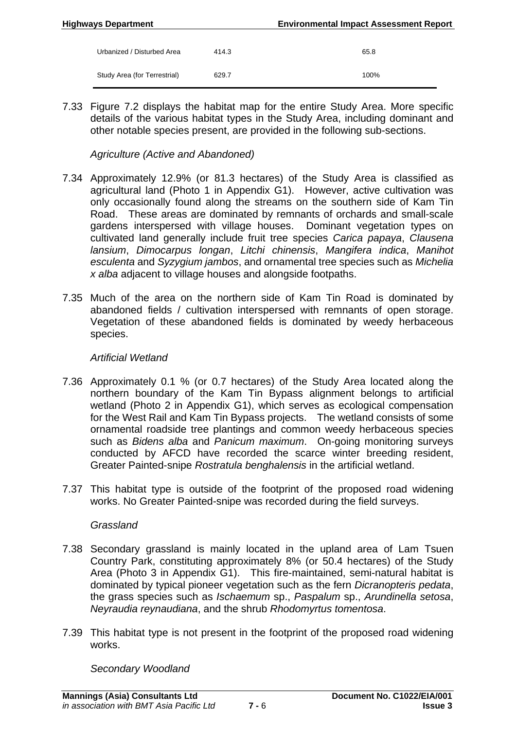| | | |
|---|---|---|
| Urbanized / Disturbed Area | 414.3 | 65.8 |
| Study Area (for Terrestrial) | 629.7 | 100% |

7.33 Figure 7.2 displays the habitat map for the entire Study Area. More specific details of the various habitat types in the Study Area, including dominant and other notable species present, are provided in the following sub-sections.

*Agriculture (Active and Abandoned)*

7.34 Approximately 12.9% (or 81.3 hectares) of the Study Area is classified as agricultural land (Photo 1 in Appendix G1). However, active cultivation was only occasionally found along the streams on the southern side of Kam Tin Road. These areas are dominated by remnants of orchards and small-scale gardens interspersed with village houses. Dominant vegetation types on cultivated land generally include fruit tree species *Carica papaya*, *Clausena lansium*, *Dimocarpus longan*, *Litchi chinensis*, *Mangifera indica*, *Manihot esculenta* and *Syzygium jambos*, and ornamental tree species such as *Michelia x alba* adjacent to village houses and alongside footpaths.

7.35 Much of the area on the northern side of Kam Tin Road is dominated by abandoned fields / cultivation interspersed with remnants of open storage. Vegetation of these abandoned fields is dominated by weedy herbaceous species.

*Artificial Wetland*

7.36 Approximately 0.1 % (or 0.7 hectares) of the Study Area located along the northern boundary of the Kam Tin Bypass alignment belongs to artificial wetland (Photo 2 in Appendix G1), which serves as ecological compensation for the West Rail and Kam Tin Bypass projects. The wetland consists of some ornamental roadside tree plantings and common weedy herbaceous species such as *Bidens alba* and *Panicum maximum*. On-going monitoring surveys conducted by AFCD have recorded the scarce winter breeding resident, Greater Painted-snipe *Rostratula benghalensis* in the artificial wetland.

7.37 This habitat type is outside of the footprint of the proposed road widening works. No Greater Painted-snipe was recorded during the field surveys.

*Grassland*

7.38 Secondary grassland is mainly located in the upland area of Lam Tsuen Country Park, constituting approximately 8% (or 50.4 hectares) of the Study Area (Photo 3 in Appendix G1). This fire-maintained, semi-natural habitat is dominated by typical pioneer vegetation such as the fern *Dicranopteris pedata*, the grass species such as *Ischaemum* sp., *Paspalum* sp., *Arundinella setosa*, *Neyraudia reynaudiana*, and the shrub *Rhodomyrtus tomentosa*.

7.39 This habitat type is not present in the footprint of the proposed road widening works.

*Secondary Woodland*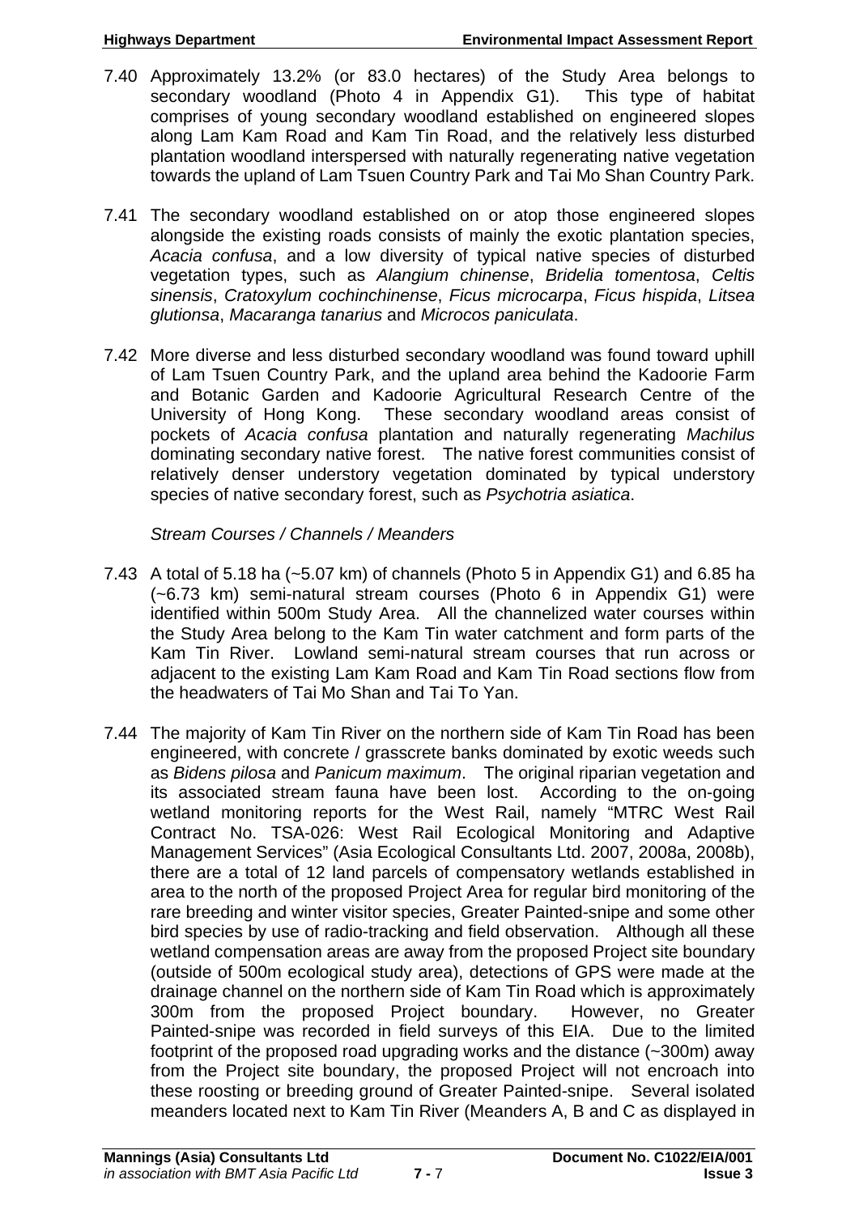7.40 Approximately 13.2% (or 83.0 hectares) of the Study Area belongs to secondary woodland (Photo 4 in Appendix G1). This type of habitat comprises of young secondary woodland established on engineered slopes along Lam Kam Road and Kam Tin Road, and the relatively less disturbed plantation woodland interspersed with naturally regenerating native vegetation towards the upland of Lam Tsuen Country Park and Tai Mo Shan Country Park.

7.41 The secondary woodland established on or atop those engineered slopes alongside the existing roads consists of mainly the exotic plantation species, *Acacia confusa*, and a low diversity of typical native species of disturbed vegetation types, such as *Alangium chinense*, *Bridelia tomentosa*, *Celtis sinensis*, *Cratoxylum cochinchinense*, *Ficus microcarpa*, *Ficus hispida*, *Litsea glutionsa*, *Macaranga tanarius* and *Microcos paniculata*.

7.42 More diverse and less disturbed secondary woodland was found toward uphill of Lam Tsuen Country Park, and the upland area behind the Kadoorie Farm and Botanic Garden and Kadoorie Agricultural Research Centre of the University of Hong Kong. These secondary woodland areas consist of pockets of *Acacia confusa* plantation and naturally regenerating *Machilus* dominating secondary native forest. The native forest communities consist of relatively denser understory vegetation dominated by typical understory species of native secondary forest, such as *Psychotria asiatica*.

*Stream Courses / Channels / Meanders*

7.43 A total of 5.18 ha (~5.07 km) of channels (Photo 5 in Appendix G1) and 6.85 ha (~6.73 km) semi-natural stream courses (Photo 6 in Appendix G1) were identified within 500m Study Area. All the channelized water courses within the Study Area belong to the Kam Tin water catchment and form parts of the Kam Tin River. Lowland semi-natural stream courses that run across or adjacent to the existing Lam Kam Road and Kam Tin Road sections flow from the headwaters of Tai Mo Shan and Tai To Yan.

7.44 The majority of Kam Tin River on the northern side of Kam Tin Road has been engineered, with concrete / grasscrete banks dominated by exotic weeds such as *Bidens pilosa* and *Panicum maximum*. The original riparian vegetation and its associated stream fauna have been lost. According to the on-going wetland monitoring reports for the West Rail, namely "MTRC West Rail Contract No. TSA-026: West Rail Ecological Monitoring and Adaptive Management Services" (Asia Ecological Consultants Ltd. 2007, 2008a, 2008b), there are a total of 12 land parcels of compensatory wetlands established in area to the north of the proposed Project Area for regular bird monitoring of the rare breeding and winter visitor species, Greater Painted-snipe and some other bird species by use of radio-tracking and field observation. Although all these wetland compensation areas are away from the proposed Project site boundary (outside of 500m ecological study area), detections of GPS were made at the drainage channel on the northern side of Kam Tin Road which is approximately 300m from the proposed Project boundary. However, no Greater Painted-snipe was recorded in field surveys of this EIA. Due to the limited footprint of the proposed road upgrading works and the distance (~300m) away from the Project site boundary, the proposed Project will not encroach into these roosting or breeding ground of Greater Painted-snipe. Several isolated meanders located next to Kam Tin River (Meanders A, B and C as displayed in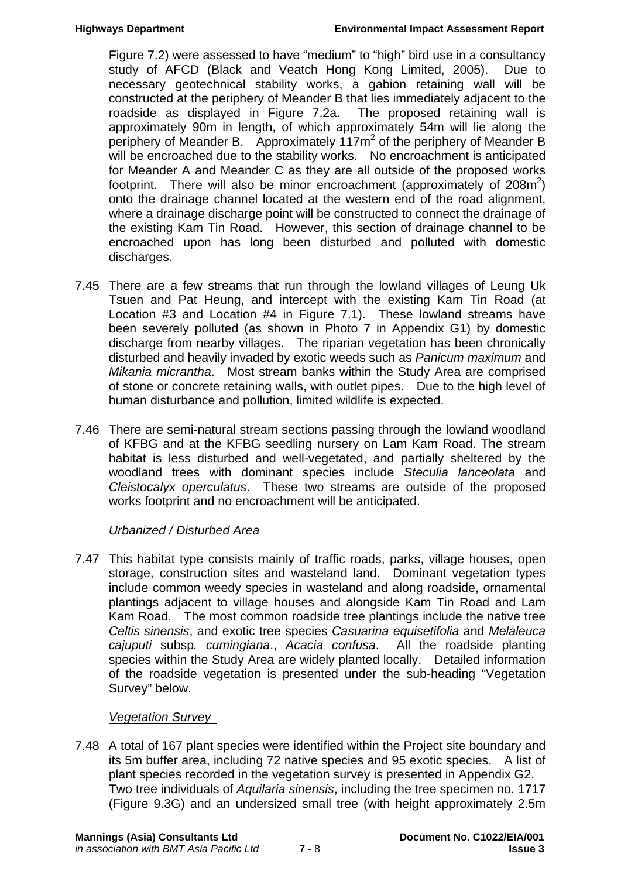Figure 7.2) were assessed to have "medium" to "high" bird use in a consultancy study of AFCD (Black and Veatch Hong Kong Limited, 2005). Due to necessary geotechnical stability works, a gabion retaining wall will be constructed at the periphery of Meander B that lies immediately adjacent to the roadside as displayed in Figure 7.2a. The proposed retaining wall is approximately 90m in length, of which approximately 54m will lie along the periphery of Meander B. Approximately 117m$^2$ of the periphery of Meander B will be encroached due to the stability works. No encroachment is anticipated for Meander A and Meander C as they are all outside of the proposed works footprint. There will also be minor encroachment (approximately of 208m$^2$) onto the drainage channel located at the western end of the road alignment, where a drainage discharge point will be constructed to connect the drainage of the existing Kam Tin Road. However, this section of drainage channel to be encroached upon has long been disturbed and polluted with domestic discharges.

7.45 There are a few streams that run through the lowland villages of Leung Uk Tsuen and Pat Heung, and intercept with the existing Kam Tin Road (at Location #3 and Location #4 in Figure 7.1). These lowland streams have been severely polluted (as shown in Photo 7 in Appendix G1) by domestic discharge from nearby villages. The riparian vegetation has been chronically disturbed and heavily invaded by exotic weeds such as *Panicum maximum* and *Mikania micrantha*. Most stream banks within the Study Area are comprised of stone or concrete retaining walls, with outlet pipes. Due to the high level of human disturbance and pollution, limited wildlife is expected.

7.46 There are semi-natural stream sections passing through the lowland woodland of KFBG and at the KFBG seedling nursery on Lam Kam Road. The stream habitat is less disturbed and well-vegetated, and partially sheltered by the woodland trees with dominant species include *Steculia lanceolata* and *Cleistocalyx operculatus*. These two streams are outside of the proposed works footprint and no encroachment will be anticipated.

*Urbanized / Disturbed Area*

7.47 This habitat type consists mainly of traffic roads, parks, village houses, open storage, construction sites and wasteland land. Dominant vegetation types include common weedy species in wasteland and along roadside, ornamental plantings adjacent to village houses and alongside Kam Tin Road and Lam Kam Road. The most common roadside tree plantings include the native tree *Celtis sinensis*, and exotic tree species *Casuarina equisetifolia* and *Melaleuca cajuputi* subsp*. cumingiana*., *Acacia confusa*. All the roadside planting species within the Study Area are widely planted locally. Detailed information of the roadside vegetation is presented under the sub-heading "Vegetation Survey" below.

*Vegetation Survey*

7.48 A total of 167 plant species were identified within the Project site boundary and its 5m buffer area, including 72 native species and 95 exotic species. A list of plant species recorded in the vegetation survey is presented in Appendix G2. Two tree individuals of *Aquilaria sinensis*, including the tree specimen no. 1717 (Figure 9.3G) and an undersized small tree (with height approximately 2.5m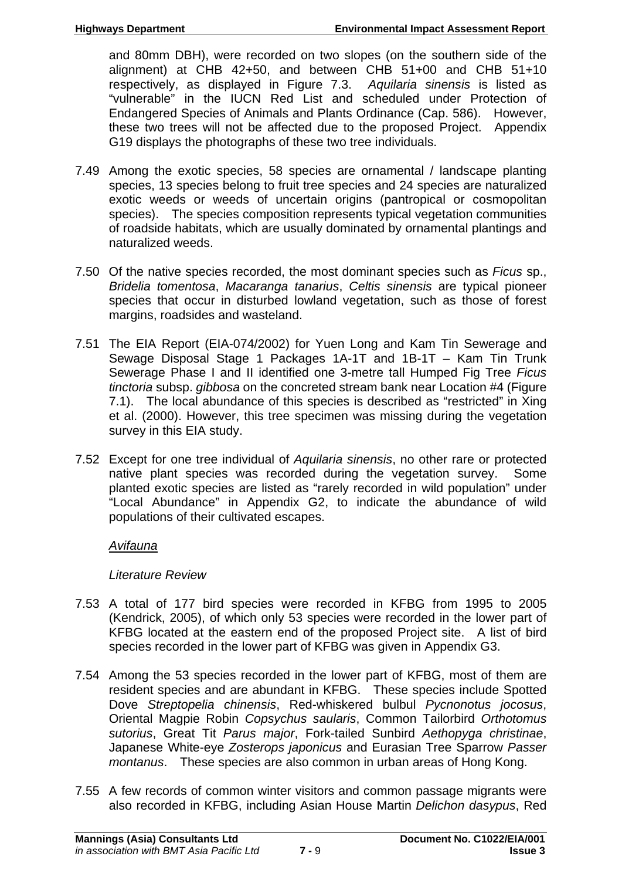and 80mm DBH), were recorded on two slopes (on the southern side of the alignment) at CHB 42+50, and between CHB 51+00 and CHB 51+10 respectively, as displayed in Figure 7.3. *Aquilaria sinensis* is listed as "vulnerable" in the IUCN Red List and scheduled under Protection of Endangered Species of Animals and Plants Ordinance (Cap. 586). However, these two trees will not be affected due to the proposed Project. Appendix G19 displays the photographs of these two tree individuals.

7.49 Among the exotic species, 58 species are ornamental / landscape planting species, 13 species belong to fruit tree species and 24 species are naturalized exotic weeds or weeds of uncertain origins (pantropical or cosmopolitan species). The species composition represents typical vegetation communities of roadside habitats, which are usually dominated by ornamental plantings and naturalized weeds.

7.50 Of the native species recorded, the most dominant species such as *Ficus* sp., *Bridelia tomentosa*, *Macaranga tanarius*, *Celtis sinensis* are typical pioneer species that occur in disturbed lowland vegetation, such as those of forest margins, roadsides and wasteland.

7.51 The EIA Report (EIA-074/2002) for Yuen Long and Kam Tin Sewerage and Sewage Disposal Stage 1 Packages 1A-1T and 1B-1T – Kam Tin Trunk Sewerage Phase I and II identified one 3-metre tall Humped Fig Tree *Ficus tinctoria* subsp. *gibbosa* on the concreted stream bank near Location #4 (Figure 7.1). The local abundance of this species is described as "restricted" in Xing et al. (2000). However, this tree specimen was missing during the vegetation survey in this EIA study.

7.52 Except for one tree individual of *Aquilaria sinensis*, no other rare or protected native plant species was recorded during the vegetation survey. Some planted exotic species are listed as "rarely recorded in wild population" under "Local Abundance" in Appendix G2, to indicate the abundance of wild populations of their cultivated escapes.

*Avifauna*

*Literature Review*

7.53 A total of 177 bird species were recorded in KFBG from 1995 to 2005 (Kendrick, 2005), of which only 53 species were recorded in the lower part of KFBG located at the eastern end of the proposed Project site. A list of bird species recorded in the lower part of KFBG was given in Appendix G3.

7.54 Among the 53 species recorded in the lower part of KFBG, most of them are resident species and are abundant in KFBG. These species include Spotted Dove *Streptopelia chinensis*, Red-whiskered bulbul *Pycnonotus jocosus*, Oriental Magpie Robin *Copsychus saularis*, Common Tailorbird *Orthotomus sutorius*, Great Tit *Parus major*, Fork-tailed Sunbird *Aethopyga christinae*, Japanese White-eye *Zosterops japonicus* and Eurasian Tree Sparrow *Passer montanus*. These species are also common in urban areas of Hong Kong.

7.55 A few records of common winter visitors and common passage migrants were also recorded in KFBG, including Asian House Martin *Delichon dasypus*, Red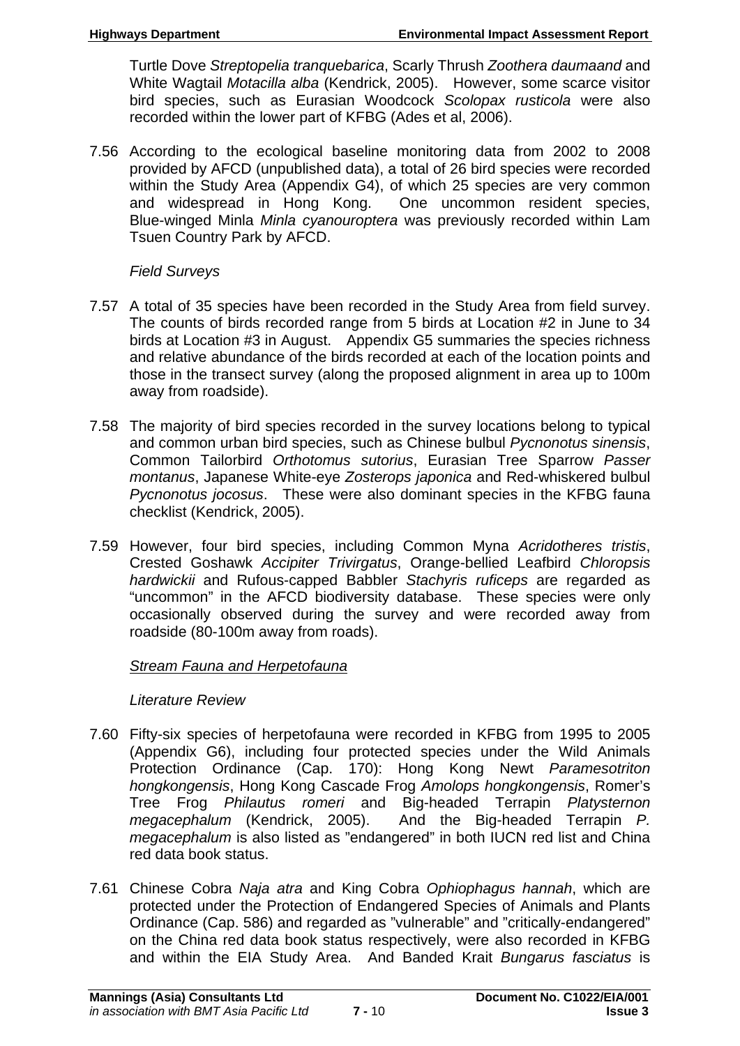Turtle Dove *Streptopelia tranquebarica*, Scarly Thrush *Zoothera daumaand* and White Wagtail *Motacilla alba* (Kendrick, 2005). However, some scarce visitor bird species, such as Eurasian Woodcock *Scolopax rusticola* were also recorded within the lower part of KFBG (Ades et al, 2006).

7.56 According to the ecological baseline monitoring data from 2002 to 2008 provided by AFCD (unpublished data), a total of 26 bird species were recorded within the Study Area (Appendix G4), of which 25 species are very common and widespread in Hong Kong. One uncommon resident species, Blue-winged Minla *Minla cyanouroptera* was previously recorded within Lam Tsuen Country Park by AFCD.

*Field Surveys*

7.57 A total of 35 species have been recorded in the Study Area from field survey. The counts of birds recorded range from 5 birds at Location #2 in June to 34 birds at Location #3 in August. Appendix G5 summaries the species richness and relative abundance of the birds recorded at each of the location points and those in the transect survey (along the proposed alignment in area up to 100m away from roadside).

7.58 The majority of bird species recorded in the survey locations belong to typical and common urban bird species, such as Chinese bulbul *Pycnonotus sinensis*, Common Tailorbird *Orthotomus sutorius*, Eurasian Tree Sparrow *Passer montanus*, Japanese White-eye *Zosterops japonica* and Red-whiskered bulbul *Pycnonotus jocosus*. These were also dominant species in the KFBG fauna checklist (Kendrick, 2005).

7.59 However, four bird species, including Common Myna *Acridotheres tristis*, Crested Goshawk *Accipiter Trivirgatus*, Orange-bellied Leafbird *Chloropsis hardwickii* and Rufous-capped Babbler *Stachyris ruficeps* are regarded as "uncommon" in the AFCD biodiversity database. These species were only occasionally observed during the survey and were recorded away from roadside (80-100m away from roads).

<u>*Stream Fauna and Herpetofauna*</u>

*Literature Review*

7.60 Fifty-six species of herpetofauna were recorded in KFBG from 1995 to 2005 (Appendix G6), including four protected species under the Wild Animals Protection Ordinance (Cap. 170): Hong Kong Newt *Paramesotriton hongkongensis*, Hong Kong Cascade Frog *Amolops hongkongensis*, Romer's Tree Frog *Philautus romeri* and Big-headed Terrapin *Platysternon megacephalum* (Kendrick, 2005). And the Big-headed Terrapin *P. megacephalum* is also listed as "endangered" in both IUCN red list and China red data book status.

7.61 Chinese Cobra *Naja atra* and King Cobra *Ophiophagus hannah*, which are protected under the Protection of Endangered Species of Animals and Plants Ordinance (Cap. 586) and regarded as "vulnerable" and "critically-endangered" on the China red data book status respectively, were also recorded in KFBG and within the EIA Study Area. And Banded Krait *Bungarus fasciatus* is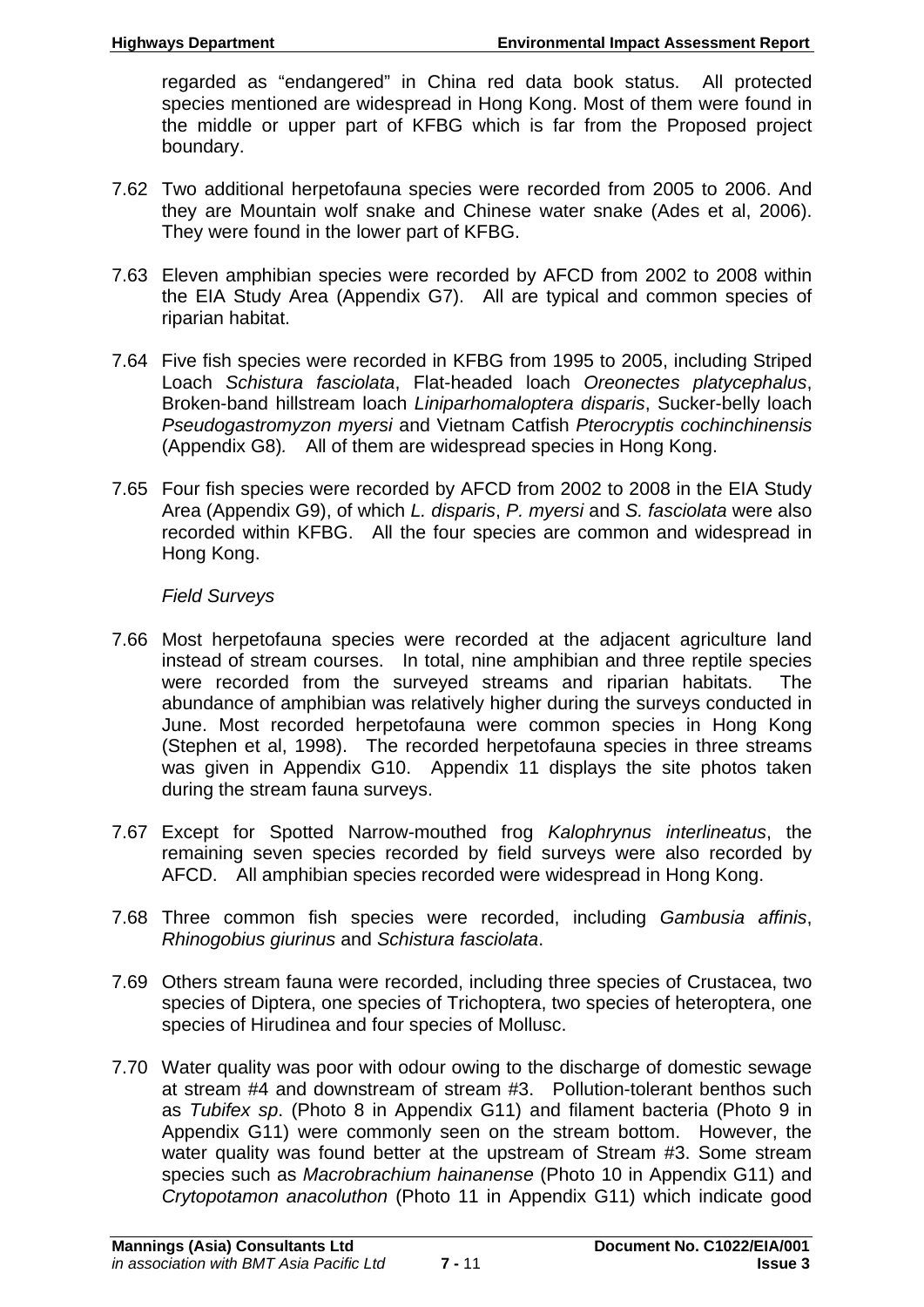regarded as "endangered" in China red data book status. All protected species mentioned are widespread in Hong Kong. Most of them were found in the middle or upper part of KFBG which is far from the Proposed project boundary.

7.62 Two additional herpetofauna species were recorded from 2005 to 2006. And they are Mountain wolf snake and Chinese water snake (Ades et al, 2006). They were found in the lower part of KFBG.

7.63 Eleven amphibian species were recorded by AFCD from 2002 to 2008 within the EIA Study Area (Appendix G7). All are typical and common species of riparian habitat.

7.64 Five fish species were recorded in KFBG from 1995 to 2005, including Striped Loach *Schistura fasciolata*, Flat-headed loach *Oreonectes platycephalus*, Broken-band hillstream loach *Liniparhomaloptera disparis*, Sucker-belly loach *Pseudogastromyzon myersi* and Vietnam Catfish *Pterocryptis cochinchinensis* (Appendix G8). All of them are widespread species in Hong Kong.

7.65 Four fish species were recorded by AFCD from 2002 to 2008 in the EIA Study Area (Appendix G9), of which *L. disparis*, *P. myersi* and *S. fasciolata* were also recorded within KFBG. All the four species are common and widespread in Hong Kong.

*Field Surveys*

7.66 Most herpetofauna species were recorded at the adjacent agriculture land instead of stream courses. In total, nine amphibian and three reptile species were recorded from the surveyed streams and riparian habitats. The abundance of amphibian was relatively higher during the surveys conducted in June. Most recorded herpetofauna were common species in Hong Kong (Stephen et al, 1998). The recorded herpetofauna species in three streams was given in Appendix G10. Appendix 11 displays the site photos taken during the stream fauna surveys.

7.67 Except for Spotted Narrow-mouthed frog *Kalophrynus interlineatus*, the remaining seven species recorded by field surveys were also recorded by AFCD. All amphibian species recorded were widespread in Hong Kong.

7.68 Three common fish species were recorded, including *Gambusia affinis*, *Rhinogobius giurinus* and *Schistura fasciolata*.

7.69 Others stream fauna were recorded, including three species of Crustacea, two species of Diptera, one species of Trichoptera, two species of heteroptera, one species of Hirudinea and four species of Mollusc.

7.70 Water quality was poor with odour owing to the discharge of domestic sewage at stream #4 and downstream of stream #3. Pollution-tolerant benthos such as *Tubifex sp*. (Photo 8 in Appendix G11) and filament bacteria (Photo 9 in Appendix G11) were commonly seen on the stream bottom. However, the water quality was found better at the upstream of Stream #3. Some stream species such as *Macrobrachium hainanense* (Photo 10 in Appendix G11) and *Crytopotamon anacoluthon* (Photo 11 in Appendix G11) which indicate good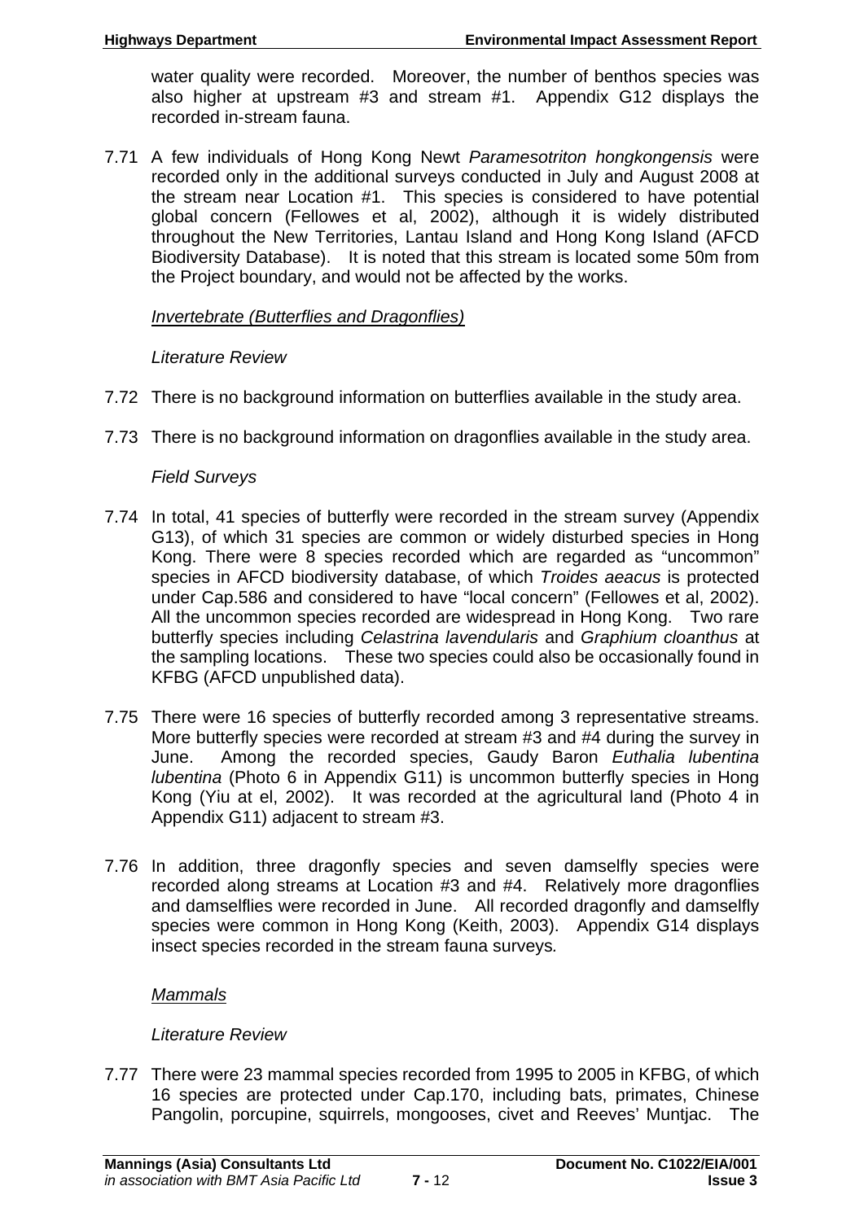water quality were recorded. Moreover, the number of benthos species was also higher at upstream #3 and stream #1. Appendix G12 displays the recorded in-stream fauna.

7.71 A few individuals of Hong Kong Newt *Paramesotriton hongkongensis* were recorded only in the additional surveys conducted in July and August 2008 at the stream near Location #1. This species is considered to have potential global concern (Fellowes et al, 2002), although it is widely distributed throughout the New Territories, Lantau Island and Hong Kong Island (AFCD Biodiversity Database). It is noted that this stream is located some 50m from the Project boundary, and would not be affected by the works.

*Invertebrate (Butterflies and Dragonflies)*

*Literature Review*

7.72 There is no background information on butterflies available in the study area.

7.73 There is no background information on dragonflies available in the study area.

*Field Surveys*

7.74 In total, 41 species of butterfly were recorded in the stream survey (Appendix G13), of which 31 species are common or widely disturbed species in Hong Kong. There were 8 species recorded which are regarded as "uncommon" species in AFCD biodiversity database, of which *Troides aeacus* is protected under Cap.586 and considered to have "local concern" (Fellowes et al, 2002). All the uncommon species recorded are widespread in Hong Kong. Two rare butterfly species including *Celastrina lavendularis* and *Graphium cloanthus* at the sampling locations. These two species could also be occasionally found in KFBG (AFCD unpublished data).

7.75 There were 16 species of butterfly recorded among 3 representative streams. More butterfly species were recorded at stream #3 and #4 during the survey in June. Among the recorded species, Gaudy Baron *Euthalia lubentina lubentina* (Photo 6 in Appendix G11) is uncommon butterfly species in Hong Kong (Yiu at el, 2002). It was recorded at the agricultural land (Photo 4 in Appendix G11) adjacent to stream #3.

7.76 In addition, three dragonfly species and seven damselfly species were recorded along streams at Location #3 and #4. Relatively more dragonflies and damselflies were recorded in June. All recorded dragonfly and damselfly species were common in Hong Kong (Keith, 2003). Appendix G14 displays insect species recorded in the stream fauna surveys.

*Mammals*

*Literature Review*

7.77 There were 23 mammal species recorded from 1995 to 2005 in KFBG, of which 16 species are protected under Cap.170, including bats, primates, Chinese Pangolin, porcupine, squirrels, mongooses, civet and Reeves' Muntjac. The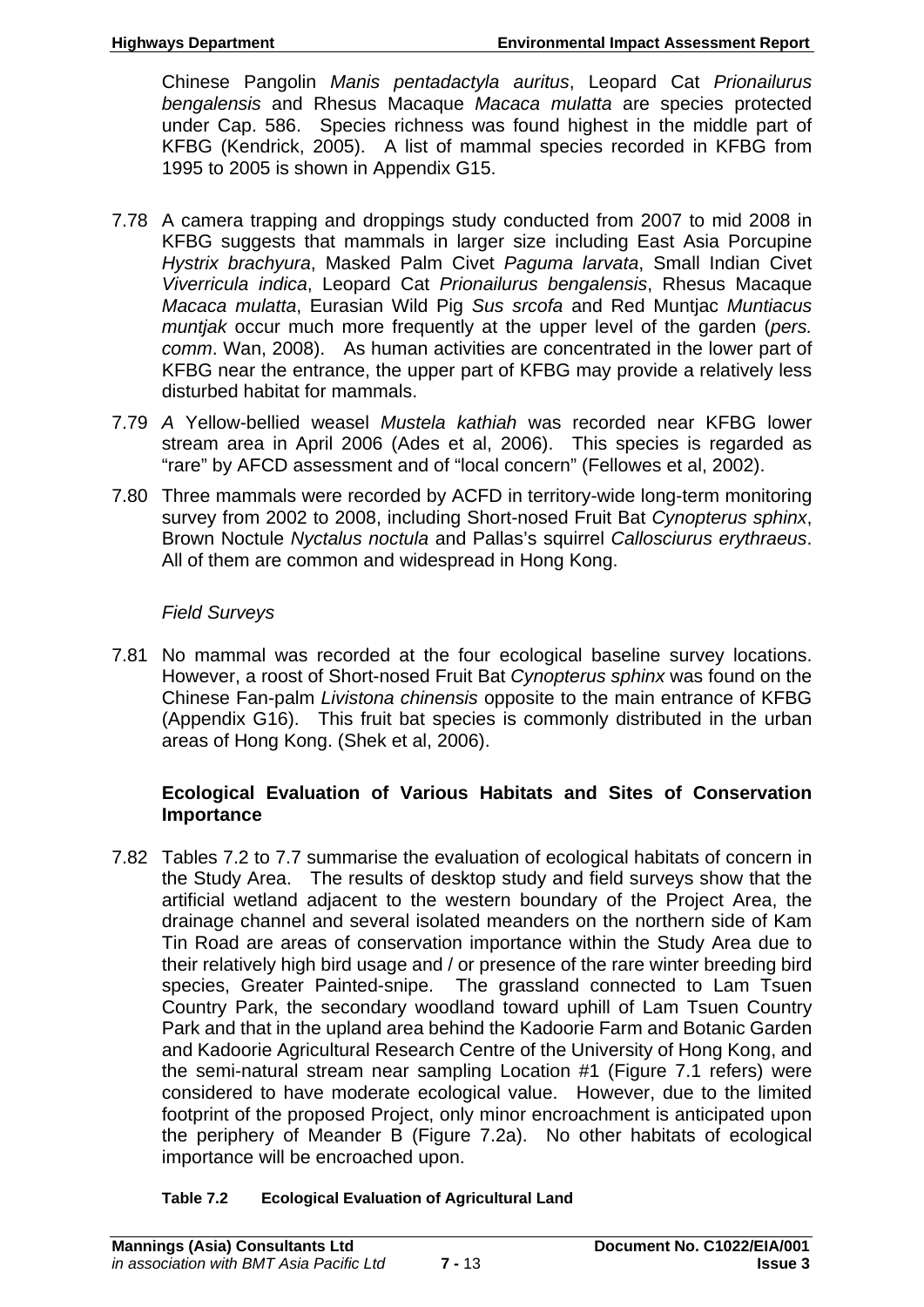Chinese Pangolin *Manis pentadactyla auritus*, Leopard Cat *Prionailurus bengalensis* and Rhesus Macaque *Macaca mulatta* are species protected under Cap. 586. Species richness was found highest in the middle part of KFBG (Kendrick, 2005). A list of mammal species recorded in KFBG from 1995 to 2005 is shown in Appendix G15.

7.78 A camera trapping and droppings study conducted from 2007 to mid 2008 in KFBG suggests that mammals in larger size including East Asia Porcupine *Hystrix brachyura*, Masked Palm Civet *Paguma larvata*, Small Indian Civet *Viverricula indica*, Leopard Cat *Prionailurus bengalensis*, Rhesus Macaque *Macaca mulatta*, Eurasian Wild Pig *Sus srcofa* and Red Muntjac *Muntiacus muntjak* occur much more frequently at the upper level of the garden (*pers. comm*. Wan, 2008). As human activities are concentrated in the lower part of KFBG near the entrance, the upper part of KFBG may provide a relatively less disturbed habitat for mammals.

7.79 *A* Yellow-bellied weasel *Mustela kathiah* was recorded near KFBG lower stream area in April 2006 (Ades et al, 2006). This species is regarded as "rare" by AFCD assessment and of "local concern" (Fellowes et al, 2002).

7.80 Three mammals were recorded by ACFD in territory-wide long-term monitoring survey from 2002 to 2008, including Short-nosed Fruit Bat *Cynopterus sphinx*, Brown Noctule *Nyctalus noctula* and Pallas's squirrel *Callosciurus erythraeus*. All of them are common and widespread in Hong Kong.

*Field Surveys*

7.81 No mammal was recorded at the four ecological baseline survey locations. However, a roost of Short-nosed Fruit Bat *Cynopterus sphinx* was found on the Chinese Fan-palm *Livistona chinensis* opposite to the main entrance of KFBG (Appendix G16). This fruit bat species is commonly distributed in the urban areas of Hong Kong. (Shek et al, 2006).

**Ecological Evaluation of Various Habitats and Sites of Conservation Importance**

7.82 Tables 7.2 to 7.7 summarise the evaluation of ecological habitats of concern in the Study Area. The results of desktop study and field surveys show that the artificial wetland adjacent to the western boundary of the Project Area, the drainage channel and several isolated meanders on the northern side of Kam Tin Road are areas of conservation importance within the Study Area due to their relatively high bird usage and / or presence of the rare winter breeding bird species, Greater Painted-snipe. The grassland connected to Lam Tsuen Country Park, the secondary woodland toward uphill of Lam Tsuen Country Park and that in the upland area behind the Kadoorie Farm and Botanic Garden and Kadoorie Agricultural Research Centre of the University of Hong Kong, and the semi-natural stream near sampling Location #1 (Figure 7.1 refers) were considered to have moderate ecological value. However, due to the limited footprint of the proposed Project, only minor encroachment is anticipated upon the periphery of Meander B (Figure 7.2a). No other habitats of ecological importance will be encroached upon.

**Table 7.2 Ecological Evaluation of Agricultural Land**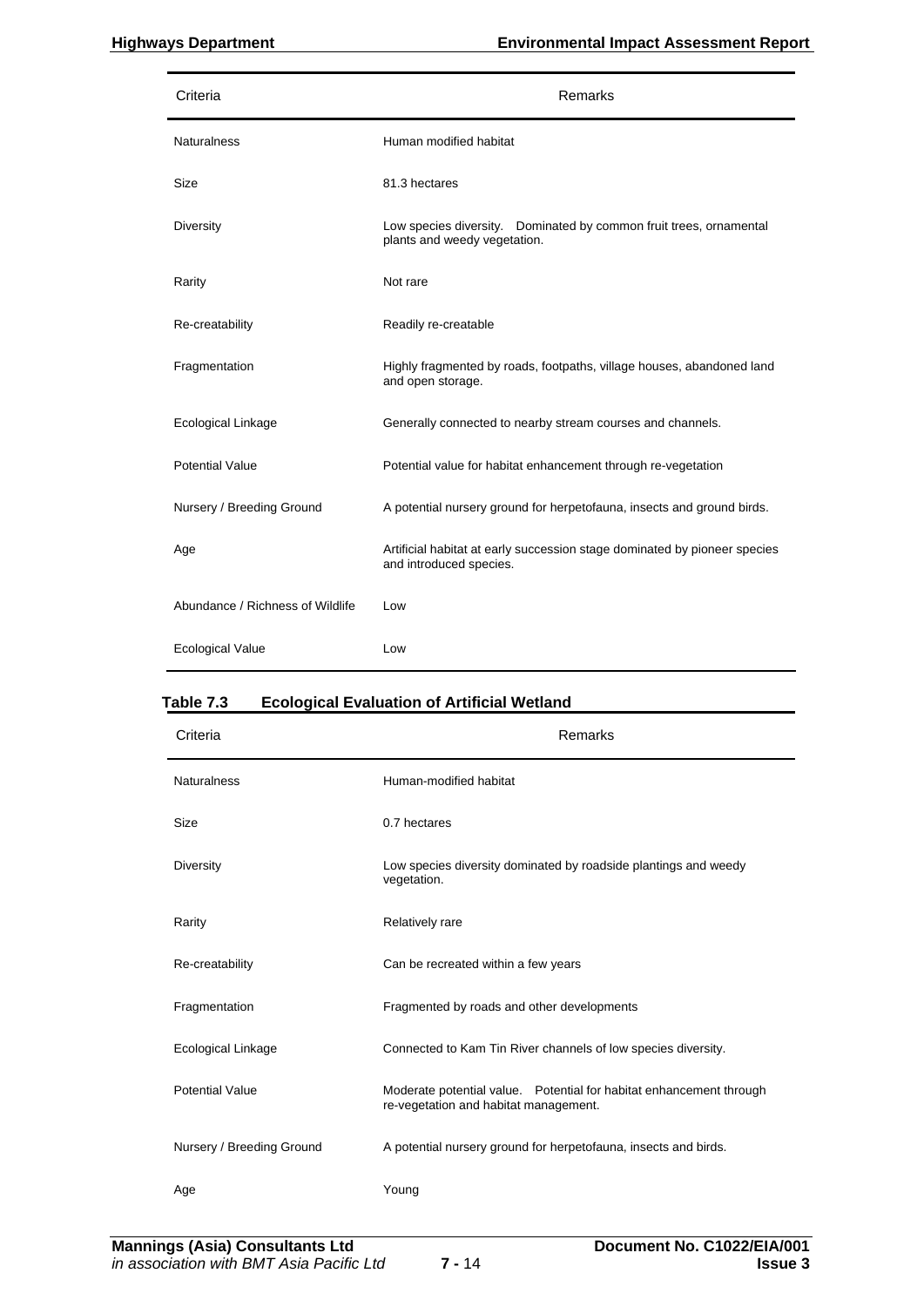| Criteria | Remarks |
| --- | --- |
| Naturalness | Human modified habitat |
| Size | 81.3 hectares |
| Diversity | Low species diversity. Dominated by common fruit trees, ornamental plants and weedy vegetation. |
| Rarity | Not rare |
| Re-creatability | Readily re-creatable |
| Fragmentation | Highly fragmented by roads, footpaths, village houses, abandoned land and open storage. |
| Ecological Linkage | Generally connected to nearby stream courses and channels. |
| Potential Value | Potential value for habitat enhancement through re-vegetation |
| Nursery / Breeding Ground | A potential nursery ground for herpetofauna, insects and ground birds. |
| Age | Artificial habitat at early succession stage dominated by pioneer species and introduced species. |
| Abundance / Richness of Wildlife | Low |
| Ecological Value | Low |

**Table 7.3 Ecological Evaluation of Artificial Wetland**

| Criteria | Remarks |
| --- | --- |
| Naturalness | Human-modified habitat |
| Size | 0.7 hectares |
| Diversity | Low species diversity dominated by roadside plantings and weedy vegetation. |
| Rarity | Relatively rare |
| Re-creatability | Can be recreated within a few years |
| Fragmentation | Fragmented by roads and other developments |
| Ecological Linkage | Connected to Kam Tin River channels of low species diversity. |
| Potential Value | Moderate potential value. Potential for habitat enhancement through re-vegetation and habitat management. |
| Nursery / Breeding Ground | A potential nursery ground for herpetofauna, insects and birds. |
| Age | Young |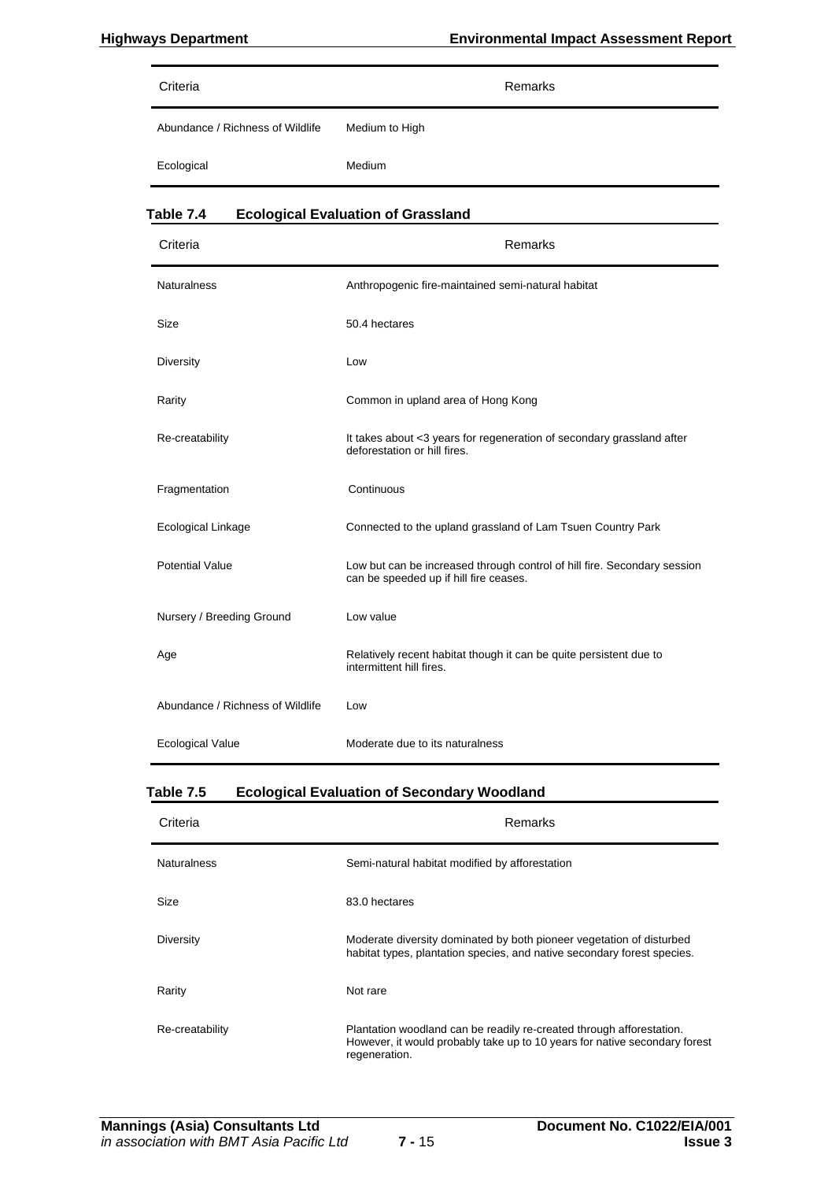| Criteria | Remarks |
|---|---|
| Abundance / Richness of Wildlife | Medium to High |
| Ecological | Medium |

**Table 7.4 Ecological Evaluation of Grassland**

| Criteria | Remarks |
|---|---|
| Naturalness | Anthropogenic fire-maintained semi-natural habitat |
| Size | 50.4 hectares |
| Diversity | Low |
| Rarity | Common in upland area of Hong Kong |
| Re-creatability | It takes about <3 years for regeneration of secondary grassland after deforestation or hill fires. |
| Fragmentation | Continuous |
| Ecological Linkage | Connected to the upland grassland of Lam Tsuen Country Park |
| Potential Value | Low but can be increased through control of hill fire. Secondary session can be speeded up if hill fire ceases. |
| Nursery / Breeding Ground | Low value |
| Age | Relatively recent habitat though it can be quite persistent due to intermittent hill fires. |
| Abundance / Richness of Wildlife | Low |
| Ecological Value | Moderate due to its naturalness |

**Table 7.5 Ecological Evaluation of Secondary Woodland**

| Criteria | Remarks |
|---|---|
| Naturalness | Semi-natural habitat modified by afforestation |
| Size | 83.0 hectares |
| Diversity | Moderate diversity dominated by both pioneer vegetation of disturbed habitat types, plantation species, and native secondary forest species. |
| Rarity | Not rare |
| Re-creatability | Plantation woodland can be readily re-created through afforestation. However, it would probably take up to 10 years for native secondary forest regeneration. |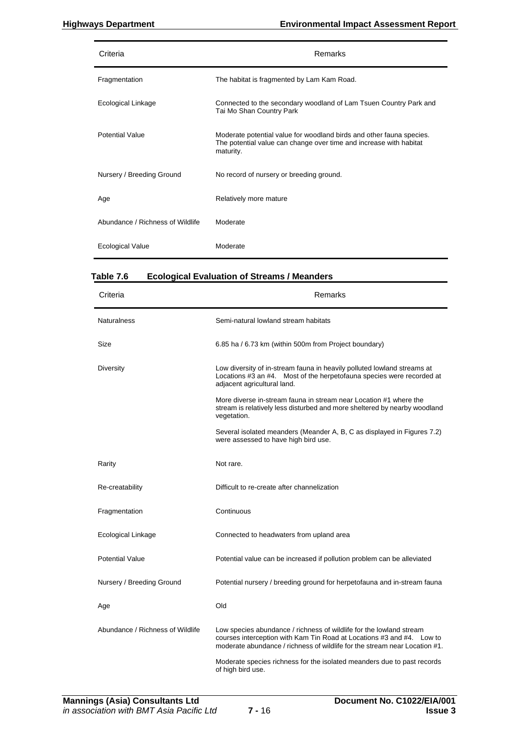| Criteria | Remarks |
|---|---|
| Fragmentation | The habitat is fragmented by Lam Kam Road. |
| Ecological Linkage | Connected to the secondary woodland of Lam Tsuen Country Park and Tai Mo Shan Country Park |
| Potential Value | Moderate potential value for woodland birds and other fauna species. The potential value can change over time and increase with habitat maturity. |
| Nursery / Breeding Ground | No record of nursery or breeding ground. |
| Age | Relatively more mature |
| Abundance / Richness of Wildlife | Moderate |
| Ecological Value | Moderate |

**Table 7.6 Ecological Evaluation of Streams / Meanders**

| Criteria | Remarks |
|---|---|
| Naturalness | Semi-natural lowland stream habitats |
| Size | 6.85 ha / 6.73 km (within 500m from Project boundary) |
| Diversity | Low diversity of in-stream fauna in heavily polluted lowland streams at Locations #3 an #4. Most of the herpetofauna species were recorded at adjacent agricultural land.<br><br>More diverse in-stream fauna in stream near Location #1 where the stream is relatively less disturbed and more sheltered by nearby woodland vegetation.<br><br>Several isolated meanders (Meander A, B, C as displayed in Figures 7.2) were assessed to have high bird use. |
| Rarity | Not rare. |
| Re-creatability | Difficult to re-create after channelization |
| Fragmentation | Continuous |
| Ecological Linkage | Connected to headwaters from upland area |
| Potential Value | Potential value can be increased if pollution problem can be alleviated |
| Nursery / Breeding Ground | Potential nursery / breeding ground for herpetofauna and in-stream fauna |
| Age | Old |
| Abundance / Richness of Wildlife | Low species abundance / richness of wildlife for the lowland stream courses interception with Kam Tin Road at Locations #3 and #4. Low to moderate abundance / richness of wildlife for the stream near Location #1.<br><br>Moderate species richness for the isolated meanders due to past records of high bird use. |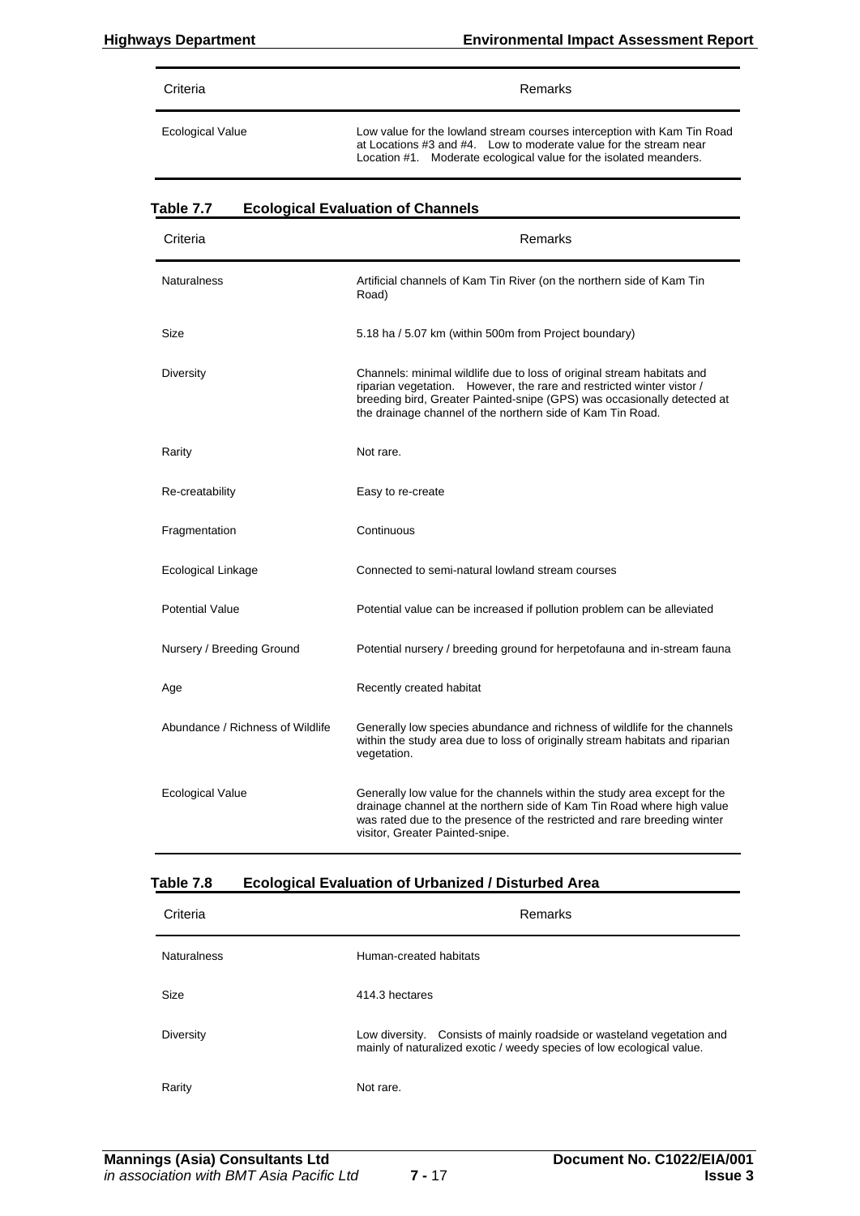| Criteria | Remarks |
|---|---|
| Ecological Value | Low value for the lowland stream courses interception with Kam Tin Road at Locations #3 and #4. Low to moderate value for the stream near Location #1. Moderate ecological value for the isolated meanders. |

**Table 7.7 Ecological Evaluation of Channels**

| Criteria | Remarks |
|---|---|
| Naturalness | Artificial channels of Kam Tin River (on the northern side of Kam Tin Road) |
| Size | 5.18 ha / 5.07 km (within 500m from Project boundary) |
| Diversity | Channels: minimal wildlife due to loss of original stream habitats and riparian vegetation. However, the rare and restricted winter vistor / breeding bird, Greater Painted-snipe (GPS) was occasionally detected at the drainage channel of the northern side of Kam Tin Road. |
| Rarity | Not rare. |
| Re-creatability | Easy to re-create |
| Fragmentation | Continuous |
| Ecological Linkage | Connected to semi-natural lowland stream courses |
| Potential Value | Potential value can be increased if pollution problem can be alleviated |
| Nursery / Breeding Ground | Potential nursery / breeding ground for herpetofauna and in-stream fauna |
| Age | Recently created habitat |
| Abundance / Richness of Wildlife | Generally low species abundance and richness of wildlife for the channels within the study area due to loss of originally stream habitats and riparian vegetation. |
| Ecological Value | Generally low value for the channels within the study area except for the drainage channel at the northern side of Kam Tin Road where high value was rated due to the presence of the restricted and rare breeding winter visitor, Greater Painted-snipe. |

**Table 7.8 Ecological Evaluation of Urbanized / Disturbed Area**

| Criteria | Remarks |
|---|---|
| Naturalness | Human-created habitats |
| Size | 414.3 hectares |
| Diversity | Low diversity. Consists of mainly roadside or wasteland vegetation and mainly of naturalized exotic / weedy species of low ecological value. |
| Rarity | Not rare. |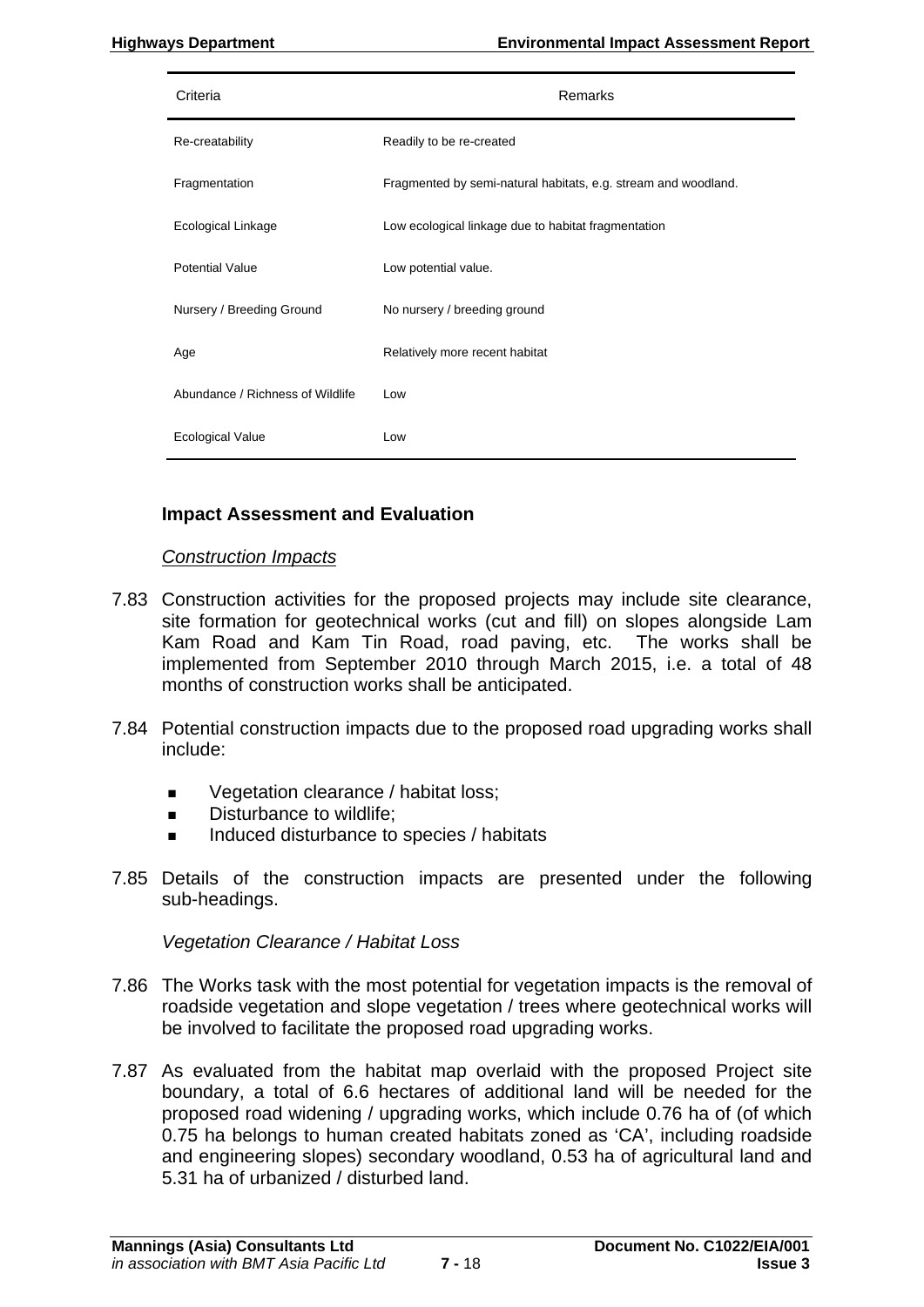| Criteria | Remarks |
|---|---|
| Re-creatability | Readily to be re-created |
| Fragmentation | Fragmented by semi-natural habitats, e.g. stream and woodland. |
| Ecological Linkage | Low ecological linkage due to habitat fragmentation |
| Potential Value | Low potential value. |
| Nursery / Breeding Ground | No nursery / breeding ground |
| Age | Relatively more recent habitat |
| Abundance / Richness of Wildlife | Low |
| Ecological Value | Low |

## Impact Assessment and Evaluation

*Construction Impacts*

7.83 Construction activities for the proposed projects may include site clearance, site formation for geotechnical works (cut and fill) on slopes alongside Lam Kam Road and Kam Tin Road, road paving, etc. The works shall be implemented from September 2010 through March 2015, i.e. a total of 48 months of construction works shall be anticipated.

7.84 Potential construction impacts due to the proposed road upgrading works shall include:

- Vegetation clearance / habitat loss;
- Disturbance to wildlife;
- Induced disturbance to species / habitats

7.85 Details of the construction impacts are presented under the following sub-headings.

*Vegetation Clearance / Habitat Loss*

7.86 The Works task with the most potential for vegetation impacts is the removal of roadside vegetation and slope vegetation / trees where geotechnical works will be involved to facilitate the proposed road upgrading works.

7.87 As evaluated from the habitat map overlaid with the proposed Project site boundary, a total of 6.6 hectares of additional land will be needed for the proposed road widening / upgrading works, which include 0.76 ha of (of which 0.75 ha belongs to human created habitats zoned as 'CA', including roadside and engineering slopes) secondary woodland, 0.53 ha of agricultural land and 5.31 ha of urbanized / disturbed land.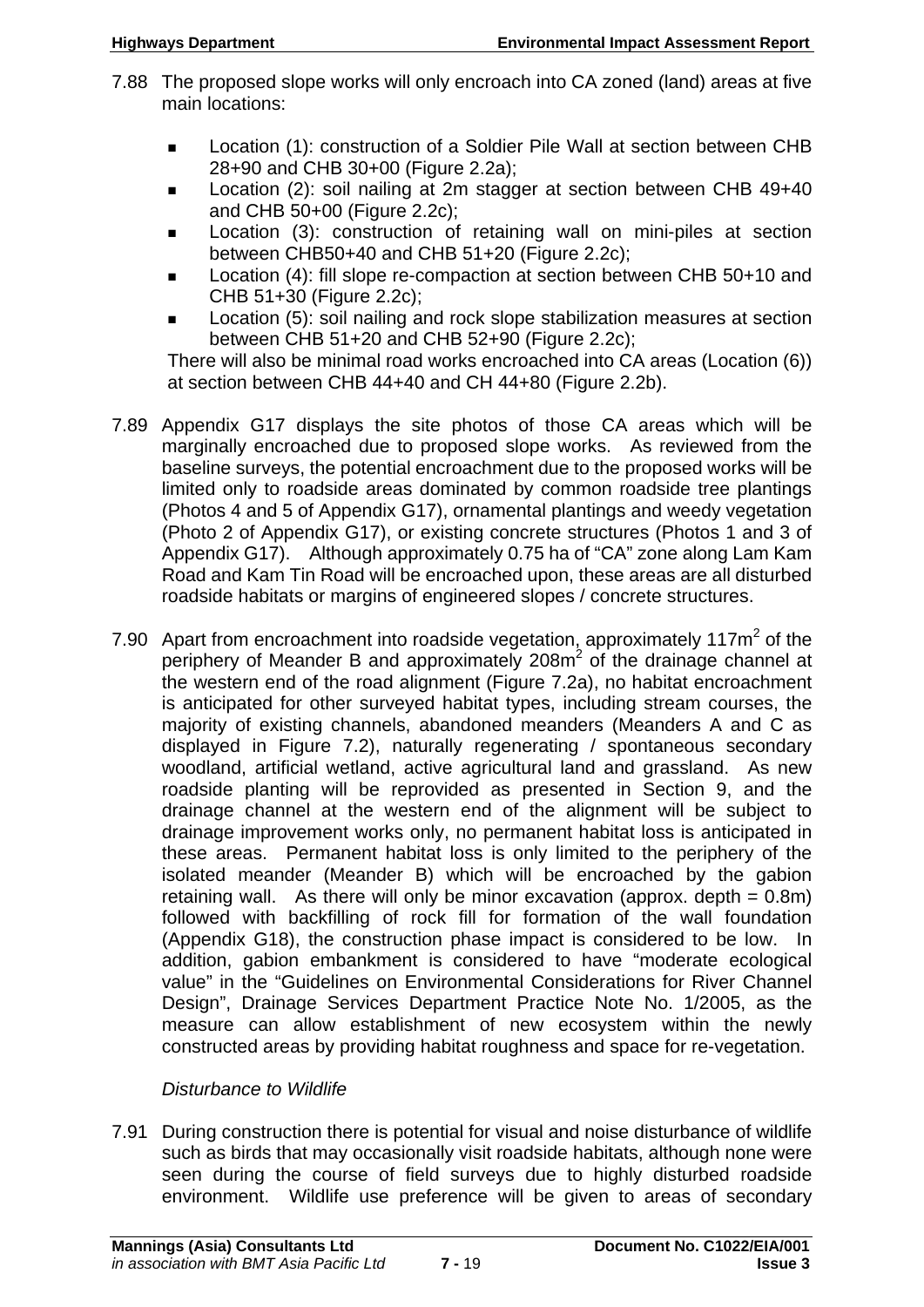7.88 The proposed slope works will only encroach into CA zoned (land) areas at five main locations:

- Location (1): construction of a Soldier Pile Wall at section between CHB 28+90 and CHB 30+00 (Figure 2.2a);
- Location (2): soil nailing at 2m stagger at section between CHB 49+40 and CHB 50+00 (Figure 2.2c);
- Location (3): construction of retaining wall on mini-piles at section between CHB50+40 and CHB 51+20 (Figure 2.2c);
- Location (4): fill slope re-compaction at section between CHB 50+10 and CHB 51+30 (Figure 2.2c);
- Location (5): soil nailing and rock slope stabilization measures at section between CHB 51+20 and CHB 52+90 (Figure 2.2c);

There will also be minimal road works encroached into CA areas (Location (6)) at section between CHB 44+40 and CH 44+80 (Figure 2.2b).

7.89 Appendix G17 displays the site photos of those CA areas which will be marginally encroached due to proposed slope works. As reviewed from the baseline surveys, the potential encroachment due to the proposed works will be limited only to roadside areas dominated by common roadside tree plantings (Photos 4 and 5 of Appendix G17), ornamental plantings and weedy vegetation (Photo 2 of Appendix G17), or existing concrete structures (Photos 1 and 3 of Appendix G17). Although approximately 0.75 ha of "CA" zone along Lam Kam Road and Kam Tin Road will be encroached upon, these areas are all disturbed roadside habitats or margins of engineered slopes / concrete structures.

7.90 Apart from encroachment into roadside vegetation, approximately 117m$^2$ of the periphery of Meander B and approximately 208m$^2$ of the drainage channel at the western end of the road alignment (Figure 7.2a), no habitat encroachment is anticipated for other surveyed habitat types, including stream courses, the majority of existing channels, abandoned meanders (Meanders A and C as displayed in Figure 7.2), naturally regenerating / spontaneous secondary woodland, artificial wetland, active agricultural land and grassland. As new roadside planting will be reprovided as presented in Section 9, and the drainage channel at the western end of the alignment will be subject to drainage improvement works only, no permanent habitat loss is anticipated in these areas. Permanent habitat loss is only limited to the periphery of the isolated meander (Meander B) which will be encroached by the gabion retaining wall. As there will only be minor excavation (approx. depth = 0.8m) followed with backfilling of rock fill for formation of the wall foundation (Appendix G18), the construction phase impact is considered to be low. In addition, gabion embankment is considered to have "moderate ecological value" in the "Guidelines on Environmental Considerations for River Channel Design", Drainage Services Department Practice Note No. 1/2005, as the measure can allow establishment of new ecosystem within the newly constructed areas by providing habitat roughness and space for re-vegetation.

*Disturbance to Wildlife*

7.91 During construction there is potential for visual and noise disturbance of wildlife such as birds that may occasionally visit roadside habitats, although none were seen during the course of field surveys due to highly disturbed roadside environment. Wildlife use preference will be given to areas of secondary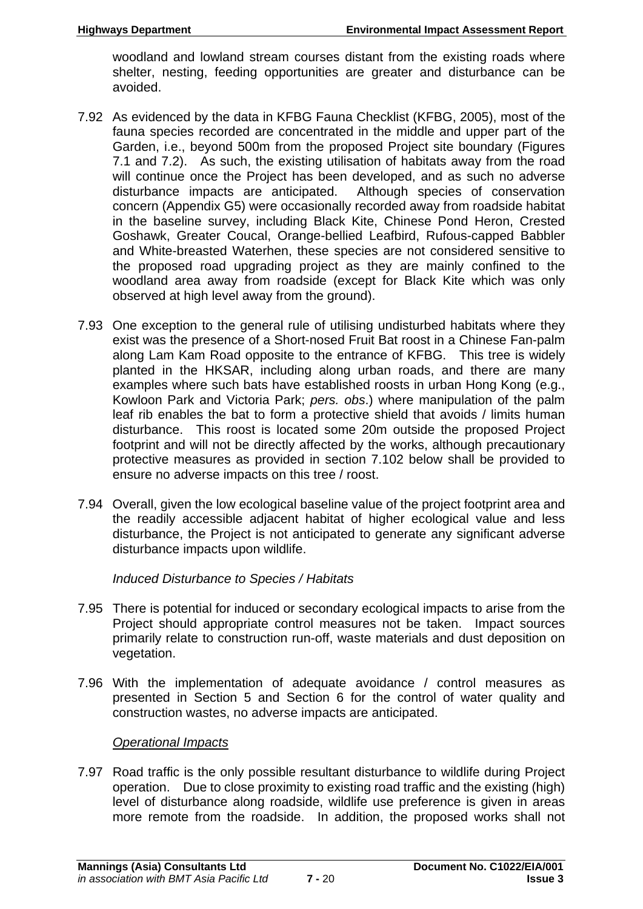woodland and lowland stream courses distant from the existing roads where shelter, nesting, feeding opportunities are greater and disturbance can be avoided.

7.92 As evidenced by the data in KFBG Fauna Checklist (KFBG, 2005), most of the fauna species recorded are concentrated in the middle and upper part of the Garden, i.e., beyond 500m from the proposed Project site boundary (Figures 7.1 and 7.2). As such, the existing utilisation of habitats away from the road will continue once the Project has been developed, and as such no adverse disturbance impacts are anticipated. Although species of conservation concern (Appendix G5) were occasionally recorded away from roadside habitat in the baseline survey, including Black Kite, Chinese Pond Heron, Crested Goshawk, Greater Coucal, Orange-bellied Leafbird, Rufous-capped Babbler and White-breasted Waterhen, these species are not considered sensitive to the proposed road upgrading project as they are mainly confined to the woodland area away from roadside (except for Black Kite which was only observed at high level away from the ground).

7.93 One exception to the general rule of utilising undisturbed habitats where they exist was the presence of a Short-nosed Fruit Bat roost in a Chinese Fan-palm along Lam Kam Road opposite to the entrance of KFBG. This tree is widely planted in the HKSAR, including along urban roads, and there are many examples where such bats have established roosts in urban Hong Kong (e.g., Kowloon Park and Victoria Park; *pers. obs*.) where manipulation of the palm leaf rib enables the bat to form a protective shield that avoids / limits human disturbance. This roost is located some 20m outside the proposed Project footprint and will not be directly affected by the works, although precautionary protective measures as provided in section 7.102 below shall be provided to ensure no adverse impacts on this tree / roost.

7.94 Overall, given the low ecological baseline value of the project footprint area and the readily accessible adjacent habitat of higher ecological value and less disturbance, the Project is not anticipated to generate any significant adverse disturbance impacts upon wildlife.

*Induced Disturbance to Species / Habitats*

7.95 There is potential for induced or secondary ecological impacts to arise from the Project should appropriate control measures not be taken. Impact sources primarily relate to construction run-off, waste materials and dust deposition on vegetation.

7.96 With the implementation of adequate avoidance / control measures as presented in Section 5 and Section 6 for the control of water quality and construction wastes, no adverse impacts are anticipated.

*Operational Impacts*

7.97 Road traffic is the only possible resultant disturbance to wildlife during Project operation. Due to close proximity to existing road traffic and the existing (high) level of disturbance along roadside, wildlife use preference is given in areas more remote from the roadside. In addition, the proposed works shall not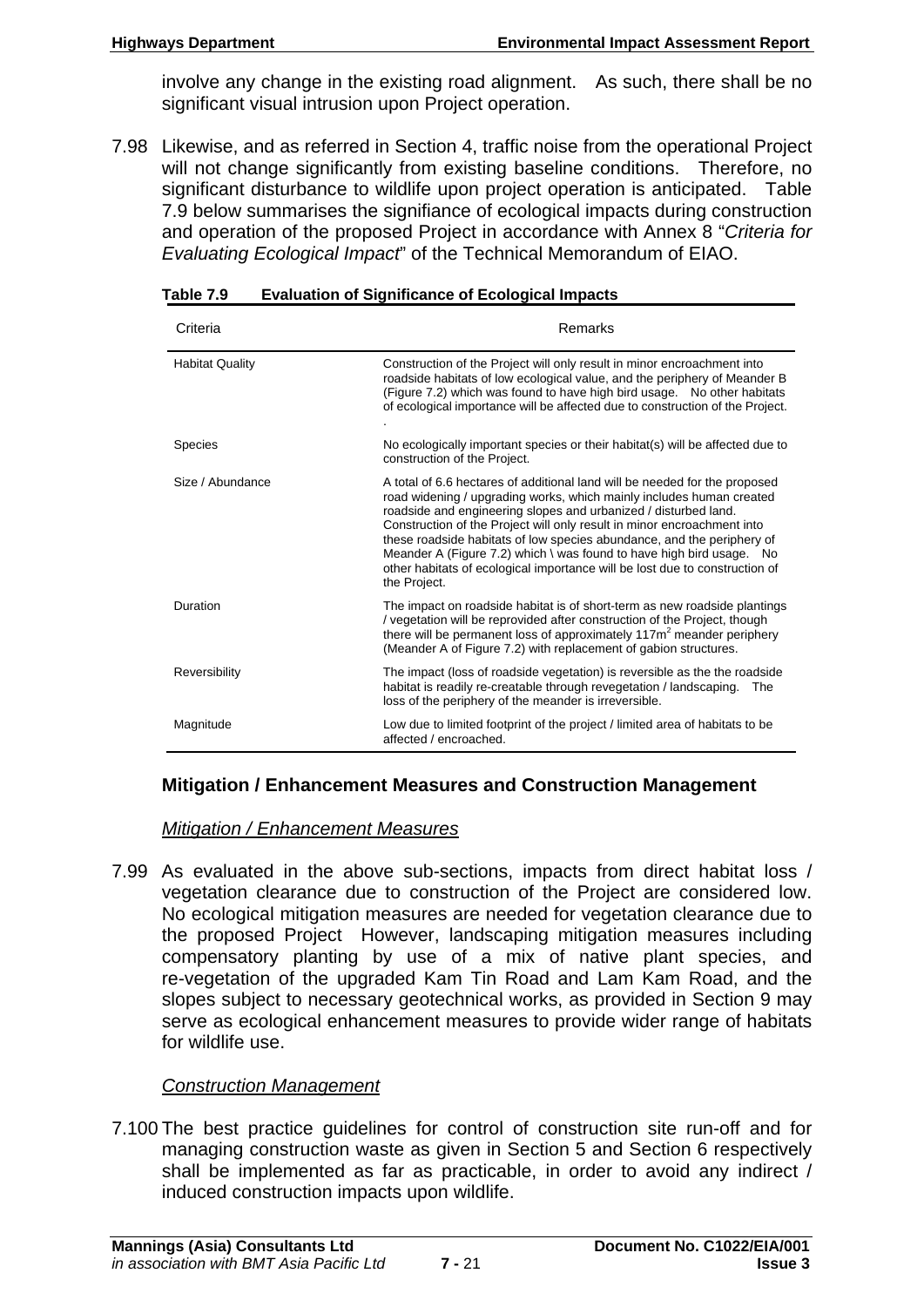involve any change in the existing road alignment. As such, there shall be no significant visual intrusion upon Project operation.

7.98 Likewise, and as referred in Section 4, traffic noise from the operational Project will not change significantly from existing baseline conditions. Therefore, no significant disturbance to wildlife upon project operation is anticipated. Table 7.9 below summarises the signifiance of ecological impacts during construction and operation of the proposed Project in accordance with Annex 8 "*Criteria for Evaluating Ecological Impact*" of the Technical Memorandum of EIAO.

**Table 7.9 Evaluation of Significance of Ecological Impacts**

| Criteria | Remarks |
|---|---|
| Habitat Quality | Construction of the Project will only result in minor encroachment into roadside habitats of low ecological value, and the periphery of Meander B (Figure 7.2) which was found to have high bird usage. No other habitats of ecological importance will be affected due to construction of the Project. . |
| Species | No ecologically important species or their habitat(s) will be affected due to construction of the Project. |
| Size / Abundance | A total of 6.6 hectares of additional land will be needed for the proposed road widening / upgrading works, which mainly includes human created roadside and engineering slopes and urbanized / disturbed land. Construction of the Project will only result in minor encroachment into these roadside habitats of low species abundance, and the periphery of Meander A (Figure 7.2) which \ was found to have high bird usage. No other habitats of ecological importance will be lost due to construction of the Project. |
| Duration | The impact on roadside habitat is of short-term as new roadside plantings / vegetation will be reprovided after construction of the Project, though there will be permanent loss of approximately 117m$^2$ meander periphery (Meander A of Figure 7.2) with replacement of gabion structures. |
| Reversibility | The impact (loss of roadside vegetation) is reversible as the the roadside habitat is readily re-creatable through revegetation / landscaping. The loss of the periphery of the meander is irreversible. |
| Magnitude | Low due to limited footprint of the project / limited area of habitats to be affected / encroached. |

### Mitigation / Enhancement Measures and Construction Management

#### *Mitigation / Enhancement Measures*

7.99 As evaluated in the above sub-sections, impacts from direct habitat loss / vegetation clearance due to construction of the Project are considered low. No ecological mitigation measures are needed for vegetation clearance due to the proposed Project However, landscaping mitigation measures including compensatory planting by use of a mix of native plant species, and re-vegetation of the upgraded Kam Tin Road and Lam Kam Road, and the slopes subject to necessary geotechnical works, as provided in Section 9 may serve as ecological enhancement measures to provide wider range of habitats for wildlife use.

#### *Construction Management*

7.100 The best practice guidelines for control of construction site run-off and for managing construction waste as given in Section 5 and Section 6 respectively shall be implemented as far as practicable, in order to avoid any indirect / induced construction impacts upon wildlife.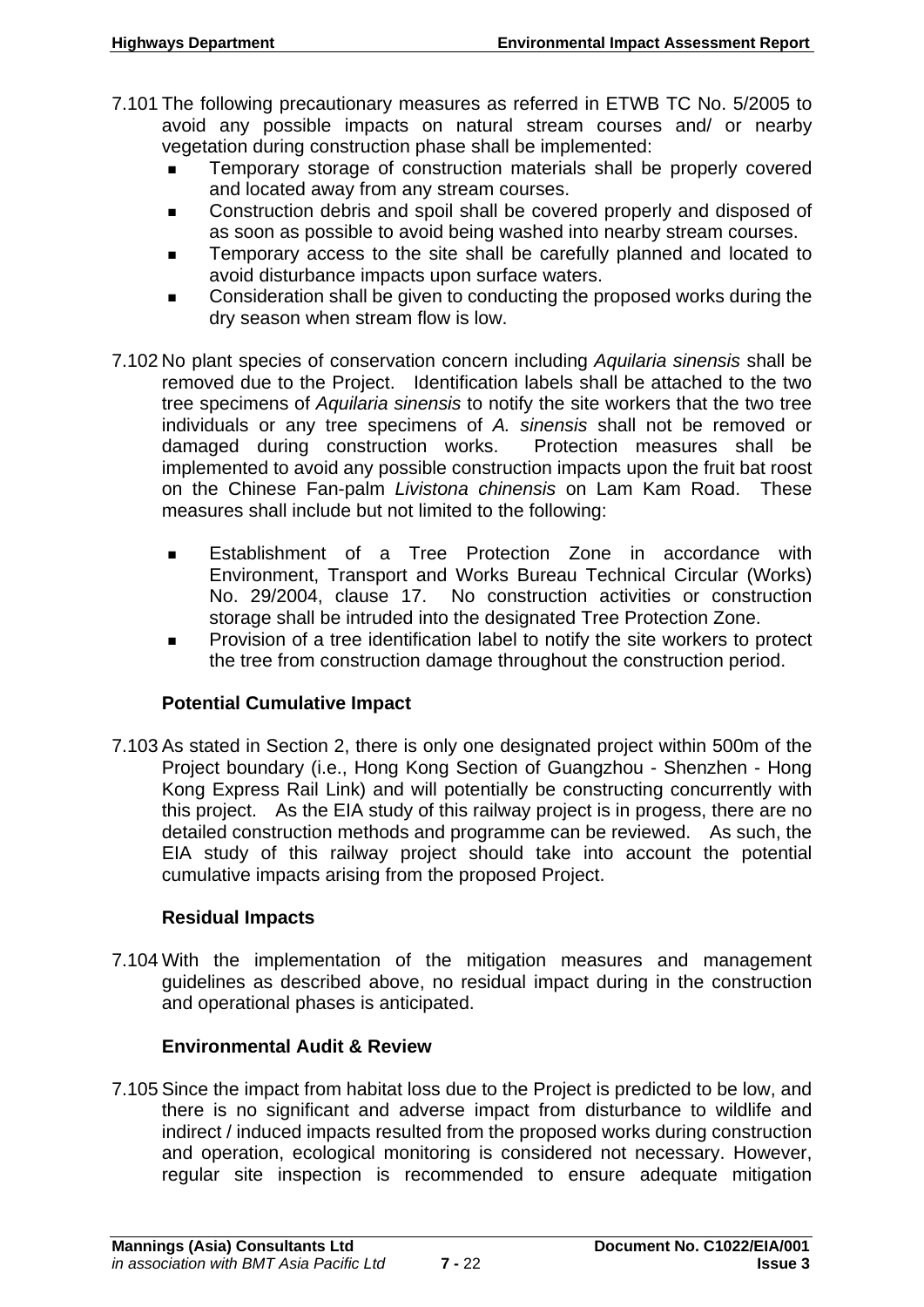7.101 The following precautionary measures as referred in ETWB TC No. 5/2005 to avoid any possible impacts on natural stream courses and/ or nearby vegetation during construction phase shall be implemented:

- Temporary storage of construction materials shall be properly covered and located away from any stream courses.
- Construction debris and spoil shall be covered properly and disposed of as soon as possible to avoid being washed into nearby stream courses.
- Temporary access to the site shall be carefully planned and located to avoid disturbance impacts upon surface waters.
- Consideration shall be given to conducting the proposed works during the dry season when stream flow is low.

7.102 No plant species of conservation concern including *Aquilaria sinensis* shall be removed due to the Project. Identification labels shall be attached to the two tree specimens of *Aquilaria sinensis* to notify the site workers that the two tree individuals or any tree specimens of *A. sinensis* shall not be removed or damaged during construction works. Protection measures shall be implemented to avoid any possible construction impacts upon the fruit bat roost on the Chinese Fan-palm *Livistona chinensis* on Lam Kam Road. These measures shall include but not limited to the following:

- Establishment of a Tree Protection Zone in accordance with Environment, Transport and Works Bureau Technical Circular (Works) No. 29/2004, clause 17. No construction activities or construction storage shall be intruded into the designated Tree Protection Zone.
- Provision of a tree identification label to notify the site workers to protect the tree from construction damage throughout the construction period.

**Potential Cumulative Impact**

7.103 As stated in Section 2, there is only one designated project within 500m of the Project boundary (i.e., Hong Kong Section of Guangzhou - Shenzhen - Hong Kong Express Rail Link) and will potentially be constructing concurrently with this project. As the EIA study of this railway project is in progess, there are no detailed construction methods and programme can be reviewed. As such, the EIA study of this railway project should take into account the potential cumulative impacts arising from the proposed Project.

**Residual Impacts**

7.104 With the implementation of the mitigation measures and management guidelines as described above, no residual impact during in the construction and operational phases is anticipated.

**Environmental Audit & Review**

7.105 Since the impact from habitat loss due to the Project is predicted to be low, and there is no significant and adverse impact from disturbance to wildlife and indirect / induced impacts resulted from the proposed works during construction and operation, ecological monitoring is considered not necessary. However, regular site inspection is recommended to ensure adequate mitigation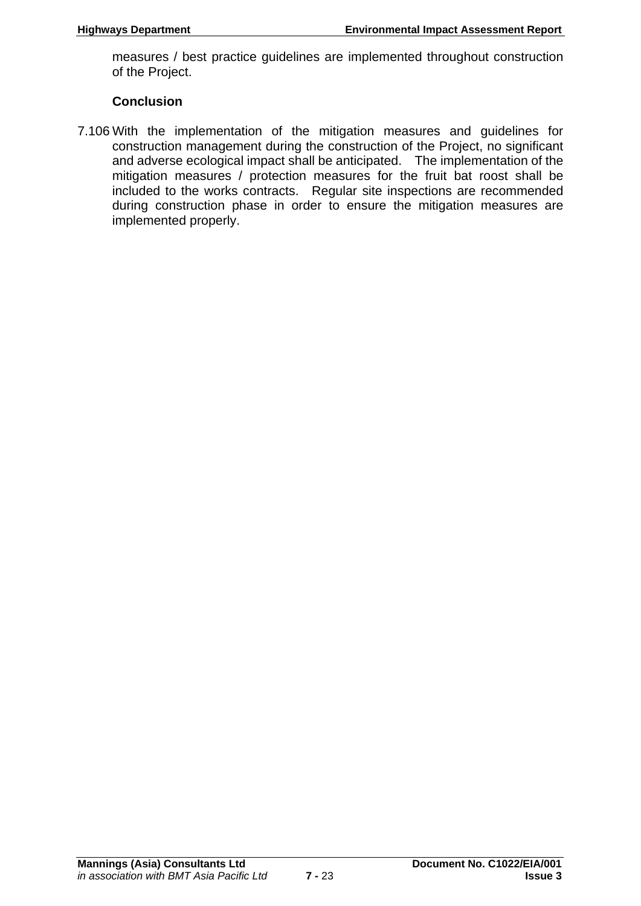measures / best practice guidelines are implemented throughout construction of the Project.

**Conclusion**

7.106 With the implementation of the mitigation measures and guidelines for construction management during the construction of the Project, no significant and adverse ecological impact shall be anticipated. The implementation of the mitigation measures / protection measures for the fruit bat roost shall be included to the works contracts. Regular site inspections are recommended during construction phase in order to ensure the mitigation measures are implemented properly.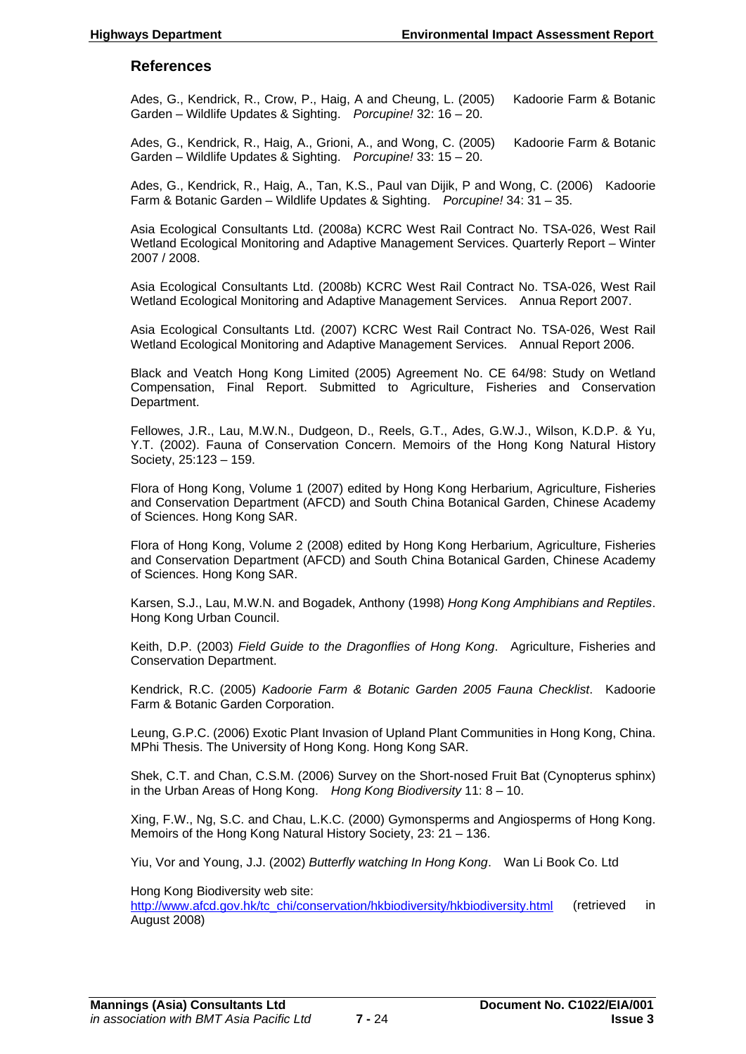## References

Ades, G., Kendrick, R., Crow, P., Haig, A and Cheung, L. (2005) Kadoorie Farm & Botanic Garden – Wildlife Updates & Sighting. *Porcupine!* 32: 16 – 20.

Ades, G., Kendrick, R., Haig, A., Grioni, A., and Wong, C. (2005) Kadoorie Farm & Botanic Garden – Wildlife Updates & Sighting. *Porcupine!* 33: 15 – 20.

Ades, G., Kendrick, R., Haig, A., Tan, K.S., Paul van Dijik, P and Wong, C. (2006) Kadoorie Farm & Botanic Garden – Wildlife Updates & Sighting. *Porcupine!* 34: 31 – 35.

Asia Ecological Consultants Ltd. (2008a) KCRC West Rail Contract No. TSA-026, West Rail Wetland Ecological Monitoring and Adaptive Management Services. Quarterly Report – Winter 2007 / 2008.

Asia Ecological Consultants Ltd. (2008b) KCRC West Rail Contract No. TSA-026, West Rail Wetland Ecological Monitoring and Adaptive Management Services. Annua Report 2007.

Asia Ecological Consultants Ltd. (2007) KCRC West Rail Contract No. TSA-026, West Rail Wetland Ecological Monitoring and Adaptive Management Services. Annual Report 2006.

Black and Veatch Hong Kong Limited (2005) Agreement No. CE 64/98: Study on Wetland Compensation, Final Report. Submitted to Agriculture, Fisheries and Conservation Department.

Fellowes, J.R., Lau, M.W.N., Dudgeon, D., Reels, G.T., Ades, G.W.J., Wilson, K.D.P. & Yu, Y.T. (2002). Fauna of Conservation Concern. Memoirs of the Hong Kong Natural History Society, 25:123 – 159.

Flora of Hong Kong, Volume 1 (2007) edited by Hong Kong Herbarium, Agriculture, Fisheries and Conservation Department (AFCD) and South China Botanical Garden, Chinese Academy of Sciences. Hong Kong SAR.

Flora of Hong Kong, Volume 2 (2008) edited by Hong Kong Herbarium, Agriculture, Fisheries and Conservation Department (AFCD) and South China Botanical Garden, Chinese Academy of Sciences. Hong Kong SAR.

Karsen, S.J., Lau, M.W.N. and Bogadek, Anthony (1998) *Hong Kong Amphibians and Reptiles*. Hong Kong Urban Council.

Keith, D.P. (2003) *Field Guide to the Dragonflies of Hong Kong*. Agriculture, Fisheries and Conservation Department.

Kendrick, R.C. (2005) *Kadoorie Farm & Botanic Garden 2005 Fauna Checklist*. Kadoorie Farm & Botanic Garden Corporation.

Leung, G.P.C. (2006) Exotic Plant Invasion of Upland Plant Communities in Hong Kong, China. MPhi Thesis. The University of Hong Kong. Hong Kong SAR.

Shek, C.T. and Chan, C.S.M. (2006) Survey on the Short-nosed Fruit Bat (Cynopterus sphinx) in the Urban Areas of Hong Kong. *Hong Kong Biodiversity* 11: 8 – 10.

Xing, F.W., Ng, S.C. and Chau, L.K.C. (2000) Gymonsperms and Angiosperms of Hong Kong. Memoirs of the Hong Kong Natural History Society, 23: 21 – 136.

Yiu, Vor and Young, J.J. (2002) *Butterfly watching In Hong Kong*. Wan Li Book Co. Ltd

Hong Kong Biodiversity web site:
http://www.afcd.gov.hk/tc_chi/conservation/hkbiodiversity/hkbiodiversity.html (retrieved in August 2008)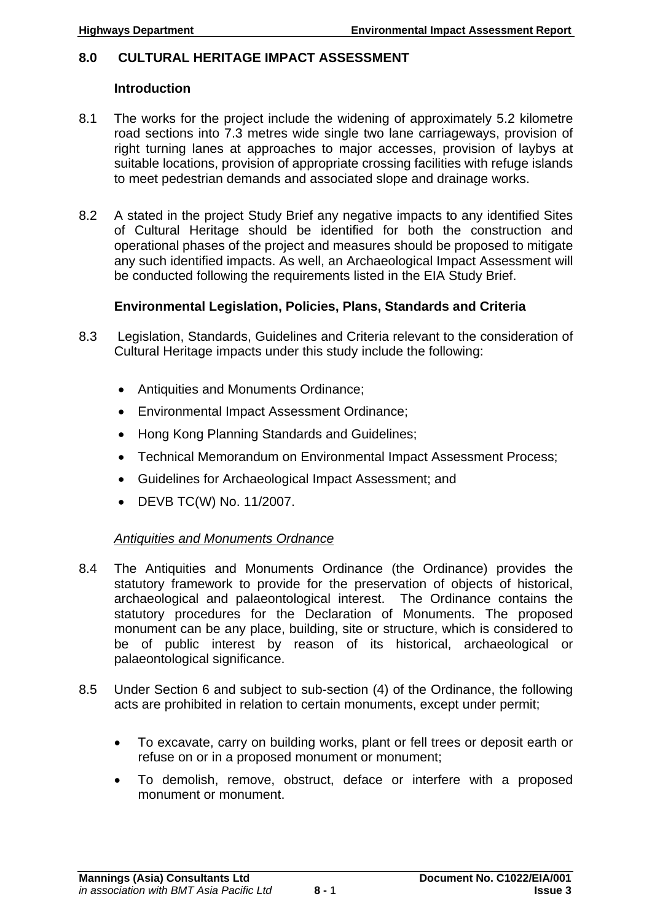# 8.0 CULTURAL HERITAGE IMPACT ASSESSMENT

## Introduction

8.1 The works for the project include the widening of approximately 5.2 kilometre road sections into 7.3 metres wide single two lane carriageways, provision of right turning lanes at approaches to major accesses, provision of laybys at suitable locations, provision of appropriate crossing facilities with refuge islands to meet pedestrian demands and associated slope and drainage works.

8.2 A stated in the project Study Brief any negative impacts to any identified Sites of Cultural Heritage should be identified for both the construction and operational phases of the project and measures should be proposed to mitigate any such identified impacts. As well, an Archaeological Impact Assessment will be conducted following the requirements listed in the EIA Study Brief.

## Environmental Legislation, Policies, Plans, Standards and Criteria

8.3 Legislation, Standards, Guidelines and Criteria relevant to the consideration of Cultural Heritage impacts under this study include the following:

- Antiquities and Monuments Ordinance;
- Environmental Impact Assessment Ordinance;
- Hong Kong Planning Standards and Guidelines;
- Technical Memorandum on Environmental Impact Assessment Process;
- Guidelines for Archaeological Impact Assessment; and
- DEVB TC(W) No. 11/2007.

*Antiquities and Monuments Ordnance*

8.4 The Antiquities and Monuments Ordinance (the Ordinance) provides the statutory framework to provide for the preservation of objects of historical, archaeological and palaeontological interest. The Ordinance contains the statutory procedures for the Declaration of Monuments. The proposed monument can be any place, building, site or structure, which is considered to be of public interest by reason of its historical, archaeological or palaeontological significance.

8.5 Under Section 6 and subject to sub-section (4) of the Ordinance, the following acts are prohibited in relation to certain monuments, except under permit;

- To excavate, carry on building works, plant or fell trees or deposit earth or refuse on or in a proposed monument or monument;
- To demolish, remove, obstruct, deface or interfere with a proposed monument or monument.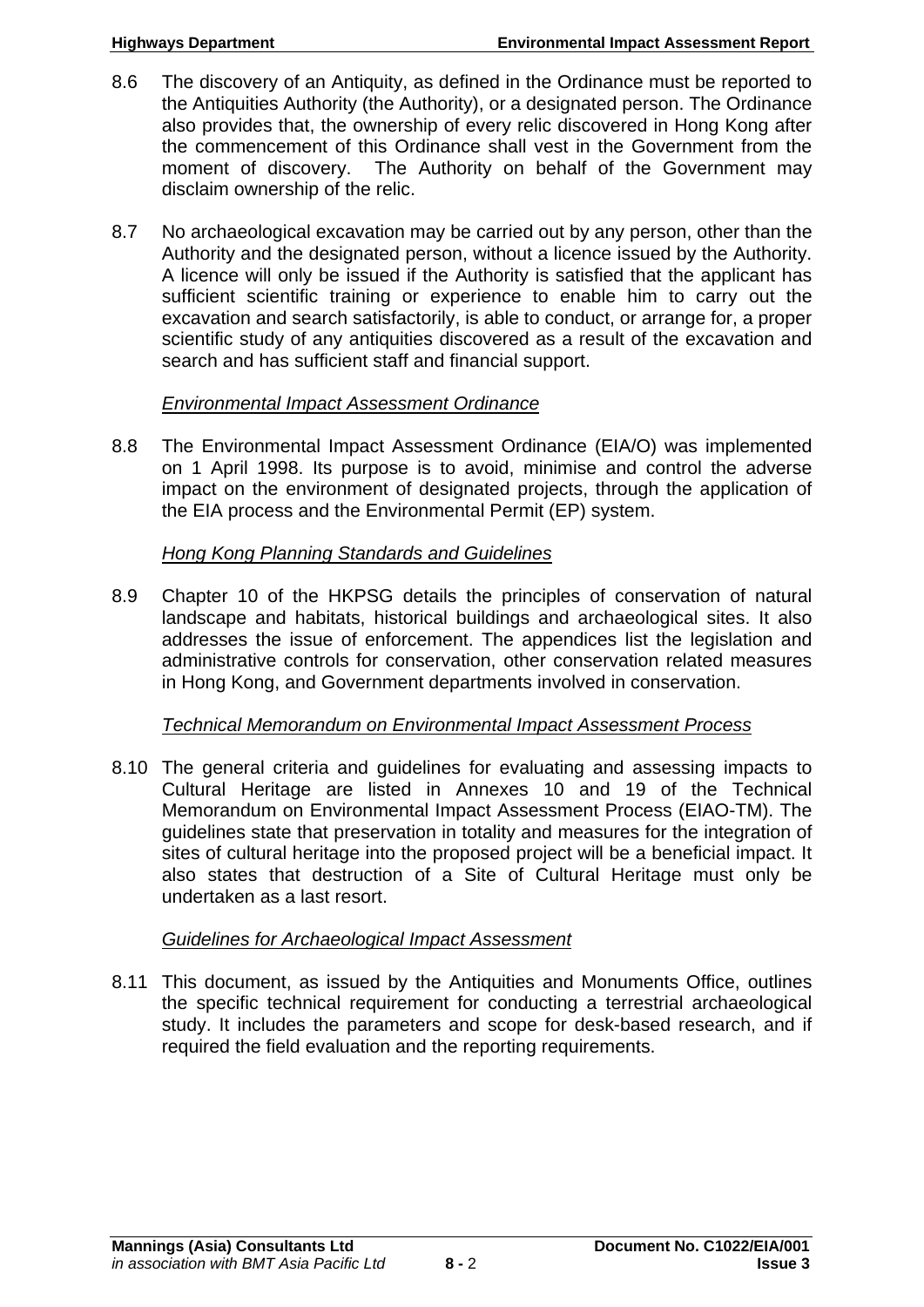8.6 The discovery of an Antiquity, as defined in the Ordinance must be reported to the Antiquities Authority (the Authority), or a designated person. The Ordinance also provides that, the ownership of every relic discovered in Hong Kong after the commencement of this Ordinance shall vest in the Government from the moment of discovery. The Authority on behalf of the Government may disclaim ownership of the relic.

8.7 No archaeological excavation may be carried out by any person, other than the Authority and the designated person, without a licence issued by the Authority. A licence will only be issued if the Authority is satisfied that the applicant has sufficient scientific training or experience to enable him to carry out the excavation and search satisfactorily, is able to conduct, or arrange for, a proper scientific study of any antiquities discovered as a result of the excavation and search and has sufficient staff and financial support.

*Environmental Impact Assessment Ordinance*

8.8 The Environmental Impact Assessment Ordinance (EIA/O) was implemented on 1 April 1998. Its purpose is to avoid, minimise and control the adverse impact on the environment of designated projects, through the application of the EIA process and the Environmental Permit (EP) system.

*Hong Kong Planning Standards and Guidelines*

8.9 Chapter 10 of the HKPSG details the principles of conservation of natural landscape and habitats, historical buildings and archaeological sites. It also addresses the issue of enforcement. The appendices list the legislation and administrative controls for conservation, other conservation related measures in Hong Kong, and Government departments involved in conservation.

*Technical Memorandum on Environmental Impact Assessment Process*

8.10 The general criteria and guidelines for evaluating and assessing impacts to Cultural Heritage are listed in Annexes 10 and 19 of the Technical Memorandum on Environmental Impact Assessment Process (EIAO-TM). The guidelines state that preservation in totality and measures for the integration of sites of cultural heritage into the proposed project will be a beneficial impact. It also states that destruction of a Site of Cultural Heritage must only be undertaken as a last resort.

*Guidelines for Archaeological Impact Assessment*

8.11 This document, as issued by the Antiquities and Monuments Office, outlines the specific technical requirement for conducting a terrestrial archaeological study. It includes the parameters and scope for desk-based research, and if required the field evaluation and the reporting requirements.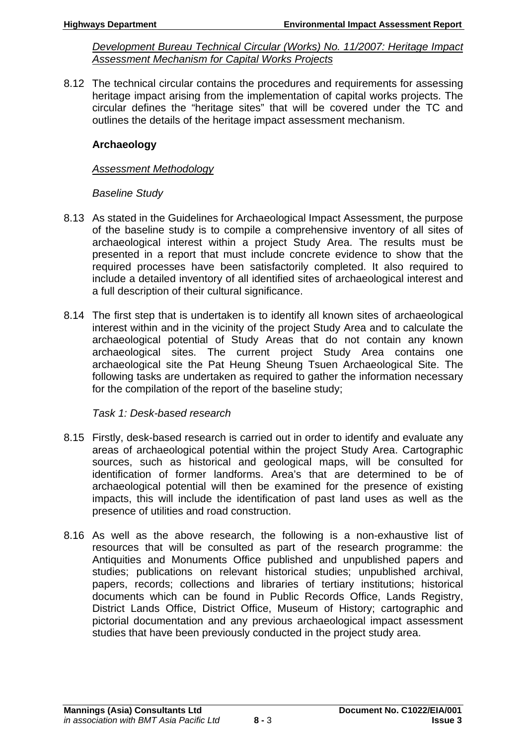*Development Bureau Technical Circular (Works) No. 11/2007: Heritage Impact Assessment Mechanism for Capital Works Projects*

8.12 The technical circular contains the procedures and requirements for assessing heritage impact arising from the implementation of capital works projects. The circular defines the "heritage sites" that will be covered under the TC and outlines the details of the heritage impact assessment mechanism.

**Archaeology**

*Assessment Methodology*

*Baseline Study*

8.13 As stated in the Guidelines for Archaeological Impact Assessment, the purpose of the baseline study is to compile a comprehensive inventory of all sites of archaeological interest within a project Study Area. The results must be presented in a report that must include concrete evidence to show that the required processes have been satisfactorily completed. It also required to include a detailed inventory of all identified sites of archaeological interest and a full description of their cultural significance.

8.14 The first step that is undertaken is to identify all known sites of archaeological interest within and in the vicinity of the project Study Area and to calculate the archaeological potential of Study Areas that do not contain any known archaeological sites. The current project Study Area contains one archaeological site the Pat Heung Sheung Tsuen Archaeological Site. The following tasks are undertaken as required to gather the information necessary for the compilation of the report of the baseline study;

*Task 1: Desk-based research*

8.15 Firstly, desk-based research is carried out in order to identify and evaluate any areas of archaeological potential within the project Study Area. Cartographic sources, such as historical and geological maps, will be consulted for identification of former landforms. Area's that are determined to be of archaeological potential will then be examined for the presence of existing impacts, this will include the identification of past land uses as well as the presence of utilities and road construction.

8.16 As well as the above research, the following is a non-exhaustive list of resources that will be consulted as part of the research programme: the Antiquities and Monuments Office published and unpublished papers and studies; publications on relevant historical studies; unpublished archival, papers, records; collections and libraries of tertiary institutions; historical documents which can be found in Public Records Office, Lands Registry, District Lands Office, District Office, Museum of History; cartographic and pictorial documentation and any previous archaeological impact assessment studies that have been previously conducted in the project study area.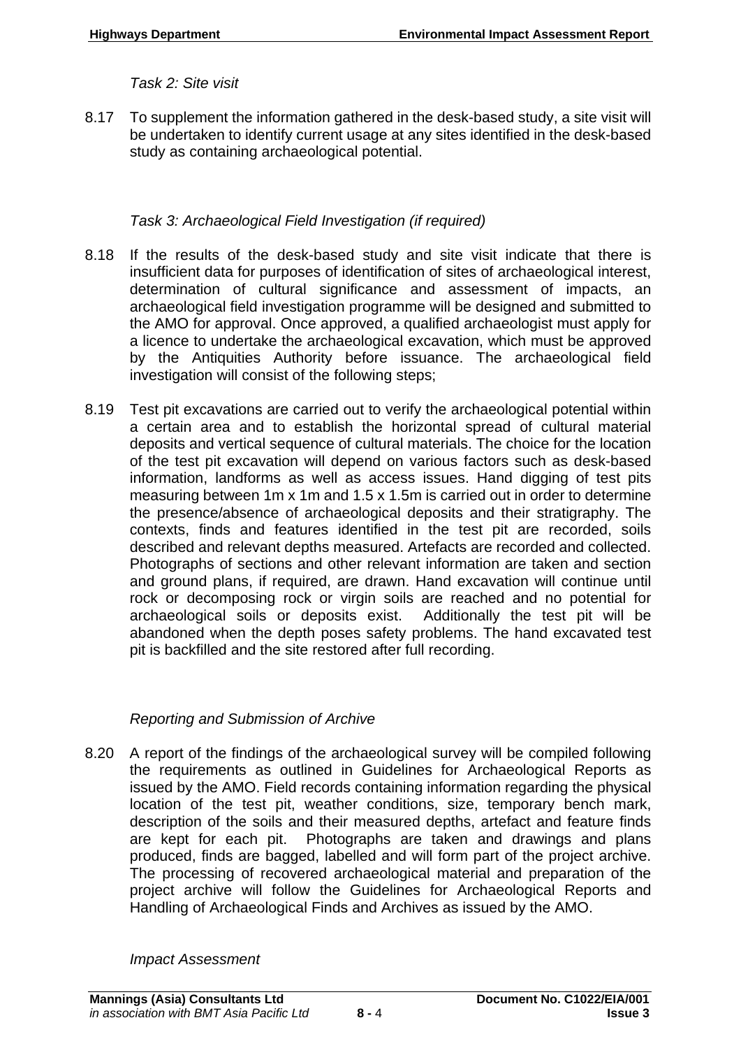*Task 2: Site visit*

8.17 To supplement the information gathered in the desk-based study, a site visit will be undertaken to identify current usage at any sites identified in the desk-based study as containing archaeological potential.

*Task 3: Archaeological Field Investigation (if required)*

8.18 If the results of the desk-based study and site visit indicate that there is insufficient data for purposes of identification of sites of archaeological interest, determination of cultural significance and assessment of impacts, an archaeological field investigation programme will be designed and submitted to the AMO for approval. Once approved, a qualified archaeologist must apply for a licence to undertake the archaeological excavation, which must be approved by the Antiquities Authority before issuance. The archaeological field investigation will consist of the following steps;

8.19 Test pit excavations are carried out to verify the archaeological potential within a certain area and to establish the horizontal spread of cultural material deposits and vertical sequence of cultural materials. The choice for the location of the test pit excavation will depend on various factors such as desk-based information, landforms as well as access issues. Hand digging of test pits measuring between 1m x 1m and 1.5 x 1.5m is carried out in order to determine the presence/absence of archaeological deposits and their stratigraphy. The contexts, finds and features identified in the test pit are recorded, soils described and relevant depths measured. Artefacts are recorded and collected. Photographs of sections and other relevant information are taken and section and ground plans, if required, are drawn. Hand excavation will continue until rock or decomposing rock or virgin soils are reached and no potential for archaeological soils or deposits exist. Additionally the test pit will be abandoned when the depth poses safety problems. The hand excavated test pit is backfilled and the site restored after full recording.

*Reporting and Submission of Archive*

8.20 A report of the findings of the archaeological survey will be compiled following the requirements as outlined in Guidelines for Archaeological Reports as issued by the AMO. Field records containing information regarding the physical location of the test pit, weather conditions, size, temporary bench mark, description of the soils and their measured depths, artefact and feature finds are kept for each pit. Photographs are taken and drawings and plans produced, finds are bagged, labelled and will form part of the project archive. The processing of recovered archaeological material and preparation of the project archive will follow the Guidelines for Archaeological Reports and Handling of Archaeological Finds and Archives as issued by the AMO.

*Impact Assessment*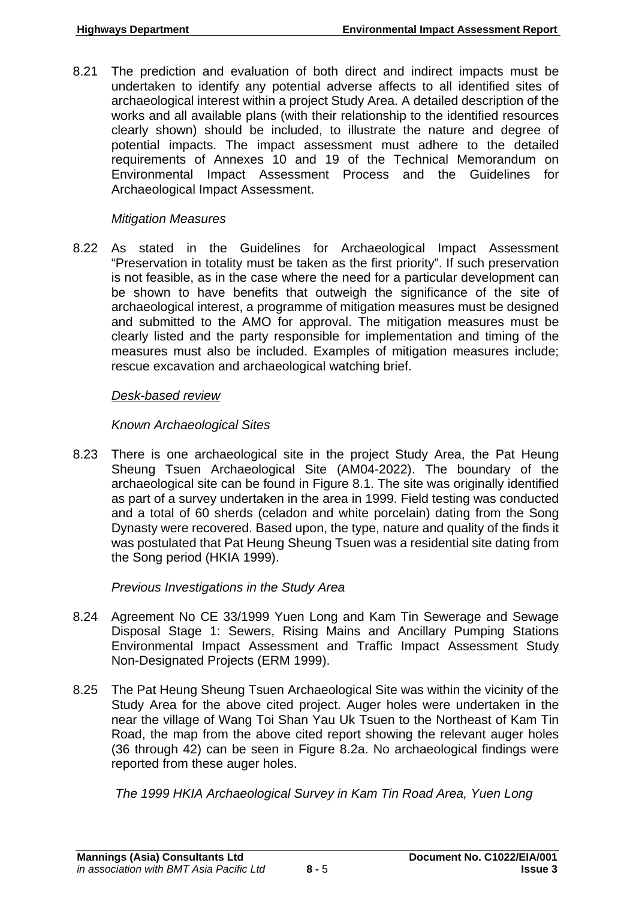8.21 The prediction and evaluation of both direct and indirect impacts must be undertaken to identify any potential adverse affects to all identified sites of archaeological interest within a project Study Area. A detailed description of the works and all available plans (with their relationship to the identified resources clearly shown) should be included, to illustrate the nature and degree of potential impacts. The impact assessment must adhere to the detailed requirements of Annexes 10 and 19 of the Technical Memorandum on Environmental Impact Assessment Process and the Guidelines for Archaeological Impact Assessment.

*Mitigation Measures*

8.22 As stated in the Guidelines for Archaeological Impact Assessment "Preservation in totality must be taken as the first priority". If such preservation is not feasible, as in the case where the need for a particular development can be shown to have benefits that outweigh the significance of the site of archaeological interest, a programme of mitigation measures must be designed and submitted to the AMO for approval. The mitigation measures must be clearly listed and the party responsible for implementation and timing of the measures must also be included. Examples of mitigation measures include; rescue excavation and archaeological watching brief.

*<u>Desk-based review</u>*

*Known Archaeological Sites*

8.23 There is one archaeological site in the project Study Area, the Pat Heung Sheung Tsuen Archaeological Site (AM04-2022). The boundary of the archaeological site can be found in Figure 8.1. The site was originally identified as part of a survey undertaken in the area in 1999. Field testing was conducted and a total of 60 sherds (celadon and white porcelain) dating from the Song Dynasty were recovered. Based upon, the type, nature and quality of the finds it was postulated that Pat Heung Sheung Tsuen was a residential site dating from the Song period (HKIA 1999).

*Previous Investigations in the Study Area*

8.24 Agreement No CE 33/1999 Yuen Long and Kam Tin Sewerage and Sewage Disposal Stage 1: Sewers, Rising Mains and Ancillary Pumping Stations Environmental Impact Assessment and Traffic Impact Assessment Study Non-Designated Projects (ERM 1999).

8.25 The Pat Heung Sheung Tsuen Archaeological Site was within the vicinity of the Study Area for the above cited project. Auger holes were undertaken in the near the village of Wang Toi Shan Yau Uk Tsuen to the Northeast of Kam Tin Road, the map from the above cited report showing the relevant auger holes (36 through 42) can be seen in Figure 8.2a. No archaeological findings were reported from these auger holes.

*The 1999 HKIA Archaeological Survey in Kam Tin Road Area, Yuen Long*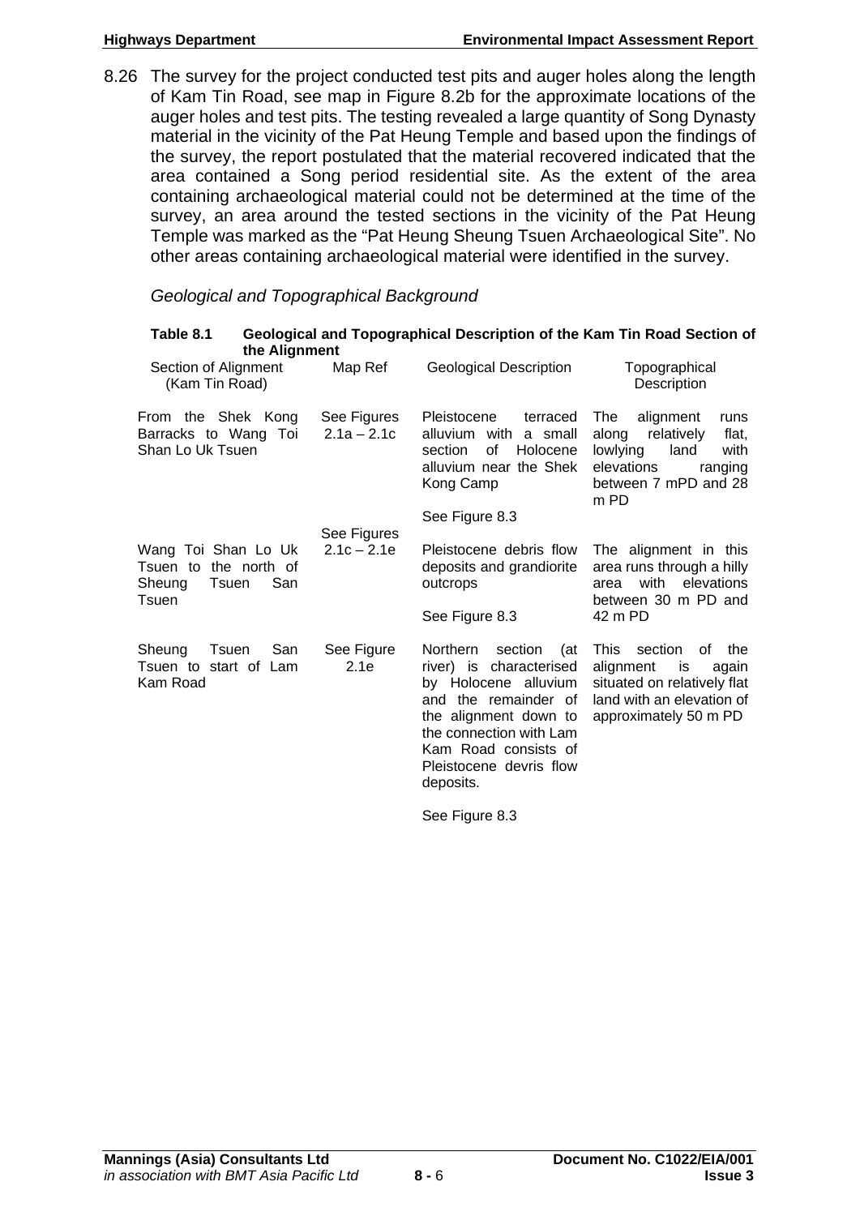8.26 The survey for the project conducted test pits and auger holes along the length of Kam Tin Road, see map in Figure 8.2b for the approximate locations of the auger holes and test pits. The testing revealed a large quantity of Song Dynasty material in the vicinity of the Pat Heung Temple and based upon the findings of the survey, the report postulated that the material recovered indicated that the area contained a Song period residential site. As the extent of the area containing archaeological material could not be determined at the time of the survey, an area around the tested sections in the vicinity of the Pat Heung Temple was marked as the "Pat Heung Sheung Tsuen Archaeological Site". No other areas containing archaeological material were identified in the survey.

*Geological and Topographical Background*

**Table 8.1 Geological and Topographical Description of the Kam Tin Road Section of the Alignment**

| Section of Alignment (Kam Tin Road) | Map Ref | Geological Description | Topographical Description |
|---|---|---|---|
| From the Shek Kong Barracks to Wang Toi Shan Lo Uk Tsuen | See Figures 2.1a – 2.1c | Pleistocene terraced alluvium with a small section of Holocene alluvium near the Shek Kong Camp<br><br>See Figure 8.3 | The alignment runs along relatively flat, lowlying land with elevations ranging between 7 mPD and 28 m PD |
| Wang Toi Shan Lo Uk Tsuen to the north of Sheung Tsuen San Tsuen | See Figures 2.1c – 2.1e | Pleistocene debris flow deposits and grandiorite outcrops<br><br>See Figure 8.3 | The alignment in this area runs through a hilly area with elevations between 30 m PD and 42 m PD |
| Sheung Tsuen San Tsuen to start of Lam Kam Road | See Figure 2.1e | Northern section (at river) is characterised by Holocene alluvium and the remainder of the alignment down to the connection with Lam Kam Road consists of Pleistocene devris flow deposits.<br><br>See Figure 8.3 | This section of the alignment is again situated on relatively flat land with an elevation of approximately 50 m PD |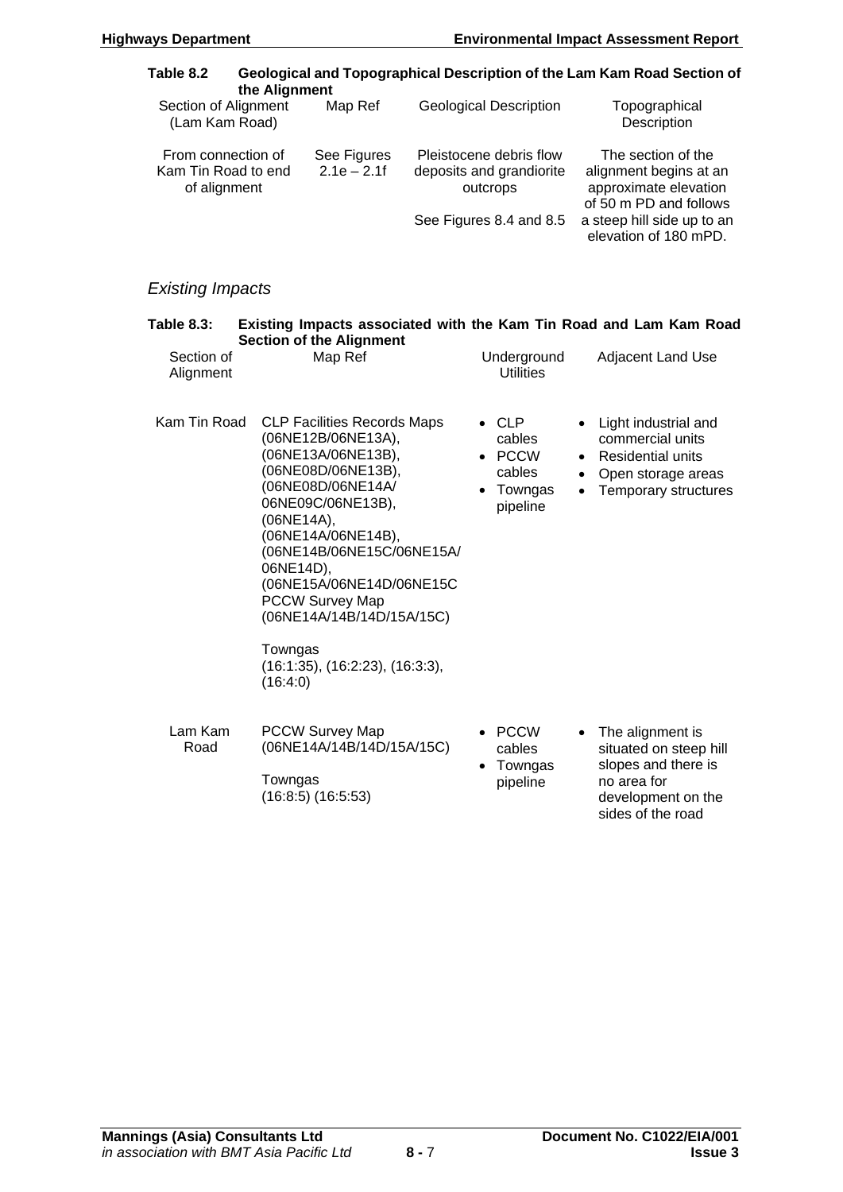**Table 8.2 Geological and Topographical Description of the Lam Kam Road Section of the Alignment**

| Section of Alignment (Lam Kam Road) | Map Ref | Geological Description | Topographical Description |
|---|---|---|---|
| From connection of Kam Tin Road to end of alignment | See Figures 2.1e – 2.1f | Pleistocene debris flow deposits and grandiorite outcrops<br><br>See Figures 8.4 and 8.5 | The section of the alignment begins at an approximate elevation of 50 m PD and follows a steep hill side up to an elevation of 180 mPD. |

### *Existing Impacts*

**Table 8.3: Existing Impacts associated with the Kam Tin Road and Lam Kam Road Section of the Alignment**

| Section of Alignment | Map Ref | Underground Utilities | Adjacent Land Use |
|---|---|---|---|
| Kam Tin Road | CLP Facilities Records Maps (06NE12B/06NE13A), (06NE13A/06NE13B), (06NE08D/06NE13B), (06NE08D/06NE14A/ 06NE09C/06NE13B), (06NE14A), (06NE14A/06NE14B), (06NE14B/06NE15C/06NE15A/ 06NE14D), (06NE15A/06NE14D/06NE15C<br>PCCW Survey Map (06NE14A/14B/14D/15A/15C)<br><br>Towngas (16:1:35), (16:2:23), (16:3:3), (16:4:0) | • CLP cables<br>• PCCW cables<br>• Towngas pipeline | • Light industrial and commercial units<br>• Residential units<br>• Open storage areas<br>• Temporary structures |
| Lam Kam Road | PCCW Survey Map (06NE14A/14B/14D/15A/15C)<br><br>Towngas (16:8:5) (16:5:53) | • PCCW cables<br>• Towngas pipeline | • The alignment is situated on steep hill slopes and there is no area for development on the sides of the road |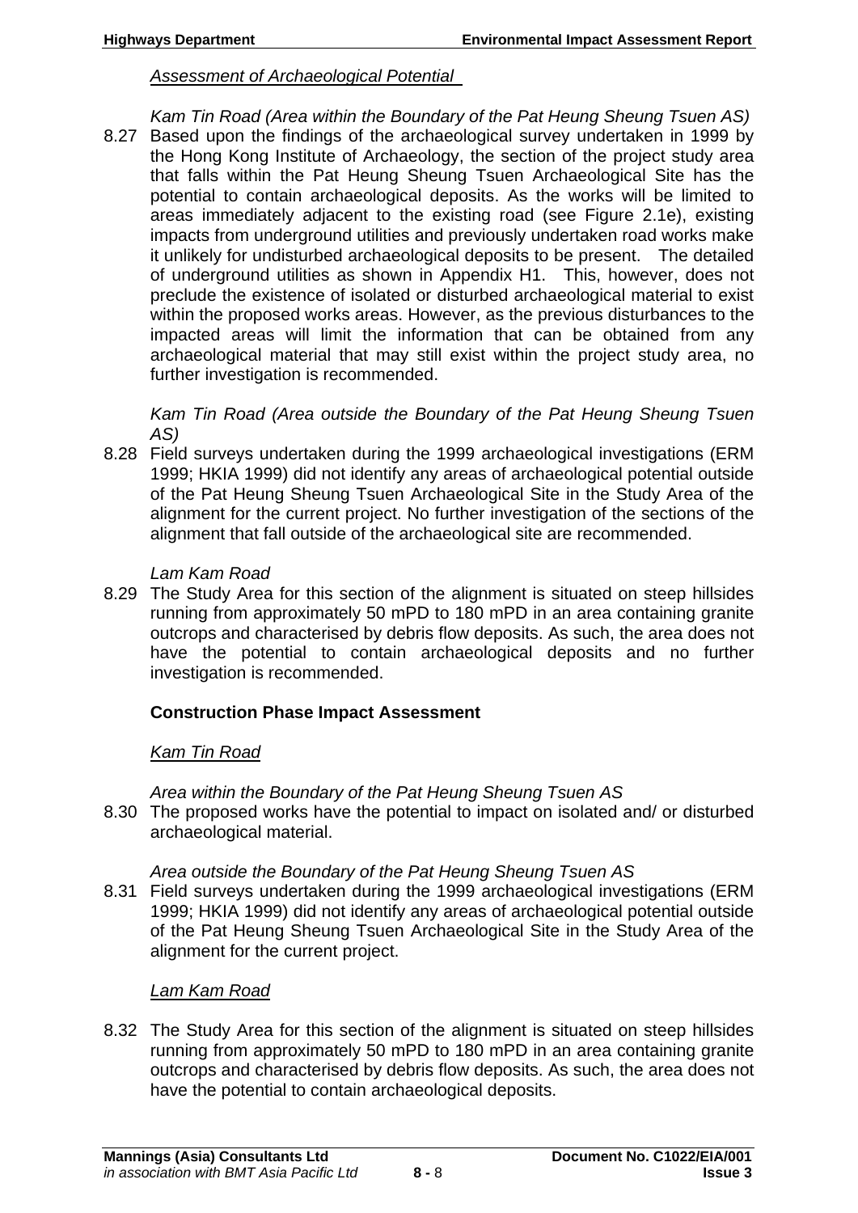*Assessment of Archaeological Potential*

*Kam Tin Road (Area within the Boundary of the Pat Heung Sheung Tsuen AS)*

8.27 Based upon the findings of the archaeological survey undertaken in 1999 by the Hong Kong Institute of Archaeology, the section of the project study area that falls within the Pat Heung Sheung Tsuen Archaeological Site has the potential to contain archaeological deposits. As the works will be limited to areas immediately adjacent to the existing road (see Figure 2.1e), existing impacts from underground utilities and previously undertaken road works make it unlikely for undisturbed archaeological deposits to be present. The detailed of underground utilities as shown in Appendix H1. This, however, does not preclude the existence of isolated or disturbed archaeological material to exist within the proposed works areas. However, as the previous disturbances to the impacted areas will limit the information that can be obtained from any archaeological material that may still exist within the project study area, no further investigation is recommended.

*Kam Tin Road (Area outside the Boundary of the Pat Heung Sheung Tsuen AS)*

8.28 Field surveys undertaken during the 1999 archaeological investigations (ERM 1999; HKIA 1999) did not identify any areas of archaeological potential outside of the Pat Heung Sheung Tsuen Archaeological Site in the Study Area of the alignment for the current project. No further investigation of the sections of the alignment that fall outside of the archaeological site are recommended.

*Lam Kam Road*

8.29 The Study Area for this section of the alignment is situated on steep hillsides running from approximately 50 mPD to 180 mPD in an area containing granite outcrops and characterised by debris flow deposits. As such, the area does not have the potential to contain archaeological deposits and no further investigation is recommended.

**Construction Phase Impact Assessment**

*Kam Tin Road*

*Area within the Boundary of the Pat Heung Sheung Tsuen AS*

8.30 The proposed works have the potential to impact on isolated and/ or disturbed archaeological material.

*Area outside the Boundary of the Pat Heung Sheung Tsuen AS*

8.31 Field surveys undertaken during the 1999 archaeological investigations (ERM 1999; HKIA 1999) did not identify any areas of archaeological potential outside of the Pat Heung Sheung Tsuen Archaeological Site in the Study Area of the alignment for the current project.

*Lam Kam Road*

8.32 The Study Area for this section of the alignment is situated on steep hillsides running from approximately 50 mPD to 180 mPD in an area containing granite outcrops and characterised by debris flow deposits. As such, the area does not have the potential to contain archaeological deposits.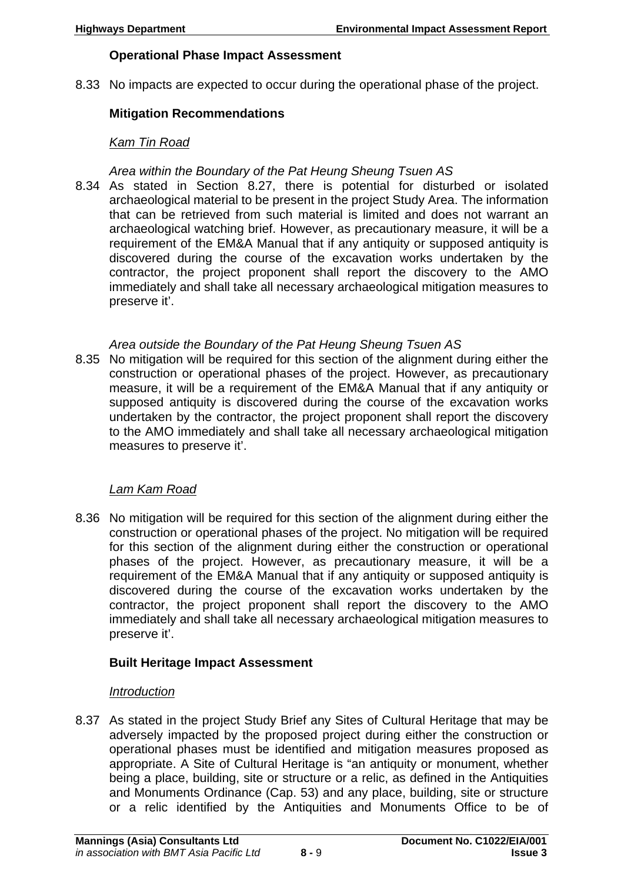### Operational Phase Impact Assessment

8.33 No impacts are expected to occur during the operational phase of the project.

### Mitigation Recommendations

*Kam Tin Road*

*Area within the Boundary of the Pat Heung Sheung Tsuen AS*

8.34 As stated in Section 8.27, there is potential for disturbed or isolated archaeological material to be present in the project Study Area. The information that can be retrieved from such material is limited and does not warrant an archaeological watching brief. However, as precautionary measure, it will be a requirement of the EM&A Manual that if any antiquity or supposed antiquity is discovered during the course of the excavation works undertaken by the contractor, the project proponent shall report the discovery to the AMO immediately and shall take all necessary archaeological mitigation measures to preserve it'.

*Area outside the Boundary of the Pat Heung Sheung Tsuen AS*

8.35 No mitigation will be required for this section of the alignment during either the construction or operational phases of the project. However, as precautionary measure, it will be a requirement of the EM&A Manual that if any antiquity or supposed antiquity is discovered during the course of the excavation works undertaken by the contractor, the project proponent shall report the discovery to the AMO immediately and shall take all necessary archaeological mitigation measures to preserve it'.

*Lam Kam Road*

8.36 No mitigation will be required for this section of the alignment during either the construction or operational phases of the project. No mitigation will be required for this section of the alignment during either the construction or operational phases of the project. However, as precautionary measure, it will be a requirement of the EM&A Manual that if any antiquity or supposed antiquity is discovered during the course of the excavation works undertaken by the contractor, the project proponent shall report the discovery to the AMO immediately and shall take all necessary archaeological mitigation measures to preserve it'.

### Built Heritage Impact Assessment

*Introduction*

8.37 As stated in the project Study Brief any Sites of Cultural Heritage that may be adversely impacted by the proposed project during either the construction or operational phases must be identified and mitigation measures proposed as appropriate. A Site of Cultural Heritage is "an antiquity or monument, whether being a place, building, site or structure or a relic, as defined in the Antiquities and Monuments Ordinance (Cap. 53) and any place, building, site or structure or a relic identified by the Antiquities and Monuments Office to be of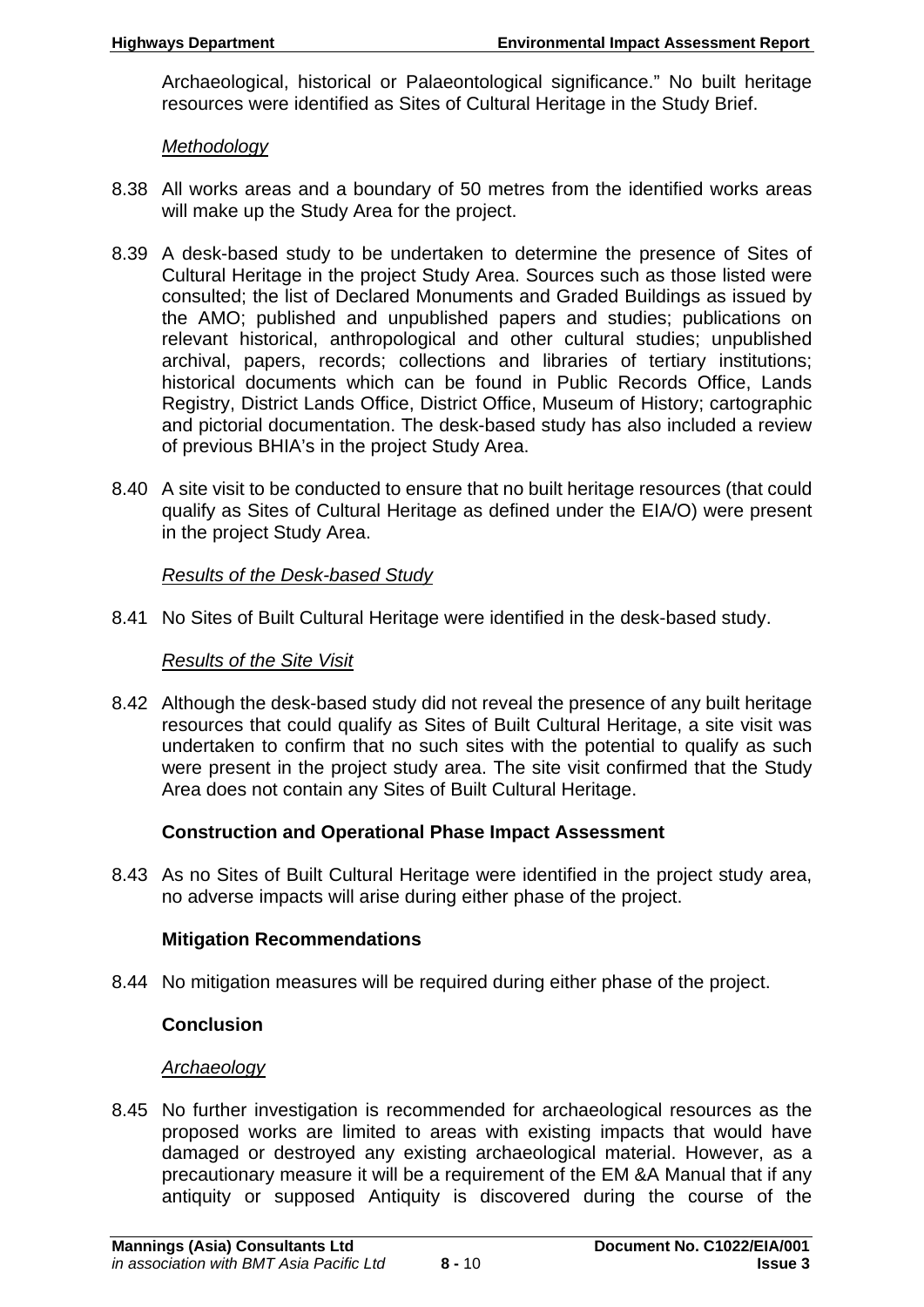Archaeological, historical or Palaeontological significance." No built heritage resources were identified as Sites of Cultural Heritage in the Study Brief.

*Methodology*

8.38 All works areas and a boundary of 50 metres from the identified works areas will make up the Study Area for the project.

8.39 A desk-based study to be undertaken to determine the presence of Sites of Cultural Heritage in the project Study Area. Sources such as those listed were consulted; the list of Declared Monuments and Graded Buildings as issued by the AMO; published and unpublished papers and studies; publications on relevant historical, anthropological and other cultural studies; unpublished archival, papers, records; collections and libraries of tertiary institutions; historical documents which can be found in Public Records Office, Lands Registry, District Lands Office, District Office, Museum of History; cartographic and pictorial documentation. The desk-based study has also included a review of previous BHIA's in the project Study Area.

8.40 A site visit to be conducted to ensure that no built heritage resources (that could qualify as Sites of Cultural Heritage as defined under the EIA/O) were present in the project Study Area.

*Results of the Desk-based Study*

8.41 No Sites of Built Cultural Heritage were identified in the desk-based study.

*Results of the Site Visit*

8.42 Although the desk-based study did not reveal the presence of any built heritage resources that could qualify as Sites of Built Cultural Heritage, a site visit was undertaken to confirm that no such sites with the potential to qualify as such were present in the project study area. The site visit confirmed that the Study Area does not contain any Sites of Built Cultural Heritage.

**Construction and Operational Phase Impact Assessment**

8.43 As no Sites of Built Cultural Heritage were identified in the project study area, no adverse impacts will arise during either phase of the project.

**Mitigation Recommendations**

8.44 No mitigation measures will be required during either phase of the project.

**Conclusion**

*Archaeology*

8.45 No further investigation is recommended for archaeological resources as the proposed works are limited to areas with existing impacts that would have damaged or destroyed any existing archaeological material. However, as a precautionary measure it will be a requirement of the EM &A Manual that if any antiquity or supposed Antiquity is discovered during the course of the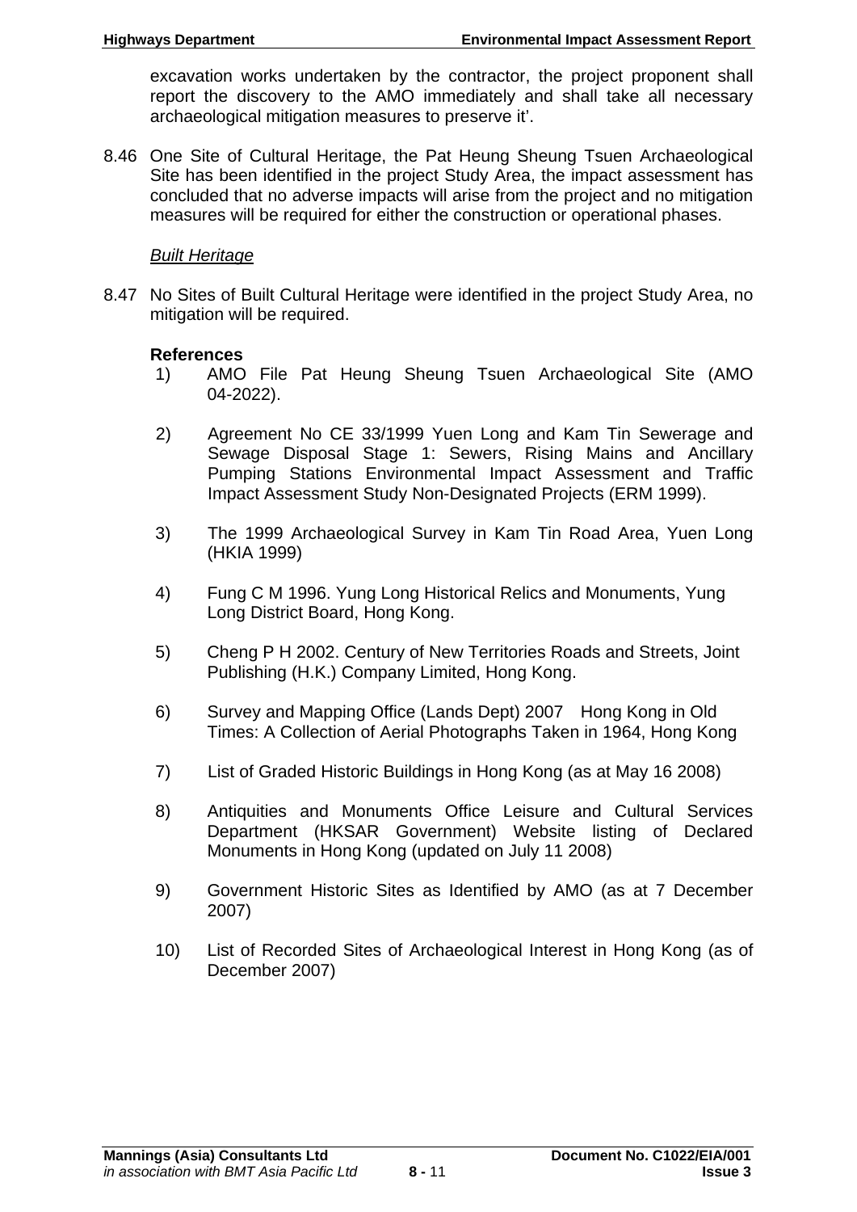excavation works undertaken by the contractor, the project proponent shall report the discovery to the AMO immediately and shall take all necessary archaeological mitigation measures to preserve it'.

8.46 One Site of Cultural Heritage, the Pat Heung Sheung Tsuen Archaeological Site has been identified in the project Study Area, the impact assessment has concluded that no adverse impacts will arise from the project and no mitigation measures will be required for either the construction or operational phases.

*Built Heritage*

8.47 No Sites of Built Cultural Heritage were identified in the project Study Area, no mitigation will be required.

**References**

1) AMO File Pat Heung Sheung Tsuen Archaeological Site (AMO 04-2022).

2) Agreement No CE 33/1999 Yuen Long and Kam Tin Sewerage and Sewage Disposal Stage 1: Sewers, Rising Mains and Ancillary Pumping Stations Environmental Impact Assessment and Traffic Impact Assessment Study Non-Designated Projects (ERM 1999).

3) The 1999 Archaeological Survey in Kam Tin Road Area, Yuen Long (HKIA 1999)

4) Fung C M 1996. Yung Long Historical Relics and Monuments, Yung Long District Board, Hong Kong.

5) Cheng P H 2002. Century of New Territories Roads and Streets, Joint Publishing (H.K.) Company Limited, Hong Kong.

6) Survey and Mapping Office (Lands Dept) 2007 Hong Kong in Old Times: A Collection of Aerial Photographs Taken in 1964, Hong Kong

7) List of Graded Historic Buildings in Hong Kong (as at May 16 2008)

8) Antiquities and Monuments Office Leisure and Cultural Services Department (HKSAR Government) Website listing of Declared Monuments in Hong Kong (updated on July 11 2008)

9) Government Historic Sites as Identified by AMO (as at 7 December 2007)

10) List of Recorded Sites of Archaeological Interest in Hong Kong (as of December 2007)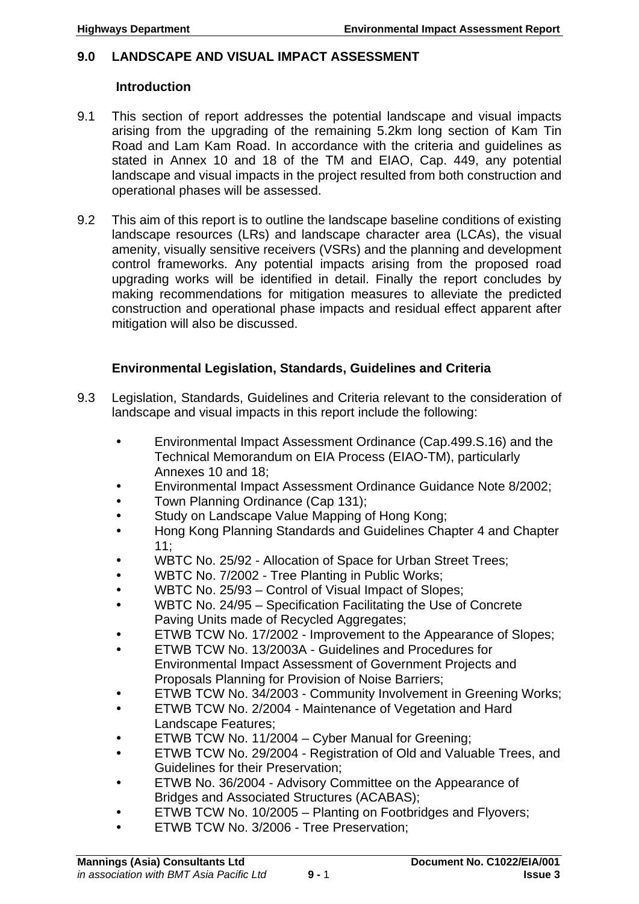## 9.0 LANDSCAPE AND VISUAL IMPACT ASSESSMENT

### Introduction

9.1 This section of report addresses the potential landscape and visual impacts arising from the upgrading of the remaining 5.2km long section of Kam Tin Road and Lam Kam Road. In accordance with the criteria and guidelines as stated in Annex 10 and 18 of the TM and EIAO, Cap. 449, any potential landscape and visual impacts in the project resulted from both construction and operational phases will be assessed.

9.2 This aim of this report is to outline the landscape baseline conditions of existing landscape resources (LRs) and landscape character area (LCAs), the visual amenity, visually sensitive receivers (VSRs) and the planning and development control frameworks. Any potential impacts arising from the proposed road upgrading works will be identified in detail. Finally the report concludes by making recommendations for mitigation measures to alleviate the predicted construction and operational phase impacts and residual effect apparent after mitigation will also be discussed.

### Environmental Legislation, Standards, Guidelines and Criteria

9.3 Legislation, Standards, Guidelines and Criteria relevant to the consideration of landscape and visual impacts in this report include the following:

- Environmental Impact Assessment Ordinance (Cap.499.S.16) and the Technical Memorandum on EIA Process (EIAO-TM), particularly Annexes 10 and 18;
- Environmental Impact Assessment Ordinance Guidance Note 8/2002;
- Town Planning Ordinance (Cap 131);
- Study on Landscape Value Mapping of Hong Kong;
- Hong Kong Planning Standards and Guidelines Chapter 4 and Chapter 11;
- WBTC No. 25/92 - Allocation of Space for Urban Street Trees;
- WBTC No. 7/2002 - Tree Planting in Public Works;
- WBTC No. 25/93 – Control of Visual Impact of Slopes;
- WBTC No. 24/95 – Specification Facilitating the Use of Concrete Paving Units made of Recycled Aggregates;
- ETWB TCW No. 17/2002 - Improvement to the Appearance of Slopes;
- ETWB TCW No. 13/2003A - Guidelines and Procedures for Environmental Impact Assessment of Government Projects and Proposals Planning for Provision of Noise Barriers;
- ETWB TCW No. 34/2003 - Community Involvement in Greening Works;
- ETWB TCW No. 2/2004 - Maintenance of Vegetation and Hard Landscape Features;
- ETWB TCW No. 11/2004 – Cyber Manual for Greening;
- ETWB TCW No. 29/2004 - Registration of Old and Valuable Trees, and Guidelines for their Preservation;
- ETWB No. 36/2004 - Advisory Committee on the Appearance of Bridges and Associated Structures (ACABAS);
- ETWB TCW No. 10/2005 – Planting on Footbridges and Flyovers;
- ETWB TCW No. 3/2006 - Tree Preservation;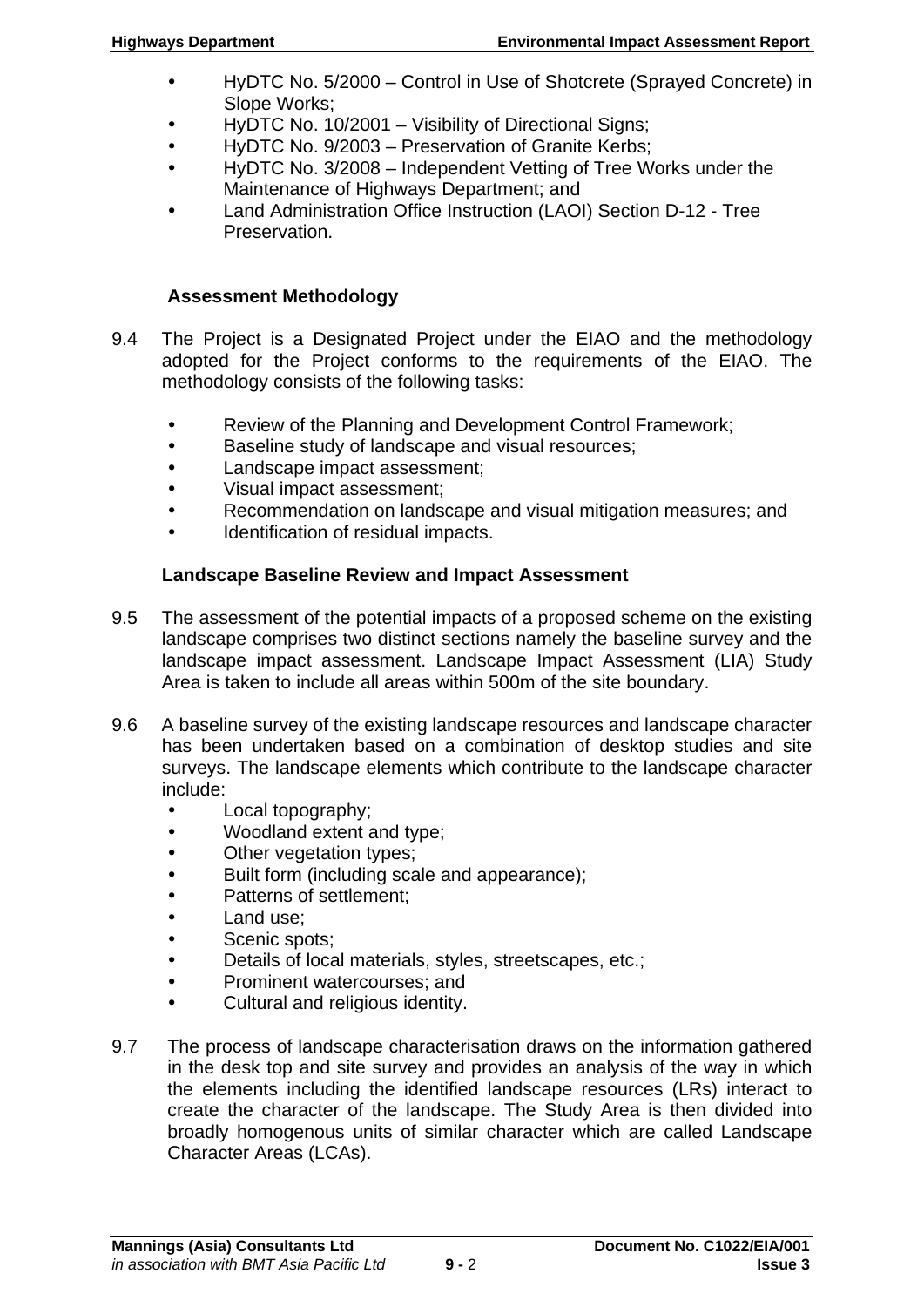- HyDTC No. 5/2000 – Control in Use of Shotcrete (Sprayed Concrete) in Slope Works;
- HyDTC No. 10/2001 – Visibility of Directional Signs;
- HyDTC No. 9/2003 – Preservation of Granite Kerbs;
- HyDTC No. 3/2008 – Independent Vetting of Tree Works under the Maintenance of Highways Department; and
- Land Administration Office Instruction (LAOI) Section D-12 - Tree Preservation.

### Assessment Methodology

9.4 The Project is a Designated Project under the EIAO and the methodology adopted for the Project conforms to the requirements of the EIAO. The methodology consists of the following tasks:

- Review of the Planning and Development Control Framework;
- Baseline study of landscape and visual resources;
- Landscape impact assessment;
- Visual impact assessment;
- Recommendation on landscape and visual mitigation measures; and
- Identification of residual impacts.

### Landscape Baseline Review and Impact Assessment

9.5 The assessment of the potential impacts of a proposed scheme on the existing landscape comprises two distinct sections namely the baseline survey and the landscape impact assessment. Landscape Impact Assessment (LIA) Study Area is taken to include all areas within 500m of the site boundary.

9.6 A baseline survey of the existing landscape resources and landscape character has been undertaken based on a combination of desktop studies and site surveys. The landscape elements which contribute to the landscape character include:

- Local topography;
- Woodland extent and type;
- Other vegetation types;
- Built form (including scale and appearance);
- Patterns of settlement;
- Land use;
- Scenic spots;
- Details of local materials, styles, streetscapes, etc.;
- Prominent watercourses; and
- Cultural and religious identity.

9.7 The process of landscape characterisation draws on the information gathered in the desk top and site survey and provides an analysis of the way in which the elements including the identified landscape resources (LRs) interact to create the character of the landscape. The Study Area is then divided into broadly homogenous units of similar character which are called Landscape Character Areas (LCAs).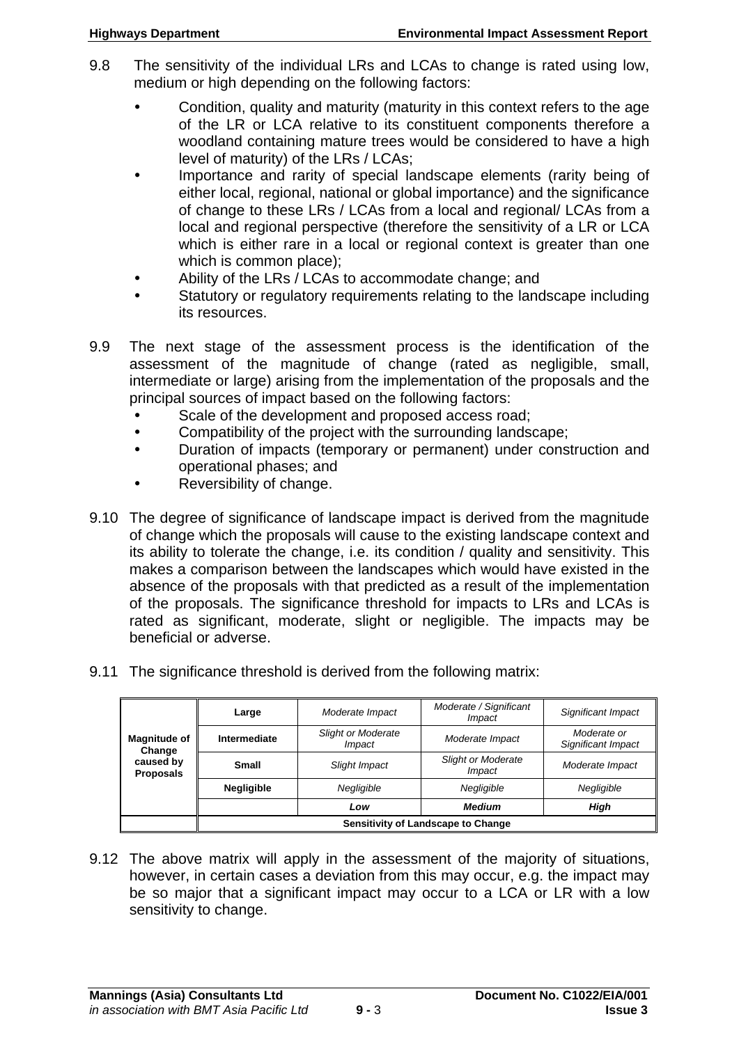9.8 The sensitivity of the individual LRs and LCAs to change is rated using low, medium or high depending on the following factors:

- Condition, quality and maturity (maturity in this context refers to the age of the LR or LCA relative to its constituent components therefore a woodland containing mature trees would be considered to have a high level of maturity) of the LRs / LCAs;
- Importance and rarity of special landscape elements (rarity being of either local, regional, national or global importance) and the significance of change to these LRs / LCAs from a local and regional/ LCAs from a local and regional perspective (therefore the sensitivity of a LR or LCA which is either rare in a local or regional context is greater than one which is common place);
- Ability of the LRs / LCAs to accommodate change; and
- Statutory or regulatory requirements relating to the landscape including its resources.

9.9 The next stage of the assessment process is the identification of the assessment of the magnitude of change (rated as negligible, small, intermediate or large) arising from the implementation of the proposals and the principal sources of impact based on the following factors:

- Scale of the development and proposed access road;
- Compatibility of the project with the surrounding landscape;
- Duration of impacts (temporary or permanent) under construction and operational phases; and
- Reversibility of change.

9.10 The degree of significance of landscape impact is derived from the magnitude of change which the proposals will cause to the existing landscape context and its ability to tolerate the change, i.e. its condition / quality and sensitivity. This makes a comparison between the landscapes which would have existed in the absence of the proposals with that predicted as a result of the implementation of the proposals. The significance threshold for impacts to LRs and LCAs is rated as significant, moderate, slight or negligible. The impacts may be beneficial or adverse.

9.11 The significance threshold is derived from the following matrix:

| | | | | |
|---|---|---|---|---|
| **Magnitude of Change caused by Proposals** | **Large** | *Moderate Impact* | *Moderate / Significant Impact* | *Significant Impact* |
| | **Intermediate** | *Slight or Moderate Impact* | *Moderate Impact* | *Moderate or Significant Impact* |
| | **Small** | *Slight Impact* | *Slight or Moderate Impact* | *Moderate Impact* |
| | **Negligible** | *Negligible* | *Negligible* | *Negligible* |
| | | ***Low*** | ***Medium*** | ***High*** |
| | **Sensitivity of Landscape to Change** | | | |

9.12 The above matrix will apply in the assessment of the majority of situations, however, in certain cases a deviation from this may occur, e.g. the impact may be so major that a significant impact may occur to a LCA or LR with a low sensitivity to change.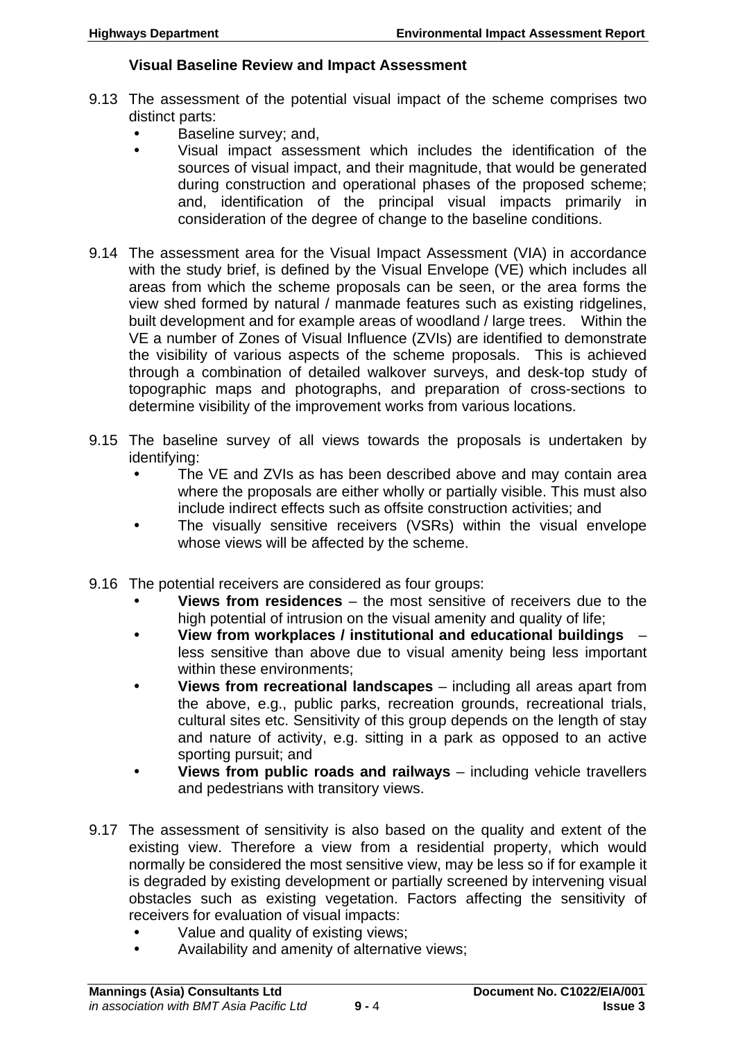### Visual Baseline Review and Impact Assessment

9.13 The assessment of the potential visual impact of the scheme comprises two distinct parts:

- Baseline survey; and,
- Visual impact assessment which includes the identification of the sources of visual impact, and their magnitude, that would be generated during construction and operational phases of the proposed scheme; and, identification of the principal visual impacts primarily in consideration of the degree of change to the baseline conditions.

9.14 The assessment area for the Visual Impact Assessment (VIA) in accordance with the study brief, is defined by the Visual Envelope (VE) which includes all areas from which the scheme proposals can be seen, or the area forms the view shed formed by natural / manmade features such as existing ridgelines, built development and for example areas of woodland / large trees. Within the VE a number of Zones of Visual Influence (ZVIs) are identified to demonstrate the visibility of various aspects of the scheme proposals. This is achieved through a combination of detailed walkover surveys, and desk-top study of topographic maps and photographs, and preparation of cross-sections to determine visibility of the improvement works from various locations.

9.15 The baseline survey of all views towards the proposals is undertaken by identifying:

- The VE and ZVIs as has been described above and may contain area where the proposals are either wholly or partially visible. This must also include indirect effects such as offsite construction activities; and
- The visually sensitive receivers (VSRs) within the visual envelope whose views will be affected by the scheme.

9.16 The potential receivers are considered as four groups:

- **Views from residences** – the most sensitive of receivers due to the high potential of intrusion on the visual amenity and quality of life;
- **View from workplaces / institutional and educational buildings** – less sensitive than above due to visual amenity being less important within these environments;
- **Views from recreational landscapes** – including all areas apart from the above, e.g., public parks, recreation grounds, recreational trials, cultural sites etc. Sensitivity of this group depends on the length of stay and nature of activity, e.g. sitting in a park as opposed to an active sporting pursuit; and
- **Views from public roads and railways** – including vehicle travellers and pedestrians with transitory views.

9.17 The assessment of sensitivity is also based on the quality and extent of the existing view. Therefore a view from a residential property, which would normally be considered the most sensitive view, may be less so if for example it is degraded by existing development or partially screened by intervening visual obstacles such as existing vegetation. Factors affecting the sensitivity of receivers for evaluation of visual impacts:

- Value and quality of existing views;
- Availability and amenity of alternative views;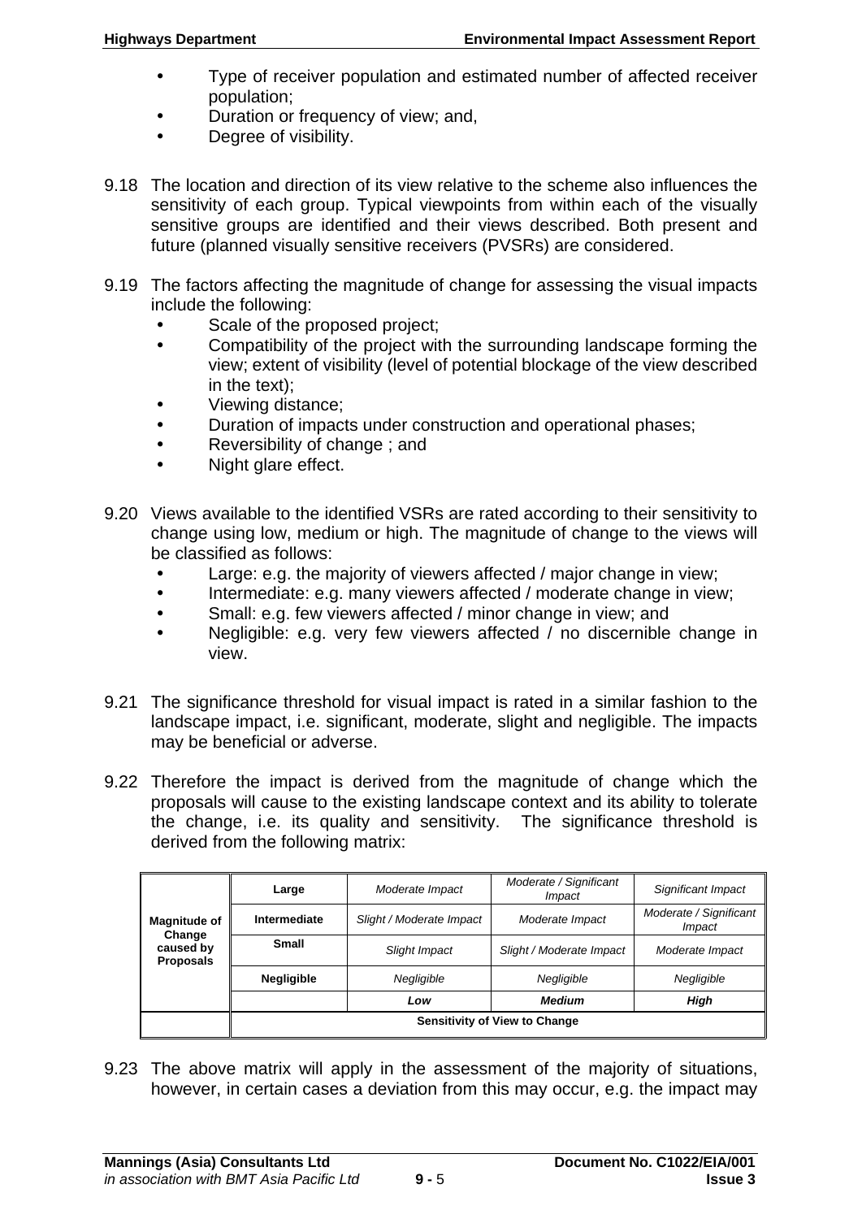- Type of receiver population and estimated number of affected receiver population;
- Duration or frequency of view; and,
- Degree of visibility.

9.18 The location and direction of its view relative to the scheme also influences the sensitivity of each group. Typical viewpoints from within each of the visually sensitive groups are identified and their views described. Both present and future (planned visually sensitive receivers (PVSRs) are considered.

9.19 The factors affecting the magnitude of change for assessing the visual impacts include the following:

- Scale of the proposed project;
- Compatibility of the project with the surrounding landscape forming the view; extent of visibility (level of potential blockage of the view described in the text);
- Viewing distance;
- Duration of impacts under construction and operational phases;
- Reversibility of change ; and
- Night glare effect.

9.20 Views available to the identified VSRs are rated according to their sensitivity to change using low, medium or high. The magnitude of change to the views will be classified as follows:

- Large: e.g. the majority of viewers affected / major change in view;
- Intermediate: e.g. many viewers affected / moderate change in view;
- Small: e.g. few viewers affected / minor change in view; and
- Negligible: e.g. very few viewers affected / no discernible change in view.

9.21 The significance threshold for visual impact is rated in a similar fashion to the landscape impact, i.e. significant, moderate, slight and negligible. The impacts may be beneficial or adverse.

9.22 Therefore the impact is derived from the magnitude of change which the proposals will cause to the existing landscape context and its ability to tolerate the change, i.e. its quality and sensitivity. The significance threshold is derived from the following matrix:

| **Magnitude of Change caused by Proposals** | | | | |
|---|---|---|---|---|
| | **Large** | *Moderate Impact* | *Moderate / Significant Impact* | *Significant Impact* |
| | **Intermediate** | *Slight / Moderate Impact* | *Moderate Impact* | *Moderate / Significant Impact* |
| | **Small** | *Slight Impact* | *Slight / Moderate Impact* | *Moderate Impact* |
| | **Negligible** | *Negligible* | *Negligible* | *Negligible* |
| | | ***Low*** | ***Medium*** | ***High*** |
| | **Sensitivity of View to Change** | | | |

9.23 The above matrix will apply in the assessment of the majority of situations, however, in certain cases a deviation from this may occur, e.g. the impact may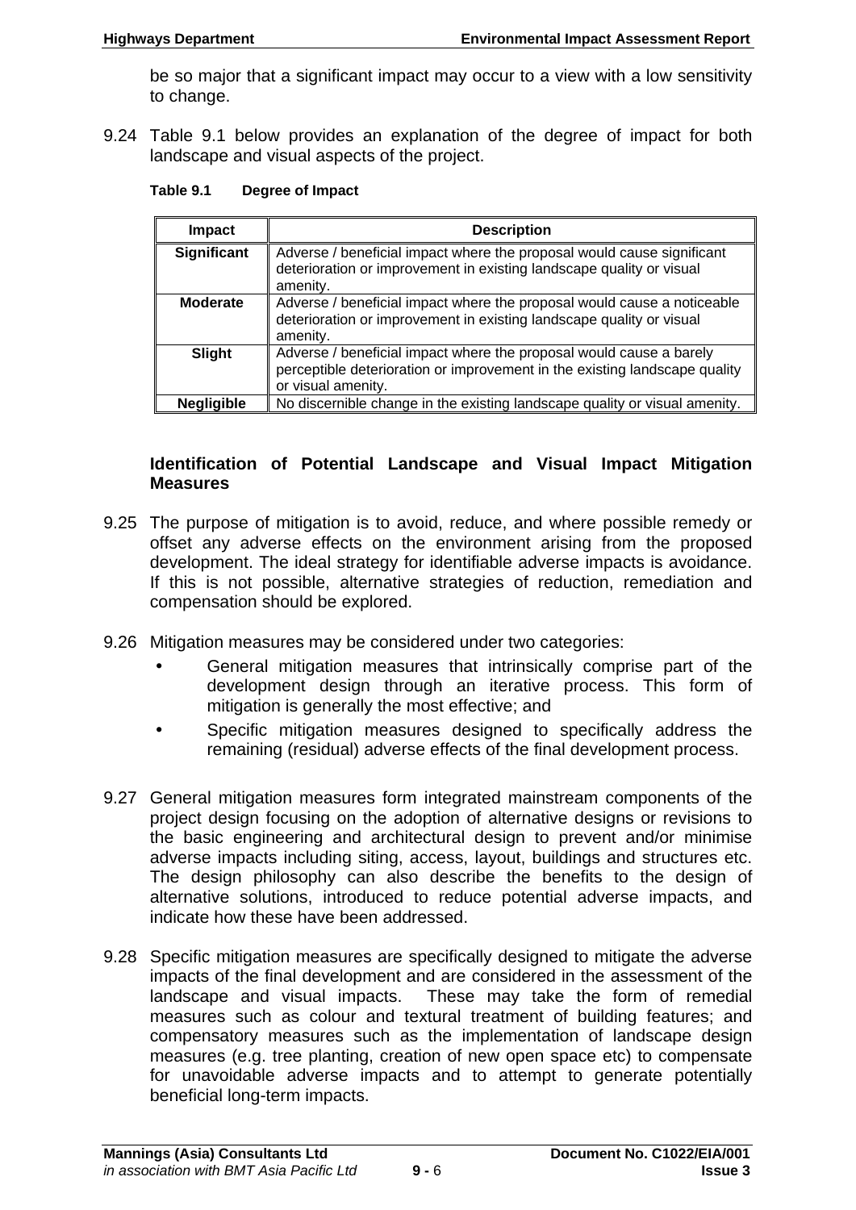be so major that a significant impact may occur to a view with a low sensitivity to change.

9.24 Table 9.1 below provides an explanation of the degree of impact for both landscape and visual aspects of the project.

**Table 9.1 Degree of Impact**

| Impact | Description |
|---|---|
| **Significant** | Adverse / beneficial impact where the proposal would cause significant deterioration or improvement in existing landscape quality or visual amenity. |
| **Moderate** | Adverse / beneficial impact where the proposal would cause a noticeable deterioration or improvement in existing landscape quality or visual amenity. |
| **Slight** | Adverse / beneficial impact where the proposal would cause a barely perceptible deterioration or improvement in the existing landscape quality or visual amenity. |
| **Negligible** | No discernible change in the existing landscape quality or visual amenity. |

### Identification of Potential Landscape and Visual Impact Mitigation Measures

9.25 The purpose of mitigation is to avoid, reduce, and where possible remedy or offset any adverse effects on the environment arising from the proposed development. The ideal strategy for identifiable adverse impacts is avoidance. If this is not possible, alternative strategies of reduction, remediation and compensation should be explored.

9.26 Mitigation measures may be considered under two categories:

- General mitigation measures that intrinsically comprise part of the development design through an iterative process. This form of mitigation is generally the most effective; and
- Specific mitigation measures designed to specifically address the remaining (residual) adverse effects of the final development process.

9.27 General mitigation measures form integrated mainstream components of the project design focusing on the adoption of alternative designs or revisions to the basic engineering and architectural design to prevent and/or minimise adverse impacts including siting, access, layout, buildings and structures etc. The design philosophy can also describe the benefits to the design of alternative solutions, introduced to reduce potential adverse impacts, and indicate how these have been addressed.

9.28 Specific mitigation measures are specifically designed to mitigate the adverse impacts of the final development and are considered in the assessment of the landscape and visual impacts. These may take the form of remedial measures such as colour and textural treatment of building features; and compensatory measures such as the implementation of landscape design measures (e.g. tree planting, creation of new open space etc) to compensate for unavoidable adverse impacts and to attempt to generate potentially beneficial long-term impacts.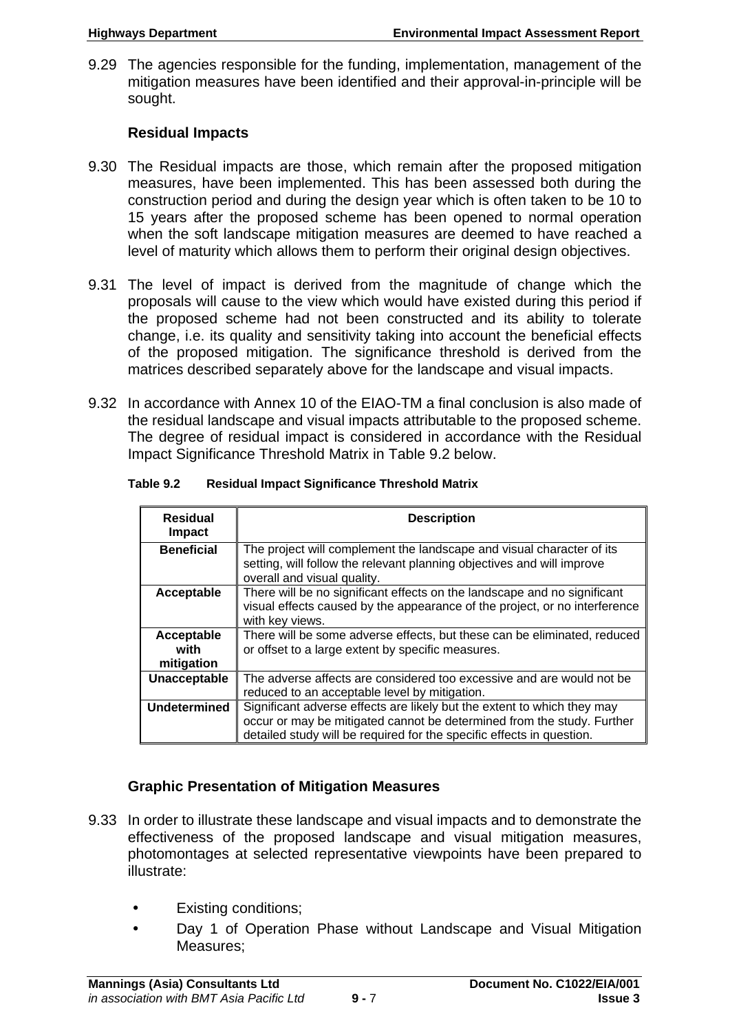9.29 The agencies responsible for the funding, implementation, management of the mitigation measures have been identified and their approval-in-principle will be sought.

### Residual Impacts

9.30 The Residual impacts are those, which remain after the proposed mitigation measures, have been implemented. This has been assessed both during the construction period and during the design year which is often taken to be 10 to 15 years after the proposed scheme has been opened to normal operation when the soft landscape mitigation measures are deemed to have reached a level of maturity which allows them to perform their original design objectives.

9.31 The level of impact is derived from the magnitude of change which the proposals will cause to the view which would have existed during this period if the proposed scheme had not been constructed and its ability to tolerate change, i.e. its quality and sensitivity taking into account the beneficial effects of the proposed mitigation. The significance threshold is derived from the matrices described separately above for the landscape and visual impacts.

9.32 In accordance with Annex 10 of the EIAO-TM a final conclusion is also made of the residual landscape and visual impacts attributable to the proposed scheme. The degree of residual impact is considered in accordance with the Residual Impact Significance Threshold Matrix in Table 9.2 below.

**Table 9.2 Residual Impact Significance Threshold Matrix**

| Residual Impact | Description |
|---|---|
| **Beneficial** | The project will complement the landscape and visual character of its setting, will follow the relevant planning objectives and will improve overall and visual quality. |
| **Acceptable** | There will be no significant effects on the landscape and no significant visual effects caused by the appearance of the project, or no interference with key views. |
| **Acceptable with mitigation** | There will be some adverse effects, but these can be eliminated, reduced or offset to a large extent by specific measures. |
| **Unacceptable** | The adverse affects are considered too excessive and are would not be reduced to an acceptable level by mitigation. |
| **Undetermined** | Significant adverse effects are likely but the extent to which they may occur or may be mitigated cannot be determined from the study. Further detailed study will be required for the specific effects in question. |

### Graphic Presentation of Mitigation Measures

9.33 In order to illustrate these landscape and visual impacts and to demonstrate the effectiveness of the proposed landscape and visual mitigation measures, photomontages at selected representative viewpoints have been prepared to illustrate:

- Existing conditions;
- Day 1 of Operation Phase without Landscape and Visual Mitigation Measures;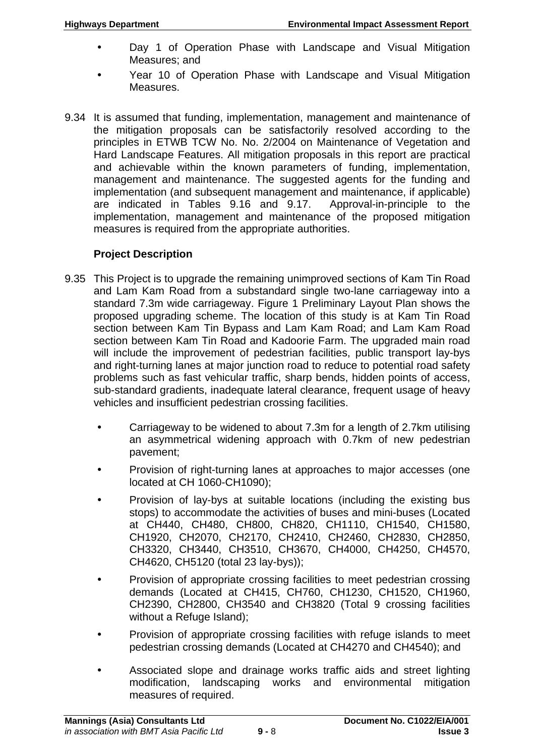- Day 1 of Operation Phase with Landscape and Visual Mitigation Measures; and
- Year 10 of Operation Phase with Landscape and Visual Mitigation Measures.

9.34 It is assumed that funding, implementation, management and maintenance of the mitigation proposals can be satisfactorily resolved according to the principles in ETWB TCW No. No. 2/2004 on Maintenance of Vegetation and Hard Landscape Features. All mitigation proposals in this report are practical and achievable within the known parameters of funding, implementation, management and maintenance. The suggested agents for the funding and implementation (and subsequent management and maintenance, if applicable) are indicated in Tables 9.16 and 9.17. Approval-in-principle to the implementation, management and maintenance of the proposed mitigation measures is required from the appropriate authorities.

### Project Description

9.35 This Project is to upgrade the remaining unimproved sections of Kam Tin Road and Lam Kam Road from a substandard single two-lane carriageway into a standard 7.3m wide carriageway. Figure 1 Preliminary Layout Plan shows the proposed upgrading scheme. The location of this study is at Kam Tin Road section between Kam Tin Bypass and Lam Kam Road; and Lam Kam Road section between Kam Tin Road and Kadoorie Farm. The upgraded main road will include the improvement of pedestrian facilities, public transport lay-bys and right-turning lanes at major junction road to reduce to potential road safety problems such as fast vehicular traffic, sharp bends, hidden points of access, sub-standard gradients, inadequate lateral clearance, frequent usage of heavy vehicles and insufficient pedestrian crossing facilities.

- Carriageway to be widened to about 7.3m for a length of 2.7km utilising an asymmetrical widening approach with 0.7km of new pedestrian pavement;
- Provision of right-turning lanes at approaches to major accesses (one located at CH 1060-CH1090);
- Provision of lay-bys at suitable locations (including the existing bus stops) to accommodate the activities of buses and mini-buses (Located at CH440, CH480, CH800, CH820, CH1110, CH1540, CH1580, CH1920, CH2070, CH2170, CH2410, CH2460, CH2830, CH2850, CH3320, CH3440, CH3510, CH3670, CH4000, CH4250, CH4570, CH4620, CH5120 (total 23 lay-bys));
- Provision of appropriate crossing facilities to meet pedestrian crossing demands (Located at CH415, CH760, CH1230, CH1520, CH1960, CH2390, CH2800, CH3540 and CH3820 (Total 9 crossing facilities without a Refuge Island);
- Provision of appropriate crossing facilities with refuge islands to meet pedestrian crossing demands (Located at CH4270 and CH4540); and
- Associated slope and drainage works traffic aids and street lighting modification, landscaping works and environmental mitigation measures of required.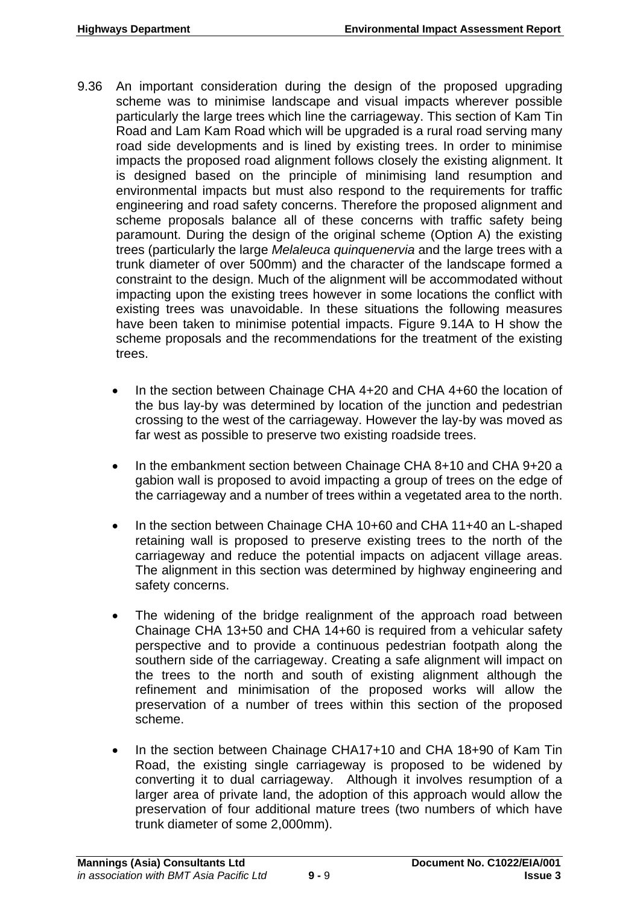9.36 An important consideration during the design of the proposed upgrading scheme was to minimise landscape and visual impacts wherever possible particularly the large trees which line the carriageway. This section of Kam Tin Road and Lam Kam Road which will be upgraded is a rural road serving many road side developments and is lined by existing trees. In order to minimise impacts the proposed road alignment follows closely the existing alignment. It is designed based on the principle of minimising land resumption and environmental impacts but must also respond to the requirements for traffic engineering and road safety concerns. Therefore the proposed alignment and scheme proposals balance all of these concerns with traffic safety being paramount. During the design of the original scheme (Option A) the existing trees (particularly the large *Melaleuca quinquenervia* and the large trees with a trunk diameter of over 500mm) and the character of the landscape formed a constraint to the design. Much of the alignment will be accommodated without impacting upon the existing trees however in some locations the conflict with existing trees was unavoidable. In these situations the following measures have been taken to minimise potential impacts. Figure 9.14A to H show the scheme proposals and the recommendations for the treatment of the existing trees.

- In the section between Chainage CHA 4+20 and CHA 4+60 the location of the bus lay-by was determined by location of the junction and pedestrian crossing to the west of the carriageway. However the lay-by was moved as far west as possible to preserve two existing roadside trees.

- In the embankment section between Chainage CHA 8+10 and CHA 9+20 a gabion wall is proposed to avoid impacting a group of trees on the edge of the carriageway and a number of trees within a vegetated area to the north.

- In the section between Chainage CHA 10+60 and CHA 11+40 an L-shaped retaining wall is proposed to preserve existing trees to the north of the carriageway and reduce the potential impacts on adjacent village areas. The alignment in this section was determined by highway engineering and safety concerns.

- The widening of the bridge realignment of the approach road between Chainage CHA 13+50 and CHA 14+60 is required from a vehicular safety perspective and to provide a continuous pedestrian footpath along the southern side of the carriageway. Creating a safe alignment will impact on the trees to the north and south of existing alignment although the refinement and minimisation of the proposed works will allow the preservation of a number of trees within this section of the proposed scheme.

- In the section between Chainage CHA17+10 and CHA 18+90 of Kam Tin Road, the existing single carriageway is proposed to be widened by converting it to dual carriageway. Although it involves resumption of a larger area of private land, the adoption of this approach would allow the preservation of four additional mature trees (two numbers of which have trunk diameter of some 2,000mm).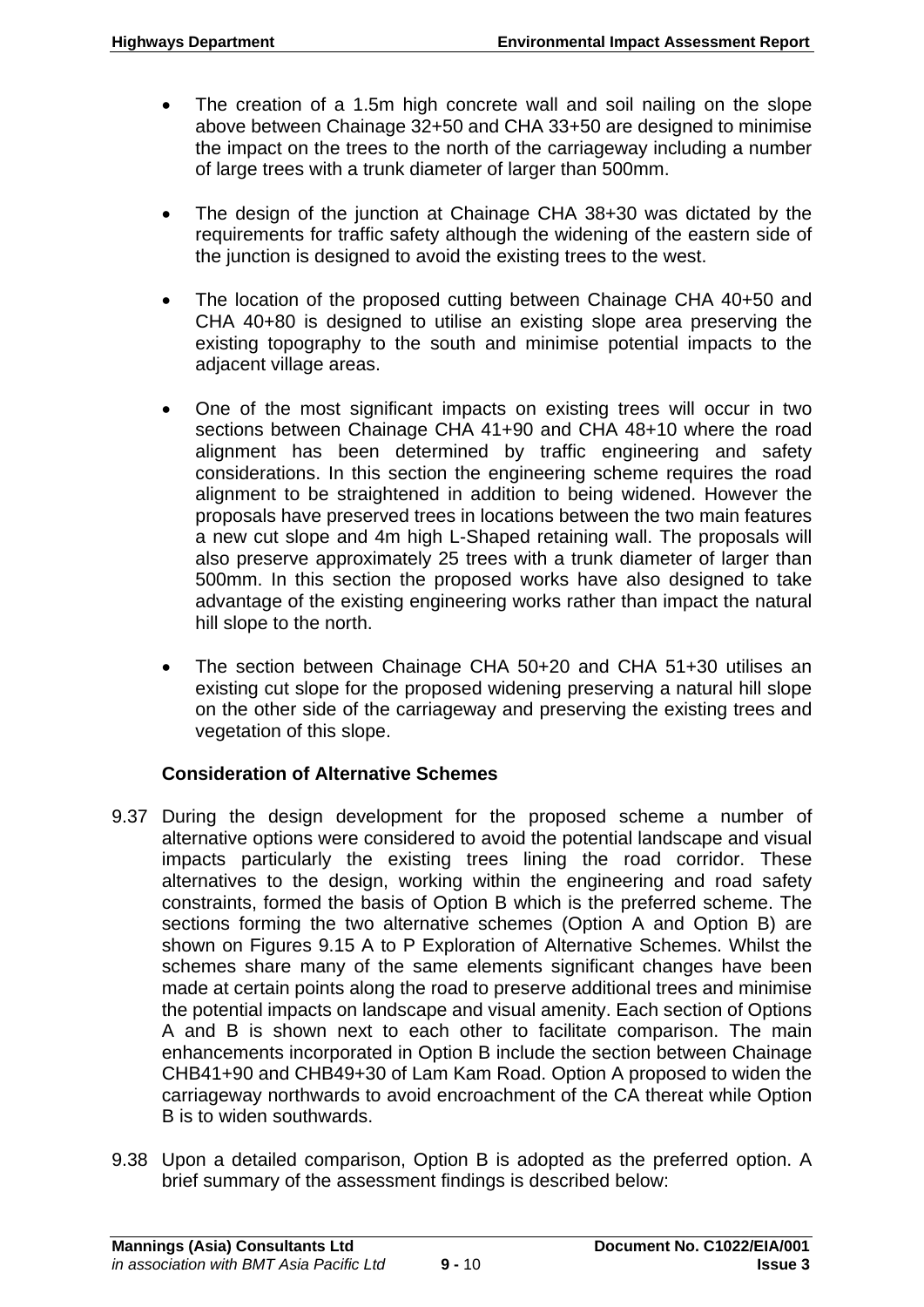- The creation of a 1.5m high concrete wall and soil nailing on the slope above between Chainage 32+50 and CHA 33+50 are designed to minimise the impact on the trees to the north of the carriageway including a number of large trees with a trunk diameter of larger than 500mm.

- The design of the junction at Chainage CHA 38+30 was dictated by the requirements for traffic safety although the widening of the eastern side of the junction is designed to avoid the existing trees to the west.

- The location of the proposed cutting between Chainage CHA 40+50 and CHA 40+80 is designed to utilise an existing slope area preserving the existing topography to the south and minimise potential impacts to the adjacent village areas.

- One of the most significant impacts on existing trees will occur in two sections between Chainage CHA 41+90 and CHA 48+10 where the road alignment has been determined by traffic engineering and safety considerations. In this section the engineering scheme requires the road alignment to be straightened in addition to being widened. However the proposals have preserved trees in locations between the two main features a new cut slope and 4m high L-Shaped retaining wall. The proposals will also preserve approximately 25 trees with a trunk diameter of larger than 500mm. In this section the proposed works have also designed to take advantage of the existing engineering works rather than impact the natural hill slope to the north.

- The section between Chainage CHA 50+20 and CHA 51+30 utilises an existing cut slope for the proposed widening preserving a natural hill slope on the other side of the carriageway and preserving the existing trees and vegetation of this slope.

**Consideration of Alternative Schemes**

9.37 During the design development for the proposed scheme a number of alternative options were considered to avoid the potential landscape and visual impacts particularly the existing trees lining the road corridor. These alternatives to the design, working within the engineering and road safety constraints, formed the basis of Option B which is the preferred scheme. The sections forming the two alternative schemes (Option A and Option B) are shown on Figures 9.15 A to P Exploration of Alternative Schemes. Whilst the schemes share many of the same elements significant changes have been made at certain points along the road to preserve additional trees and minimise the potential impacts on landscape and visual amenity. Each section of Options A and B is shown next to each other to facilitate comparison. The main enhancements incorporated in Option B include the section between Chainage CHB41+90 and CHB49+30 of Lam Kam Road. Option A proposed to widen the carriageway northwards to avoid encroachment of the CA thereat while Option B is to widen southwards.

9.38 Upon a detailed comparison, Option B is adopted as the preferred option. A brief summary of the assessment findings is described below: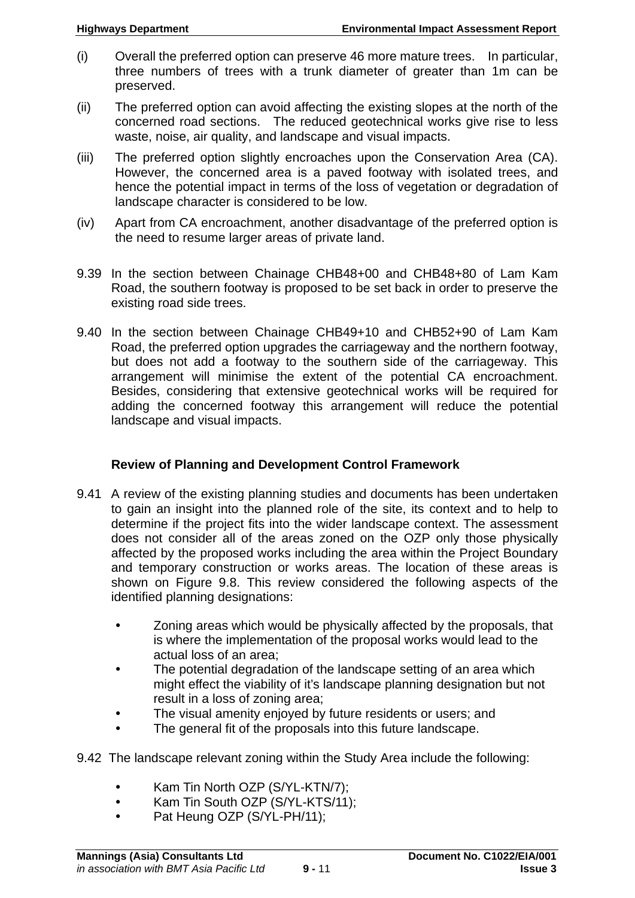(i) Overall the preferred option can preserve 46 more mature trees. In particular, three numbers of trees with a trunk diameter of greater than 1m can be preserved.

(ii) The preferred option can avoid affecting the existing slopes at the north of the concerned road sections. The reduced geotechnical works give rise to less waste, noise, air quality, and landscape and visual impacts.

(iii) The preferred option slightly encroaches upon the Conservation Area (CA). However, the concerned area is a paved footway with isolated trees, and hence the potential impact in terms of the loss of vegetation or degradation of landscape character is considered to be low.

(iv) Apart from CA encroachment, another disadvantage of the preferred option is the need to resume larger areas of private land.

9.39 In the section between Chainage CHB48+00 and CHB48+80 of Lam Kam Road, the southern footway is proposed to be set back in order to preserve the existing road side trees.

9.40 In the section between Chainage CHB49+10 and CHB52+90 of Lam Kam Road, the preferred option upgrades the carriageway and the northern footway, but does not add a footway to the southern side of the carriageway. This arrangement will minimise the extent of the potential CA encroachment. Besides, considering that extensive geotechnical works will be required for adding the concerned footway this arrangement will reduce the potential landscape and visual impacts.

### Review of Planning and Development Control Framework

9.41 A review of the existing planning studies and documents has been undertaken to gain an insight into the planned role of the site, its context and to help to determine if the project fits into the wider landscape context. The assessment does not consider all of the areas zoned on the OZP only those physically affected by the proposed works including the area within the Project Boundary and temporary construction or works areas. The location of these areas is shown on Figure 9.8. This review considered the following aspects of the identified planning designations:

- Zoning areas which would be physically affected by the proposals, that is where the implementation of the proposal works would lead to the actual loss of an area;
- The potential degradation of the landscape setting of an area which might effect the viability of it's landscape planning designation but not result in a loss of zoning area;
- The visual amenity enjoyed by future residents or users; and
- The general fit of the proposals into this future landscape.

9.42 The landscape relevant zoning within the Study Area include the following:

- Kam Tin North OZP (S/YL-KTN/7);
- Kam Tin South OZP (S/YL-KTS/11);
- Pat Heung OZP (S/YL-PH/11);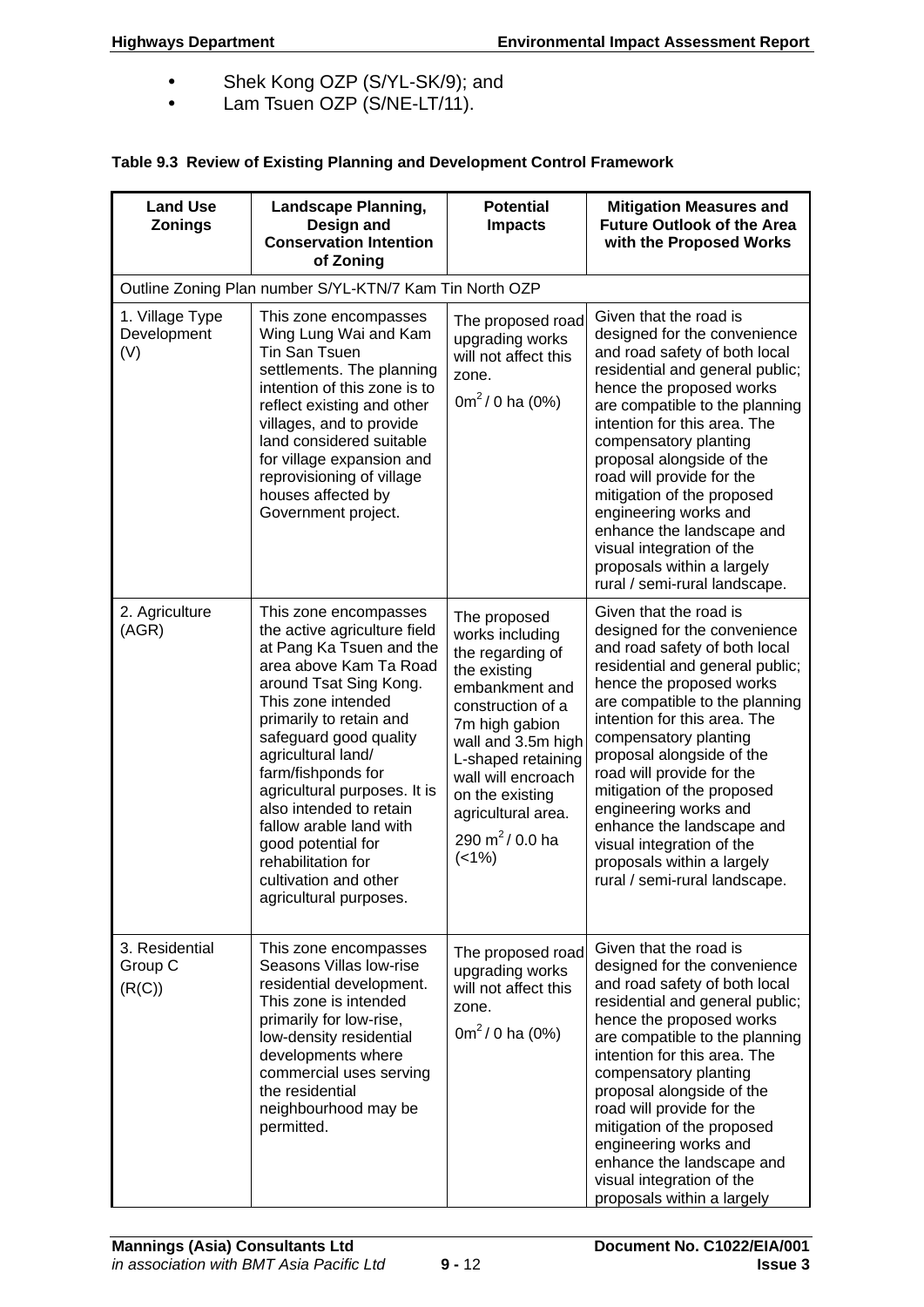- Shek Kong OZP (S/YL-SK/9); and
- Lam Tsuen OZP (S/NE-LT/11).

**Table 9.3 Review of Existing Planning and Development Control Framework**

| Land Use Zonings | Landscape Planning, Design and Conservation Intention of Zoning | Potential Impacts | Mitigation Measures and Future Outlook of the Area with the Proposed Works |
|---|---|---|---|
| Outline Zoning Plan number S/YL-KTN/7 Kam Tin North OZP | | | |
| 1. Village Type Development (V) | This zone encompasses Wing Lung Wai and Kam Tin San Tsuen settlements. The planning intention of this zone is to reflect existing and other villages, and to provide land considered suitable for village expansion and reprovisioning of village houses affected by Government project. | The proposed road upgrading works will not affect this zone. $0m^2$ / 0 ha (0%) | Given that the road is designed for the convenience and road safety of both local residential and general public; hence the proposed works are compatible to the planning intention for this area. The compensatory planting proposal alongside of the road will provide for the mitigation of the proposed engineering works and enhance the landscape and visual integration of the proposals within a largely rural / semi-rural landscape. |
| 2. Agriculture (AGR) | This zone encompasses the active agriculture field at Pang Ka Tsuen and the area above Kam Ta Road around Tsat Sing Kong. This zone intended primarily to retain and safeguard good quality agricultural land/ farm/fishponds for agricultural purposes. It is also intended to retain fallow arable land with good potential for rehabilitation for cultivation and other agricultural purposes. | The proposed works including the regarding of the existing embankment and construction of a 7m high gabion wall and 3.5m high L-shaped retaining wall will encroach on the existing agricultural area. 290 $m^2$ / 0.0 ha (<1%) | Given that the road is designed for the convenience and road safety of both local residential and general public; hence the proposed works are compatible to the planning intention for this area. The compensatory planting proposal alongside of the road will provide for the mitigation of the proposed engineering works and enhance the landscape and visual integration of the proposals within a largely rural / semi-rural landscape. |
| 3. Residential Group C (R(C)) | This zone encompasses Seasons Villas low-rise residential development. This zone is intended primarily for low-rise, low-density residential developments where commercial uses serving the residential neighbourhood may be permitted. | The proposed road upgrading works will not affect this zone. $0m^2$ / 0 ha (0%) | Given that the road is designed for the convenience and road safety of both local residential and general public; hence the proposed works are compatible to the planning intention for this area. The compensatory planting proposal alongside of the road will provide for the mitigation of the proposed engineering works and enhance the landscape and visual integration of the proposals within a largely |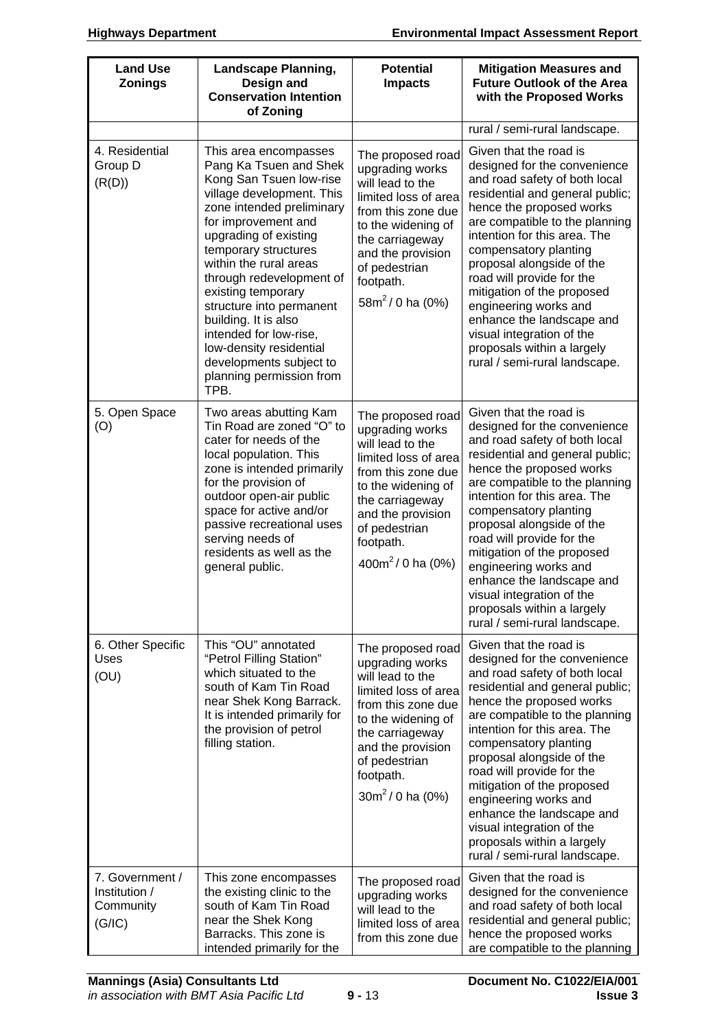| Land Use Zonings | Landscape Planning, Design and Conservation Intention of Zoning | Potential Impacts | Mitigation Measures and Future Outlook of the Area with the Proposed Works |
|---|---|---|---|
| | | | rural / semi-rural landscape. |
| 4. Residential Group D (R(D)) | This area encompasses Pang Ka Tsuen and Shek Kong San Tsuen low-rise village development. This zone intended preliminary for improvement and upgrading of existing temporary structures within the rural areas through redevelopment of existing temporary structure into permanent building. It is also intended for low-rise, low-density residential developments subject to planning permission from TPB. | The proposed road upgrading works will lead to the limited loss of area from this zone due to the widening of the carriageway and the provision of pedestrian footpath. $58m^2$ / 0 ha (0%) | Given that the road is designed for the convenience and road safety of both local residential and general public; hence the proposed works are compatible to the planning intention for this area. The compensatory planting proposal alongside of the road will provide for the mitigation of the proposed engineering works and enhance the landscape and visual integration of the proposals within a largely rural / semi-rural landscape. |
| 5. Open Space (O) | Two areas abutting Kam Tin Road are zoned "O" to cater for needs of the local population. This zone is intended primarily for the provision of outdoor open-air public space for active and/or passive recreational uses serving needs of residents as well as the general public. | The proposed road upgrading works will lead to the limited loss of area from this zone due to the widening of the carriageway and the provision of pedestrian footpath. $400m^2$ / 0 ha (0%) | Given that the road is designed for the convenience and road safety of both local residential and general public; hence the proposed works are compatible to the planning intention for this area. The compensatory planting proposal alongside of the road will provide for the mitigation of the proposed engineering works and enhance the landscape and visual integration of the proposals within a largely rural / semi-rural landscape. |
| 6. Other Specific Uses (OU) | This "OU" annotated "Petrol Filling Station" which situated to the south of Kam Tin Road near Shek Kong Barrack. It is intended primarily for the provision of petrol filling station. | The proposed road upgrading works will lead to the limited loss of area from this zone due to the widening of the carriageway and the provision of pedestrian footpath. $30m^2$ / 0 ha (0%) | Given that the road is designed for the convenience and road safety of both local residential and general public; hence the proposed works are compatible to the planning intention for this area. The compensatory planting proposal alongside of the road will provide for the mitigation of the proposed engineering works and enhance the landscape and visual integration of the proposals within a largely rural / semi-rural landscape. |
| 7. Government / Institution / Community (G/IC) | This zone encompasses the existing clinic to the south of Kam Tin Road near the Shek Kong Barracks. This zone is intended primarily for the | The proposed road upgrading works will lead to the limited loss of area from this zone due | Given that the road is designed for the convenience and road safety of both local residential and general public; hence the proposed works are compatible to the planning |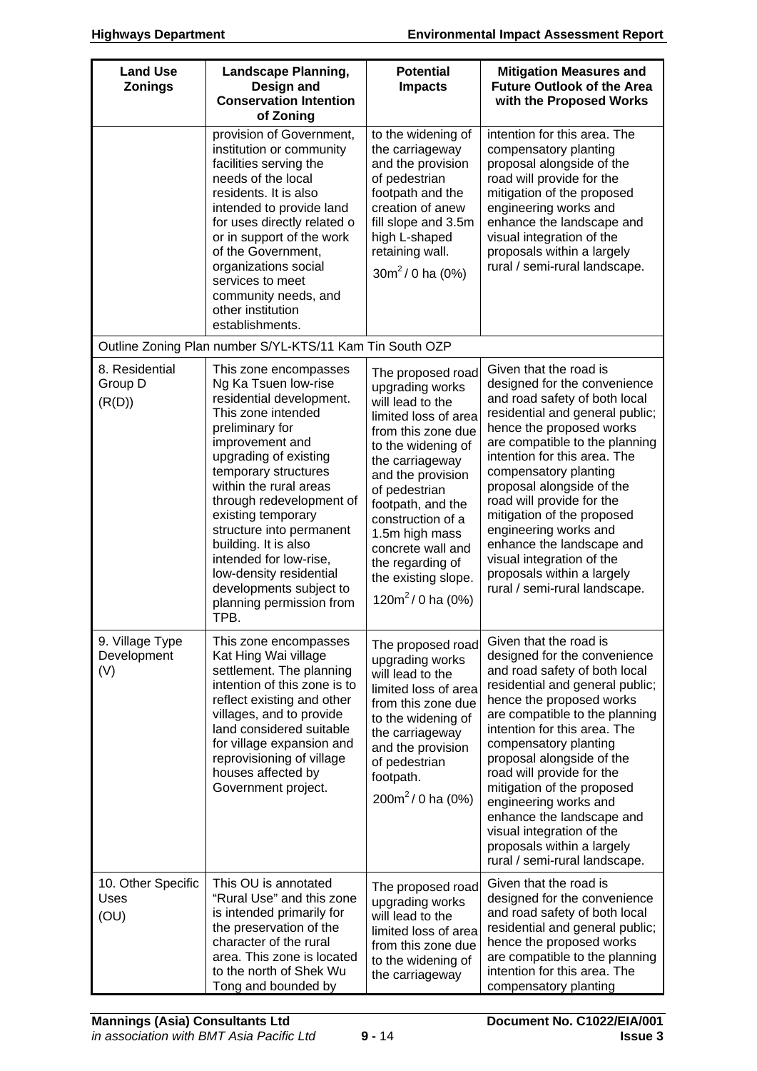| Land Use Zonings | Landscape Planning, Design and Conservation Intention of Zoning | Potential Impacts | Mitigation Measures and Future Outlook of the Area with the Proposed Works |
|---|---|---|---|
| | provision of Government, institution or community facilities serving the needs of the local residents. It is also intended to provide land for uses directly related o or in support of the work of the Government, organizations social services to meet community needs, and other institution establishments. | to the widening of the carriageway and the provision of pedestrian footpath and the creation of anew fill slope and 3.5m high L-shaped retaining wall. $30m^2$ / 0 ha (0%) | intention for this area. The compensatory planting proposal alongside of the road will provide for the mitigation of the proposed engineering works and enhance the landscape and visual integration of the proposals within a largely rural / semi-rural landscape. |
| Outline Zoning Plan number S/YL-KTS/11 Kam Tin South OZP | | | |
| 8. Residential Group D (R(D)) | This zone encompasses Ng Ka Tsuen low-rise residential development. This zone intended preliminary for improvement and upgrading of existing temporary structures within the rural areas through redevelopment of existing temporary structure into permanent building. It is also intended for low-rise, low-density residential developments subject to planning permission from TPB. | The proposed road upgrading works will lead to the limited loss of area from this zone due to the widening of the carriageway and the provision of pedestrian footpath, and the construction of a 1.5m high mass concrete wall and the regarding of the existing slope. $120m^2$ / 0 ha (0%) | Given that the road is designed for the convenience and road safety of both local residential and general public; hence the proposed works are compatible to the planning intention for this area. The compensatory planting proposal alongside of the road will provide for the mitigation of the proposed engineering works and enhance the landscape and visual integration of the proposals within a largely rural / semi-rural landscape. |
| 9. Village Type Development (V) | This zone encompasses Kat Hing Wai village settlement. The planning intention of this zone is to reflect existing and other villages, and to provide land considered suitable for village expansion and reprovisioning of village houses affected by Government project. | The proposed road upgrading works will lead to the limited loss of area from this zone due to the widening of the carriageway and the provision of pedestrian footpath. $200m^2$ / 0 ha (0%) | Given that the road is designed for the convenience and road safety of both local residential and general public; hence the proposed works are compatible to the planning intention for this area. The compensatory planting proposal alongside of the road will provide for the mitigation of the proposed engineering works and enhance the landscape and visual integration of the proposals within a largely rural / semi-rural landscape. |
| 10. Other Specific Uses (OU) | This OU is annotated "Rural Use" and this zone is intended primarily for the preservation of the character of the rural area. This zone is located to the north of Shek Wu Tong and bounded by | The proposed road upgrading works will lead to the limited loss of area from this zone due to the widening of the carriageway | Given that the road is designed for the convenience and road safety of both local residential and general public; hence the proposed works are compatible to the planning intention for this area. The compensatory planting |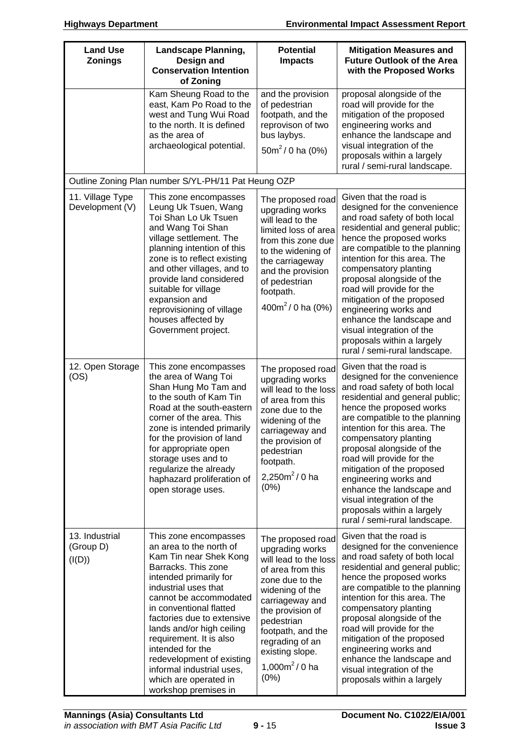| Land Use Zonings | Landscape Planning, Design and Conservation Intention of Zoning | Potential Impacts | Mitigation Measures and Future Outlook of the Area with the Proposed Works |
|---|---|---|---|
| | Kam Sheung Road to the east, Kam Po Road to the west and Tung Wui Road to the north. It is defined as the area of archaeological potential. | and the provision of pedestrian footpath, and the reprovison of two bus laybys. $50m^2$ / 0 ha (0%) | proposal alongside of the road will provide for the mitigation of the proposed engineering works and enhance the landscape and visual integration of the proposals within a largely rural / semi-rural landscape. |
| Outline Zoning Plan number S/YL-PH/11 Pat Heung OZP | | | |
| 11. Village Type Development (V) | This zone encompasses Leung Uk Tsuen, Wang Toi Shan Lo Uk Tsuen and Wang Toi Shan village settlement. The planning intention of this zone is to reflect existing and other villages, and to provide land considered suitable for village expansion and reprovisioning of village houses affected by Government project. | The proposed road upgrading works will lead to the limited loss of area from this zone due to the widening of the carriageway and the provision of pedestrian footpath. $400m^2$ / 0 ha (0%) | Given that the road is designed for the convenience and road safety of both local residential and general public; hence the proposed works are compatible to the planning intention for this area. The compensatory planting proposal alongside of the road will provide for the mitigation of the proposed engineering works and enhance the landscape and visual integration of the proposals within a largely rural / semi-rural landscape. |
| 12. Open Storage (OS) | This zone encompasses the area of Wang Toi Shan Hung Mo Tam and to the south of Kam Tin Road at the south-eastern corner of the area. This zone is intended primarily for the provision of land for appropriate open storage uses and to regularize the already haphazard proliferation of open storage uses. | The proposed road upgrading works will lead to the loss of area from this zone due to the widening of the carriageway and the provision of pedestrian footpath. $2{,}250m^2$ / 0 ha (0%) | Given that the road is designed for the convenience and road safety of both local residential and general public; hence the proposed works are compatible to the planning intention for this area. The compensatory planting proposal alongside of the road will provide for the mitigation of the proposed engineering works and enhance the landscape and visual integration of the proposals within a largely rural / semi-rural landscape. |
| 13. Industrial (Group D) (I(D)) | This zone encompasses an area to the north of Kam Tin near Shek Kong Barracks. This zone intended primarily for industrial uses that cannot be accommodated in conventional flatted factories due to extensive lands and/or high ceiling requirement. It is also intended for the redevelopment of existing informal industrial uses, which are operated in workshop premises in | The proposed road upgrading works will lead to the loss of area from this zone due to the widening of the carriageway and the provision of pedestrian footpath, and the regrading of an existing slope. $1{,}000m^2$ / 0 ha (0%) | Given that the road is designed for the convenience and road safety of both local residential and general public; hence the proposed works are compatible to the planning intention for this area. The compensatory planting proposal alongside of the road will provide for the mitigation of the proposed engineering works and enhance the landscape and visual integration of the proposals within a largely |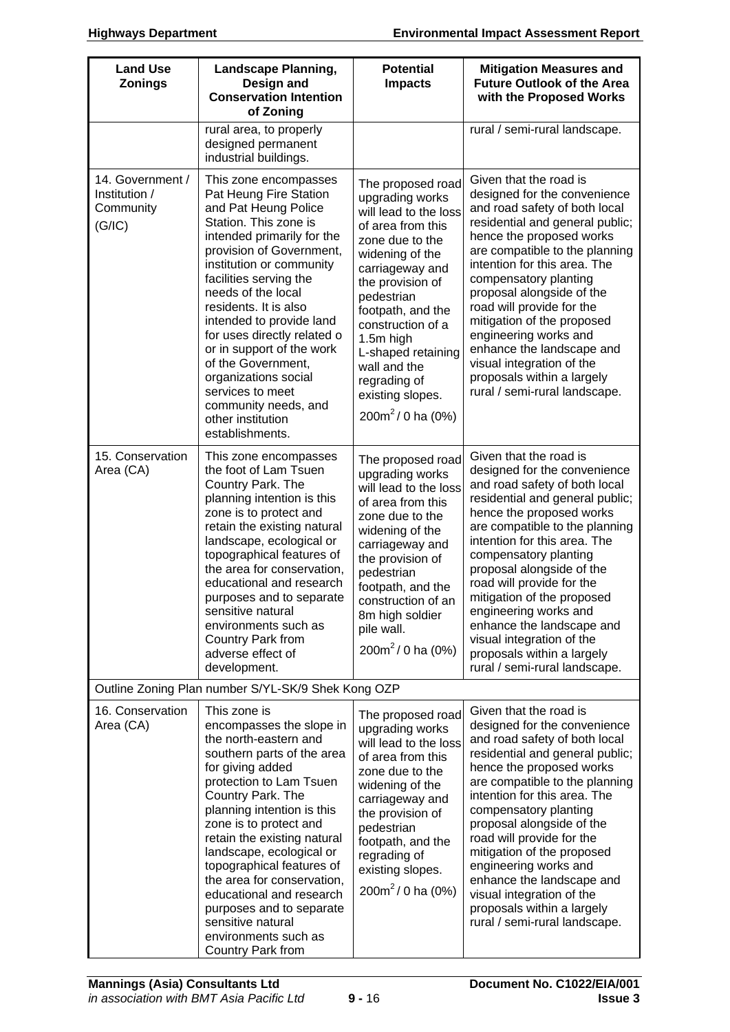| Land Use Zonings | Landscape Planning, Design and Conservation Intention of Zoning | Potential Impacts | Mitigation Measures and Future Outlook of the Area with the Proposed Works |
|---|---|---|---|
| | rural area, to properly designed permanent industrial buildings. | | rural / semi-rural landscape. |
| 14. Government / Institution / Community (G/IC) | This zone encompasses Pat Heung Fire Station and Pat Heung Police Station. This zone is intended primarily for the provision of Government, institution or community facilities serving the needs of the local residents. It is also intended to provide land for uses directly related o or in support of the work of the Government, organizations social services to meet community needs, and other institution establishments. | The proposed road upgrading works will lead to the loss of area from this zone due to the widening of the carriageway and the provision of pedestrian footpath, and the construction of a 1.5m high L-shaped retaining wall and the regrading of existing slopes. $200m^2$ / 0 ha (0%) | Given that the road is designed for the convenience and road safety of both local residential and general public; hence the proposed works are compatible to the planning intention for this area. The compensatory planting proposal alongside of the road will provide for the mitigation of the proposed engineering works and enhance the landscape and visual integration of the proposals within a largely rural / semi-rural landscape. |
| 15. Conservation Area (CA) | This zone encompasses the foot of Lam Tsuen Country Park. The planning intention is this zone is to protect and retain the existing natural landscape, ecological or topographical features of the area for conservation, educational and research purposes and to separate sensitive natural environments such as Country Park from adverse effect of development. | The proposed road upgrading works will lead to the loss of area from this zone due to the widening of the carriageway and the provision of pedestrian footpath, and the construction of an 8m high soldier pile wall. $200m^2$ / 0 ha (0%) | Given that the road is designed for the convenience and road safety of both local residential and general public; hence the proposed works are compatible to the planning intention for this area. The compensatory planting proposal alongside of the road will provide for the mitigation of the proposed engineering works and enhance the landscape and visual integration of the proposals within a largely rural / semi-rural landscape. |
| Outline Zoning Plan number S/YL-SK/9 Shek Kong OZP | | | |
| 16. Conservation Area (CA) | This zone is encompasses the slope in the north-eastern and southern parts of the area for giving added protection to Lam Tsuen Country Park. The planning intention is this zone is to protect and retain the existing natural landscape, ecological or topographical features of the area for conservation, educational and research purposes and to separate sensitive natural environments such as Country Park from | The proposed road upgrading works will lead to the loss of area from this zone due to the widening of the carriageway and the provision of pedestrian footpath, and the regrading of existing slopes. $200m^2$ / 0 ha (0%) | Given that the road is designed for the convenience and road safety of both local residential and general public; hence the proposed works are compatible to the planning intention for this area. The compensatory planting proposal alongside of the road will provide for the mitigation of the proposed engineering works and enhance the landscape and visual integration of the proposals within a largely rural / semi-rural landscape. |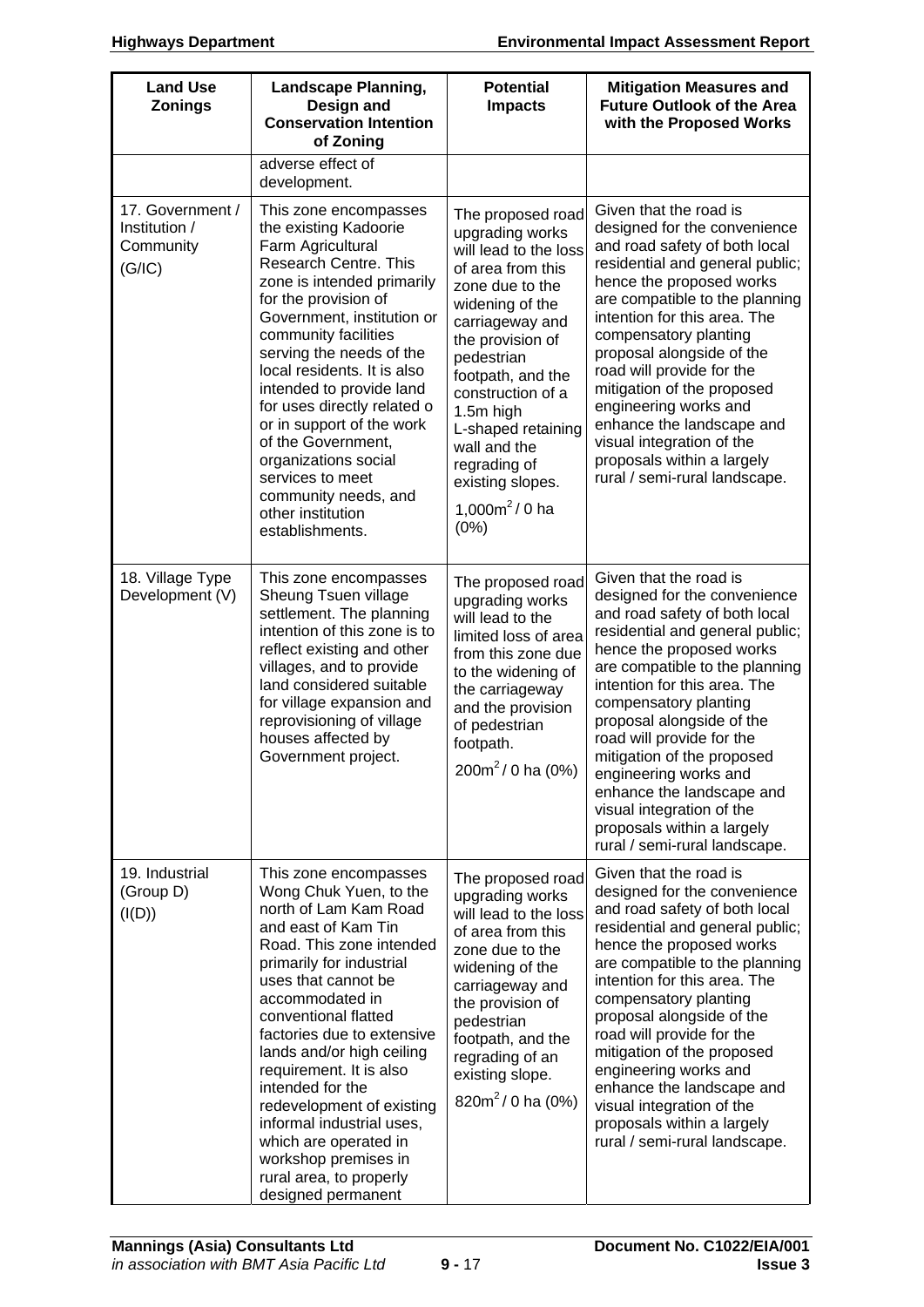| Land Use Zonings | Landscape Planning, Design and Conservation Intention of Zoning | Potential Impacts | Mitigation Measures and Future Outlook of the Area with the Proposed Works |
|---|---|---|---|
| | adverse effect of development. | | |
| 17. Government / Institution / Community (G/IC) | This zone encompasses the existing Kadoorie Farm Agricultural Research Centre. This zone is intended primarily for the provision of Government, institution or community facilities serving the needs of the local residents. It is also intended to provide land for uses directly related o or in support of the work of the Government, organizations social services to meet community needs, and other institution establishments. | The proposed road upgrading works will lead to the loss of area from this zone due to the widening of the carriageway and the provision of pedestrian footpath, and the construction of a 1.5m high L-shaped retaining wall and the regrading of existing slopes. 1,000$m^2$ / 0 ha (0%) | Given that the road is designed for the convenience and road safety of both local residential and general public; hence the proposed works are compatible to the planning intention for this area. The compensatory planting proposal alongside of the road will provide for the mitigation of the proposed engineering works and enhance the landscape and visual integration of the proposals within a largely rural / semi-rural landscape. |
| 18. Village Type Development (V) | This zone encompasses Sheung Tsuen village settlement. The planning intention of this zone is to reflect existing and other villages, and to provide land considered suitable for village expansion and reprovisioning of village houses affected by Government project. | The proposed road upgrading works will lead to the limited loss of area from this zone due to the widening of the carriageway and the provision of pedestrian footpath. 200$m^2$ / 0 ha (0%) | Given that the road is designed for the convenience and road safety of both local residential and general public; hence the proposed works are compatible to the planning intention for this area. The compensatory planting proposal alongside of the road will provide for the mitigation of the proposed engineering works and enhance the landscape and visual integration of the proposals within a largely rural / semi-rural landscape. |
| 19. Industrial (Group D) (I(D)) | This zone encompasses Wong Chuk Yuen, to the north of Lam Kam Road and east of Kam Tin Road. This zone intended primarily for industrial uses that cannot be accommodated in conventional flatted factories due to extensive lands and/or high ceiling requirement. It is also intended for the redevelopment of existing informal industrial uses, which are operated in workshop premises in rural area, to properly designed permanent | The proposed road upgrading works will lead to the loss of area from this zone due to the widening of the carriageway and the provision of pedestrian footpath, and the regrading of an existing slope. 820$m^2$ / 0 ha (0%) | Given that the road is designed for the convenience and road safety of both local residential and general public; hence the proposed works are compatible to the planning intention for this area. The compensatory planting proposal alongside of the road will provide for the mitigation of the proposed engineering works and enhance the landscape and visual integration of the proposals within a largely rural / semi-rural landscape. |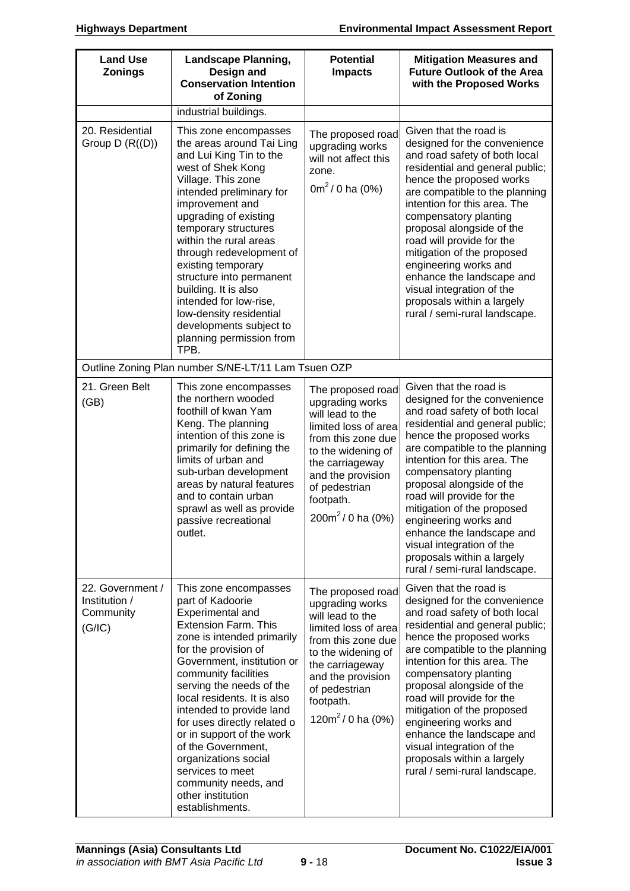| Land Use Zonings | Landscape Planning, Design and Conservation Intention of Zoning | Potential Impacts | Mitigation Measures and Future Outlook of the Area with the Proposed Works |
|---|---|---|---|
| | industrial buildings. | | |
| 20. Residential Group D (R((D)) | This zone encompasses the areas around Tai Ling and Lui King Tin to the west of Shek Kong Village. This zone intended preliminary for improvement and upgrading of existing temporary structures within the rural areas through redevelopment of existing temporary structure into permanent building. It is also intended for low-rise, low-density residential developments subject to planning permission from TPB. | The proposed road upgrading works will not affect this zone. $0m^2$ / 0 ha (0%) | Given that the road is designed for the convenience and road safety of both local residential and general public; hence the proposed works are compatible to the planning intention for this area. The compensatory planting proposal alongside of the road will provide for the mitigation of the proposed engineering works and enhance the landscape and visual integration of the proposals within a largely rural / semi-rural landscape. |
| Outline Zoning Plan number S/NE-LT/11 Lam Tsuen OZP | | | |
| 21. Green Belt (GB) | This zone encompasses the northern wooded foothill of kwan Yam Keng. The planning intention of this zone is primarily for defining the limits of urban and sub-urban development areas by natural features and to contain urban sprawl as well as provide passive recreational outlet. | The proposed road upgrading works will lead to the limited loss of area from this zone due to the widening of the carriageway and the provision of pedestrian footpath. $200m^2$ / 0 ha (0%) | Given that the road is designed for the convenience and road safety of both local residential and general public; hence the proposed works are compatible to the planning intention for this area. The compensatory planting proposal alongside of the road will provide for the mitigation of the proposed engineering works and enhance the landscape and visual integration of the proposals within a largely rural / semi-rural landscape. |
| 22. Government / Institution / Community (G/IC) | This zone encompasses part of Kadoorie Experimental and Extension Farm. This zone is intended primarily for the provision of Government, institution or community facilities serving the needs of the local residents. It is also intended to provide land for uses directly related o or in support of the work of the Government, organizations social services to meet community needs, and other institution establishments. | The proposed road upgrading works will lead to the limited loss of area from this zone due to the widening of the carriageway and the provision of pedestrian footpath. $120m^2$ / 0 ha (0%) | Given that the road is designed for the convenience and road safety of both local residential and general public; hence the proposed works are compatible to the planning intention for this area. The compensatory planting proposal alongside of the road will provide for the mitigation of the proposed engineering works and enhance the landscape and visual integration of the proposals within a largely rural / semi-rural landscape. |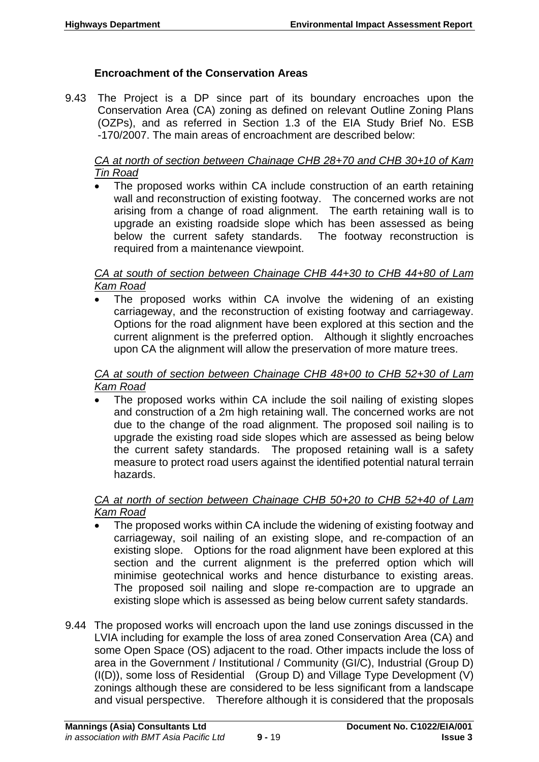### Encroachment of the Conservation Areas

9.43 The Project is a DP since part of its boundary encroaches upon the Conservation Area (CA) zoning as defined on relevant Outline Zoning Plans (OZPs), and as referred in Section 1.3 of the EIA Study Brief No. ESB -170/2007. The main areas of encroachment are described below:

*CA at north of section between Chainage CHB 28+70 and CHB 30+10 of Kam Tin Road*

- The proposed works within CA include construction of an earth retaining wall and reconstruction of existing footway. The concerned works are not arising from a change of road alignment. The earth retaining wall is to upgrade an existing roadside slope which has been assessed as being below the current safety standards. The footway reconstruction is required from a maintenance viewpoint.

*CA at south of section between Chainage CHB 44+30 to CHB 44+80 of Lam Kam Road*

- The proposed works within CA involve the widening of an existing carriageway, and the reconstruction of existing footway and carriageway. Options for the road alignment have been explored at this section and the current alignment is the preferred option. Although it slightly encroaches upon CA the alignment will allow the preservation of more mature trees.

*CA at south of section between Chainage CHB 48+00 to CHB 52+30 of Lam Kam Road*

- The proposed works within CA include the soil nailing of existing slopes and construction of a 2m high retaining wall. The concerned works are not due to the change of the road alignment. The proposed soil nailing is to upgrade the existing road side slopes which are assessed as being below the current safety standards. The proposed retaining wall is a safety measure to protect road users against the identified potential natural terrain hazards.

*CA at north of section between Chainage CHB 50+20 to CHB 52+40 of Lam Kam Road*

- The proposed works within CA include the widening of existing footway and carriageway, soil nailing of an existing slope, and re-compaction of an existing slope. Options for the road alignment have been explored at this section and the current alignment is the preferred option which will minimise geotechnical works and hence disturbance to existing areas. The proposed soil nailing and slope re-compaction are to upgrade an existing slope which is assessed as being below current safety standards.

9.44 The proposed works will encroach upon the land use zonings discussed in the LVIA including for example the loss of area zoned Conservation Area (CA) and some Open Space (OS) adjacent to the road. Other impacts include the loss of area in the Government / Institutional / Community (GI/C), Industrial (Group D) (I(D)), some loss of Residential (Group D) and Village Type Development (V) zonings although these are considered to be less significant from a landscape and visual perspective. Therefore although it is considered that the proposals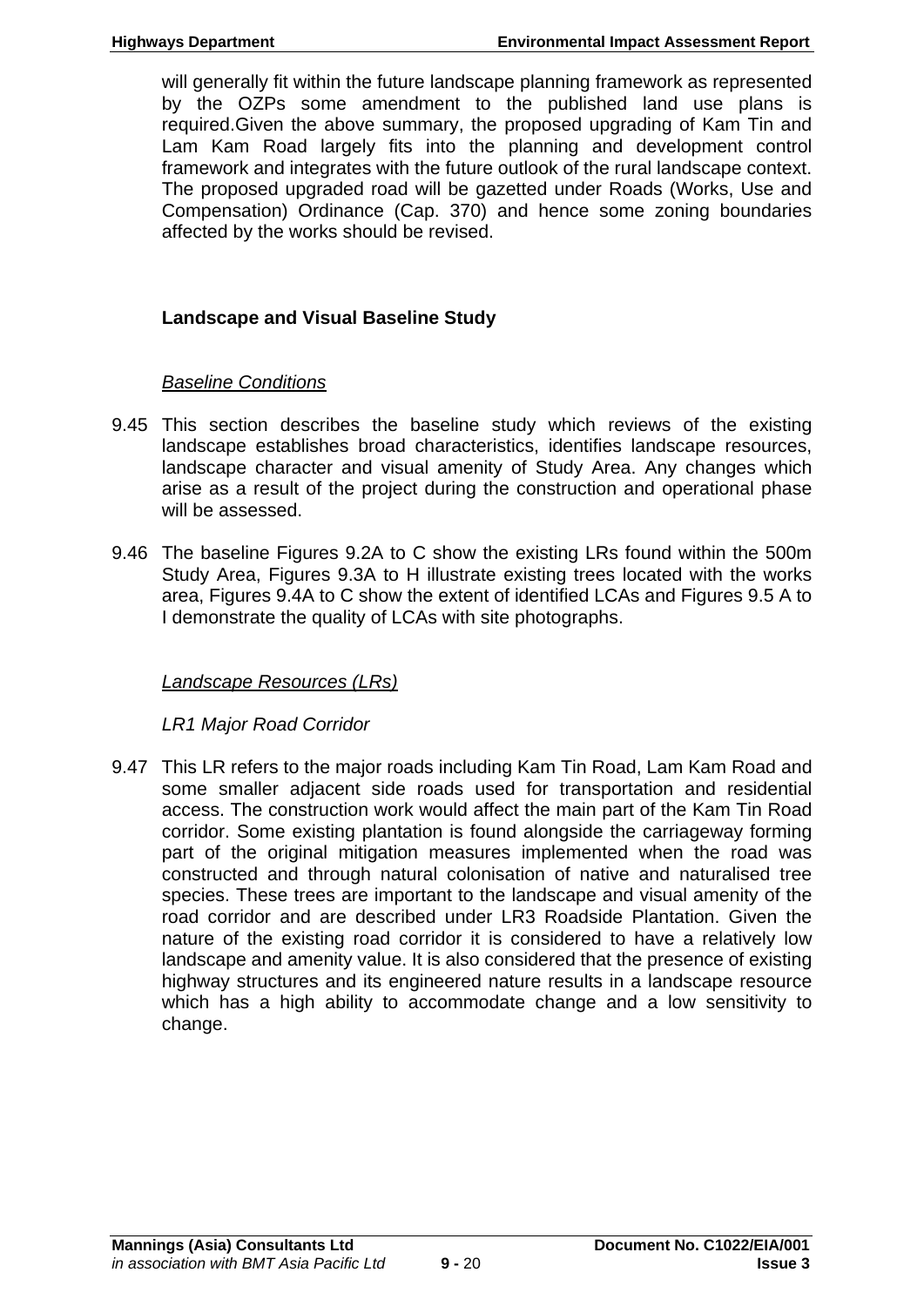will generally fit within the future landscape planning framework as represented by the OZPs some amendment to the published land use plans is required.Given the above summary, the proposed upgrading of Kam Tin and Lam Kam Road largely fits into the planning and development control framework and integrates with the future outlook of the rural landscape context. The proposed upgraded road will be gazetted under Roads (Works, Use and Compensation) Ordinance (Cap. 370) and hence some zoning boundaries affected by the works should be revised.

### Landscape and Visual Baseline Study

*Baseline Conditions*

9.45 This section describes the baseline study which reviews of the existing landscape establishes broad characteristics, identifies landscape resources, landscape character and visual amenity of Study Area. Any changes which arise as a result of the project during the construction and operational phase will be assessed.

9.46 The baseline Figures 9.2A to C show the existing LRs found within the 500m Study Area, Figures 9.3A to H illustrate existing trees located with the works area, Figures 9.4A to C show the extent of identified LCAs and Figures 9.5 A to I demonstrate the quality of LCAs with site photographs.

*Landscape Resources (LRs)*

*LR1 Major Road Corridor*

9.47 This LR refers to the major roads including Kam Tin Road, Lam Kam Road and some smaller adjacent side roads used for transportation and residential access. The construction work would affect the main part of the Kam Tin Road corridor. Some existing plantation is found alongside the carriageway forming part of the original mitigation measures implemented when the road was constructed and through natural colonisation of native and naturalised tree species. These trees are important to the landscape and visual amenity of the road corridor and are described under LR3 Roadside Plantation. Given the nature of the existing road corridor it is considered to have a relatively low landscape and amenity value. It is also considered that the presence of existing highway structures and its engineered nature results in a landscape resource which has a high ability to accommodate change and a low sensitivity to change.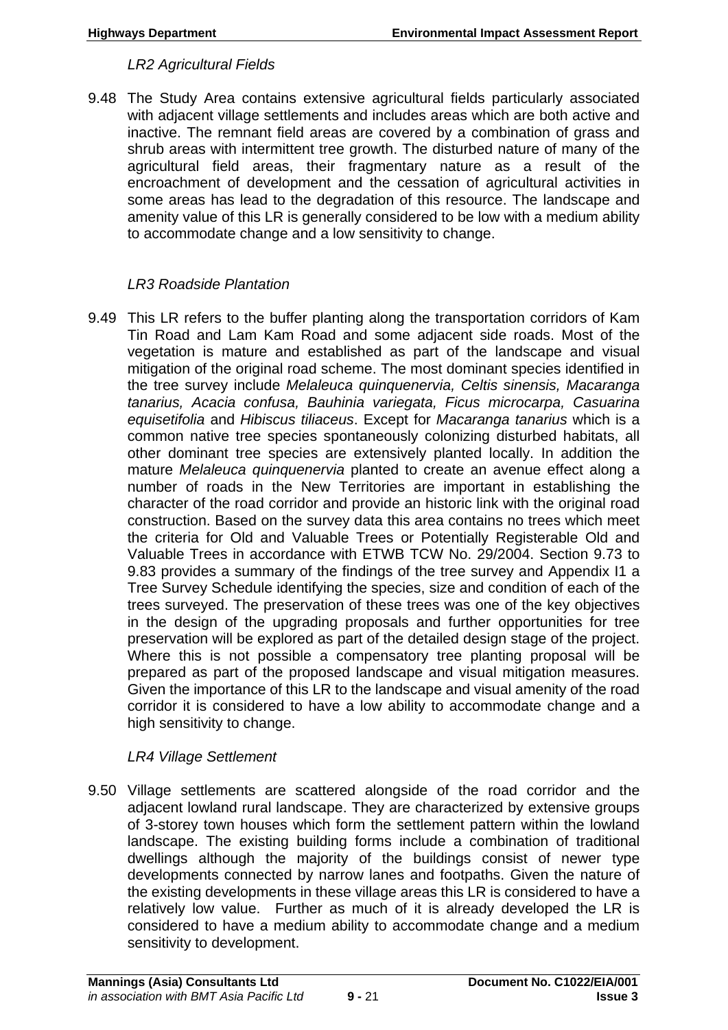*LR2 Agricultural Fields*

9.48 The Study Area contains extensive agricultural fields particularly associated with adjacent village settlements and includes areas which are both active and inactive. The remnant field areas are covered by a combination of grass and shrub areas with intermittent tree growth. The disturbed nature of many of the agricultural field areas, their fragmentary nature as a result of the encroachment of development and the cessation of agricultural activities in some areas has lead to the degradation of this resource. The landscape and amenity value of this LR is generally considered to be low with a medium ability to accommodate change and a low sensitivity to change.

*LR3 Roadside Plantation*

9.49 This LR refers to the buffer planting along the transportation corridors of Kam Tin Road and Lam Kam Road and some adjacent side roads. Most of the vegetation is mature and established as part of the landscape and visual mitigation of the original road scheme. The most dominant species identified in the tree survey include *Melaleuca quinquenervia, Celtis sinensis, Macaranga tanarius, Acacia confusa, Bauhinia variegata, Ficus microcarpa, Casuarina equisetifolia* and *Hibiscus tiliaceus*. Except for *Macaranga tanarius* which is a common native tree species spontaneously colonizing disturbed habitats, all other dominant tree species are extensively planted locally. In addition the mature *Melaleuca quinquenervia* planted to create an avenue effect along a number of roads in the New Territories are important in establishing the character of the road corridor and provide an historic link with the original road construction. Based on the survey data this area contains no trees which meet the criteria for Old and Valuable Trees or Potentially Registerable Old and Valuable Trees in accordance with ETWB TCW No. 29/2004. Section 9.73 to 9.83 provides a summary of the findings of the tree survey and Appendix I1 a Tree Survey Schedule identifying the species, size and condition of each of the trees surveyed. The preservation of these trees was one of the key objectives in the design of the upgrading proposals and further opportunities for tree preservation will be explored as part of the detailed design stage of the project. Where this is not possible a compensatory tree planting proposal will be prepared as part of the proposed landscape and visual mitigation measures. Given the importance of this LR to the landscape and visual amenity of the road corridor it is considered to have a low ability to accommodate change and a high sensitivity to change.

*LR4 Village Settlement*

9.50 Village settlements are scattered alongside of the road corridor and the adjacent lowland rural landscape. They are characterized by extensive groups of 3-storey town houses which form the settlement pattern within the lowland landscape. The existing building forms include a combination of traditional dwellings although the majority of the buildings consist of newer type developments connected by narrow lanes and footpaths. Given the nature of the existing developments in these village areas this LR is considered to have a relatively low value. Further as much of it is already developed the LR is considered to have a medium ability to accommodate change and a medium sensitivity to development.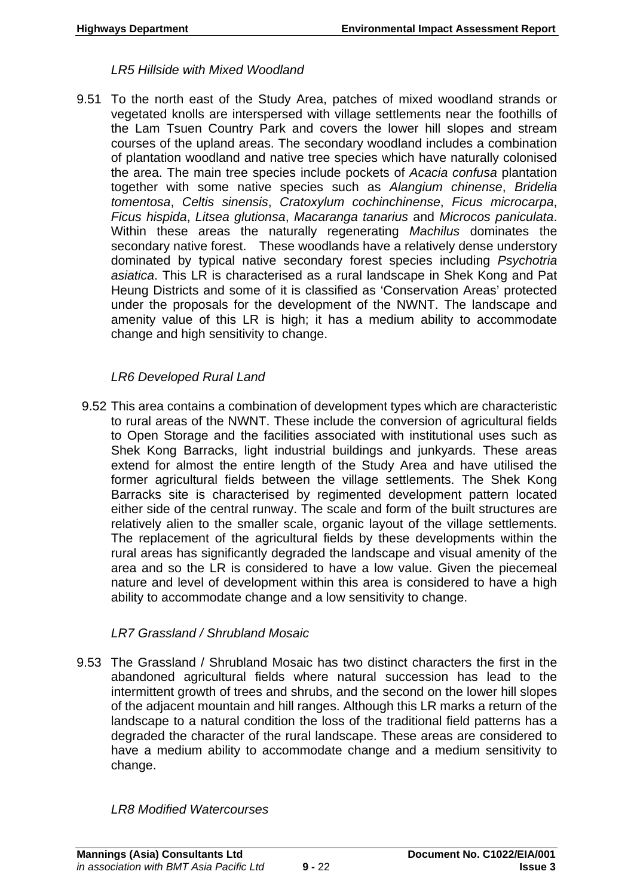*LR5 Hillside with Mixed Woodland*

9.51 To the north east of the Study Area, patches of mixed woodland strands or vegetated knolls are interspersed with village settlements near the foothills of the Lam Tsuen Country Park and covers the lower hill slopes and stream courses of the upland areas. The secondary woodland includes a combination of plantation woodland and native tree species which have naturally colonised the area. The main tree species include pockets of *Acacia confusa* plantation together with some native species such as *Alangium chinense*, *Bridelia tomentosa*, *Celtis sinensis*, *Cratoxylum cochinchinense*, *Ficus microcarpa*, *Ficus hispida*, *Litsea glutionsa*, *Macaranga tanarius* and *Microcos paniculata*. Within these areas the naturally regenerating *Machilus* dominates the secondary native forest. These woodlands have a relatively dense understory dominated by typical native secondary forest species including *Psychotria asiatica*. This LR is characterised as a rural landscape in Shek Kong and Pat Heung Districts and some of it is classified as 'Conservation Areas' protected under the proposals for the development of the NWNT. The landscape and amenity value of this LR is high; it has a medium ability to accommodate change and high sensitivity to change.

*LR6 Developed Rural Land*

9.52 This area contains a combination of development types which are characteristic to rural areas of the NWNT. These include the conversion of agricultural fields to Open Storage and the facilities associated with institutional uses such as Shek Kong Barracks, light industrial buildings and junkyards. These areas extend for almost the entire length of the Study Area and have utilised the former agricultural fields between the village settlements. The Shek Kong Barracks site is characterised by regimented development pattern located either side of the central runway. The scale and form of the built structures are relatively alien to the smaller scale, organic layout of the village settlements. The replacement of the agricultural fields by these developments within the rural areas has significantly degraded the landscape and visual amenity of the area and so the LR is considered to have a low value. Given the piecemeal nature and level of development within this area is considered to have a high ability to accommodate change and a low sensitivity to change.

*LR7 Grassland / Shrubland Mosaic*

9.53 The Grassland / Shrubland Mosaic has two distinct characters the first in the abandoned agricultural fields where natural succession has lead to the intermittent growth of trees and shrubs, and the second on the lower hill slopes of the adjacent mountain and hill ranges. Although this LR marks a return of the landscape to a natural condition the loss of the traditional field patterns has a degraded the character of the rural landscape. These areas are considered to have a medium ability to accommodate change and a medium sensitivity to change.

*LR8 Modified Watercourses*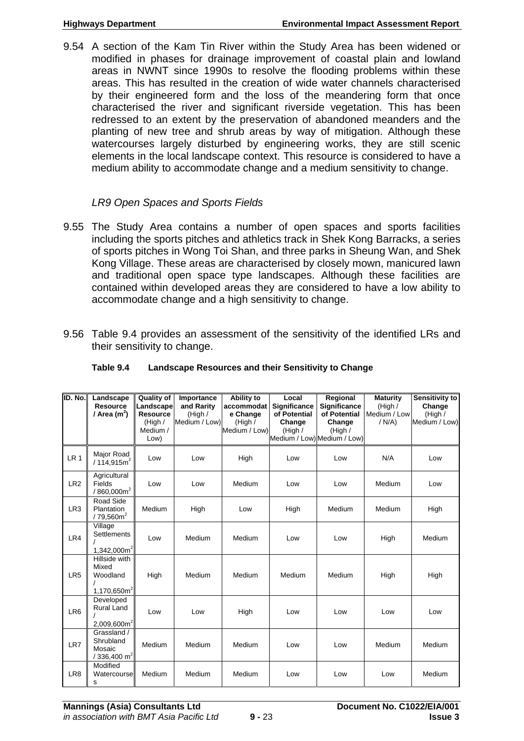9.54 A section of the Kam Tin River within the Study Area has been widened or modified in phases for drainage improvement of coastal plain and lowland areas in NWNT since 1990s to resolve the flooding problems within these areas. This has resulted in the creation of wide water channels characterised by their engineered form and the loss of the meandering form that once characterised the river and significant riverside vegetation. This has been redressed to an extent by the preservation of abandoned meanders and the planting of new tree and shrub areas by way of mitigation. Although these watercourses largely disturbed by engineering works, they are still scenic elements in the local landscape context. This resource is considered to have a medium ability to accommodate change and a medium sensitivity to change.

*LR9 Open Spaces and Sports Fields*

9.55 The Study Area contains a number of open spaces and sports facilities including the sports pitches and athletics track in Shek Kong Barracks, a series of sports pitches in Wong Toi Shan, and three parks in Sheung Wan, and Shek Kong Village. These areas are characterised by closely mown, manicured lawn and traditional open space type landscapes. Although these facilities are contained within developed areas they are considered to have a low ability to accommodate change and a high sensitivity to change.

9.56 Table 9.4 provides an assessment of the sensitivity of the identified LRs and their sensitivity to change.

**Table 9.4 Landscape Resources and their Sensitivity to Change**

| ID. No. | Landscape Resource / Area ($m^2$) | Quality of Landscape Resource (High / Medium / Low) | Importance and Rarity (High / Medium / Low) | Ability to accommodate Change (High / Medium / Low) | Local Significance of Potential Change (High / Medium / Low) | Regional Significance of Potential Change (High / Medium / Low) | Maturity (High / Medium / Low / N/A) | Sensitivity to Change (High / Medium / Low) |
|---|---|---|---|---|---|---|---|---|
| LR 1 | Major Road / 114,915$m^2$ | Low | Low | High | Low | Low | N/A | Low |
| LR2 | Agricultural Fields / 860,000$m^2$ | Low | Low | Medium | Low | Low | Medium | Low |
| LR3 | Road Side Plantation / 79,560$m^2$ | Medium | High | Low | High | Medium | Medium | High |
| LR4 | Village Settlements / 1,342,000$m^2$ | Low | Medium | Medium | Low | Low | High | Medium |
| LR5 | Hillside with Mixed Woodland / 1,170,650$m^2$ | High | Medium | Medium | Medium | Medium | High | High |
| LR6 | Developed Rural Land / 2,009,600$m^2$ | Low | Low | High | Low | Low | Low | Low |
| LR7 | Grassland / Shrubland Mosaic / 336,400 $m^2$ | Medium | Medium | Medium | Low | Low | Medium | Medium |
| LR8 | Modified Watercourses | Medium | Medium | Medium | Low | Low | Low | Medium |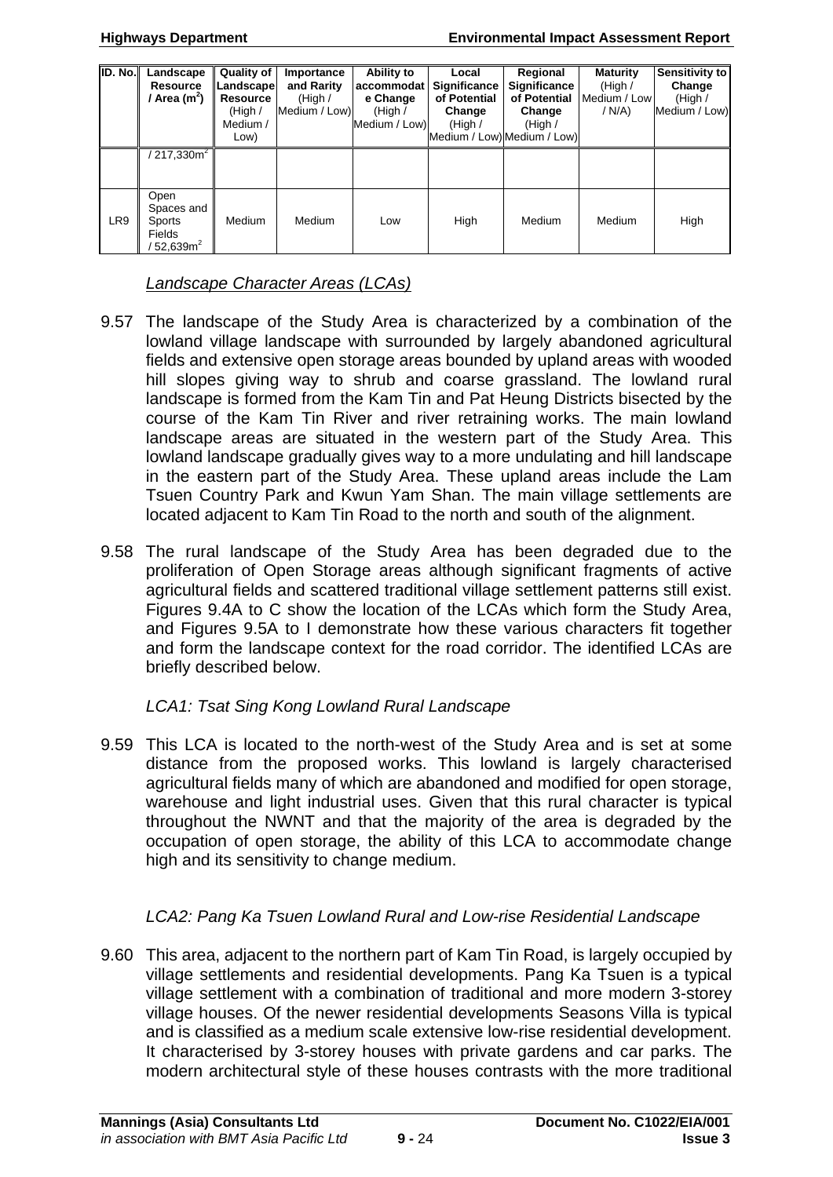| ID. No. | Landscape Resource / Area ($m^2$) | Quality of Landscape Resource (High / Medium / Low) | Importance and Rarity (High / Medium / Low) | Ability to accommodate Change (High / Medium / Low) | Local Significance of Potential Change (High / Medium / Low) | Regional Significance of Potential Change (High / Medium / Low) | Maturity (High / Medium / Low / N/A) | Sensitivity to Change (High / Medium / Low) |
|---|---|---|---|---|---|---|---|---|
| | / 217,330$m^2$ | | | | | | | |
| LR9 | Open Spaces and Sports Fields / 52,639$m^2$ | Medium | Medium | Low | High | Medium | Medium | High |

*Landscape Character Areas (LCAs)*

9.57 The landscape of the Study Area is characterized by a combination of the lowland village landscape with surrounded by largely abandoned agricultural fields and extensive open storage areas bounded by upland areas with wooded hill slopes giving way to shrub and coarse grassland. The lowland rural landscape is formed from the Kam Tin and Pat Heung Districts bisected by the course of the Kam Tin River and river retraining works. The main lowland landscape areas are situated in the western part of the Study Area. This lowland landscape gradually gives way to a more undulating and hill landscape in the eastern part of the Study Area. These upland areas include the Lam Tsuen Country Park and Kwun Yam Shan. The main village settlements are located adjacent to Kam Tin Road to the north and south of the alignment.

9.58 The rural landscape of the Study Area has been degraded due to the proliferation of Open Storage areas although significant fragments of active agricultural fields and scattered traditional village settlement patterns still exist. Figures 9.4A to C show the location of the LCAs which form the Study Area, and Figures 9.5A to I demonstrate how these various characters fit together and form the landscape context for the road corridor. The identified LCAs are briefly described below.

*LCA1: Tsat Sing Kong Lowland Rural Landscape*

9.59 This LCA is located to the north-west of the Study Area and is set at some distance from the proposed works. This lowland is largely characterised agricultural fields many of which are abandoned and modified for open storage, warehouse and light industrial uses. Given that this rural character is typical throughout the NWNT and that the majority of the area is degraded by the occupation of open storage, the ability of this LCA to accommodate change high and its sensitivity to change medium.

*LCA2: Pang Ka Tsuen Lowland Rural and Low-rise Residential Landscape*

9.60 This area, adjacent to the northern part of Kam Tin Road, is largely occupied by village settlements and residential developments. Pang Ka Tsuen is a typical village settlement with a combination of traditional and more modern 3-storey village houses. Of the newer residential developments Seasons Villa is typical and is classified as a medium scale extensive low-rise residential development. It characterised by 3-storey houses with private gardens and car parks. The modern architectural style of these houses contrasts with the more traditional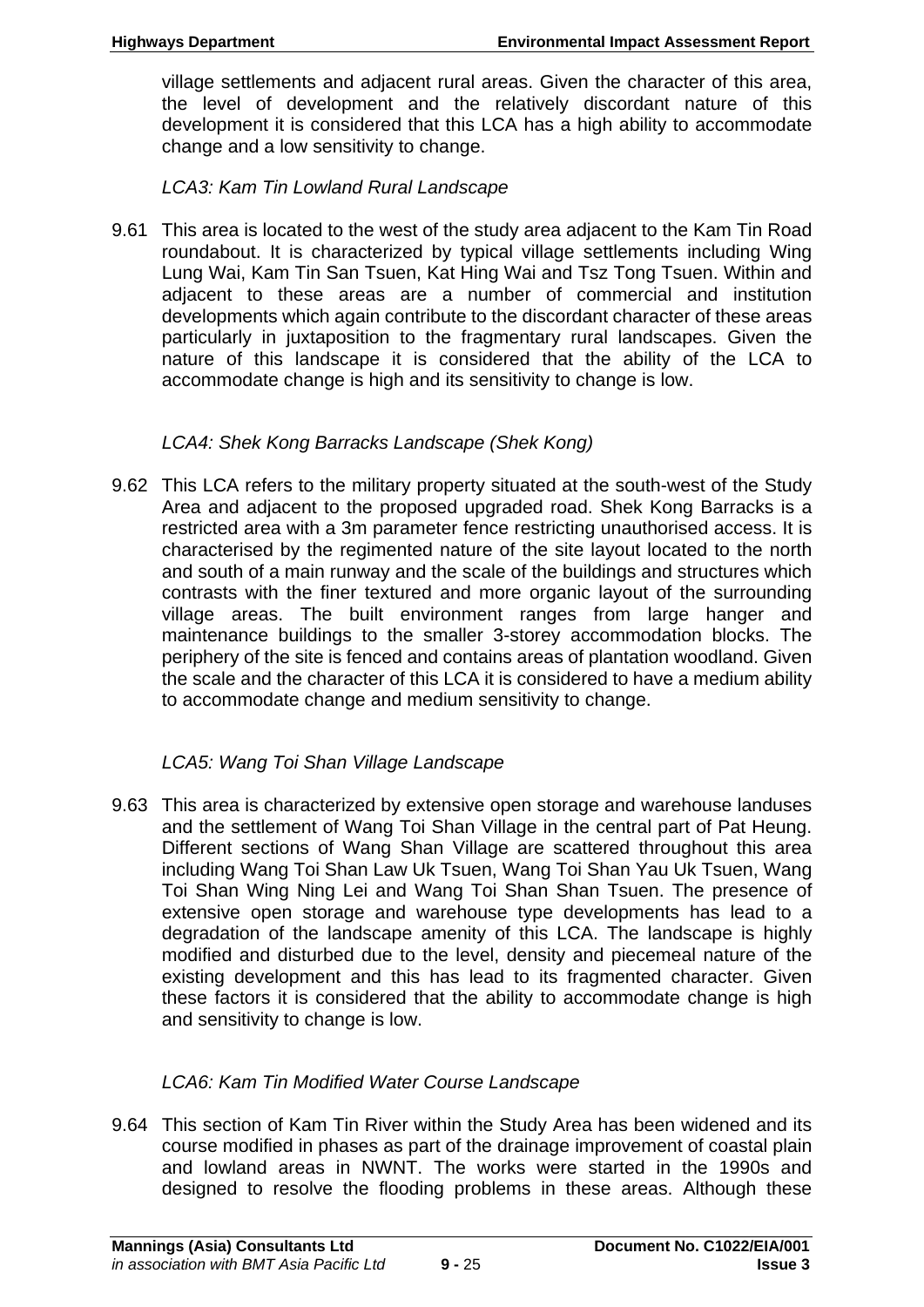village settlements and adjacent rural areas. Given the character of this area, the level of development and the relatively discordant nature of this development it is considered that this LCA has a high ability to accommodate change and a low sensitivity to change.

*LCA3: Kam Tin Lowland Rural Landscape*

9.61 This area is located to the west of the study area adjacent to the Kam Tin Road roundabout. It is characterized by typical village settlements including Wing Lung Wai, Kam Tin San Tsuen, Kat Hing Wai and Tsz Tong Tsuen. Within and adjacent to these areas are a number of commercial and institution developments which again contribute to the discordant character of these areas particularly in juxtaposition to the fragmentary rural landscapes. Given the nature of this landscape it is considered that the ability of the LCA to accommodate change is high and its sensitivity to change is low.

*LCA4: Shek Kong Barracks Landscape (Shek Kong)*

9.62 This LCA refers to the military property situated at the south-west of the Study Area and adjacent to the proposed upgraded road. Shek Kong Barracks is a restricted area with a 3m parameter fence restricting unauthorised access. It is characterised by the regimented nature of the site layout located to the north and south of a main runway and the scale of the buildings and structures which contrasts with the finer textured and more organic layout of the surrounding village areas. The built environment ranges from large hanger and maintenance buildings to the smaller 3-storey accommodation blocks. The periphery of the site is fenced and contains areas of plantation woodland. Given the scale and the character of this LCA it is considered to have a medium ability to accommodate change and medium sensitivity to change.

*LCA5: Wang Toi Shan Village Landscape*

9.63 This area is characterized by extensive open storage and warehouse landuses and the settlement of Wang Toi Shan Village in the central part of Pat Heung. Different sections of Wang Shan Village are scattered throughout this area including Wang Toi Shan Law Uk Tsuen, Wang Toi Shan Yau Uk Tsuen, Wang Toi Shan Wing Ning Lei and Wang Toi Shan Shan Tsuen. The presence of extensive open storage and warehouse type developments has lead to a degradation of the landscape amenity of this LCA. The landscape is highly modified and disturbed due to the level, density and piecemeal nature of the existing development and this has lead to its fragmented character. Given these factors it is considered that the ability to accommodate change is high and sensitivity to change is low.

*LCA6: Kam Tin Modified Water Course Landscape*

9.64 This section of Kam Tin River within the Study Area has been widened and its course modified in phases as part of the drainage improvement of coastal plain and lowland areas in NWNT. The works were started in the 1990s and designed to resolve the flooding problems in these areas. Although these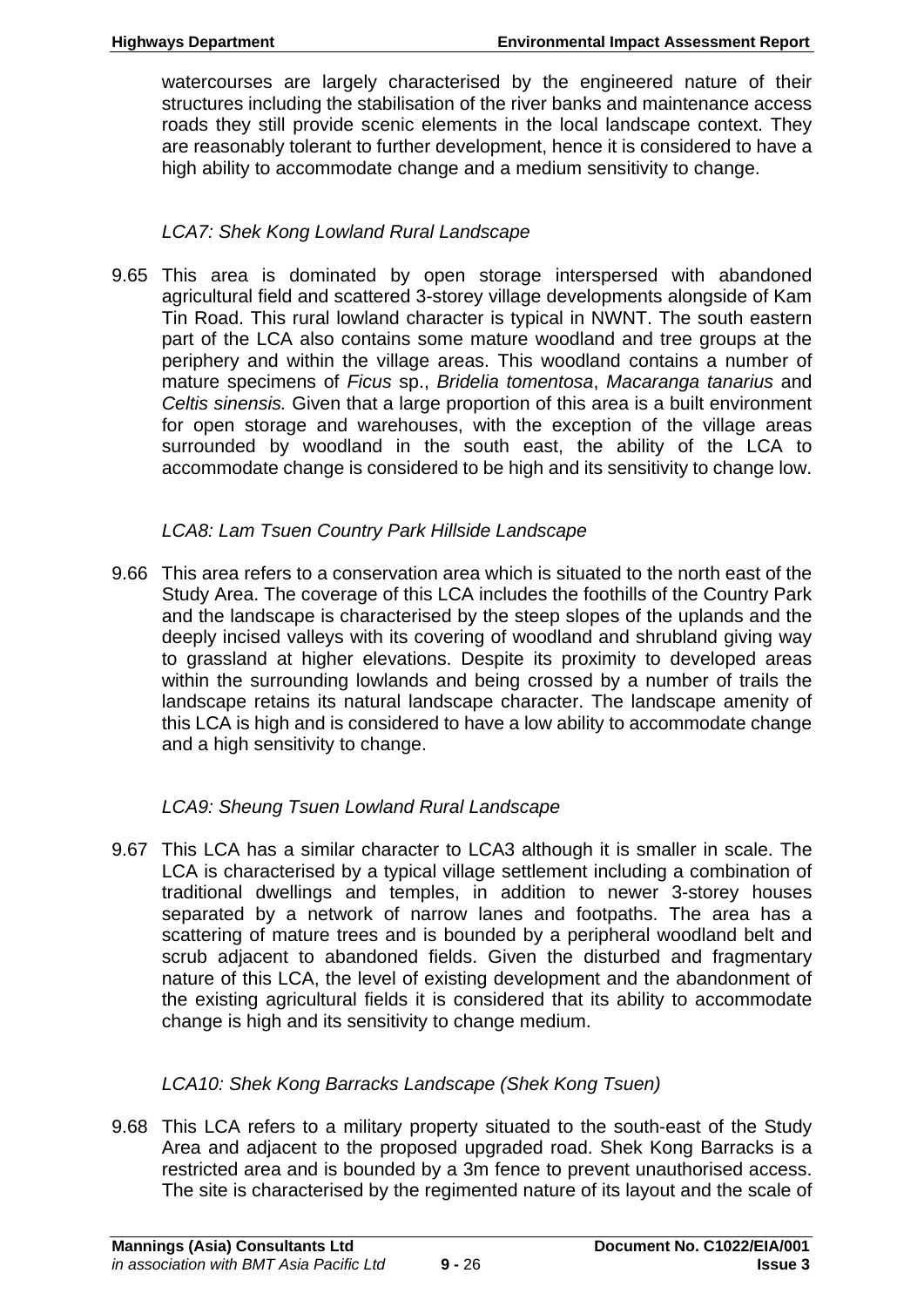watercourses are largely characterised by the engineered nature of their structures including the stabilisation of the river banks and maintenance access roads they still provide scenic elements in the local landscape context. They are reasonably tolerant to further development, hence it is considered to have a high ability to accommodate change and a medium sensitivity to change.

*LCA7: Shek Kong Lowland Rural Landscape*

9.65 This area is dominated by open storage interspersed with abandoned agricultural field and scattered 3-storey village developments alongside of Kam Tin Road. This rural lowland character is typical in NWNT. The south eastern part of the LCA also contains some mature woodland and tree groups at the periphery and within the village areas. This woodland contains a number of mature specimens of *Ficus* sp., *Bridelia tomentosa*, *Macaranga tanarius* and *Celtis sinensis.* Given that a large proportion of this area is a built environment for open storage and warehouses, with the exception of the village areas surrounded by woodland in the south east, the ability of the LCA to accommodate change is considered to be high and its sensitivity to change low.

*LCA8: Lam Tsuen Country Park Hillside Landscape*

9.66 This area refers to a conservation area which is situated to the north east of the Study Area. The coverage of this LCA includes the foothills of the Country Park and the landscape is characterised by the steep slopes of the uplands and the deeply incised valleys with its covering of woodland and shrubland giving way to grassland at higher elevations. Despite its proximity to developed areas within the surrounding lowlands and being crossed by a number of trails the landscape retains its natural landscape character. The landscape amenity of this LCA is high and is considered to have a low ability to accommodate change and a high sensitivity to change.

*LCA9: Sheung Tsuen Lowland Rural Landscape*

9.67 This LCA has a similar character to LCA3 although it is smaller in scale. The LCA is characterised by a typical village settlement including a combination of traditional dwellings and temples, in addition to newer 3-storey houses separated by a network of narrow lanes and footpaths. The area has a scattering of mature trees and is bounded by a peripheral woodland belt and scrub adjacent to abandoned fields. Given the disturbed and fragmentary nature of this LCA, the level of existing development and the abandonment of the existing agricultural fields it is considered that its ability to accommodate change is high and its sensitivity to change medium.

*LCA10: Shek Kong Barracks Landscape (Shek Kong Tsuen)*

9.68 This LCA refers to a military property situated to the south-east of the Study Area and adjacent to the proposed upgraded road. Shek Kong Barracks is a restricted area and is bounded by a 3m fence to prevent unauthorised access. The site is characterised by the regimented nature of its layout and the scale of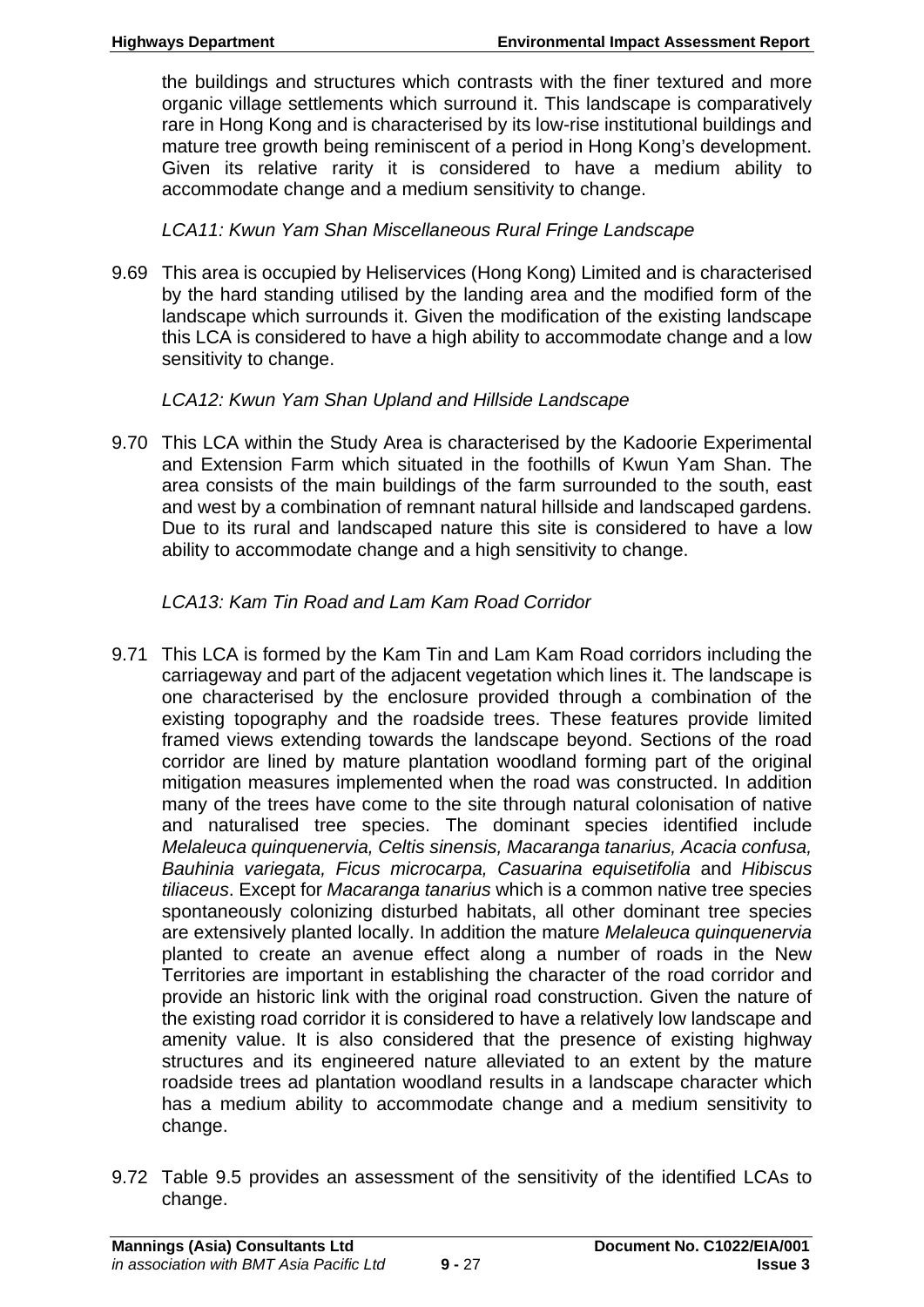the buildings and structures which contrasts with the finer textured and more organic village settlements which surround it. This landscape is comparatively rare in Hong Kong and is characterised by its low-rise institutional buildings and mature tree growth being reminiscent of a period in Hong Kong's development. Given its relative rarity it is considered to have a medium ability to accommodate change and a medium sensitivity to change.

*LCA11: Kwun Yam Shan Miscellaneous Rural Fringe Landscape*

9.69 This area is occupied by Heliservices (Hong Kong) Limited and is characterised by the hard standing utilised by the landing area and the modified form of the landscape which surrounds it. Given the modification of the existing landscape this LCA is considered to have a high ability to accommodate change and a low sensitivity to change.

*LCA12: Kwun Yam Shan Upland and Hillside Landscape*

9.70 This LCA within the Study Area is characterised by the Kadoorie Experimental and Extension Farm which situated in the foothills of Kwun Yam Shan. The area consists of the main buildings of the farm surrounded to the south, east and west by a combination of remnant natural hillside and landscaped gardens. Due to its rural and landscaped nature this site is considered to have a low ability to accommodate change and a high sensitivity to change.

*LCA13: Kam Tin Road and Lam Kam Road Corridor*

9.71 This LCA is formed by the Kam Tin and Lam Kam Road corridors including the carriageway and part of the adjacent vegetation which lines it. The landscape is one characterised by the enclosure provided through a combination of the existing topography and the roadside trees. These features provide limited framed views extending towards the landscape beyond. Sections of the road corridor are lined by mature plantation woodland forming part of the original mitigation measures implemented when the road was constructed. In addition many of the trees have come to the site through natural colonisation of native and naturalised tree species. The dominant species identified include *Melaleuca quinquenervia, Celtis sinensis, Macaranga tanarius, Acacia confusa, Bauhinia variegata, Ficus microcarpa, Casuarina equisetifolia* and *Hibiscus tiliaceus*. Except for *Macaranga tanarius* which is a common native tree species spontaneously colonizing disturbed habitats, all other dominant tree species are extensively planted locally. In addition the mature *Melaleuca quinquenervia* planted to create an avenue effect along a number of roads in the New Territories are important in establishing the character of the road corridor and provide an historic link with the original road construction. Given the nature of the existing road corridor it is considered to have a relatively low landscape and amenity value. It is also considered that the presence of existing highway structures and its engineered nature alleviated to an extent by the mature roadside trees ad plantation woodland results in a landscape character which has a medium ability to accommodate change and a medium sensitivity to change.

9.72 Table 9.5 provides an assessment of the sensitivity of the identified LCAs to change.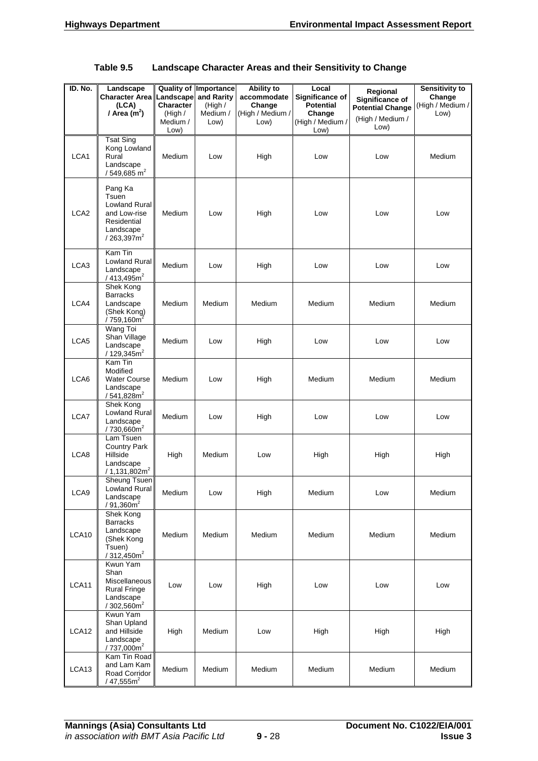**Table 9.5 Landscape Character Areas and their Sensitivity to Change**

| ID. No. | Landscape Character Area (LCA) / Area ($m^2$) | Quality of Landscape Character (High / Medium / Low) | Importance and Rarity (High / Medium / Low) | Ability to accommodate Change (High / Medium / Low) | Local Significance of Potential Change (High / Medium / Low) | Regional Significance of Potential Change (High / Medium / Low) | Sensitivity to Change (High / Medium / Low) |
|---|---|---|---|---|---|---|---|
| LCA1 | Tsat Sing Kong Lowland Rural Landscape / 549,685 $m^2$ | Medium | Low | High | Low | Low | Medium |
| LCA2 | Pang Ka Tsuen Lowland Rural and Low-rise Residential Landscape / 263,397$m^2$ | Medium | Low | High | Low | Low | Low |
| LCA3 | Kam Tin Lowland Rural Landscape / 413,495$m^2$ | Medium | Low | High | Low | Low | Low |
| LCA4 | Shek Kong Barracks Landscape (Shek Kong) / 759,160$m^2$ | Medium | Medium | Medium | Medium | Medium | Medium |
| LCA5 | Wang Toi Shan Village Landscape / 129,345$m^2$ | Medium | Low | High | Low | Low | Low |
| LCA6 | Kam Tin Modified Water Course Landscape / 541,828$m^2$ | Medium | Low | High | Medium | Medium | Medium |
| LCA7 | Shek Kong Lowland Rural Landscape / 730,660$m^2$ | Medium | Low | High | Low | Low | Low |
| LCA8 | Lam Tsuen Country Park Hillside Landscape / 1,131,802$m^2$ | High | Medium | Low | High | High | High |
| LCA9 | Sheung Tsuen Lowland Rural Landscape / 91,360$m^2$ | Medium | Low | High | Medium | Low | Medium |
| LCA10 | Shek Kong Barracks Landscape (Shek Kong Tsuen) / 312,450$m^2$ | Medium | Medium | Medium | Medium | Medium | Medium |
| LCA11 | Kwun Yam Shan Miscellaneous Rural Fringe Landscape / 302,560$m^2$ | Low | Low | High | Low | Low | Low |
| LCA12 | Kwun Yam Shan Upland and Hillside Landscape / 737,000$m^2$ | High | Medium | Low | High | High | High |
| LCA13 | Kam Tin Road and Lam Kam Road Corridor / 47,555$m^2$ | Medium | Medium | Medium | Medium | Medium | Medium |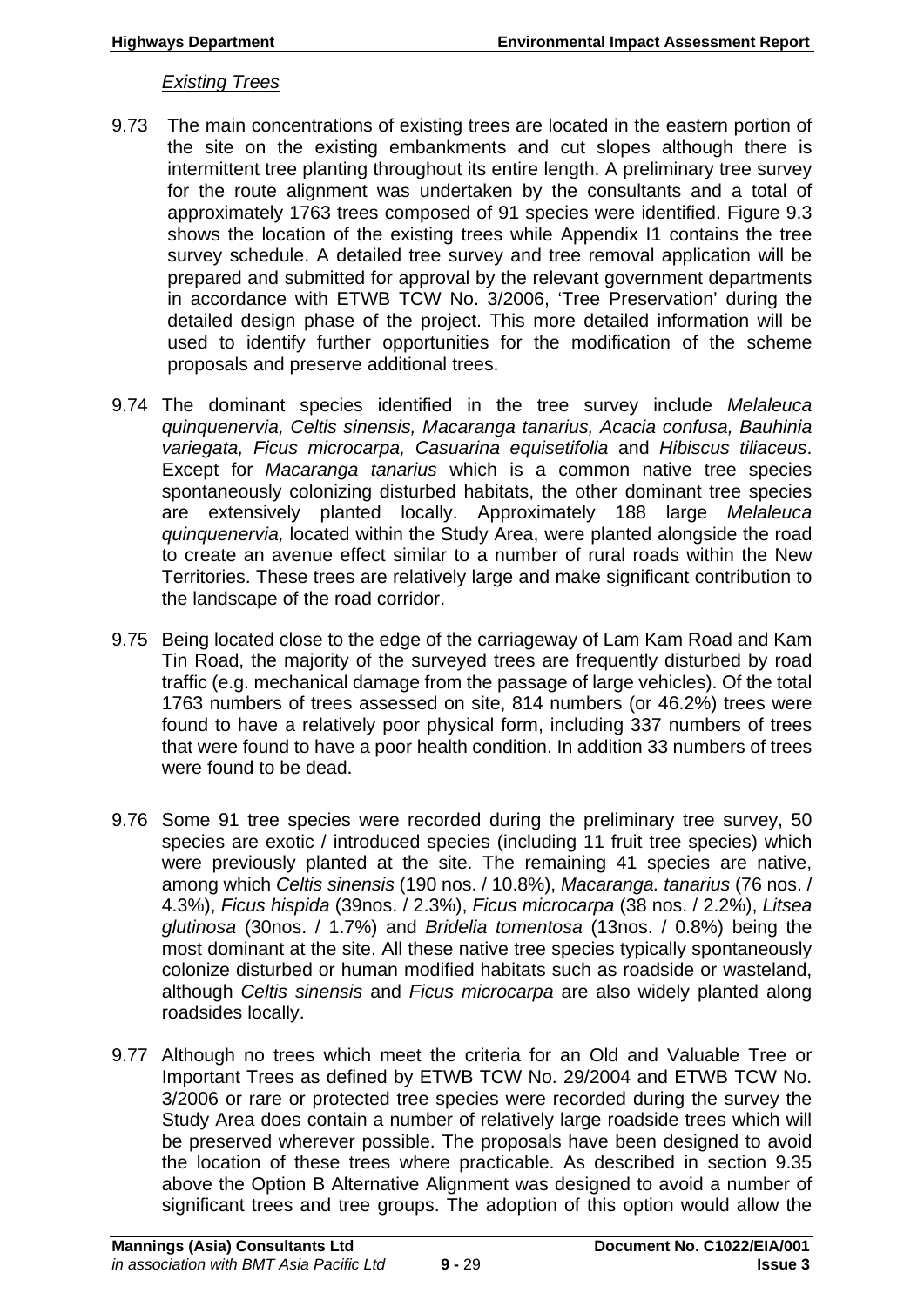*Existing Trees*

9.73 The main concentrations of existing trees are located in the eastern portion of the site on the existing embankments and cut slopes although there is intermittent tree planting throughout its entire length. A preliminary tree survey for the route alignment was undertaken by the consultants and a total of approximately 1763 trees composed of 91 species were identified. Figure 9.3 shows the location of the existing trees while Appendix I1 contains the tree survey schedule. A detailed tree survey and tree removal application will be prepared and submitted for approval by the relevant government departments in accordance with ETWB TCW No. 3/2006, 'Tree Preservation' during the detailed design phase of the project. This more detailed information will be used to identify further opportunities for the modification of the scheme proposals and preserve additional trees.

9.74 The dominant species identified in the tree survey include *Melaleuca quinquenervia, Celtis sinensis, Macaranga tanarius, Acacia confusa, Bauhinia variegata, Ficus microcarpa, Casuarina equisetifolia* and *Hibiscus tiliaceus*. Except for *Macaranga tanarius* which is a common native tree species spontaneously colonizing disturbed habitats, the other dominant tree species are extensively planted locally. Approximately 188 large *Melaleuca quinquenervia,* located within the Study Area, were planted alongside the road to create an avenue effect similar to a number of rural roads within the New Territories. These trees are relatively large and make significant contribution to the landscape of the road corridor.

9.75 Being located close to the edge of the carriageway of Lam Kam Road and Kam Tin Road, the majority of the surveyed trees are frequently disturbed by road traffic (e.g. mechanical damage from the passage of large vehicles). Of the total 1763 numbers of trees assessed on site, 814 numbers (or 46.2%) trees were found to have a relatively poor physical form, including 337 numbers of trees that were found to have a poor health condition. In addition 33 numbers of trees were found to be dead.

9.76 Some 91 tree species were recorded during the preliminary tree survey, 50 species are exotic / introduced species (including 11 fruit tree species) which were previously planted at the site. The remaining 41 species are native, among which *Celtis sinensis* (190 nos. / 10.8%), *Macaranga. tanarius* (76 nos. / 4.3%), *Ficus hispida* (39nos. / 2.3%), *Ficus microcarpa* (38 nos. / 2.2%), *Litsea glutinosa* (30nos. / 1.7%) and *Bridelia tomentosa* (13nos. / 0.8%) being the most dominant at the site. All these native tree species typically spontaneously colonize disturbed or human modified habitats such as roadside or wasteland, although *Celtis sinensis* and *Ficus microcarpa* are also widely planted along roadsides locally.

9.77 Although no trees which meet the criteria for an Old and Valuable Tree or Important Trees as defined by ETWB TCW No. 29/2004 and ETWB TCW No. 3/2006 or rare or protected tree species were recorded during the survey the Study Area does contain a number of relatively large roadside trees which will be preserved wherever possible. The proposals have been designed to avoid the location of these trees where practicable. As described in section 9.35 above the Option B Alternative Alignment was designed to avoid a number of significant trees and tree groups. The adoption of this option would allow the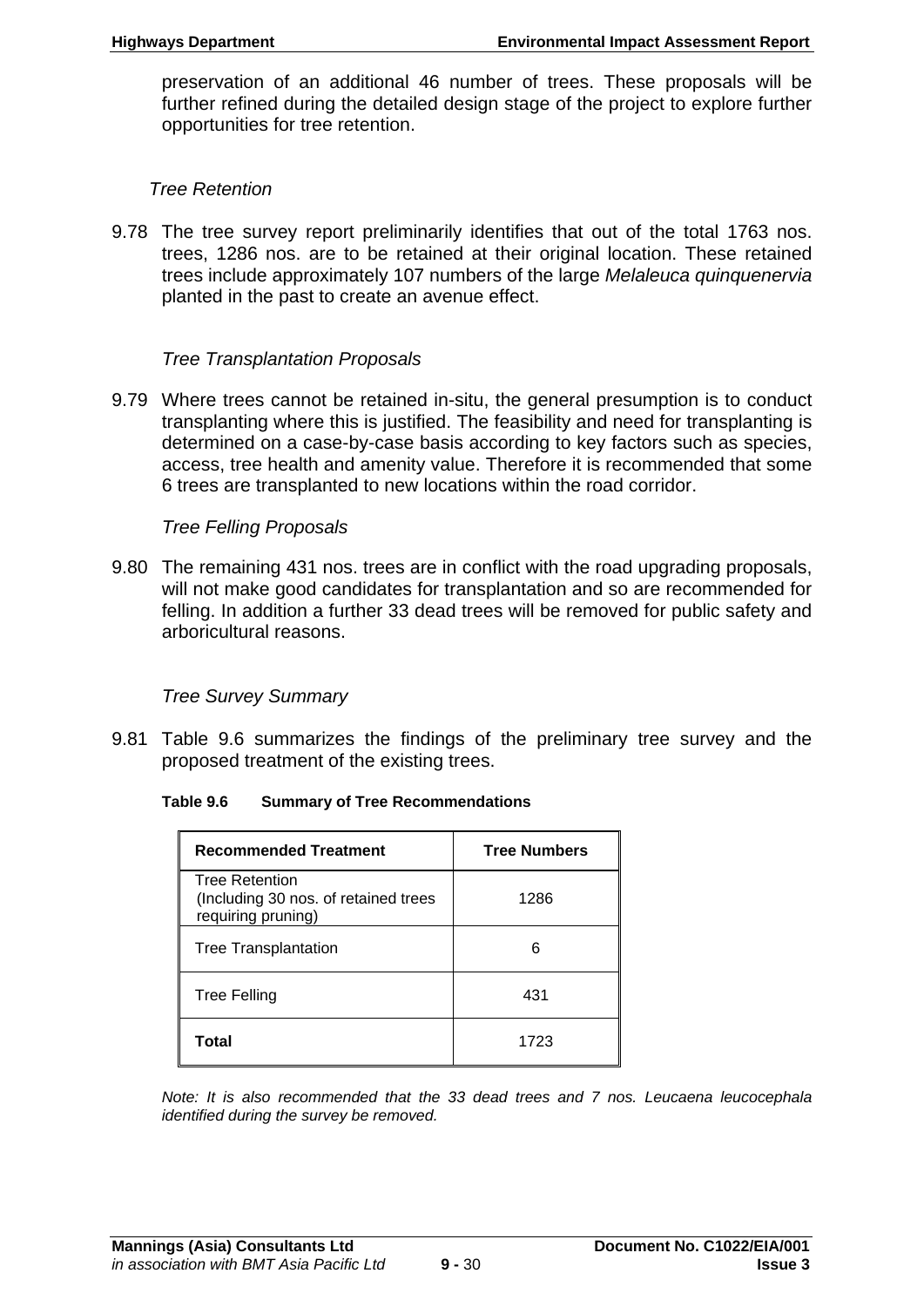preservation of an additional 46 number of trees. These proposals will be further refined during the detailed design stage of the project to explore further opportunities for tree retention.

*Tree Retention*

9.78 The tree survey report preliminarily identifies that out of the total 1763 nos. trees, 1286 nos. are to be retained at their original location. These retained trees include approximately 107 numbers of the large *Melaleuca quinquenervia* planted in the past to create an avenue effect.

*Tree Transplantation Proposals*

9.79 Where trees cannot be retained in-situ, the general presumption is to conduct transplanting where this is justified. The feasibility and need for transplanting is determined on a case-by-case basis according to key factors such as species, access, tree health and amenity value. Therefore it is recommended that some 6 trees are transplanted to new locations within the road corridor.

*Tree Felling Proposals*

9.80 The remaining 431 nos. trees are in conflict with the road upgrading proposals, will not make good candidates for transplantation and so are recommended for felling. In addition a further 33 dead trees will be removed for public safety and arboricultural reasons.

*Tree Survey Summary*

9.81 Table 9.6 summarizes the findings of the preliminary tree survey and the proposed treatment of the existing trees.

**Table 9.6 Summary of Tree Recommendations**

| Recommended Treatment | Tree Numbers |
|---|---|
| Tree Retention (Including 30 nos. of retained trees requiring pruning) | 1286 |
| Tree Transplantation | 6 |
| Tree Felling | 431 |
| **Total** | 1723 |

*Note: It is also recommended that the 33 dead trees and 7 nos. Leucaena leucocephala identified during the survey be removed.*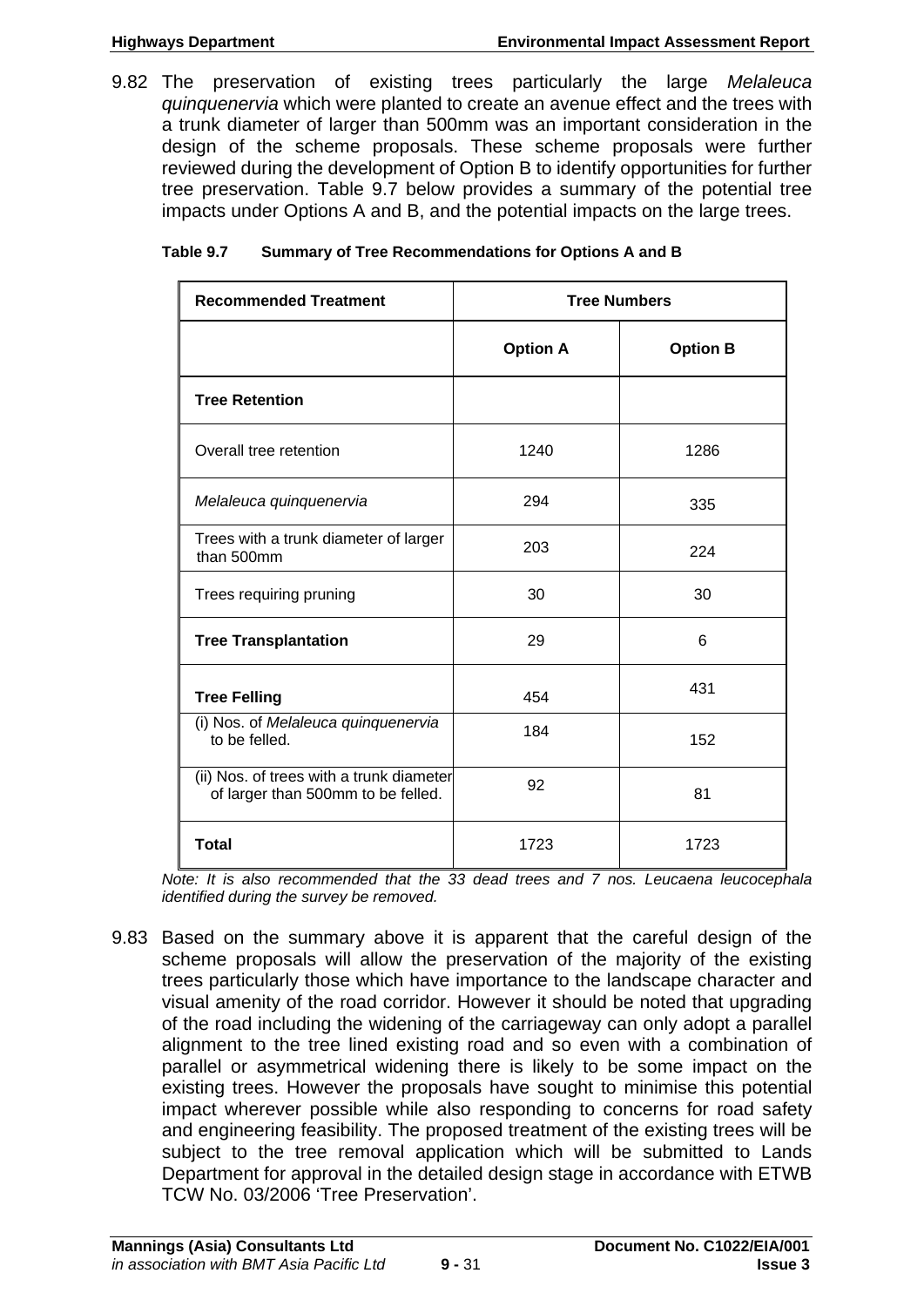9.82 The preservation of existing trees particularly the large *Melaleuca quinquenervia* which were planted to create an avenue effect and the trees with a trunk diameter of larger than 500mm was an important consideration in the design of the scheme proposals. These scheme proposals were further reviewed during the development of Option B to identify opportunities for further tree preservation. Table 9.7 below provides a summary of the potential tree impacts under Options A and B, and the potential impacts on the large trees.

**Table 9.7 Summary of Tree Recommendations for Options A and B**

| Recommended Treatment | Tree Numbers | |
|---|---|---|
| | **Option A** | **Option B** |
| **Tree Retention** | | |
| Overall tree retention | 1240 | 1286 |
| *Melaleuca quinquenervia* | 294 | 335 |
| Trees with a trunk diameter of larger than 500mm | 203 | 224 |
| Trees requiring pruning | 30 | 30 |
| **Tree Transplantation** | 29 | 6 |
| **Tree Felling** | 454 | 431 |
| (i) Nos. of *Melaleuca quinquenervia* to be felled. | 184 | 152 |
| (ii) Nos. of trees with a trunk diameter of larger than 500mm to be felled. | 92 | 81 |
| **Total** | 1723 | 1723 |

*Note: It is also recommended that the 33 dead trees and 7 nos. Leucaena leucocephala identified during the survey be removed.*

9.83 Based on the summary above it is apparent that the careful design of the scheme proposals will allow the preservation of the majority of the existing trees particularly those which have importance to the landscape character and visual amenity of the road corridor. However it should be noted that upgrading of the road including the widening of the carriageway can only adopt a parallel alignment to the tree lined existing road and so even with a combination of parallel or asymmetrical widening there is likely to be some impact on the existing trees. However the proposals have sought to minimise this potential impact wherever possible while also responding to concerns for road safety and engineering feasibility. The proposed treatment of the existing trees will be subject to the tree removal application which will be submitted to Lands Department for approval in the detailed design stage in accordance with ETWB TCW No. 03/2006 'Tree Preservation'.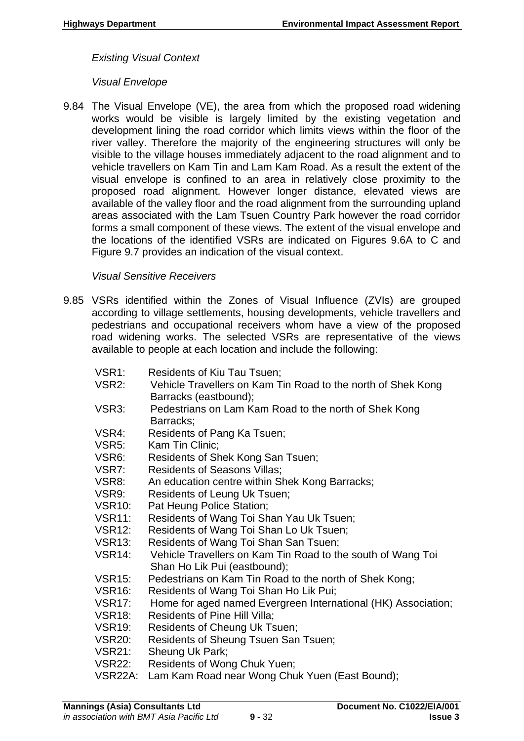*Existing Visual Context*

*Visual Envelope*

9.84 The Visual Envelope (VE), the area from which the proposed road widening works would be visible is largely limited by the existing vegetation and development lining the road corridor which limits views within the floor of the river valley. Therefore the majority of the engineering structures will only be visible to the village houses immediately adjacent to the road alignment and to vehicle travellers on Kam Tin and Lam Kam Road. As a result the extent of the visual envelope is confined to an area in relatively close proximity to the proposed road alignment. However longer distance, elevated views are available of the valley floor and the road alignment from the surrounding upland areas associated with the Lam Tsuen Country Park however the road corridor forms a small component of these views. The extent of the visual envelope and the locations of the identified VSRs are indicated on Figures 9.6A to C and Figure 9.7 provides an indication of the visual context.

*Visual Sensitive Receivers*

9.85 VSRs identified within the Zones of Visual Influence (ZVIs) are grouped according to village settlements, housing developments, vehicle travellers and pedestrians and occupational receivers whom have a view of the proposed road widening works. The selected VSRs are representative of the views available to people at each location and include the following:

- VSR1: Residents of Kiu Tau Tsuen;
- VSR2: Vehicle Travellers on Kam Tin Road to the north of Shek Kong Barracks (eastbound);
- VSR3: Pedestrians on Lam Kam Road to the north of Shek Kong Barracks;
- VSR4: Residents of Pang Ka Tsuen;
- VSR5: Kam Tin Clinic;
- VSR6: Residents of Shek Kong San Tsuen;
- VSR7: Residents of Seasons Villas;
- VSR8: An education centre within Shek Kong Barracks;
- VSR9: Residents of Leung Uk Tsuen;
- VSR10: Pat Heung Police Station;
- VSR11: Residents of Wang Toi Shan Yau Uk Tsuen;
- VSR12: Residents of Wang Toi Shan Lo Uk Tsuen;
- VSR13: Residents of Wang Toi Shan San Tsuen;
- VSR14: Vehicle Travellers on Kam Tin Road to the south of Wang Toi Shan Ho Lik Pui (eastbound);
- VSR15: Pedestrians on Kam Tin Road to the north of Shek Kong;
- VSR16: Residents of Wang Toi Shan Ho Lik Pui;
- VSR17: Home for aged named Evergreen International (HK) Association;
- VSR18: Residents of Pine Hill Villa;
- VSR19: Residents of Cheung Uk Tsuen;
- VSR20: Residents of Sheung Tsuen San Tsuen;
- VSR21: Sheung Uk Park;
- VSR22: Residents of Wong Chuk Yuen;
- VSR22A: Lam Kam Road near Wong Chuk Yuen (East Bound);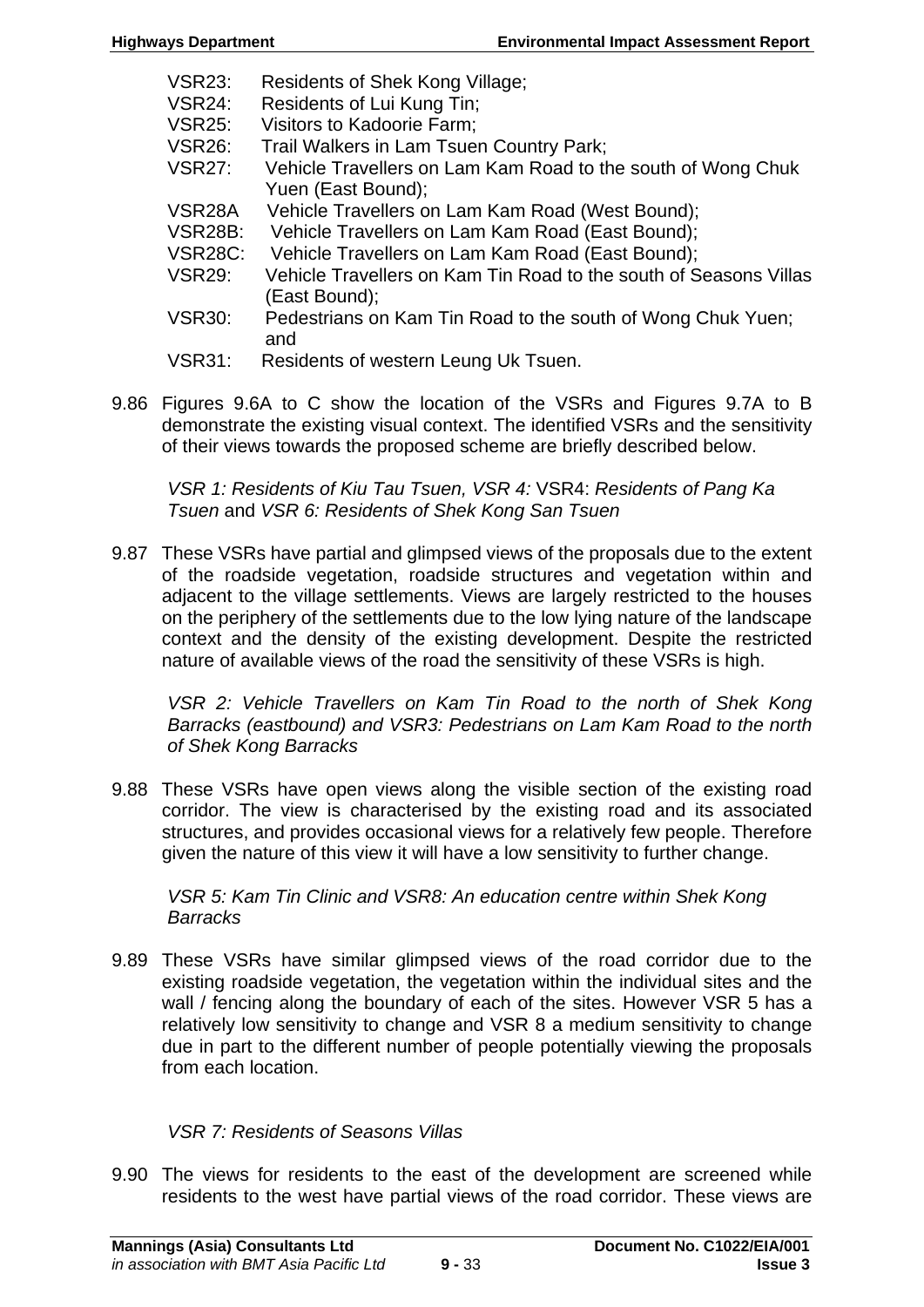- VSR23: Residents of Shek Kong Village;
- VSR24: Residents of Lui Kung Tin;
- VSR25: Visitors to Kadoorie Farm;
- VSR26: Trail Walkers in Lam Tsuen Country Park;
- VSR27: Vehicle Travellers on Lam Kam Road to the south of Wong Chuk Yuen (East Bound);
- VSR28A Vehicle Travellers on Lam Kam Road (West Bound);
- VSR28B: Vehicle Travellers on Lam Kam Road (East Bound);
- VSR28C: Vehicle Travellers on Lam Kam Road (East Bound);
- VSR29: Vehicle Travellers on Kam Tin Road to the south of Seasons Villas (East Bound);
- VSR30: Pedestrians on Kam Tin Road to the south of Wong Chuk Yuen; and
- VSR31: Residents of western Leung Uk Tsuen.

9.86 Figures 9.6A to C show the location of the VSRs and Figures 9.7A to B demonstrate the existing visual context. The identified VSRs and the sensitivity of their views towards the proposed scheme are briefly described below.

*VSR 1: Residents of Kiu Tau Tsuen, VSR 4:* VSR4: *Residents of Pang Ka Tsuen* and *VSR 6: Residents of Shek Kong San Tsuen*

9.87 These VSRs have partial and glimpsed views of the proposals due to the extent of the roadside vegetation, roadside structures and vegetation within and adjacent to the village settlements. Views are largely restricted to the houses on the periphery of the settlements due to the low lying nature of the landscape context and the density of the existing development. Despite the restricted nature of available views of the road the sensitivity of these VSRs is high.

*VSR 2: Vehicle Travellers on Kam Tin Road to the north of Shek Kong Barracks (eastbound) and VSR3: Pedestrians on Lam Kam Road to the north of Shek Kong Barracks*

9.88 These VSRs have open views along the visible section of the existing road corridor. The view is characterised by the existing road and its associated structures, and provides occasional views for a relatively few people. Therefore given the nature of this view it will have a low sensitivity to further change.

*VSR 5: Kam Tin Clinic and VSR8: An education centre within Shek Kong Barracks*

9.89 These VSRs have similar glimpsed views of the road corridor due to the existing roadside vegetation, the vegetation within the individual sites and the wall / fencing along the boundary of each of the sites. However VSR 5 has a relatively low sensitivity to change and VSR 8 a medium sensitivity to change due in part to the different number of people potentially viewing the proposals from each location.

*VSR 7: Residents of Seasons Villas*

9.90 The views for residents to the east of the development are screened while residents to the west have partial views of the road corridor. These views are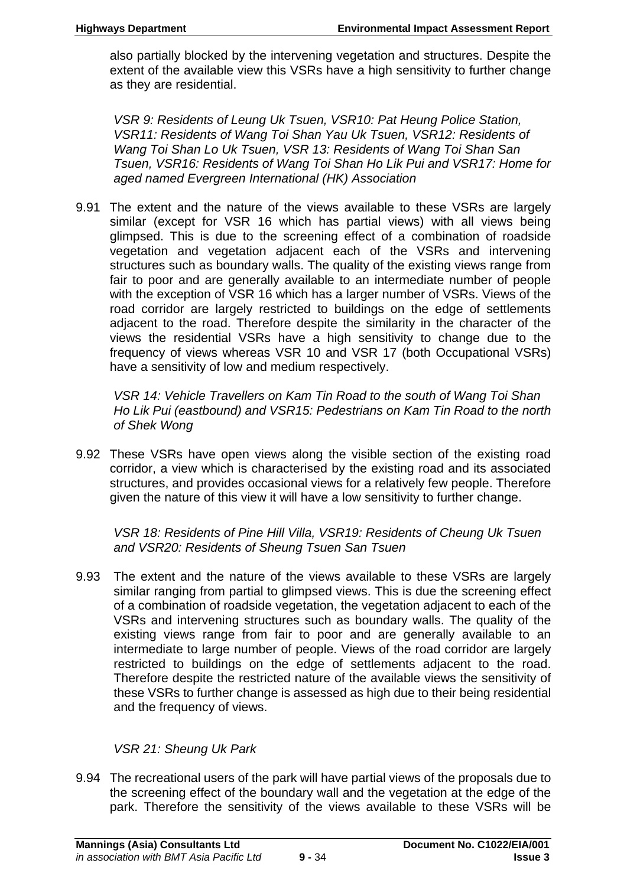also partially blocked by the intervening vegetation and structures. Despite the extent of the available view this VSRs have a high sensitivity to further change as they are residential.

*VSR 9: Residents of Leung Uk Tsuen, VSR10: Pat Heung Police Station, VSR11: Residents of Wang Toi Shan Yau Uk Tsuen, VSR12: Residents of Wang Toi Shan Lo Uk Tsuen, VSR 13: Residents of Wang Toi Shan San Tsuen, VSR16: Residents of Wang Toi Shan Ho Lik Pui and VSR17: Home for aged named Evergreen International (HK) Association*

9.91 The extent and the nature of the views available to these VSRs are largely similar (except for VSR 16 which has partial views) with all views being glimpsed. This is due to the screening effect of a combination of roadside vegetation and vegetation adjacent each of the VSRs and intervening structures such as boundary walls. The quality of the existing views range from fair to poor and are generally available to an intermediate number of people with the exception of VSR 16 which has a larger number of VSRs. Views of the road corridor are largely restricted to buildings on the edge of settlements adjacent to the road. Therefore despite the similarity in the character of the views the residential VSRs have a high sensitivity to change due to the frequency of views whereas VSR 10 and VSR 17 (both Occupational VSRs) have a sensitivity of low and medium respectively.

*VSR 14: Vehicle Travellers on Kam Tin Road to the south of Wang Toi Shan Ho Lik Pui (eastbound) and VSR15: Pedestrians on Kam Tin Road to the north of Shek Wong*

9.92 These VSRs have open views along the visible section of the existing road corridor, a view which is characterised by the existing road and its associated structures, and provides occasional views for a relatively few people. Therefore given the nature of this view it will have a low sensitivity to further change.

*VSR 18: Residents of Pine Hill Villa, VSR19: Residents of Cheung Uk Tsuen and VSR20: Residents of Sheung Tsuen San Tsuen*

9.93 The extent and the nature of the views available to these VSRs are largely similar ranging from partial to glimpsed views. This is due the screening effect of a combination of roadside vegetation, the vegetation adjacent to each of the VSRs and intervening structures such as boundary walls. The quality of the existing views range from fair to poor and are generally available to an intermediate to large number of people. Views of the road corridor are largely restricted to buildings on the edge of settlements adjacent to the road. Therefore despite the restricted nature of the available views the sensitivity of these VSRs to further change is assessed as high due to their being residential and the frequency of views.

*VSR 21: Sheung Uk Park*

9.94 The recreational users of the park will have partial views of the proposals due to the screening effect of the boundary wall and the vegetation at the edge of the park. Therefore the sensitivity of the views available to these VSRs will be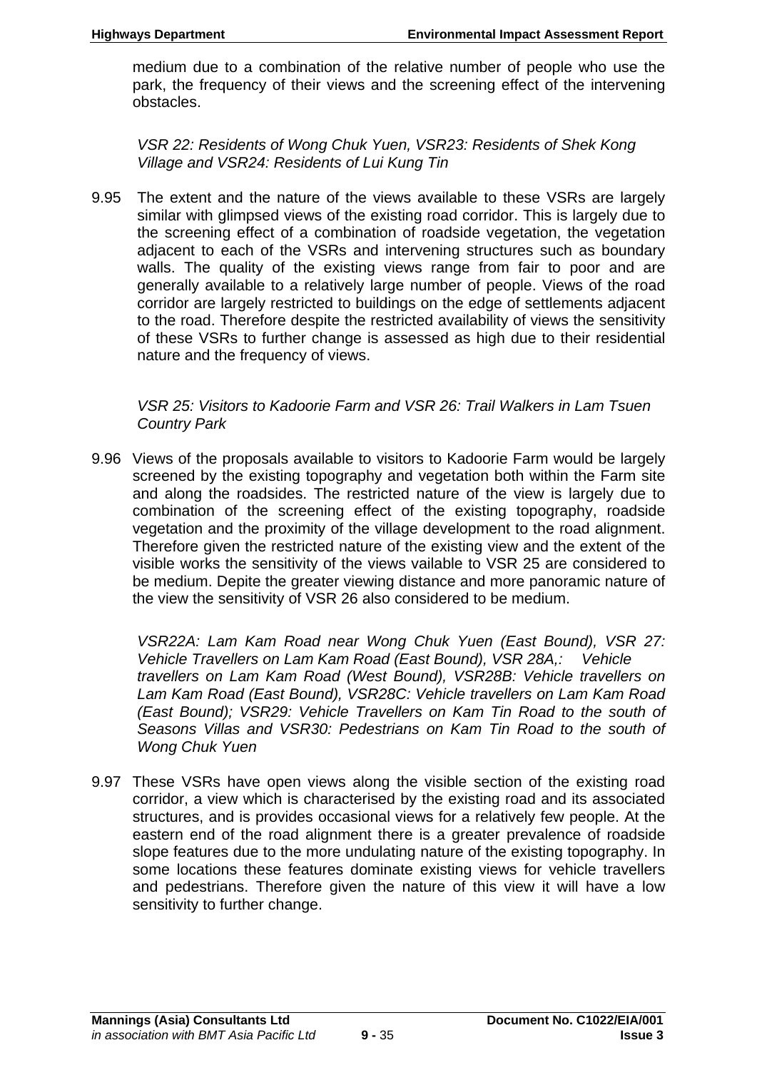medium due to a combination of the relative number of people who use the park, the frequency of their views and the screening effect of the intervening obstacles.

*VSR 22: Residents of Wong Chuk Yuen, VSR23: Residents of Shek Kong Village and VSR24: Residents of Lui Kung Tin*

9.95 The extent and the nature of the views available to these VSRs are largely similar with glimpsed views of the existing road corridor. This is largely due to the screening effect of a combination of roadside vegetation, the vegetation adjacent to each of the VSRs and intervening structures such as boundary walls. The quality of the existing views range from fair to poor and are generally available to a relatively large number of people. Views of the road corridor are largely restricted to buildings on the edge of settlements adjacent to the road. Therefore despite the restricted availability of views the sensitivity of these VSRs to further change is assessed as high due to their residential nature and the frequency of views.

*VSR 25: Visitors to Kadoorie Farm and VSR 26: Trail Walkers in Lam Tsuen Country Park*

9.96 Views of the proposals available to visitors to Kadoorie Farm would be largely screened by the existing topography and vegetation both within the Farm site and along the roadsides. The restricted nature of the view is largely due to combination of the screening effect of the existing topography, roadside vegetation and the proximity of the village development to the road alignment. Therefore given the restricted nature of the existing view and the extent of the visible works the sensitivity of the views vailable to VSR 25 are considered to be medium. Depite the greater viewing distance and more panoramic nature of the view the sensitivity of VSR 26 also considered to be medium.

*VSR22A: Lam Kam Road near Wong Chuk Yuen (East Bound), VSR 27: Vehicle Travellers on Lam Kam Road (East Bound), VSR 28A,: Vehicle travellers on Lam Kam Road (West Bound), VSR28B: Vehicle travellers on Lam Kam Road (East Bound), VSR28C: Vehicle travellers on Lam Kam Road (East Bound); VSR29: Vehicle Travellers on Kam Tin Road to the south of Seasons Villas and VSR30: Pedestrians on Kam Tin Road to the south of Wong Chuk Yuen*

9.97 These VSRs have open views along the visible section of the existing road corridor, a view which is characterised by the existing road and its associated structures, and is provides occasional views for a relatively few people. At the eastern end of the road alignment there is a greater prevalence of roadside slope features due to the more undulating nature of the existing topography. In some locations these features dominate existing views for vehicle travellers and pedestrians. Therefore given the nature of this view it will have a low sensitivity to further change.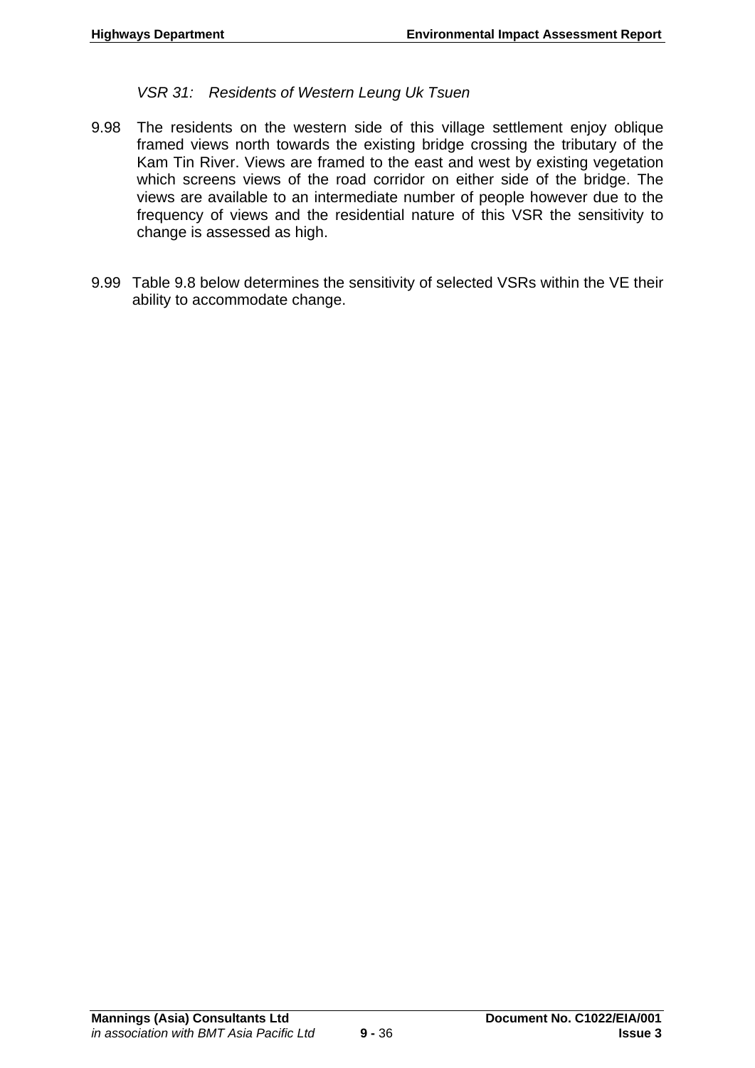*VSR 31: Residents of Western Leung Uk Tsuen*

9.98 The residents on the western side of this village settlement enjoy oblique framed views north towards the existing bridge crossing the tributary of the Kam Tin River. Views are framed to the east and west by existing vegetation which screens views of the road corridor on either side of the bridge. The views are available to an intermediate number of people however due to the frequency of views and the residential nature of this VSR the sensitivity to change is assessed as high.

9.99 Table 9.8 below determines the sensitivity of selected VSRs within the VE their ability to accommodate change.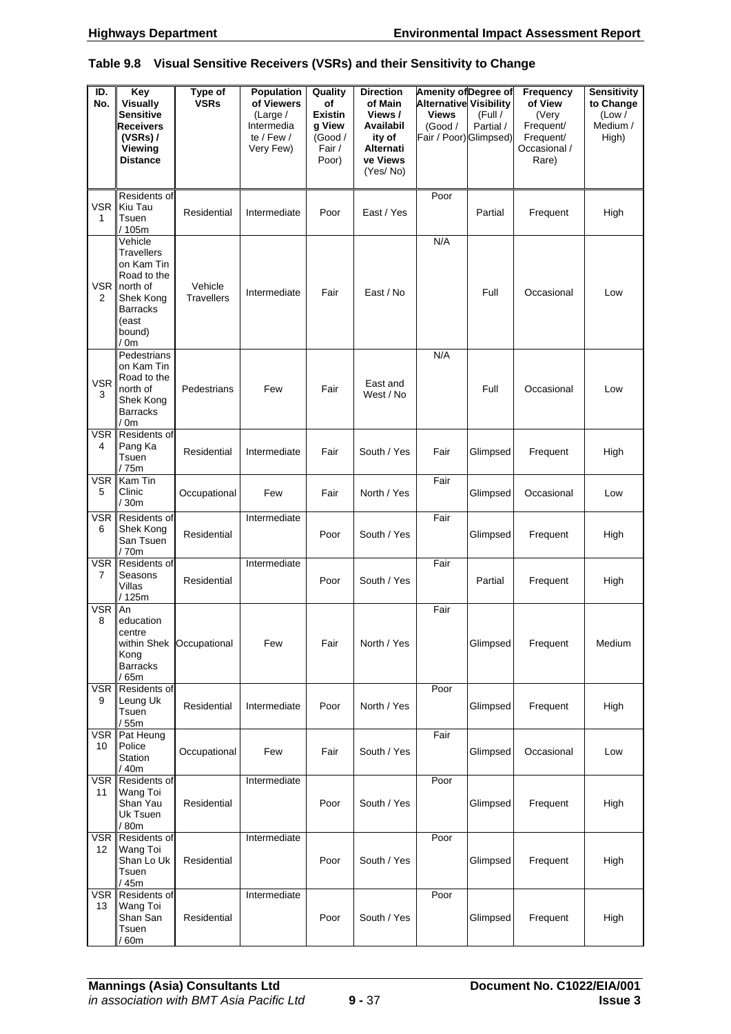### Table 9.8 Visual Sensitive Receivers (VSRs) and their Sensitivity to Change

| ID. No. | Key Visually Sensitive Receivers (VSRs) / Viewing Distance | Type of VSRs | Population of Viewers (Large / Intermediate / Few / Very Few) | Quality of Existing View (Good / Fair / Poor) | Direction of Main Views / Availability of Alternative Views (Yes/ No) | Amenity of Alternative Views (Good / Fair / Poor) | Degree of Visibility (Full / Partial / Glimpsed) | Frequency of View (Very Frequent/ Frequent/ Occasional / Rare) | Sensitivity to Change (Low / Medium / High) |
|---|---|---|---|---|---|---|---|---|---|
| VSR 1 | Residents of Kiu Tau Tsuen / 105m | Residential | Intermediate | Poor | East / Yes | Poor | Partial | Frequent | High |
| VSR 2 | Vehicle Travellers on Kam Tin Road to the north of Shek Kong Barracks (east bound) / 0m | Vehicle Travellers | Intermediate | Fair | East / No | N/A | Full | Occasional | Low |
| VSR 3 | Pedestrians on Kam Tin Road to the north of Shek Kong Barracks / 0m | Pedestrians | Few | Fair | East and West / No | N/A | Full | Occasional | Low |
| VSR 4 | Residents of Pang Ka Tsuen / 75m | Residential | Intermediate | Fair | South / Yes | Fair | Glimpsed | Frequent | High |
| VSR 5 | Kam Tin Clinic / 30m | Occupational | Few | Fair | North / Yes | Fair | Glimpsed | Occasional | Low |
| VSR 6 | Residents of Shek Kong San Tsuen / 70m | Residential | Intermediate | Poor | South / Yes | Fair | Glimpsed | Frequent | High |
| VSR 7 | Residents of Seasons Villas / 125m | Residential | Intermediate | Poor | South / Yes | Fair | Partial | Frequent | High |
| VSR 8 | An education centre within Shek Kong Barracks / 65m | Occupational | Few | Fair | North / Yes | Fair | Glimpsed | Frequent | Medium |
| VSR 9 | Residents of Leung Uk Tsuen / 55m | Residential | Intermediate | Poor | North / Yes | Poor | Glimpsed | Frequent | High |
| VSR 10 | Pat Heung Police Station / 40m | Occupational | Few | Fair | South / Yes | Fair | Glimpsed | Occasional | Low |
| VSR 11 | Residents of Wang Toi Shan Yau Uk Tsuen / 80m | Residential | Intermediate | Poor | South / Yes | Poor | Glimpsed | Frequent | High |
| VSR 12 | Residents of Wang Toi Shan Lo Uk Tsuen / 45m | Residential | Intermediate | Poor | South / Yes | Poor | Glimpsed | Frequent | High |
| VSR 13 | Residents of Wang Toi Shan San Tsuen / 60m | Residential | Intermediate | Poor | South / Yes | Poor | Glimpsed | Frequent | High |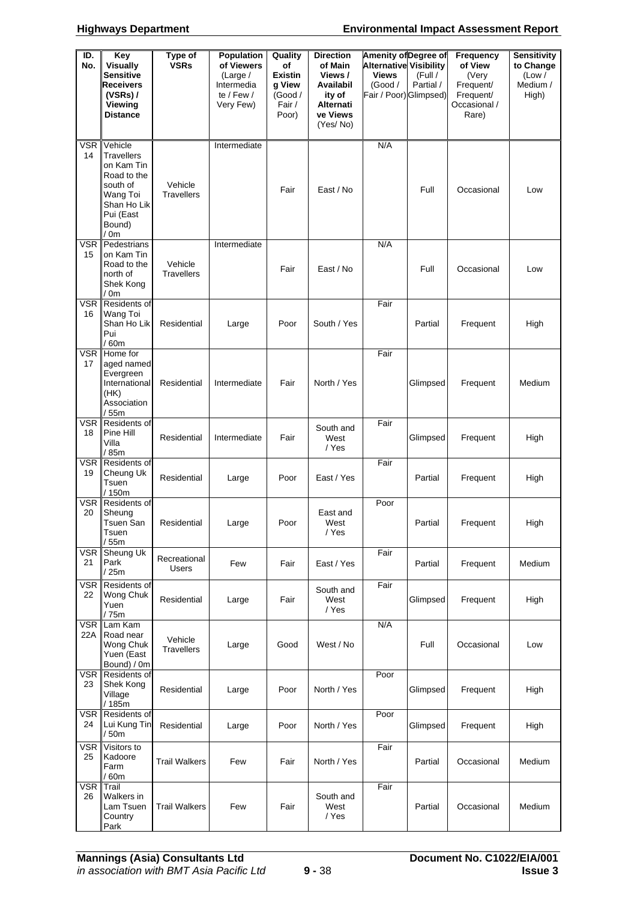| ID. No. | Key Visually Sensitive Receivers (VSRs) / Viewing Distance | Type of VSRs | Population of Viewers (Large / Intermediate / Few / Very Few) | Quality of Existing View (Good / Fair / Poor) | Direction of Main Views / Availability of Alternative Views (Yes/ No) | Amenity of Alternative Views (Good / Fair / Poor) | Degree of Visibility (Full / Partial / Glimpsed) | Frequency of View (Very Frequent/ Frequent/ Occasional / Rare) | Sensitivity to Change (Low / Medium / High) |
|---|---|---|---|---|---|---|---|---|---|
| VSR 14 | Vehicle Travellers on Kam Tin Road to the south of Wang Toi Shan Ho Lik Pui (East Bound) / 0m | Vehicle Travellers | Intermediate | Fair | East / No | N/A | Full | Occasional | Low |
| VSR 15 | Pedestrians on Kam Tin Road to the north of Shek Kong / 0m | Vehicle Travellers | Intermediate | Fair | East / No | N/A | Full | Occasional | Low |
| VSR 16 | Residents of Wang Toi Shan Ho Lik Pui / 60m | Residential | Large | Poor | South / Yes | Fair | Partial | Frequent | High |
| VSR 17 | Home for aged named Evergreen International (HK) Association / 55m | Residential | Intermediate | Fair | North / Yes | Fair | Glimpsed | Frequent | Medium |
| VSR 18 | Residents of Pine Hill Villa / 85m | Residential | Intermediate | Fair | South and West / Yes | Fair | Glimpsed | Frequent | High |
| VSR 19 | Residents of Cheung Uk Tsuen / 150m | Residential | Large | Poor | East / Yes | Fair | Partial | Frequent | High |
| VSR 20 | Residents of Sheung Tsuen San Tsuen / 55m | Residential | Large | Poor | East and West / Yes | Poor | Partial | Frequent | High |
| VSR 21 | Sheung Uk Park / 25m | Recreational Users | Few | Fair | East / Yes | Fair | Partial | Frequent | Medium |
| VSR 22 | Residents of Wong Chuk Yuen / 75m | Residential | Large | Fair | South and West / Yes | Fair | Glimpsed | Frequent | High |
| VSR 22A | Lam Kam Road near Wong Chuk Yuen (East Bound) / 0m | Vehicle Travellers | Large | Good | West / No | N/A | Full | Occasional | Low |
| VSR 23 | Residents of Shek Kong Village / 185m | Residential | Large | Poor | North / Yes | Poor | Glimpsed | Frequent | High |
| VSR 24 | Residents of Lui Kung Tin / 50m | Residential | Large | Poor | North / Yes | Poor | Glimpsed | Frequent | High |
| VSR 25 | Visitors to Kadoore Farm / 60m | Trail Walkers | Few | Fair | North / Yes | Fair | Partial | Occasional | Medium |
| VSR 26 | Trail Walkers in Lam Tsuen Country Park | Trail Walkers | Few | Fair | South and West / Yes | Fair | Partial | Occasional | Medium |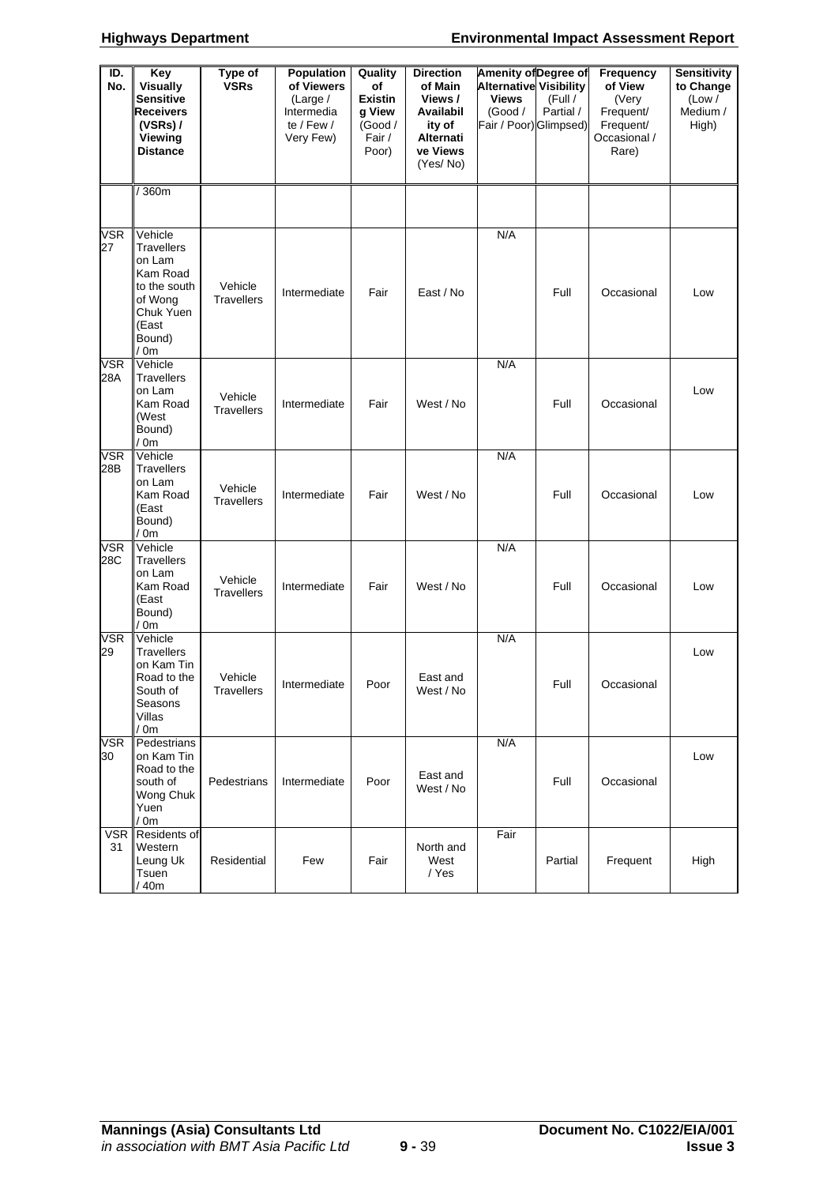| ID. No. | Key Visually Sensitive Receivers (VSRs) / Viewing Distance | Type of VSRs | Population of Viewers (Large / Intermediate / Few / Very Few) | Quality of Existing View (Good / Fair / Poor) | Direction of Main Views / Availability of Alternative Views (Yes/ No) | Amenity of Alternative Views (Good / Fair / Poor) | Degree of Visibility (Full / Partial / Glimpsed) | Frequency of View (Very Frequent/ Frequent/ Occasional / Rare) | Sensitivity to Change (Low / Medium / High) |
|---|---|---|---|---|---|---|---|---|---|
| | / 360m | | | | | | | | |
| VSR 27 | Vehicle Travellers on Lam Kam Road to the south of Wong Chuk Yuen (East Bound) / 0m | Vehicle Travellers | Intermediate | Fair | East / No | N/A | Full | Occasional | Low |
| VSR 28A | Vehicle Travellers on Lam Kam Road (West Bound) / 0m | Vehicle Travellers | Intermediate | Fair | West / No | N/A | Full | Occasional | Low |
| VSR 28B | Vehicle Travellers on Lam Kam Road (East Bound) / 0m | Vehicle Travellers | Intermediate | Fair | West / No | N/A | Full | Occasional | Low |
| VSR 28C | Vehicle Travellers on Lam Kam Road (East Bound) / 0m | Vehicle Travellers | Intermediate | Fair | West / No | N/A | Full | Occasional | Low |
| VSR 29 | Vehicle Travellers on Kam Tin Road to the South of Seasons Villas / 0m | Vehicle Travellers | Intermediate | Poor | East and West / No | N/A | Full | Occasional | Low |
| VSR 30 | Pedestrians on Kam Tin Road to the south of Wong Chuk Yuen / 0m | Pedestrians | Intermediate | Poor | East and West / No | N/A | Full | Occasional | Low |
| VSR 31 | Residents of Western Leung Uk Tsuen / 40m | Residential | Few | Fair | North and West / Yes | Fair | Partial | Frequent | High |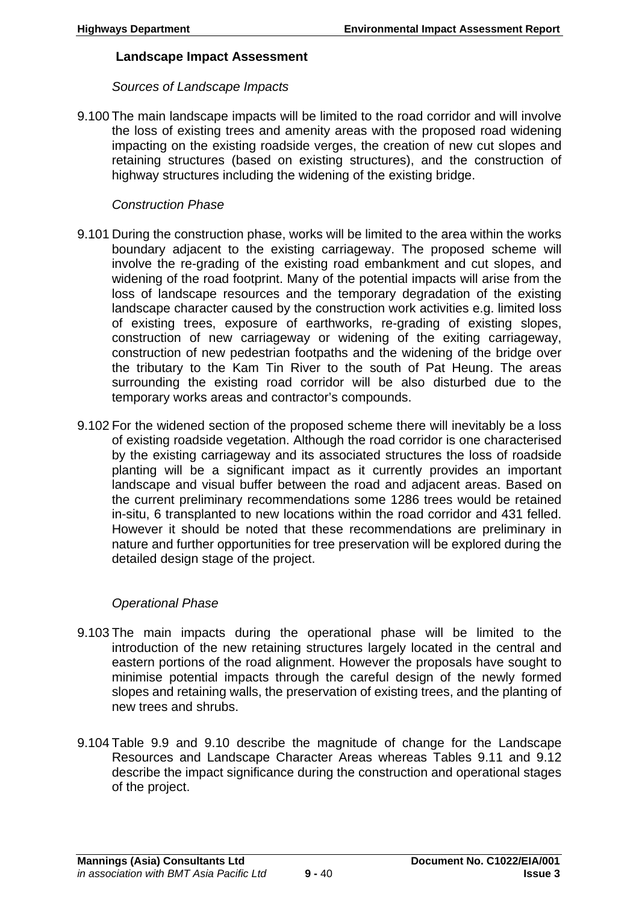### Landscape Impact Assessment

*Sources of Landscape Impacts*

9.100 The main landscape impacts will be limited to the road corridor and will involve the loss of existing trees and amenity areas with the proposed road widening impacting on the existing roadside verges, the creation of new cut slopes and retaining structures (based on existing structures), and the construction of highway structures including the widening of the existing bridge.

*Construction Phase*

9.101 During the construction phase, works will be limited to the area within the works boundary adjacent to the existing carriageway. The proposed scheme will involve the re-grading of the existing road embankment and cut slopes, and widening of the road footprint. Many of the potential impacts will arise from the loss of landscape resources and the temporary degradation of the existing landscape character caused by the construction work activities e.g. limited loss of existing trees, exposure of earthworks, re-grading of existing slopes, construction of new carriageway or widening of the exiting carriageway, construction of new pedestrian footpaths and the widening of the bridge over the tributary to the Kam Tin River to the south of Pat Heung. The areas surrounding the existing road corridor will be also disturbed due to the temporary works areas and contractor's compounds.

9.102 For the widened section of the proposed scheme there will inevitably be a loss of existing roadside vegetation. Although the road corridor is one characterised by the existing carriageway and its associated structures the loss of roadside planting will be a significant impact as it currently provides an important landscape and visual buffer between the road and adjacent areas. Based on the current preliminary recommendations some 1286 trees would be retained in-situ, 6 transplanted to new locations within the road corridor and 431 felled. However it should be noted that these recommendations are preliminary in nature and further opportunities for tree preservation will be explored during the detailed design stage of the project.

*Operational Phase*

9.103 The main impacts during the operational phase will be limited to the introduction of the new retaining structures largely located in the central and eastern portions of the road alignment. However the proposals have sought to minimise potential impacts through the careful design of the newly formed slopes and retaining walls, the preservation of existing trees, and the planting of new trees and shrubs.

9.104 Table 9.9 and 9.10 describe the magnitude of change for the Landscape Resources and Landscape Character Areas whereas Tables 9.11 and 9.12 describe the impact significance during the construction and operational stages of the project.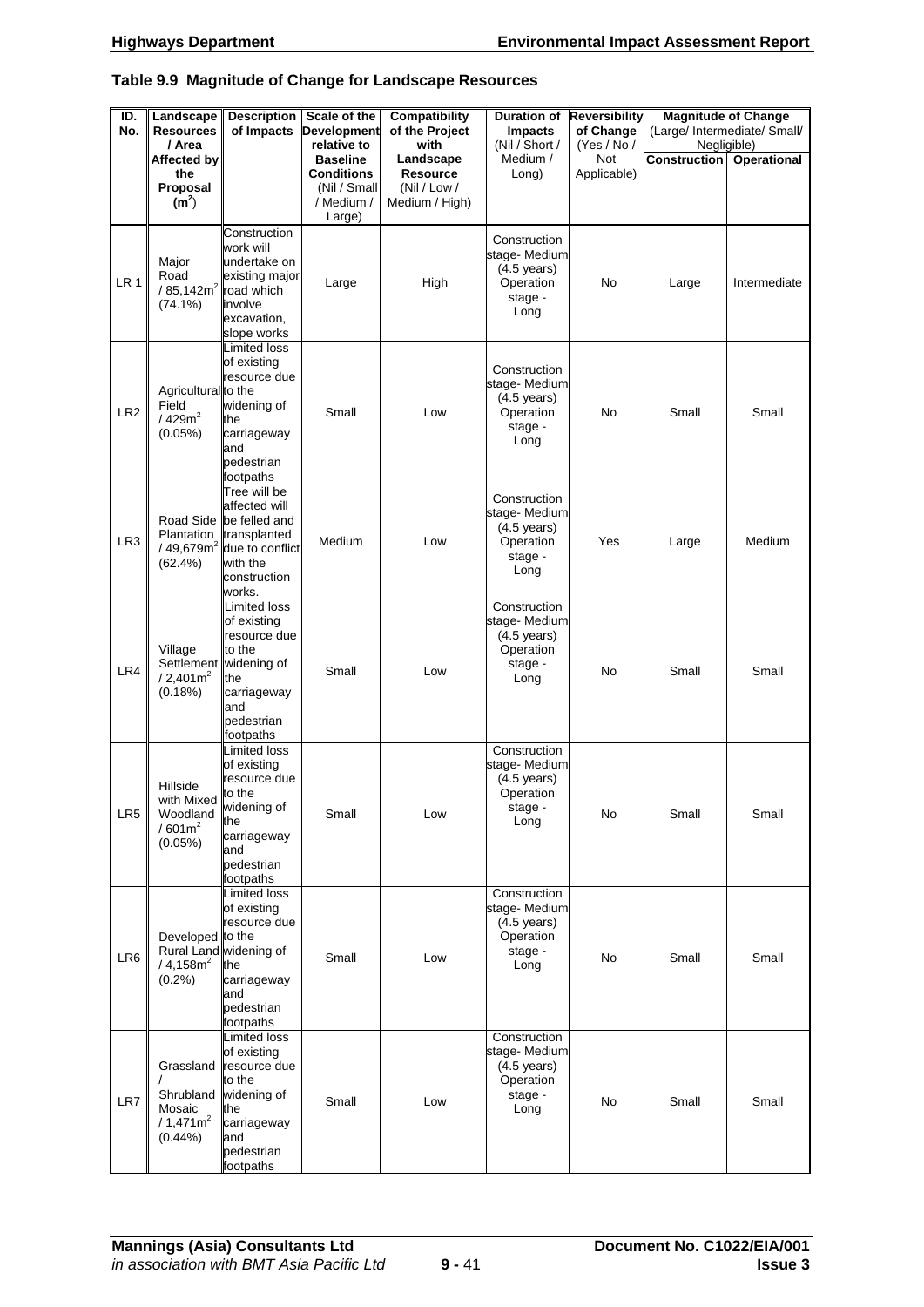**Table 9.9 Magnitude of Change for Landscape Resources**

| ID. No. | Landscape Resources / Area Affected by the Proposal ($m^2$) | Description of Impacts | Scale of the Development relative to Baseline Conditions (Nil / Small / Medium / Large) | Compatibility of the Project with Landscape Resource (Nil / Low / Medium / High) | Duration of Impacts (Nil / Short / Medium / Long) | Reversibility of Change (Yes / No / Not Applicable) | Magnitude of Change (Large/ Intermediate/ Small/ Negligible) | |
|---|---|---|---|---|---|---|---|---|
| | | | | | | | Construction | Operational |
| LR 1 | Major Road / 85,142$m^2$ (74.1%) | Construction work will undertake on existing major road which involve excavation, slope works | Large | High | Construction stage- Medium (4.5 years) Operation stage - Long | No | Large | Intermediate |
| LR2 | Agricultural Field / 429$m^2$ (0.05%) | Limited loss of existing resource due to the widening of the carriageway and pedestrian footpaths | Small | Low | Construction stage- Medium (4.5 years) Operation stage - Long | No | Small | Small |
| LR3 | Road Side Plantation / 49,679$m^2$ (62.4%) | Tree will be affected will be felled and transplanted due to conflict with the construction works. | Medium | Low | Construction stage- Medium (4.5 years) Operation stage - Long | Yes | Large | Medium |
| LR4 | Village Settlement / 2,401$m^2$ (0.18%) | Limited loss of existing resource due to the widening of the carriageway and pedestrian footpaths | Small | Low | Construction stage- Medium (4.5 years) Operation stage - Long | No | Small | Small |
| LR5 | Hillside with Mixed Woodland / 601$m^2$ (0.05%) | Limited loss of existing resource due to the widening of the carriageway and pedestrian footpaths | Small | Low | Construction stage- Medium (4.5 years) Operation stage - Long | No | Small | Small |
| LR6 | Developed Rural Land / 4,158$m^2$ (0.2%) | Limited loss of existing resource due to the widening of the carriageway and pedestrian footpaths | Small | Low | Construction stage- Medium (4.5 years) Operation stage - Long | No | Small | Small |
| LR7 | Grassland / Shrubland Mosaic / 1,471$m^2$ (0.44%) | Limited loss of existing resource due to the widening of the carriageway and pedestrian footpaths | Small | Low | Construction stage- Medium (4.5 years) Operation stage - Long | No | Small | Small |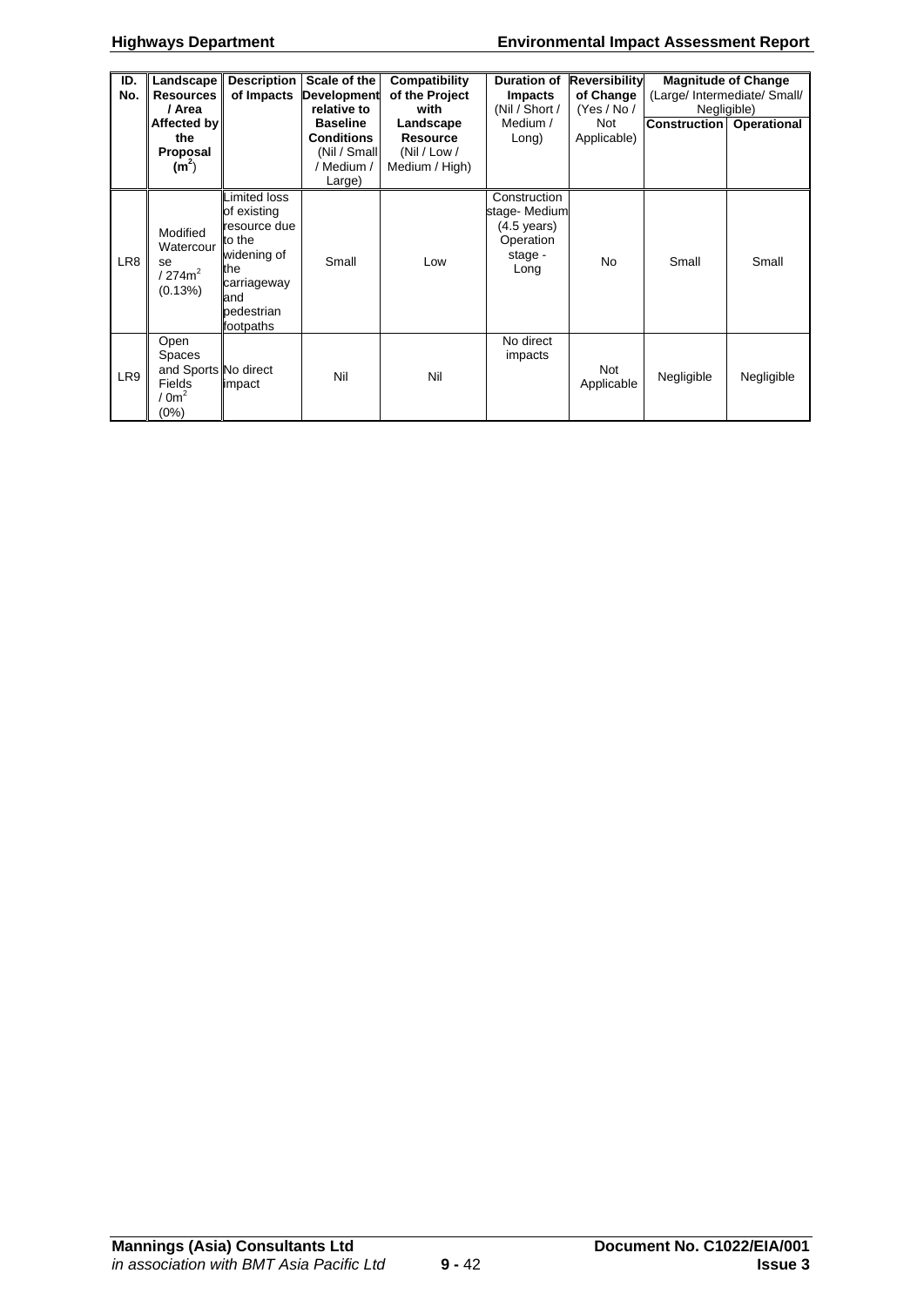| ID. No. | Landscape Resources / Area Affected by the Proposal ($m^2$) | Description of Impacts | Scale of the Development relative to Baseline Conditions (Nil / Small / Medium / Large) | Compatibility of the Project with Landscape Resource (Nil / Low / Medium / High) | Duration of Impacts (Nil / Short / Medium / Long) | Reversibility of Change (Yes / No / Not Applicable) | Magnitude of Change (Large/ Intermediate/ Small/ Negligible) | |
|---|---|---|---|---|---|---|---|---|
| | | | | | | | Construction | Operational |
| LR8 | Modified Watercourse / $274m^2$ (0.13%) | Limited loss of existing resource due to the widening of the carriageway and pedestrian footpaths | Small | Low | Construction stage- Medium (4.5 years) Operation stage - Long | No | Small | Small |
| LR9 | Open Spaces and Sports Fields / $0m^2$ (0%) | No direct impact | Nil | Nil | No direct impacts | Not Applicable | Negligible | Negligible |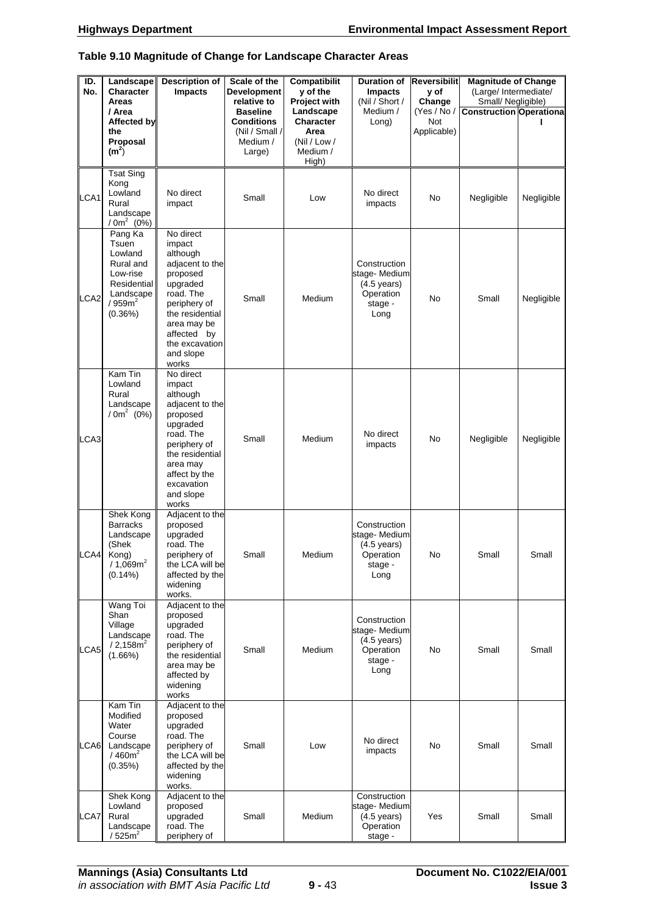### Table 9.10 Magnitude of Change for Landscape Character Areas

| ID. No. | Landscape Character Areas / Area Affected by the Proposal ($m^2$) | Description of Impacts | Scale of the Development relative to Baseline Conditions (Nil / Small / Medium / Large) | Compatibility of the Project with Landscape Character Area (Nil / Low / Medium / High) | Duration of Impacts (Nil / Short / Medium / Long) | Reversibility of Change (Yes / No / Not Applicable) | Magnitude of Change (Large/ Intermediate/ Small/ Negligible) | |
|---|---|---|---|---|---|---|---|---|
| | | | | | | | Construction | Operational |
| LCA1 | Tsat Sing Kong Lowland Rural Landscape / $0m^2$ (0%) | No direct impact | Small | Low | No direct impacts | No | Negligible | Negligible |
| LCA2 | Pang Ka Tsuen Lowland Rural and Low-rise Residential Landscape / $959m^2$ (0.36%) | No direct impact although adjacent to the proposed upgraded road. The periphery of the residential area may be affected by the excavation and slope works | Small | Medium | Construction stage- Medium (4.5 years) Operation stage - Long | No | Small | Negligible |
| LCA3 | Kam Tin Lowland Rural Landscape / $0m^2$ (0%) | No direct impact although adjacent to the proposed upgraded road. The periphery of the residential area may affect by the excavation and slope works | Small | Medium | No direct impacts | No | Negligible | Negligible |
| LCA4 | Shek Kong Barracks Landscape (Shek Kong) / $1,069m^2$ (0.14%) | Adjacent to the proposed upgraded road. The periphery of the LCA will be affected by the widening works. | Small | Medium | Construction stage- Medium (4.5 years) Operation stage - Long | No | Small | Small |
| LCA5 | Wang Toi Shan Village Landscape / $2,158m^2$ (1.66%) | Adjacent to the proposed upgraded road. The periphery of the residential area may be affected by widening works | Small | Medium | Construction stage- Medium (4.5 years) Operation stage - Long | No | Small | Small |
| LCA6 | Kam Tin Modified Water Course Landscape / $460m^2$ (0.35%) | Adjacent to the proposed upgraded road. The periphery of the LCA will be affected by the widening works. | Small | Low | No direct impacts | No | Small | Small |
| LCA7 | Shek Kong Lowland Rural Landscape / $525m^2$ | Adjacent to the proposed upgraded road. The periphery of | Small | Medium | Construction stage- Medium (4.5 years) Operation stage - | Yes | Small | Small |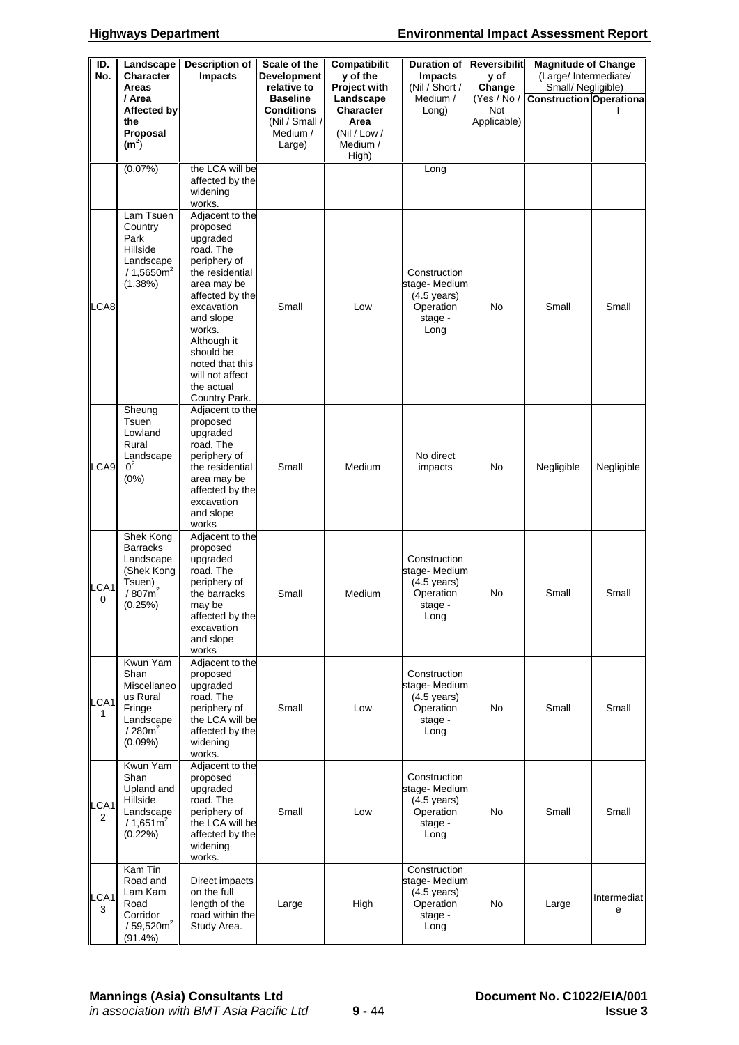| ID. No. | Landscape Character Areas / Area Affected by the Proposal ($m^2$) | Description of Impacts | Scale of the Development relative to the Baseline Conditions (Nil / Small / Medium / Large) | Compatibility of the Project with Landscape Character Area (Nil / Low / Medium / High) | Duration of Impacts (Nil / Short / Medium / Long) | Reversibility of Change (Yes / No / Not Applicable) | Magnitude of Change (Large/ Intermediate/ Small/ Negligible) | |
|---|---|---|---|---|---|---|---|---|
| | | | | | | | Construction | Operational |
| | (0.07%) | the LCA will be affected by the widening works. | | | Long | | | |
| LCA8 | Lam Tsuen Country Park Hillside Landscape / 1,5650$m^2$ (1.38%) | Adjacent to the proposed upgraded road. The periphery of the residential area may be affected by the excavation and slope works. Although it should be noted that this will not affect the actual Country Park. | Small | Low | Construction stage- Medium (4.5 years) Operation stage - Long | No | Small | Small |
| LCA9 | Sheung Tsuen Lowland Rural Landscape $0^2$ (0%) | Adjacent to the proposed upgraded road. The periphery of the residential area may be affected by the excavation and slope works | Small | Medium | No direct impacts | No | Negligible | Negligible |
| LCA10 | Shek Kong Barracks Landscape (Shek Kong Tsuen) / 807$m^2$ (0.25%) | Adjacent to the proposed upgraded road. The periphery of the barracks may be affected by the excavation and slope works | Small | Medium | Construction stage- Medium (4.5 years) Operation stage - Long | No | Small | Small |
| LCA11 | Kwun Yam Shan Miscellaneous Rural Fringe Landscape / 280$m^2$ (0.09%) | Adjacent to the proposed upgraded road. The periphery of the LCA will be affected by the widening works. | Small | Low | Construction stage- Medium (4.5 years) Operation stage - Long | No | Small | Small |
| LCA12 | Kwun Yam Shan Upland and Hillside Landscape / 1,651$m^2$ (0.22%) | Adjacent to the proposed upgraded road. The periphery of the LCA will be affected by the widening works. | Small | Low | Construction stage- Medium (4.5 years) Operation stage - Long | No | Small | Small |
| LCA13 | Kam Tin Road and Lam Kam Road Corridor / 59,520$m^2$ (91.4%) | Direct impacts on the full length of the road within the Study Area. | Large | High | Construction stage- Medium (4.5 years) Operation stage - Long | No | Large | Intermediate |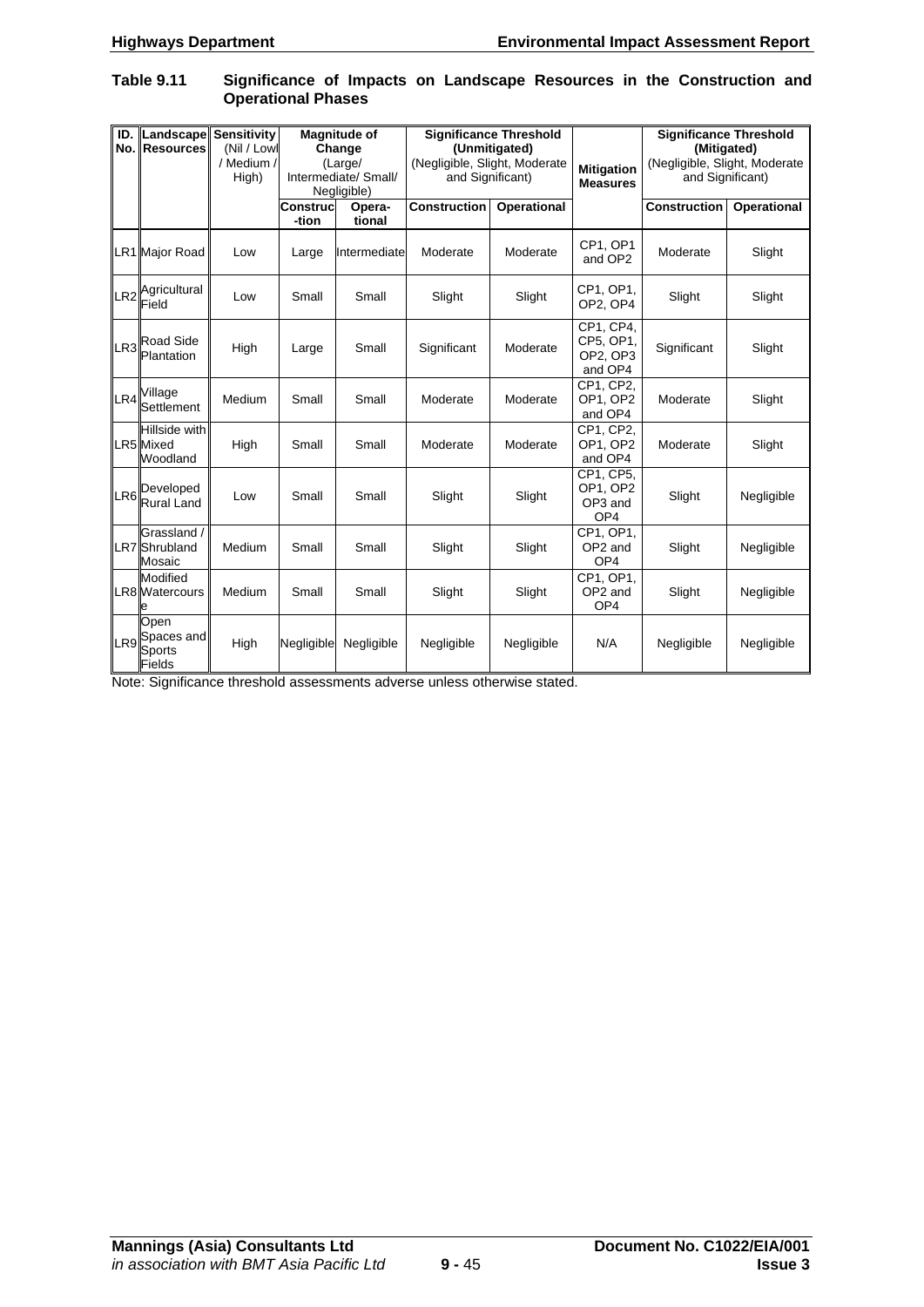**Table 9.11 Significance of Impacts on Landscape Resources in the Construction and Operational Phases**

| ID. No. | Landscape Resources | Sensitivity (Nil / Low / Medium / High) | Magnitude of Change (Large/ Intermediate/ Small/ Negligible) | | Significance Threshold (Unmitigated) (Negligible, Slight, Moderate and Significant) | | Mitigation Measures | Significance Threshold (Mitigated) (Negligible, Slight, Moderate and Significant) | |
|---|---|---|---|---|---|---|---|---|---|
| | | | Construc-tion | Opera-tional | Construction | Operational | | Construction | Operational |
| LR1 | Major Road | Low | Large | Intermediate | Moderate | Moderate | CP1, OP1 and OP2 | Moderate | Slight |
| LR2 | Agricultural Field | Low | Small | Small | Slight | Slight | CP1, OP1, OP2, OP4 | Slight | Slight |
| LR3 | Road Side Plantation | High | Large | Small | Significant | Moderate | CP1, CP4, CP5, OP1, OP2, OP3 and OP4 | Significant | Slight |
| LR4 | Village Settlement | Medium | Small | Small | Moderate | Moderate | CP1, CP2, OP1, OP2 and OP4 | Moderate | Slight |
| LR5 | Hillside with Mixed Woodland | High | Small | Small | Moderate | Moderate | CP1, CP2, OP1, OP2 and OP4 | Moderate | Slight |
| LR6 | Developed Rural Land | Low | Small | Small | Slight | Slight | CP1, CP5, OP1, OP2 OP3 and OP4 | Slight | Negligible |
| LR7 | Grassland / Shrubland Mosaic | Medium | Small | Small | Slight | Slight | CP1, OP1, OP2 and OP4 | Slight | Negligible |
| LR8 | Modified Watercourse | Medium | Small | Small | Slight | Slight | CP1, OP1, OP2 and OP4 | Slight | Negligible |
| LR9 | Open Spaces and Sports Fields | High | Negligible | Negligible | Negligible | Negligible | N/A | Negligible | Negligible |

Note: Significance threshold assessments adverse unless otherwise stated.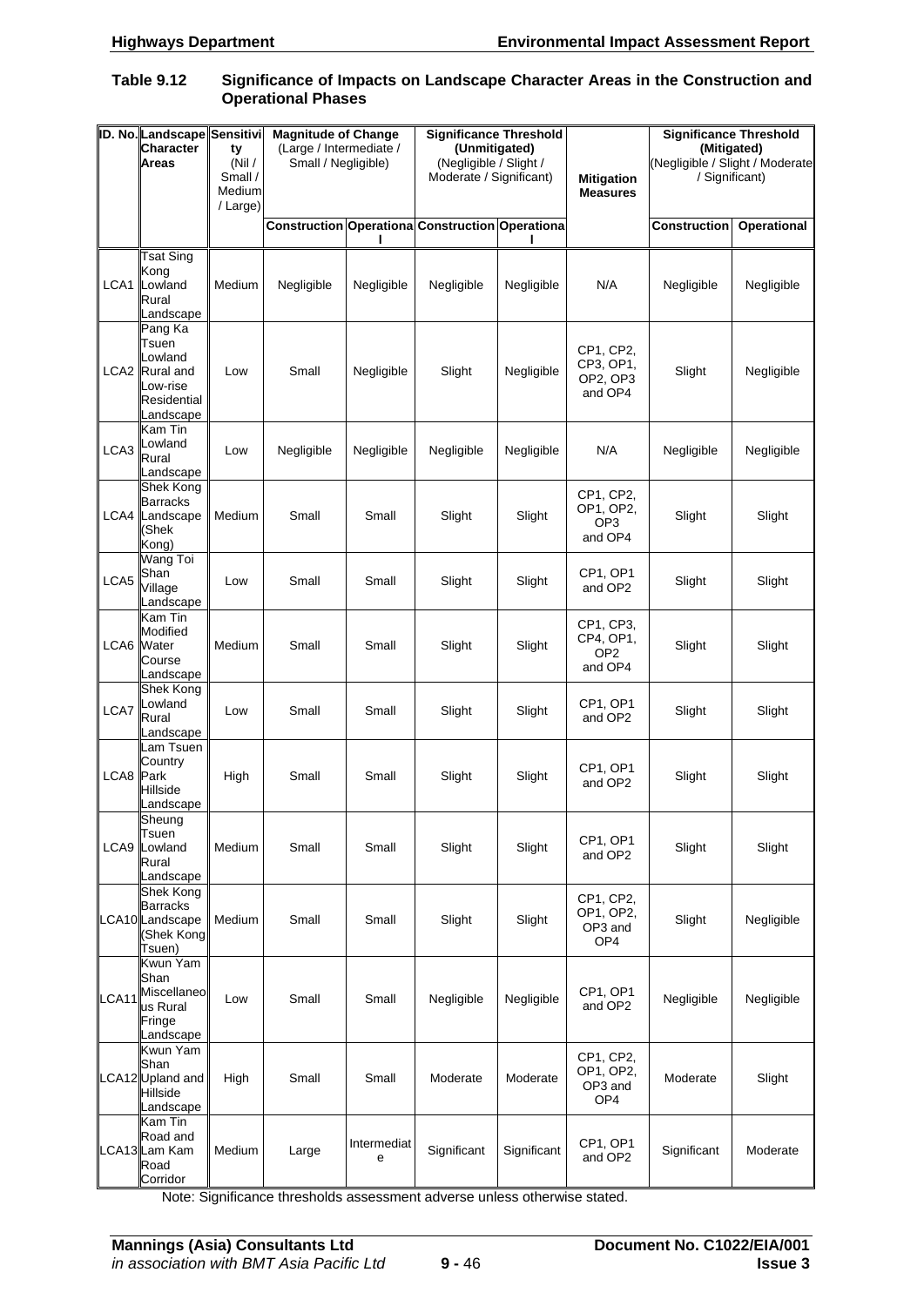**Table 9.12 Significance of Impacts on Landscape Character Areas in the Construction and Operational Phases**

| ID. No. | Landscape Character Areas | Sensitivity (Nil / Small / Medium / Large) | Magnitude of Change (Large / Intermediate / Small / Negligible) | | Significance Threshold (Unmitigated) (Negligible / Slight / Moderate / Significant) | | Mitigation Measures | Significance Threshold (Mitigated) (Negligible / Slight / Moderate / Significant) | |
|---|---|---|---|---|---|---|---|---|---|
| | | | Construction | Operational | Construction | Operational | | Construction | Operational |
| LCA1 | Tsat Sing Kong Lowland Rural Landscape | Medium | Negligible | Negligible | Negligible | Negligible | N/A | Negligible | Negligible |
| LCA2 | Pang Ka Tsuen Lowland Rural and Low-rise Residential Landscape | Low | Small | Negligible | Slight | Negligible | CP1, CP2, CP3, OP1, OP2, OP3 and OP4 | Slight | Negligible |
| LCA3 | Kam Tin Lowland Rural Landscape | Low | Negligible | Negligible | Negligible | Negligible | N/A | Negligible | Negligible |
| LCA4 | Shek Kong Barracks Landscape (Shek Kong) | Medium | Small | Small | Slight | Slight | CP1, CP2, OP1, OP2, OP3 and OP4 | Slight | Slight |
| LCA5 | Wang Toi Shan Village Landscape | Low | Small | Small | Slight | Slight | CP1, OP1 and OP2 | Slight | Slight |
| LCA6 | Kam Tin Modified Water Course Landscape | Medium | Small | Small | Slight | Slight | CP1, CP3, CP4, OP1, OP2 and OP4 | Slight | Slight |
| LCA7 | Shek Kong Lowland Rural Landscape | Low | Small | Small | Slight | Slight | CP1, OP1 and OP2 | Slight | Slight |
| LCA8 | Lam Tsuen Country Park Hillside Landscape | High | Small | Small | Slight | Slight | CP1, OP1 and OP2 | Slight | Slight |
| LCA9 | Sheung Tsuen Lowland Rural Landscape | Medium | Small | Small | Slight | Slight | CP1, OP1 and OP2 | Slight | Slight |
| LCA10 | Shek Kong Barracks Landscape (Shek Kong Tsuen) | Medium | Small | Small | Slight | Slight | CP1, CP2, OP1, OP2, OP3 and OP4 | Slight | Negligible |
| LCA11 | Kwun Yam Shan Miscellaneous Rural Fringe Landscape | Low | Small | Small | Negligible | Negligible | CP1, OP1 and OP2 | Negligible | Negligible |
| LCA12 | Kwun Yam Shan Upland and Hillside Landscape | High | Small | Small | Moderate | Moderate | CP1, CP2, OP1, OP2, OP3 and OP4 | Moderate | Slight |
| LCA13 | Kam Tin Road and Lam Kam Road Corridor | Medium | Large | Intermediate | Significant | Significant | CP1, OP1 and OP2 | Significant | Moderate |

Note: Significance thresholds assessment adverse unless otherwise stated.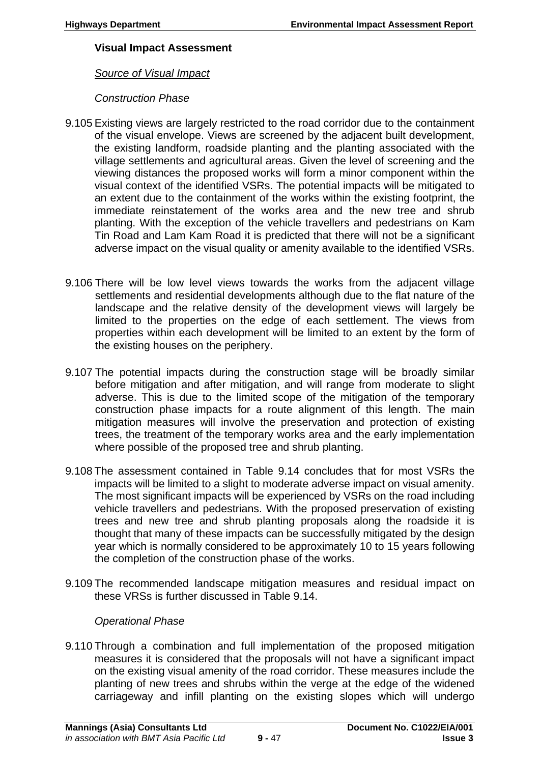### Visual Impact Assessment

*Source of Visual Impact*

*Construction Phase*

9.105 Existing views are largely restricted to the road corridor due to the containment of the visual envelope. Views are screened by the adjacent built development, the existing landform, roadside planting and the planting associated with the village settlements and agricultural areas. Given the level of screening and the viewing distances the proposed works will form a minor component within the visual context of the identified VSRs. The potential impacts will be mitigated to an extent due to the containment of the works within the existing footprint, the immediate reinstatement of the works area and the new tree and shrub planting. With the exception of the vehicle travellers and pedestrians on Kam Tin Road and Lam Kam Road it is predicted that there will not be a significant adverse impact on the visual quality or amenity available to the identified VSRs.

9.106 There will be low level views towards the works from the adjacent village settlements and residential developments although due to the flat nature of the landscape and the relative density of the development views will largely be limited to the properties on the edge of each settlement. The views from properties within each development will be limited to an extent by the form of the existing houses on the periphery.

9.107 The potential impacts during the construction stage will be broadly similar before mitigation and after mitigation, and will range from moderate to slight adverse. This is due to the limited scope of the mitigation of the temporary construction phase impacts for a route alignment of this length. The main mitigation measures will involve the preservation and protection of existing trees, the treatment of the temporary works area and the early implementation where possible of the proposed tree and shrub planting.

9.108 The assessment contained in Table 9.14 concludes that for most VSRs the impacts will be limited to a slight to moderate adverse impact on visual amenity. The most significant impacts will be experienced by VSRs on the road including vehicle travellers and pedestrians. With the proposed preservation of existing trees and new tree and shrub planting proposals along the roadside it is thought that many of these impacts can be successfully mitigated by the design year which is normally considered to be approximately 10 to 15 years following the completion of the construction phase of the works.

9.109 The recommended landscape mitigation measures and residual impact on these VRSs is further discussed in Table 9.14.

*Operational Phase*

9.110 Through a combination and full implementation of the proposed mitigation measures it is considered that the proposals will not have a significant impact on the existing visual amenity of the road corridor. These measures include the planting of new trees and shrubs within the verge at the edge of the widened carriageway and infill planting on the existing slopes which will undergo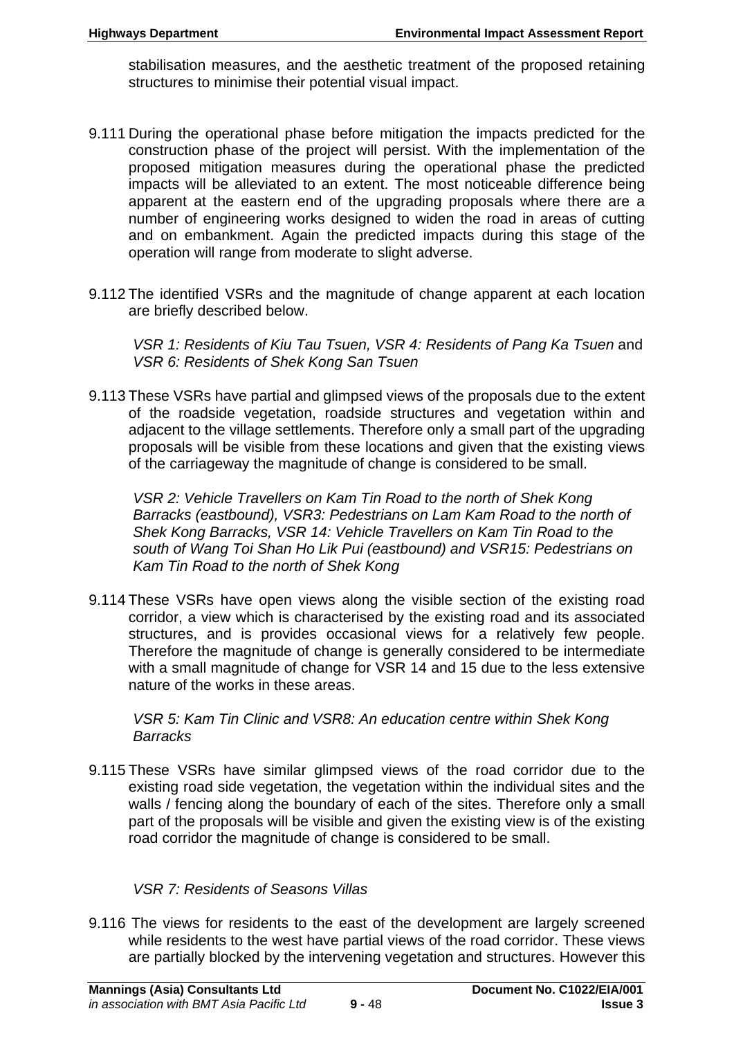stabilisation measures, and the aesthetic treatment of the proposed retaining structures to minimise their potential visual impact.

9.111 During the operational phase before mitigation the impacts predicted for the construction phase of the project will persist. With the implementation of the proposed mitigation measures during the operational phase the predicted impacts will be alleviated to an extent. The most noticeable difference being apparent at the eastern end of the upgrading proposals where there are a number of engineering works designed to widen the road in areas of cutting and on embankment. Again the predicted impacts during this stage of the operation will range from moderate to slight adverse.

9.112 The identified VSRs and the magnitude of change apparent at each location are briefly described below.

*VSR 1: Residents of Kiu Tau Tsuen, VSR 4: Residents of Pang Ka Tsuen* and *VSR 6: Residents of Shek Kong San Tsuen*

9.113 These VSRs have partial and glimpsed views of the proposals due to the extent of the roadside vegetation, roadside structures and vegetation within and adjacent to the village settlements. Therefore only a small part of the upgrading proposals will be visible from these locations and given that the existing views of the carriageway the magnitude of change is considered to be small.

*VSR 2: Vehicle Travellers on Kam Tin Road to the north of Shek Kong Barracks (eastbound), VSR3: Pedestrians on Lam Kam Road to the north of Shek Kong Barracks, VSR 14: Vehicle Travellers on Kam Tin Road to the south of Wang Toi Shan Ho Lik Pui (eastbound) and VSR15: Pedestrians on Kam Tin Road to the north of Shek Kong*

9.114 These VSRs have open views along the visible section of the existing road corridor, a view which is characterised by the existing road and its associated structures, and is provides occasional views for a relatively few people. Therefore the magnitude of change is generally considered to be intermediate with a small magnitude of change for VSR 14 and 15 due to the less extensive nature of the works in these areas.

*VSR 5: Kam Tin Clinic and VSR8: An education centre within Shek Kong Barracks*

9.115 These VSRs have similar glimpsed views of the road corridor due to the existing road side vegetation, the vegetation within the individual sites and the walls / fencing along the boundary of each of the sites. Therefore only a small part of the proposals will be visible and given the existing view is of the existing road corridor the magnitude of change is considered to be small.

*VSR 7: Residents of Seasons Villas*

9.116 The views for residents to the east of the development are largely screened while residents to the west have partial views of the road corridor. These views are partially blocked by the intervening vegetation and structures. However this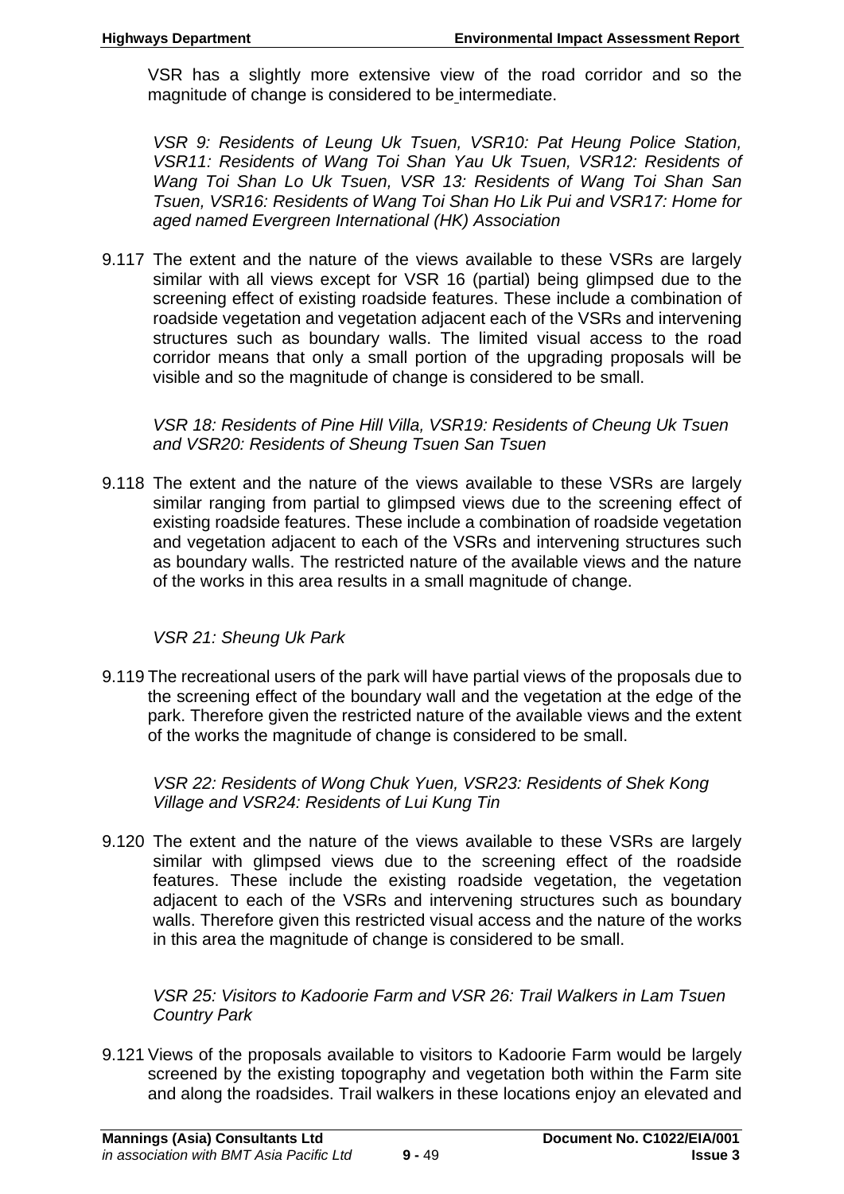VSR has a slightly more extensive view of the road corridor and so the magnitude of change is considered to be intermediate.

*VSR 9: Residents of Leung Uk Tsuen, VSR10: Pat Heung Police Station, VSR11: Residents of Wang Toi Shan Yau Uk Tsuen, VSR12: Residents of Wang Toi Shan Lo Uk Tsuen, VSR 13: Residents of Wang Toi Shan San Tsuen, VSR16: Residents of Wang Toi Shan Ho Lik Pui and VSR17: Home for aged named Evergreen International (HK) Association*

9.117 The extent and the nature of the views available to these VSRs are largely similar with all views except for VSR 16 (partial) being glimpsed due to the screening effect of existing roadside features. These include a combination of roadside vegetation and vegetation adjacent each of the VSRs and intervening structures such as boundary walls. The limited visual access to the road corridor means that only a small portion of the upgrading proposals will be visible and so the magnitude of change is considered to be small.

*VSR 18: Residents of Pine Hill Villa, VSR19: Residents of Cheung Uk Tsuen and VSR20: Residents of Sheung Tsuen San Tsuen*

9.118 The extent and the nature of the views available to these VSRs are largely similar ranging from partial to glimpsed views due to the screening effect of existing roadside features. These include a combination of roadside vegetation and vegetation adjacent to each of the VSRs and intervening structures such as boundary walls. The restricted nature of the available views and the nature of the works in this area results in a small magnitude of change.

*VSR 21: Sheung Uk Park*

9.119 The recreational users of the park will have partial views of the proposals due to the screening effect of the boundary wall and the vegetation at the edge of the park. Therefore given the restricted nature of the available views and the extent of the works the magnitude of change is considered to be small.

*VSR 22: Residents of Wong Chuk Yuen, VSR23: Residents of Shek Kong Village and VSR24: Residents of Lui Kung Tin*

9.120 The extent and the nature of the views available to these VSRs are largely similar with glimpsed views due to the screening effect of the roadside features. These include the existing roadside vegetation, the vegetation adjacent to each of the VSRs and intervening structures such as boundary walls. Therefore given this restricted visual access and the nature of the works in this area the magnitude of change is considered to be small.

*VSR 25: Visitors to Kadoorie Farm and VSR 26: Trail Walkers in Lam Tsuen Country Park*

9.121 Views of the proposals available to visitors to Kadoorie Farm would be largely screened by the existing topography and vegetation both within the Farm site and along the roadsides. Trail walkers in these locations enjoy an elevated and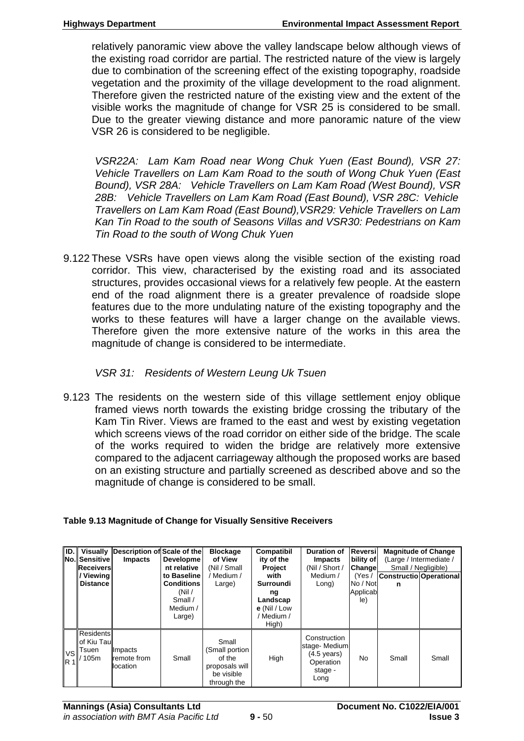relatively panoramic view above the valley landscape below although views of the existing road corridor are partial. The restricted nature of the view is largely due to combination of the screening effect of the existing topography, roadside vegetation and the proximity of the village development to the road alignment. Therefore given the restricted nature of the existing view and the extent of the visible works the magnitude of change for VSR 25 is considered to be small. Due to the greater viewing distance and more panoramic nature of the view VSR 26 is considered to be negligible.

*VSR22A: Lam Kam Road near Wong Chuk Yuen (East Bound), VSR 27: Vehicle Travellers on Lam Kam Road to the south of Wong Chuk Yuen (East Bound), VSR 28A: Vehicle Travellers on Lam Kam Road (West Bound), VSR 28B: Vehicle Travellers on Lam Kam Road (East Bound), VSR 28C: Vehicle Travellers on Lam Kam Road (East Bound),VSR29: Vehicle Travellers on Lam Kan Tin Road to the south of Seasons Villas and VSR30: Pedestrians on Kam Tin Road to the south of Wong Chuk Yuen*

9.122 These VSRs have open views along the visible section of the existing road corridor. This view, characterised by the existing road and its associated structures, provides occasional views for a relatively few people. At the eastern end of the road alignment there is a greater prevalence of roadside slope features due to the more undulating nature of the existing topography and the works to these features will have a larger change on the available views. Therefore given the more extensive nature of the works in this area the magnitude of change is considered to be intermediate.

*VSR 31: Residents of Western Leung Uk Tsuen*

9.123 The residents on the western side of this village settlement enjoy oblique framed views north towards the existing bridge crossing the tributary of the Kam Tin River. Views are framed to the east and west by existing vegetation which screens views of the road corridor on either side of the bridge. The scale of the works required to widen the bridge are relatively more extensive compared to the adjacent carriageway although the proposed works are based on an existing structure and partially screened as described above and so the magnitude of change is considered to be small.

**Table 9.13 Magnitude of Change for Visually Sensitive Receivers**

| ID. No. | Visually Sensitive Receivers / Viewing Distance | Description of Impacts | Scale of the Development relative to Baseline Conditions (Nil / Small / Medium / Large) | Blockage of View (Nil / Small / Medium / Large) | Compatibility of the Project with Surrounding Landscape (Nil / Low / Medium / High) | Duration of Impacts (Nil / Short / Medium / Long) | Reversibility of Change (Yes / No / Not Applicable) | Magnitude of Change (Large / Intermediate / Small / Negligible) | |
|---|---|---|---|---|---|---|---|---|---|
| | | | | | | | | Construction | Operational |
| VSR 1 | Residents of Kiu Tau Tsuen / 105m | Impacts remote from location | Small | Small (Small portion of the proposals will be visible through the | High | Construction stage- Medium (4.5 years) Operation stage - Long | No | Small | Small |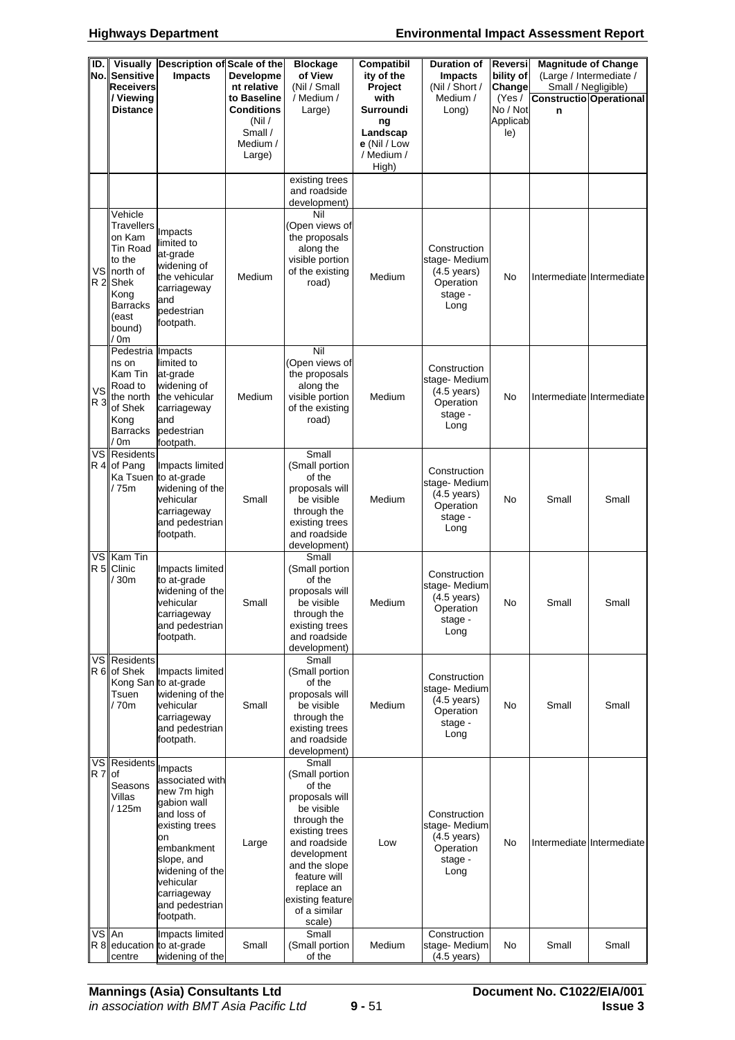| ID. No. | Visually Sensitive Receivers / Viewing Distance | Description of Impacts | Scale of the Development relative to Baseline Conditions (Nil / Small / Medium / Large) | Blockage of View (Nil / Small / Medium / Large) | Compatibility of the Project with Surrounding Landscape (Nil / Low / Medium / High) | Duration of Impacts (Nil / Short / Medium / Long) | Reversibility of Change (Yes / No / Not Applicable) | Magnitude of Change (Large / Intermediate / Small / Negligible) | |
|---|---|---|---|---|---|---|---|---|---|
| | | | | | | | | Construction | Operational |
| | | | | existing trees and roadside development) | | | | | |
| VSR 2 | Vehicle Travellers on Kam Tin Road to the north of Shek Kong Barracks (east bound) / 0m | Impacts limited to at-grade widening of the vehicular carriageway and pedestrian footpath. | Medium | Nil (Open views of the proposals along the visible portion of the existing road) | Medium | Construction stage- Medium (4.5 years) Operation stage - Long | No | Intermediate | Intermediate |
| VSR 3 | Pedestrians on Kam Tin Road to the north of Shek Kong Barracks / 0m | Impacts limited to at-grade widening of the vehicular carriageway and pedestrian footpath. | Medium | Nil (Open views of the proposals along the visible portion of the existing road) | Medium | Construction stage- Medium (4.5 years) Operation stage - Long | No | Intermediate | Intermediate |
| VSR 4 | Residents of Pang Ka Tsuen / 75m | Impacts limited to at-grade widening of the vehicular carriageway and pedestrian footpath. | Small | Small (Small portion of the proposals will be visible through the existing trees and roadside development) | Medium | Construction stage- Medium (4.5 years) Operation stage - Long | No | Small | Small |
| VSR 5 | Kam Tin Clinic / 30m | Impacts limited to at-grade widening of the vehicular carriageway and pedestrian footpath. | Small | Small (Small portion of the proposals will be visible through the existing trees and roadside development) | Medium | Construction stage- Medium (4.5 years) Operation stage - Long | No | Small | Small |
| VSR 6 | Residents of Shek Kong San Tsuen / 70m | Impacts limited to at-grade widening of the vehicular carriageway and pedestrian footpath. | Small | Small (Small portion of the proposals will be visible through the existing trees and roadside development) | Medium | Construction stage- Medium (4.5 years) Operation stage - Long | No | Small | Small |
| VSR 7 | Residents of Seasons Villas / 125m | Impacts associated with new 7m high gabion wall and loss of existing trees on embankment slope, and widening of the vehicular carriageway and pedestrian footpath. | Large | Small (Small portion of the proposals will be visible through the existing trees and roadside development and the slope feature will replace an existing feature of a similar scale) | Low | Construction stage- Medium (4.5 years) Operation stage - Long | No | Intermediate | Intermediate |
| VSR 8 | An education centre | Impacts limited to at-grade widening of the | Small | Small (Small portion of the | Medium | Construction stage- Medium (4.5 years) | No | Small | Small |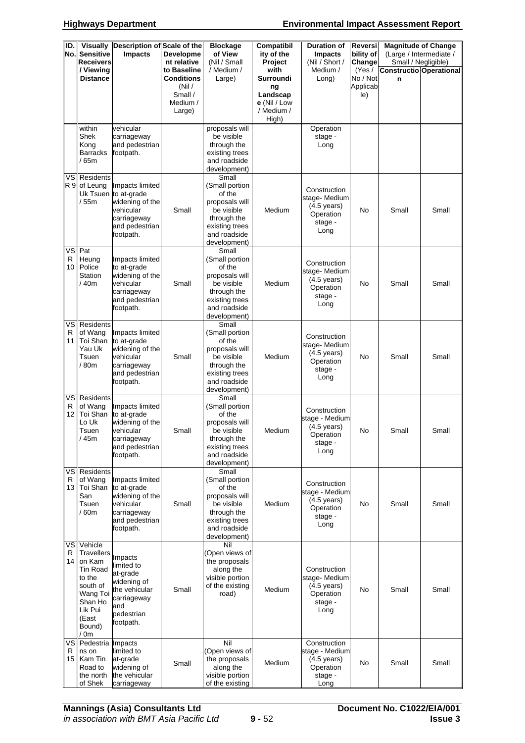| ID. No. | Visually Sensitive Receivers / Viewing Distance | Description of Impacts | Scale of the Development relative to Baseline Conditions (Nil / Small / Medium / Large) | Blockage of View (Nil / Small / Medium / Large) | Compatibility of the Project with Surrounding Landscape (Nil / Low / Medium / High) | Duration of Impacts (Nil / Short / Medium / Long) | Reversibility of Change (Yes / No / Not Applicable) | Magnitude of Change (Large / Intermediate / Small / Negligible) | |
|---|---|---|---|---|---|---|---|---|---|
| | | | | | | | | Construction | Operational |
| | within Shek Kong Barracks / 65m | vehicular carriageway and pedestrian footpath. | | proposals will be visible through the existing trees and roadside development) | | Operation stage - Long | | | |
| VSR 9 | Residents of Leung Uk Tsuen / 55m | Impacts limited to at-grade widening of the vehicular carriageway and pedestrian footpath. | Small | Small (Small portion of the proposals will be visible through the existing trees and roadside development) | Medium | Construction stage- Medium (4.5 years) Operation stage - Long | No | Small | Small |
| VSR 10 | Pat Heung Police Station / 40m | Impacts limited to at-grade widening of the vehicular carriageway and pedestrian footpath. | Small | Small (Small portion of the proposals will be visible through the existing trees and roadside development) | Medium | Construction stage- Medium (4.5 years) Operation stage - Long | No | Small | Small |
| VSR 11 | Residents of Wang Toi Shan Yau Uk Tsuen / 80m | Impacts limited to at-grade widening of the vehicular carriageway and pedestrian footpath. | Small | Small (Small portion of the proposals will be visible through the existing trees and roadside development) | Medium | Construction stage- Medium (4.5 years) Operation stage - Long | No | Small | Small |
| VSR 12 | Residents of Wang Toi Shan Lo Uk Tsuen / 45m | Impacts limited to at-grade widening of the vehicular carriageway and pedestrian footpath. | Small | Small (Small portion of the proposals will be visible through the existing trees and roadside development) | Medium | Construction stage - Medium (4.5 years) Operation stage - Long | No | Small | Small |
| VSR 13 | Residents of Wang Toi Shan San Tsuen / 60m | Impacts limited to at-grade widening of the vehicular carriageway and pedestrian footpath. | Small | Small (Small portion of the proposals will be visible through the existing trees and roadside development) | Medium | Construction stage - Medium (4.5 years) Operation stage - Long | No | Small | Small |
| VSR 14 | Vehicle Travellers on Kam Tin Road to the south of Wang Toi Shan Ho Lik Pui (East Bound) / 0m | Impacts limited to at-grade widening of the vehicular carriageway and pedestrian footpath. | Small | Nil (Open views of the proposals along the visible portion of the existing road) | Medium | Construction stage- Medium (4.5 years) Operation stage - Long | No | Small | Small |
| VSR 15 | Pedestrians on Kam Tin Road to the north of Shek | Impacts limited to at-grade widening of the vehicular carriageway | Small | Nil (Open views of the proposals along the visible portion of the existing | Medium | Construction stage - Medium (4.5 years) Operation stage - Long | No | Small | Small |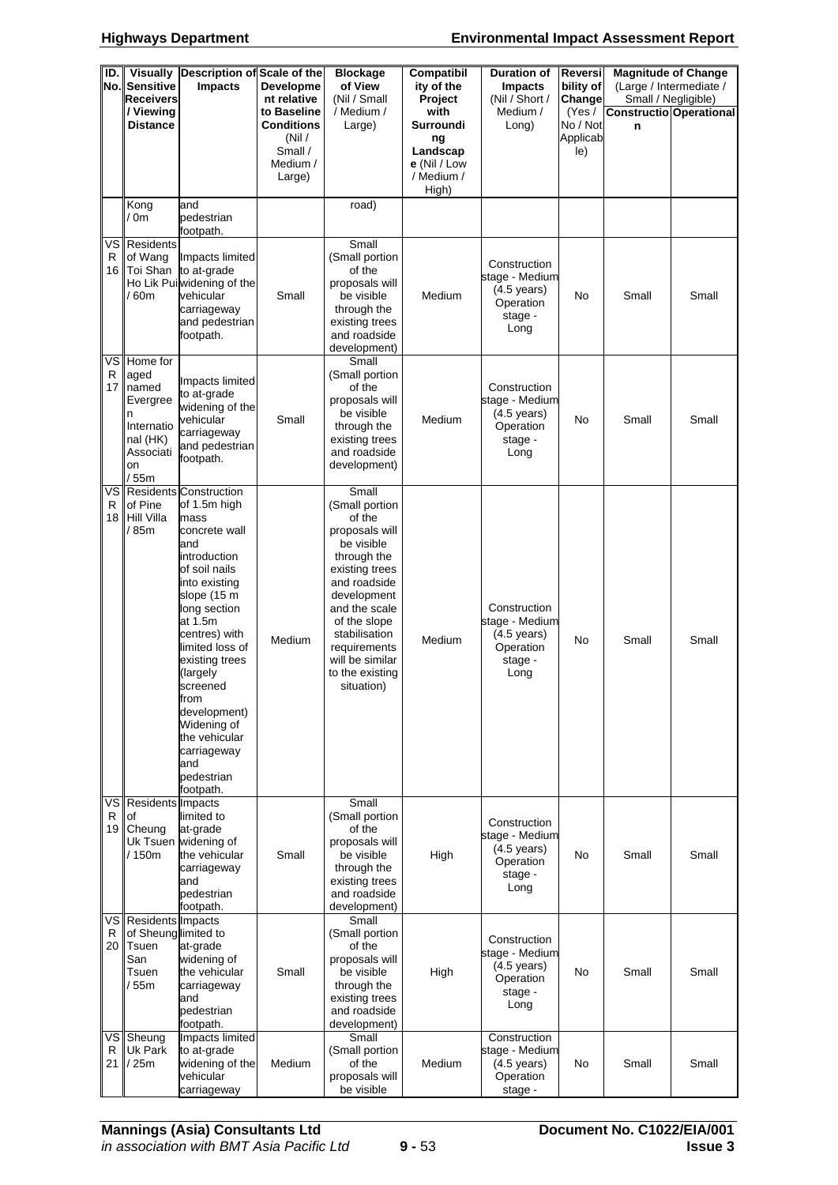| ID. No. | Visually Sensitive Receivers / Viewing Distance | Description of Impacts | Scale of the Development relative to Baseline Conditions (Nil / Small / Medium / Large) | Blockage of View (Nil / Small / Medium / Large) | Compatibility of the Project with Surrounding Landscape (Nil / Low / Medium / High) | Duration of Impacts (Nil / Short / Medium / Long) | Reversibility of Change (Yes / No / Not Applicable) | Magnitude of Change (Large / Intermediate / Small / Negligible) | |
|---|---|---|---|---|---|---|---|---|---|
| | | | | | | | | Construction | Operational |
| | Kong / 0m | and pedestrian footpath. | | road) | | | | | |
| VSR 16 | Residents of Wang Toi Shan Ho Lik Pui / 60m | Impacts limited to at-grade widening of the vehicular carriageway and pedestrian footpath. | Small | Small (Small portion of the proposals will be visible through the existing trees and roadside development) | Medium | Construction stage - Medium (4.5 years) Operation stage - Long | No | Small | Small |
| VSR 17 | Home for aged named Evergreen International (HK) Association / 55m | Impacts limited to at-grade widening of the vehicular carriageway and pedestrian footpath. | Small | Small (Small portion of the proposals will be visible through the existing trees and roadside development) | Medium | Construction stage - Medium (4.5 years) Operation stage - Long | No | Small | Small |
| VSR 18 | Residents of Pine Hill Villa / 85m | Construction of 1.5m high mass concrete wall and introduction of soil nails into existing slope (15 m long section at 1.5m centres) with limited loss of existing trees (largely screened from development) Widening of the vehicular carriageway and pedestrian footpath. | Medium | Small (Small portion of the proposals will be visible through the existing trees and roadside development and the scale of the slope stabilisation requirements will be similar to the existing situation) | Medium | Construction stage - Medium (4.5 years) Operation stage - Long | No | Small | Small |
| VSR 19 | Residents of Cheung Uk Tsuen / 150m | Impacts limited to at-grade widening of the vehicular carriageway and pedestrian footpath. | Small | Small (Small portion of the proposals will be visible through the existing trees and roadside development) | High | Construction stage - Medium (4.5 years) Operation stage - Long | No | Small | Small |
| VSR 20 | Residents of Sheung Tsuen San Tsuen / 55m | Impacts limited to at-grade widening of the vehicular carriageway and pedestrian footpath. | Small | Small (Small portion of the proposals will be visible through the existing trees and roadside development) | High | Construction stage - Medium (4.5 years) Operation stage - Long | No | Small | Small |
| VSR 21 | Sheung Uk Park / 25m | Impacts limited to at-grade widening of the vehicular carriageway | Medium | Small (Small portion of the proposals will be visible | Medium | Construction stage - Medium (4.5 years) Operation stage - | No | Small | Small |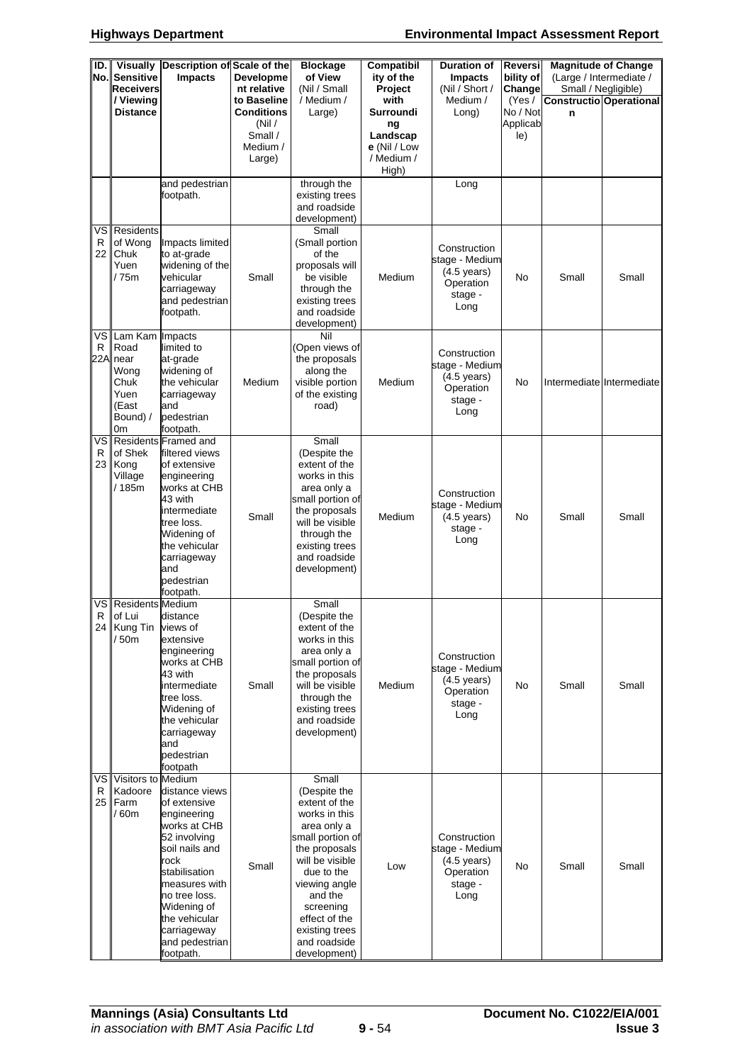| ID. No. | Visually Sensitive Receivers / Viewing Distance | Description of Impacts | Scale of the Development relative to Baseline Conditions (Nil / Small / Medium / Large) | Blockage of View (Nil / Small / Medium / Large) | Compatibility of the Project with Surrounding Landscape (Nil / Low / Medium / High) | Duration of Impacts (Nil / Short / Medium / Long) | Reversibility of Change (Yes / No / Not Applicable) | Magnitude of Change (Large / Intermediate / Small / Negligible) | |
|---|---|---|---|---|---|---|---|---|---|
| | | | | | | | | Construction | Operational |
| | | and pedestrian footpath. | | through the existing trees and roadside development) | | Long | | | |
| VSR 22 | Residents of Wong Chuk Yuen / 75m | Impacts limited to at-grade widening of the vehicular carriageway and pedestrian footpath. | Small | Small (Small portion of the proposals will be visible through the existing trees and roadside development) | Medium | Construction stage - Medium (4.5 years) Operation stage - Long | No | Small | Small |
| VSR 22A | Lam Kam Road near Wong Chuk Yuen (East Bound) / 0m | Impacts limited to at-grade widening of the vehicular carriageway and pedestrian footpath. | Medium | Nil (Open views of the proposals along the visible portion of the existing road) | Medium | Construction stage - Medium (4.5 years) Operation stage - Long | No | Intermediate | Intermediate |
| VSR 23 | Residents of Shek Kong Village / 185m | Framed and filtered views of extensive engineering works at CHB 43 with intermediate tree loss. Widening of the vehicular carriageway and pedestrian footpath. | Small | Small (Despite the extent of the works in this area only a small portion of the proposals will be visible through the existing trees and roadside development) | Medium | Construction stage - Medium (4.5 years) stage - Long | No | Small | Small |
| VSR 24 | Residents of Lui Kung Tin / 50m | Medium distance views of extensive engineering works at CHB 43 with intermediate tree loss. Widening of the vehicular carriageway and pedestrian footpath | Small | Small (Despite the extent of the works in this area only a small portion of the proposals will be visible through the existing trees and roadside development) | Medium | Construction stage - Medium (4.5 years) Operation stage - Long | No | Small | Small |
| VSR 25 | Visitors to Kadoore Farm / 60m | Medium distance views of extensive engineering works at CHB 52 involving soil nails and rock stabilisation measures with no tree loss. Widening of the vehicular carriageway and pedestrian footpath. | Small | Small (Despite the extent of the works in this area only a small portion of the proposals will be visible due to the viewing angle and the screening effect of the existing trees and roadside development) | Low | Construction stage - Medium (4.5 years) Operation stage - Long | No | Small | Small |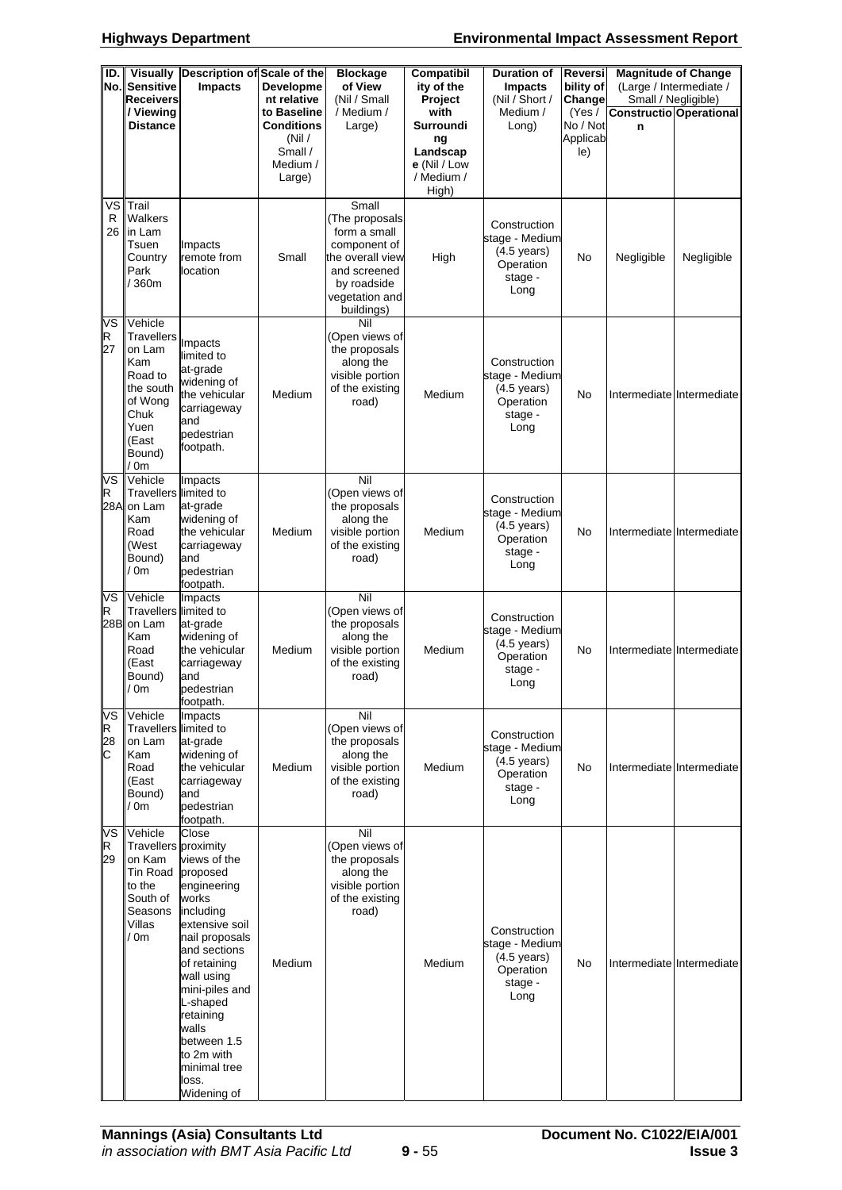| ID. No. | Visually Sensitive Receivers / Viewing Distance | Description of Impacts | Scale of the Development relative to Baseline Conditions (Nil / Small / Medium / Large) | Blockage of View (Nil / Small / Medium / Large) | Compatibility of the Project with Surrounding Landscape (Nil / Low / Medium / High) | Duration of Impacts (Nil / Short / Medium / Long) | Reversibility of Change (Yes / No / Not Applicable) | Magnitude of Change (Large / Intermediate / Small / Negligible) | |
|---|---|---|---|---|---|---|---|---|---|
| | | | | | | | | Construction | Operational |
| VSR 26 | Trail Walkers in Lam Tsuen Country Park / 360m | Impacts remote from location | Small | Small (The proposals form a small component of the overall view and screened by roadside vegetation and buildings) | High | Construction stage - Medium (4.5 years) Operation stage - Long | No | Negligible | Negligible |
| VSR 27 | Vehicle Travellers on Lam Kam Road to the south of Wong Chuk Yuen (East Bound) / 0m | Impacts limited to at-grade widening of the vehicular carriageway and pedestrian footpath. | Medium | Nil (Open views of the proposals along the visible portion of the existing road) | Medium | Construction stage - Medium (4.5 years) Operation stage - Long | No | Intermediate | Intermediate |
| VSR 28A | Vehicle Travellers on Lam Kam Road (West Bound) / 0m | Impacts limited to at-grade widening of the vehicular carriageway and pedestrian footpath. | Medium | Nil (Open views of the proposals along the visible portion of the existing road) | Medium | Construction stage - Medium (4.5 years) Operation stage - Long | No | Intermediate | Intermediate |
| VSR 28B | Vehicle Travellers on Lam Kam Road (East Bound) / 0m | Impacts limited to at-grade widening of the vehicular carriageway and pedestrian footpath. | Medium | Nil (Open views of the proposals along the visible portion of the existing road) | Medium | Construction stage - Medium (4.5 years) Operation stage - Long | No | Intermediate | Intermediate |
| VSR 28C | Vehicle Travellers on Lam Kam Road (East Bound) / 0m | Impacts limited to at-grade widening of the vehicular carriageway and pedestrian footpath. | Medium | Nil (Open views of the proposals along the visible portion of the existing road) | Medium | Construction stage - Medium (4.5 years) Operation stage - Long | No | Intermediate | Intermediate |
| VSR 29 | Vehicle Travellers on Kam Tin Road to the South of Seasons Villas / 0m | Close proximity views of the proposed engineering works including extensive soil nail proposals and sections of retaining wall using mini-piles and L-shaped retaining walls between 1.5 to 2m with minimal tree loss. Widening of | Medium | Nil (Open views of the proposals along the visible portion of the existing road) | Medium | Construction stage - Medium (4.5 years) Operation stage - Long | No | Intermediate | Intermediate |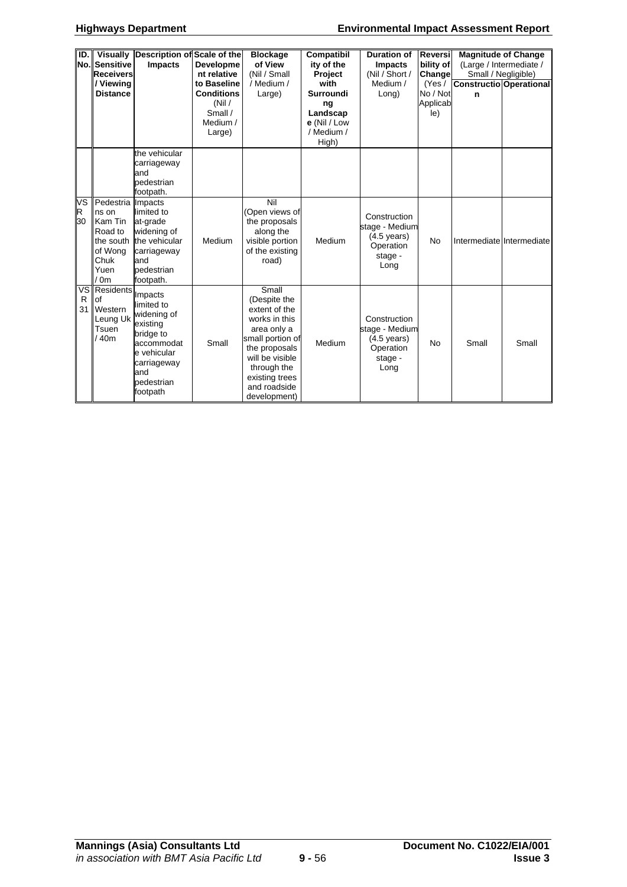| ID. No. | Visually Sensitive Receivers / Viewing Distance | Description of Impacts | Scale of the Development relative to Baseline Conditions (Nil / Small / Medium / Large) | Blockage of View (Nil / Small / Medium / Large) | Compatibility of the Project with Surrounding Landscape (Nil / Low / Medium / High) | Duration of Impacts (Nil / Short / Medium / Long) | Reversibility of Change (Yes / No / Not Applicable) | Magnitude of Change (Large / Intermediate / Small / Negligible) | |
|---|---|---|---|---|---|---|---|---|---|
| | | | | | | | | Construction | Operational |
| | | the vehicular carriageway and pedestrian footpath. | | | | | | | |
| VSR 30 | Pedestrians on Kam Tin Road to the south of Wong Chuk Yuen / 0m | Impacts limited to at-grade widening of the vehicular carriageway and pedestrian footpath. | Medium | Nil (Open views of the proposals along the visible portion of the existing road) | Medium | Construction stage - Medium (4.5 years) Operation stage - Long | No | Intermediate | Intermediate |
| VSR 31 | Residents of Western Leung Uk Tsuen / 40m | Impacts limited to widening of existing bridge to accommodate vehicular carriageway and pedestrian footpath | Small | Small (Despite the extent of the works in this area only a small portion of the proposals will be visible through the existing trees and roadside development) | Medium | Construction stage - Medium (4.5 years) Operation stage - Long | No | Small | Small |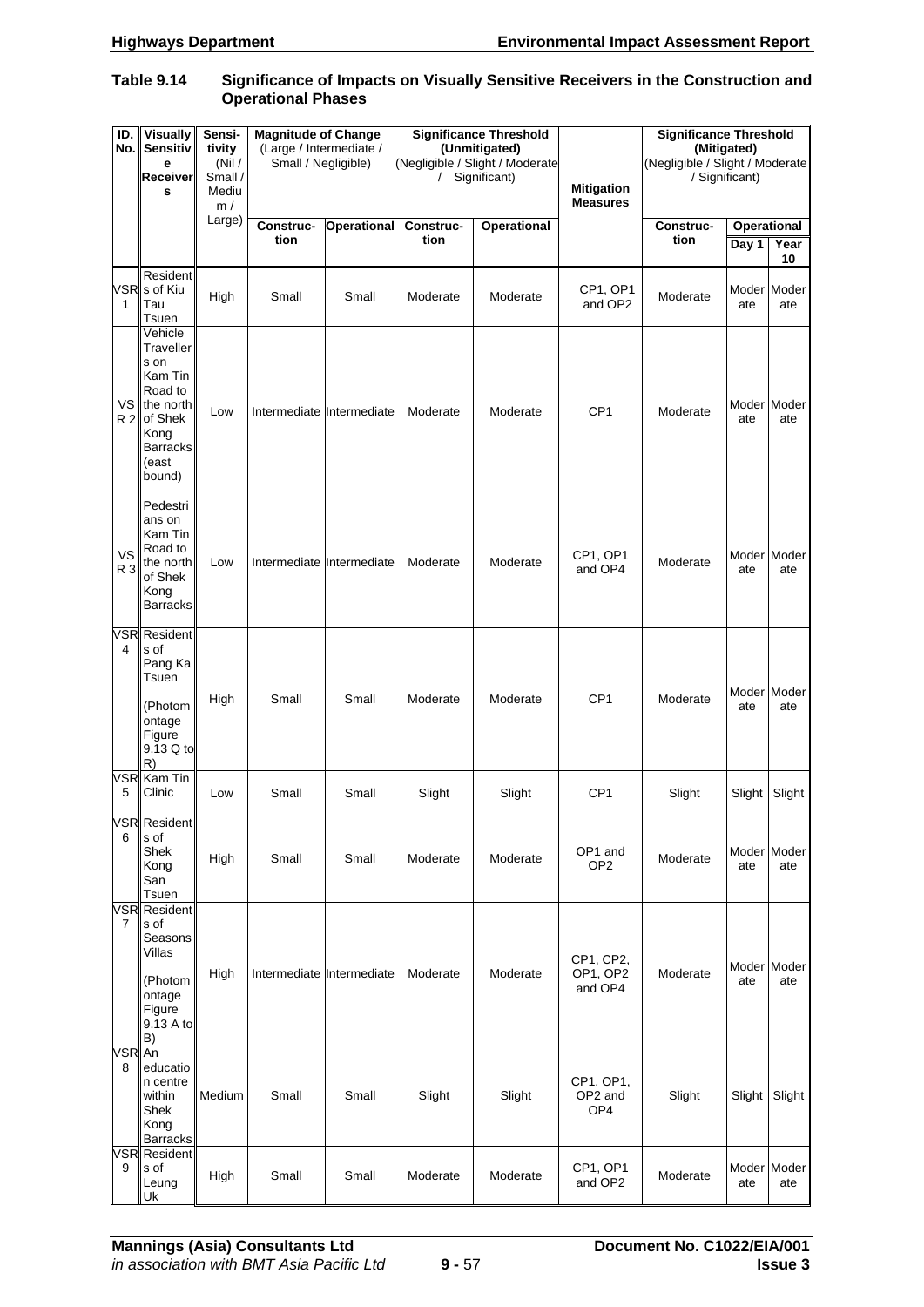**Table 9.14 Significance of Impacts on Visually Sensitive Receivers in the Construction and Operational Phases**

| ID. No. | Visually Sensitive Receivers | Sensitivity (Nil / Small / Medium / Large) | Magnitude of Change (Large / Intermediate / Small / Negligible) | | Significance Threshold (Unmitigated) (Negligible / Slight / Moderate / Significant) | | Mitigation Measures | Significance Threshold (Mitigated) (Negligible / Slight / Moderate / Significant) | | |
|---|---|---|---|---|---|---|---|---|---|---|
| | | | Construction | Operational | Construction | Operational | | Construction | Operational | |
| | | | | | | | | | Day 1 | Year 10 |
| VSR 1 | Residents of Kiu Tau Tsuen | High | Small | Small | Moderate | Moderate | CP1, OP1 and OP2 | Moderate | Moderate | Moderate |
| VSR 2 | Vehicle Travellers on Kam Tin Road to the north of Shek Kong Barracks (east bound) | Low | Intermediate | Intermediate | Moderate | Moderate | CP1 | Moderate | Moderate | Moderate |
| VSR 3 | Pedestrians on Kam Tin Road to the north of Shek Kong Barracks | Low | Intermediate | Intermediate | Moderate | Moderate | CP1, OP1 and OP4 | Moderate | Moderate | Moderate |
| VSR 4 | Residents of Pang Ka Tsuen (Photomontage Figure 9.13 Q to R) | High | Small | Small | Moderate | Moderate | CP1 | Moderate | Moderate | Moderate |
| VSR 5 | Kam Tin Clinic | Low | Small | Small | Slight | Slight | CP1 | Slight | Slight | Slight |
| VSR 6 | Residents of Shek Kong San Tsuen | High | Small | Small | Moderate | Moderate | OP1 and OP2 | Moderate | Moderate | Moderate |
| VSR 7 | Residents of Seasons Villas (Photomontage Figure 9.13 A to B) | High | Intermediate | Intermediate | Moderate | Moderate | CP1, CP2, OP1, OP2 and OP4 | Moderate | Moderate | Moderate |
| VSR 8 | An education centre within Shek Kong Barracks | Medium | Small | Small | Slight | Slight | CP1, OP1, OP2 and OP4 | Slight | Slight | Slight |
| VSR 9 | Residents of Leung Uk | High | Small | Small | Moderate | Moderate | CP1, OP1 and OP2 | Moderate | Moderate | Moderate |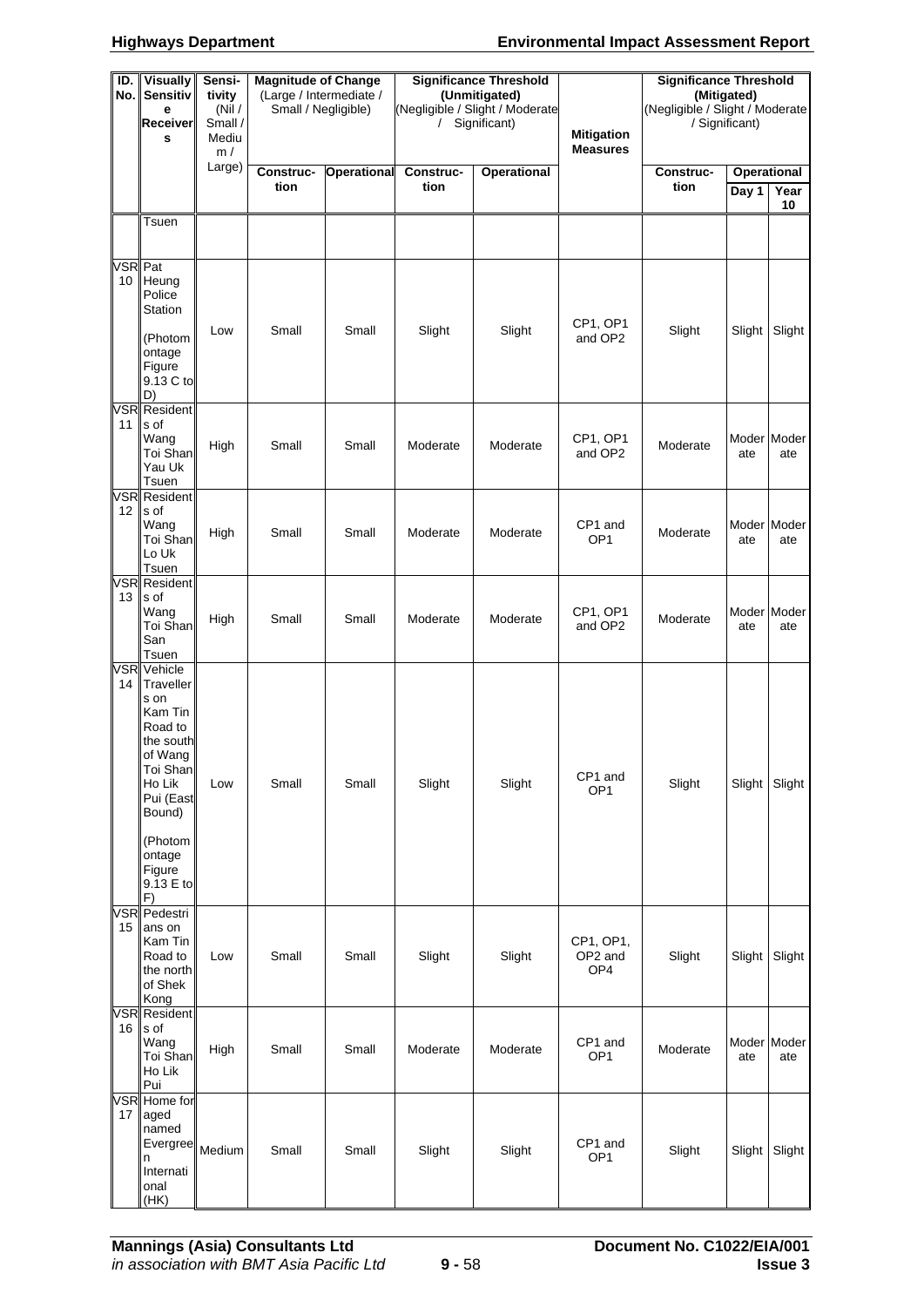| ID. No. | Visually Sensitive Receivers | Sensitivity (Nil / Small / Medium / Large) | Magnitude of Change (Large / Intermediate / Small / Negligible) | | Significance Threshold (Unmitigated) (Negligible / Slight / Moderate / Significant) | | Mitigation Measures | Significance Threshold (Mitigated) (Negligible / Slight / Moderate / Significant) | | |
|---|---|---|---|---|---|---|---|---|---|---|
| | | | Construction | Operational | Construction | Operational | | Construction | Operational | |
| | | | | | | | | | Day 1 | Year 10 |
| | Tsuen | | | | | | | | | |
| VSR 10 | Pat Heung Police Station (Photomontage Figure 9.13 C to D) | Low | Small | Small | Slight | Slight | CP1, OP1 and OP2 | Slight | Slight | Slight |
| VSR 11 | Residents of Wang Toi Shan Yau Uk Tsuen | High | Small | Small | Moderate | Moderate | CP1, OP1 and OP2 | Moderate | Moderate | Moderate |
| VSR 12 | Residents of Wang Toi Shan Lo Uk Tsuen | High | Small | Small | Moderate | Moderate | CP1 and OP1 | Moderate | Moderate | Moderate |
| VSR 13 | Residents of Wang Toi Shan San Tsuen | High | Small | Small | Moderate | Moderate | CP1, OP1 and OP2 | Moderate | Moderate | Moderate |
| VSR 14 | Vehicle Travellers on Kam Tin Road to the south of Wang Toi Shan Ho Lik Pui (East Bound) (Photomontage Figure 9.13 E to F) | Low | Small | Small | Slight | Slight | CP1 and OP1 | Slight | Slight | Slight |
| VSR 15 | Pedestrians on Kam Tin Road to the north of Shek Kong | Low | Small | Small | Slight | Slight | CP1, OP1, OP2 and OP4 | Slight | Slight | Slight |
| VSR 16 | Residents of Wang Toi Shan Ho Lik Pui | High | Small | Small | Moderate | Moderate | CP1 and OP1 | Moderate | Moderate | Moderate |
| VSR 17 | Home for aged named Evergreen International (HK) | Medium | Small | Small | Slight | Slight | CP1 and OP1 | Slight | Slight | Slight |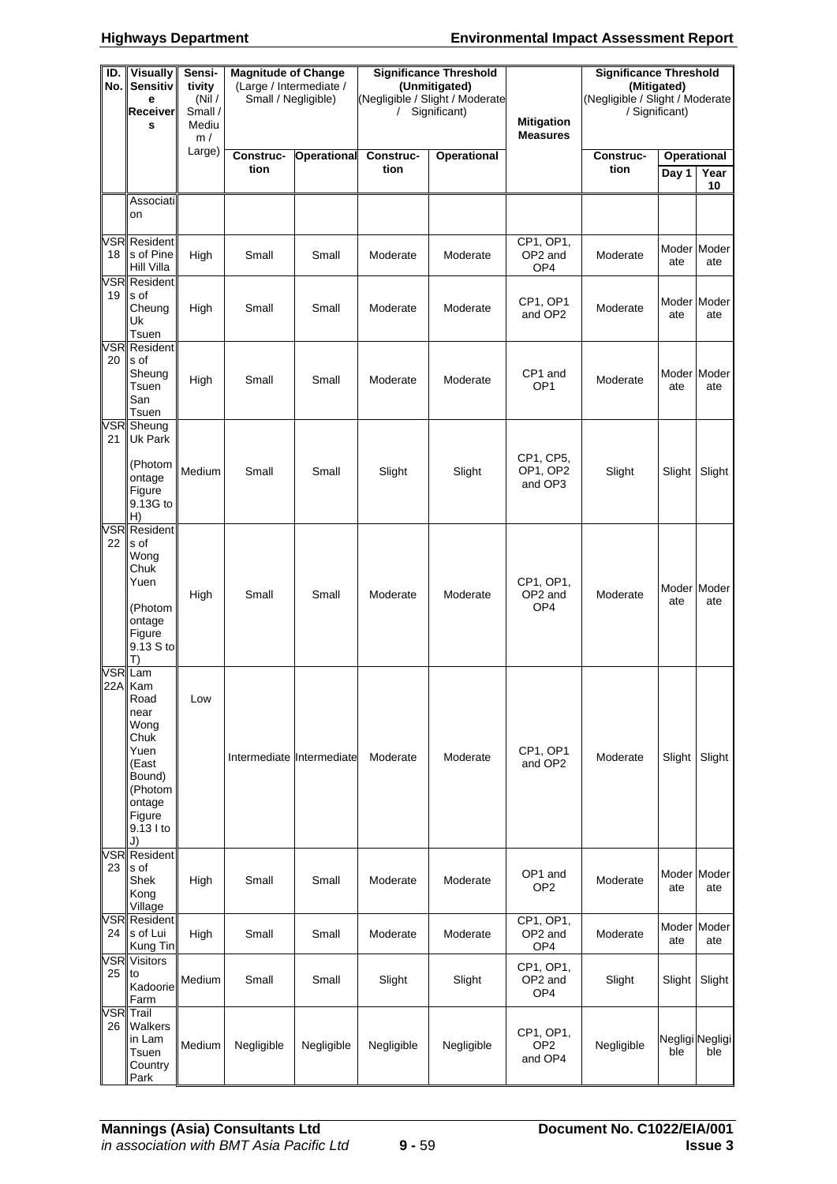| ID. No. | Visually Sensitive Receivers | Sensitivity (Nil / Small / Medium / Large) | Magnitude of Change (Large / Intermediate / Small / Negligible) | | Significance Threshold (Unmitigated) (Negligible / Slight / Moderate / Significant) | | Mitigation Measures | Significance Threshold (Mitigated) (Negligible / Slight / Moderate / Significant) | | |
|---|---|---|---|---|---|---|---|---|---|---|
| | | | Construction | Operational | Construction | Operational | | Construction | Operational | |
| | | | | | | | | | Day 1 | Year 10 |
| | Association | | | | | | | | | |
| VSR 18 | Residents of Pine Hill Villa | High | Small | Small | Moderate | Moderate | CP1, OP1, OP2 and OP4 | Moderate | Moderate | Moderate |
| VSR 19 | Residents of Cheung Uk Tsuen | High | Small | Small | Moderate | Moderate | CP1, OP1 and OP2 | Moderate | Moderate | Moderate |
| VSR 20 | Residents of Sheung Tsuen San Tsuen | High | Small | Small | Moderate | Moderate | CP1 and OP1 | Moderate | Moderate | Moderate |
| VSR 21 | Sheung Uk Park (Photomontage Figure 9.13G to H) | Medium | Small | Small | Slight | Slight | CP1, CP5, OP1, OP2 and OP3 | Slight | Slight | Slight |
| VSR 22 | Residents of Wong Chuk Yuen (Photomontage Figure 9.13 S to T) | High | Small | Small | Moderate | Moderate | CP1, OP1, OP2 and OP4 | Moderate | Moderate | Moderate |
| VSR 22A | Lam Kam Road near Wong Chuk Yuen (East Bound) (Photomontage Figure 9.13 I to J) | Low | Intermediate | Intermediate | Moderate | Moderate | CP1, OP1 and OP2 | Moderate | Slight | Slight |
| VSR 23 | Residents of Shek Kong Village | High | Small | Small | Moderate | Moderate | OP1 and OP2 | Moderate | Moderate | Moderate |
| VSR 24 | Residents of Lui Kung Tin | High | Small | Small | Moderate | Moderate | CP1, OP1, OP2 and OP4 | Moderate | Moderate | Moderate |
| VSR 25 | Visitors to Kadoorie Farm | Medium | Small | Small | Slight | Slight | CP1, OP1, OP2 and OP4 | Slight | Slight | Slight |
| VSR 26 | Trail Walkers in Lam Tsuen Country Park | Medium | Negligible | Negligible | Negligible | Negligible | CP1, OP1, OP2 and OP4 | Negligible | Negligible | Negligible |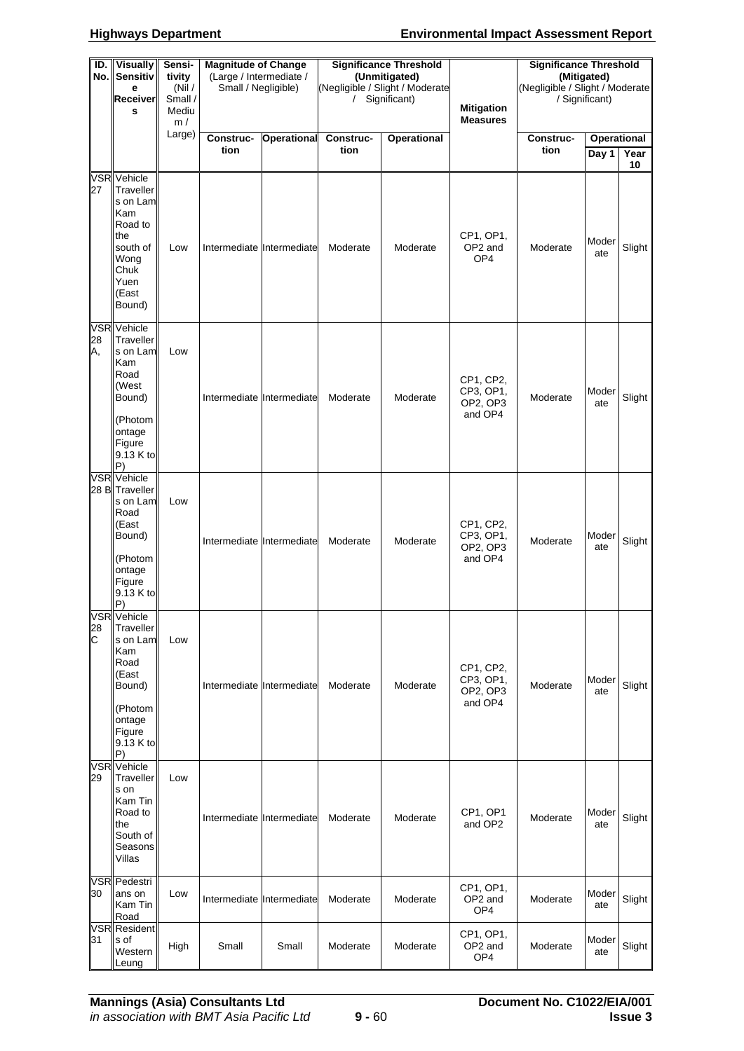| ID. No. | Visually Sensitive Receivers | Sensitivity (Nil / Small / Medium / Large) | Magnitude of Change (Large / Intermediate / Small / Negligible) | | Significance Threshold (Unmitigated) (Negligible / Slight / Moderate / Significant) | | Mitigation Measures | Significance Threshold (Mitigated) (Negligible / Slight / Moderate / Significant) | | |
|---|---|---|---|---|---|---|---|---|---|---|
| | | | Construction | Operational | Construction | Operational | | Construction | Operational | |
| | | | | | | | | | Day 1 | Year 10 |
| VSR 27 | Vehicle Travellers on Lam Kam Road to the south of Wong Chuk Yuen (East Bound) | Low | Intermediate | Intermediate | Moderate | Moderate | CP1, OP1, OP2 and OP4 | Moderate | Moderate | Slight |
| VSR 28 A, | Vehicle Travellers on Lam Kam Road (West Bound) (Photomontage Figure 9.13 K to P) | Low | Intermediate | Intermediate | Moderate | Moderate | CP1, CP2, CP3, OP1, OP2, OP3 and OP4 | Moderate | Moderate | Slight |
| VSR 28 B | Vehicle Travellers on Lam Road (East Bound) (Photomontage Figure 9.13 K to P) | Low | Intermediate | Intermediate | Moderate | Moderate | CP1, CP2, CP3, OP1, OP2, OP3 and OP4 | Moderate | Moderate | Slight |
| VSR 28 C | Vehicle Travellers on Lam Kam Road (East Bound) (Photomontage Figure 9.13 K to P) | Low | Intermediate | Intermediate | Moderate | Moderate | CP1, CP2, CP3, OP1, OP2, OP3 and OP4 | Moderate | Moderate | Slight |
| VSR 29 | Vehicle Travellers on Kam Tin Road to the South of Seasons Villas | Low | Intermediate | Intermediate | Moderate | Moderate | CP1, OP1 and OP2 | Moderate | Moderate | Slight |
| VSR 30 | Pedestrians on Kam Tin Road | Low | Intermediate | Intermediate | Moderate | Moderate | CP1, OP1, OP2 and OP4 | Moderate | Moderate | Slight |
| VSR 31 | Residents of Western Leung | High | Small | Small | Moderate | Moderate | CP1, OP1, OP2 and OP4 | Moderate | Moderate | Slight |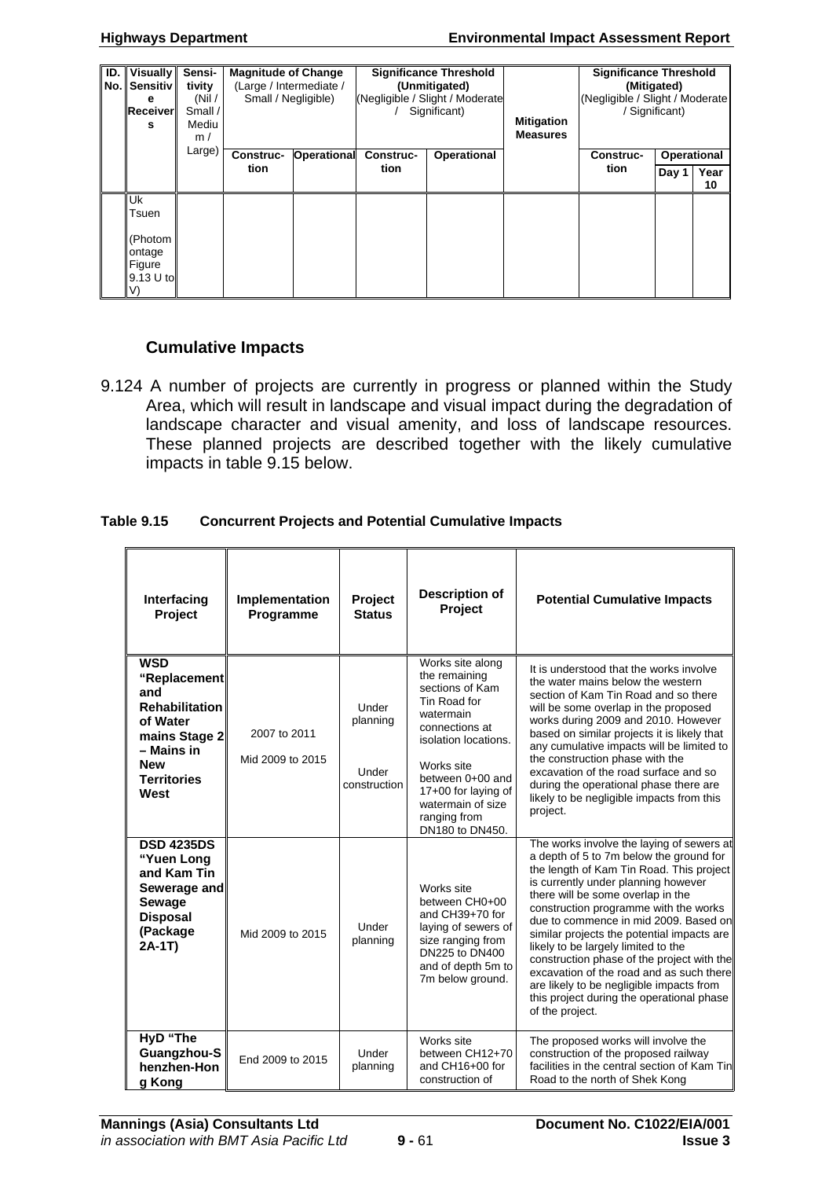| ID. No. | Visually Sensitive Receivers | Sensitivity (Nil / Small / Medium / Large) | Magnitude of Change (Large / Intermediate / Small / Negligible) | | Significance Threshold (Unmitigated) (Negligible / Slight / Moderate / Significant) | | Mitigation Measures | Significance Threshold (Mitigated) (Negligible / Slight / Moderate / Significant) | | |
|---|---|---|---|---|---|---|---|---|---|---|
| | | | Construction | Operational | Construction | Operational | | Construction | Operational | |
| | | | | | | | | | Day 1 | Year 10 |
| | Uk Tsuen (Photomontage Figure 9.13 U to V) | | | | | | | | | |

### Cumulative Impacts

9.124 A number of projects are currently in progress or planned within the Study Area, which will result in landscape and visual impact during the degradation of landscape character and visual amenity, and loss of landscape resources. These planned projects are described together with the likely cumulative impacts in table 9.15 below.

**Table 9.15 Concurrent Projects and Potential Cumulative Impacts**

| Interfacing Project | Implementation Programme | Project Status | Description of Project | Potential Cumulative Impacts |
|---|---|---|---|---|
| **WSD "Replacement and Rehabilitation of Water mains Stage 2 – Mains in New Territories West** | 2007 to 2011<br>Mid 2009 to 2015 | Under planning<br>Under construction | Works site along the remaining sections of Kam Tin Road for watermain connections at isolation locations.<br>Works site between 0+00 and 17+00 for laying of watermain of size ranging from DN180 to DN450. | It is understood that the works involve the water mains below the western section of Kam Tin Road and so there will be some overlap in the proposed works during 2009 and 2010. However based on similar projects it is likely that any cumulative impacts will be limited to the construction phase with the excavation of the road surface and so during the operational phase there are likely to be negligible impacts from this project. |
| **DSD 4235DS "Yuen Long and Kam Tin Sewerage and Sewage Disposal (Package 2A-1T)** | Mid 2009 to 2015 | Under planning | Works site between CH0+00 and CH39+70 for laying of sewers of size ranging from DN225 to DN400 and of depth 5m to 7m below ground. | The works involve the laying of sewers at a depth of 5 to 7m below the ground for the length of Kam Tin Road. This project is currently under planning however there will be some overlap in the construction programme with the works due to commence in mid 2009. Based on similar projects the potential impacts are likely to be largely limited to the construction phase of the project with the excavation of the road and as such there are likely to be negligible impacts from this project during the operational phase of the project. |
| **HyD "The Guangzhou-Shenzhen-Hong Kong** | End 2009 to 2015 | Under planning | Works site between CH12+70 and CH16+00 for construction of | The proposed works will involve the construction of the proposed railway facilities in the central section of Kam Tin Road to the north of Shek Kong |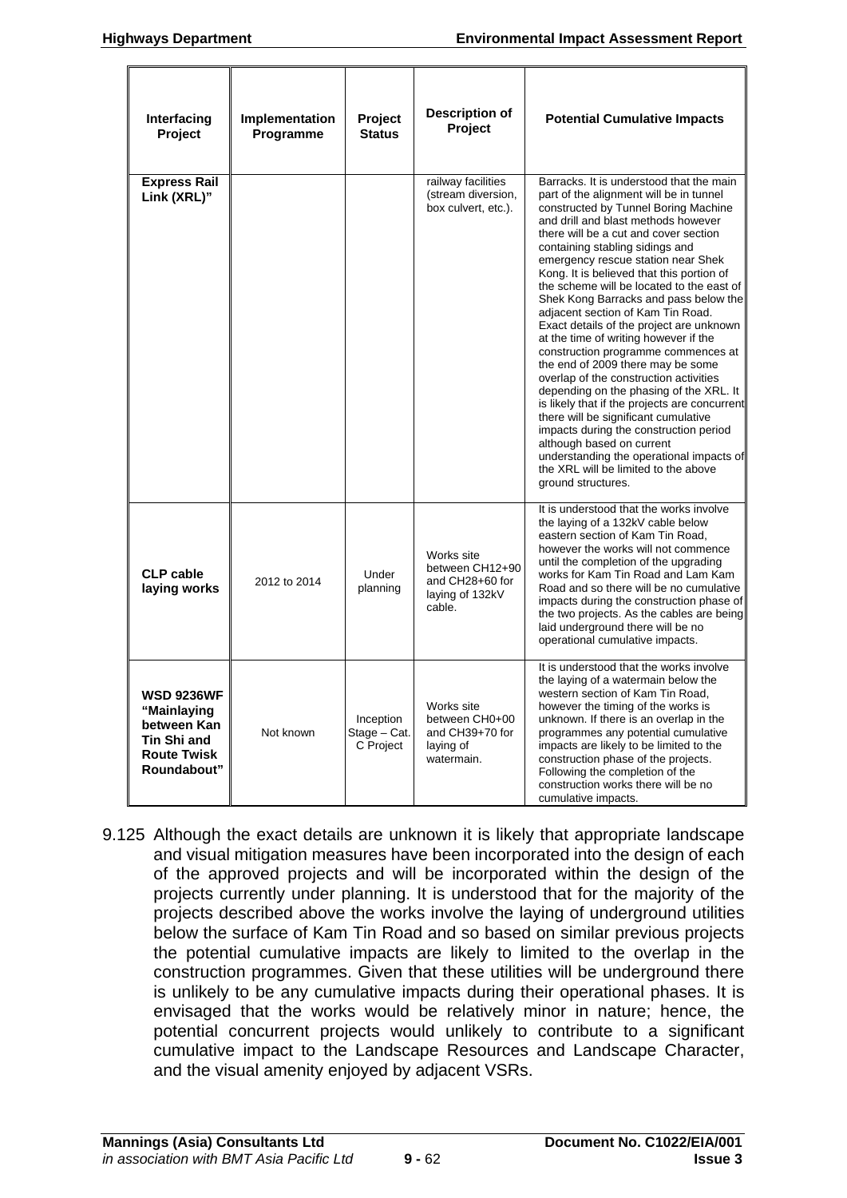| Interfacing Project | Implementation Programme | Project Status | Description of Project | Potential Cumulative Impacts |
|---|---|---|---|---|
| **Express Rail Link (XRL)"** | | | railway facilities (stream diversion, box culvert, etc.). | Barracks. It is understood that the main part of the alignment will be in tunnel constructed by Tunnel Boring Machine and drill and blast methods however there will be a cut and cover section containing stabling sidings and emergency rescue station near Shek Kong. It is believed that this portion of the scheme will be located to the east of Shek Kong Barracks and pass below the adjacent section of Kam Tin Road. Exact details of the project are unknown at the time of writing however if the construction programme commences at the end of 2009 there may be some overlap of the construction activities depending on the phasing of the XRL. It is likely that if the projects are concurrent there will be significant cumulative impacts during the construction period although based on current understanding the operational impacts of the XRL will be limited to the above ground structures. |
| **CLP cable laying works** | 2012 to 2014 | Under planning | Works site between CH12+90 and CH28+60 for laying of 132kV cable. | It is understood that the works involve the laying of a 132kV cable below eastern section of Kam Tin Road, however the works will not commence until the completion of the upgrading works for Kam Tin Road and Lam Kam Road and so there will be no cumulative impacts during the construction phase of the two projects. As the cables are being laid underground there will be no operational cumulative impacts. |
| **WSD 9236WF "Mainlaying between Kan Tin Shi and Route Twisk Roundabout"** | Not known | Inception Stage – Cat. C Project | Works site between CH0+00 and CH39+70 for laying of watermain. | It is understood that the works involve the laying of a watermain below the western section of Kam Tin Road, however the timing of the works is unknown. If there is an overlap in the programmes any potential cumulative impacts are likely to be limited to the construction phase of the projects. Following the completion of the construction works there will be no cumulative impacts. |

9.125 Although the exact details are unknown it is likely that appropriate landscape and visual mitigation measures have been incorporated into the design of each of the approved projects and will be incorporated within the design of the projects currently under planning. It is understood that for the majority of the projects described above the works involve the laying of underground utilities below the surface of Kam Tin Road and so based on similar previous projects the potential cumulative impacts are likely to limited to the overlap in the construction programmes. Given that these utilities will be underground there is unlikely to be any cumulative impacts during their operational phases. It is envisaged that the works would be relatively minor in nature; hence, the potential concurrent projects would unlikely to contribute to a significant cumulative impact to the Landscape Resources and Landscape Character, and the visual amenity enjoyed by adjacent VSRs.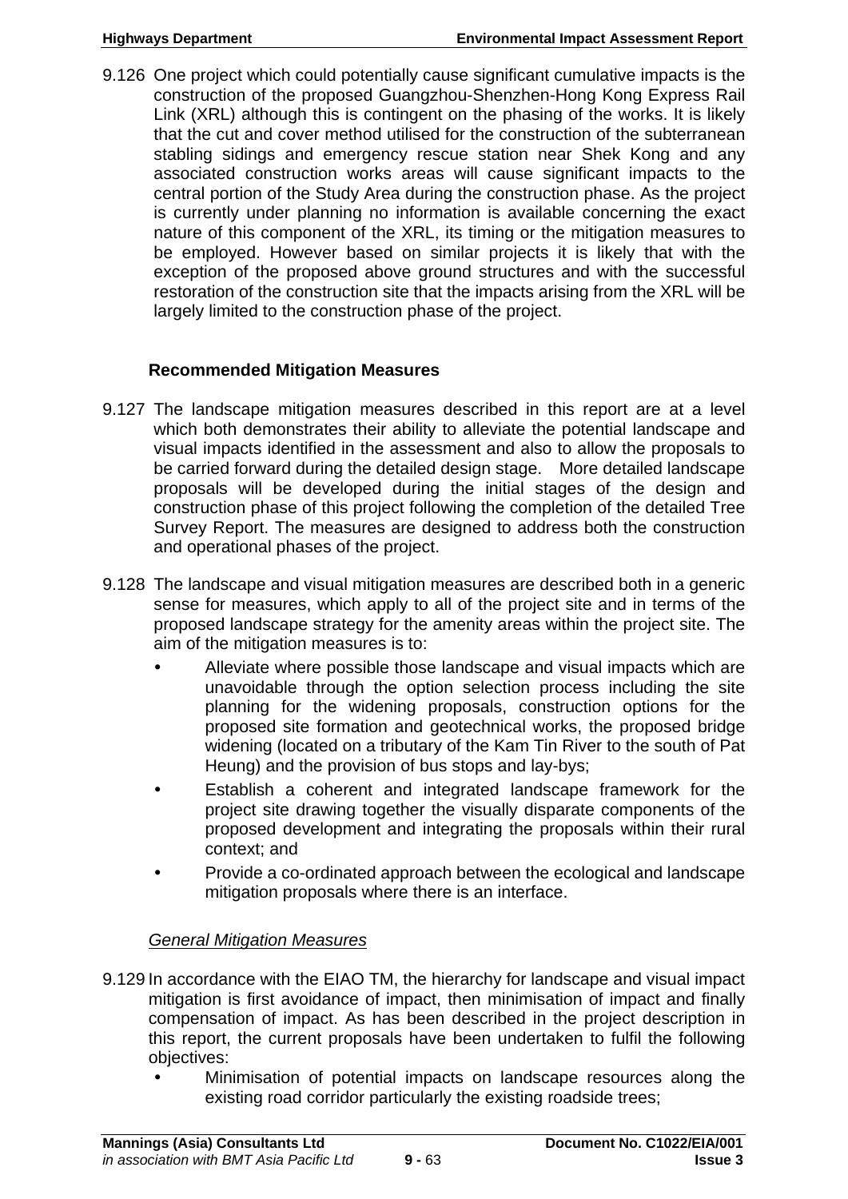9.126 One project which could potentially cause significant cumulative impacts is the construction of the proposed Guangzhou-Shenzhen-Hong Kong Express Rail Link (XRL) although this is contingent on the phasing of the works. It is likely that the cut and cover method utilised for the construction of the subterranean stabling sidings and emergency rescue station near Shek Kong and any associated construction works areas will cause significant impacts to the central portion of the Study Area during the construction phase. As the project is currently under planning no information is available concerning the exact nature of this component of the XRL, its timing or the mitigation measures to be employed. However based on similar projects it is likely that with the exception of the proposed above ground structures and with the successful restoration of the construction site that the impacts arising from the XRL will be largely limited to the construction phase of the project.

**Recommended Mitigation Measures**

9.127 The landscape mitigation measures described in this report are at a level which both demonstrates their ability to alleviate the potential landscape and visual impacts identified in the assessment and also to allow the proposals to be carried forward during the detailed design stage. More detailed landscape proposals will be developed during the initial stages of the design and construction phase of this project following the completion of the detailed Tree Survey Report. The measures are designed to address both the construction and operational phases of the project.

9.128 The landscape and visual mitigation measures are described both in a generic sense for measures, which apply to all of the project site and in terms of the proposed landscape strategy for the amenity areas within the project site. The aim of the mitigation measures is to:

- Alleviate where possible those landscape and visual impacts which are unavoidable through the option selection process including the site planning for the widening proposals, construction options for the proposed site formation and geotechnical works, the proposed bridge widening (located on a tributary of the Kam Tin River to the south of Pat Heung) and the provision of bus stops and lay-bys;
- Establish a coherent and integrated landscape framework for the project site drawing together the visually disparate components of the proposed development and integrating the proposals within their rural context; and
- Provide a co-ordinated approach between the ecological and landscape mitigation proposals where there is an interface.

*General Mitigation Measures*

9.129 In accordance with the EIAO TM, the hierarchy for landscape and visual impact mitigation is first avoidance of impact, then minimisation of impact and finally compensation of impact. As has been described in the project description in this report, the current proposals have been undertaken to fulfil the following objectives:

- Minimisation of potential impacts on landscape resources along the existing road corridor particularly the existing roadside trees;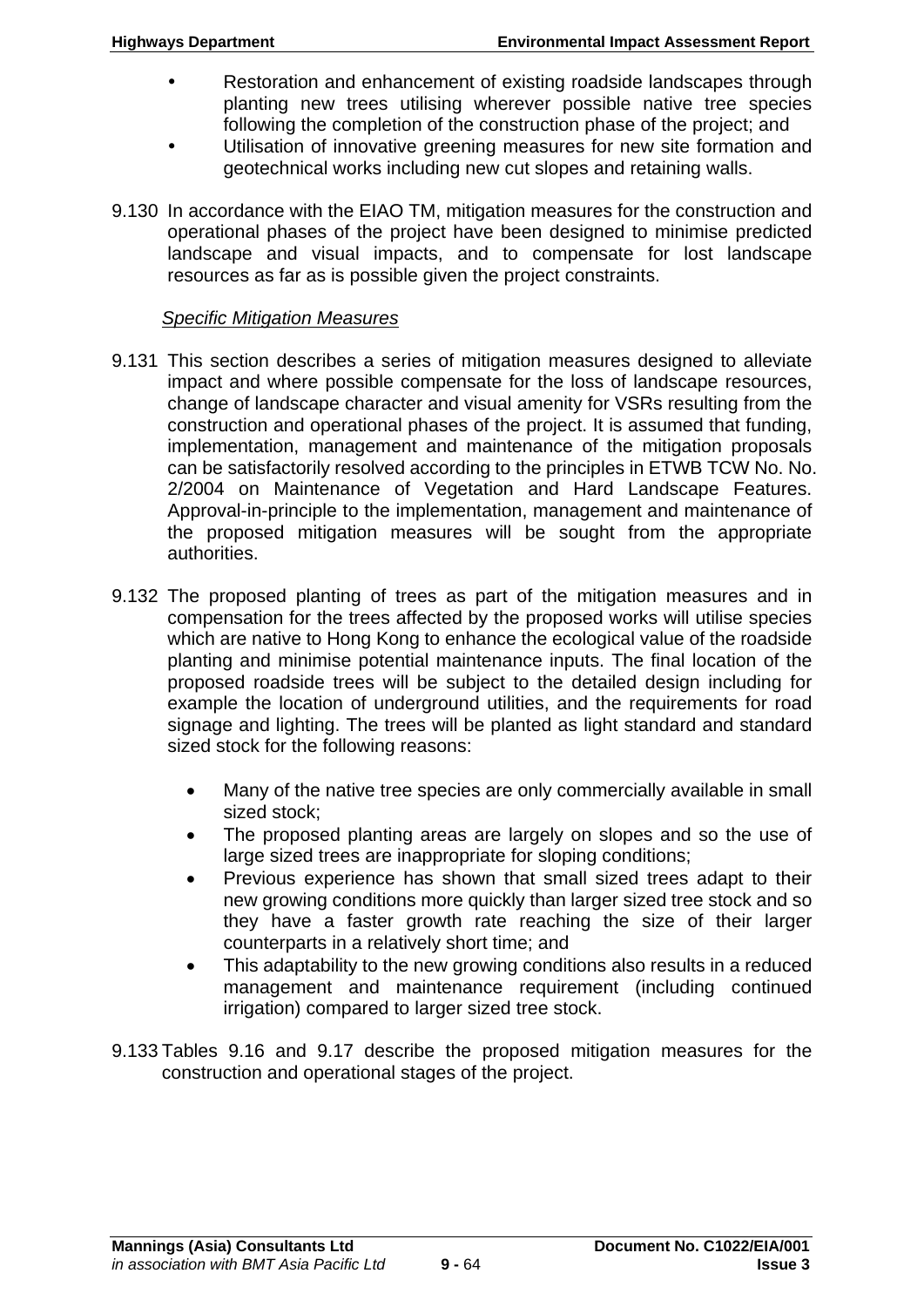- Restoration and enhancement of existing roadside landscapes through planting new trees utilising wherever possible native tree species following the completion of the construction phase of the project; and
- Utilisation of innovative greening measures for new site formation and geotechnical works including new cut slopes and retaining walls.

9.130 In accordance with the EIAO TM, mitigation measures for the construction and operational phases of the project have been designed to minimise predicted landscape and visual impacts, and to compensate for lost landscape resources as far as is possible given the project constraints.

*Specific Mitigation Measures*

9.131 This section describes a series of mitigation measures designed to alleviate impact and where possible compensate for the loss of landscape resources, change of landscape character and visual amenity for VSRs resulting from the construction and operational phases of the project. It is assumed that funding, implementation, management and maintenance of the mitigation proposals can be satisfactorily resolved according to the principles in ETWB TCW No. No. 2/2004 on Maintenance of Vegetation and Hard Landscape Features. Approval-in-principle to the implementation, management and maintenance of the proposed mitigation measures will be sought from the appropriate authorities.

9.132 The proposed planting of trees as part of the mitigation measures and in compensation for the trees affected by the proposed works will utilise species which are native to Hong Kong to enhance the ecological value of the roadside planting and minimise potential maintenance inputs. The final location of the proposed roadside trees will be subject to the detailed design including for example the location of underground utilities, and the requirements for road signage and lighting. The trees will be planted as light standard and standard sized stock for the following reasons:

- Many of the native tree species are only commercially available in small sized stock;
- The proposed planting areas are largely on slopes and so the use of large sized trees are inappropriate for sloping conditions;
- Previous experience has shown that small sized trees adapt to their new growing conditions more quickly than larger sized tree stock and so they have a faster growth rate reaching the size of their larger counterparts in a relatively short time; and
- This adaptability to the new growing conditions also results in a reduced management and maintenance requirement (including continued irrigation) compared to larger sized tree stock.

9.133 Tables 9.16 and 9.17 describe the proposed mitigation measures for the construction and operational stages of the project.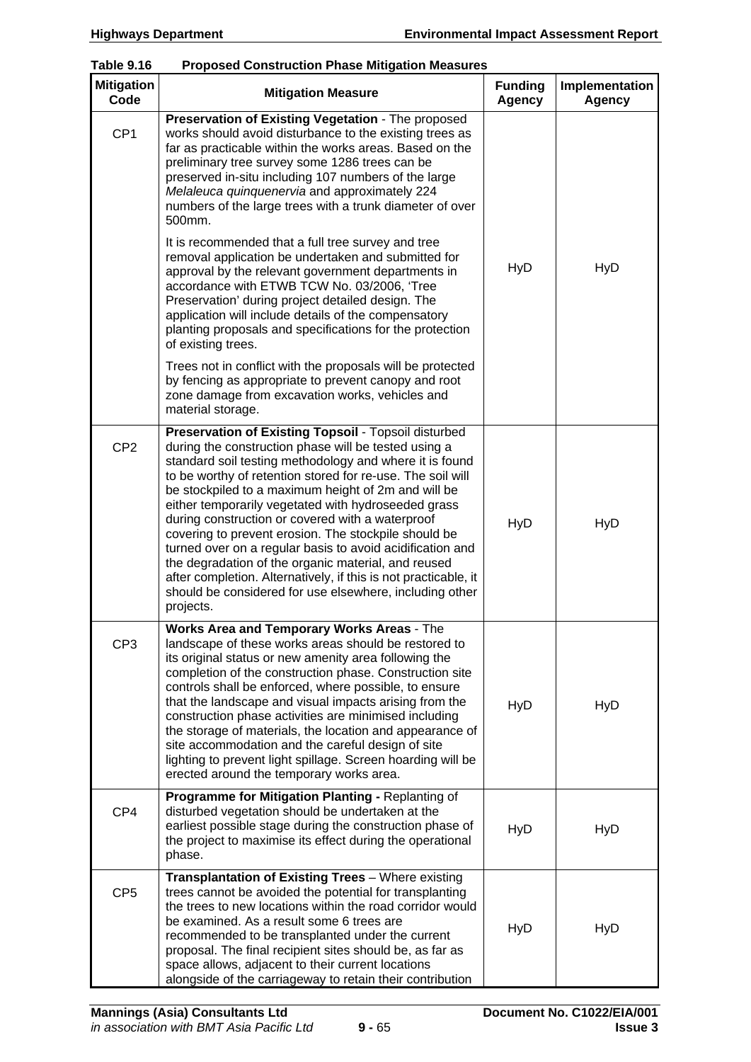**Table 9.16 Proposed Construction Phase Mitigation Measures**

| Mitigation Code | Mitigation Measure | Funding Agency | Implementation Agency |
|---|---|---|---|
| CP1 | **Preservation of Existing Vegetation** - The proposed works should avoid disturbance to the existing trees as far as practicable within the works areas. Based on the preliminary tree survey some 1286 trees can be preserved in-situ including 107 numbers of the large *Melaleuca quinquenervia* and approximately 224 numbers of the large trees with a trunk diameter of over 500mm.<br><br>It is recommended that a full tree survey and tree removal application be undertaken and submitted for approval by the relevant government departments in accordance with ETWB TCW No. 03/2006, 'Tree Preservation' during project detailed design. The application will include details of the compensatory planting proposals and specifications for the protection of existing trees.<br><br>Trees not in conflict with the proposals will be protected by fencing as appropriate to prevent canopy and root zone damage from excavation works, vehicles and material storage. | HyD | HyD |
| CP2 | **Preservation of Existing Topsoil** - Topsoil disturbed during the construction phase will be tested using a standard soil testing methodology and where it is found to be worthy of retention stored for re-use. The soil will be stockpiled to a maximum height of 2m and will be either temporarily vegetated with hydroseeded grass during construction or covered with a waterproof covering to prevent erosion. The stockpile should be turned over on a regular basis to avoid acidification and the degradation of the organic material, and reused after completion. Alternatively, if this is not practicable, it should be considered for use elsewhere, including other projects. | HyD | HyD |
| CP3 | **Works Area and Temporary Works Areas** - The landscape of these works areas should be restored to its original status or new amenity area following the completion of the construction phase. Construction site controls shall be enforced, where possible, to ensure that the landscape and visual impacts arising from the construction phase activities are minimised including the storage of materials, the location and appearance of site accommodation and the careful design of site lighting to prevent light spillage. Screen hoarding will be erected around the temporary works area. | HyD | HyD |
| CP4 | **Programme for Mitigation Planting -** Replanting of disturbed vegetation should be undertaken at the earliest possible stage during the construction phase of the project to maximise its effect during the operational phase. | HyD | HyD |
| CP5 | **Transplantation of Existing Trees** – Where existing trees cannot be avoided the potential for transplanting the trees to new locations within the road corridor would be examined. As a result some 6 trees are recommended to be transplanted under the current proposal. The final recipient sites should be, as far as space allows, adjacent to their current locations alongside of the carriageway to retain their contribution | HyD | HyD |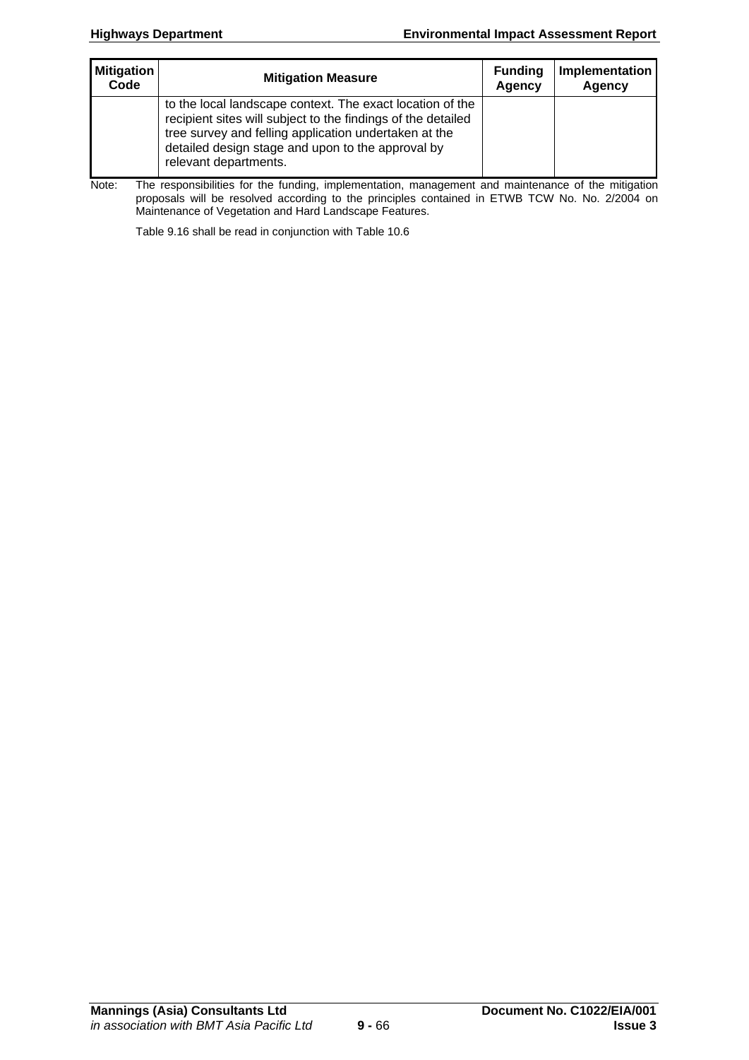| Mitigation Code | Mitigation Measure | Funding Agency | Implementation Agency |
|---|---|---|---|
| | to the local landscape context. The exact location of the recipient sites will subject to the findings of the detailed tree survey and felling application undertaken at the detailed design stage and upon to the approval by relevant departments. | | |

Note: The responsibilities for the funding, implementation, management and maintenance of the mitigation proposals will be resolved according to the principles contained in ETWB TCW No. No. 2/2004 on Maintenance of Vegetation and Hard Landscape Features.

Table 9.16 shall be read in conjunction with Table 10.6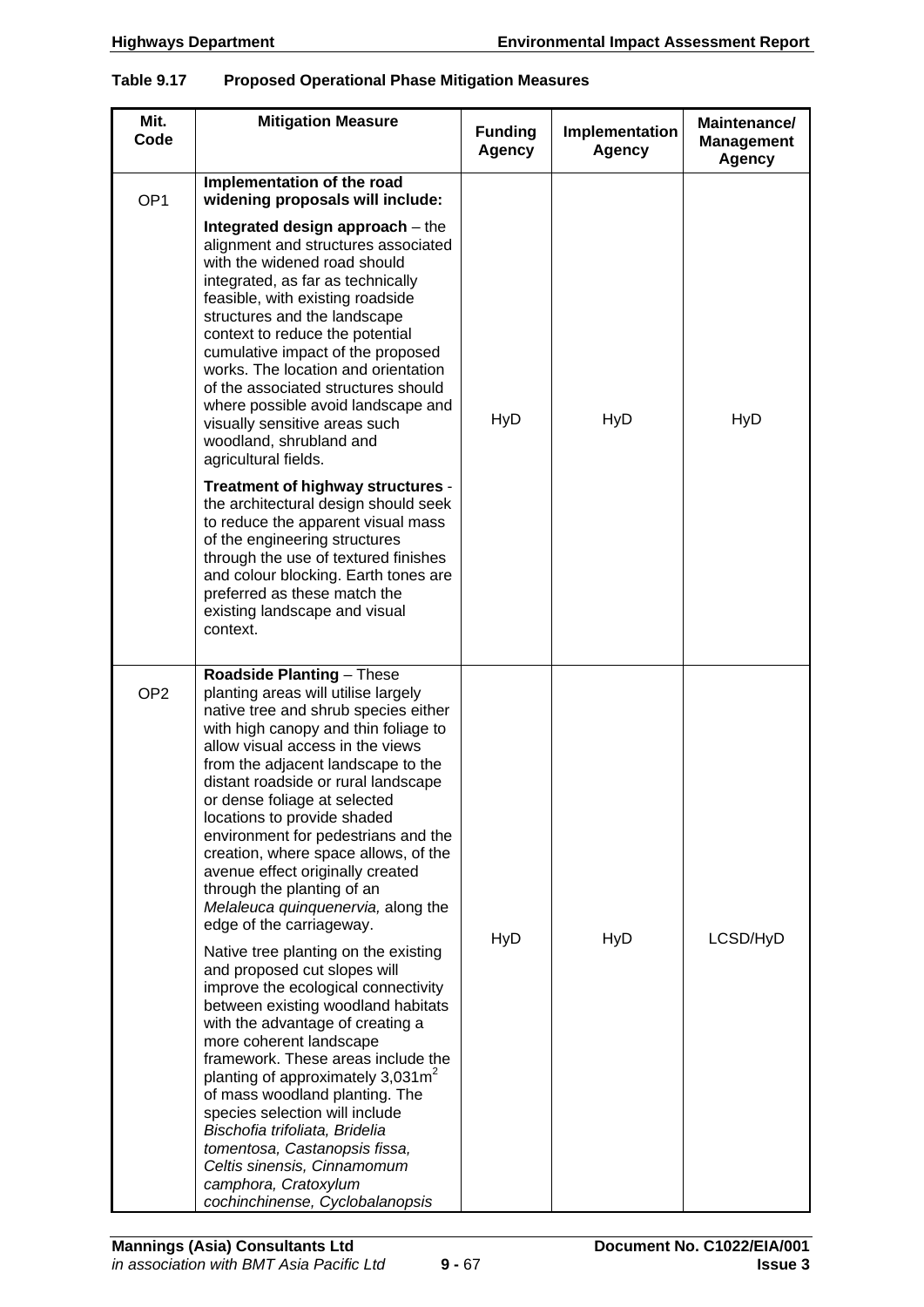**Table 9.17 Proposed Operational Phase Mitigation Measures**

| Mit. Code | Mitigation Measure | Funding Agency | Implementation Agency | Maintenance/ Management Agency |
|---|---|---|---|---|
| OP1 | **Implementation of the road widening proposals will include:**<br><br>**Integrated design approach** – the alignment and structures associated with the widened road should integrated, as far as technically feasible, with existing roadside structures and the landscape context to reduce the potential cumulative impact of the proposed works. The location and orientation of the associated structures should where possible avoid landscape and visually sensitive areas such woodland, shrubland and agricultural fields.<br><br>**Treatment of highway structures** - the architectural design should seek to reduce the apparent visual mass of the engineering structures through the use of textured finishes and colour blocking. Earth tones are preferred as these match the existing landscape and visual context. | HyD | HyD | HyD |
| OP2 | **Roadside Planting** – These planting areas will utilise largely native tree and shrub species either with high canopy and thin foliage to allow visual access in the views from the adjacent landscape to the distant roadside or rural landscape or dense foliage at selected locations to provide shaded environment for pedestrians and the creation, where space allows, of the avenue effect originally created through the planting of an *Melaleuca quinquenervia,* along the edge of the carriageway.<br><br>Native tree planting on the existing and proposed cut slopes will improve the ecological connectivity between existing woodland habitats with the advantage of creating a more coherent landscape framework. These areas include the planting of approximately 3,031m$^2$ of mass woodland planting. The species selection will include *Bischofia trifoliata, Bridelia tomentosa, Castanopsis fissa, Celtis sinensis, Cinnamomum camphora, Cratoxylum cochinchinense, Cyclobalanopsis* | HyD | HyD | LCSD/HyD |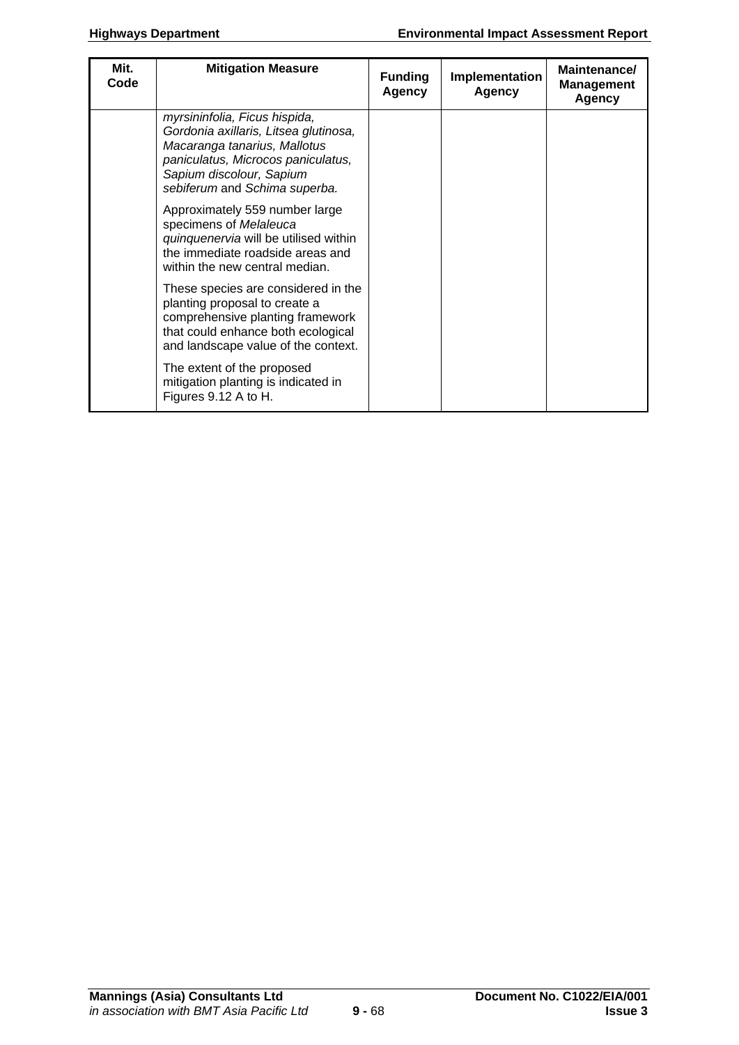| Mit. Code | Mitigation Measure | Funding Agency | Implementation Agency | Maintenance/ Management Agency |
|---|---|---|---|---|
| | *myrsininfolia, Ficus hispida, Gordonia axillaris, Litsea glutinosa, Macaranga tanarius, Mallotus paniculatus, Microcos paniculatus, Sapium discolour, Sapium sebiferum* and *Schima superba.*<br><br>Approximately 559 number large specimens of *Melaleuca quinquenervia* will be utilised within the immediate roadside areas and within the new central median.<br><br>These species are considered in the planting proposal to create a comprehensive planting framework that could enhance both ecological and landscape value of the context.<br><br>The extent of the proposed mitigation planting is indicated in Figures 9.12 A to H. | | | |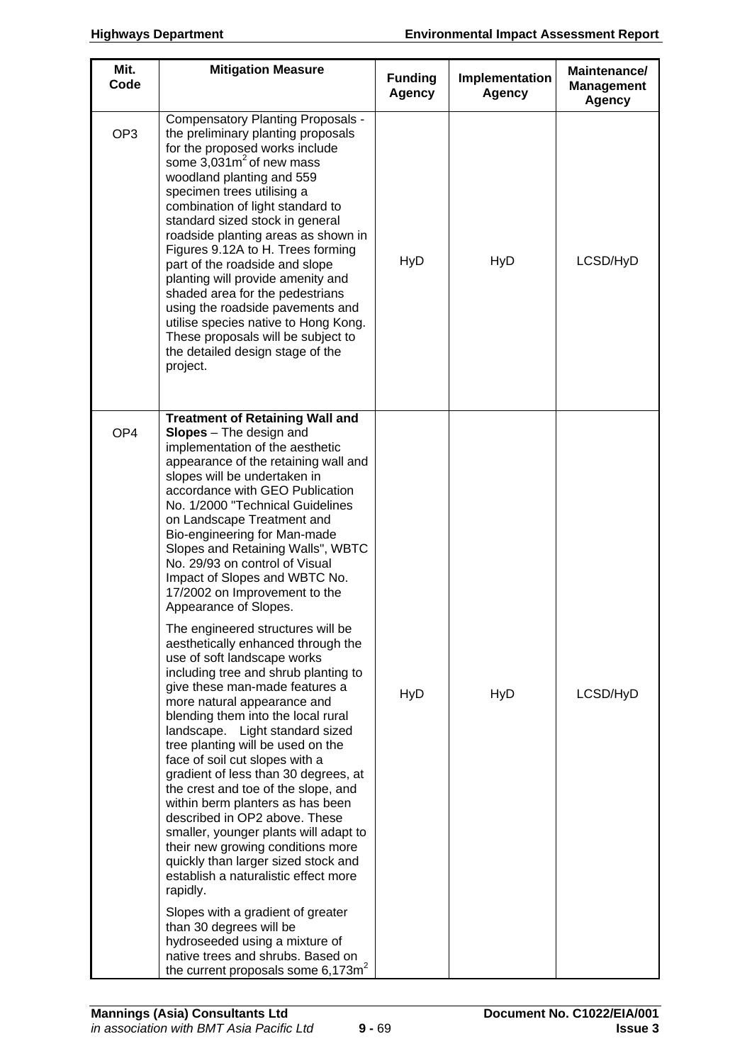| Mit. Code | Mitigation Measure | Funding Agency | Implementation Agency | Maintenance/ Management Agency |
|---|---|---|---|---|
| OP3 | Compensatory Planting Proposals - the preliminary planting proposals for the proposed works include some 3,031m$^2$ of new mass woodland planting and 559 specimen trees utilising a combination of light standard to standard sized stock in general roadside planting areas as shown in Figures 9.12A to H. Trees forming part of the roadside and slope planting will provide amenity and shaded area for the pedestrians using the roadside pavements and utilise species native to Hong Kong. These proposals will be subject to the detailed design stage of the project. | HyD | HyD | LCSD/HyD |
| OP4 | **Treatment of Retaining Wall and Slopes** – The design and implementation of the aesthetic appearance of the retaining wall and slopes will be undertaken in accordance with GEO Publication No. 1/2000 "Technical Guidelines on Landscape Treatment and Bio-engineering for Man-made Slopes and Retaining Walls", WBTC No. 29/93 on control of Visual Impact of Slopes and WBTC No. 17/2002 on Improvement to the Appearance of Slopes.<br><br>The engineered structures will be aesthetically enhanced through the use of soft landscape works including tree and shrub planting to give these man-made features a more natural appearance and blending them into the local rural landscape. Light standard sized tree planting will be used on the face of soil cut slopes with a gradient of less than 30 degrees, at the crest and toe of the slope, and within berm planters as has been described in OP2 above. These smaller, younger plants will adapt to their new growing conditions more quickly than larger sized stock and establish a naturalistic effect more rapidly.<br><br>Slopes with a gradient of greater than 30 degrees will be hydroseeded using a mixture of native trees and shrubs. Based on the current proposals some 6,173m$^2$ | HyD | HyD | LCSD/HyD |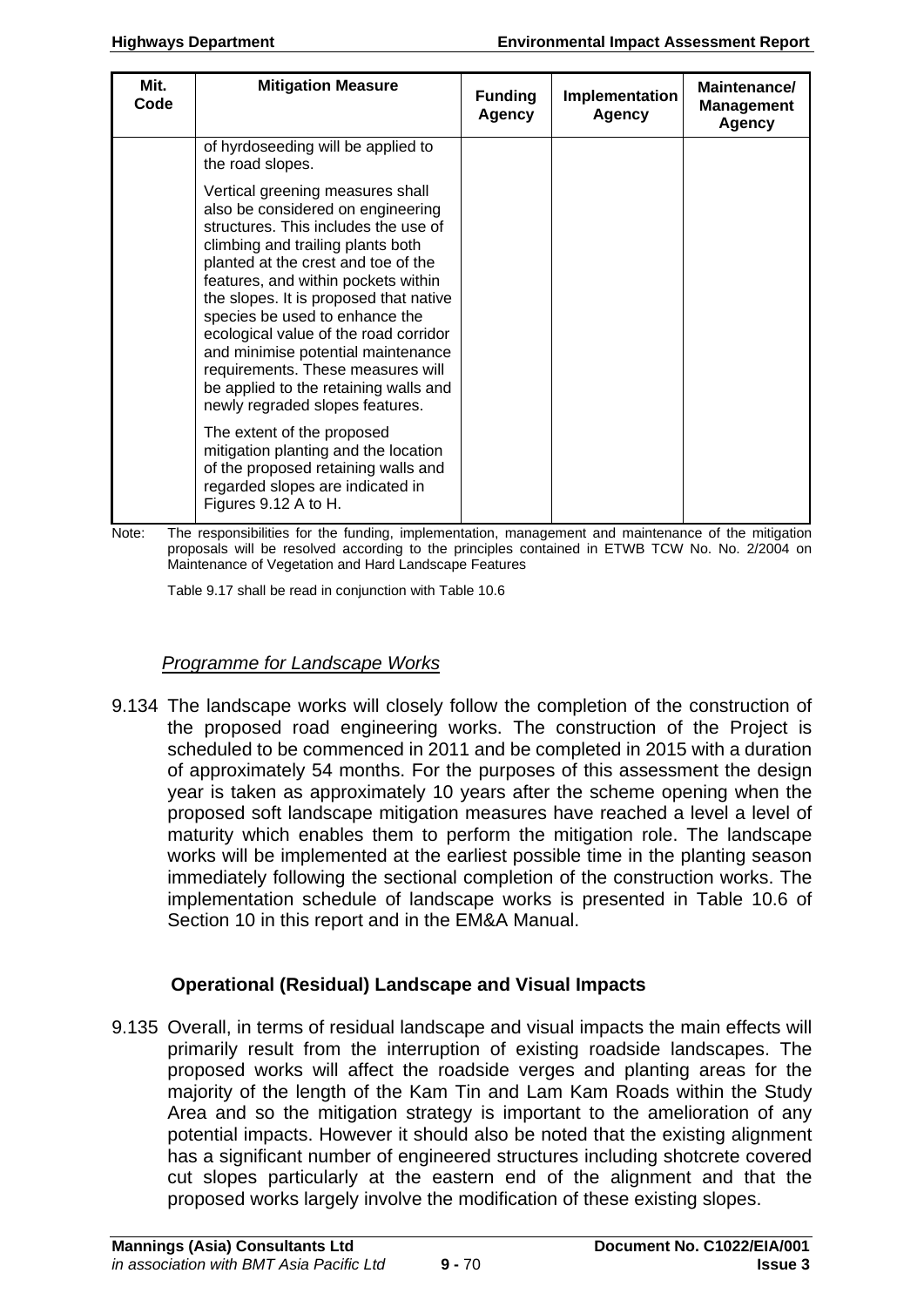| Mit. Code | Mitigation Measure | Funding Agency | Implementation Agency | Maintenance/ Management Agency |
|---|---|---|---|---|
| | of hyrdoseeding will be applied to the road slopes.<br><br>Vertical greening measures shall also be considered on engineering structures. This includes the use of climbing and trailing plants both planted at the crest and toe of the features, and within pockets within the slopes. It is proposed that native species be used to enhance the ecological value of the road corridor and minimise potential maintenance requirements. These measures will be applied to the retaining walls and newly regraded slopes features.<br><br>The extent of the proposed mitigation planting and the location of the proposed retaining walls and regarded slopes are indicated in Figures 9.12 A to H. | | | |

Note: The responsibilities for the funding, implementation, management and maintenance of the mitigation proposals will be resolved according to the principles contained in ETWB TCW No. No. 2/2004 on Maintenance of Vegetation and Hard Landscape Features

Table 9.17 shall be read in conjunction with Table 10.6

*Programme for Landscape Works*

9.134 The landscape works will closely follow the completion of the construction of the proposed road engineering works. The construction of the Project is scheduled to be commenced in 2011 and be completed in 2015 with a duration of approximately 54 months. For the purposes of this assessment the design year is taken as approximately 10 years after the scheme opening when the proposed soft landscape mitigation measures have reached a level a level of maturity which enables them to perform the mitigation role. The landscape works will be implemented at the earliest possible time in the planting season immediately following the sectional completion of the construction works. The implementation schedule of landscape works is presented in Table 10.6 of Section 10 in this report and in the EM&A Manual.

**Operational (Residual) Landscape and Visual Impacts**

9.135 Overall, in terms of residual landscape and visual impacts the main effects will primarily result from the interruption of existing roadside landscapes. The proposed works will affect the roadside verges and planting areas for the majority of the length of the Kam Tin and Lam Kam Roads within the Study Area and so the mitigation strategy is important to the amelioration of any potential impacts. However it should also be noted that the existing alignment has a significant number of engineered structures including shotcrete covered cut slopes particularly at the eastern end of the alignment and that the proposed works largely involve the modification of these existing slopes.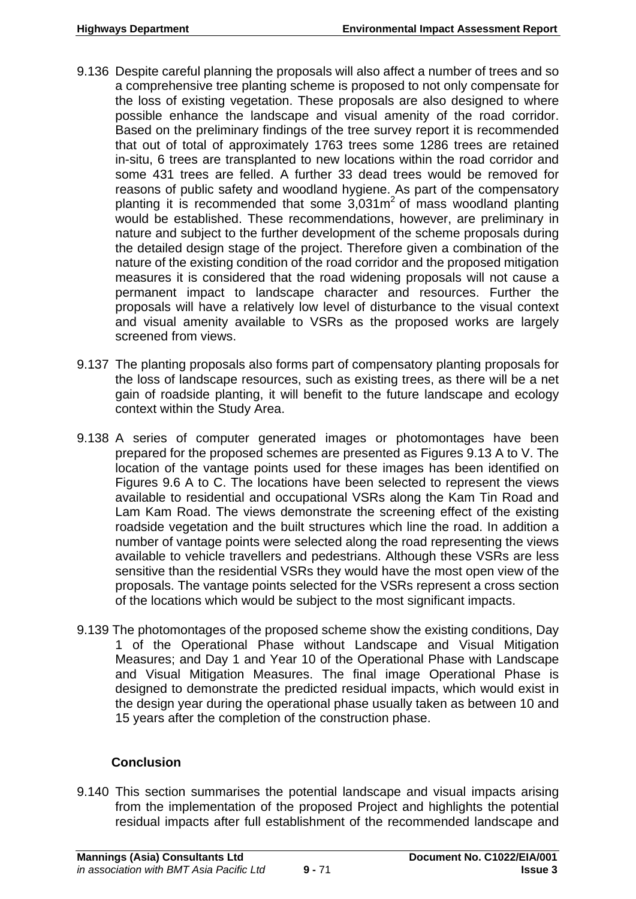9.136 Despite careful planning the proposals will also affect a number of trees and so a comprehensive tree planting scheme is proposed to not only compensate for the loss of existing vegetation. These proposals are also designed to where possible enhance the landscape and visual amenity of the road corridor. Based on the preliminary findings of the tree survey report it is recommended that out of total of approximately 1763 trees some 1286 trees are retained in-situ, 6 trees are transplanted to new locations within the road corridor and some 431 trees are felled. A further 33 dead trees would be removed for reasons of public safety and public hygiene. As part of the compensatory planting it is recommended that some 3,031m$^2$ of mass woodland planting would be established. These recommendations, however, are preliminary in nature and subject to the further development of the scheme proposals during the detailed design stage of the project. Therefore given a combination of the nature of the existing condition of the road corridor and the proposed mitigation measures it is considered that the road widening proposals will not cause a permanent impact to landscape character and resources. Further the proposals will have a relatively low level of disturbance to the visual context and visual amenity available to VSRs as the proposed works are largely screened from views.

9.137 The planting proposals also forms part of compensatory planting proposals for the loss of landscape resources, such as existing trees, as there will be a net gain of roadside planting, it will benefit to the future landscape and ecology context within the Study Area.

9.138 A series of computer generated images or photomontages have been prepared for the proposed schemes are presented as Figures 9.13 A to V. The location of the vantage points used for these images has been identified on Figures 9.6 A to C. The locations have been selected to represent the views available to residential and occupational VSRs along the Kam Tin Road and Lam Kam Road. The views demonstrate the screening effect of the existing roadside vegetation and the built structures which line the road. In addition a number of vantage points were selected along the road representing the views available to vehicle travellers and pedestrians. Although these VSRs are less sensitive than the residential VSRs they would have the most open view of the proposals. The vantage points selected for the VSRs represent a cross section of the locations which would be subject to the most significant impacts.

9.139 The photomontages of the proposed scheme show the existing conditions, Day 1 of the Operational Phase without Landscape and Visual Mitigation Measures; and Day 1 and Year 10 of the Operational Phase with Landscape and Visual Mitigation Measures. The final image Operational Phase is designed to demonstrate the predicted residual impacts, which would exist in the design year during the operational phase usually taken as between 10 and 15 years after the completion of the construction phase.

### Conclusion

9.140 This section summarises the potential landscape and visual impacts arising from the implementation of the proposed Project and highlights the potential residual impacts after full establishment of the recommended landscape and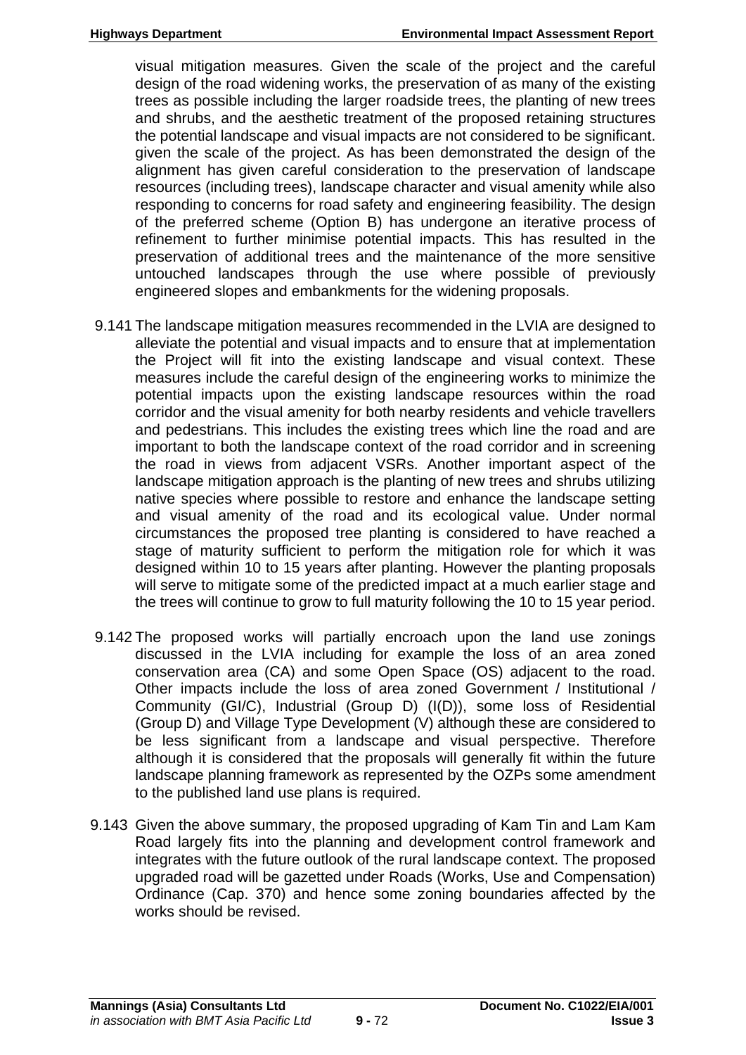visual mitigation measures. Given the scale of the project and the careful design of the road widening works, the preservation of as many of the existing trees as possible including the larger roadside trees, the planting of new trees and shrubs, and the aesthetic treatment of the proposed retaining structures the potential landscape and visual impacts are not considered to be significant. given the scale of the project. As has been demonstrated the design of the alignment has given careful consideration to the preservation of landscape resources (including trees), landscape character and visual amenity while also responding to concerns for road safety and engineering feasibility. The design of the preferred scheme (Option B) has undergone an iterative process of refinement to further minimise potential impacts. This has resulted in the preservation of additional trees and the maintenance of the more sensitive untouched landscapes through the use where possible of previously engineered slopes and embankments for the widening proposals.

9.141 The landscape mitigation measures recommended in the LVIA are designed to alleviate the potential and visual impacts and to ensure that at implementation the Project will fit into the existing landscape and visual context. These measures include the careful design of the engineering works to minimize the potential impacts upon the existing landscape resources within the road corridor and the visual amenity for both nearby residents and vehicle travellers and pedestrians. This includes the existing trees which line the road and are important to both the landscape context of the road corridor and in screening the road in views from adjacent VSRs. Another important aspect of the landscape mitigation approach is the planting of new trees and shrubs utilizing native species where possible to restore and enhance the landscape setting and visual amenity of the road and its ecological value. Under normal circumstances the proposed tree planting is considered to have reached a stage of maturity sufficient to perform the mitigation role for which it was designed within 10 to 15 years after planting. However the planting proposals will serve to mitigate some of the predicted impact at a much earlier stage and the trees will continue to grow to full maturity following the 10 to 15 year period.

9.142 The proposed works will partially encroach upon the land use zonings discussed in the LVIA including for example the loss of an area zoned conservation area (CA) and some Open Space (OS) adjacent to the road. Other impacts include the loss of area zoned Government / Institutional / Community (GI/C), Industrial (Group D) (I(D)), some loss of Residential (Group D) and Village Type Development (V) although these are considered to be less significant from a landscape and visual perspective. Therefore although it is considered that the proposals will generally fit within the future landscape planning framework as represented by the OZPs some amendment to the published land use plans is required.

9.143 Given the above summary, the proposed upgrading of Kam Tin and Lam Kam Road largely fits into the planning and development control framework and integrates with the future outlook of the rural landscape context. The proposed upgraded road will be gazetted under Roads (Works, Use and Compensation) Ordinance (Cap. 370) and hence some zoning boundaries affected by the works should be revised.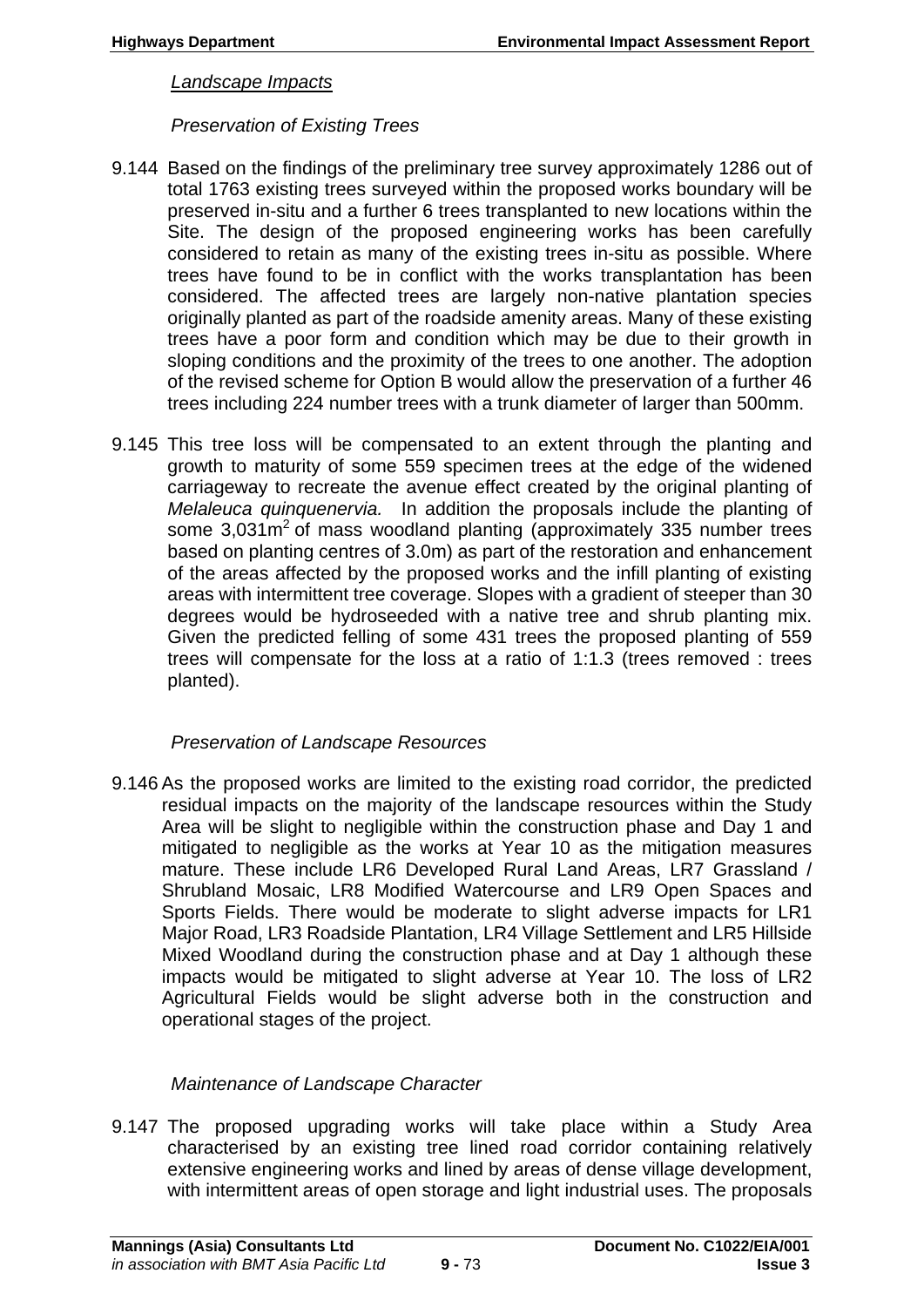*Landscape Impacts*

*Preservation of Existing Trees*

9.144 Based on the findings of the preliminary tree survey approximately 1286 out of total 1763 existing trees surveyed within the proposed works boundary will be preserved in-situ and a further 6 trees transplanted to new locations within the Site. The design of the proposed engineering works has been carefully considered to retain as many of the existing trees in-situ as possible. Where trees have found to be in conflict with the works transplantation has been considered. The affected trees are largely non-native plantation species originally planted as part of the roadside amenity areas. Many of these existing trees have a poor form and condition which may be due to their growth in sloping conditions and the proximity of the trees to one another. The adoption of the revised scheme for Option B would allow the preservation of a further 46 trees including 224 number trees with a trunk diameter of larger than 500mm.

9.145 This tree loss will be compensated to an extent through the planting and growth to maturity of some 559 specimen trees at the edge of the widened carriageway to recreate the avenue effect created by the original planting of *Melaleuca quinquenervia.* In addition the proposals include the planting of some 3,031m$^2$ of mass woodland planting (approximately 335 number trees based on planting centres of 3.0m) as part of the restoration and enhancement of the areas affected by the proposed works and the infill planting of existing areas with intermittent tree coverage. Slopes with a gradient of steeper than 30 degrees would be hydroseeded with a native tree and shrub planting mix. Given the predicted felling of some 431 trees the proposed planting of 559 trees will compensate for the loss at a ratio of 1:1.3 (trees removed : trees planted).

*Preservation of Landscape Resources*

9.146 As the proposed works are limited to the existing road corridor, the predicted residual impacts on the majority of the landscape resources within the Study Area will be slight to negligible within the construction phase and Day 1 and mitigated to negligible as the works at Year 10 as the mitigation measures mature. These include LR6 Developed Rural Land Areas, LR7 Grassland / Shrubland Mosaic, LR8 Modified Watercourse and LR9 Open Spaces and Sports Fields. There would be moderate to slight adverse impacts for LR1 Major Road, LR3 Roadside Plantation, LR4 Village Settlement and LR5 Hillside Mixed Woodland during the construction phase and at Day 1 although these impacts would be mitigated to slight adverse at Year 10. The loss of LR2 Agricultural Fields would be slight adverse both in the construction and operational stages of the project.

*Maintenance of Landscape Character*

9.147 The proposed upgrading works will take place within a Study Area characterised by an existing tree lined road corridor containing relatively extensive engineering works and lined by areas of dense village development, with intermittent areas of open storage and light industrial uses. The proposals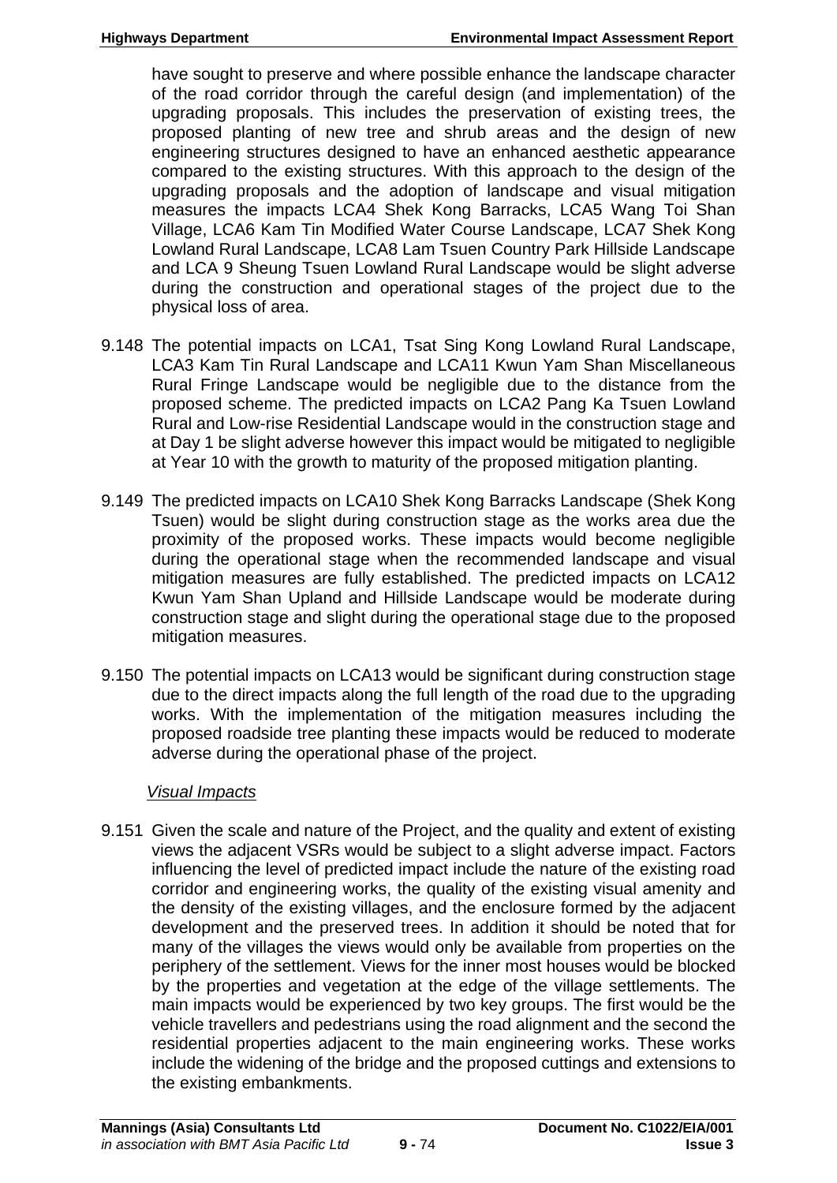have sought to preserve and where possible enhance the landscape character of the road corridor through the careful design (and implementation) of the upgrading proposals. This includes the preservation of existing trees, the proposed planting of new tree and shrub areas and the design of new engineering structures designed to have an enhanced aesthetic appearance compared to the existing structures. With this approach to the design of the upgrading proposals and the adoption of landscape and visual mitigation measures the impacts LCA4 Shek Kong Barracks, LCA5 Wang Toi Shan Village, LCA6 Kam Tin Modified Water Course Landscape, LCA7 Shek Kong Lowland Rural Landscape, LCA8 Lam Tsuen Country Park Hillside Landscape and LCA 9 Sheung Tsuen Lowland Rural Landscape would be slight adverse during the construction and operational stages of the project due to the physical loss of area.

9.148 The potential impacts on LCA1, Tsat Sing Kong Lowland Rural Landscape, LCA3 Kam Tin Rural Landscape and LCA11 Kwun Yam Shan Miscellaneous Rural Fringe Landscape would be negligible due to the distance from the proposed scheme. The predicted impacts on LCA2 Pang Ka Tsuen Lowland Rural and Low-rise Residential Landscape would in the construction stage and at Day 1 be slight adverse however this impact would be mitigated to negligible at Year 10 with the growth to maturity of the proposed mitigation planting.

9.149 The predicted impacts on LCA10 Shek Kong Barracks Landscape (Shek Kong Tsuen) would be slight during construction stage as the works area due the proximity of the proposed works. These impacts would become negligible during the operational stage when the recommended landscape and visual mitigation measures are fully established. The predicted impacts on LCA12 Kwun Yam Shan Upland and Hillside Landscape would be moderate during construction stage and slight during the operational stage due to the proposed mitigation measures.

9.150 The potential impacts on LCA13 would be significant during construction stage due to the direct impacts along the full length of the road due to the upgrading works. With the implementation of the mitigation measures including the proposed roadside tree planting these impacts would be reduced to moderate adverse during the operational phase of the project.

*Visual Impacts*

9.151 Given the scale and nature of the Project, and the quality and extent of existing views the adjacent VSRs would be subject to a slight adverse impact. Factors influencing the level of predicted impact include the nature of the existing road corridor and engineering works, the quality of the existing visual amenity and the density of the existing villages, and the enclosure formed by the adjacent development and the preserved trees. In addition it should be noted that for many of the villages the views would only be available from properties on the periphery of the settlement. Views for the inner most houses would be blocked by the properties and vegetation at the edge of the village settlements. The main impacts would be experienced by two key groups. The first would be the vehicle travellers and pedestrians using the road alignment and the second the residential properties adjacent to the main engineering works. These works include the widening of the bridge and the proposed cuttings and extensions to the existing embankments.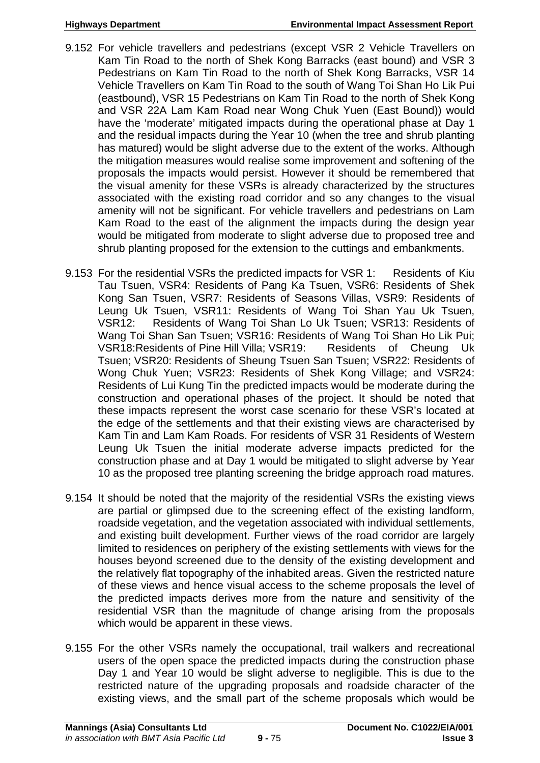9.152 For vehicle travellers and pedestrians (except VSR 2 Vehicle Travellers on Kam Tin Road to the north of Shek Kong Barracks (east bound) and VSR 3 Pedestrians on Kam Tin Road to the north of Shek Kong Barracks, VSR 14 Vehicle Travellers on Kam Tin Road to the south of Wang Toi Shan Ho Lik Pui (eastbound), VSR 15 Pedestrians on Kam Tin Road to the north of Shek Kong and VSR 22A Lam Kam Road near Wong Chuk Yuen (East Bound)) would have the 'moderate' mitigated impacts during the operational phase at Day 1 and the residual impacts during the Year 10 (when the tree and shrub planting has matured) would be slight adverse due to the extent of the works. Although the mitigation measures would realise some improvement and softening of the proposals the impacts would persist. However it should be remembered that the visual amenity for these VSRs is already characterized by the structures associated with the existing road corridor and so any changes to the visual amenity will not be significant. For vehicle travellers and pedestrians on Lam Kam Road to the east of the alignment the impacts during the design year would be mitigated from moderate to slight adverse due to proposed tree and shrub planting proposed for the extension to the cuttings and embankments.

9.153 For the residential VSRs the predicted impacts for VSR 1: Residents of Kiu Tau Tsuen, VSR4: Residents of Pang Ka Tsuen, VSR6: Residents of Shek Kong San Tsuen, VSR7: Residents of Seasons Villas, VSR9: Residents of Leung Uk Tsuen, VSR11: Residents of Wang Toi Shan Yau Uk Tsuen, VSR12: Residents of Wang Toi Shan Lo Uk Tsuen; VSR13: Residents of Wang Toi Shan San Tsuen; VSR16: Residents of Wang Toi Shan Ho Lik Pui; VSR18:Residents of Pine Hill Villa; VSR19: Residents of Cheung Uk Tsuen; VSR20: Residents of Sheung Tsuen San Tsuen; VSR22: Residents of Wong Chuk Yuen; VSR23: Residents of Shek Kong Village; and VSR24: Residents of Lui Kung Tin the predicted impacts would be moderate during the construction and operational phases of the project. It should be noted that these impacts represent the worst case scenario for these VSR's located at the edge of the settlements and that their existing views are characterised by Kam Tin and Lam Kam Roads. For residents of VSR 31 Residents of Western Leung Uk Tsuen the initial moderate adverse impacts predicted for the construction phase and at Day 1 would be mitigated to slight adverse by Year 10 as the proposed tree planting screening the bridge approach road matures.

9.154 It should be noted that the majority of the residential VSRs the existing views are partial or glimpsed due to the screening effect of the existing landform, roadside vegetation, and the vegetation associated with individual settlements, and existing built development. Further views of the road corridor are largely limited to residences on periphery of the existing settlements with views for the houses beyond screened due to the density of the existing development and the relatively flat topography of the inhabited areas. Given the restricted nature of these views and hence visual access to the scheme proposals the level of the predicted impacts derives more from the nature and sensitivity of the residential VSR than the magnitude of change arising from the proposals which would be apparent in these views.

9.155 For the other VSRs namely the occupational, trail walkers and recreational users of the open space the predicted impacts during the construction phase Day 1 and Year 10 would be slight adverse to negligible. This is due to the restricted nature of the upgrading proposals and roadside character of the existing views, and the small part of the scheme proposals which would be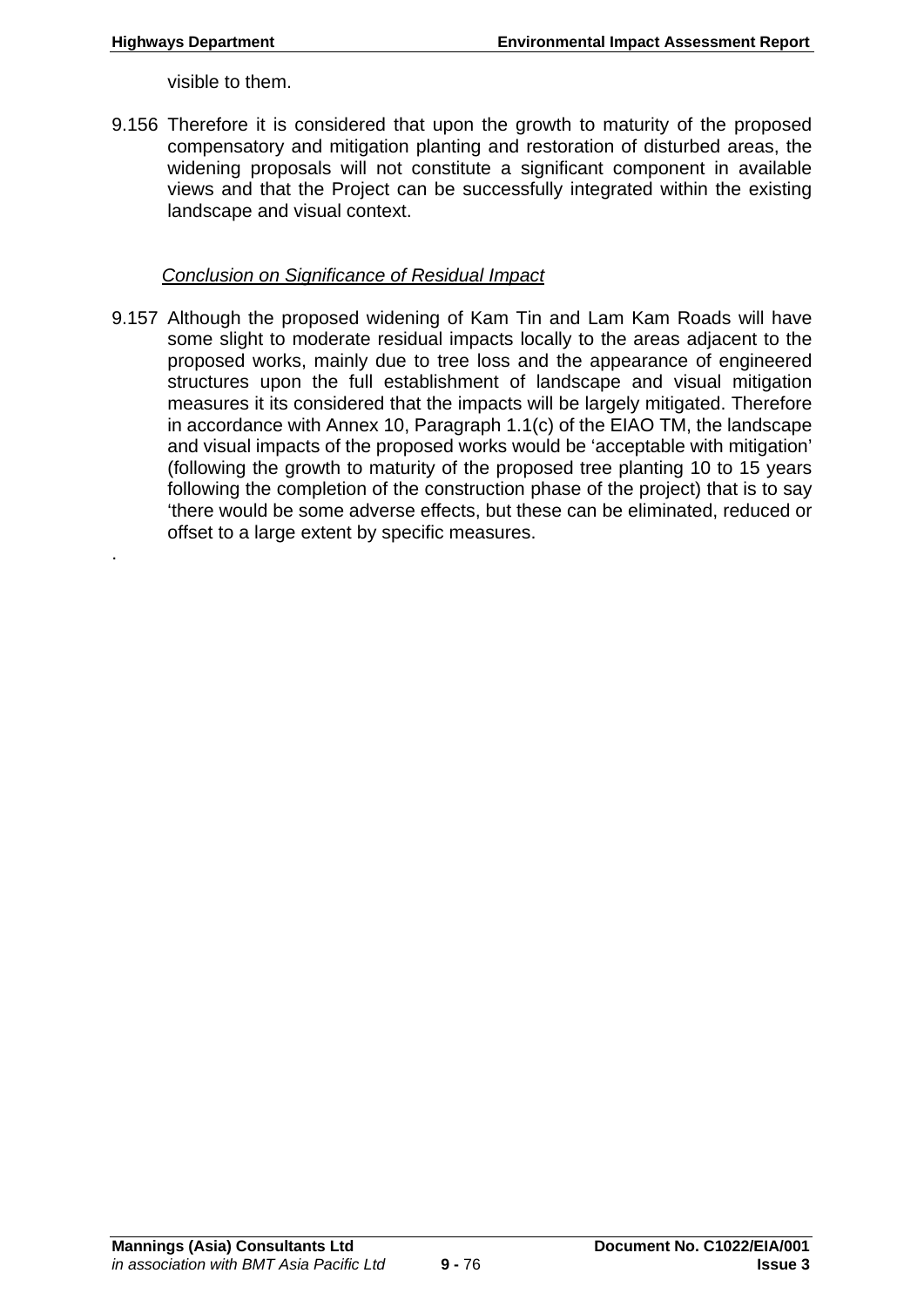visible to them.

9.156 Therefore it is considered that upon the growth to maturity of the proposed compensatory and mitigation planting and restoration of disturbed areas, the widening proposals will not constitute a significant component in available views and that the Project can be successfully integrated within the existing landscape and visual context.

*Conclusion on Significance of Residual Impact*

9.157 Although the proposed widening of Kam Tin and Lam Kam Roads will have some slight to moderate residual impacts locally to the areas adjacent to the proposed works, mainly due to tree loss and the appearance of engineered structures upon the full establishment of landscape and visual mitigation measures it its considered that the impacts will be largely mitigated. Therefore in accordance with Annex 10, Paragraph 1.1(c) of the EIAO TM, the landscape and visual impacts of the proposed works would be 'acceptable with mitigation' (following the growth to maturity of the proposed tree planting 10 to 15 years following the completion of the construction phase of the project) that is to say 'there would be some adverse effects, but these can be eliminated, reduced or offset to a large extent by specific measures.

.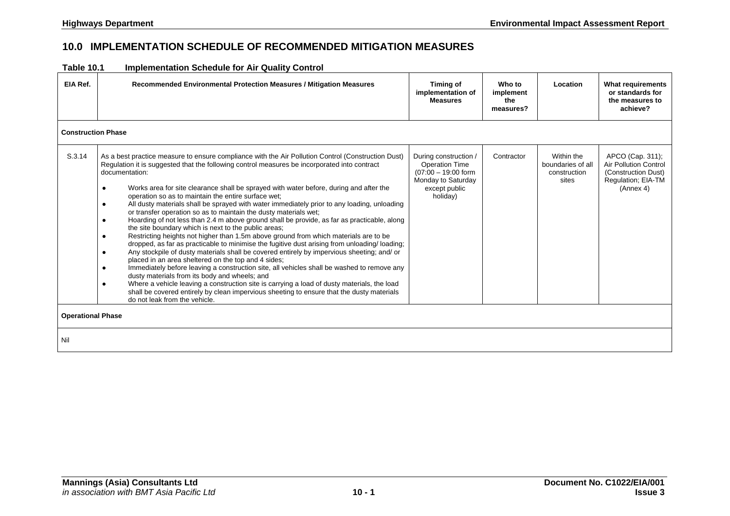# 10.0 IMPLEMENTATION SCHEDULE OF RECOMMENDED MITIGATION MEASURES

**Table 10.1 Implementation Schedule for Air Quality Control**

| EIA Ref. | Recommended Environmental Protection Measures / Mitigation Measures | Timing of implementation of Measures | Who to implement the measures? | Location | What requirements or standards for the measures to achieve? |
|---|---|---|---|---|---|
| **Construction Phase** | | | | | |
| S.3.14 | As a best practice measure to ensure compliance with the Air Pollution Control (Construction Dust) Regulation it is suggested that the following control measures be incorporated into contract documentation:<br>● Works area for site clearance shall be sprayed with water before, during and after the operation so as to maintain the entire surface wet;<br>● All dusty materials shall be sprayed with water immediately prior to any loading, unloading or transfer operation so as to maintain the dusty materials wet;<br>● Hoarding of not less than 2.4 m above ground shall be provide, as far as practicable, along the site boundary which is next to the public areas;<br>● Restricting heights not higher than 1.5m above ground from which materials are to be dropped, as far as practicable to minimise the fugitive dust arising from unloading/ loading;<br>● Any stockpile of dusty materials shall be covered entirely by impervious sheeting; and/ or placed in an area sheltered on the top and 4 sides;<br>● Immediately before leaving a construction site, all vehicles shall be washed to remove any dusty materials from its body and wheels; and<br>● Where a vehicle leaving a construction site is carrying a load of dusty materials, the load shall be covered entirely by clean impervious sheeting to ensure that the dusty materials do not leak from the vehicle. | During construction / Operation Time (07:00 – 19:00 form Monday to Saturday except public holiday) | Contractor | Within the boundaries of all construction sites | APCO (Cap. 311); Air Pollution Control (Construction Dust) Regulation; EIA-TM (Annex 4) |
| **Operational Phase** | | | | | |
| Nil | | | | | |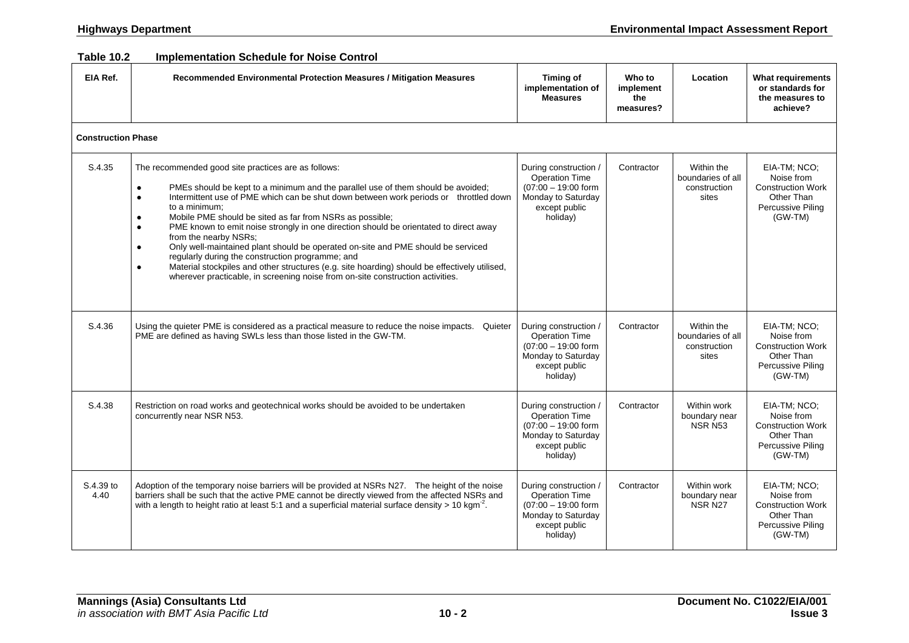**Table 10.2 Implementation Schedule for Noise Control**

| EIA Ref. | Recommended Environmental Protection Measures / Mitigation Measures | Timing of implementation of Measures | Who to implement the measures? | Location | What requirements or standards for the measures to achieve? |
|---|---|---|---|---|---|
| **Construction Phase** | | | | | |
| S.4.35 | The recommended good site practices are as follows: <br>● PMEs should be kept to a minimum and the parallel use of them should be avoided; <br>● Intermittent use of PME which can be shut down between work periods or throttled down to a minimum; <br>● Mobile PME should be sited as far from NSRs as possible; <br>● PME known to emit noise strongly in one direction should be orientated to direct away from the nearby NSRs; <br>● Only well-maintained plant should be operated on-site and PME should be serviced regularly during the construction programme; and <br>● Material stockpiles and other structures (e.g. site hoarding) should be effectively utilised, wherever practicable, in screening noise from on-site construction activities. | During construction / Operation Time (07:00 – 19:00 form Monday to Saturday except public holiday) | Contractor | Within the boundaries of all construction sites | EIA-TM; NCO; Noise from Construction Work Other Than Percussive Piling (GW-TM) |
| S.4.36 | Using the quieter PME is considered as a practical measure to reduce the noise impacts. Quieter PME are defined as having SWLs less than those listed in the GW-TM. | During construction / Operation Time (07:00 – 19:00 form Monday to Saturday except public holiday) | Contractor | Within the boundaries of all construction sites | EIA-TM; NCO; Noise from Construction Work Other Than Percussive Piling (GW-TM) |
| S.4.38 | Restriction on road works and geotechnical works should be avoided to be undertaken concurrently near NSR N53. | During construction / Operation Time (07:00 – 19:00 form Monday to Saturday except public holiday) | Contractor | Within work boundary near NSR N53 | EIA-TM; NCO; Noise from Construction Work Other Than Percussive Piling (GW-TM) |
| S.4.39 to 4.40 | Adoption of the temporary noise barriers will be provided at NSRs N27. The height of the noise barriers shall be such that the active PME cannot be directly viewed from the affected NSRs and with a length to height ratio at least 5:1 and a superficial material surface density > 10 $kgm^{-2}$. | During construction / Operation Time (07:00 – 19:00 form Monday to Saturday except public holiday) | Contractor | Within work boundary near NSR N27 | EIA-TM; NCO; Noise from Construction Work Other Than Percussive Piling (GW-TM) |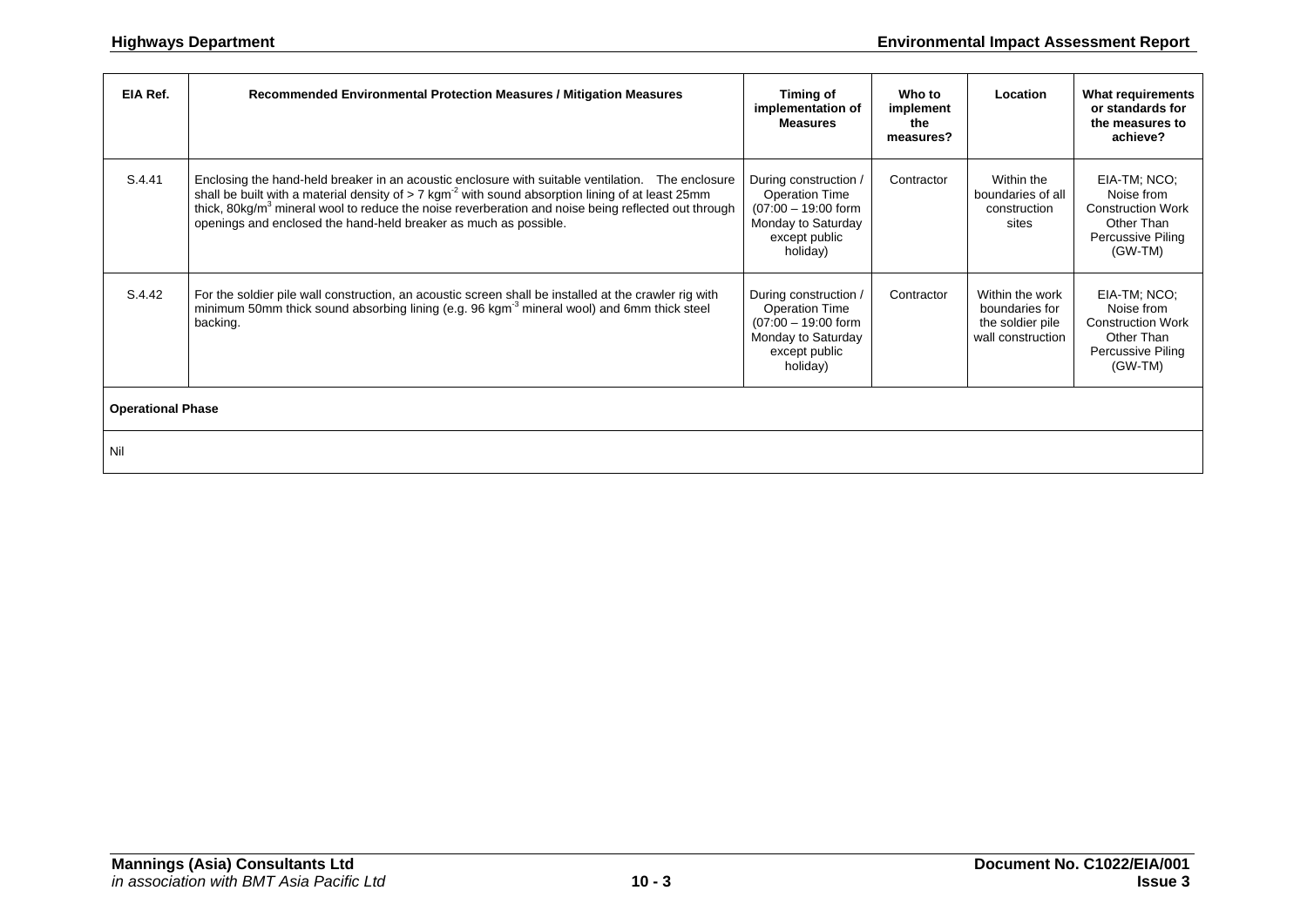| EIA Ref. | Recommended Environmental Protection Measures / Mitigation Measures | Timing of implementation of Measures | Who to implement the measures? | Location | What requirements or standards for the measures to achieve? |
|---|---|---|---|---|---|
| S.4.41 | Enclosing the hand-held breaker in an acoustic enclosure with suitable ventilation. The enclosure shall be built with a material density of > 7 $kgm^{-2}$ with sound absorption lining of at least 25mm thick, 80kg/$m^3$ mineral wool to reduce the noise reverberation and noise being reflected out through openings and enclosed the hand-held breaker as much as possible. | During construction / Operation Time (07:00 – 19:00 form Monday to Saturday except public holiday) | Contractor | Within the boundaries of all construction sites | EIA-TM; NCO; Noise from Construction Work Other Than Percussive Piling (GW-TM) |
| S.4.42 | For the soldier pile wall construction, an acoustic screen shall be installed at the crawler rig with minimum 50mm thick sound absorbing lining (e.g. 96 $kgm^{-3}$ mineral wool) and 6mm thick steel backing. | During construction / Operation Time (07:00 – 19:00 form Monday to Saturday except public holiday) | Contractor | Within the work boundaries for the soldier pile wall construction | EIA-TM; NCO; Noise from Construction Work Other Than Percussive Piling (GW-TM) |
| **Operational Phase** | | | | | |
| Nil | | | | | |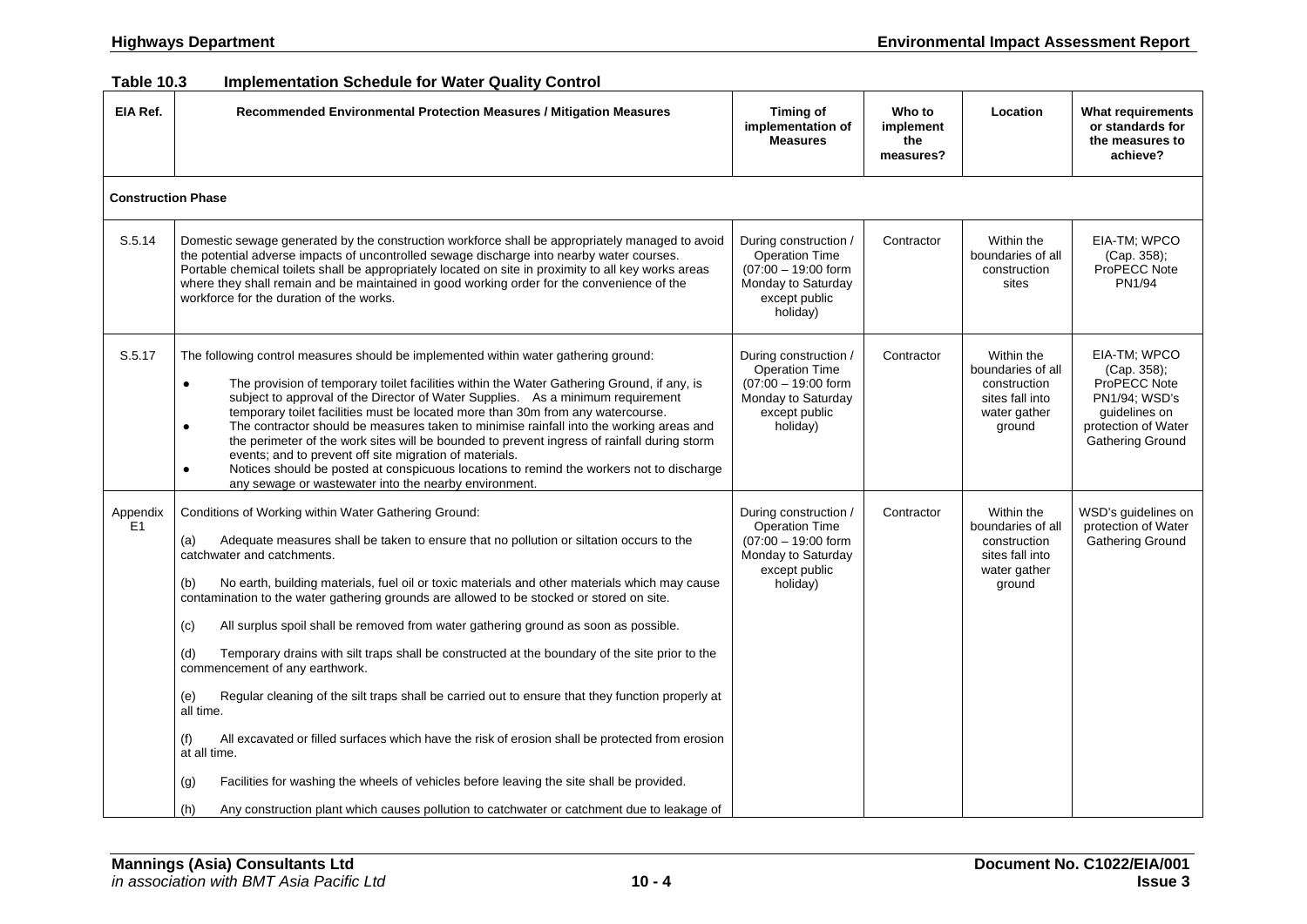**Table 10.3 Implementation Schedule for Water Quality Control**

| EIA Ref. | Recommended Environmental Protection Measures / Mitigation Measures | Timing of implementation of Measures | Who to implement the measures? | Location | What requirements or standards for the measures to achieve? |
|---|---|---|---|---|---|
| **Construction Phase** | | | | | |
| S.5.14 | Domestic sewage generated by the construction workforce shall be appropriately managed to avoid the potential adverse impacts of uncontrolled sewage discharge into nearby water courses. Portable chemical toilets shall be appropriately located on site in proximity to all key works areas where they shall remain and be maintained in good working order for the convenience of the workforce for the duration of the works. | During construction / Operation Time (07:00 – 19:00 form Monday to Saturday except public holiday) | Contractor | Within the boundaries of all construction sites | EIA-TM; WPCO (Cap. 358); ProPECC Note PN1/94 |
| S.5.17 | The following control measures should be implemented within water gathering ground:<br>● The provision of temporary toilet facilities within the Water Gathering Ground, if any, is subject to approval of the Director of Water Supplies. As a minimum requirement temporary toilet facilities must be located more than 30m from any watercourse.<br>● The contractor should be measures taken to minimise rainfall into the working areas and the perimeter of the work sites will be bounded to prevent ingress of rainfall during storm events; and to prevent off site migration of materials.<br>● Notices should be posted at conspicuous locations to remind the workers not to discharge any sewage or wastewater into the nearby environment. | During construction / Operation Time (07:00 – 19:00 form Monday to Saturday except public holiday) | Contractor | Within the boundaries of all construction sites fall into water gather ground | EIA-TM; WPCO (Cap. 358); ProPECC Note PN1/94; WSD's guidelines on protection of Water Gathering Ground |
| Appendix E1 | Conditions of Working within Water Gathering Ground:<br>(a) Adequate measures shall be taken to ensure that no pollution or siltation occurs to the catchwater and catchments.<br>(b) No earth, building materials, fuel oil or toxic materials and other materials which may cause contamination to the water gathering grounds are allowed to be stocked or stored on site.<br>(c) All surplus spoil shall be removed from water gathering ground as soon as possible.<br>(d) Temporary drains with silt traps shall be constructed at the boundary of the site prior to the commencement of any earthwork.<br>(e) Regular cleaning of the silt traps shall be carried out to ensure that they function properly at all time.<br>(f) All excavated or filled surfaces which have the risk of erosion shall be protected from erosion at all time.<br>(g) Facilities for washing the wheels of vehicles before leaving the site shall be provided.<br>(h) Any construction plant which causes pollution to catchwater or catchment due to leakage of | During construction / Operation Time (07:00 – 19:00 form Monday to Saturday except public holiday) | Contractor | Within the boundaries of all construction sites fall into water gather ground | WSD's guidelines on protection of Water Gathering Ground |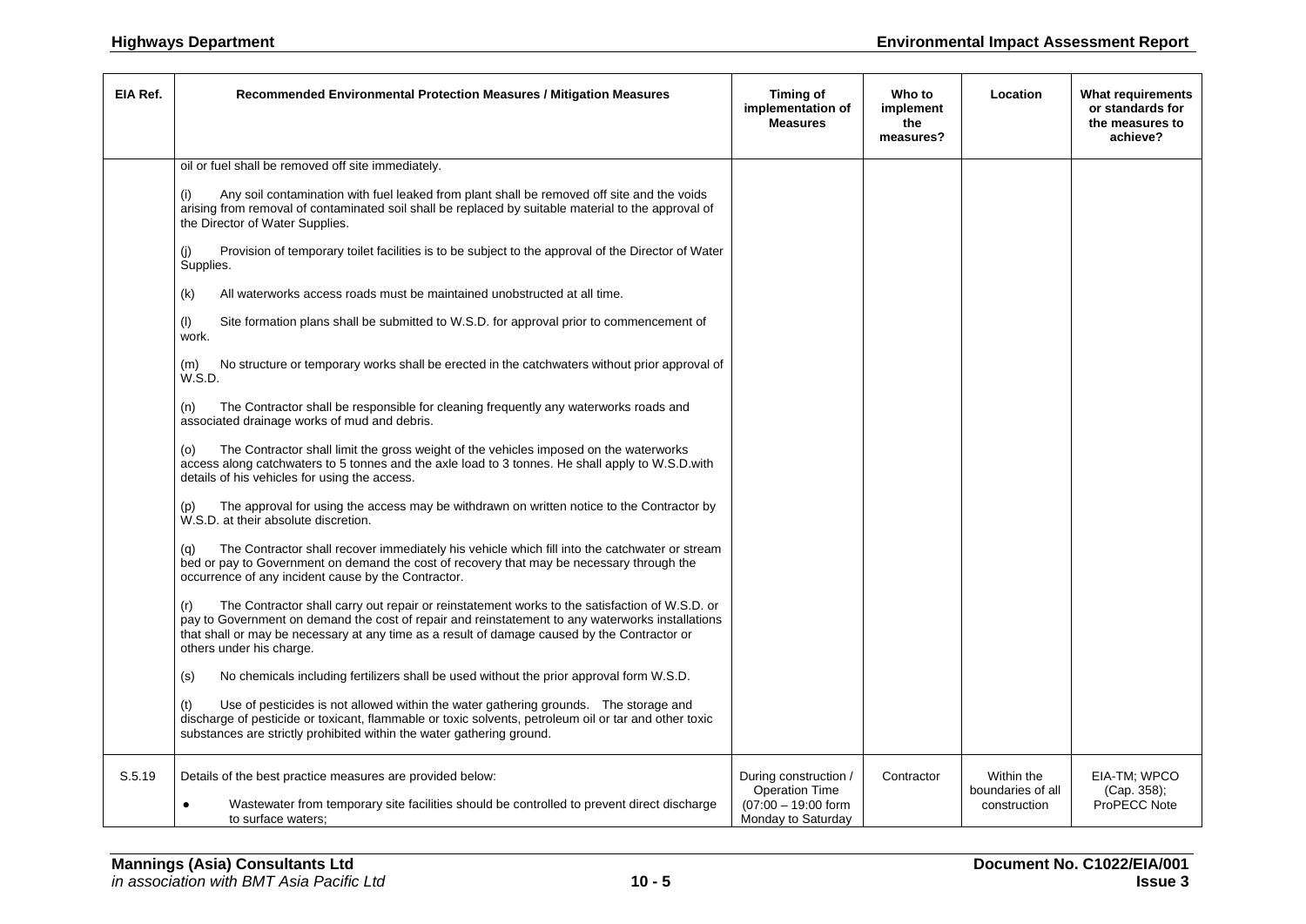| EIA Ref. | Recommended Environmental Protection Measures / Mitigation Measures | Timing of implementation of Measures | Who to implement the measures? | Location | What requirements or standards for the measures to achieve? |
|---|---|---|---|---|---|
| | oil or fuel shall be removed off site immediately.<br><br>(i) Any soil contamination with fuel leaked from plant shall be removed off site and the voids arising from removal of contaminated soil shall be replaced by suitable material to the approval of the Director of Water Supplies.<br><br>(j) Provision of temporary toilet facilities is to be subject to the approval of the Director of Water Supplies.<br><br>(k) All waterworks access roads must be maintained unobstructed at all time.<br><br>(l) Site formation plans shall be submitted to W.S.D. for approval prior to commencement of work.<br><br>(m) No structure or temporary works shall be erected in the catchwaters without prior approval of W.S.D.<br><br>(n) The Contractor shall be responsible for cleaning frequently any waterworks roads and associated drainage works of mud and debris.<br><br>(o) The Contractor shall limit the gross weight of the vehicles imposed on the waterworks access along catchwaters to 5 tonnes and the axle load to 3 tonnes. He shall apply to W.S.D.with details of his vehicles for using the access.<br><br>(p) The approval for using the access may be withdrawn on written notice to the Contractor by W.S.D. at their absolute discretion.<br><br>(q) The Contractor shall recover immediately his vehicle which fill into the catchwater or stream bed or pay to Government on demand the cost of recovery that may be necessary through the occurrence of any incident cause by the Contractor.<br><br>(r) The Contractor shall carry out repair or reinstatement works to the satisfaction of W.S.D. or pay to Government on demand the cost of repair and reinstatement to any waterworks installations that shall or may be necessary at any time as a result of damage caused by the Contractor or others under his charge.<br><br>(s) No chemicals including fertilizers shall be used without the prior approval form W.S.D.<br><br>(t) Use of pesticides is not allowed within the water gathering grounds. The storage and discharge of pesticide or toxicant, flammable or toxic solvents, petroleum oil or tar and other toxic substances are strictly prohibited within the water gathering ground. | | | | |
| S.5.19 | Details of the best practice measures are provided below:<br><br>• Wastewater from temporary site facilities should be controlled to prevent direct discharge to surface waters; | During construction / Operation Time (07:00 – 19:00 form Monday to Saturday | Contractor | Within the boundaries of all construction | EIA-TM; WPCO (Cap. 358); ProPECC Note |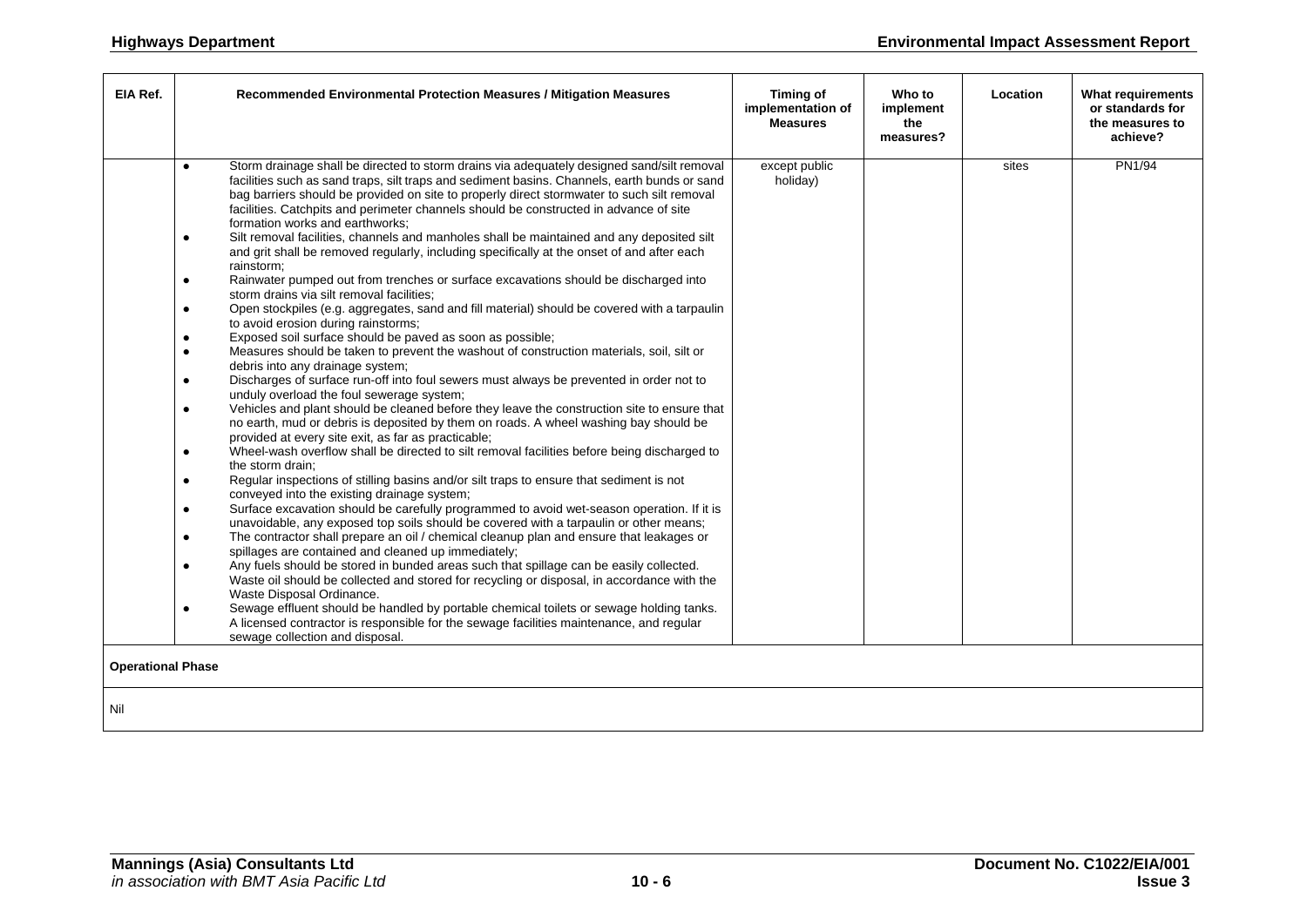| EIA Ref. | Recommended Environmental Protection Measures / Mitigation Measures | Timing of implementation of Measures | Who to implement the measures? | Location | What requirements or standards for the measures to achieve? |
|---|---|---|---|---|---|
| | • Storm drainage shall be directed to storm drains via adequately designed sand/silt removal facilities such as sand traps, silt traps and sediment basins. Channels, earth bunds or sand bag barriers should be provided on site to properly direct stormwater to such silt removal facilities. Catchpits and perimeter channels should be constructed in advance of site formation works and earthworks;<br>• Silt removal facilities, channels and manholes shall be maintained and any deposited silt and grit shall be removed regularly, including specifically at the onset of and after each rainstorm;<br>• Rainwater pumped out from trenches or surface excavations should be discharged into storm drains via silt removal facilities;<br>• Open stockpiles (e.g. aggregates, sand and fill material) should be covered with a tarpaulin to avoid erosion during rainstorms;<br>• Exposed soil surface should be paved as soon as possible;<br>• Measures should be taken to prevent the washout of construction materials, soil, silt or debris into any drainage system;<br>• Discharges of surface run-off into foul sewers must always be prevented in order not to unduly overload the foul sewerage system;<br>• Vehicles and plant should be cleaned before they leave the construction site to ensure that no earth, mud or debris is deposited by them on roads. A wheel washing bay should be provided at every site exit, as far as practicable;<br>• Wheel-wash overflow shall be directed to silt removal facilities before being discharged to the storm drain;<br>• Regular inspections of stilling basins and/or silt traps to ensure that sediment is not conveyed into the existing drainage system;<br>• Surface excavation should be carefully programmed to avoid wet-season operation. If it is unavoidable, any exposed top soils should be covered with a tarpaulin or other means;<br>• The contractor shall prepare an oil / chemical cleanup plan and ensure that leakages or spillages are contained and cleaned up immediately;<br>• Any fuels should be stored in bunded areas such that spillage can be easily collected. Waste oil should be collected and stored for recycling or disposal, in accordance with the Waste Disposal Ordinance.<br>• Sewage effluent should be handled by portable chemical toilets or sewage holding tanks. A licensed contractor is responsible for the sewage facilities maintenance, and regular sewage collection and disposal. | except public holiday) | | sites | PN1/94 |
| **Operational Phase** | | | | | |
| Nil | | | | | |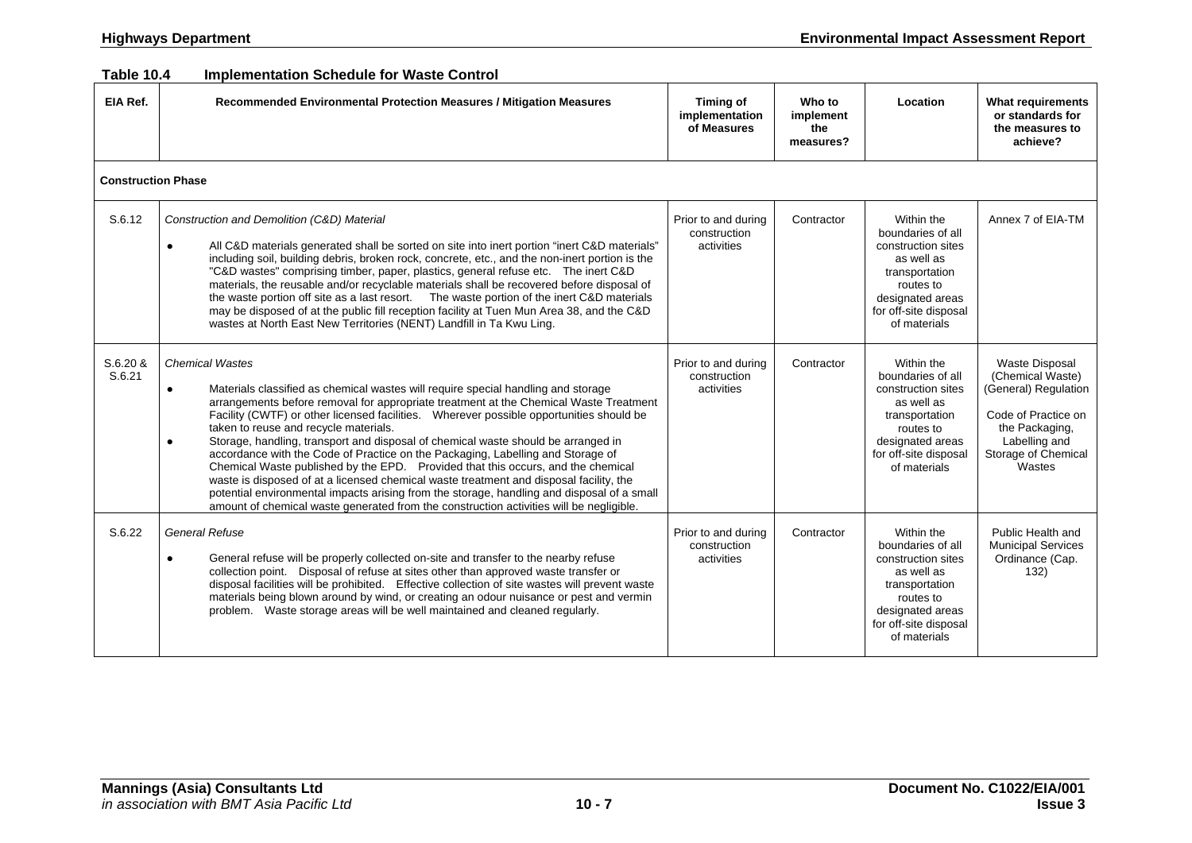**Table 10.4 Implementation Schedule for Waste Control**

| EIA Ref. | Recommended Environmental Protection Measures / Mitigation Measures | Timing of implementation of Measures | Who to implement the measures? | Location | What requirements or standards for the measures to achieve? |
|---|---|---|---|---|---|
| **Construction Phase** | | | | | |
| S.6.12 | *Construction and Demolition (C&D) Material*<br>● All C&D materials generated shall be sorted on site into inert portion "inert C&D materials" including soil, building debris, broken rock, concrete, etc., and the non-inert portion is the "C&D wastes" comprising timber, paper, plastics, general refuse etc. The inert C&D materials, the reusable and/or recyclable materials shall be recovered before disposal of the waste portion off site as a last resort. The waste portion of the inert C&D materials may be disposed of at the public fill reception facility at Tuen Mun Area 38, and the C&D wastes at North East New Territories (NENT) Landfill in Ta Kwu Ling. | Prior to and during construction activities | Contractor | Within the boundaries of all construction sites as well as transportation routes to designated areas for off-site disposal of materials | Annex 7 of EIA-TM |
| S.6.20 & S.6.21 | *Chemical Wastes*<br>● Materials classified as chemical wastes will require special handling and storage arrangements before removal for appropriate treatment at the Chemical Waste Treatment Facility (CWTF) or other licensed facilities. Wherever possible opportunities should be taken to reuse and recycle materials.<br>● Storage, handling, transport and disposal of chemical waste should be arranged in accordance with the Code of Practice on the Packaging, Labelling and Storage of Chemical Waste published by the EPD. Provided that this occurs, and the chemical waste is disposed of at a licensed chemical waste treatment and disposal facility, the potential environmental impacts arising from the storage, handling and disposal of a small amount of chemical waste generated from the construction activities will be negligible. | Prior to and during construction activities | Contractor | Within the boundaries of all construction sites as well as transportation routes to designated areas for off-site disposal of materials | Waste Disposal (Chemical Waste) (General) Regulation<br><br>Code of Practice on the Packaging, Labelling and Storage of Chemical Wastes |
| S.6.22 | *General Refuse*<br>● General refuse will be properly collected on-site and transfer to the nearby refuse collection point. Disposal of refuse at sites other than approved waste transfer or disposal facilities will be prohibited. Effective collection of site wastes will prevent waste materials being blown around by wind, or creating an odour nuisance or pest and vermin problem. Waste storage areas will be well maintained and cleaned regularly. | Prior to and during construction activities | Contractor | Within the boundaries of all construction sites as well as transportation routes to designated areas for off-site disposal of materials | Public Health and Municipal Services Ordinance (Cap. 132) |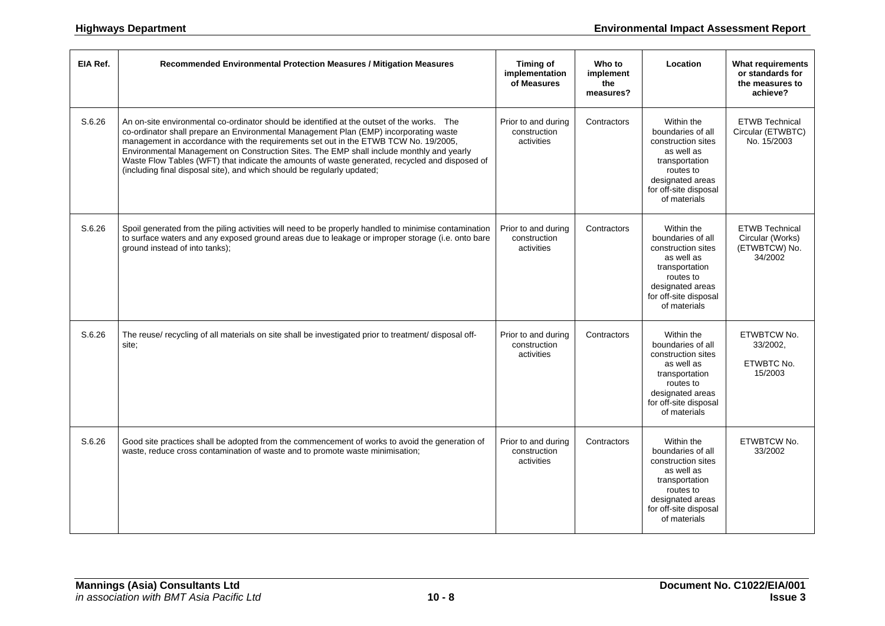| EIA Ref. | Recommended Environmental Protection Measures / Mitigation Measures | Timing of implementation of Measures | Who to implement the measures? | Location | What requirements or standards for the measures to achieve? |
|---|---|---|---|---|---|
| S.6.26 | An on-site environmental co-ordinator should be identified at the outset of the works. The co-ordinator shall prepare an Environmental Management Plan (EMP) incorporating waste management in accordance with the requirements set out in the ETWB TCW No. 19/2005, Environmental Management on Construction Sites. The EMP shall include monthly and yearly Waste Flow Tables (WFT) that indicate the amounts of waste generated, recycled and disposed of (including final disposal site), and which should be regularly updated; | Prior to and during construction activities | Contractors | Within the boundaries of all construction sites as well as transportation routes to designated areas for off-site disposal of materials | ETWB Technical Circular (ETWBTC) No. 15/2003 |
| S.6.26 | Spoil generated from the piling activities will need to be properly handled to minimise contamination to surface waters and any exposed ground areas due to leakage or improper storage (i.e. onto bare ground instead of into tanks); | Prior to and during construction activities | Contractors | Within the boundaries of all construction sites as well as transportation routes to designated areas for off-site disposal of materials | ETWB Technical Circular (Works) (ETWBTCW) No. 34/2002 |
| S.6.26 | The reuse/ recycling of all materials on site shall be investigated prior to treatment/ disposal off-site; | Prior to and during construction activities | Contractors | Within the boundaries of all construction sites as well as transportation routes to designated areas for off-site disposal of materials | ETWBTCW No. 33/2002, ETWBTC No. 15/2003 |
| S.6.26 | Good site practices shall be adopted from the commencement of works to avoid the generation of waste, reduce cross contamination of waste and to promote waste minimisation; | Prior to and during construction activities | Contractors | Within the boundaries of all construction sites as well as transportation routes to designated areas for off-site disposal of materials | ETWBTCW No. 33/2002 |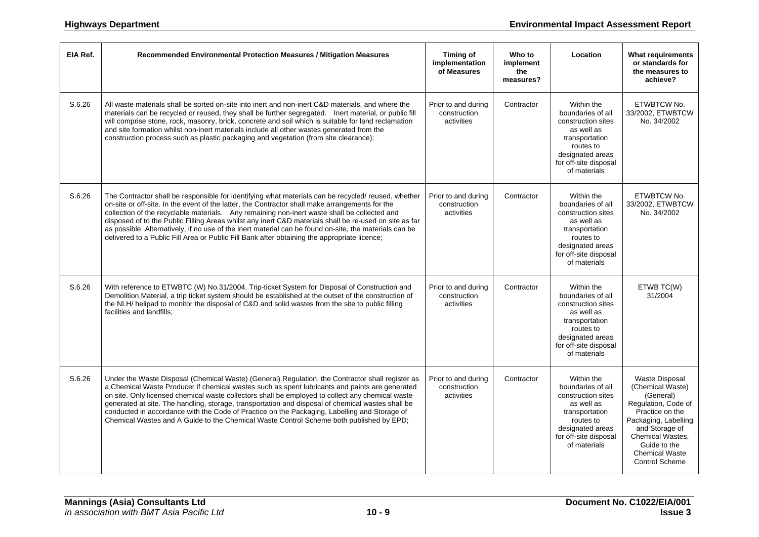| EIA Ref. | Recommended Environmental Protection Measures / Mitigation Measures | Timing of implementation of Measures | Who to implement the measures? | Location | What requirements or standards for the measures to achieve? |
|---|---|---|---|---|---|
| S.6.26 | All waste materials shall be sorted on-site into inert and non-inert C&D materials, and where the materials can be recycled or reused, they shall be further segregated. Inert material, or public fill will comprise stone, rock, masonry, brick, concrete and soil which is suitable for land reclamation and site formation whilst non-inert materials include all other wastes generated from the construction process such as plastic packaging and vegetation (from site clearance); | Prior to and during construction activities | Contractor | Within the boundaries of all construction sites as well as transportation routes to designated areas for off-site disposal of materials | ETWBTCW No. 33/2002, ETWBTCW No. 34/2002 |
| S.6.26 | The Contractor shall be responsible for identifying what materials can be recycled/ reused, whether on-site or off-site. In the event of the latter, the Contractor shall make arrangements for the collection of the recyclable materials. Any remaining non-inert waste shall be collected and disposed of to the Public Filling Areas whilst any inert C&D materials shall be re-used on site as far as possible. Alternatively, if no use of the inert material can be found on-site, the materials can be delivered to a Public Fill Area or Public Fill Bank after obtaining the appropriate licence; | Prior to and during construction activities | Contractor | Within the boundaries of all construction sites as well as transportation routes to designated areas for off-site disposal of materials | ETWBTCW No. 33/2002, ETWBTCW No. 34/2002 |
| S.6.26 | With reference to ETWBTC (W) No.31/2004, Trip-ticket System for Disposal of Construction and Demolition Material, a trip ticket system should be established at the outset of the construction of the NLH/ helipad to monitor the disposal of C&D and solid wastes from the site to public filling facilities and landfills; | Prior to and during construction activities | Contractor | Within the boundaries of all construction sites as well as transportation routes to designated areas for off-site disposal of materials | ETWB TC(W) 31/2004 |
| S.6.26 | Under the Waste Disposal (Chemical Waste) (General) Regulation, the Contractor shall register as a Chemical Waste Producer if chemical wastes such as spent lubricants and paints are generated on site. Only licensed chemical waste collectors shall be employed to collect any chemical waste generated at site. The handling, storage, transportation and disposal of chemical wastes shall be conducted in accordance with the Code of Practice on the Packaging, Labelling and Storage of Chemical Wastes and A Guide to the Chemical Waste Control Scheme both published by EPD; | Prior to and during construction activities | Contractor | Within the boundaries of all construction sites as well as transportation routes to designated areas for off-site disposal of materials | Waste Disposal (Chemical Waste) (General) Regulation, Code of Practice on the Packaging, Labelling and Storage of Chemical Wastes, Guide to the Chemical Waste Control Scheme |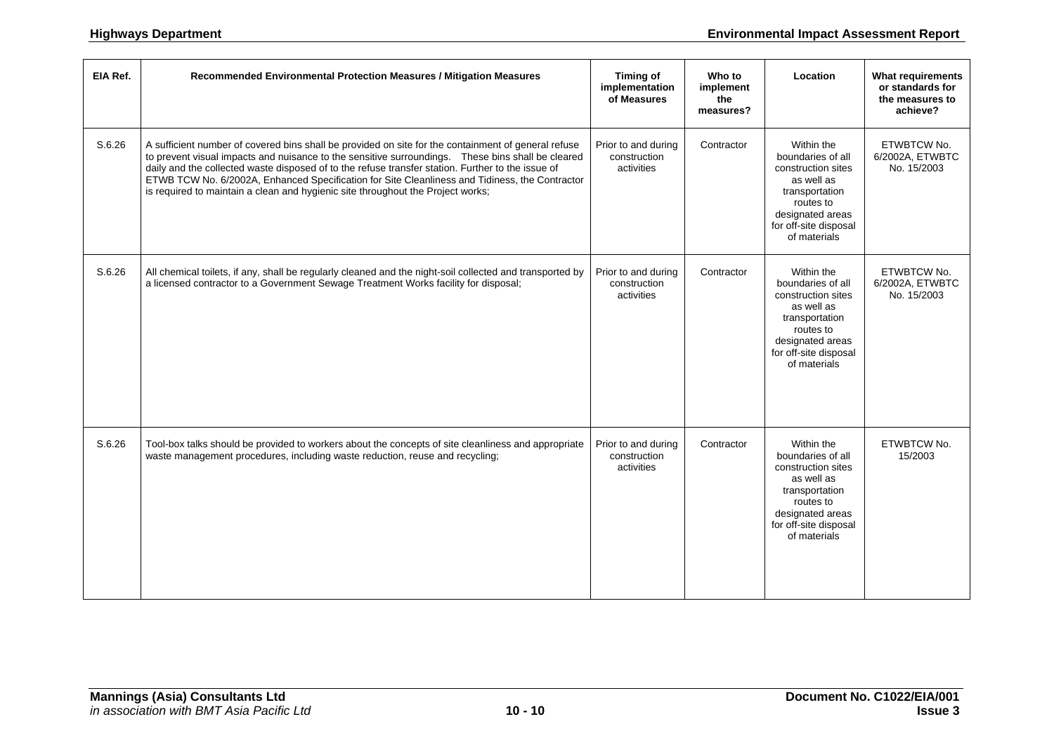| EIA Ref. | Recommended Environmental Protection Measures / Mitigation Measures | Timing of implementation of Measures | Who to implement the measures? | Location | What requirements or standards for the measures to achieve? |
|---|---|---|---|---|---|
| S.6.26 | A sufficient number of covered bins shall be provided on site for the containment of general refuse to prevent visual impacts and nuisance to the sensitive surroundings. These bins shall be cleared daily and the collected waste disposed of to the refuse transfer station. Further to the issue of ETWB TCW No. 6/2002A, Enhanced Specification for Site Cleanliness and Tidiness, the Contractor is required to maintain a clean and hygienic site throughout the Project works; | Prior to and during construction activities | Contractor | Within the boundaries of all construction sites as well as transportation routes to designated areas for off-site disposal of materials | ETWBTCW No. 6/2002A, ETWBTC No. 15/2003 |
| S.6.26 | All chemical toilets, if any, shall be regularly cleaned and the night-soil collected and transported by a licensed contractor to a Government Sewage Treatment Works facility for disposal; | Prior to and during construction activities | Contractor | Within the boundaries of all construction sites as well as transportation routes to designated areas for off-site disposal of materials | ETWBTCW No. 6/2002A, ETWBTC No. 15/2003 |
| S.6.26 | Tool-box talks should be provided to workers about the concepts of site cleanliness and appropriate waste management procedures, including waste reduction, reuse and recycling; | Prior to and during construction activities | Contractor | Within the boundaries of all construction sites as well as transportation routes to designated areas for off-site disposal of materials | ETWBTCW No. 15/2003 |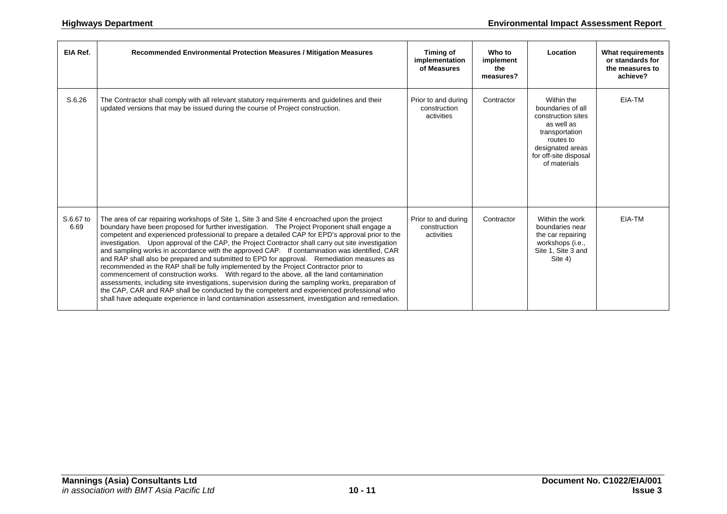| EIA Ref. | Recommended Environmental Protection Measures / Mitigation Measures | Timing of implementation of Measures | Who to implement the measures? | Location | What requirements or standards for the measures to achieve? |
|---|---|---|---|---|---|
| S.6.26 | The Contractor shall comply with all relevant statutory requirements and guidelines and their updated versions that may be issued during the course of Project construction. | Prior to and during construction activities | Contractor | Within the boundaries of all construction sites as well as transportation routes to designated areas for off-site disposal of materials | EIA-TM |
| S.6.67 to 6.69 | The area of car repairing workshops of Site 1, Site 3 and Site 4 encroached upon the project boundary have been proposed for further investigation. The Project Proponent shall engage a competent and experienced professional to prepare a detailed CAP for EPD's approval prior to the investigation. Upon approval of the CAP, the Project Contractor shall carry out site investigation and sampling works in accordance with the approved CAP. If contamination was identified, CAR and RAP shall also be prepared and submitted to EPD for approval. Remediation measures as recommended in the RAP shall be fully implemented by the Project Contractor prior to commencement of construction works. With regard to the above, all the land contamination assessments, including site investigations, supervision during the sampling works, preparation of the CAP, CAR and RAP shall be conducted by the competent and experienced professional who shall have adequate experience in land contamination assessment, investigation and remediation. | Prior to and during construction activities | Contractor | Within the work boundaries near the car repairing workshops (i.e., Site 1, Site 3 and Site 4) | EIA-TM |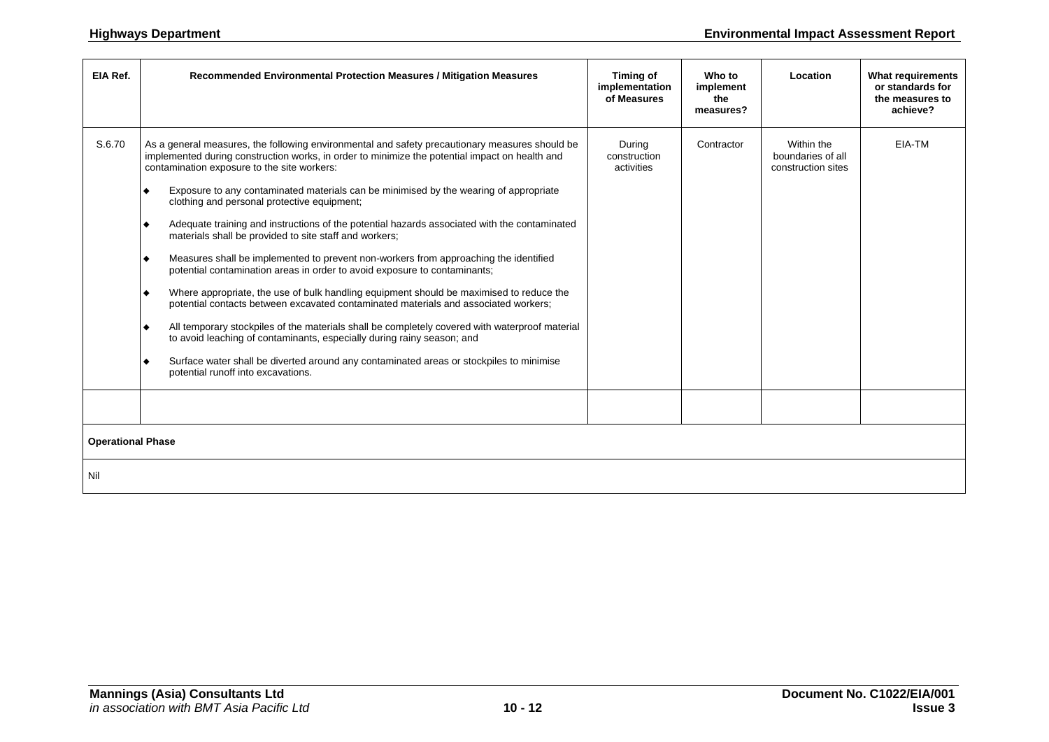| EIA Ref. | Recommended Environmental Protection Measures / Mitigation Measures | Timing of implementation of Measures | Who to implement the measures? | Location | What requirements or standards for the measures to achieve? |
|---|---|---|---|---|---|
| S.6.70 | As a general measures, the following environmental and safety precautionary measures should be implemented during construction works, in order to minimize the potential impact on health and contamination exposure to the site workers:<br>◆ Exposure to any contaminated materials can be minimised by the wearing of appropriate clothing and personal protective equipment;<br>◆ Adequate training and instructions of the potential hazards associated with the contaminated materials shall be provided to site staff and workers;<br>◆ Measures shall be implemented to prevent non-workers from approaching the identified potential contamination areas in order to avoid exposure to contaminants;<br>◆ Where appropriate, the use of bulk handling equipment should be maximised to reduce the potential contacts between excavated contaminated materials and associated workers;<br>◆ All temporary stockpiles of the materials shall be completely covered with waterproof material to avoid leaching of contaminants, especially during rainy season; and<br>◆ Surface water shall be diverted around any contaminated areas or stockpiles to minimise potential runoff into excavations. | During construction activities | Contractor | Within the boundaries of all construction sites | EIA-TM |
| | | | | | |
| **Operational Phase** | | | | | |
| Nil | | | | | |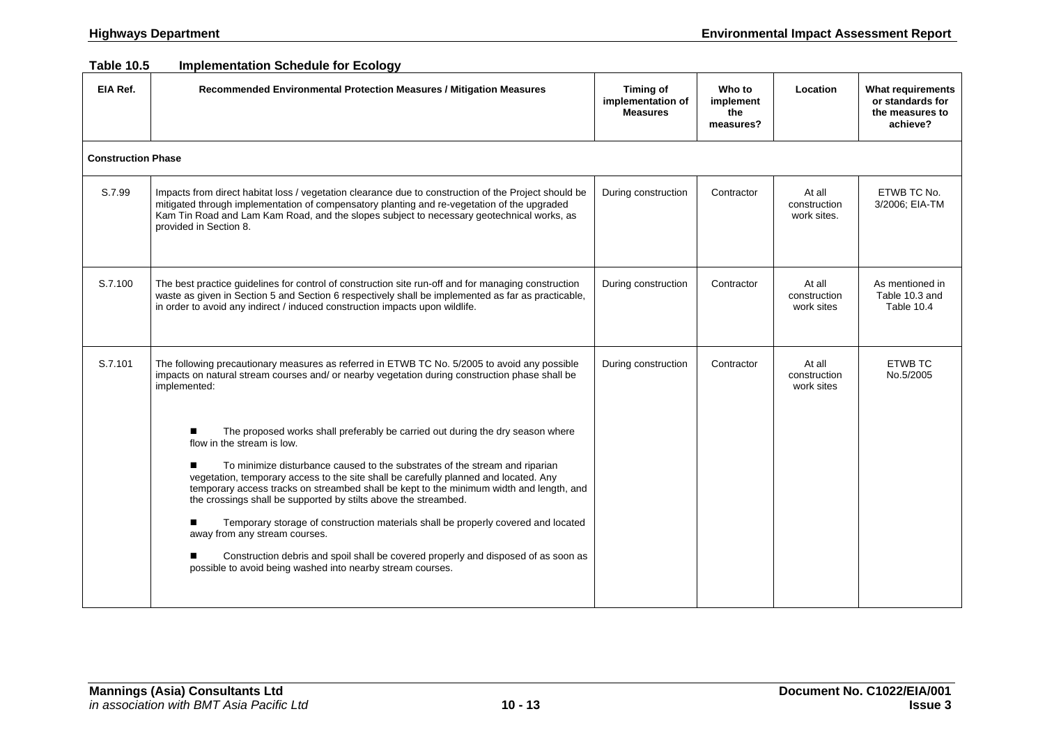**Table 10.5 Implementation Schedule for Ecology**

| EIA Ref. | Recommended Environmental Protection Measures / Mitigation Measures | Timing of implementation of Measures | Who to implement the measures? | Location | What requirements or standards for the measures to achieve? |
|---|---|---|---|---|---|
| **Construction Phase** | | | | | |
| S.7.99 | Impacts from direct habitat loss / vegetation clearance due to construction of the Project should be mitigated through implementation of compensatory planting and re-vegetation of the upgraded Kam Tin Road and Lam Kam Road, and the slopes subject to necessary geotechnical works, as provided in Section 8. | During construction | Contractor | At all construction work sites. | ETWB TC No. 3/2006; EIA-TM |
| S.7.100 | The best practice guidelines for control of construction site run-off and for managing construction waste as given in Section 5 and Section 6 respectively shall be implemented as far as practicable, in order to avoid any indirect / induced construction impacts upon wildlife. | During construction | Contractor | At all construction work sites | As mentioned in Table 10.3 and Table 10.4 |
| S.7.101 | The following precautionary measures as referred in ETWB TC No. 5/2005 to avoid any possible impacts on natural stream courses and/ or nearby vegetation during construction phase shall be implemented:<br><br>■ The proposed works shall preferably be carried out during the dry season where flow in the stream is low.<br><br>■ To minimize disturbance caused to the substrates of the stream and riparian vegetation, temporary access to the site shall be carefully planned and located. Any temporary access tracks on streambed shall be kept to the minimum width and length, and the crossings shall be supported by stilts above the streambed.<br><br>■ Temporary storage of construction materials shall be properly covered and located away from any stream courses.<br><br>■ Construction debris and spoil shall be covered properly and disposed of as soon as possible to avoid being washed into nearby stream courses. | During construction | Contractor | At all construction work sites | ETWB TC No.5/2005 |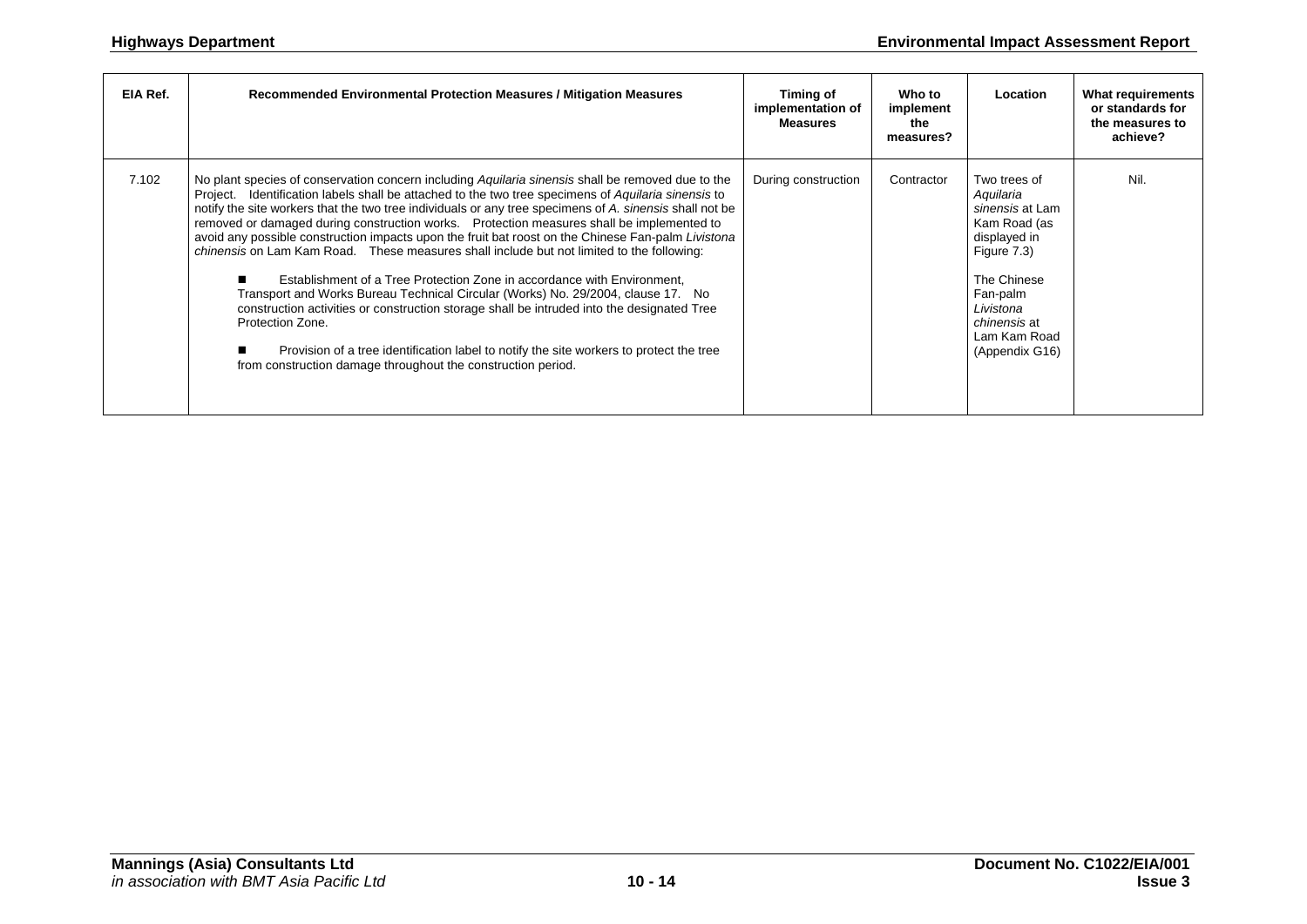| EIA Ref. | Recommended Environmental Protection Measures / Mitigation Measures | Timing of implementation of Measures | Who to implement the measures? | Location | What requirements or standards for the measures to achieve? |
|---|---|---|---|---|---|
| 7.102 | No plant species of conservation concern including *Aquilaria sinensis* shall be removed due to the Project. Identification labels shall be attached to the two tree specimens of *Aquilaria sinensis* to notify the site workers that the two tree individuals or any tree specimens of *A. sinensis* shall not be removed or damaged during construction works. Protection measures shall be implemented to avoid any possible construction impacts upon the fruit bat roost on the Chinese Fan-palm *Livistona chinensis* on Lam Kam Road. These measures shall include but not limited to the following:<br><br>■ Establishment of a Tree Protection Zone in accordance with Environment, Transport and Works Bureau Technical Circular (Works) No. 29/2004, clause 17. No construction activities or construction storage shall be intruded into the designated Tree Protection Zone.<br><br>■ Provision of a tree identification label to notify the site workers to protect the tree from construction damage throughout the construction period. | During construction | Contractor | Two trees of *Aquilaria sinensis* at Lam Kam Road (as displayed in Figure 7.3)<br><br>The Chinese Fan-palm *Livistona chinensis* at Lam Kam Road (Appendix G16) | Nil. |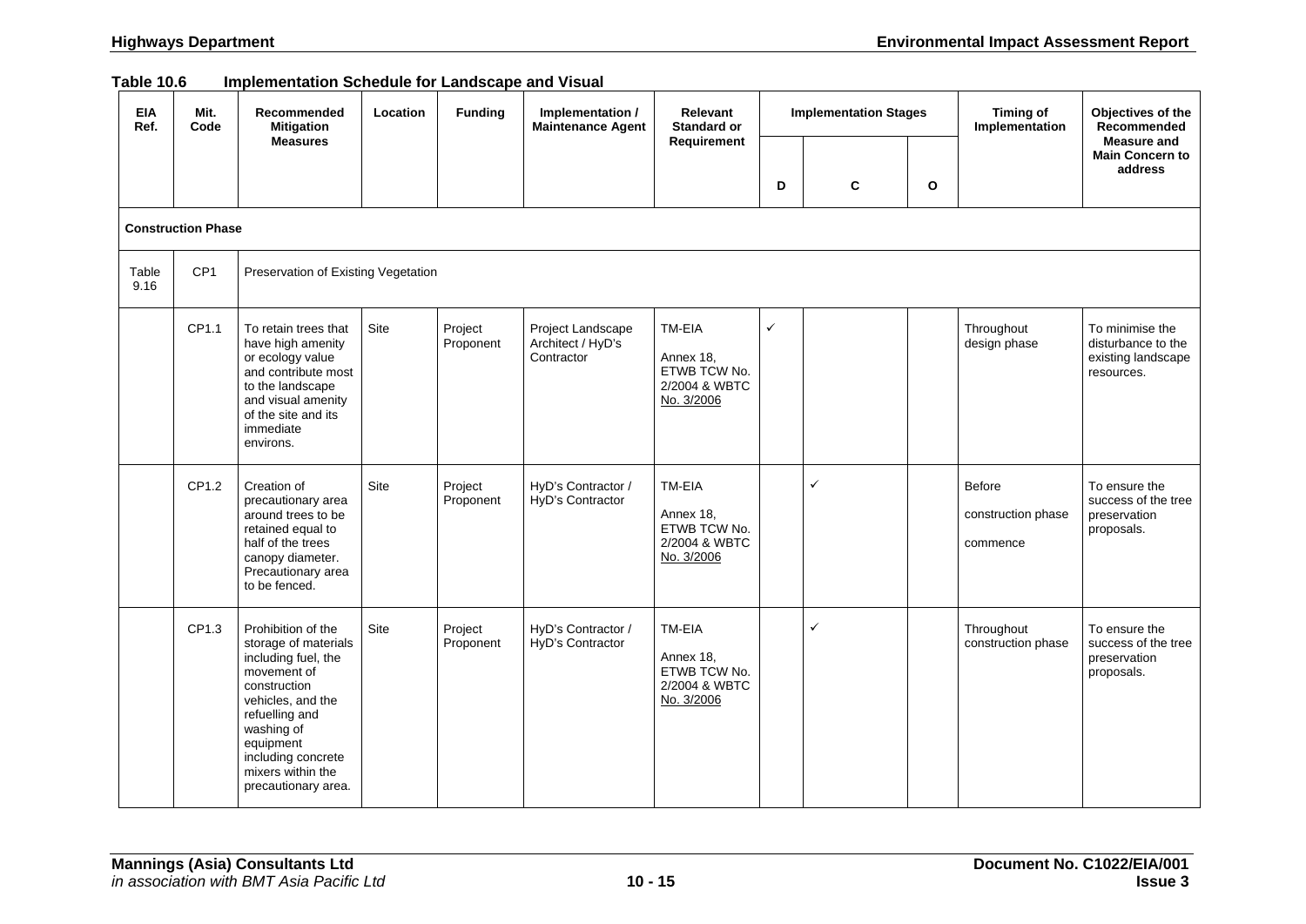**Table 10.6 Implementation Schedule for Landscape and Visual**

| EIA Ref. | Mit. Code | Recommended Mitigation Measures | Location | Funding | Implementation / Maintenance Agent | Relevant Standard or Requirement | Implementation Stages | | | Timing of Implementation | Objectives of the Recommended Measure and Main Concern to address |
|---|---|---|---|---|---|---|---|---|---|---|---|
| | | | | | | | D | C | O | | |
| **Construction Phase** | | | | | | | | | | | |
| Table 9.16 | CP1 | Preservation of Existing Vegetation | | | | | | | | | |
| | CP1.1 | To retain trees that have high amenity or ecology value and contribute most to the landscape and visual amenity of the site and its immediate environs. | Site | Project Proponent | Project Landscape Architect / HyD's Contractor | TM-EIA Annex 18, ETWB TCW No. 2/2004 & WBTC No. 3/2006 | ✓ | | | Throughout design phase | To minimise the disturbance to the existing landscape resources. |
| | CP1.2 | Creation of precautionary area around trees to be retained equal to half of the trees canopy diameter. Precautionary area to be fenced. | Site | Project Proponent | HyD's Contractor / HyD's Contractor | TM-EIA Annex 18, ETWB TCW No. 2/2004 & WBTC No. 3/2006 | | ✓ | | Before construction phase commence | To ensure the success of the tree preservation proposals. |
| | CP1.3 | Prohibition of the storage of materials including fuel, the movement of construction vehicles, and the refuelling and washing of equipment including concrete mixers within the precautionary area. | Site | Project Proponent | HyD's Contractor / HyD's Contractor | TM-EIA Annex 18, ETWB TCW No. 2/2004 & WBTC No. 3/2006 | | ✓ | | Throughout construction phase | To ensure the success of the tree preservation proposals. |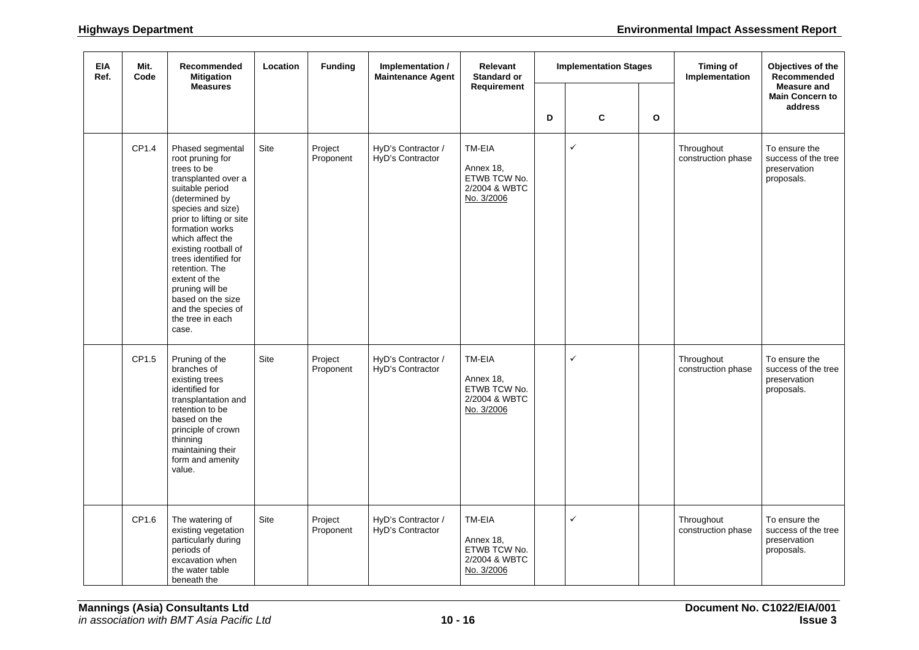| EIA Ref. | Mit. Code | Recommended Mitigation Measures | Location | Funding | Implementation / Maintenance Agent | Relevant Standard or Requirement | Implementation Stages | | | Timing of Implementation | Objectives of the Recommended Measure and Main Concern to address |
|---|---|---|---|---|---|---|---|---|---|---|---|
| | | | | | | | D | C | O | | |
| | CP1.4 | Phased segmental root pruning for trees to be transplanted over a suitable period (determined by species and size) prior to lifting or site formation works which affect the existing rootball of trees identified for retention. The extent of the pruning will be based on the size and the species of the tree in each case. | Site | Project Proponent | HyD's Contractor / HyD's Contractor | TM-EIA Annex 18, ETWB TCW No. 2/2004 & WBTC No. 3/2006 | | ✓ | | Throughout construction phase | To ensure the success of the tree preservation proposals. |
| | CP1.5 | Pruning of the branches of existing trees identified for transplantation and retention to be based on the principle of crown thinning maintaining their form and amenity value. | Site | Project Proponent | HyD's Contractor / HyD's Contractor | TM-EIA Annex 18, ETWB TCW No. 2/2004 & WBTC No. 3/2006 | | ✓ | | Throughout construction phase | To ensure the success of the tree preservation proposals. |
| | CP1.6 | The watering of existing vegetation particularly during periods of excavation when the water table beneath the | Site | Project Proponent | HyD's Contractor / HyD's Contractor | TM-EIA Annex 18, ETWB TCW No. 2/2004 & WBTC No. 3/2006 | | ✓ | | Throughout construction phase | To ensure the success of the tree preservation proposals. |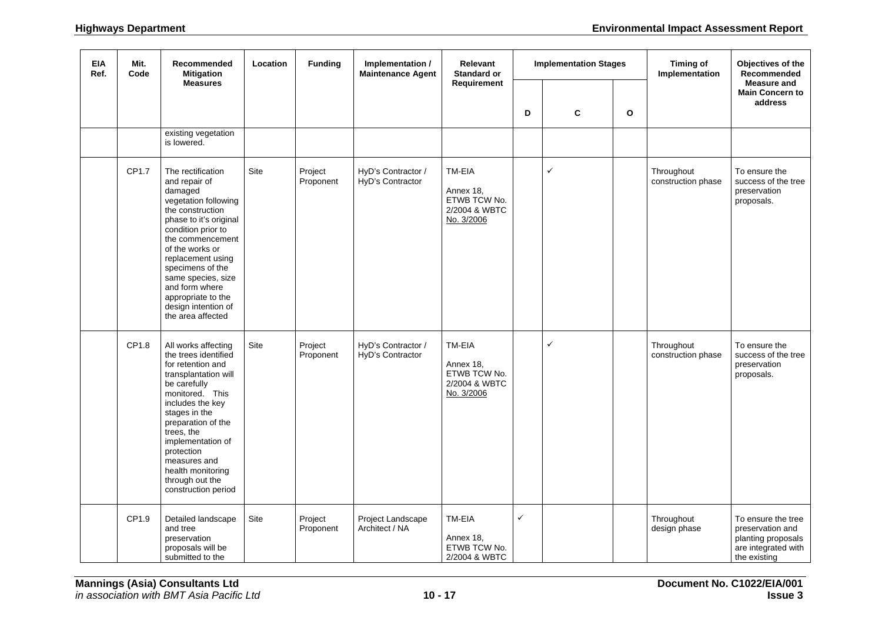| EIA Ref. | Mit. Code | Recommended Mitigation Measures | Location | Funding | Implementation / Maintenance Agent | Relevant Standard or Requirement | Implementation Stages | | | Timing of Implementation | Objectives of the Recommended Measure and Main Concern to address |
|---|---|---|---|---|---|---|---|---|---|---|---|
| | | | | | | | D | C | O | | |
| | | existing vegetation is lowered. | | | | | | | | | |
| | CP1.7 | The rectification and repair of damaged vegetation following the construction phase to it's original condition prior to the commencement of the works or replacement using specimens of the same species, size and form where appropriate to the design intention of the area affected | Site | Project Proponent | HyD's Contractor / HyD's Contractor | TM-EIA Annex 18, ETWB TCW No. 2/2004 & WBTC No. 3/2006 | | ✓ | | Throughout construction phase | To ensure the success of the tree preservation proposals. |
| | CP1.8 | All works affecting the trees identified for retention and transplantation will be carefully monitored. This includes the key stages in the preparation of the trees, the implementation of protection measures and health monitoring through out the construction period | Site | Project Proponent | HyD's Contractor / HyD's Contractor | TM-EIA Annex 18, ETWB TCW No. 2/2004 & WBTC No. 3/2006 | | ✓ | | Throughout construction phase | To ensure the success of the tree preservation proposals. |
| | CP1.9 | Detailed landscape and tree preservation proposals will be submitted to the | Site | Project Proponent | Project Landscape Architect / NA | TM-EIA Annex 18, ETWB TCW No. 2/2004 & WBTC | ✓ | | | Throughout design phase | To ensure the tree preservation and planting proposals are integrated with the existing |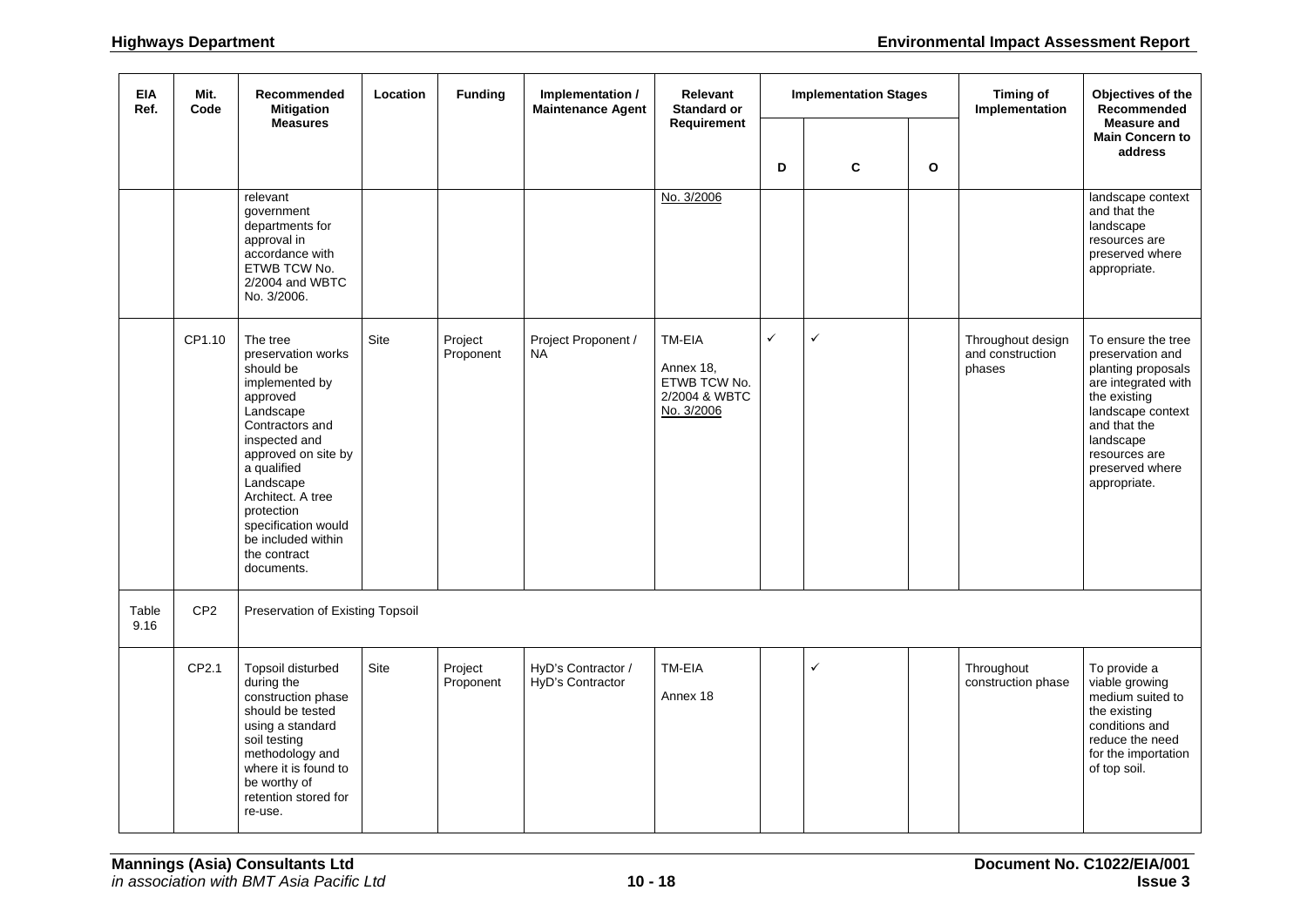| EIA Ref. | Mit. Code | Recommended Mitigation Measures | Location | Funding | Implementation / Maintenance Agent | Relevant Standard or Requirement | Implementation Stages | | | Timing of Implementation | Objectives of the Recommended Measure and Main Concern to address |
|---|---|---|---|---|---|---|---|---|---|---|---|
| | | | | | | | D | C | O | | |
| | | relevant government departments for approval in accordance with ETWB TCW No. 2/2004 and WBTC No. 3/2006. | | | | No. 3/2006 | | | | | landscape context and that the landscape resources are preserved where appropriate. |
| | CP1.10 | The tree preservation works should be implemented by approved Landscape Contractors and inspected and approved on site by a qualified Landscape Architect. A tree protection specification would be included within the contract documents. | Site | Project Proponent | Project Proponent / NA | TM-EIA Annex 18, ETWB TCW No. 2/2004 & WBTC No. 3/2006 | ✓ | ✓ | | Throughout design and construction phases | To ensure the tree preservation and planting proposals are integrated with the existing landscape context and that the landscape resources are preserved where appropriate. |
| Table 9.16 | CP2 | Preservation of Existing Topsoil | | | | | | | | | |
| | CP2.1 | Topsoil disturbed during the construction phase should be tested using a standard soil testing methodology and where it is found to be worthy of retention stored for re-use. | Site | Project Proponent | HyD's Contractor / HyD's Contractor | TM-EIA Annex 18 | | ✓ | | Throughout construction phase | To provide a viable growing medium suited to the existing conditions and reduce the need for the importation of top soil. |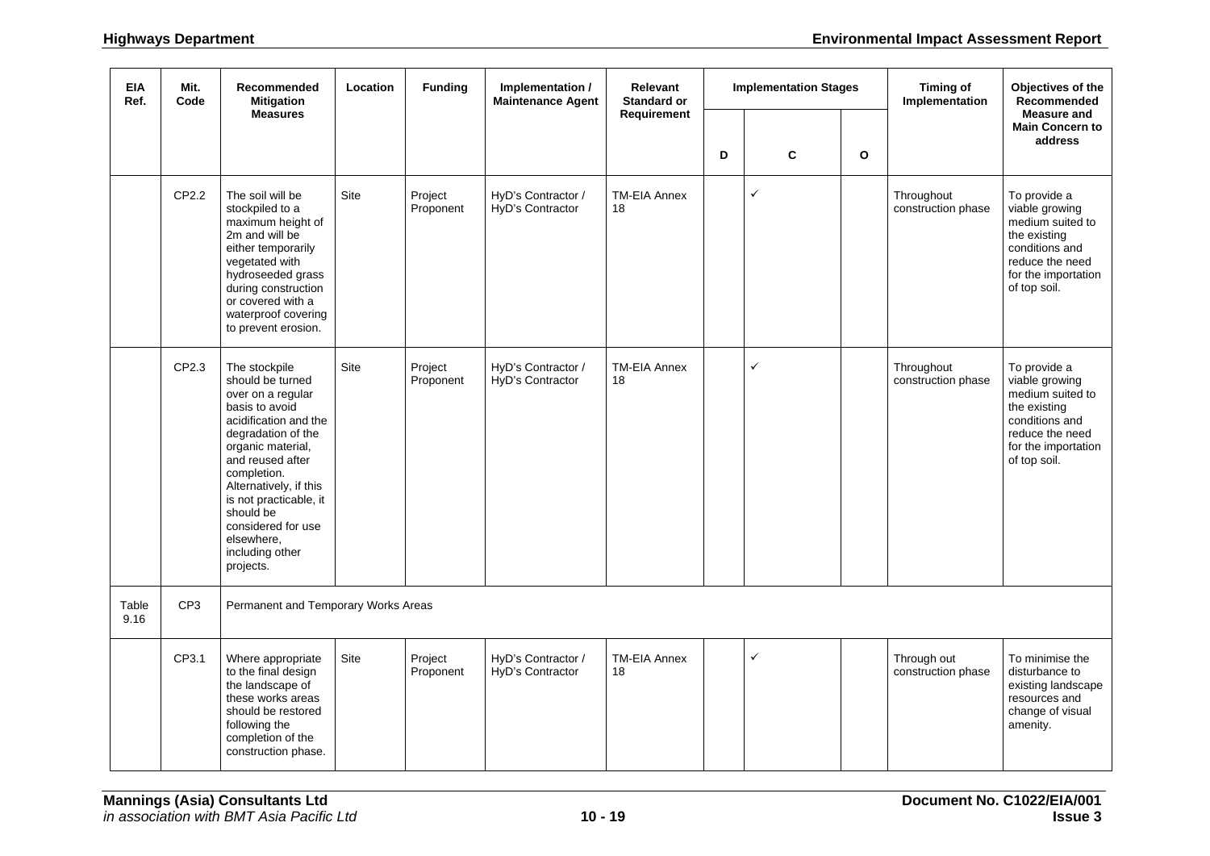| EIA Ref. | Mit. Code | Recommended Mitigation Measures | Location | Funding | Implementation / Maintenance Agent | Relevant Standard or Requirement | Implementation Stages | | | Timing of Implementation | Objectives of the Recommended Measure and Main Concern to address |
|---|---|---|---|---|---|---|---|---|---|---|---|
| | | | | | | | D | C | O | | |
| | CP2.2 | The soil will be stockpiled to a maximum height of 2m and will be either temporarily vegetated with hydroseeded grass during construction or covered with a waterproof covering to prevent erosion. | Site | Project Proponent | HyD's Contractor / HyD's Contractor | TM-EIA Annex 18 | | ✓ | | Throughout construction phase | To provide a viable growing medium suited to the existing conditions and reduce the need for the importation of top soil. |
| | CP2.3 | The stockpile should be turned over on a regular basis to avoid acidification and the degradation of the organic material, and reused after completion. Alternatively, if this is not practicable, it should be considered for use elsewhere, including other projects. | Site | Project Proponent | HyD's Contractor / HyD's Contractor | TM-EIA Annex 18 | | ✓ | | Throughout construction phase | To provide a viable growing medium suited to the existing conditions and reduce the need for the importation of top soil. |
| Table 9.16 | CP3 | Permanent and Temporary Works Areas | | | | | | | | | |
| | CP3.1 | Where appropriate to the final design the landscape of these works areas should be restored following the completion of the construction phase. | Site | Project Proponent | HyD's Contractor / HyD's Contractor | TM-EIA Annex 18 | | ✓ | | Through out construction phase | To minimise the disturbance to existing landscape resources and change of visual amenity. |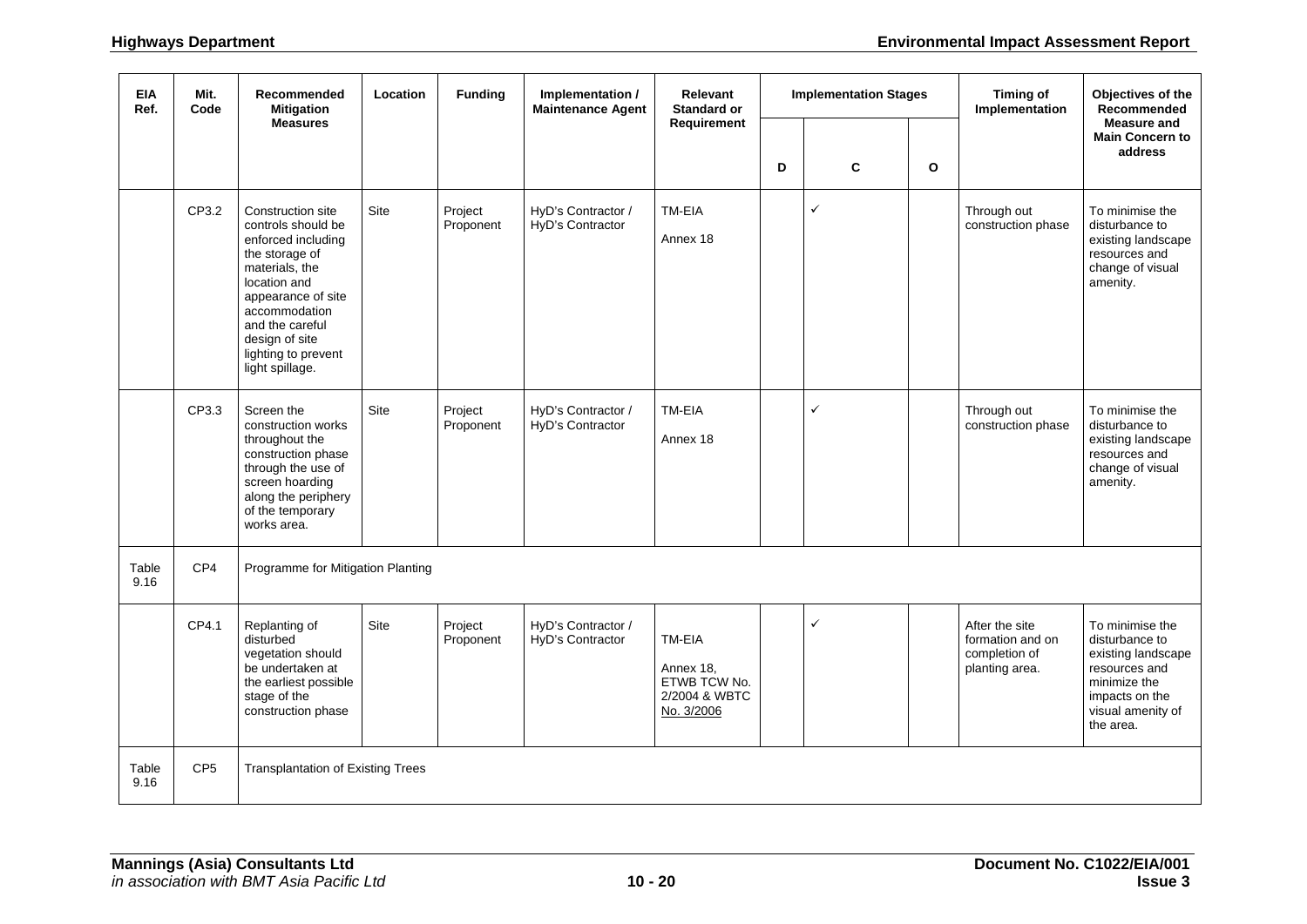| EIA Ref. | Mit. Code | Recommended Mitigation Measures | Location | Funding | Implementation / Maintenance Agent | Relevant Standard or Requirement | Implementation Stages | | | Timing of Implementation | Objectives of the Recommended Measure and Main Concern to address |
|---|---|---|---|---|---|---|---|---|---|---|---|
| | | | | | | | D | C | O | | |
| | CP3.2 | Construction site controls should be enforced including the storage of materials, the location and appearance of site accommodation and the careful design of site lighting to prevent light spillage. | Site | Project Proponent | HyD's Contractor / HyD's Contractor | TM-EIA Annex 18 | | ✓ | | Through out construction phase | To minimise the disturbance to existing landscape resources and change of visual amenity. |
| | CP3.3 | Screen the construction works throughout the construction phase through the use of screen hoarding along the periphery of the temporary works area. | Site | Project Proponent | HyD's Contractor / HyD's Contractor | TM-EIA Annex 18 | | ✓ | | Through out construction phase | To minimise the disturbance to existing landscape resources and change of visual amenity. |
| Table 9.16 | CP4 | Programme for Mitigation Planting | | | | | | | | | |
| | CP4.1 | Replanting of disturbed vegetation should be undertaken at the earliest possible stage of the construction phase | Site | Project Proponent | HyD's Contractor / HyD's Contractor | TM-EIA Annex 18, ETWB TCW No. 2/2004 & WBTC No. 3/2006 | | ✓ | | After the site formation and on completion of planting area. | To minimise the disturbance to existing landscape resources and minimize the impacts on the visual amenity of the area. |
| Table 9.16 | CP5 | Transplantation of Existing Trees | | | | | | | | | |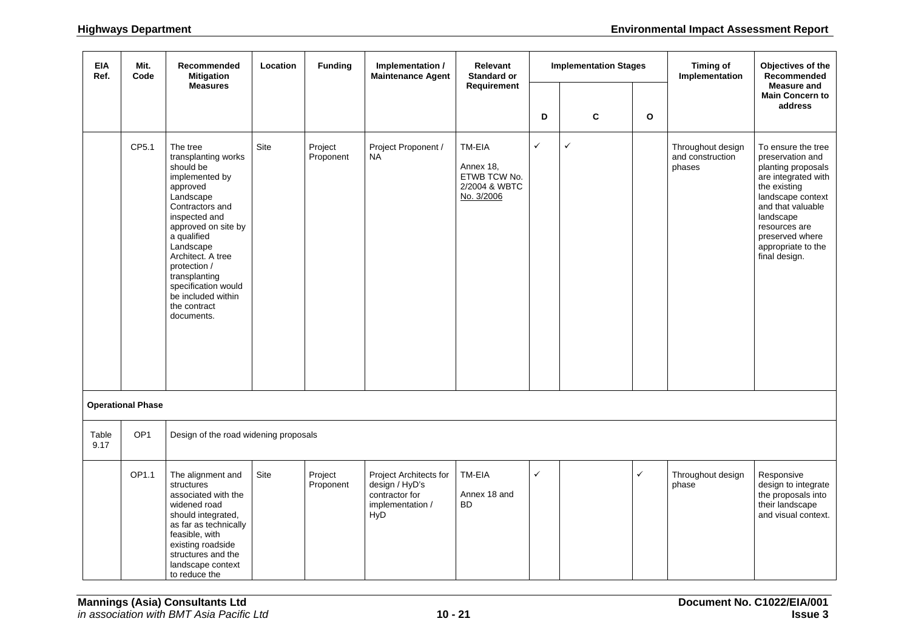| EIA Ref. | Mit. Code | Recommended Mitigation Measures | Location | Funding | Implementation / Maintenance Agent | Relevant Standard or Requirement | Implementation Stages | | | Timing of Implementation | Objectives of the Recommended Measure and Main Concern to address |
|---|---|---|---|---|---|---|---|---|---|---|---|
| | | | | | | | D | C | O | | |
| | CP5.1 | The tree transplanting works should be implemented by approved Landscape Contractors and inspected and approved on site by a qualified Landscape Architect. A tree protection / transplanting specification would be included within the contract documents. | Site | Project Proponent | Project Proponent / NA | TM-EIA Annex 18, ETWB TCW No. 2/2004 & WBTC No. 3/2006 | ✓ | ✓ | | Throughout design and construction phases | To ensure the tree preservation and planting proposals are integrated with the existing landscape context and that valuable landscape resources are preserved where appropriate to the final design. |
| **Operational Phase** | | | | | | | | | | | |
| Table 9.17 | OP1 | Design of the road widening proposals | | | | | | | | | |
| | OP1.1 | The alignment and structures associated with the widened road should integrated, as far as technically feasible, with existing roadside structures and the landscape context to reduce the | Site | Project Proponent | Project Architects for design / HyD's contractor for implementation / HyD | TM-EIA Annex 18 and BD | ✓ | | ✓ | Throughout design phase | Responsive design to integrate the proposals into their landscape and visual context. |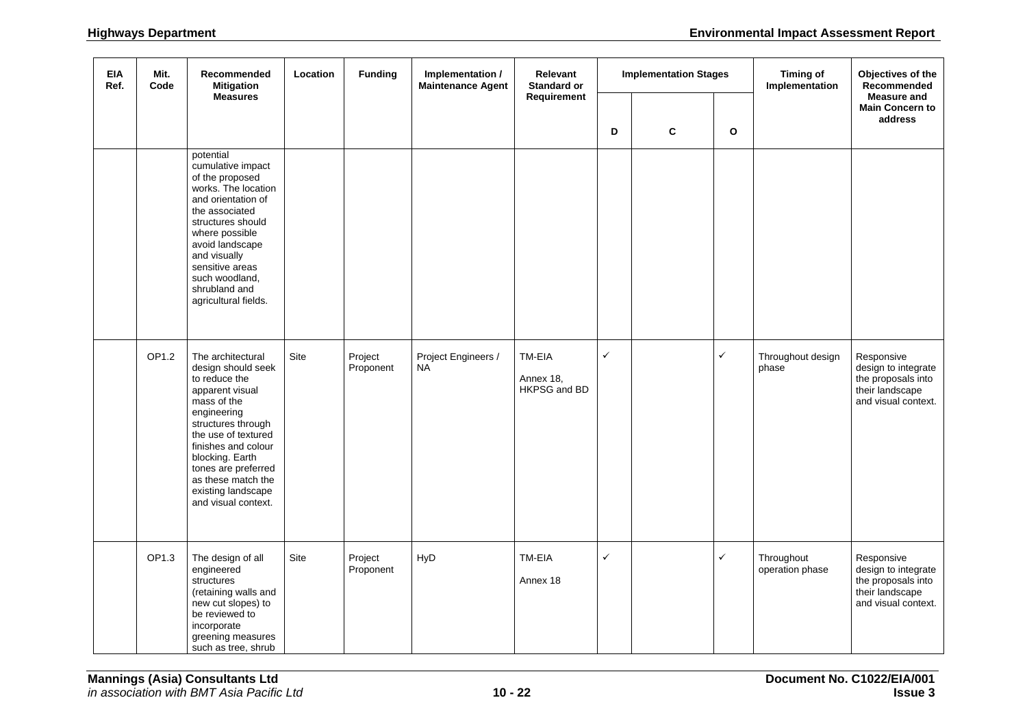| EIA Ref. | Mit. Code | Recommended Mitigation Measures | Location | Funding | Implementation / Maintenance Agent | Relevant Standard or Requirement | Implementation Stages | | | Timing of Implementation | Objectives of the Recommended Measure and Main Concern to address |
|---|---|---|---|---|---|---|---|---|---|---|---|
| | | | | | | | D | C | O | | |
| | | potential cumulative impact of the proposed works. The location and orientation of the associated structures should where possible avoid landscape and visually sensitive areas such woodland, shrubland and agricultural fields. | | | | | | | | | |
| | OP1.2 | The architectural design should seek to reduce the apparent visual mass of the engineering structures through the use of textured finishes and colour blocking. Earth tones are preferred as these match the existing landscape and visual context. | Site | Project Proponent | Project Engineers / NA | TM-EIA Annex 18, HKPSG and BD | ✓ | | ✓ | Throughout design phase | Responsive design to integrate the proposals into their landscape and visual context. |
| | OP1.3 | The design of all engineered structures (retaining walls and new cut slopes) to be reviewed to incorporate greening measures such as tree, shrub | Site | Project Proponent | HyD | TM-EIA Annex 18 | ✓ | | ✓ | Throughout operation phase | Responsive design to integrate the proposals into their landscape and visual context. |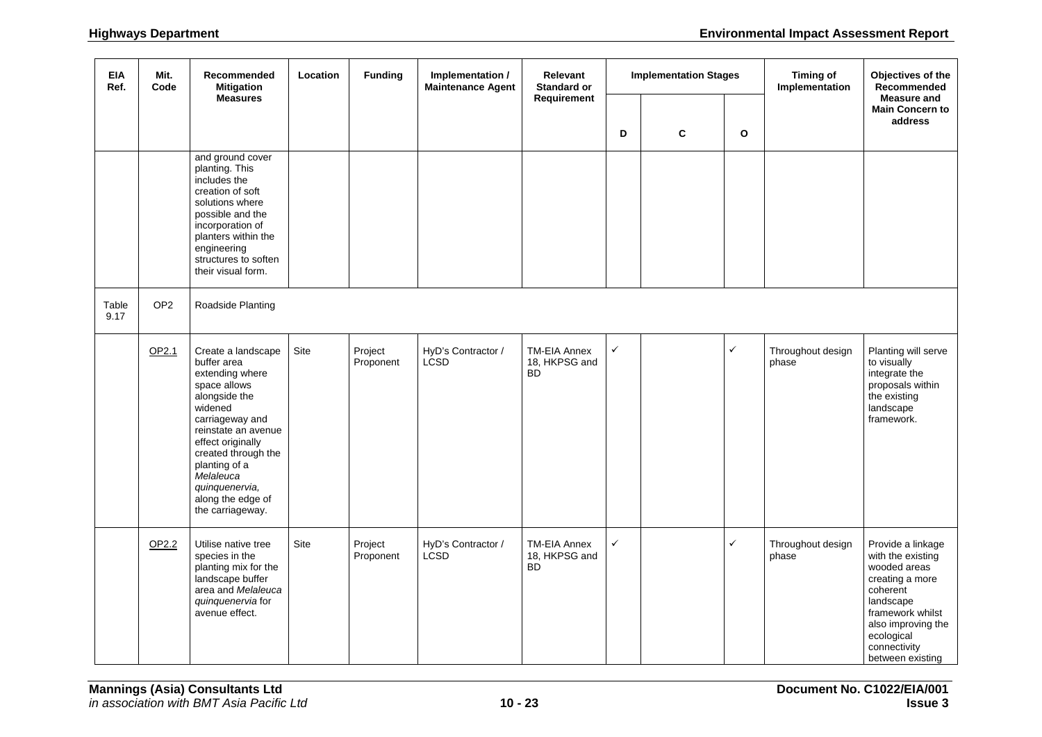| EIA Ref. | Mit. Code | Recommended Mitigation Measures | Location | Funding | Implementation / Maintenance Agent | Relevant Standard or Requirement | Implementation Stages | | | Timing of Implementation | Objectives of the Recommended Measure and Main Concern to address |
|---|---|---|---|---|---|---|---|---|---|---|---|
| | | | | | | | D | C | O | | |
| | | and ground cover planting. This includes the creation of soft solutions where possible and the incorporation of planters within the engineering structures to soften their visual form. | | | | | | | | | |
| Table 9.17 | OP2 | Roadside Planting | | | | | | | | | |
| | OP2.1 | Create a landscape buffer area extending where space allows alongside the widened carriageway and reinstate an avenue effect originally created through the planting of a *Melaleuca quinquenervia,* along the edge of the carriageway. | Site | Project Proponent | HyD's Contractor / LCSD | TM-EIA Annex 18, HKPSG and BD | ✓ | | ✓ | Throughout design phase | Planting will serve to visually integrate the proposals within the existing landscape framework. |
| | OP2.2 | Utilise native tree species in the planting mix for the landscape buffer area and *Melaleuca quinquenervia* for avenue effect. | Site | Project Proponent | HyD's Contractor / LCSD | TM-EIA Annex 18, HKPSG and BD | ✓ | | ✓ | Throughout design phase | Provide a linkage with the existing wooded areas creating a more coherent landscape framework whilst also improving the ecological connectivity between existing |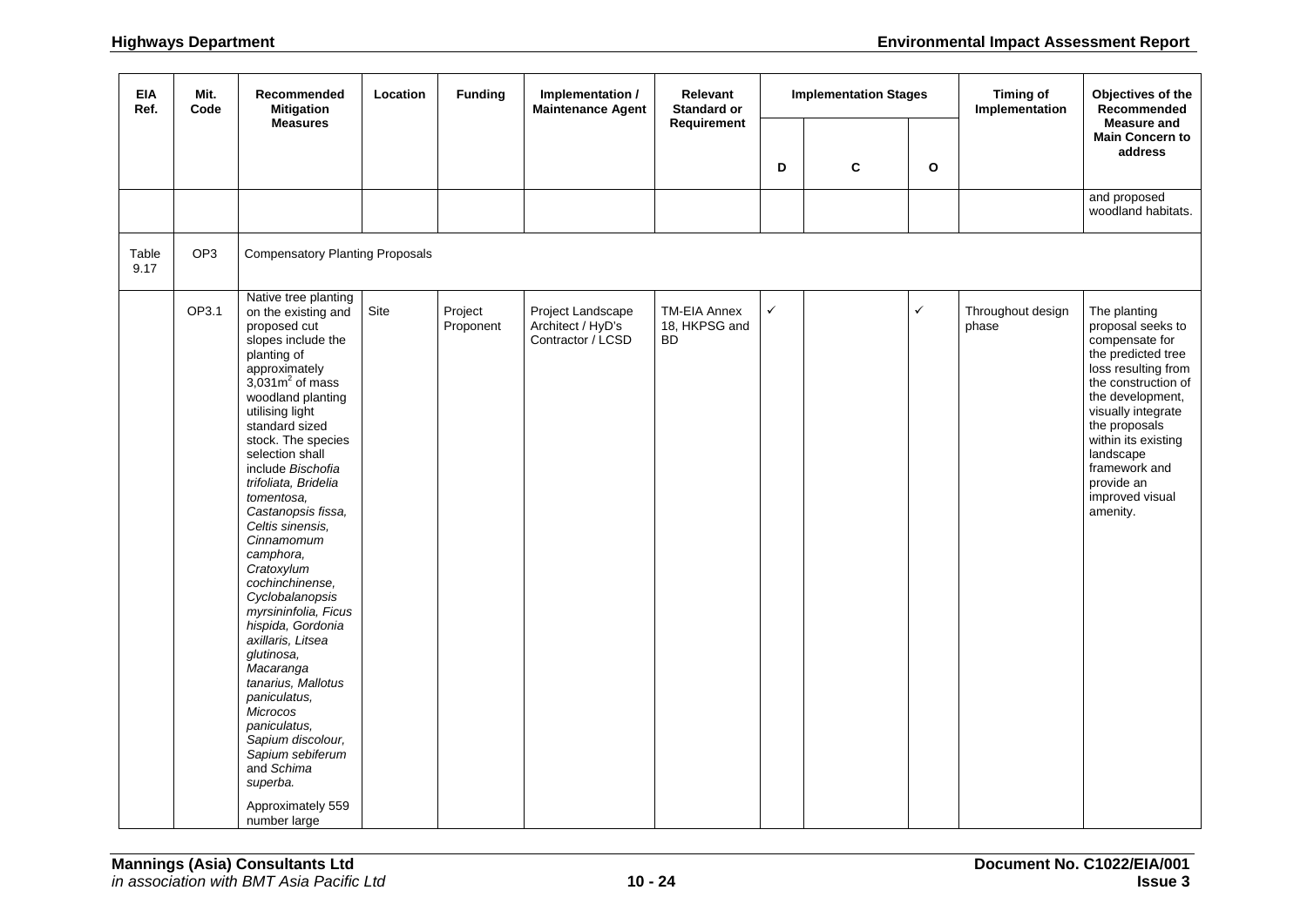| EIA Ref. | Mit. Code | Recommended Mitigation Measures | Location | Funding | Implementation / Maintenance Agent | Relevant Standard or Requirement | Implementation Stages | | | Timing of Implementation | Objectives of the Recommended Measure and Main Concern to address |
|---|---|---|---|---|---|---|---|---|---|---|---|
| | | | | | | | D | C | O | | |
| | | | | | | | | | | | and proposed woodland habitats. |
| Table 9.17 | OP3 | Compensatory Planting Proposals | | | | | | | | | |
| | OP3.1 | Native tree planting on the existing and proposed cut slopes include the planting of approximately 3,031$m^2$ of mass woodland planting utilising light standard sized stock. The species selection shall include *Bischofia trifoliata, Bridelia tomentosa, Castanopsis fissa, Celtis sinensis, Cinnamomum camphora, Cratoxylum cochinchinense, Cyclobalanopsis myrsininfolia, Ficus hispida, Gordonia axillaris, Litsea glutinosa, Macaranga tanarius, Mallotus paniculatus, Microcos paniculatus, Sapium discolour, Sapium sebiferum* and *Schima superba.* Approximately 559 number large | Site | Project Proponent | Project Landscape Architect / HyD's Contractor / LCSD | TM-EIA Annex 18, HKPSG and BD | ✓ | | ✓ | Throughout design phase | The planting proposal seeks to compensate for the predicted tree loss resulting from the construction of the development, visually integrate the proposals within its existing landscape framework and provide an improved visual amenity. |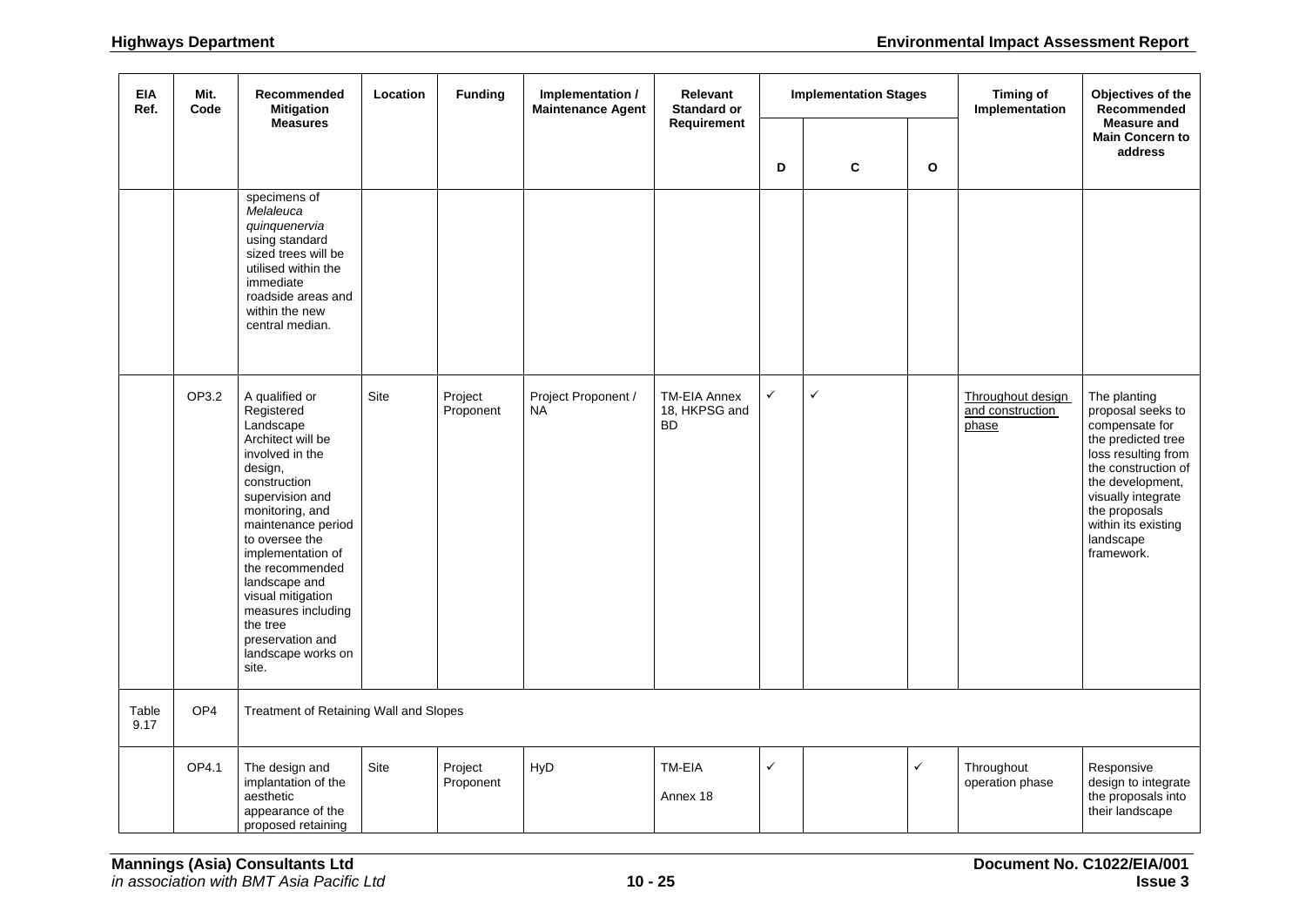| EIA Ref. | Mit. Code | Recommended Mitigation Measures | Location | Funding | Implementation / Maintenance Agent | Relevant Standard or Requirement | Implementation Stages | | | Timing of Implementation | Objectives of the Recommended Measure and Main Concern to address |
|---|---|---|---|---|---|---|---|---|---|---|---|
| | | | | | | | D | C | O | | |
| | | specimens of *Melaleuca quinquenervia* using standard sized trees will be utilised within the immediate roadside areas and within the new central median. | | | | | | | | | |
| | OP3.2 | A qualified or Registered Landscape Architect will be involved in the design, construction supervision and monitoring, and maintenance period to oversee the implementation of the recommended landscape and visual mitigation measures including the tree preservation and landscape works on site. | Site | Project Proponent | Project Proponent / NA | TM-EIA Annex 18, HKPSG and BD | ✓ | ✓ | | Throughout design and construction phase | The planting proposal seeks to compensate for the predicted tree loss resulting from the construction of the development, visually integrate the proposals within its existing landscape framework. |
| Table 9.17 | OP4 | Treatment of Retaining Wall and Slopes | | | | | | | | | |
| | OP4.1 | The design and implantation of the aesthetic appearance of the proposed retaining | Site | Project Proponent | HyD | TM-EIA Annex 18 | ✓ | | ✓ | Throughout operation phase | Responsive design to integrate the proposals into their landscape |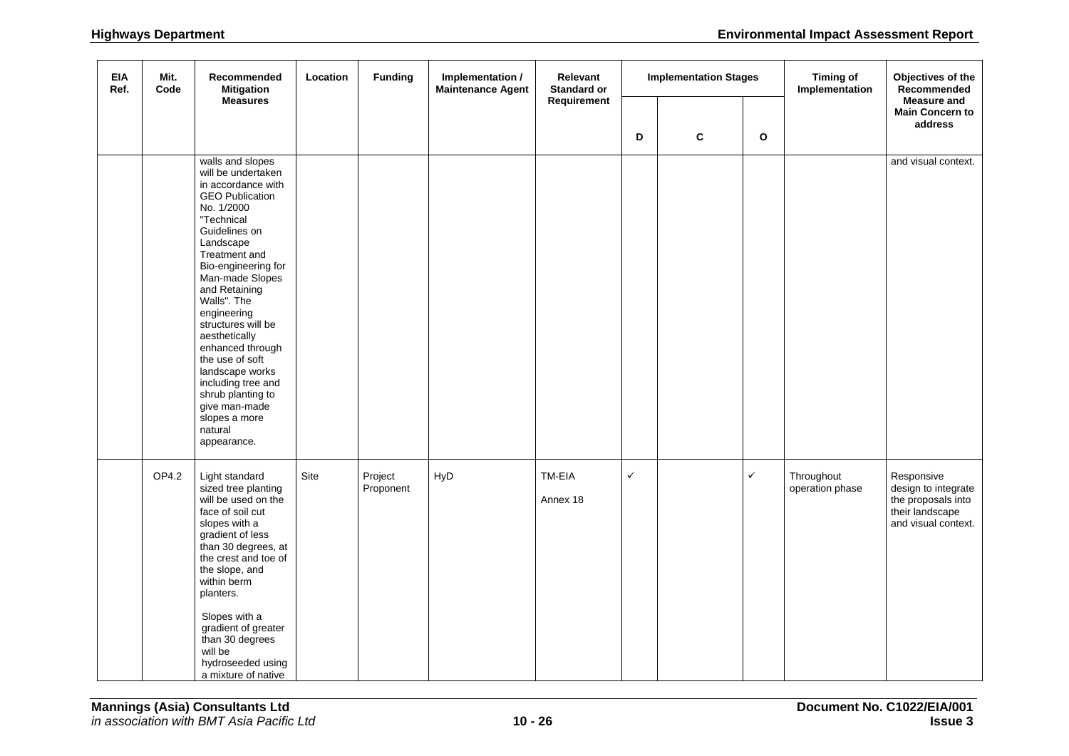| EIA Ref. | Mit. Code | Recommended Mitigation Measures | Location | Funding | Implementation / Maintenance Agent | Relevant Standard or Requirement | Implementation Stages | | | Timing of Implementation | Objectives of the Recommended Measure and Main Concern to address |
|---|---|---|---|---|---|---|---|---|---|---|---|
| | | | | | | | D | C | O | | |
| | | walls and slopes will be undertaken in accordance with GEO Publication No. 1/2000 "Technical Guidelines on Landscape Treatment and Bio-engineering for Man-made Slopes and Retaining Walls". The engineering structures will be aesthetically enhanced through the use of soft landscape works including tree and shrub planting to give man-made slopes a more natural appearance. | | | | | | | | | and visual context. |
| | OP4.2 | Light standard sized tree planting will be used on the face of soil cut slopes with a gradient of less than 30 degrees, at the crest and toe of the slope, and within berm planters. Slopes with a gradient of greater than 30 degrees will be hydroseeded using a mixture of native | Site | Project Proponent | HyD | TM-EIA Annex 18 | ✓ | | ✓ | Throughout operation phase | Responsive design to integrate the proposals into their landscape and visual context. |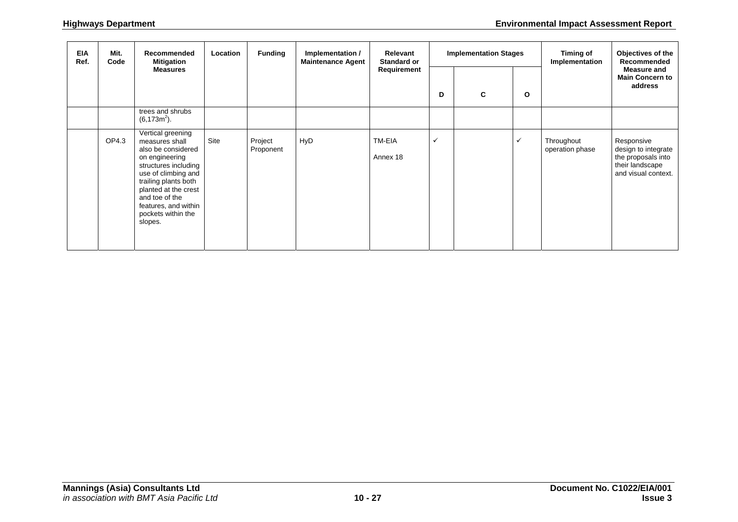| EIA Ref. | Mit. Code | Recommended Mitigation Measures | Location | Funding | Implementation / Maintenance Agent | Relevant Standard or Requirement | Implementation Stages | | | Timing of Implementation | Objectives of the Recommended Measure and Main Concern to address |
|---|---|---|---|---|---|---|---|---|---|---|---|
| | | | | | | | D | C | O | | |
| | | trees and shrubs ($6,173m^2$). | | | | | | | | | |
| | OP4.3 | Vertical greening measures shall also be considered on engineering structures including use of climbing and trailing plants both planted at the crest and toe of the features, and within pockets within the slopes. | Site | Project Proponent | HyD | TM-EIA Annex 18 | ✓ | | ✓ | Throughout operation phase | Responsive design to integrate the proposals into their landscape and visual context. |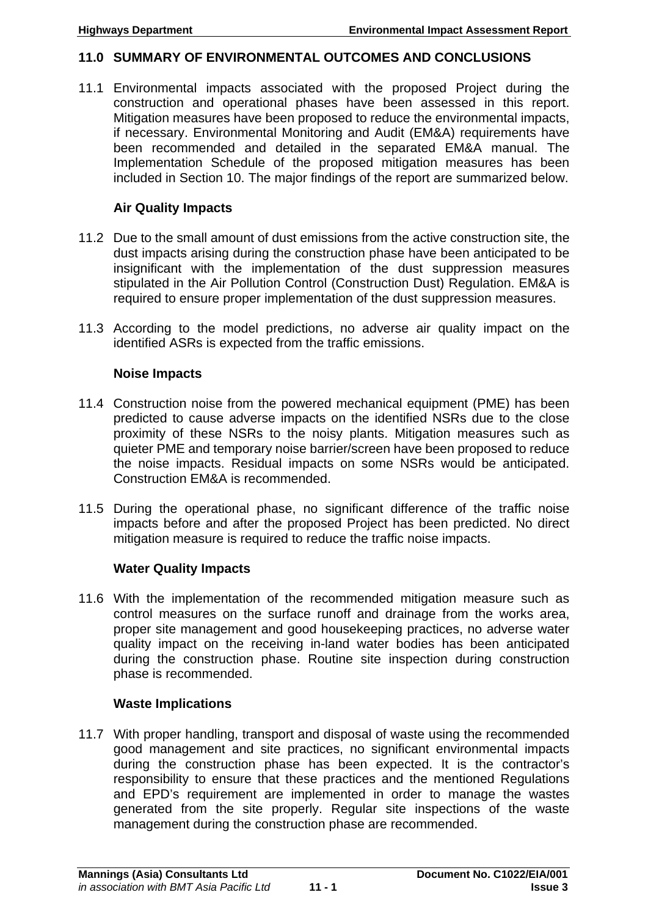## 11.0 SUMMARY OF ENVIRONMENTAL OUTCOMES AND CONCLUSIONS

11.1 Environmental impacts associated with the proposed Project during the construction and operational phases have been assessed in this report. Mitigation measures have been proposed to reduce the environmental impacts, if necessary. Environmental Monitoring and Audit (EM&A) requirements have been recommended and detailed in the separated EM&A manual. The Implementation Schedule of the proposed mitigation measures has been included in Section 10. The major findings of the report are summarized below.

### Air Quality Impacts

11.2 Due to the small amount of dust emissions from the active construction site, the dust impacts arising during the construction phase have been anticipated to be insignificant with the implementation of the dust suppression measures stipulated in the Air Pollution Control (Construction Dust) Regulation. EM&A is required to ensure proper implementation of the dust suppression measures.

11.3 According to the model predictions, no adverse air quality impact on the identified ASRs is expected from the traffic emissions.

### Noise Impacts

11.4 Construction noise from the powered mechanical equipment (PME) has been predicted to cause adverse impacts on the identified NSRs due to the close proximity of these NSRs to the noisy plants. Mitigation measures such as quieter PME and temporary noise barrier/screen have been proposed to reduce the noise impacts. Residual impacts on some NSRs would be anticipated. Construction EM&A is recommended.

11.5 During the operational phase, no significant difference of the traffic noise impacts before and after the proposed Project has been predicted. No direct mitigation measure is required to reduce the traffic noise impacts.

### Water Quality Impacts

11.6 With the implementation of the recommended mitigation measure such as control measures on the surface runoff and drainage from the works area, proper site management and good housekeeping practices, no adverse water quality impact on the receiving in-land water bodies has been anticipated during the construction phase. Routine site inspection during construction phase is recommended.

### Waste Implications

11.7 With proper handling, transport and disposal of waste using the recommended good management and site practices, no significant environmental impacts during the construction phase has been expected. It is the contractor's responsibility to ensure that these practices and the mentioned Regulations and EPD's requirement are implemented in order to manage the wastes generated from the site properly. Regular site inspections of the waste management during the construction phase are recommended.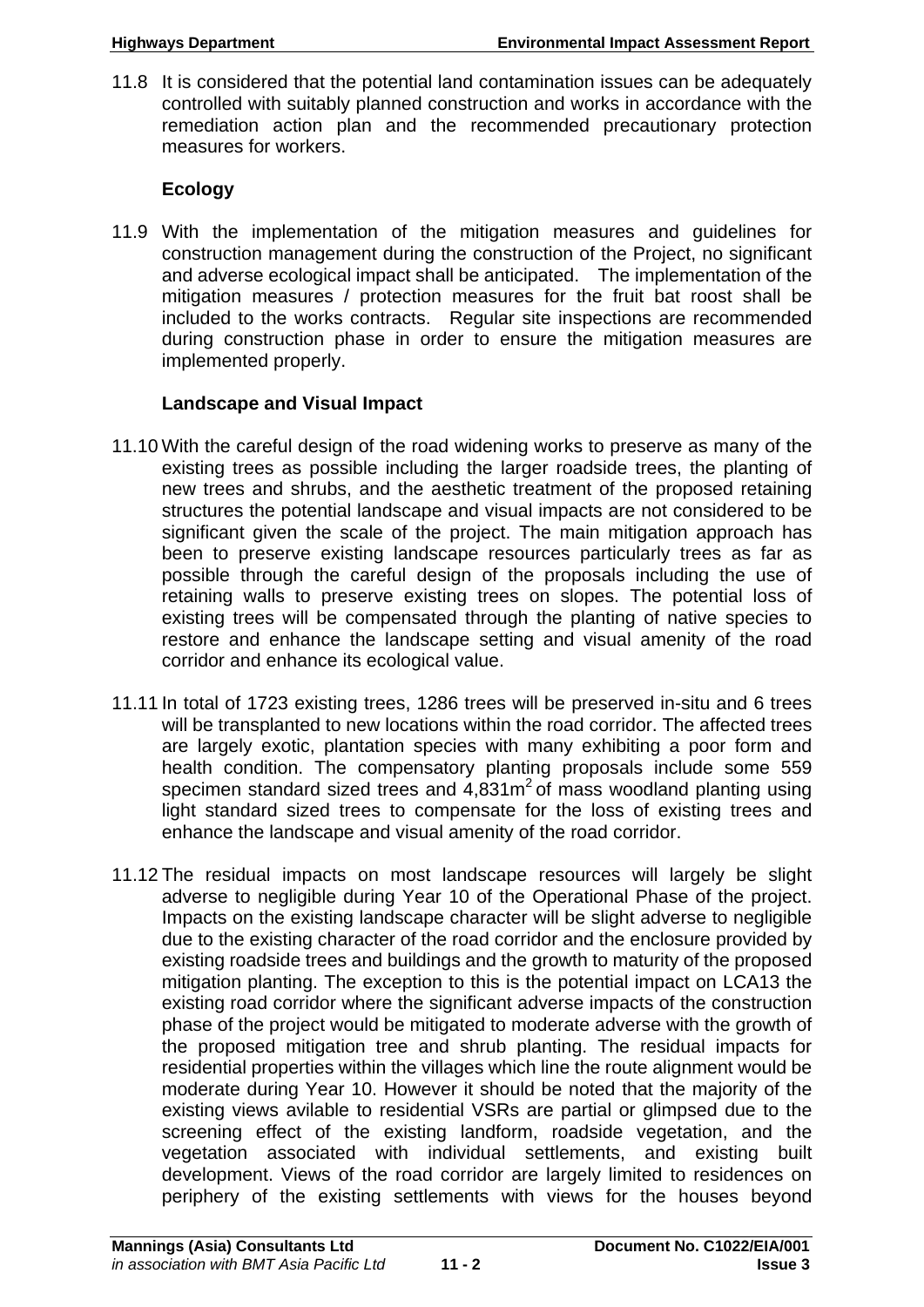11.8 It is considered that the potential land contamination issues can be adequately controlled with suitably planned construction and works in accordance with the remediation action plan and the recommended precautionary protection measures for workers.

**Ecology**

11.9 With the implementation of the mitigation measures and guidelines for construction management during the construction of the Project, no significant and adverse ecological impact shall be anticipated. The implementation of the mitigation measures / protection measures for the fruit bat roost shall be included to the works contracts. Regular site inspections are recommended during construction phase in order to ensure the mitigation measures are implemented properly.

**Landscape and Visual Impact**

11.10 With the careful design of the road widening works to preserve as many of the existing trees as possible including the larger roadside trees, the planting of new trees and shrubs, and the aesthetic treatment of the proposed retaining structures the potential landscape and visual impacts are not considered to be significant given the scale of the project. The main mitigation approach has been to preserve existing landscape resources particularly trees as far as possible through the careful design of the proposals including the use of retaining walls to preserve existing trees on slopes. The potential loss of existing trees will be compensated through the planting of native species to restore and enhance the landscape setting and visual amenity of the road corridor and enhance its ecological value.

11.11 In total of 1723 existing trees, 1286 trees will be preserved in-situ and 6 trees will be transplanted to new locations within the road corridor. The affected trees are largely exotic, plantation species with many exhibiting a poor form and health condition. The compensatory planting proposals include some 559 specimen standard sized trees and 4,831m$^2$ of mass woodland planting using light standard sized trees to compensate for the loss of existing trees and enhance the landscape and visual amenity of the road corridor.

11.12 The residual impacts on most landscape resources will largely be slight adverse to negligible during Year 10 of the Operational Phase of the project. Impacts on the existing landscape character will be slight adverse to negligible due to the existing character of the road corridor and the enclosure provided by existing roadside trees and buildings and the growth to maturity of the proposed mitigation planting. The exception to this is the potential impact on LCA13 the existing road corridor where the significant adverse impacts of the construction phase of the project would be mitigated to moderate adverse with the growth of the proposed mitigation tree and shrub planting. The residual impacts for residential properties within the villages which line the route alignment would be moderate during Year 10. However it should be noted that the majority of the existing views avilable to residential VSRs are partial or glimpsed due to the screening effect of the existing landform, roadside vegetation, and the vegetation associated with individual settlements, and existing built development. Views of the road corridor are largely limited to residences on periphery of the existing settlements with views for the houses beyond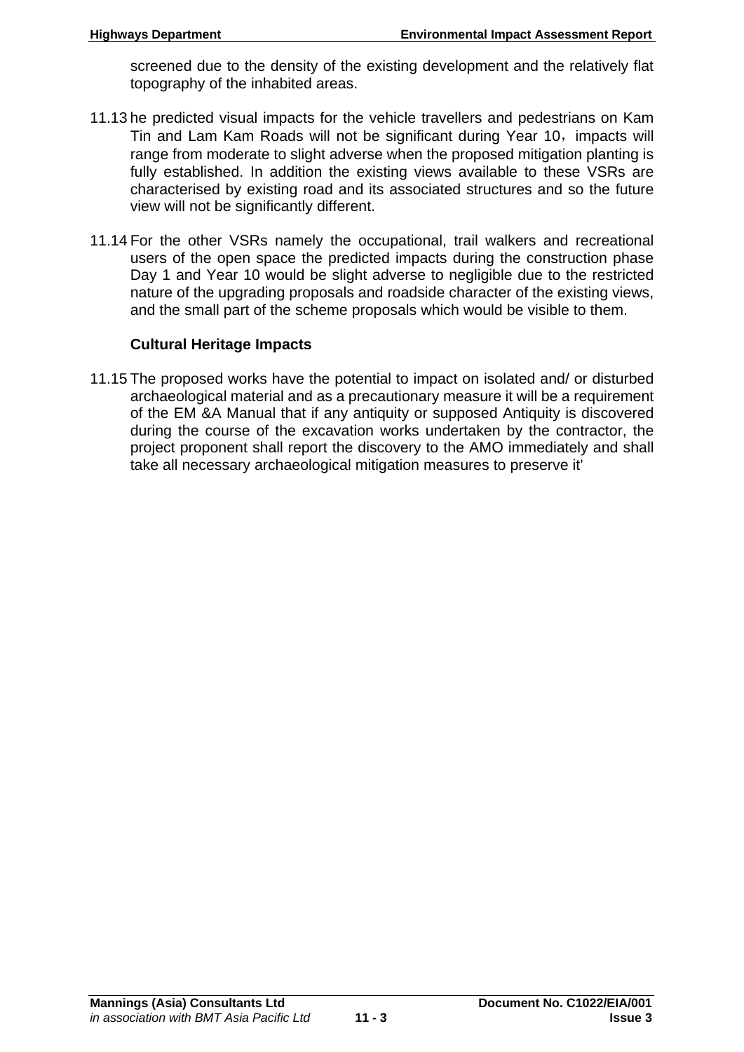screened due to the density of the existing development and the relatively flat topography of the inhabited areas.

11.13 he predicted visual impacts for the vehicle travellers and pedestrians on Kam Tin and Lam Kam Roads will not be significant during Year 10，impacts will range from moderate to slight adverse when the proposed mitigation planting is fully established. In addition the existing views available to these VSRs are characterised by existing road and its associated structures and so the future view will not be significantly different.

11.14 For the other VSRs namely the occupational, trail walkers and recreational users of the open space the predicted impacts during the construction phase Day 1 and Year 10 would be slight adverse to negligible due to the restricted nature of the upgrading proposals and roadside character of the existing views, and the small part of the scheme proposals which would be visible to them.

### Cultural Heritage Impacts

11.15 The proposed works have the potential to impact on isolated and/ or disturbed archaeological material and as a precautionary measure it will be a requirement of the EM &A Manual that if any antiquity or supposed Antiquity is discovered during the course of the excavation works undertaken by the contractor, the project proponent shall report the discovery to the AMO immediately and shall take all necessary archaeological mitigation measures to preserve it'